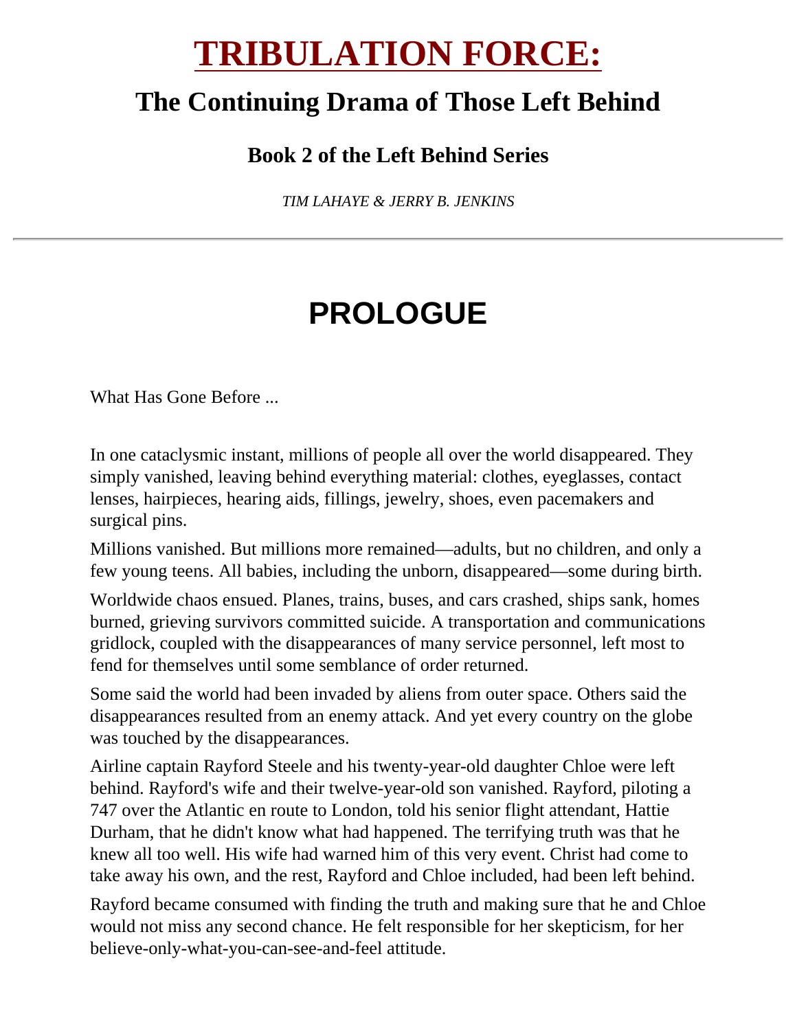# TRIBULATION FORCE:

## The Continuing Drama of Those Left Behind

### Book 2 of the Left Behind Series

*TIM LAHAYE & JERRY B. JENKINS*

---

# PROLOGUE

What Has Gone Before ...

In one cataclysmic instant, millions of people all over the world disappeared. They simply vanished, leaving behind everything material: clothes, eyeglasses, contact lenses, hairpieces, hearing aids, fillings, jewelry, shoes, even pacemakers and surgical pins.

Millions vanished. But millions more remained—adults, but no children, and only a few young teens. All babies, including the unborn, disappeared—some during birth.

Worldwide chaos ensued. Planes, trains, buses, and cars crashed, ships sank, homes burned, grieving survivors committed suicide. A transportation and communications gridlock, coupled with the disappearances of many service personnel, left most to fend for themselves until some semblance of order returned.

Some said the world had been invaded by aliens from outer space. Others said the disappearances resulted from an enemy attack. And yet every country on the globe was touched by the disappearances.

Airline captain Rayford Steele and his twenty-year-old daughter Chloe were left behind. Rayford's wife and their twelve-year-old son vanished. Rayford, piloting a 747 over the Atlantic en route to London, told his senior flight attendant, Hattie Durham, that he didn't know what had happened. The terrifying truth was that he knew all too well. His wife had warned him of this very event. Christ had come to take away his own, and the rest, Rayford and Chloe included, had been left behind.

Rayford became consumed with finding the truth and making sure that he and Chloe would not miss any second chance. He felt responsible for her skepticism, for her believe-only-what-you-can-see-and-feel attitude.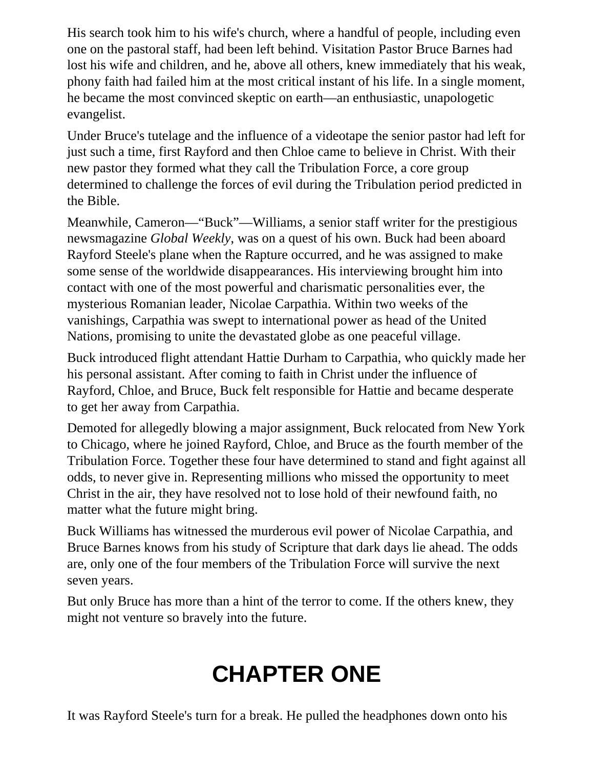His search took him to his wife's church, where a handful of people, including even one on the pastoral staff, had been left behind. Visitation Pastor Bruce Barnes had lost his wife and children, and he, above all others, knew immediately that his weak, phony faith had failed him at the most critical instant of his life. In a single moment, he became the most convinced skeptic on earth—an enthusiastic, unapologetic evangelist.

Under Bruce's tutelage and the influence of a videotape the senior pastor had left for just such a time, first Rayford and then Chloe came to believe in Christ. With their new pastor they formed what they call the Tribulation Force, a core group determined to challenge the forces of evil during the Tribulation period predicted in the Bible.

Meanwhile, Cameron—“Buck”—Williams, a senior staff writer for the prestigious newsmagazine *Global Weekly*, was on a quest of his own. Buck had been aboard Rayford Steele's plane when the Rapture occurred, and he was assigned to make some sense of the worldwide disappearances. His interviewing brought him into contact with one of the most powerful and charismatic personalities ever, the mysterious Romanian leader, Nicolae Carpathia. Within two weeks of the vanishings, Carpathia was swept to international power as head of the United Nations, promising to unite the devastated globe as one peaceful village.

Buck introduced flight attendant Hattie Durham to Carpathia, who quickly made her his personal assistant. After coming to faith in Christ under the influence of Rayford, Chloe, and Bruce, Buck felt responsible for Hattie and became desperate to get her away from Carpathia.

Demoted for allegedly blowing a major assignment, Buck relocated from New York to Chicago, where he joined Rayford, Chloe, and Bruce as the fourth member of the Tribulation Force. Together these four have determined to stand and fight against all odds, to never give in. Representing millions who missed the opportunity to meet Christ in the air, they have resolved not to lose hold of their newfound faith, no matter what the future might bring.

Buck Williams has witnessed the murderous evil power of Nicolae Carpathia, and Bruce Barnes knows from his study of Scripture that dark days lie ahead. The odds are, only one of the four members of the Tribulation Force will survive the next seven years.

But only Bruce has more than a hint of the terror to come. If the others knew, they might not venture so bravely into the future.

# CHAPTER ONE

It was Rayford Steele's turn for a break. He pulled the headphones down onto his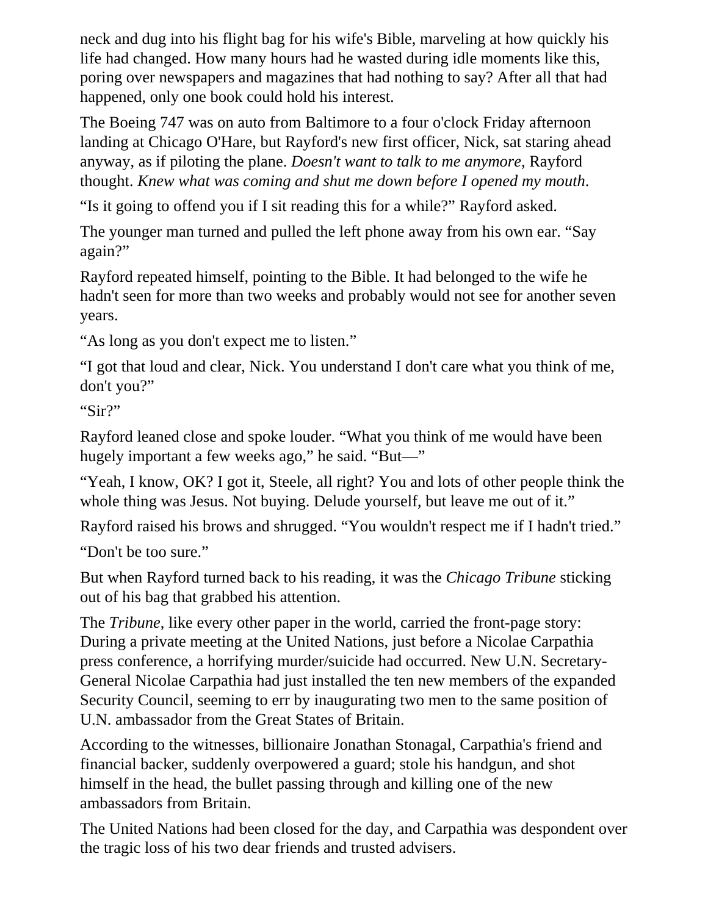neck and dug into his flight bag for his wife's Bible, marveling at how quickly his life had changed. How many hours had he wasted during idle moments like this, poring over newspapers and magazines that had nothing to say? After all that had happened, only one book could hold his interest.

The Boeing 747 was on auto from Baltimore to a four o'clock Friday afternoon landing at Chicago O'Hare, but Rayford's new first officer, Nick, sat staring ahead anyway, as if piloting the plane. *Doesn't want to talk to me anymore*, Rayford thought. *Knew what was coming and shut me down before I opened my mouth*.

“Is it going to offend you if I sit reading this for a while?” Rayford asked.

The younger man turned and pulled the left phone away from his own ear. “Say again?”

Rayford repeated himself, pointing to the Bible. It had belonged to the wife he hadn't seen for more than two weeks and probably would not see for another seven years.

“As long as you don't expect me to listen.”

“I got that loud and clear, Nick. You understand I don't care what you think of me, don't you?”

“Sir?”

Rayford leaned close and spoke louder. “What you think of me would have been hugely important a few weeks ago,” he said. “But—”

“Yeah, I know, OK? I got it, Steele, all right? You and lots of other people think the whole thing was Jesus. Not buying. Delude yourself, but leave me out of it.”

Rayford raised his brows and shrugged. “You wouldn't respect me if I hadn't tried.”

“Don't be too sure.”

But when Rayford turned back to his reading, it was the *Chicago Tribune* sticking out of his bag that grabbed his attention.

The *Tribune*, like every other paper in the world, carried the front-page story: During a private meeting at the United Nations, just before a Nicolae Carpathia press conference, a horrifying murder/suicide had occurred. New U.N. Secretary-General Nicolae Carpathia had just installed the ten new members of the expanded Security Council, seeming to err by inaugurating two men to the same position of U.N. ambassador from the Great States of Britain.

According to the witnesses, billionaire Jonathan Stonagal, Carpathia's friend and financial backer, suddenly overpowered a guard; stole his handgun, and shot himself in the head, the bullet passing through and killing one of the new ambassadors from Britain.

The United Nations had been closed for the day, and Carpathia was despondent over the tragic loss of his two dear friends and trusted advisers.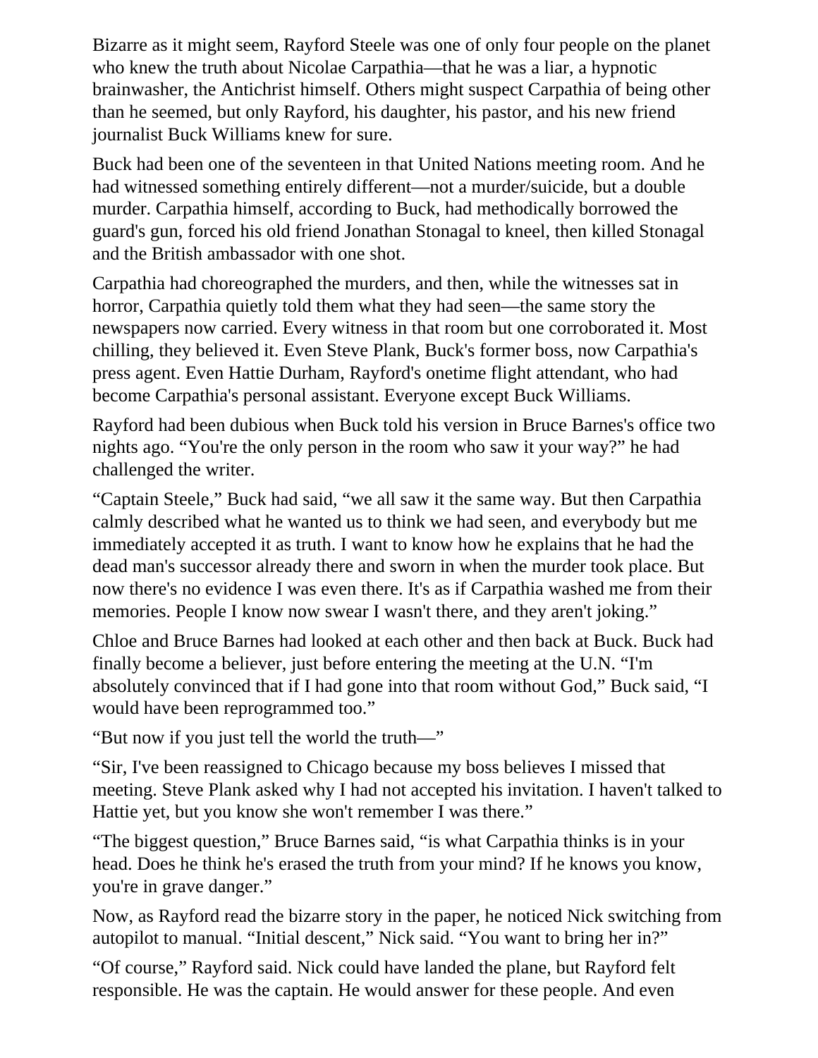Bizarre as it might seem, Rayford Steele was one of only four people on the planet who knew the truth about Nicolae Carpathia—that he was a liar, a hypnotic brainwasher, the Antichrist himself. Others might suspect Carpathia of being other than he seemed, but only Rayford, his daughter, his pastor, and his new friend journalist Buck Williams knew for sure.

Buck had been one of the seventeen in that United Nations meeting room. And he had witnessed something entirely different—not a murder/suicide, but a double murder. Carpathia himself, according to Buck, had methodically borrowed the guard's gun, forced his old friend Jonathan Stonagal to kneel, then killed Stonagal and the British ambassador with one shot.

Carpathia had choreographed the murders, and then, while the witnesses sat in horror, Carpathia quietly told them what they had seen—the same story the newspapers now carried. Every witness in that room but one corroborated it. Most chilling, they believed it. Even Steve Plank, Buck's former boss, now Carpathia's press agent. Even Hattie Durham, Rayford's onetime flight attendant, who had become Carpathia's personal assistant. Everyone except Buck Williams.

Rayford had been dubious when Buck told his version in Bruce Barnes's office two nights ago. "You're the only person in the room who saw it your way?" he had challenged the writer.

"Captain Steele," Buck had said, "we all saw it the same way. But then Carpathia calmly described what he wanted us to think we had seen, and everybody but me immediately accepted it as truth. I want to know how he explains that he had the dead man's successor already there and sworn in when the murder took place. But now there's no evidence I was even there. It's as if Carpathia washed me from their memories. People I know now swear I wasn't there, and they aren't joking."

Chloe and Bruce Barnes had looked at each other and then back at Buck. Buck had finally become a believer, just before entering the meeting at the U.N. "I'm absolutely convinced that if I had gone into that room without God," Buck said, "I would have been reprogrammed too."

"But now if you just tell the world the truth—"

"Sir, I've been reassigned to Chicago because my boss believes I missed that meeting. Steve Plank asked why I had not accepted his invitation. I haven't talked to Hattie yet, but you know she won't remember I was there."

"The biggest question," Bruce Barnes said, "is what Carpathia thinks is in your head. Does he think he's erased the truth from your mind? If he knows you know, you're in grave danger."

Now, as Rayford read the bizarre story in the paper, he noticed Nick switching from autopilot to manual. "Initial descent," Nick said. "You want to bring her in?"

"Of course," Rayford said. Nick could have landed the plane, but Rayford felt responsible. He was the captain. He would answer for these people. And even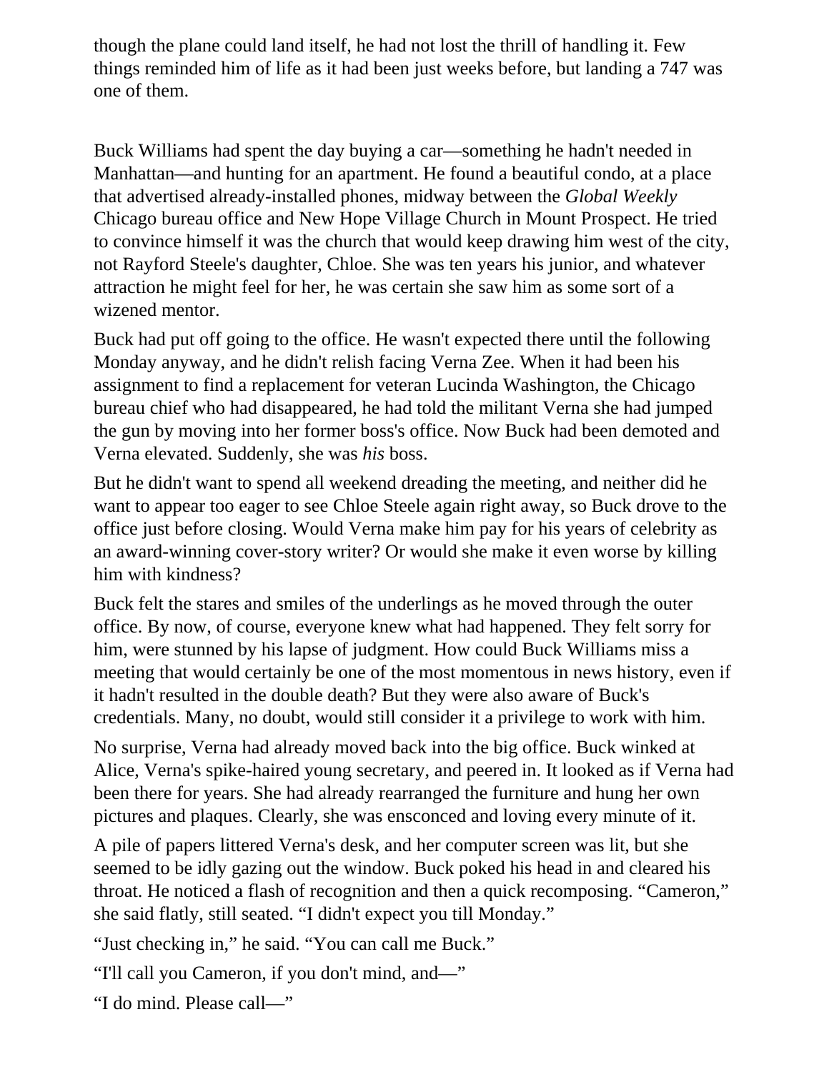though the plane could land itself, he had not lost the thrill of handling it. Few things reminded him of life as it had been just weeks before, but landing a 747 was one of them.

Buck Williams had spent the day buying a car—something he hadn't needed in Manhattan—and hunting for an apartment. He found a beautiful condo, at a place that advertised already-installed phones, midway between the *Global Weekly* Chicago bureau office and New Hope Village Church in Mount Prospect. He tried to convince himself it was the church that would keep drawing him west of the city, not Rayford Steele's daughter, Chloe. She was ten years his junior, and whatever attraction he might feel for her, he was certain she saw him as some sort of a wizened mentor.

Buck had put off going to the office. He wasn't expected there until the following Monday anyway, and he didn't relish facing Verna Zee. When it had been his assignment to find a replacement for veteran Lucinda Washington, the Chicago bureau chief who had disappeared, he had told the militant Verna she had jumped the gun by moving into her former boss's office. Now Buck had been demoted and Verna elevated. Suddenly, she was *his* boss.

But he didn't want to spend all weekend dreading the meeting, and neither did he want to appear too eager to see Chloe Steele again right away, so Buck drove to the office just before closing. Would Verna make him pay for his years of celebrity as an award-winning cover-story writer? Or would she make it even worse by killing him with kindness?

Buck felt the stares and smiles of the underlings as he moved through the outer office. By now, of course, everyone knew what had happened. They felt sorry for him, were stunned by his lapse of judgment. How could Buck Williams miss a meeting that would certainly be one of the most momentous in news history, even if it hadn't resulted in the double death? But they were also aware of Buck's credentials. Many, no doubt, would still consider it a privilege to work with him.

No surprise, Verna had already moved back into the big office. Buck winked at Alice, Verna's spike-haired young secretary, and peered in. It looked as if Verna had been there for years. She had already rearranged the furniture and hung her own pictures and plaques. Clearly, she was ensconced and loving every minute of it.

A pile of papers littered Verna's desk, and her computer screen was lit, but she seemed to be idly gazing out the window. Buck poked his head in and cleared his throat. He noticed a flash of recognition and then a quick recomposing. "Cameron," she said flatly, still seated. "I didn't expect you till Monday."

"Just checking in," he said. "You can call me Buck."

"I'll call you Cameron, if you don't mind, and—"

"I do mind. Please call—"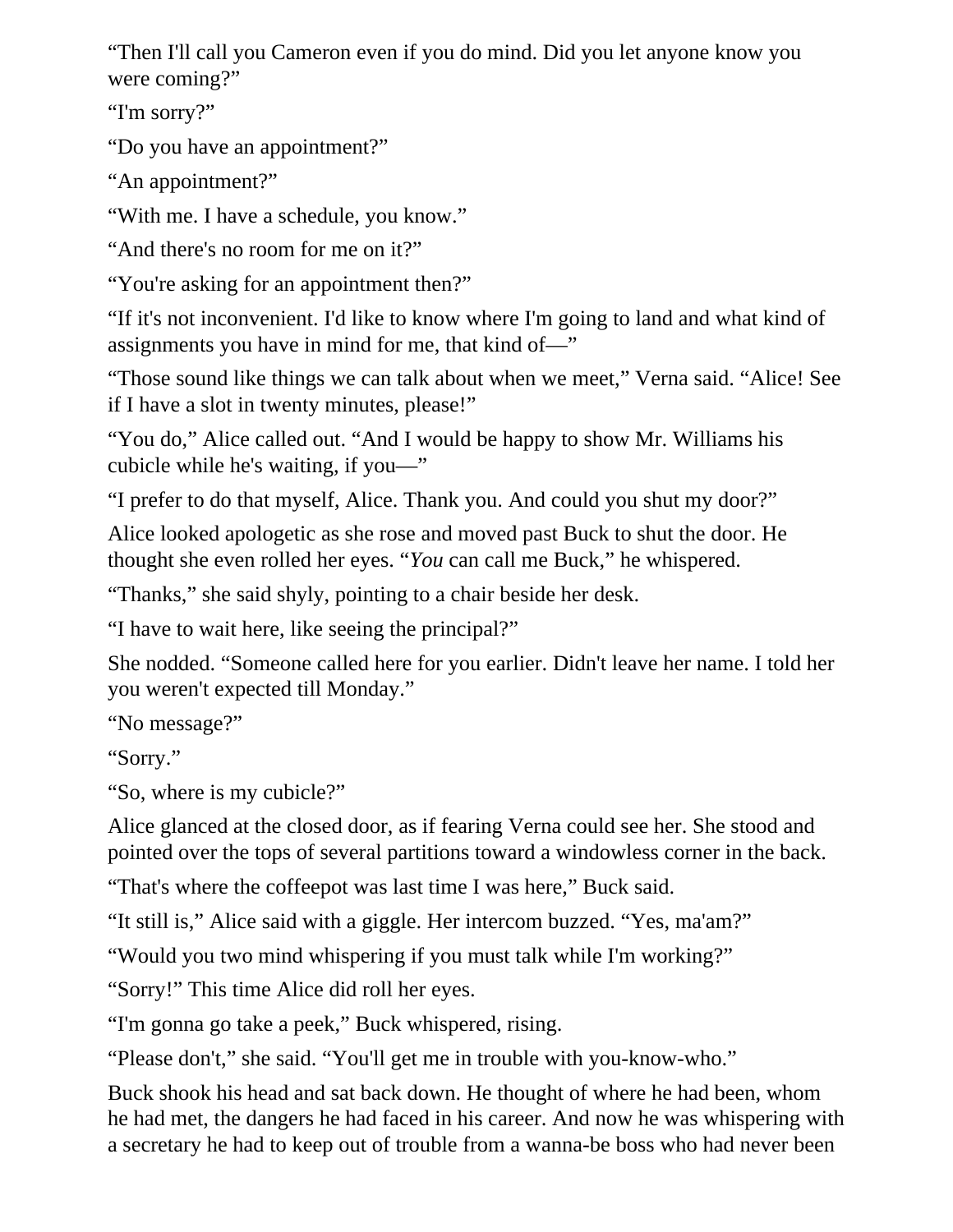“Then I'll call you Cameron even if you do mind. Did you let anyone know you were coming?”

“I'm sorry?”

“Do you have an appointment?”

“An appointment?”

“With me. I have a schedule, you know.”

“And there's no room for me on it?”

“You're asking for an appointment then?”

“If it's not inconvenient. I'd like to know where I'm going to land and what kind of assignments you have in mind for me, that kind of—”

“Those sound like things we can talk about when we meet,” Verna said. “Alice! See if I have a slot in twenty minutes, please!”

“You do,” Alice called out. “And I would be happy to show Mr. Williams his cubicle while he's waiting, if you—”

“I prefer to do that myself, Alice. Thank you. And could you shut my door?”

Alice looked apologetic as she rose and moved past Buck to shut the door. He thought she even rolled her eyes. “*You* can call me Buck,” he whispered.

“Thanks,” she said shyly, pointing to a chair beside her desk.

“I have to wait here, like seeing the principal?”

She nodded. “Someone called here for you earlier. Didn't leave her name. I told her you weren't expected till Monday.”

“No message?”

“Sorry.”

“So, where is my cubicle?”

Alice glanced at the closed door, as if fearing Verna could see her. She stood and pointed over the tops of several partitions toward a windowless corner in the back.

“That's where the coffeepot was last time I was here,” Buck said.

“It still is,” Alice said with a giggle. Her intercom buzzed. “Yes, ma'am?”

“Would you two mind whispering if you must talk while I'm working?”

“Sorry!” This time Alice did roll her eyes.

“I'm gonna go take a peek,” Buck whispered, rising.

“Please don't,” she said. “You'll get me in trouble with you-know-who.”

Buck shook his head and sat back down. He thought of where he had been, whom he had met, the dangers he had faced in his career. And now he was whispering with a secretary he had to keep out of trouble from a wanna-be boss who had never been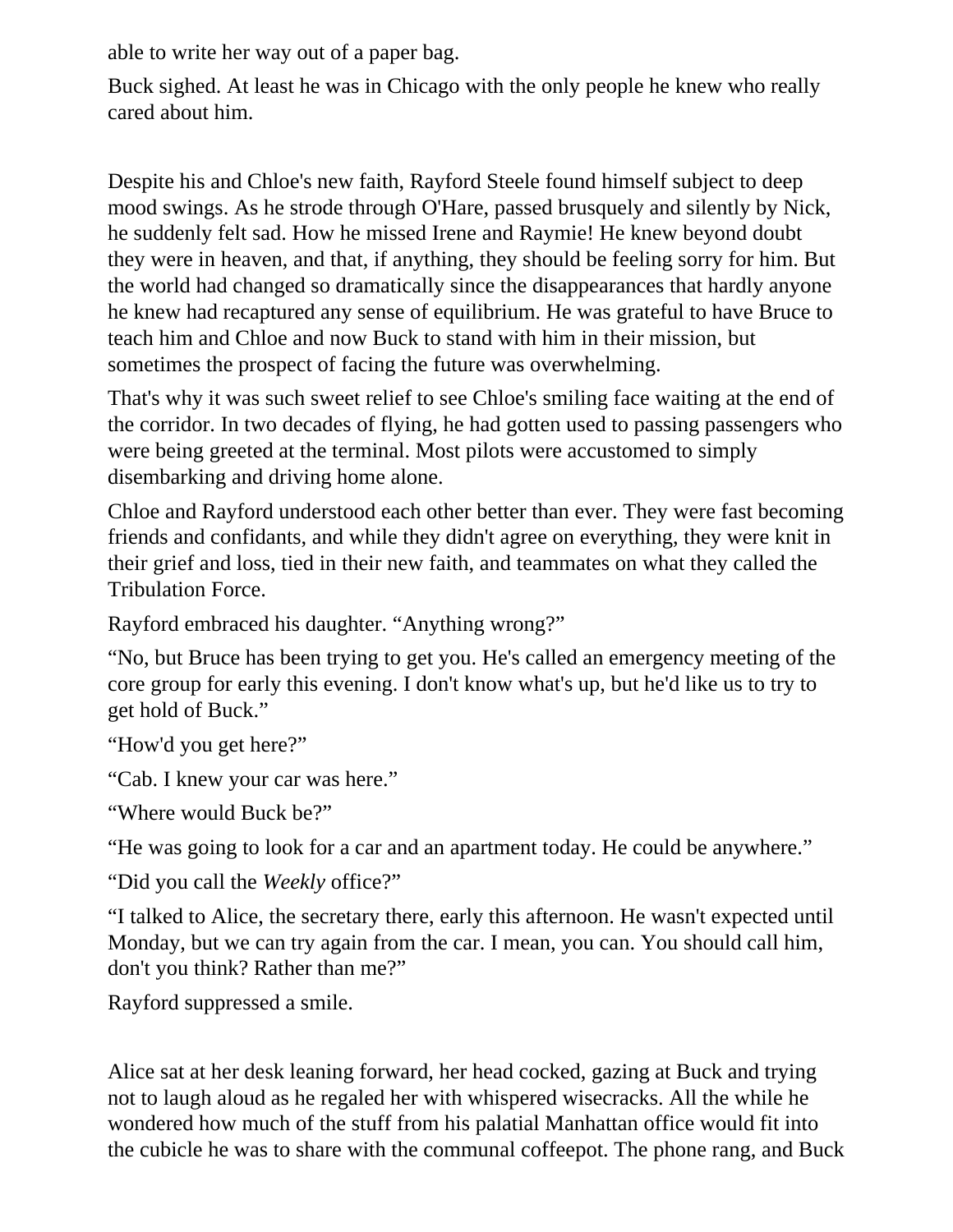able to write her way out of a paper bag.

Buck sighed. At least he was in Chicago with the only people he knew who really cared about him.

Despite his and Chloe's new faith, Rayford Steele found himself subject to deep mood swings. As he strode through O'Hare, passed brusquely and silently by Nick, he suddenly felt sad. How he missed Irene and Raymie! He knew beyond doubt they were in heaven, and that, if anything, they should be feeling sorry for him. But the world had changed so dramatically since the disappearances that hardly anyone he knew had recaptured any sense of equilibrium. He was grateful to have Bruce to teach him and Chloe and now Buck to stand with him in their mission, but sometimes the prospect of facing the future was overwhelming.

That's why it was such sweet relief to see Chloe's smiling face waiting at the end of the corridor. In two decades of flying, he had gotten used to passing passengers who were being greeted at the terminal. Most pilots were accustomed to simply disembarking and driving home alone.

Chloe and Rayford understood each other better than ever. They were fast becoming friends and confidants, and while they didn't agree on everything, they were knit in their grief and loss, tied in their new faith, and teammates on what they called the Tribulation Force.

Rayford embraced his daughter. “Anything wrong?”

“No, but Bruce has been trying to get you. He's called an emergency meeting of the core group for early this evening. I don't know what's up, but he'd like us to try to get hold of Buck.”

“How'd you get here?”

“Cab. I knew your car was here.”

“Where would Buck be?”

“He was going to look for a car and an apartment today. He could be anywhere.”

“Did you call the *Weekly* office?”

“I talked to Alice, the secretary there, early this afternoon. He wasn't expected until Monday, but we can try again from the car. I mean, you can. You should call him, don't you think? Rather than me?”

Rayford suppressed a smile.

Alice sat at her desk leaning forward, her head cocked, gazing at Buck and trying not to laugh aloud as he regaled her with whispered wisecracks. All the while he wondered how much of the stuff from his palatial Manhattan office would fit into the cubicle he was to share with the communal coffeepot. The phone rang, and Buck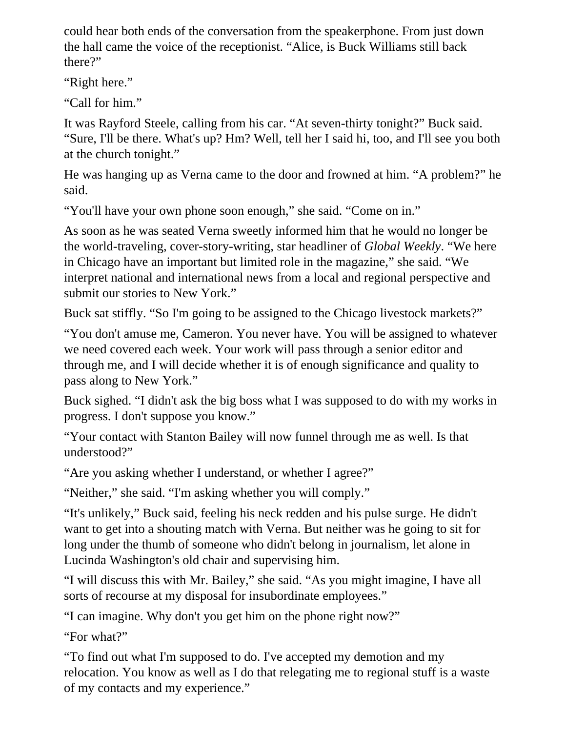could hear both ends of the conversation from the speakerphone. From just down the hall came the voice of the receptionist. “Alice, is Buck Williams still back there?”

“Right here.”

“Call for him.”

It was Rayford Steele, calling from his car. “At seven-thirty tonight?” Buck said. “Sure, I'll be there. What's up? Hm? Well, tell her I said hi, too, and I'll see you both at the church tonight.”

He was hanging up as Verna came to the door and frowned at him. “A problem?” he said.

“You'll have your own phone soon enough,” she said. “Come on in.”

As soon as he was seated Verna sweetly informed him that he would no longer be the world-traveling, cover-story-writing, star headliner of *Global Weekly*. “We here in Chicago have an important but limited role in the magazine,” she said. “We interpret national and international news from a local and regional perspective and submit our stories to New York.”

Buck sat stiffly. “So I'm going to be assigned to the Chicago livestock markets?”

“You don't amuse me, Cameron. You never have. You will be assigned to whatever we need covered each week. Your work will pass through a senior editor and through me, and I will decide whether it is of enough significance and quality to pass along to New York.”

Buck sighed. “I didn't ask the big boss what I was supposed to do with my works in progress. I don't suppose you know.”

“Your contact with Stanton Bailey will now funnel through me as well. Is that understood?”

“Are you asking whether I understand, or whether I agree?”

“Neither,” she said. “I'm asking whether you will comply.”

“It's unlikely,” Buck said, feeling his neck redden and his pulse surge. He didn't want to get into a shouting match with Verna. But neither was he going to sit for long under the thumb of someone who didn't belong in journalism, let alone in Lucinda Washington's old chair and supervising him.

“I will discuss this with Mr. Bailey,” she said. “As you might imagine, I have all sorts of recourse at my disposal for insubordinate employees.”

“I can imagine. Why don't you get him on the phone right now?”

“For what?”

“To find out what I'm supposed to do. I've accepted my demotion and my relocation. You know as well as I do that relegating me to regional stuff is a waste of my contacts and my experience.”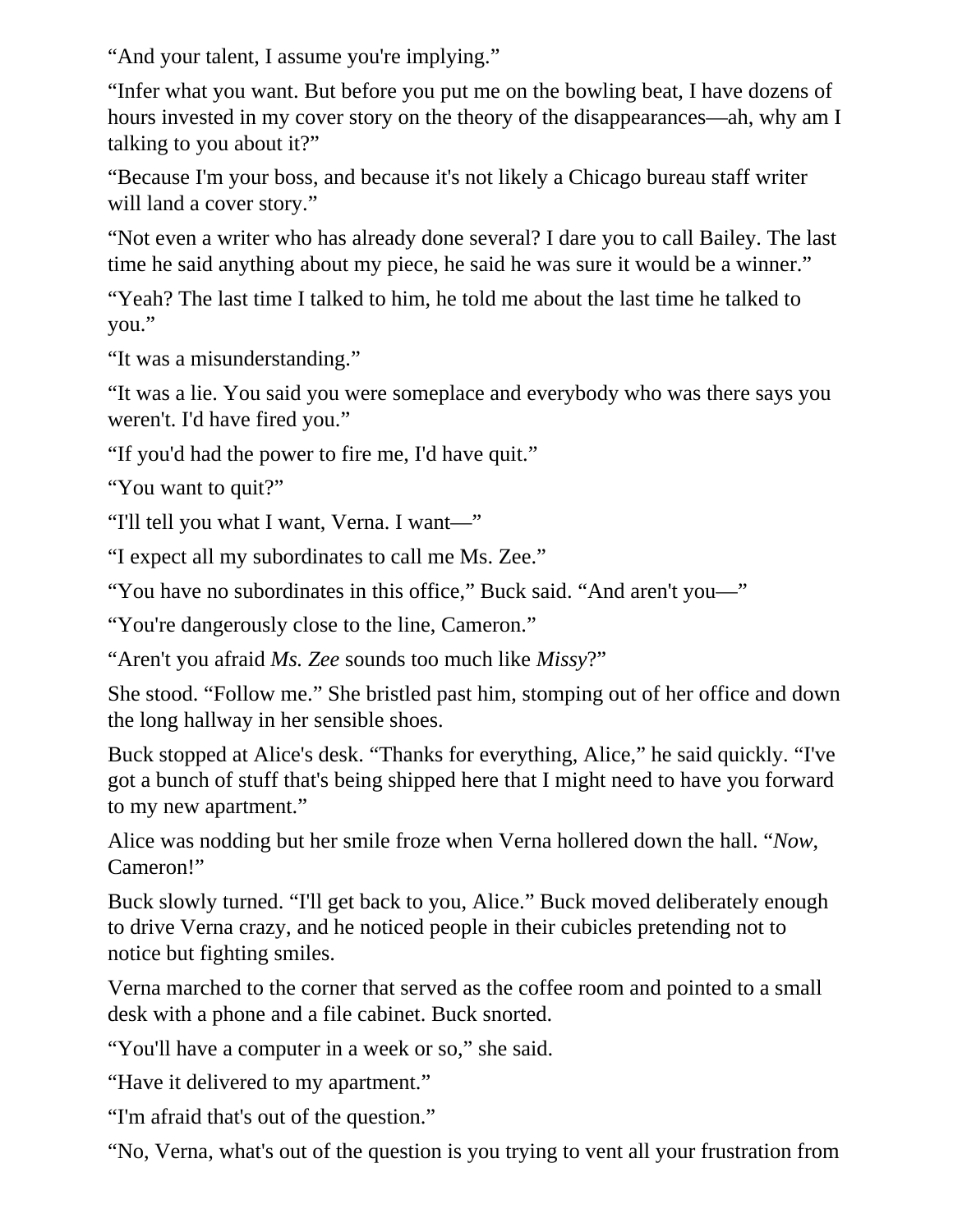“And your talent, I assume you're implying.”

“Infer what you want. But before you put me on the bowling beat, I have dozens of hours invested in my cover story on the theory of the disappearances—ah, why am I talking to you about it?”

“Because I'm your boss, and because it's not likely a Chicago bureau staff writer will land a cover story.”

“Not even a writer who has already done several? I dare you to call Bailey. The last time he said anything about my piece, he said he was sure it would be a winner.”

“Yeah? The last time I talked to him, he told me about the last time he talked to you.”

“It was a misunderstanding.”

“It was a lie. You said you were someplace and everybody who was there says you weren't. I'd have fired you.”

“If you'd had the power to fire me, I'd have quit.”

“You want to quit?”

“I'll tell you what I want, Verna. I want—”

“I expect all my subordinates to call me Ms. Zee.”

“You have no subordinates in this office,” Buck said. “And aren't you—”

“You're dangerously close to the line, Cameron.”

“Aren't you afraid *Ms. Zee* sounds too much like *Missy*?”

She stood. “Follow me.” She bristled past him, stomping out of her office and down the long hallway in her sensible shoes.

Buck stopped at Alice's desk. “Thanks for everything, Alice,” he said quickly. “I've got a bunch of stuff that's being shipped here that I might need to have you forward to my new apartment.”

Alice was nodding but her smile froze when Verna hollered down the hall. “*Now*, Cameron!”

Buck slowly turned. “I'll get back to you, Alice.” Buck moved deliberately enough to drive Verna crazy, and he noticed people in their cubicles pretending not to notice but fighting smiles.

Verna marched to the corner that served as the coffee room and pointed to a small desk with a phone and a file cabinet. Buck snorted.

“You'll have a computer in a week or so,” she said.

“Have it delivered to my apartment.”

“I'm afraid that's out of the question.”

“No, Verna, what's out of the question is you trying to vent all your frustration from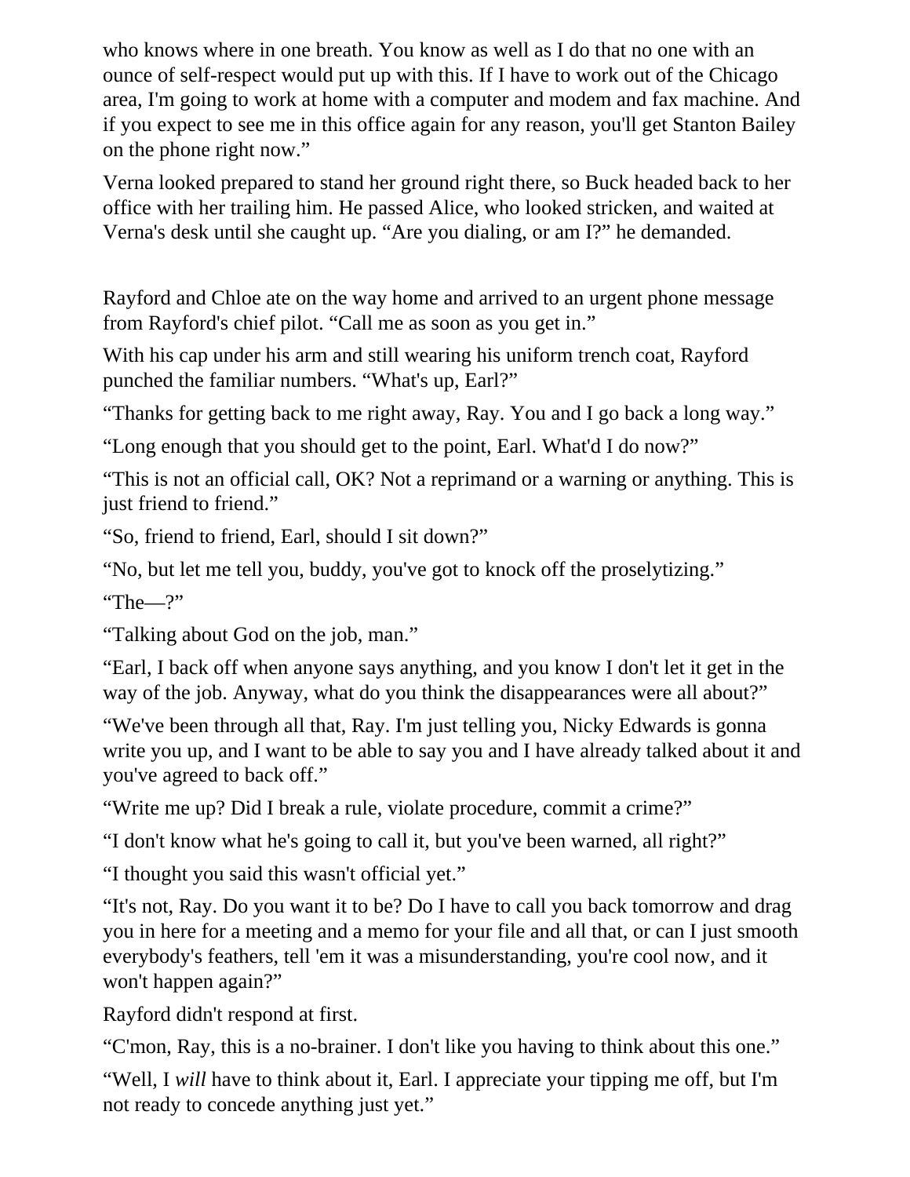who knows where in one breath. You know as well as I do that no one with an ounce of self-respect would put up with this. If I have to work out of the Chicago area, I'm going to work at home with a computer and modem and fax machine. And if you expect to see me in this office again for any reason, you'll get Stanton Bailey on the phone right now."

Verna looked prepared to stand her ground right there, so Buck headed back to her office with her trailing him. He passed Alice, who looked stricken, and waited at Verna's desk until she caught up. "Are you dialing, or am I?" he demanded.

Rayford and Chloe ate on the way home and arrived to an urgent phone message from Rayford's chief pilot. "Call me as soon as you get in."

With his cap under his arm and still wearing his uniform trench coat, Rayford punched the familiar numbers. "What's up, Earl?"

"Thanks for getting back to me right away, Ray. You and I go back a long way."

"Long enough that you should get to the point, Earl. What'd I do now?"

"This is not an official call, OK? Not a reprimand or a warning or anything. This is just friend to friend."

"So, friend to friend, Earl, should I sit down?"

"No, but let me tell you, buddy, you've got to knock off the proselytizing."

"The—?"

"Talking about God on the job, man."

"Earl, I back off when anyone says anything, and you know I don't let it get in the way of the job. Anyway, what do you think the disappearances were all about?"

"We've been through all that, Ray. I'm just telling you, Nicky Edwards is gonna write you up, and I want to be able to say you and I have already talked about it and you've agreed to back off."

"Write me up? Did I break a rule, violate procedure, commit a crime?"

"I don't know what he's going to call it, but you've been warned, all right?"

"I thought you said this wasn't official yet."

"It's not, Ray. Do you want it to be? Do I have to call you back tomorrow and drag you in here for a meeting and a memo for your file and all that, or can I just smooth everybody's feathers, tell 'em it was a misunderstanding, you're cool now, and it won't happen again?"

Rayford didn't respond at first.

"C'mon, Ray, this is a no-brainer. I don't like you having to think about this one."

"Well, I *will* have to think about it, Earl. I appreciate your tipping me off, but I'm not ready to concede anything just yet."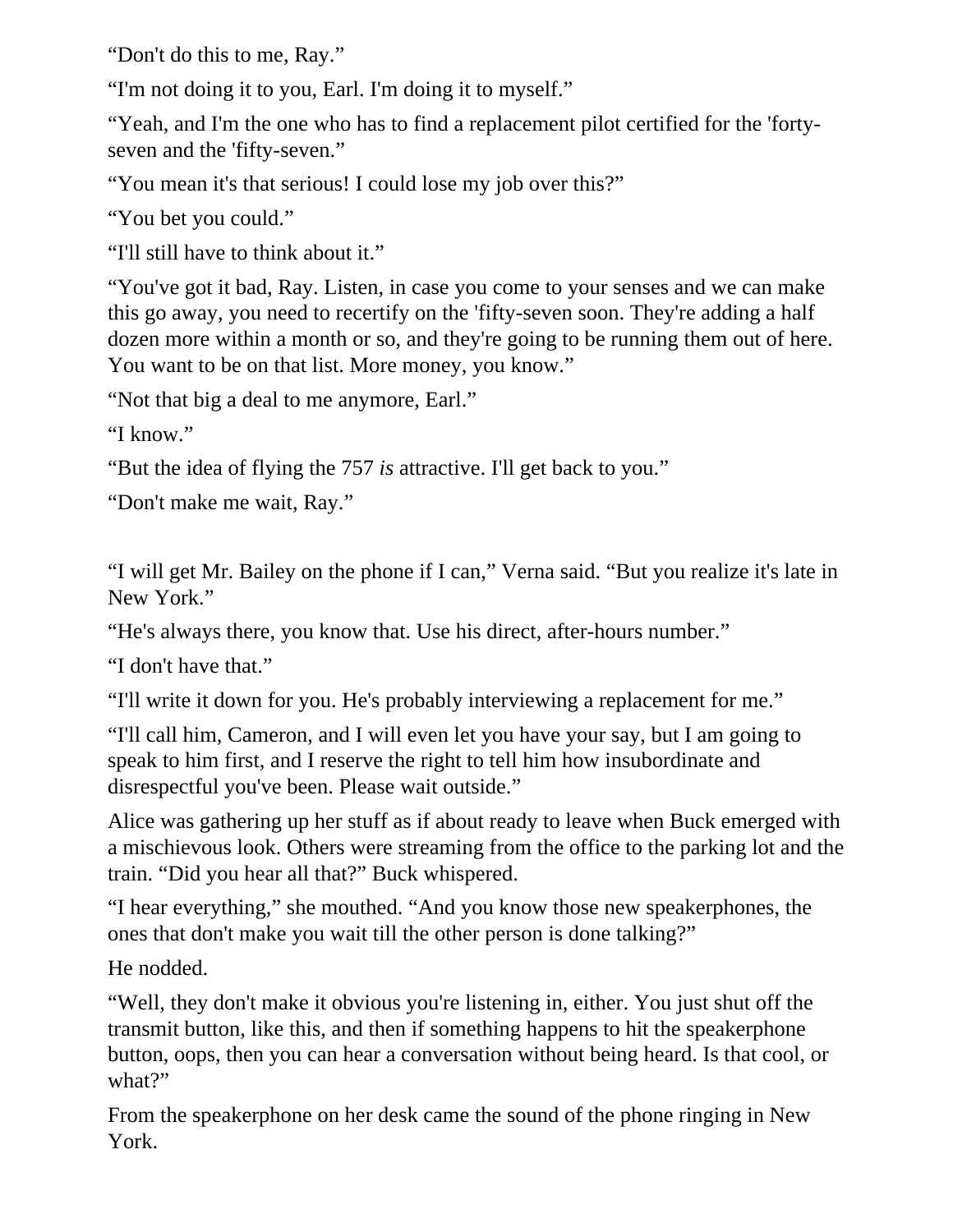“Don't do this to me, Ray.”

“I'm not doing it to you, Earl. I'm doing it to myself.”

“Yeah, and I'm the one who has to find a replacement pilot certified for the 'forty-seven and the 'fifty-seven.”

“You mean it's that serious! I could lose my job over this?”

“You bet you could.”

“I'll still have to think about it.”

“You've got it bad, Ray. Listen, in case you come to your senses and we can make this go away, you need to recertify on the 'fifty-seven soon. They're adding a half dozen more within a month or so, and they're going to be running them out of here. You want to be on that list. More money, you know.”

“Not that big a deal to me anymore, Earl.”

“I know.”

“But the idea of flying the 757 *is* attractive. I'll get back to you.”

“Don't make me wait, Ray.”

“I will get Mr. Bailey on the phone if I can,” Verna said. “But you realize it's late in New York.”

“He's always there, you know that. Use his direct, after-hours number.”

“I don't have that.”

“I'll write it down for you. He's probably interviewing a replacement for me.”

“I'll call him, Cameron, and I will even let you have your say, but I am going to speak to him first, and I reserve the right to tell him how insubordinate and disrespectful you've been. Please wait outside.”

Alice was gathering up her stuff as if about ready to leave when Buck emerged with a mischievous look. Others were streaming from the office to the parking lot and the train. “Did you hear all that?” Buck whispered.

“I hear everything,” she mouthed. “And you know those new speakerphones, the ones that don't make you wait till the other person is done talking?”

He nodded.

“Well, they don't make it obvious you're listening in, either. You just shut off the transmit button, like this, and then if something happens to hit the speakerphone button, oops, then you can hear a conversation without being heard. Is that cool, or what?”

From the speakerphone on her desk came the sound of the phone ringing in New York.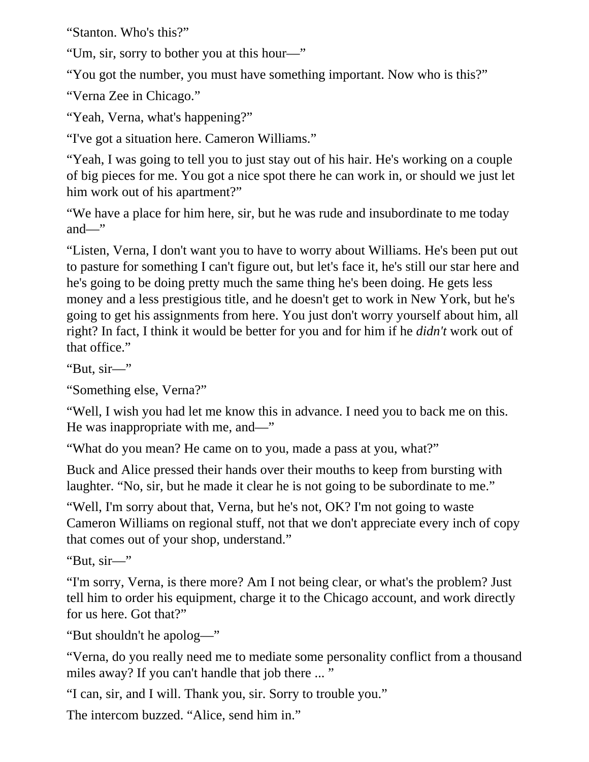"Stanton. Who's this?"

"Um, sir, sorry to bother you at this hour—"

"You got the number, you must have something important. Now who is this?"

"Verna Zee in Chicago."

"Yeah, Verna, what's happening?"

"I've got a situation here. Cameron Williams."

"Yeah, I was going to tell you to just stay out of his hair. He's working on a couple of big pieces for me. You got a nice spot there he can work in, or should we just let him work out of his apartment?"

"We have a place for him here, sir, but he was rude and insubordinate to me today and—"

"Listen, Verna, I don't want you to have to worry about Williams. He's been put out to pasture for something I can't figure out, but let's face it, he's still our star here and he's going to be doing pretty much the same thing he's been doing. He gets less money and a less prestigious title, and he doesn't get to work in New York, but he's going to get his assignments from here. You just don't worry yourself about him, all right? In fact, I think it would be better for you and for him if he *didn't* work out of that office."

"But, sir—"

"Something else, Verna?"

"Well, I wish you had let me know this in advance. I need you to back me on this. He was inappropriate with me, and—"

"What do you mean? He came on to you, made a pass at you, what?"

Buck and Alice pressed their hands over their mouths to keep from bursting with laughter. "No, sir, but he made it clear he is not going to be subordinate to me."

"Well, I'm sorry about that, Verna, but he's not, OK? I'm not going to waste Cameron Williams on regional stuff, not that we don't appreciate every inch of copy that comes out of your shop, understand."

"But, sir—"

"I'm sorry, Verna, is there more? Am I not being clear, or what's the problem? Just tell him to order his equipment, charge it to the Chicago account, and work directly for us here. Got that?"

"But shouldn't he apolog—"

"Verna, do you really need me to mediate some personality conflict from a thousand miles away? If you can't handle that job there ... "

"I can, sir, and I will. Thank you, sir. Sorry to trouble you."

The intercom buzzed. "Alice, send him in."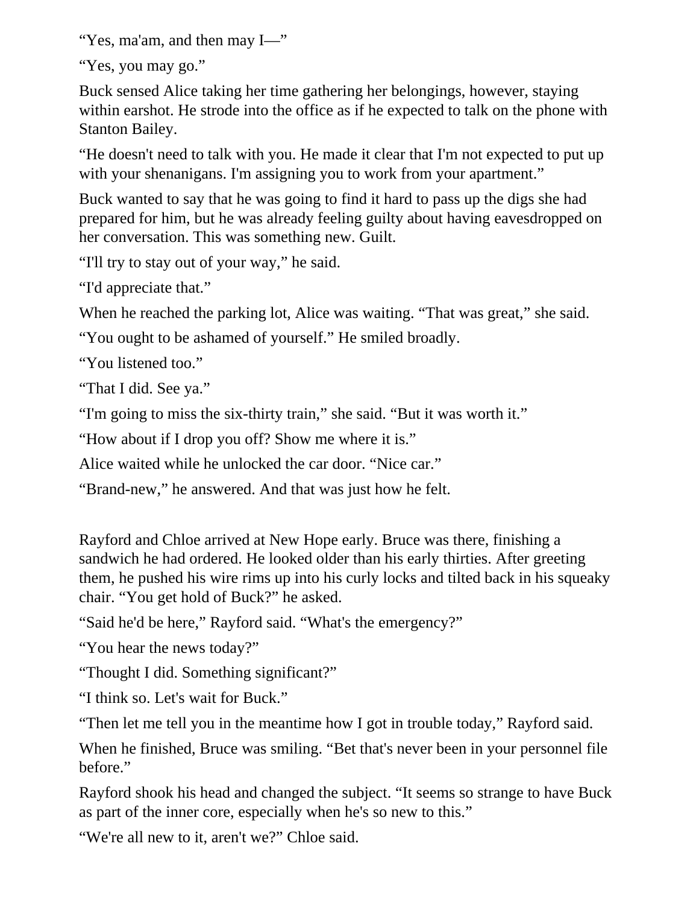"Yes, ma'am, and then may I—"

"Yes, you may go."

Buck sensed Alice taking her time gathering her belongings, however, staying within earshot. He strode into the office as if he expected to talk on the phone with Stanton Bailey.

"He doesn't need to talk with you. He made it clear that I'm not expected to put up with your shenanigans. I'm assigning you to work from your apartment."

Buck wanted to say that he was going to find it hard to pass up the digs she had prepared for him, but he was already feeling guilty about having eavesdropped on her conversation. This was something new. Guilt.

"I'll try to stay out of your way," he said.

"I'd appreciate that."

When he reached the parking lot, Alice was waiting. "That was great," she said.

"You ought to be ashamed of yourself." He smiled broadly.

"You listened too."

"That I did. See ya."

"I'm going to miss the six-thirty train," she said. "But it was worth it."

"How about if I drop you off? Show me where it is."

Alice waited while he unlocked the car door. "Nice car."

"Brand-new," he answered. And that was just how he felt.

Rayford and Chloe arrived at New Hope early. Bruce was there, finishing a sandwich he had ordered. He looked older than his early thirties. After greeting them, he pushed his wire rims up into his curly locks and tilted back in his squeaky chair. "You get hold of Buck?" he asked.

"Said he'd be here," Rayford said. "What's the emergency?"

"You hear the news today?"

"Thought I did. Something significant?"

"I think so. Let's wait for Buck."

"Then let me tell you in the meantime how I got in trouble today," Rayford said.

When he finished, Bruce was smiling. "Bet that's never been in your personnel file before."

Rayford shook his head and changed the subject. "It seems so strange to have Buck as part of the inner core, especially when he's so new to this."

"We're all new to it, aren't we?" Chloe said.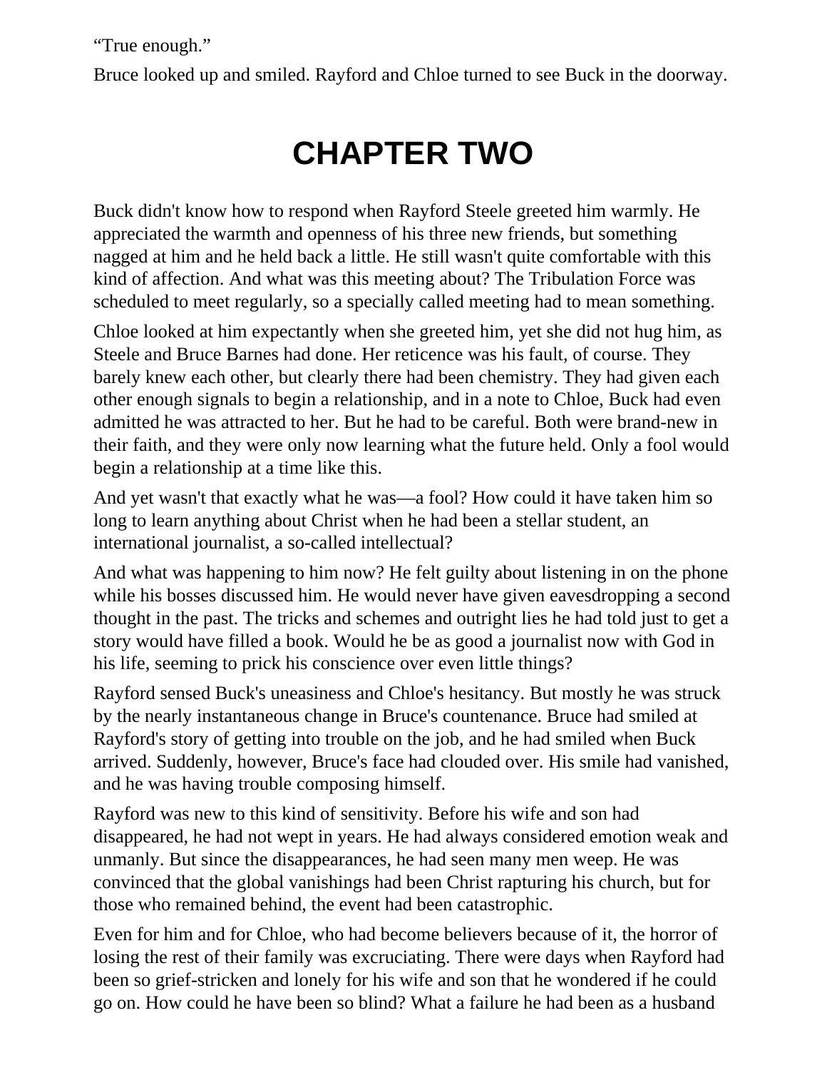“True enough.”

Bruce looked up and smiled. Rayford and Chloe turned to see Buck in the doorway.

# CHAPTER TWO

Buck didn't know how to respond when Rayford Steele greeted him warmly. He appreciated the warmth and openness of his three new friends, but something nagged at him and he held back a little. He still wasn't quite comfortable with this kind of affection. And what was this meeting about? The Tribulation Force was scheduled to meet regularly, so a specially called meeting had to mean something.

Chloe looked at him expectantly when she greeted him, yet she did not hug him, as Steele and Bruce Barnes had done. Her reticence was his fault, of course. They barely knew each other, but clearly there had been chemistry. They had given each other enough signals to begin a relationship, and in a note to Chloe, Buck had even admitted he was attracted to her. But he had to be careful. Both were brand-new in their faith, and they were only now learning what the future held. Only a fool would begin a relationship at a time like this.

And yet wasn't that exactly what he was—a fool? How could it have taken him so long to learn anything about Christ when he had been a stellar student, an international journalist, a so-called intellectual?

And what was happening to him now? He felt guilty about listening in on the phone while his bosses discussed him. He would never have given eavesdropping a second thought in the past. The tricks and schemes and outright lies he had told just to get a story would have filled a book. Would he be as good a journalist now with God in his life, seeming to prick his conscience over even little things?

Rayford sensed Buck's uneasiness and Chloe's hesitancy. But mostly he was struck by the nearly instantaneous change in Bruce's countenance. Bruce had smiled at Rayford's story of getting into trouble on the job, and he had smiled when Buck arrived. Suddenly, however, Bruce's face had clouded over. His smile had vanished, and he was having trouble composing himself.

Rayford was new to this kind of sensitivity. Before his wife and son had disappeared, he had not wept in years. He had always considered emotion weak and unmanly. But since the disappearances, he had seen many men weep. He was convinced that the global vanishings had been Christ rapturing his church, but for those who remained behind, the event had been catastrophic.

Even for him and for Chloe, who had become believers because of it, the horror of losing the rest of their family was excruciating. There were days when Rayford had been so grief-stricken and lonely for his wife and son that he wondered if he could go on. How could he have been so blind? What a failure he had been as a husband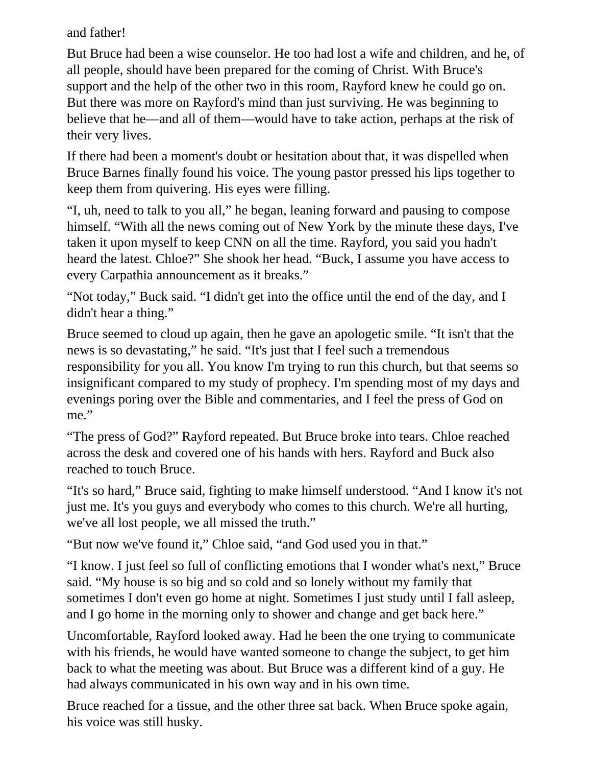and father!

But Bruce had been a wise counselor. He too had lost a wife and children, and he, of all people, should have been prepared for the coming of Christ. With Bruce's support and the help of the other two in this room, Rayford knew he could go on. But there was more on Rayford's mind than just surviving. He was beginning to believe that he—and all of them—would have to take action, perhaps at the risk of their very lives.

If there had been a moment's doubt or hesitation about that, it was dispelled when Bruce Barnes finally found his voice. The young pastor pressed his lips together to keep them from quivering. His eyes were filling.

"I, uh, need to talk to you all," he began, leaning forward and pausing to compose himself. "With all the news coming out of New York by the minute these days, I've taken it upon myself to keep CNN on all the time. Rayford, you said you hadn't heard the latest. Chloe?" She shook her head. "Buck, I assume you have access to every Carpathia announcement as it breaks."

"Not today," Buck said. "I didn't get into the office until the end of the day, and I didn't hear a thing."

Bruce seemed to cloud up again, then he gave an apologetic smile. "It isn't that the news is so devastating," he said. "It's just that I feel such a tremendous responsibility for you all. You know I'm trying to run this church, but that seems so insignificant compared to my study of prophecy. I'm spending most of my days and evenings poring over the Bible and commentaries, and I feel the press of God on me."

"The press of God?" Rayford repeated. But Bruce broke into tears. Chloe reached across the desk and covered one of his hands with hers. Rayford and Buck also reached to touch Bruce.

"It's so hard," Bruce said, fighting to make himself understood. "And I know it's not just me. It's you guys and everybody who comes to this church. We're all hurting, we've all lost people, we all missed the truth."

"But now we've found it," Chloe said, "and God used you in that."

"I know. I just feel so full of conflicting emotions that I wonder what's next," Bruce said. "My house is so big and so cold and so lonely without my family that sometimes I don't even go home at night. Sometimes I just study until I fall asleep, and I go home in the morning only to shower and change and get back here."

Uncomfortable, Rayford looked away. Had he been the one trying to communicate with his friends, he would have wanted someone to change the subject, to get him back to what the meeting was about. But Bruce was a different kind of a guy. He had always communicated in his own way and in his own time.

Bruce reached for a tissue, and the other three sat back. When Bruce spoke again, his voice was still husky.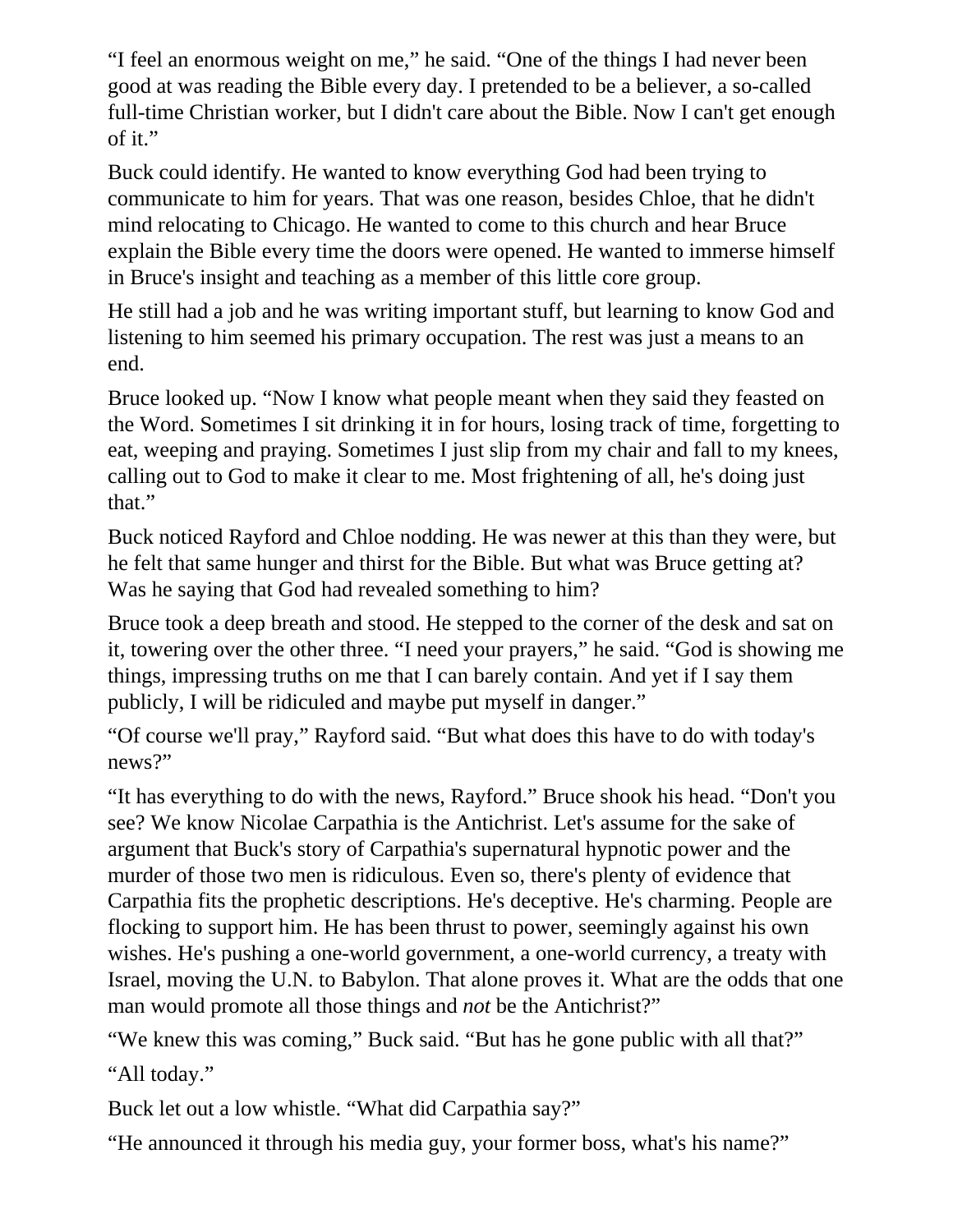"I feel an enormous weight on me," he said. "One of the things I had never been good at was reading the Bible every day. I pretended to be a believer, a so-called full-time Christian worker, but I didn't care about the Bible. Now I can't get enough of it."

Buck could identify. He wanted to know everything God had been trying to communicate to him for years. That was one reason, besides Chloe, that he didn't mind relocating to Chicago. He wanted to come to this church and hear Bruce explain the Bible every time the doors were opened. He wanted to immerse himself in Bruce's insight and teaching as a member of this little core group.

He still had a job and he was writing important stuff, but learning to know God and listening to him seemed his primary occupation. The rest was just a means to an end.

Bruce looked up. "Now I know what people meant when they said they feasted on the Word. Sometimes I sit drinking it in for hours, losing track of time, forgetting to eat, weeping and praying. Sometimes I just slip from my chair and fall to my knees, calling out to God to make it clear to me. Most frightening of all, he's doing just that."

Buck noticed Rayford and Chloe nodding. He was newer at this than they were, but he felt that same hunger and thirst for the Bible. But what was Bruce getting at? Was he saying that God had revealed something to him?

Bruce took a deep breath and stood. He stepped to the corner of the desk and sat on it, towering over the other three. "I need your prayers," he said. "God is showing me things, impressing truths on me that I can barely contain. And yet if I say them publicly, I will be ridiculed and maybe put myself in danger."

"Of course we'll pray," Rayford said. "But what does this have to do with today's news?"

"It has everything to do with the news, Rayford." Bruce shook his head. "Don't you see? We know Nicolae Carpathia is the Antichrist. Let's assume for the sake of argument that Buck's story of Carpathia's supernatural hypnotic power and the murder of those two men is ridiculous. Even so, there's plenty of evidence that Carpathia fits the prophetic descriptions. He's deceptive. He's charming. People are flocking to support him. He has been thrust to power, seemingly against his own wishes. He's pushing a one-world government, a one-world currency, a treaty with Israel, moving the U.N. to Babylon. That alone proves it. What are the odds that one man would promote all those things and *not* be the Antichrist?"

"We knew this was coming," Buck said. "But has he gone public with all that?"

"All today."

Buck let out a low whistle. "What did Carpathia say?"

"He announced it through his media guy, your former boss, what's his name?"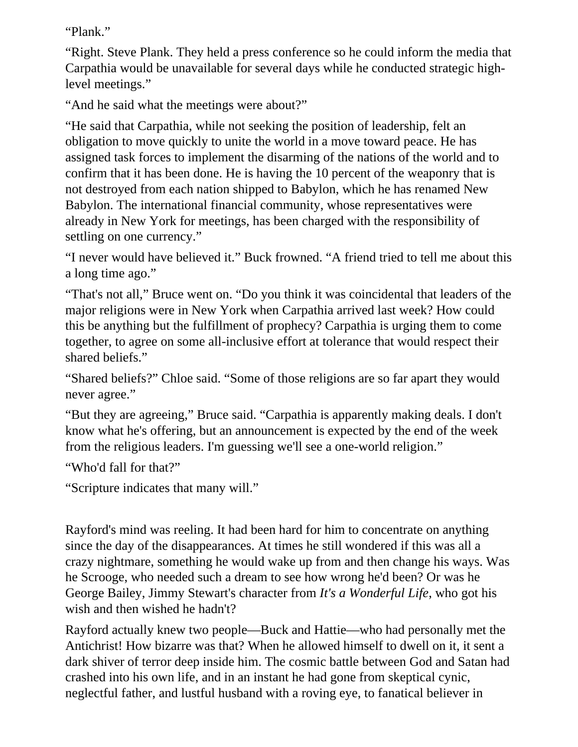“Plank.”

“Right. Steve Plank. They held a press conference so he could inform the media that Carpathia would be unavailable for several days while he conducted strategic high-level meetings.”

“And he said what the meetings were about?”

“He said that Carpathia, while not seeking the position of leadership, felt an obligation to move quickly to unite the world in a move toward peace. He has assigned task forces to implement the disarming of the nations of the world and to confirm that it has been done. He is having the 10 percent of the weaponry that is not destroyed from each nation shipped to Babylon, which he has renamed New Babylon. The international financial community, whose representatives were already in New York for meetings, has been charged with the responsibility of settling on one currency.”

“I never would have believed it.” Buck frowned. “A friend tried to tell me about this a long time ago.”

“That's not all,” Bruce went on. “Do you think it was coincidental that leaders of the major religions were in New York when Carpathia arrived last week? How could this be anything but the fulfillment of prophecy? Carpathia is urging them to come together, to agree on some all-inclusive effort at tolerance that would respect their shared beliefs.”

“Shared beliefs?” Chloe said. “Some of those religions are so far apart they would never agree.”

“But they are agreeing,” Bruce said. “Carpathia is apparently making deals. I don't know what he's offering, but an announcement is expected by the end of the week from the religious leaders. I'm guessing we'll see a one-world religion.”

“Who'd fall for that?”

“Scripture indicates that many will.”

Rayford's mind was reeling. It had been hard for him to concentrate on anything since the day of the disappearances. At times he still wondered if this was all a crazy nightmare, something he would wake up from and then change his ways. Was he Scrooge, who needed such a dream to see how wrong he'd been? Or was he George Bailey, Jimmy Stewart's character from *It's a Wonderful Life*, who got his wish and then wished he hadn't?

Rayford actually knew two people—Buck and Hattie—who had personally met the Antichrist! How bizarre was that? When he allowed himself to dwell on it, it sent a dark shiver of terror deep inside him. The cosmic battle between God and Satan had crashed into his own life, and in an instant he had gone from skeptical cynic, neglectful father, and lustful husband with a roving eye, to fanatical believer in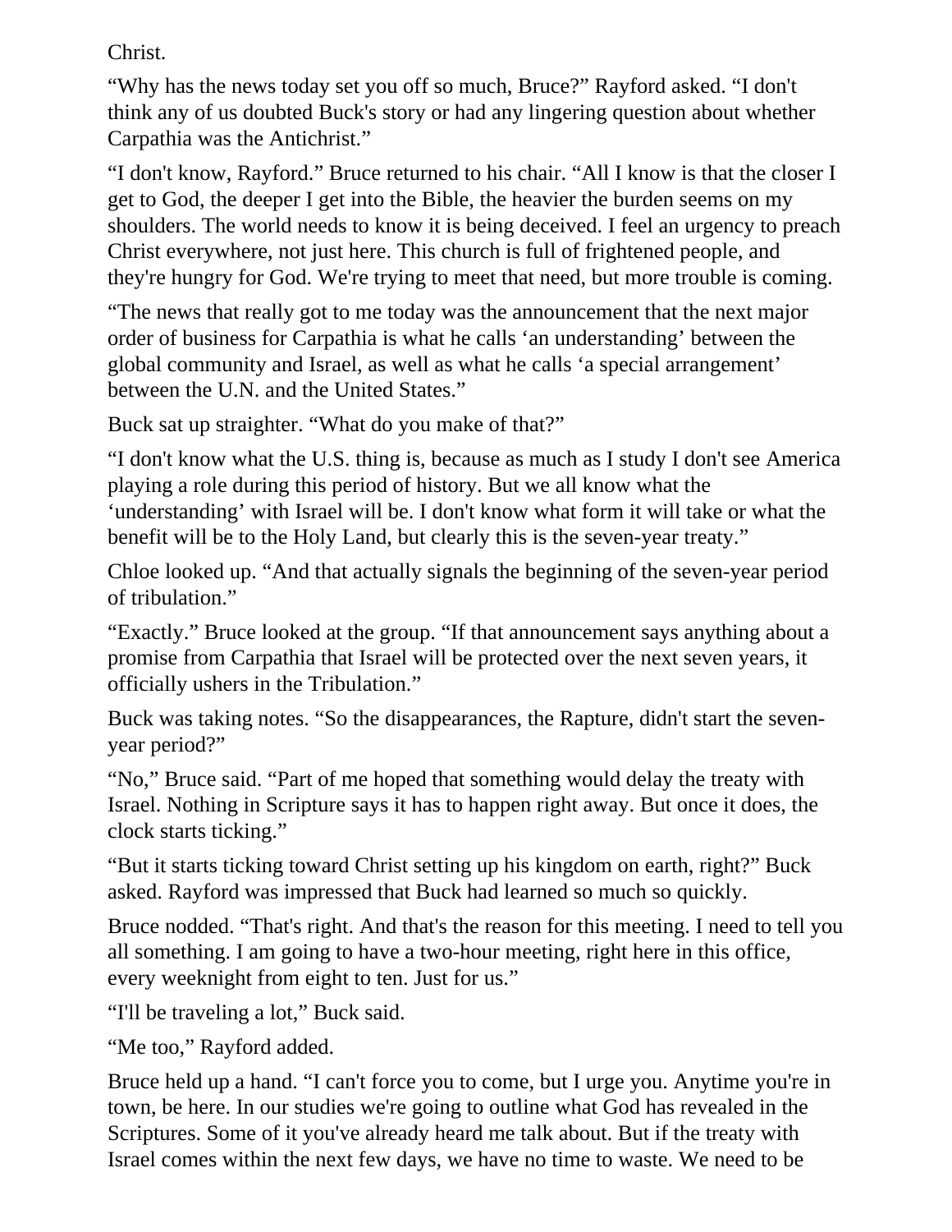Christ.

“Why has the news today set you off so much, Bruce?” Rayford asked. “I don't think any of us doubted Buck's story or had any lingering question about whether Carpathia was the Antichrist.”

“I don't know, Rayford.” Bruce returned to his chair. “All I know is that the closer I get to God, the deeper I get into the Bible, the heavier the burden seems on my shoulders. The world needs to know it is being deceived. I feel an urgency to preach Christ everywhere, not just here. This church is full of frightened people, and they're hungry for God. We're trying to meet that need, but more trouble is coming.

“The news that really got to me today was the announcement that the next major order of business for Carpathia is what he calls ‘an understanding’ between the global community and Israel, as well as what he calls ‘a special arrangement’ between the U.N. and the United States.”

Buck sat up straighter. “What do you make of that?”

“I don't know what the U.S. thing is, because as much as I study I don't see America playing a role during this period of history. But we all know what the ‘understanding’ with Israel will be. I don't know what form it will take or what the benefit will be to the Holy Land, but clearly this is the seven-year treaty.”

Chloe looked up. “And that actually signals the beginning of the seven-year period of tribulation.”

“Exactly.” Bruce looked at the group. “If that announcement says anything about a promise from Carpathia that Israel will be protected over the next seven years, it officially ushers in the Tribulation.”

Buck was taking notes. “So the disappearances, the Rapture, didn't start the seven-year period?”

“No,” Bruce said. “Part of me hoped that something would delay the treaty with Israel. Nothing in Scripture says it has to happen right away. But once it does, the clock starts ticking.”

“But it starts ticking toward Christ setting up his kingdom on earth, right?” Buck asked. Rayford was impressed that Buck had learned so much so quickly.

Bruce nodded. “That's right. And that's the reason for this meeting. I need to tell you all something. I am going to have a two-hour meeting, right here in this office, every weeknight from eight to ten. Just for us.”

“I'll be traveling a lot,” Buck said.

“Me too,” Rayford added.

Bruce held up a hand. “I can't force you to come, but I urge you. Anytime you're in town, be here. In our studies we're going to outline what God has revealed in the Scriptures. Some of it you've already heard me talk about. But if the treaty with Israel comes within the next few days, we have no time to waste. We need to be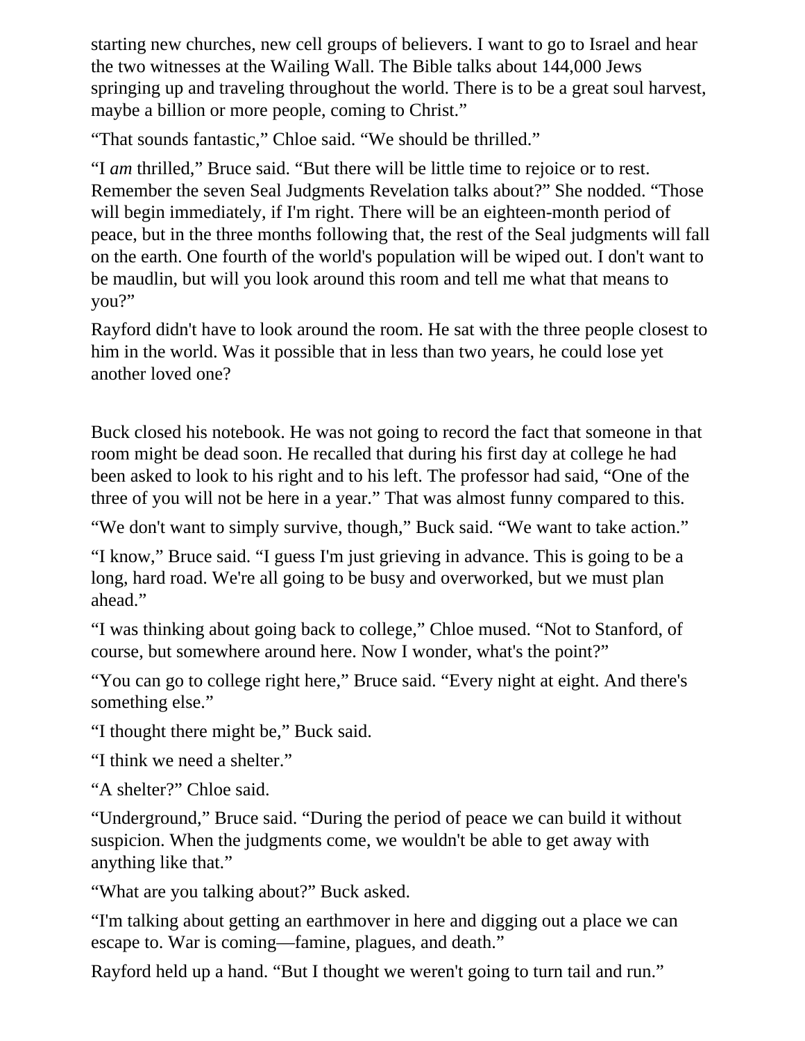starting new churches, new cell groups of believers. I want to go to Israel and hear the two witnesses at the Wailing Wall. The Bible talks about 144,000 Jews springing up and traveling throughout the world. There is to be a great soul harvest, maybe a billion or more people, coming to Christ."

"That sounds fantastic," Chloe said. "We should be thrilled."

"I *am* thrilled," Bruce said. "But there will be little time to rejoice or to rest. Remember the seven Seal Judgments Revelation talks about?" She nodded. "Those will begin immediately, if I'm right. There will be an eighteen-month period of peace, but in the three months following that, the rest of the Seal judgments will fall on the earth. One fourth of the world's population will be wiped out. I don't want to be maudlin, but will you look around this room and tell me what that means to you?"

Rayford didn't have to look around the room. He sat with the three people closest to him in the world. Was it possible that in less than two years, he could lose yet another loved one?

Buck closed his notebook. He was not going to record the fact that someone in that room might be dead soon. He recalled that during his first day at college he had been asked to look to his right and to his left. The professor had said, "One of the three of you will not be here in a year." That was almost funny compared to this.

"We don't want to simply survive, though," Buck said. "We want to take action."

"I know," Bruce said. "I guess I'm just grieving in advance. This is going to be a long, hard road. We're all going to be busy and overworked, but we must plan ahead."

"I was thinking about going back to college," Chloe mused. "Not to Stanford, of course, but somewhere around here. Now I wonder, what's the point?"

"You can go to college right here," Bruce said. "Every night at eight. And there's something else."

"I thought there might be," Buck said.

"I think we need a shelter."

"A shelter?" Chloe said.

"Underground," Bruce said. "During the period of peace we can build it without suspicion. When the judgments come, we wouldn't be able to get away with anything like that."

"What are you talking about?" Buck asked.

"I'm talking about getting an earthmover in here and digging out a place we can escape to. War is coming—famine, plagues, and death."

Rayford held up a hand. "But I thought we weren't going to turn tail and run."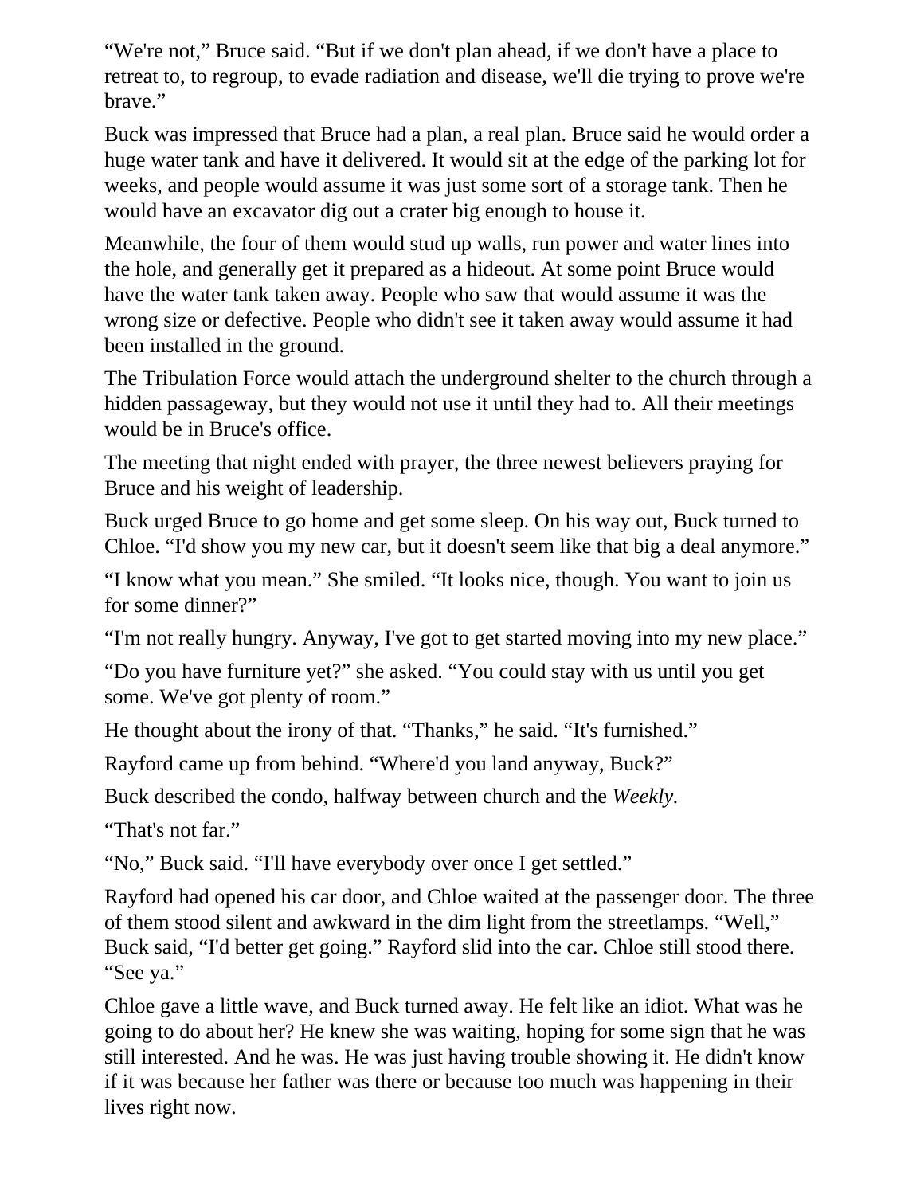"We're not," Bruce said. "But if we don't plan ahead, if we don't have a place to retreat to, to regroup, to evade radiation and disease, we'll die trying to prove we're brave."

Buck was impressed that Bruce had a plan, a real plan. Bruce said he would order a huge water tank and have it delivered. It would sit at the edge of the parking lot for weeks, and people would assume it was just some sort of a storage tank. Then he would have an excavator dig out a crater big enough to house it.

Meanwhile, the four of them would stud up walls, run power and water lines into the hole, and generally get it prepared as a hideout. At some point Bruce would have the water tank taken away. People who saw that would assume it was the wrong size or defective. People who didn't see it taken away would assume it had been installed in the ground.

The Tribulation Force would attach the underground shelter to the church through a hidden passageway, but they would not use it until they had to. All their meetings would be in Bruce's office.

The meeting that night ended with prayer, the three newest believers praying for Bruce and his weight of leadership.

Buck urged Bruce to go home and get some sleep. On his way out, Buck turned to Chloe. "I'd show you my new car, but it doesn't seem like that big a deal anymore."

"I know what you mean." She smiled. "It looks nice, though. You want to join us for some dinner?"

"I'm not really hungry. Anyway, I've got to get started moving into my new place."

"Do you have furniture yet?" she asked. "You could stay with us until you get some. We've got plenty of room."

He thought about the irony of that. "Thanks," he said. "It's furnished."

Rayford came up from behind. "Where'd you land anyway, Buck?"

Buck described the condo, halfway between church and the *Weekly.*

"That's not far."

"No," Buck said. "I'll have everybody over once I get settled."

Rayford had opened his car door, and Chloe waited at the passenger door. The three of them stood silent and awkward in the dim light from the streetlamps. "Well," Buck said, "I'd better get going." Rayford slid into the car. Chloe still stood there. "See ya."

Chloe gave a little wave, and Buck turned away. He felt like an idiot. What was he going to do about her? He knew she was waiting, hoping for some sign that he was still interested. And he was. He was just having trouble showing it. He didn't know if it was because her father was there or because too much was happening in their lives right now.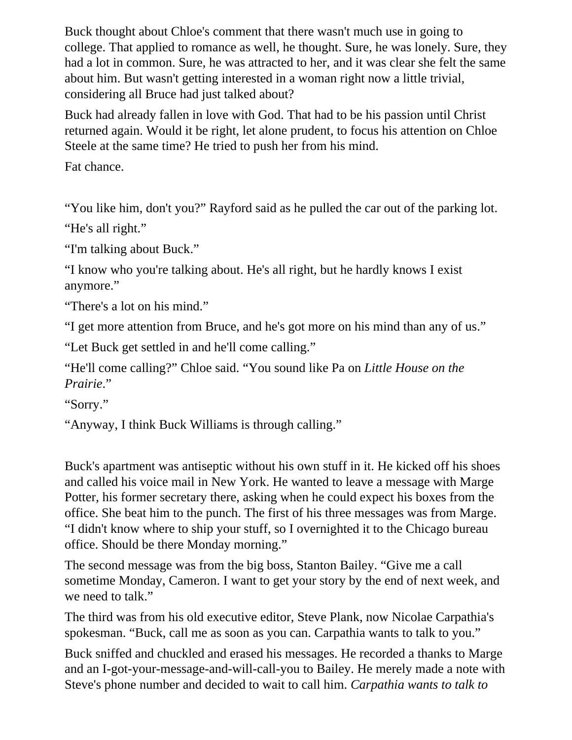Buck thought about Chloe's comment that there wasn't much use in going to college. That applied to romance as well, he thought. Sure, he was lonely. Sure, they had a lot in common. Sure, he was attracted to her, and it was clear she felt the same about him. But wasn't getting interested in a woman right now a little trivial, considering all Bruce had just talked about?

Buck had already fallen in love with God. That had to be his passion until Christ returned again. Would it be right, let alone prudent, to focus his attention on Chloe Steele at the same time? He tried to push her from his mind.

Fat chance.

“You like him, don't you?” Rayford said as he pulled the car out of the parking lot.

“He's all right.”

“I'm talking about Buck.”

“I know who you're talking about. He's all right, but he hardly knows I exist anymore.”

“There's a lot on his mind.”

“I get more attention from Bruce, and he's got more on his mind than any of us.”

“Let Buck get settled in and he'll come calling.”

“He'll come calling?” Chloe said. “You sound like Pa on *Little House on the Prairie*.”

“Sorry.”

“Anyway, I think Buck Williams is through calling.”

Buck's apartment was antiseptic without his own stuff in it. He kicked off his shoes and called his voice mail in New York. He wanted to leave a message with Marge Potter, his former secretary there, asking when he could expect his boxes from the office. She beat him to the punch. The first of his three messages was from Marge. “I didn't know where to ship your stuff, so I overnighted it to the Chicago bureau office. Should be there Monday morning.”

The second message was from the big boss, Stanton Bailey. “Give me a call sometime Monday, Cameron. I want to get your story by the end of next week, and we need to talk.”

The third was from his old executive editor, Steve Plank, now Nicolae Carpathia's spokesman. “Buck, call me as soon as you can. Carpathia wants to talk to you.”

Buck sniffed and chuckled and erased his messages. He recorded a thanks to Marge and an I-got-your-message-and-will-call-you to Bailey. He merely made a note with Steve's phone number and decided to wait to call him. *Carpathia wants to talk to*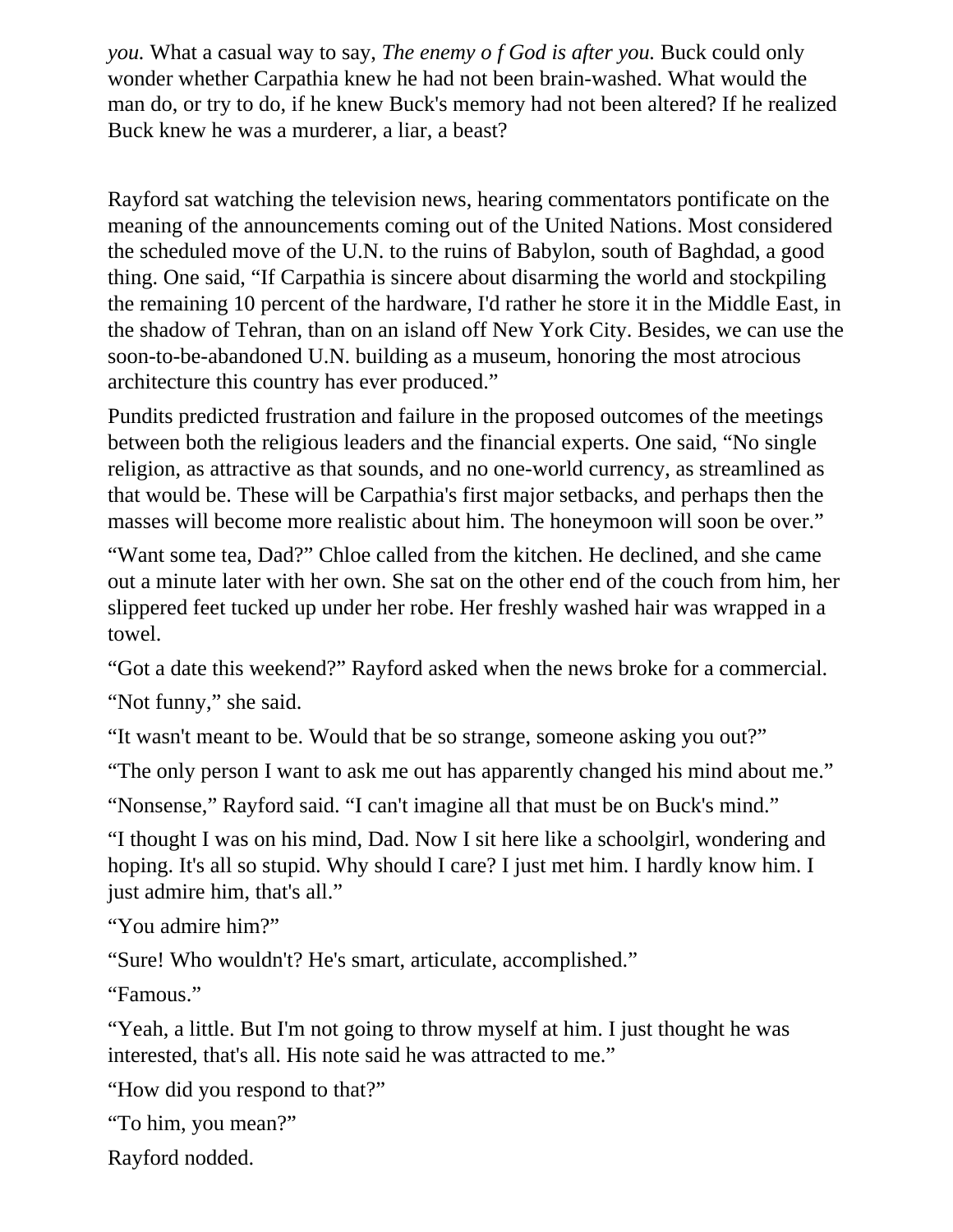*you.* What a casual way to say, *The enemy o f God is after you.* Buck could only wonder whether Carpathia knew he had not been brain-washed. What would the man do, or try to do, if he knew Buck's memory had not been altered? If he realized Buck knew he was a murderer, a liar, a beast?

Rayford sat watching the television news, hearing commentators pontificate on the meaning of the announcements coming out of the United Nations. Most considered the scheduled move of the U.N. to the ruins of Babylon, south of Baghdad, a good thing. One said, "If Carpathia is sincere about disarming the world and stockpiling the remaining 10 percent of the hardware, I'd rather he store it in the Middle East, in the shadow of Tehran, than on an island off New York City. Besides, we can use the soon-to-be-abandoned U.N. building as a museum, honoring the most atrocious architecture this country has ever produced."

Pundits predicted frustration and failure in the proposed outcomes of the meetings between both the religious leaders and the financial experts. One said, "No single religion, as attractive as that sounds, and no one-world currency, as streamlined as that would be. These will be Carpathia's first major setbacks, and perhaps then the masses will become more realistic about him. The honeymoon will soon be over."

"Want some tea, Dad?" Chloe called from the kitchen. He declined, and she came out a minute later with her own. She sat on the other end of the couch from him, her slippered feet tucked up under her robe. Her freshly washed hair was wrapped in a towel.

"Got a date this weekend?" Rayford asked when the news broke for a commercial.

"Not funny," she said.

"It wasn't meant to be. Would that be so strange, someone asking you out?"

"The only person I want to ask me out has apparently changed his mind about me."

"Nonsense," Rayford said. "I can't imagine all that must be on Buck's mind."

"I thought I was on his mind, Dad. Now I sit here like a schoolgirl, wondering and hoping. It's all so stupid. Why should I care? I just met him. I hardly know him. I just admire him, that's all."

"You admire him?"

"Sure! Who wouldn't? He's smart, articulate, accomplished."

"Famous."

"Yeah, a little. But I'm not going to throw myself at him. I just thought he was interested, that's all. His note said he was attracted to me."

"How did you respond to that?"

"To him, you mean?"

Rayford nodded.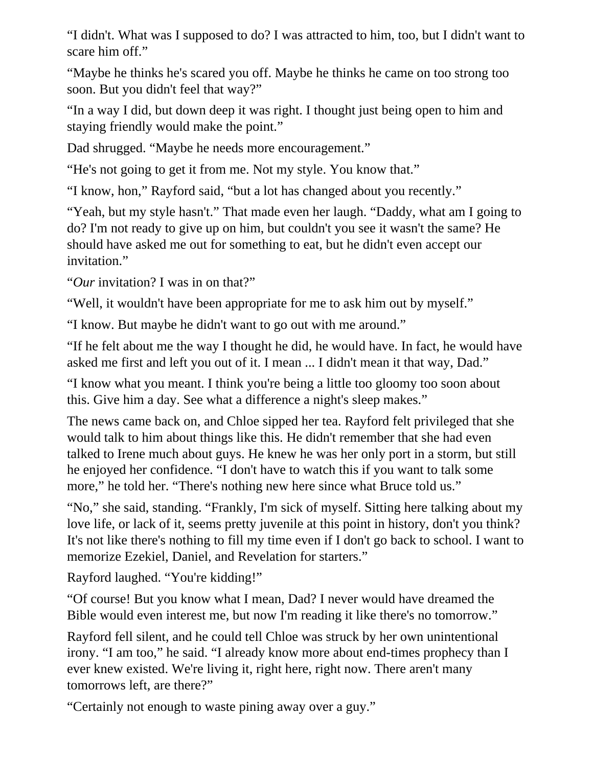"I didn't. What was I supposed to do? I was attracted to him, too, but I didn't want to scare him off."

"Maybe he thinks he's scared you off. Maybe he thinks he came on too strong too soon. But you didn't feel that way?"

"In a way I did, but down deep it was right. I thought just being open to him and staying friendly would make the point."

Dad shrugged. "Maybe he needs more encouragement."

"He's not going to get it from me. Not my style. You know that."

"I know, hon," Rayford said, "but a lot has changed about you recently."

"Yeah, but my style hasn't." That made even her laugh. "Daddy, what am I going to do? I'm not ready to give up on him, but couldn't you see it wasn't the same? He should have asked me out for something to eat, but he didn't even accept our invitation."

"*Our* invitation? I was in on that?"

"Well, it wouldn't have been appropriate for me to ask him out by myself."

"I know. But maybe he didn't want to go out with me around."

"If he felt about me the way I thought he did, he would have. In fact, he would have asked me first and left you out of it. I mean ... I didn't mean it that way, Dad."

"I know what you meant. I think you're being a little too gloomy too soon about this. Give him a day. See what a difference a night's sleep makes."

The news came back on, and Chloe sipped her tea. Rayford felt privileged that she would talk to him about things like this. He didn't remember that she had even talked to Irene much about guys. He knew he was her only port in a storm, but still he enjoyed her confidence. "I don't have to watch this if you want to talk some more," he told her. "There's nothing new here since what Bruce told us."

"No," she said, standing. "Frankly, I'm sick of myself. Sitting here talking about my love life, or lack of it, seems pretty juvenile at this point in history, don't you think? It's not like there's nothing to fill my time even if I don't go back to school. I want to memorize Ezekiel, Daniel, and Revelation for starters."

Rayford laughed. "You're kidding!"

"Of course! But you know what I mean, Dad? I never would have dreamed the Bible would even interest me, but now I'm reading it like there's no tomorrow."

Rayford fell silent, and he could tell Chloe was struck by her own unintentional irony. "I am too," he said. "I already know more about end-times prophecy than I ever knew existed. We're living it, right here, right now. There aren't many tomorrows left, are there?"

"Certainly not enough to waste pining away over a guy."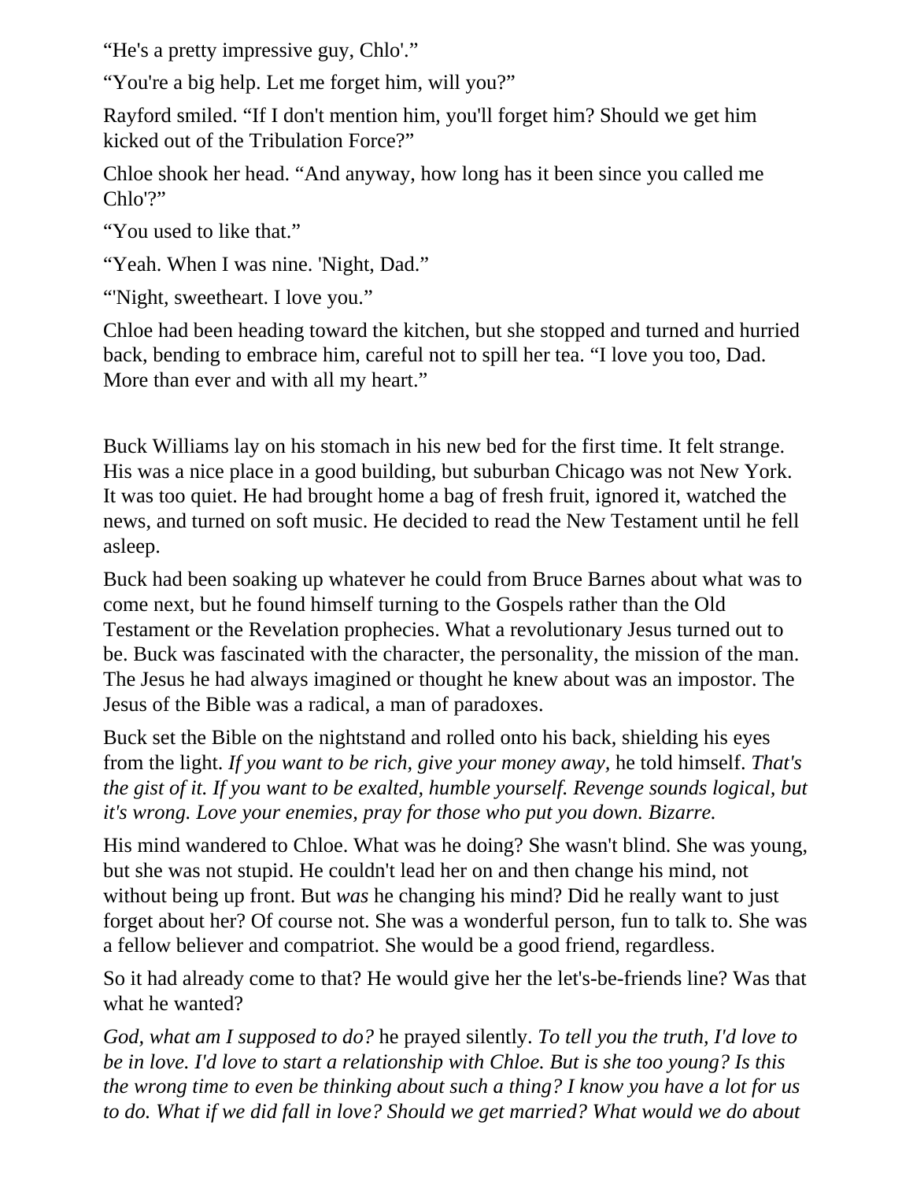"He's a pretty impressive guy, Chlo'."

"You're a big help. Let me forget him, will you?"

Rayford smiled. "If I don't mention him, you'll forget him? Should we get him kicked out of the Tribulation Force?"

Chloe shook her head. "And anyway, how long has it been since you called me Chlo'?"

"You used to like that."

"Yeah. When I was nine. 'Night, Dad."

"'Night, sweetheart. I love you."

Chloe had been heading toward the kitchen, but she stopped and turned and hurried back, bending to embrace him, careful not to spill her tea. "I love you too, Dad. More than ever and with all my heart."

Buck Williams lay on his stomach in his new bed for the first time. It felt strange. His was a nice place in a good building, but suburban Chicago was not New York. It was too quiet. He had brought home a bag of fresh fruit, ignored it, watched the news, and turned on soft music. He decided to read the New Testament until he fell asleep.

Buck had been soaking up whatever he could from Bruce Barnes about what was to come next, but he found himself turning to the Gospels rather than the Old Testament or the Revelation prophecies. What a revolutionary Jesus turned out to be. Buck was fascinated with the character, the personality, the mission of the man. The Jesus he had always imagined or thought he knew about was an impostor. The Jesus of the Bible was a radical, a man of paradoxes.

Buck set the Bible on the nightstand and rolled onto his back, shielding his eyes from the light. *If you want to be rich, give your money away*, he told himself. *That's the gist of it. If you want to be exalted, humble yourself. Revenge sounds logical, but it's wrong. Love your enemies, pray for those who put you down. Bizarre.*

His mind wandered to Chloe. What was he doing? She wasn't blind. She was young, but she was not stupid. He couldn't lead her on and then change his mind, not without being up front. But *was* he changing his mind? Did he really want to just forget about her? Of course not. She was a wonderful person, fun to talk to. She was a fellow believer and compatriot. She would be a good friend, regardless.

So it had already come to that? He would give her the let's-be-friends line? Was that what he wanted?

*God, what am I supposed to do?* he prayed silently. *To tell you the truth, I'd love to be in love. I'd love to start a relationship with Chloe. But is she too young? Is this the wrong time to even be thinking about such a thing? I know you have a lot for us to do. What if we did fall in love? Should we get married? What would we do about*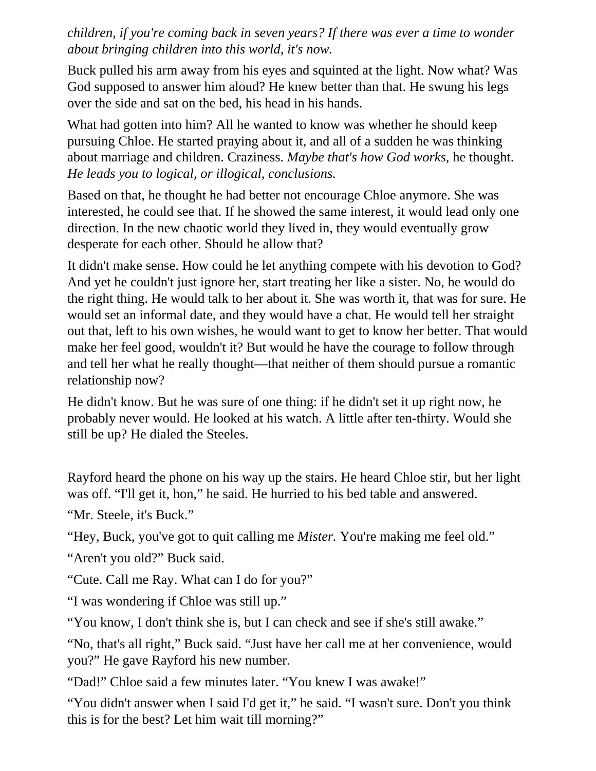*children, if you're coming back in seven years? If there was ever a time to wonder about bringing children into this world, it's now.*

Buck pulled his arm away from his eyes and squinted at the light. Now what? Was God supposed to answer him aloud? He knew better than that. He swung his legs over the side and sat on the bed, his head in his hands.

What had gotten into him? All he wanted to know was whether he should keep pursuing Chloe. He started praying about it, and all of a sudden he was thinking about marriage and children. Craziness. *Maybe that's how God works,* he thought. *He leads you to logical, or illogical, conclusions.*

Based on that, he thought he had better not encourage Chloe anymore. She was interested, he could see that. If he showed the same interest, it would lead only one direction. In the new chaotic world they lived in, they would eventually grow desperate for each other. Should he allow that?

It didn't make sense. How could he let anything compete with his devotion to God? And yet he couldn't just ignore her, start treating her like a sister. No, he would do the right thing. He would talk to her about it. She was worth it, that was for sure. He would set an informal date, and they would have a chat. He would tell her straight out that, left to his own wishes, he would want to get to know her better. That would make her feel good, wouldn't it? But would he have the courage to follow through and tell her what he really thought—that neither of them should pursue a romantic relationship now?

He didn't know. But he was sure of one thing: if he didn't set it up right now, he probably never would. He looked at his watch. A little after ten-thirty. Would she still be up? He dialed the Steeles.

Rayford heard the phone on his way up the stairs. He heard Chloe stir, but her light was off. "I'll get it, hon," he said. He hurried to his bed table and answered.

"Mr. Steele, it's Buck."

"Hey, Buck, you've got to quit calling me *Mister.* You're making me feel old."

"Aren't you old?" Buck said.

"Cute. Call me Ray. What can I do for you?"

"I was wondering if Chloe was still up."

"You know, I don't think she is, but I can check and see if she's still awake."

"No, that's all right," Buck said. "Just have her call me at her convenience, would you?" He gave Rayford his new number.

"Dad!" Chloe said a few minutes later. "You knew I was awake!"

"You didn't answer when I said I'd get it," he said. "I wasn't sure. Don't you think this is for the best? Let him wait till morning?"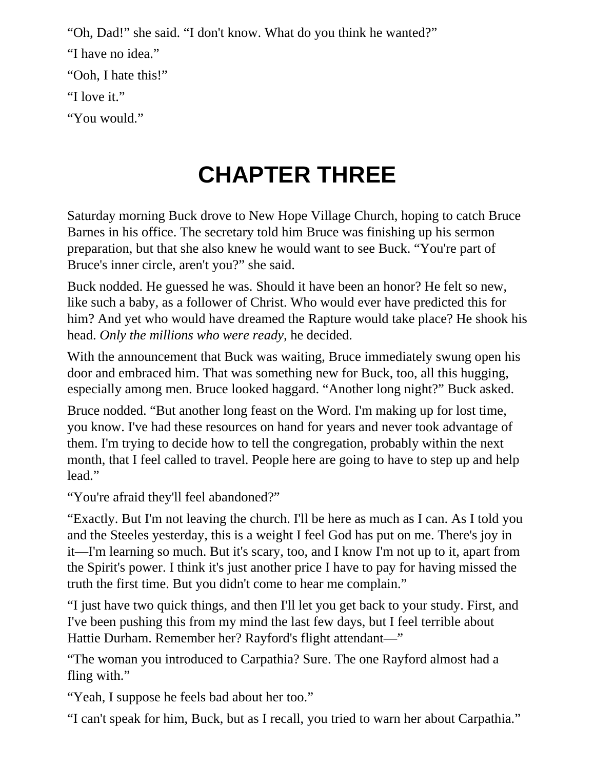“Oh, Dad!” she said. “I don't know. What do you think he wanted?”

“I have no idea.”

“Ooh, I hate this!”

“I love it.”

“You would.”

# CHAPTER THREE

Saturday morning Buck drove to New Hope Village Church, hoping to catch Bruce Barnes in his office. The secretary told him Bruce was finishing up his sermon preparation, but that she also knew he would want to see Buck. “You're part of Bruce's inner circle, aren't you?” she said.

Buck nodded. He guessed he was. Should it have been an honor? He felt so new, like such a baby, as a follower of Christ. Who would ever have predicted this for him? And yet who would have dreamed the Rapture would take place? He shook his head. *Only the millions who were ready,* he decided.

With the announcement that Buck was waiting, Bruce immediately swung open his door and embraced him. That was something new for Buck, too, all this hugging, especially among men. Bruce looked haggard. “Another long night?” Buck asked.

Bruce nodded. “But another long feast on the Word. I'm making up for lost time, you know. I've had these resources on hand for years and never took advantage of them. I'm trying to decide how to tell the congregation, probably within the next month, that I feel called to travel. People here are going to have to step up and help lead.”

“You're afraid they'll feel abandoned?”

“Exactly. But I'm not leaving the church. I'll be here as much as I can. As I told you and the Steeles yesterday, this is a weight I feel God has put on me. There's joy in it—I'm learning so much. But it's scary, too, and I know I'm not up to it, apart from the Spirit's power. I think it's just another price I have to pay for having missed the truth the first time. But you didn't come to hear me complain.”

“I just have two quick things, and then I'll let you get back to your study. First, and I've been pushing this from my mind the last few days, but I feel terrible about Hattie Durham. Remember her? Rayford's flight attendant—”

“The woman you introduced to Carpathia? Sure. The one Rayford almost had a fling with.”

“Yeah, I suppose he feels bad about her too.”

“I can't speak for him, Buck, but as I recall, you tried to warn her about Carpathia.”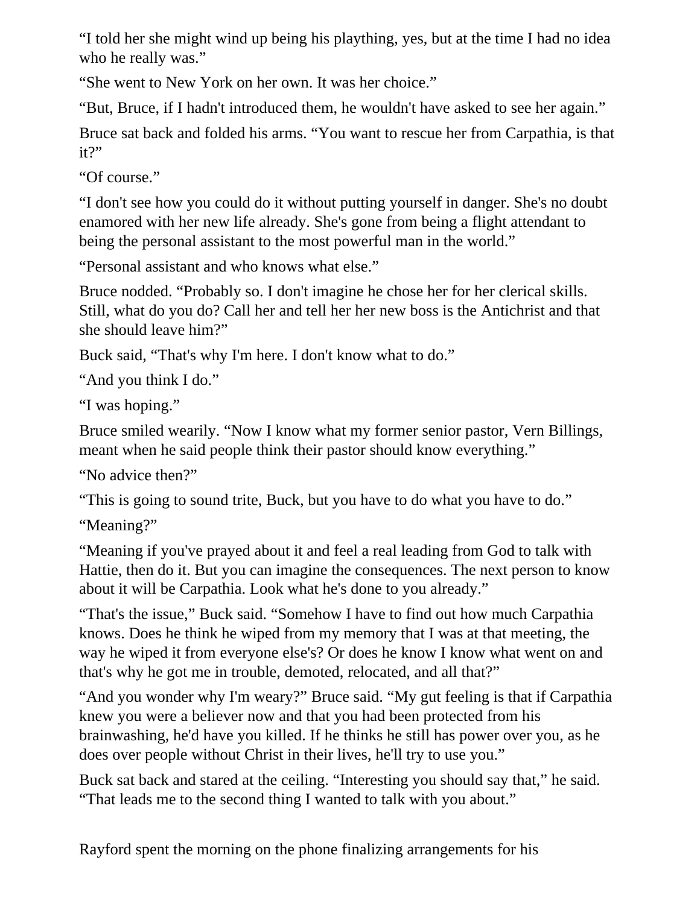"I told her she might wind up being his plaything, yes, but at the time I had no idea who he really was."

"She went to New York on her own. It was her choice."

"But, Bruce, if I hadn't introduced them, he wouldn't have asked to see her again."

Bruce sat back and folded his arms. "You want to rescue her from Carpathia, is that it?"

"Of course."

"I don't see how you could do it without putting yourself in danger. She's no doubt enamored with her new life already. She's gone from being a flight attendant to being the personal assistant to the most powerful man in the world."

"Personal assistant and who knows what else."

Bruce nodded. "Probably so. I don't imagine he chose her for her clerical skills. Still, what do you do? Call her and tell her her new boss is the Antichrist and that she should leave him?"

Buck said, "That's why I'm here. I don't know what to do."

"And you think I do."

"I was hoping."

Bruce smiled wearily. "Now I know what my former senior pastor, Vern Billings, meant when he said people think their pastor should know everything."

"No advice then?"

"This is going to sound trite, Buck, but you have to do what you have to do."

"Meaning?"

"Meaning if you've prayed about it and feel a real leading from God to talk with Hattie, then do it. But you can imagine the consequences. The next person to know about it will be Carpathia. Look what he's done to you already."

"That's the issue," Buck said. "Somehow I have to find out how much Carpathia knows. Does he think he wiped from my memory that I was at that meeting, the way he wiped it from everyone else's? Or does he know I know what went on and that's why he got me in trouble, demoted, relocated, and all that?"

"And you wonder why I'm weary?" Bruce said. "My gut feeling is that if Carpathia knew you were a believer now and that you had been protected from his brainwashing, he'd have you killed. If he thinks he still has power over you, as he does over people without Christ in their lives, he'll try to use you."

Buck sat back and stared at the ceiling. "Interesting you should say that," he said. "That leads me to the second thing I wanted to talk with you about."

Rayford spent the morning on the phone finalizing arrangements for his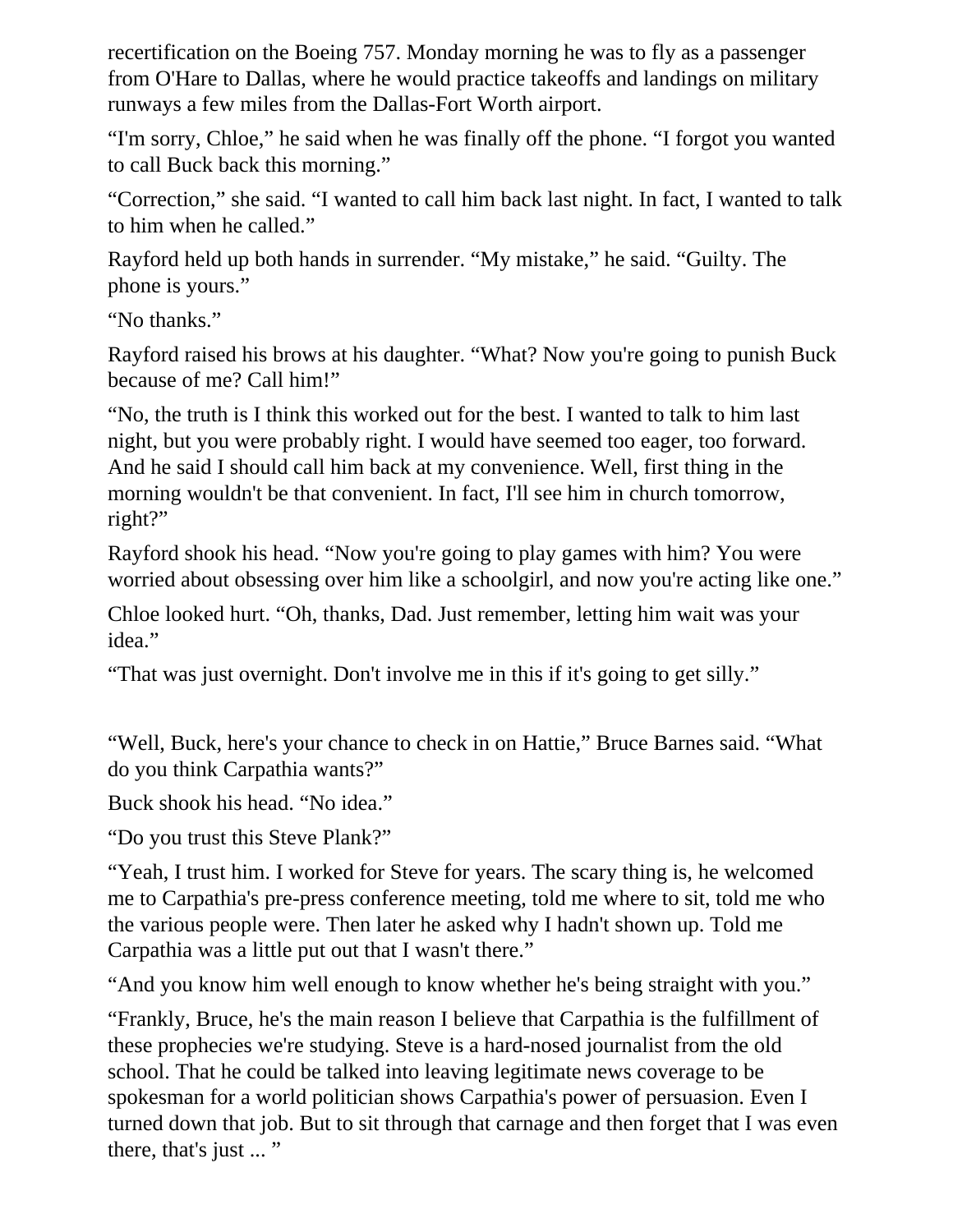recertification on the Boeing 757. Monday morning he was to fly as a passenger from O'Hare to Dallas, where he would practice takeoffs and landings on military runways a few miles from the Dallas-Fort Worth airport.

“I'm sorry, Chloe,” he said when he was finally off the phone. “I forgot you wanted to call Buck back this morning.”

“Correction,” she said. “I wanted to call him back last night. In fact, I wanted to talk to him when he called.”

Rayford held up both hands in surrender. “My mistake,” he said. “Guilty. The phone is yours.”

“No thanks.”

Rayford raised his brows at his daughter. “What? Now you're going to punish Buck because of me? Call him!”

“No, the truth is I think this worked out for the best. I wanted to talk to him last night, but you were probably right. I would have seemed too eager, too forward. And he said I should call him back at my convenience. Well, first thing in the morning wouldn't be that convenient. In fact, I'll see him in church tomorrow, right?”

Rayford shook his head. “Now you're going to play games with him? You were worried about obsessing over him like a schoolgirl, and now you're acting like one.”

Chloe looked hurt. “Oh, thanks, Dad. Just remember, letting him wait was your idea.”

“That was just overnight. Don't involve me in this if it's going to get silly.”

“Well, Buck, here's your chance to check in on Hattie,” Bruce Barnes said. “What do you think Carpathia wants?”

Buck shook his head. “No idea.”

“Do you trust this Steve Plank?”

“Yeah, I trust him. I worked for Steve for years. The scary thing is, he welcomed me to Carpathia's pre-press conference meeting, told me where to sit, told me who the various people were. Then later he asked why I hadn't shown up. Told me Carpathia was a little put out that I wasn't there.”

“And you know him well enough to know whether he's being straight with you.”

“Frankly, Bruce, he's the main reason I believe that Carpathia is the fulfillment of these prophecies we're studying. Steve is a hard-nosed journalist from the old school. That he could be talked into leaving legitimate news coverage to be spokesman for a world politician shows Carpathia's power of persuasion. Even I turned down that job. But to sit through that carnage and then forget that I was even there, that's just ... ”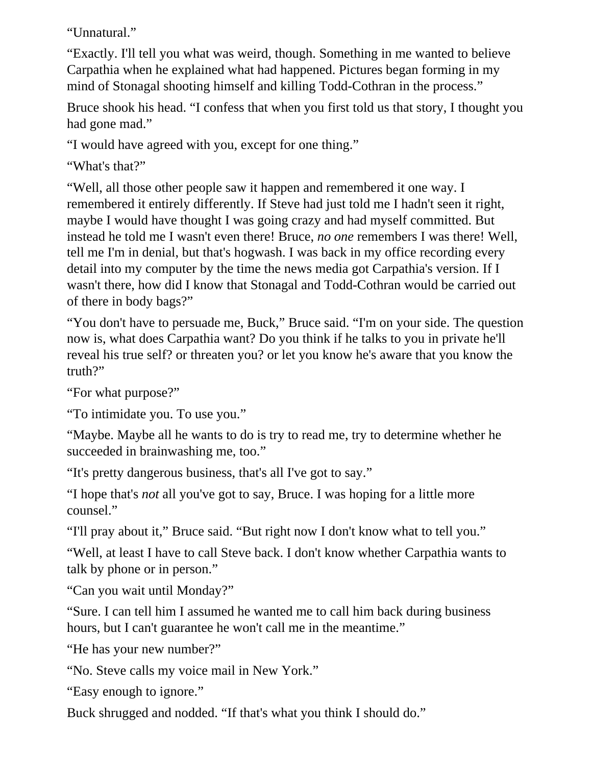“Unnatural.”

“Exactly. I'll tell you what was weird, though. Something in me wanted to believe Carpathia when he explained what had happened. Pictures began forming in my mind of Stonagal shooting himself and killing Todd-Cothran in the process.”

Bruce shook his head. “I confess that when you first told us that story, I thought you had gone mad.”

“I would have agreed with you, except for one thing.”

“What's that?”

“Well, all those other people saw it happen and remembered it one way. I remembered it entirely differently. If Steve had just told me I hadn't seen it right, maybe I would have thought I was going crazy and had myself committed. But instead he told me I wasn't even there! Bruce, *no one* remembers I was there! Well, tell me I'm in denial, but that's hogwash. I was back in my office recording every detail into my computer by the time the news media got Carpathia's version. If I wasn't there, how did I know that Stonagal and Todd-Cothran would be carried out of there in body bags?”

“You don't have to persuade me, Buck,” Bruce said. “I'm on your side. The question now is, what does Carpathia want? Do you think if he talks to you in private he'll reveal his true self? or threaten you? or let you know he's aware that you know the truth?”

“For what purpose?”

“To intimidate you. To use you.”

“Maybe. Maybe all he wants to do is try to read me, try to determine whether he succeeded in brainwashing me, too.”

“It's pretty dangerous business, that's all I've got to say.”

“I hope that's *not* all you've got to say, Bruce. I was hoping for a little more counsel.”

“I'll pray about it,” Bruce said. “But right now I don't know what to tell you.”

“Well, at least I have to call Steve back. I don't know whether Carpathia wants to talk by phone or in person.”

“Can you wait until Monday?”

“Sure. I can tell him I assumed he wanted me to call him back during business hours, but I can't guarantee he won't call me in the meantime.”

“He has your new number?”

“No. Steve calls my voice mail in New York.”

“Easy enough to ignore.”

Buck shrugged and nodded. “If that's what you think I should do.”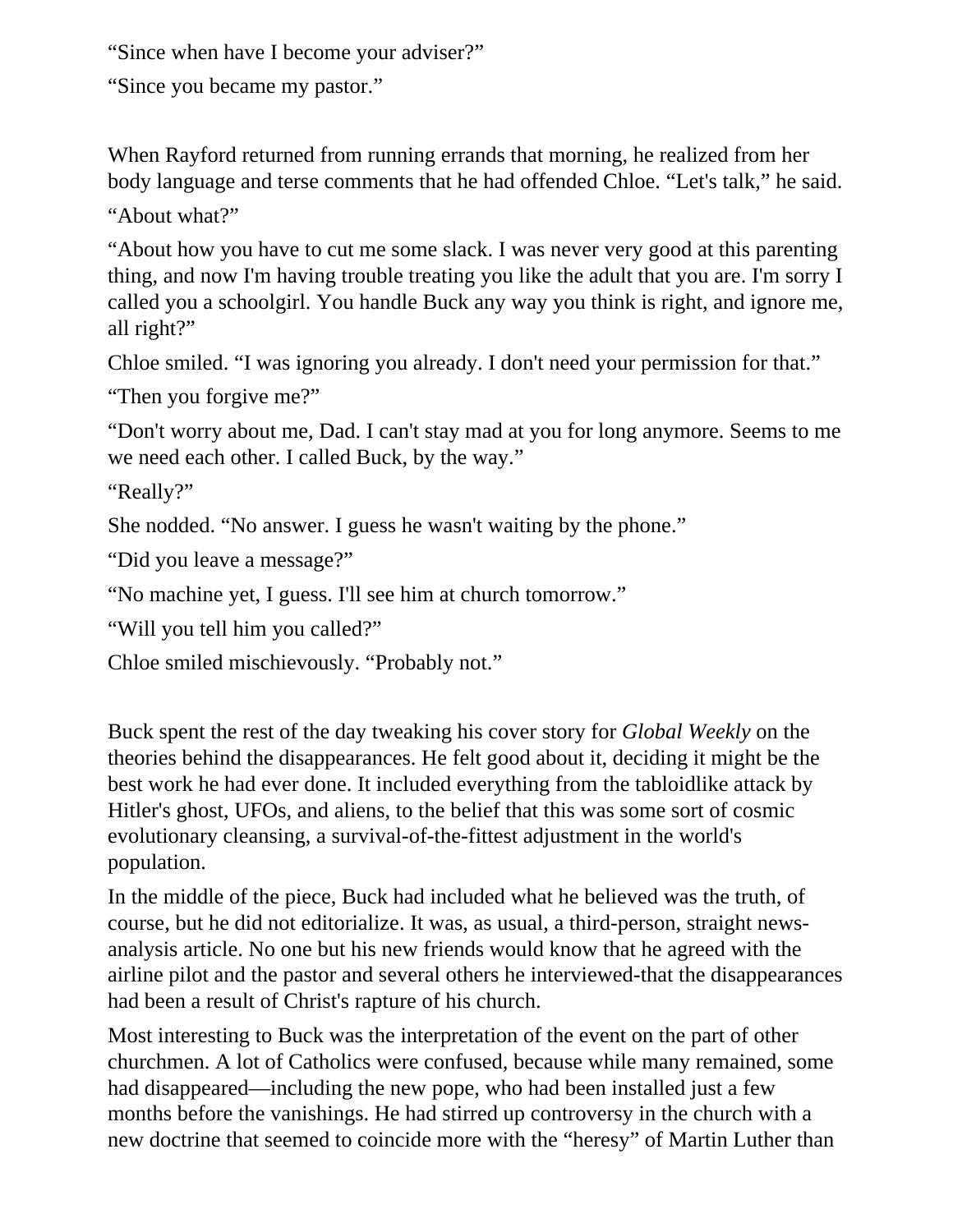“Since when have I become your adviser?”

“Since you became my pastor.”

When Rayford returned from running errands that morning, he realized from her body language and terse comments that he had offended Chloe. “Let's talk,” he said.

“About what?”

“About how you have to cut me some slack. I was never very good at this parenting thing, and now I'm having trouble treating you like the adult that you are. I'm sorry I called you a schoolgirl. You handle Buck any way you think is right, and ignore me, all right?”

Chloe smiled. “I was ignoring you already. I don't need your permission for that.”

“Then you forgive me?”

“Don't worry about me, Dad. I can't stay mad at you for long anymore. Seems to me we need each other. I called Buck, by the way.”

“Really?”

She nodded. “No answer. I guess he wasn't waiting by the phone.”

“Did you leave a message?”

“No machine yet, I guess. I'll see him at church tomorrow.”

“Will you tell him you called?”

Chloe smiled mischievously. “Probably not.”

Buck spent the rest of the day tweaking his cover story for *Global Weekly* on the theories behind the disappearances. He felt good about it, deciding it might be the best work he had ever done. It included everything from the tabloidlike attack by Hitler's ghost, UFOs, and aliens, to the belief that this was some sort of cosmic evolutionary cleansing, a survival-of-the-fittest adjustment in the world's population.

In the middle of the piece, Buck had included what he believed was the truth, of course, but he did not editorialize. It was, as usual, a third-person, straight news-analysis article. No one but his new friends would know that he agreed with the airline pilot and the pastor and several others he interviewed-that the disappearances had been a result of Christ's rapture of his church.

Most interesting to Buck was the interpretation of the event on the part of other churchmen. A lot of Catholics were confused, because while many remained, some had disappeared—including the new pope, who had been installed just a few months before the vanishings. He had stirred up controversy in the church with a new doctrine that seemed to coincide more with the “heresy” of Martin Luther than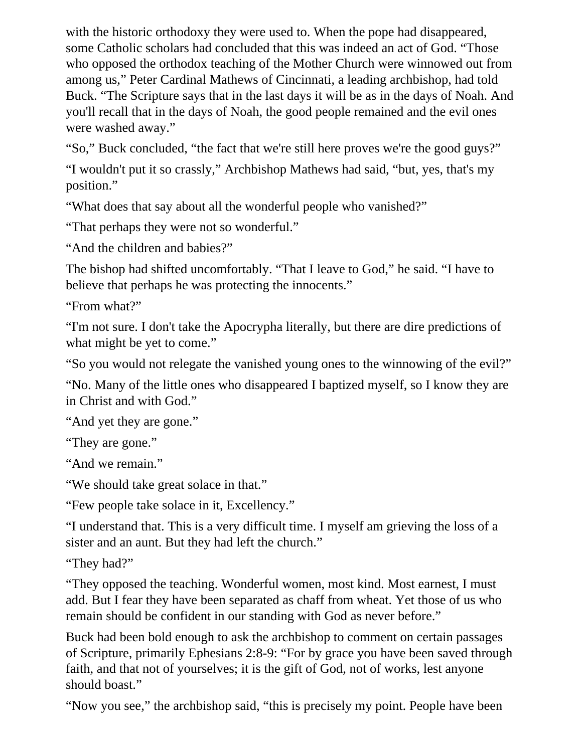with the historic orthodoxy they were used to. When the pope had disappeared, some Catholic scholars had concluded that this was indeed an act of God. “Those who opposed the orthodox teaching of the Mother Church were winnowed out from among us,” Peter Cardinal Mathews of Cincinnati, a leading archbishop, had told Buck. “The Scripture says that in the last days it will be as in the days of Noah. And you'll recall that in the days of Noah, the good people remained and the evil ones were washed away.”

“So,” Buck concluded, “the fact that we're still here proves we're the good guys?”

“I wouldn't put it so crassly,” Archbishop Mathews had said, “but, yes, that's my position.”

“What does that say about all the wonderful people who vanished?”

“That perhaps they were not so wonderful.”

“And the children and babies?”

The bishop had shifted uncomfortably. “That I leave to God,” he said. “I have to believe that perhaps he was protecting the innocents.”

“From what?”

“I'm not sure. I don't take the Apocrypha literally, but there are dire predictions of what might be yet to come.”

“So you would not relegate the vanished young ones to the winnowing of the evil?”

“No. Many of the little ones who disappeared I baptized myself, so I know they are in Christ and with God.”

“And yet they are gone.”

“They are gone.”

“And we remain.”

“We should take great solace in that.”

“Few people take solace in it, Excellency.”

“I understand that. This is a very difficult time. I myself am grieving the loss of a sister and an aunt. But they had left the church.”

“They had?”

“They opposed the teaching. Wonderful women, most kind. Most earnest, I must add. But I fear they have been separated as chaff from wheat. Yet those of us who remain should be confident in our standing with God as never before.”

Buck had been bold enough to ask the archbishop to comment on certain passages of Scripture, primarily Ephesians 2:8-9: “For by grace you have been saved through faith, and that not of yourselves; it is the gift of God, not of works, lest anyone should boast.”

“Now you see,” the archbishop said, “this is precisely my point. People have been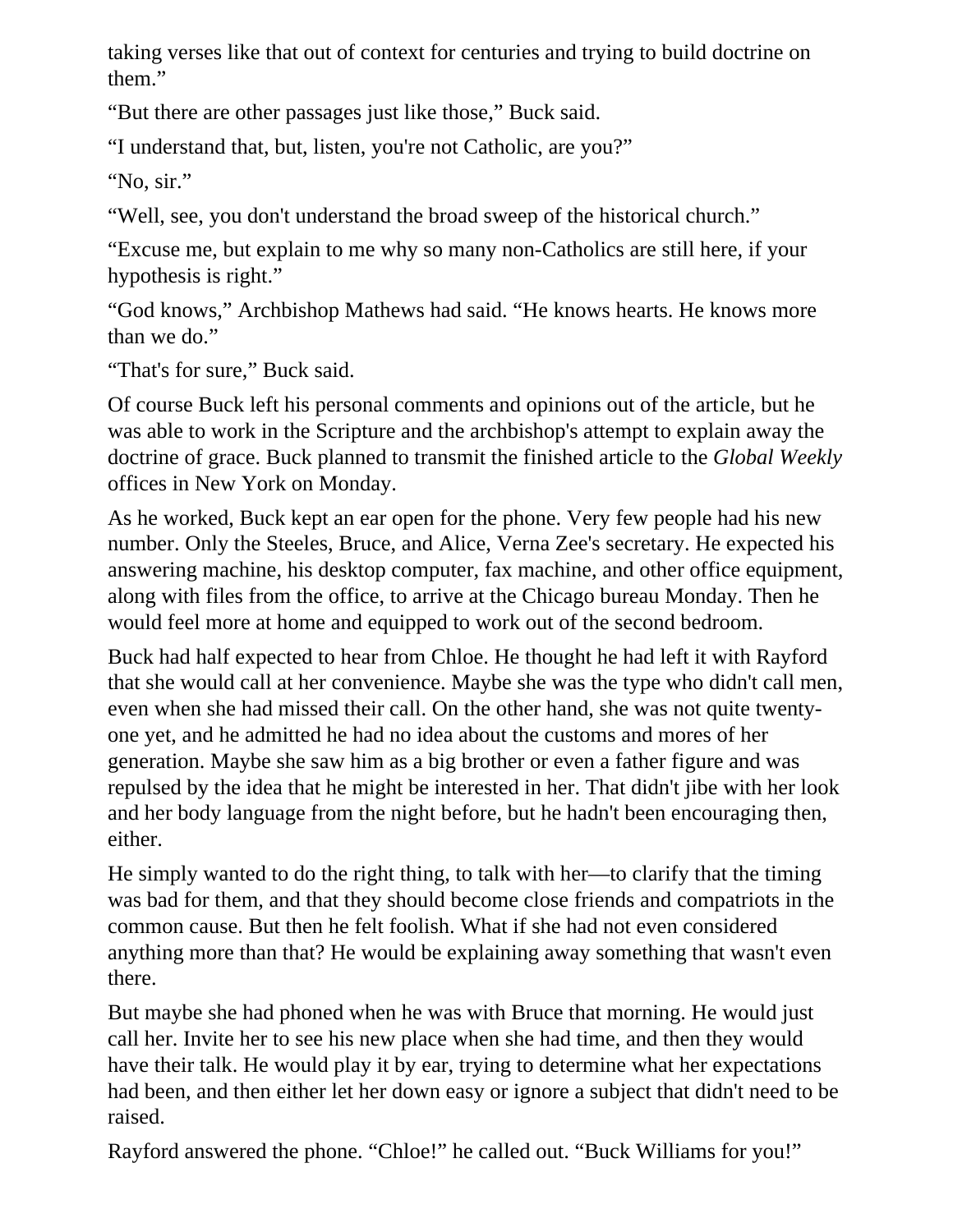taking verses like that out of context for centuries and trying to build doctrine on them."

"But there are other passages just like those," Buck said.

"I understand that, but, listen, you're not Catholic, are you?"

"No, sir."

"Well, see, you don't understand the broad sweep of the historical church."

"Excuse me, but explain to me why so many non-Catholics are still here, if your hypothesis is right."

"God knows," Archbishop Mathews had said. "He knows hearts. He knows more than we do."

"That's for sure," Buck said.

Of course Buck left his personal comments and opinions out of the article, but he was able to work in the Scripture and the archbishop's attempt to explain away the doctrine of grace. Buck planned to transmit the finished article to the *Global Weekly* offices in New York on Monday.

As he worked, Buck kept an ear open for the phone. Very few people had his new number. Only the Steeles, Bruce, and Alice, Verna Zee's secretary. He expected his answering machine, his desktop computer, fax machine, and other office equipment, along with files from the office, to arrive at the Chicago bureau Monday. Then he would feel more at home and equipped to work out of the second bedroom.

Buck had half expected to hear from Chloe. He thought he had left it with Rayford that she would call at her convenience. Maybe she was the type who didn't call men, even when she had missed their call. On the other hand, she was not quite twenty-one yet, and he admitted he had no idea about the customs and mores of her generation. Maybe she saw him as a big brother or even a father figure and was repulsed by the idea that he might be interested in her. That didn't jibe with her look and her body language from the night before, but he hadn't been encouraging then, either.

He simply wanted to do the right thing, to talk with her—to clarify that the timing was bad for them, and that they should become close friends and compatriots in the common cause. But then he felt foolish. What if she had not even considered anything more than that? He would be explaining away something that wasn't even there.

But maybe she had phoned when he was with Bruce that morning. He would just call her. Invite her to see his new place when she had time, and then they would have their talk. He would play it by ear, trying to determine what her expectations had been, and then either let her down easy or ignore a subject that didn't need to be raised.

Rayford answered the phone. "Chloe!" he called out. "Buck Williams for you!"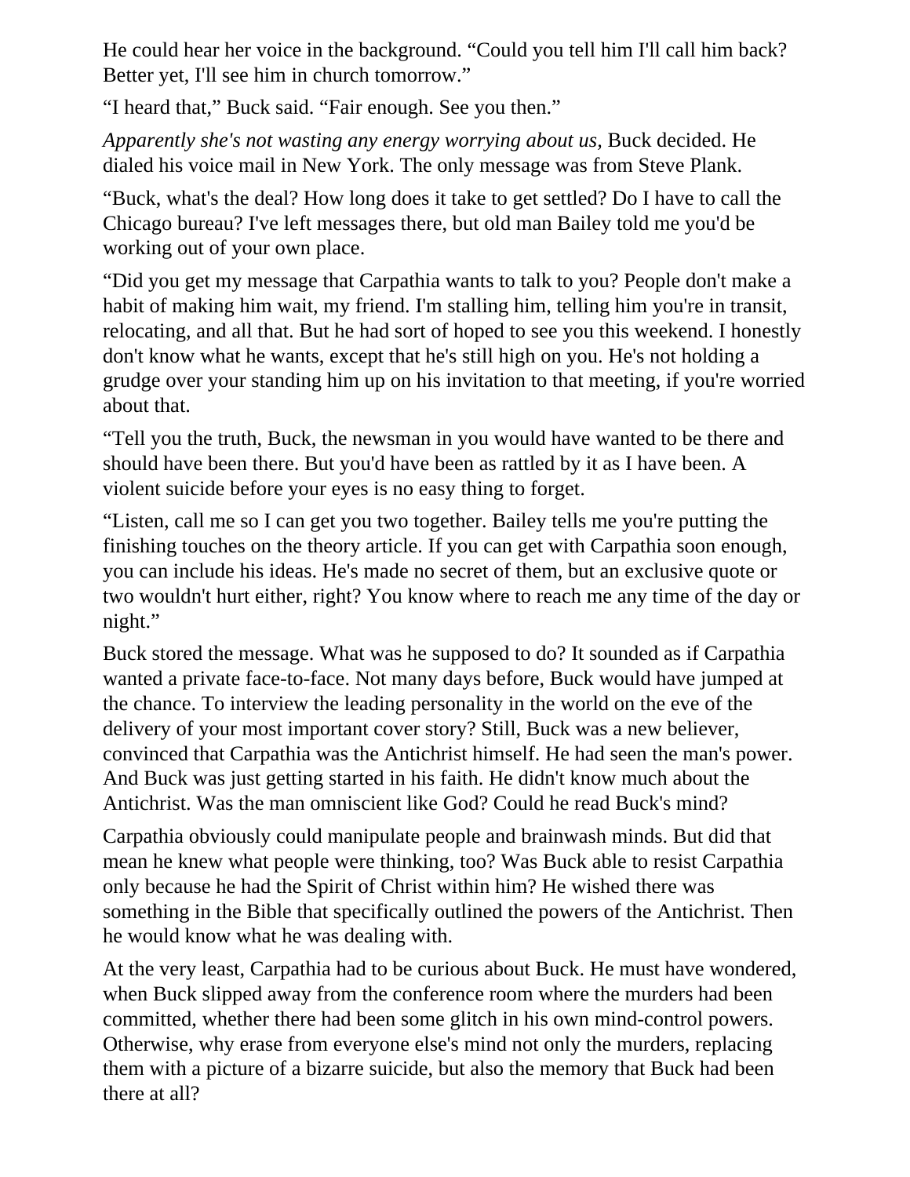He could hear her voice in the background. “Could you tell him I'll call him back? Better yet, I'll see him in church tomorrow.”

“I heard that,” Buck said. “Fair enough. See you then.”

*Apparently she's not wasting any energy worrying about us,* Buck decided. He dialed his voice mail in New York. The only message was from Steve Plank.

“Buck, what's the deal? How long does it take to get settled? Do I have to call the Chicago bureau? I've left messages there, but old man Bailey told me you'd be working out of your own place.

“Did you get my message that Carpathia wants to talk to you? People don't make a habit of making him wait, my friend. I'm stalling him, telling him you're in transit, relocating, and all that. But he had sort of hoped to see you this weekend. I honestly don't know what he wants, except that he's still high on you. He's not holding a grudge over your standing him up on his invitation to that meeting, if you're worried about that.

“Tell you the truth, Buck, the newsman in you would have wanted to be there and should have been there. But you'd have been as rattled by it as I have been. A violent suicide before your eyes is no easy thing to forget.

“Listen, call me so I can get you two together. Bailey tells me you're putting the finishing touches on the theory article. If you can get with Carpathia soon enough, you can include his ideas. He's made no secret of them, but an exclusive quote or two wouldn't hurt either, right? You know where to reach me any time of the day or night.”

Buck stored the message. What was he supposed to do? It sounded as if Carpathia wanted a private face-to-face. Not many days before, Buck would have jumped at the chance. To interview the leading personality in the world on the eve of the delivery of your most important cover story? Still, Buck was a new believer, convinced that Carpathia was the Antichrist himself. He had seen the man's power. And Buck was just getting started in his faith. He didn't know much about the Antichrist. Was the man omniscient like God? Could he read Buck's mind?

Carpathia obviously could manipulate people and brainwash minds. But did that mean he knew what people were thinking, too? Was Buck able to resist Carpathia only because he had the Spirit of Christ within him? He wished there was something in the Bible that specifically outlined the powers of the Antichrist. Then he would know what he was dealing with.

At the very least, Carpathia had to be curious about Buck. He must have wondered, when Buck slipped away from the conference room where the murders had been committed, whether there had been some glitch in his own mind-control powers. Otherwise, why erase from everyone else's mind not only the murders, replacing them with a picture of a bizarre suicide, but also the memory that Buck had been there at all?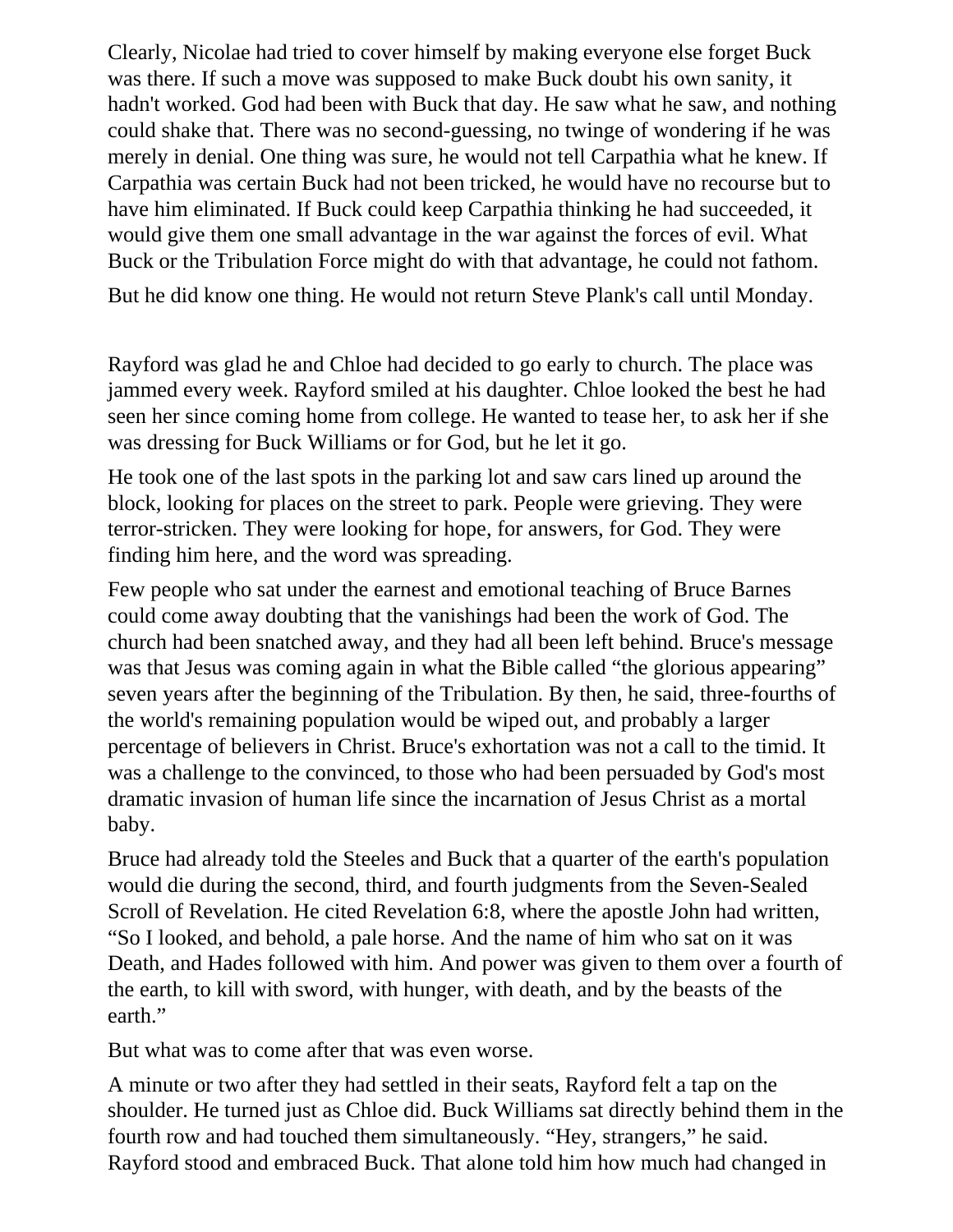Clearly, Nicolae had tried to cover himself by making everyone else forget Buck was there. If such a move was supposed to make Buck doubt his own sanity, it hadn't worked. God had been with Buck that day. He saw what he saw, and nothing could shake that. There was no second-guessing, no twinge of wondering if he was merely in denial. One thing was sure, he would not tell Carpathia what he knew. If Carpathia was certain Buck had not been tricked, he would have no recourse but to have him eliminated. If Buck could keep Carpathia thinking he had succeeded, it would give them one small advantage in the war against the forces of evil. What Buck or the Tribulation Force might do with that advantage, he could not fathom.

But he did know one thing. He would not return Steve Plank's call until Monday.

Rayford was glad he and Chloe had decided to go early to church. The place was jammed every week. Rayford smiled at his daughter. Chloe looked the best he had seen her since coming home from college. He wanted to tease her, to ask her if she was dressing for Buck Williams or for God, but he let it go.

He took one of the last spots in the parking lot and saw cars lined up around the block, looking for places on the street to park. People were grieving. They were terror-stricken. They were looking for hope, for answers, for God. They were finding him here, and the word was spreading.

Few people who sat under the earnest and emotional teaching of Bruce Barnes could come away doubting that the vanishings had been the work of God. The church had been snatched away, and they had all been left behind. Bruce's message was that Jesus was coming again in what the Bible called "the glorious appearing" seven years after the beginning of the Tribulation. By then, he said, three-fourths of the world's remaining population would be wiped out, and probably a larger percentage of believers in Christ. Bruce's exhortation was not a call to the timid. It was a challenge to the convinced, to those who had been persuaded by God's most dramatic invasion of human life since the incarnation of Jesus Christ as a mortal baby.

Bruce had already told the Steeles and Buck that a quarter of the earth's population would die during the second, third, and fourth judgments from the Seven-Sealed Scroll of Revelation. He cited Revelation 6:8, where the apostle John had written, "So I looked, and behold, a pale horse. And the name of him who sat on it was Death, and Hades followed with him. And power was given to them over a fourth of the earth, to kill with sword, with hunger, with death, and by the beasts of the earth."

But what was to come after that was even worse.

A minute or two after they had settled in their seats, Rayford felt a tap on the shoulder. He turned just as Chloe did. Buck Williams sat directly behind them in the fourth row and had touched them simultaneously. "Hey, strangers," he said. Rayford stood and embraced Buck. That alone told him how much had changed in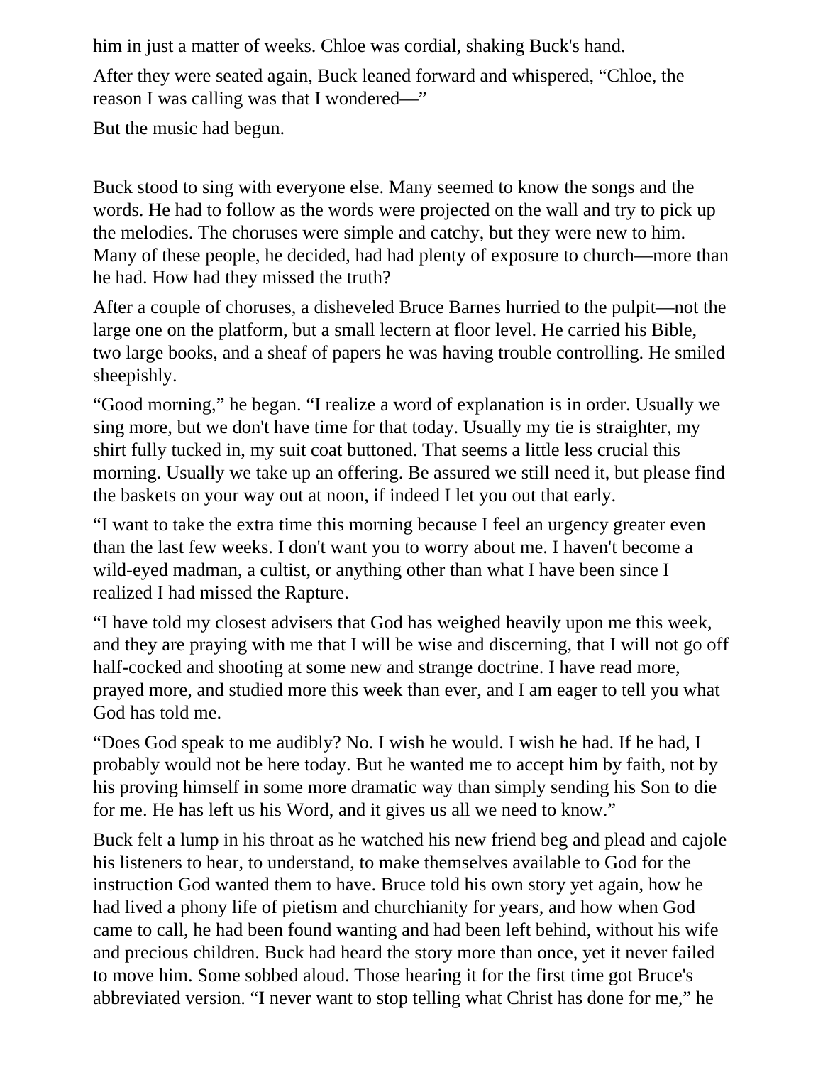him in just a matter of weeks. Chloe was cordial, shaking Buck's hand.

After they were seated again, Buck leaned forward and whispered, “Chloe, the reason I was calling was that I wondered—”

But the music had begun.

Buck stood to sing with everyone else. Many seemed to know the songs and the words. He had to follow as the words were projected on the wall and try to pick up the melodies. The choruses were simple and catchy, but they were new to him. Many of these people, he decided, had had plenty of exposure to church—more than he had. How had they missed the truth?

After a couple of choruses, a disheveled Bruce Barnes hurried to the pulpit—not the large one on the platform, but a small lectern at floor level. He carried his Bible, two large books, and a sheaf of papers he was having trouble controlling. He smiled sheepishly.

“Good morning,” he began. “I realize a word of explanation is in order. Usually we sing more, but we don't have time for that today. Usually my tie is straighter, my shirt fully tucked in, my suit coat buttoned. That seems a little less crucial this morning. Usually we take up an offering. Be assured we still need it, but please find the baskets on your way out at noon, if indeed I let you out that early.

“I want to take the extra time this morning because I feel an urgency greater even than the last few weeks. I don't want you to worry about me. I haven't become a wild-eyed madman, a cultist, or anything other than what I have been since I realized I had missed the Rapture.

“I have told my closest advisers that God has weighed heavily upon me this week, and they are praying with me that I will be wise and discerning, that I will not go off half-cocked and shooting at some new and strange doctrine. I have read more, prayed more, and studied more this week than ever, and I am eager to tell you what God has told me.

“Does God speak to me audibly? No. I wish he would. I wish he had. If he had, I probably would not be here today. But he wanted me to accept him by faith, not by his proving himself in some more dramatic way than simply sending his Son to die for me. He has left us his Word, and it gives us all we need to know.”

Buck felt a lump in his throat as he watched his new friend beg and plead and cajole his listeners to hear, to understand, to make themselves available to God for the instruction God wanted them to have. Bruce told his own story yet again, how he had lived a phony life of pietism and churchianity for years, and how when God came to call, he had been found wanting and had been left behind, without his wife and precious children. Buck had heard the story more than once, yet it never failed to move him. Some sobbed aloud. Those hearing it for the first time got Bruce's abbreviated version. “I never want to stop telling what Christ has done for me,” he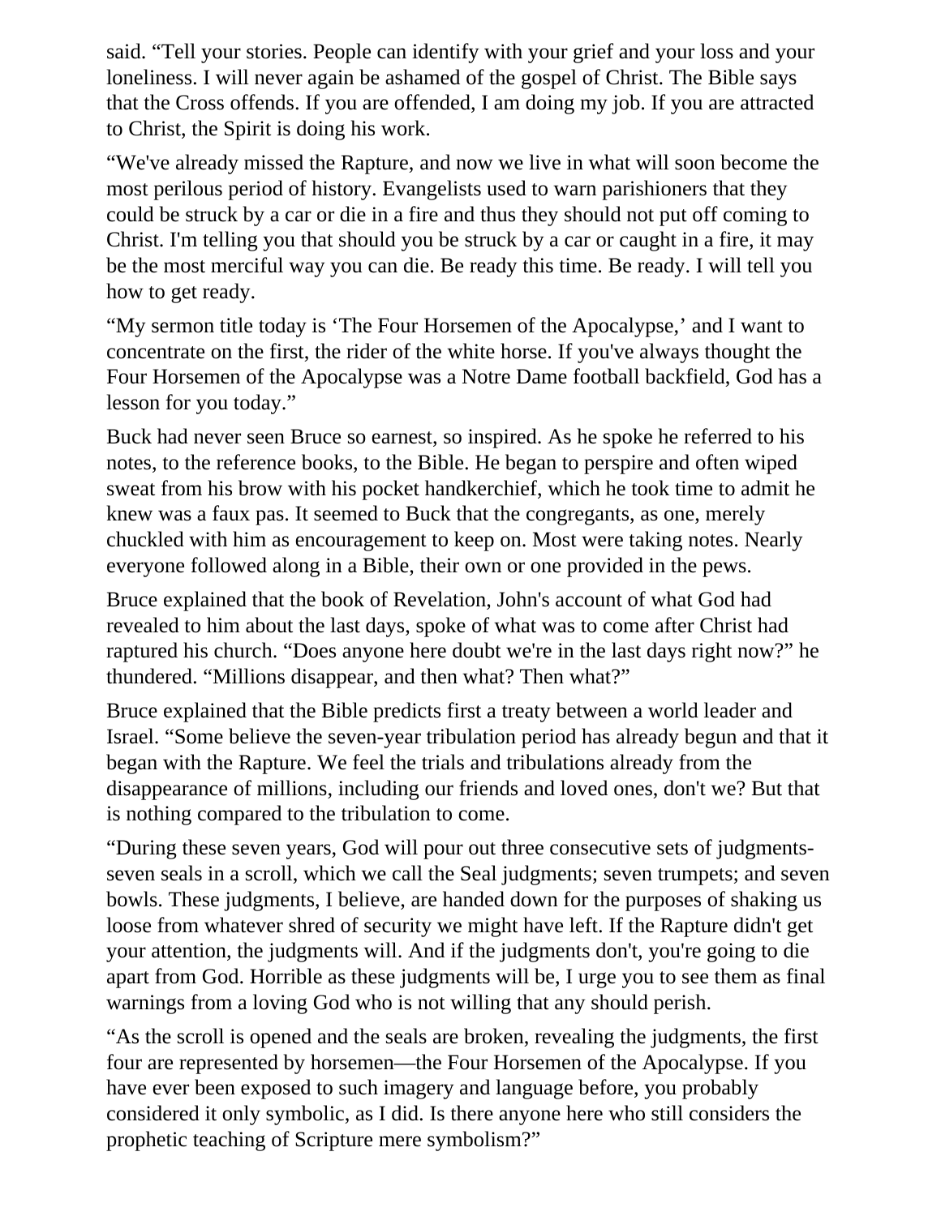said. “Tell your stories. People can identify with your grief and your loss and your loneliness. I will never again be ashamed of the gospel of Christ. The Bible says that the Cross offends. If you are offended, I am doing my job. If you are attracted to Christ, the Spirit is doing his work.

“We've already missed the Rapture, and now we live in what will soon become the most perilous period of history. Evangelists used to warn parishioners that they could be struck by a car or die in a fire and thus they should not put off coming to Christ. I'm telling you that should you be struck by a car or caught in a fire, it may be the most merciful way you can die. Be ready this time. Be ready. I will tell you how to get ready.

“My sermon title today is ‘The Four Horsemen of the Apocalypse,’ and I want to concentrate on the first, the rider of the white horse. If you've always thought the Four Horsemen of the Apocalypse was a Notre Dame football backfield, God has a lesson for you today.”

Buck had never seen Bruce so earnest, so inspired. As he spoke he referred to his notes, to the reference books, to the Bible. He began to perspire and often wiped sweat from his brow with his pocket handkerchief, which he took time to admit he knew was a faux pas. It seemed to Buck that the congregants, as one, merely chuckled with him as encouragement to keep on. Most were taking notes. Nearly everyone followed along in a Bible, their own or one provided in the pews.

Bruce explained that the book of Revelation, John's account of what God had revealed to him about the last days, spoke of what was to come after Christ had raptured his church. “Does anyone here doubt we're in the last days right now?” he thundered. “Millions disappear, and then what? Then what?”

Bruce explained that the Bible predicts first a treaty between a world leader and Israel. “Some believe the seven-year tribulation period has already begun and that it began with the Rapture. We feel the trials and tribulations already from the disappearance of millions, including our friends and loved ones, don't we? But that is nothing compared to the tribulation to come.

“During these seven years, God will pour out three consecutive sets of judgments-seven seals in a scroll, which we call the Seal judgments; seven trumpets; and seven bowls. These judgments, I believe, are handed down for the purposes of shaking us loose from whatever shred of security we might have left. If the Rapture didn't get your attention, the judgments will. And if the judgments don't, you're going to die apart from God. Horrible as these judgments will be, I urge you to see them as final warnings from a loving God who is not willing that any should perish.

“As the scroll is opened and the seals are broken, revealing the judgments, the first four are represented by horsemen—the Four Horsemen of the Apocalypse. If you have ever been exposed to such imagery and language before, you probably considered it only symbolic, as I did. Is there anyone here who still considers the prophetic teaching of Scripture mere symbolism?”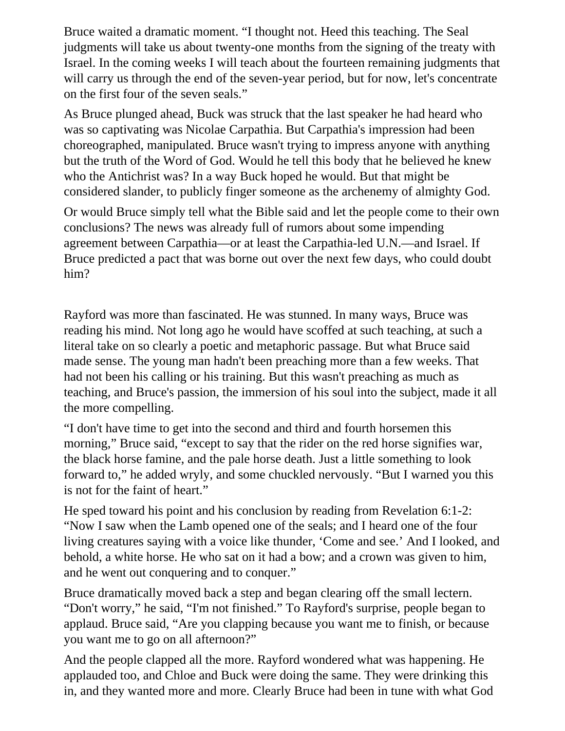Bruce waited a dramatic moment. “I thought not. Heed this teaching. The Seal judgments will take us about twenty-one months from the signing of the treaty with Israel. In the coming weeks I will teach about the fourteen remaining judgments that will carry us through the end of the seven-year period, but for now, let's concentrate on the first four of the seven seals.”

As Bruce plunged ahead, Buck was struck that the last speaker he had heard who was so captivating was Nicolae Carpathia. But Carpathia's impression had been choreographed, manipulated. Bruce wasn't trying to impress anyone with anything but the truth of the Word of God. Would he tell this body that he believed he knew who the Antichrist was? In a way Buck hoped he would. But that might be considered slander, to publicly finger someone as the archenemy of almighty God.

Or would Bruce simply tell what the Bible said and let the people come to their own conclusions? The news was already full of rumors about some impending agreement between Carpathia—or at least the Carpathia-led U.N.—and Israel. If Bruce predicted a pact that was borne out over the next few days, who could doubt him?

Rayford was more than fascinated. He was stunned. In many ways, Bruce was reading his mind. Not long ago he would have scoffed at such teaching, at such a literal take on so clearly a poetic and metaphoric passage. But what Bruce said made sense. The young man hadn't been preaching more than a few weeks. That had not been his calling or his training. But this wasn't preaching as much as teaching, and Bruce's passion, the immersion of his soul into the subject, made it all the more compelling.

“I don't have time to get into the second and third and fourth horsemen this morning,” Bruce said, “except to say that the rider on the red horse signifies war, the black horse famine, and the pale horse death. Just a little something to look forward to,” he added wryly, and some chuckled nervously. “But I warned you this is not for the faint of heart.”

He sped toward his point and his conclusion by reading from Revelation 6:1-2: “Now I saw when the Lamb opened one of the seals; and I heard one of the four living creatures saying with a voice like thunder, ‘Come and see.’ And I looked, and behold, a white horse. He who sat on it had a bow; and a crown was given to him, and he went out conquering and to conquer.”

Bruce dramatically moved back a step and began clearing off the small lectern. “Don't worry,” he said, “I'm not finished.” To Rayford's surprise, people began to applaud. Bruce said, “Are you clapping because you want me to finish, or because you want me to go on all afternoon?”

And the people clapped all the more. Rayford wondered what was happening. He applauded too, and Chloe and Buck were doing the same. They were drinking this in, and they wanted more and more. Clearly Bruce had been in tune with what God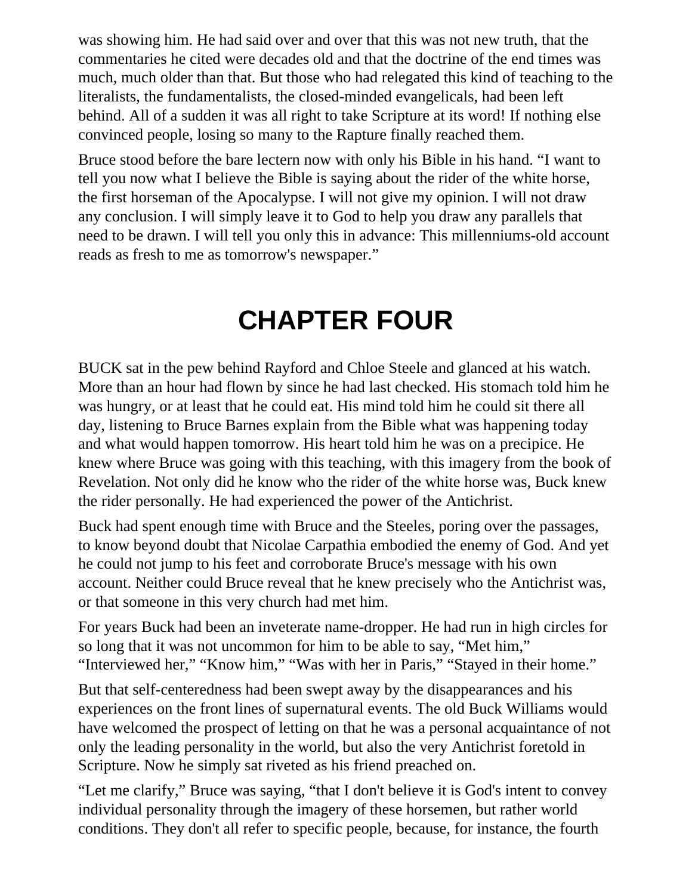was showing him. He had said over and over that this was not new truth, that the commentaries he cited were decades old and that the doctrine of the end times was much, much older than that. But those who had relegated this kind of teaching to the literalists, the fundamentalists, the closed-minded evangelicals, had been left behind. All of a sudden it was all right to take Scripture at its word! If nothing else convinced people, losing so many to the Rapture finally reached them.

Bruce stood before the bare lectern now with only his Bible in his hand. “I want to tell you now what I believe the Bible is saying about the rider of the white horse, the first horseman of the Apocalypse. I will not give my opinion. I will not draw any conclusion. I will simply leave it to God to help you draw any parallels that need to be drawn. I will tell you only this in advance: This millenniums-old account reads as fresh to me as tomorrow's newspaper.”

# CHAPTER FOUR

BUCK sat in the pew behind Rayford and Chloe Steele and glanced at his watch. More than an hour had flown by since he had last checked. His stomach told him he was hungry, or at least that he could eat. His mind told him he could sit there all day, listening to Bruce Barnes explain from the Bible what was happening today and what would happen tomorrow. His heart told him he was on a precipice. He knew where Bruce was going with this teaching, with this imagery from the book of Revelation. Not only did he know who the rider of the white horse was, Buck knew the rider personally. He had experienced the power of the Antichrist.

Buck had spent enough time with Bruce and the Steeles, poring over the passages, to know beyond doubt that Nicolae Carpathia embodied the enemy of God. And yet he could not jump to his feet and corroborate Bruce's message with his own account. Neither could Bruce reveal that he knew precisely who the Antichrist was, or that someone in this very church had met him.

For years Buck had been an inveterate name-dropper. He had run in high circles for so long that it was not uncommon for him to be able to say, “Met him,” “Interviewed her,” “Know him,” “Was with her in Paris,” “Stayed in their home.”

But that self-centeredness had been swept away by the disappearances and his experiences on the front lines of supernatural events. The old Buck Williams would have welcomed the prospect of letting on that he was a personal acquaintance of not only the leading personality in the world, but also the very Antichrist foretold in Scripture. Now he simply sat riveted as his friend preached on.

“Let me clarify,” Bruce was saying, “that I don't believe it is God's intent to convey individual personality through the imagery of these horsemen, but rather world conditions. They don't all refer to specific people, because, for instance, the fourth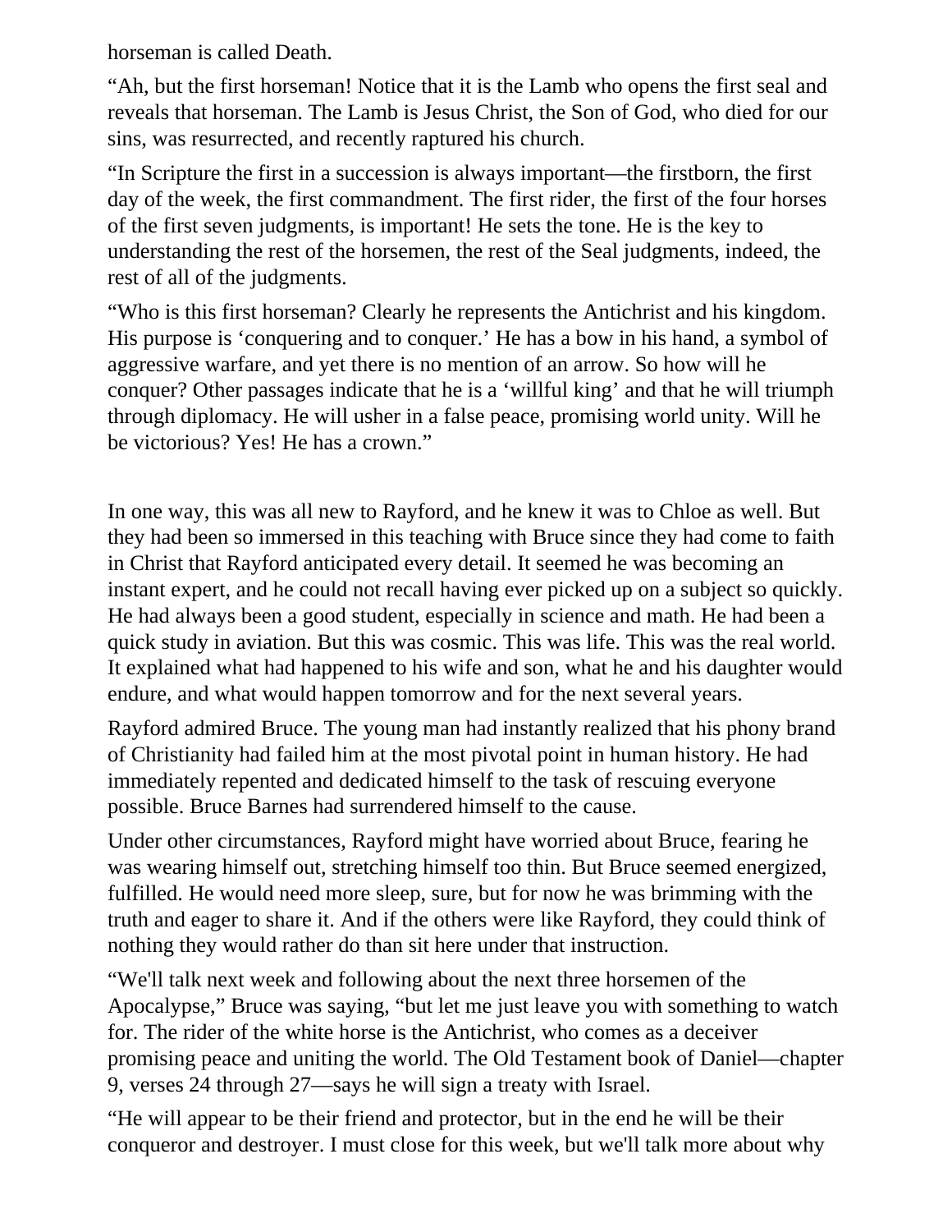horseman is called Death.

“Ah, but the first horseman! Notice that it is the Lamb who opens the first seal and reveals that horseman. The Lamb is Jesus Christ, the Son of God, who died for our sins, was resurrected, and recently raptured his church.

“In Scripture the first in a succession is always important—the firstborn, the first day of the week, the first commandment. The first rider, the first of the four horses of the first seven judgments, is important! He sets the tone. He is the key to understanding the rest of the horsemen, the rest of the Seal judgments, indeed, the rest of all of the judgments.

“Who is this first horseman? Clearly he represents the Antichrist and his kingdom. His purpose is ‘conquering and to conquer.’ He has a bow in his hand, a symbol of aggressive warfare, and yet there is no mention of an arrow. So how will he conquer? Other passages indicate that he is a ‘willful king’ and that he will triumph through diplomacy. He will usher in a false peace, promising world unity. Will he be victorious? Yes! He has a crown.”

In one way, this was all new to Rayford, and he knew it was to Chloe as well. But they had been so immersed in this teaching with Bruce since they had come to faith in Christ that Rayford anticipated every detail. It seemed he was becoming an instant expert, and he could not recall having ever picked up on a subject so quickly. He had always been a good student, especially in science and math. He had been a quick study in aviation. But this was cosmic. This was life. This was the real world. It explained what had happened to his wife and son, what he and his daughter would endure, and what would happen tomorrow and for the next several years.

Rayford admired Bruce. The young man had instantly realized that his phony brand of Christianity had failed him at the most pivotal point in human history. He had immediately repented and dedicated himself to the task of rescuing everyone possible. Bruce Barnes had surrendered himself to the cause.

Under other circumstances, Rayford might have worried about Bruce, fearing he was wearing himself out, stretching himself too thin. But Bruce seemed energized, fulfilled. He would need more sleep, sure, but for now he was brimming with the truth and eager to share it. And if the others were like Rayford, they could think of nothing they would rather do than sit here under that instruction.

“We'll talk next week and following about the next three horsemen of the Apocalypse,” Bruce was saying, “but let me just leave you with something to watch for. The rider of the white horse is the Antichrist, who comes as a deceiver promising peace and uniting the world. The Old Testament book of Daniel—chapter 9, verses 24 through 27—says he will sign a treaty with Israel.

“He will appear to be their friend and protector, but in the end he will be their conqueror and destroyer. I must close for this week, but we'll talk more about why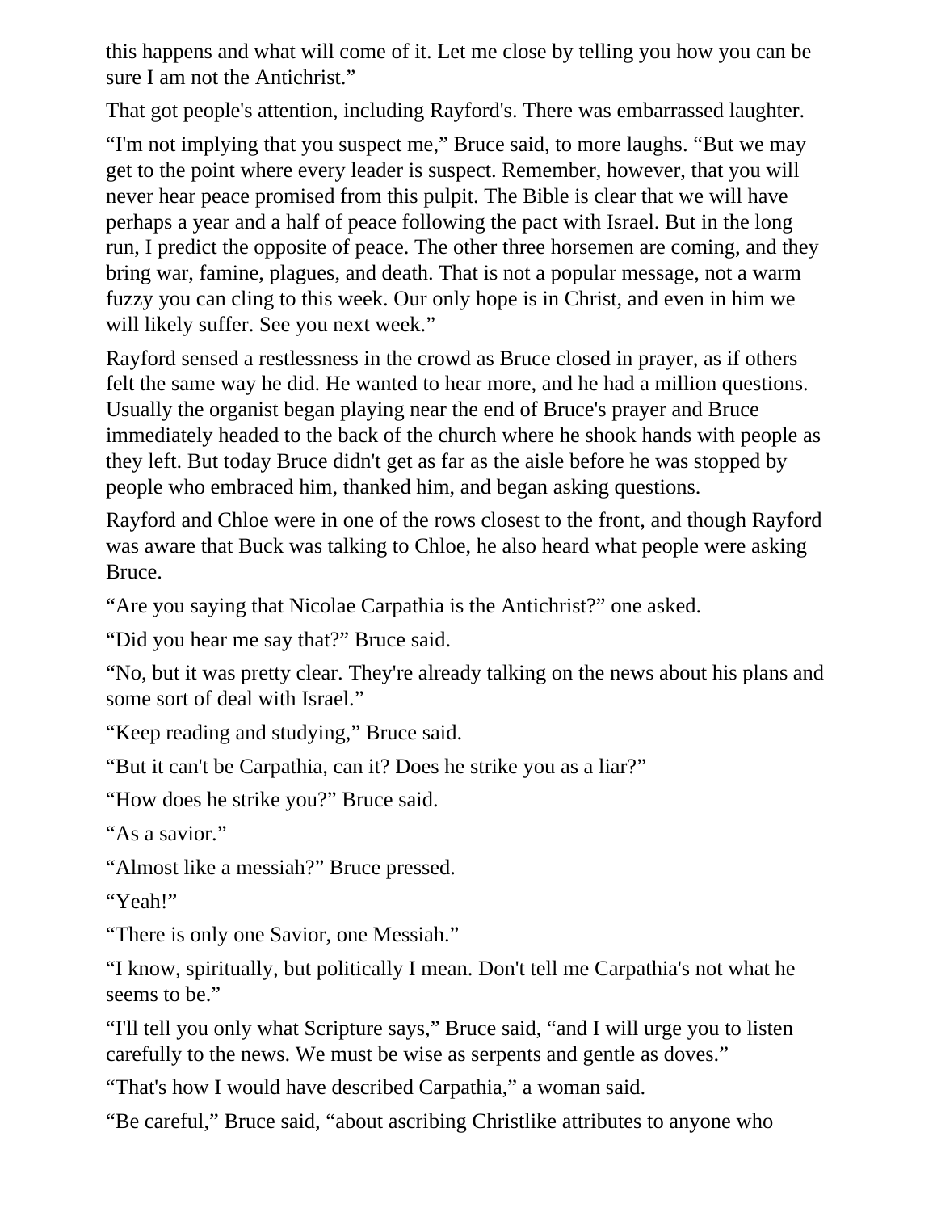this happens and what will come of it. Let me close by telling you how you can be sure I am not the Antichrist."

That got people's attention, including Rayford's. There was embarrassed laughter.

"I'm not implying that you suspect me," Bruce said, to more laughs. "But we may get to the point where every leader is suspect. Remember, however, that you will never hear peace promised from this pulpit. The Bible is clear that we will have perhaps a year and a half of peace following the pact with Israel. But in the long run, I predict the opposite of peace. The other three horsemen are coming, and they bring war, famine, plagues, and death. That is not a popular message, not a warm fuzzy you can cling to this week. Our only hope is in Christ, and even in him we will likely suffer. See you next week."

Rayford sensed a restlessness in the crowd as Bruce closed in prayer, as if others felt the same way he did. He wanted to hear more, and he had a million questions. Usually the organist began playing near the end of Bruce's prayer and Bruce immediately headed to the back of the church where he shook hands with people as they left. But today Bruce didn't get as far as the aisle before he was stopped by people who embraced him, thanked him, and began asking questions.

Rayford and Chloe were in one of the rows closest to the front, and though Rayford was aware that Buck was talking to Chloe, he also heard what people were asking Bruce.

"Are you saying that Nicolae Carpathia is the Antichrist?" one asked.

"Did you hear me say that?" Bruce said.

"No, but it was pretty clear. They're already talking on the news about his plans and some sort of deal with Israel."

"Keep reading and studying," Bruce said.

"But it can't be Carpathia, can it? Does he strike you as a liar?"

"How does he strike you?" Bruce said.

"As a savior."

"Almost like a messiah?" Bruce pressed.

"Yeah!"

"There is only one Savior, one Messiah."

"I know, spiritually, but politically I mean. Don't tell me Carpathia's not what he seems to be."

"I'll tell you only what Scripture says," Bruce said, "and I will urge you to listen carefully to the news. We must be wise as serpents and gentle as doves."

"That's how I would have described Carpathia," a woman said.

"Be careful," Bruce said, "about ascribing Christlike attributes to anyone who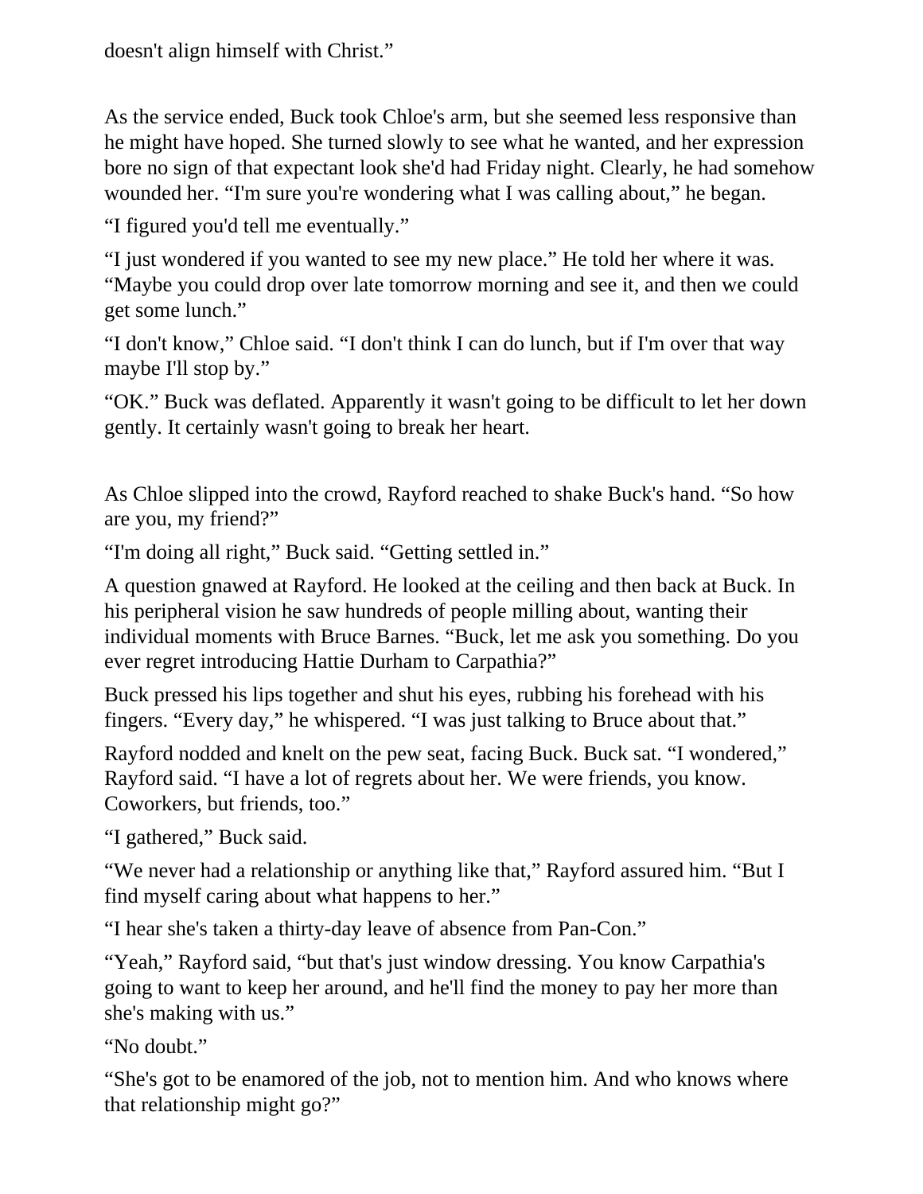doesn't align himself with Christ."

As the service ended, Buck took Chloe's arm, but she seemed less responsive than he might have hoped. She turned slowly to see what he wanted, and her expression bore no sign of that expectant look she'd had Friday night. Clearly, he had somehow wounded her. "I'm sure you're wondering what I was calling about," he began.

"I figured you'd tell me eventually."

"I just wondered if you wanted to see my new place." He told her where it was. "Maybe you could drop over late tomorrow morning and see it, and then we could get some lunch."

"I don't know," Chloe said. "I don't think I can do lunch, but if I'm over that way maybe I'll stop by."

"OK." Buck was deflated. Apparently it wasn't going to be difficult to let her down gently. It certainly wasn't going to break her heart.

As Chloe slipped into the crowd, Rayford reached to shake Buck's hand. "So how are you, my friend?"

"I'm doing all right," Buck said. "Getting settled in."

A question gnawed at Rayford. He looked at the ceiling and then back at Buck. In his peripheral vision he saw hundreds of people milling about, wanting their individual moments with Bruce Barnes. "Buck, let me ask you something. Do you ever regret introducing Hattie Durham to Carpathia?"

Buck pressed his lips together and shut his eyes, rubbing his forehead with his fingers. "Every day," he whispered. "I was just talking to Bruce about that."

Rayford nodded and knelt on the pew seat, facing Buck. Buck sat. "I wondered," Rayford said. "I have a lot of regrets about her. We were friends, you know. Coworkers, but friends, too."

"I gathered," Buck said.

"We never had a relationship or anything like that," Rayford assured him. "But I find myself caring about what happens to her."

"I hear she's taken a thirty-day leave of absence from Pan-Con."

"Yeah," Rayford said, "but that's just window dressing. You know Carpathia's going to want to keep her around, and he'll find the money to pay her more than she's making with us."

"No doubt."

"She's got to be enamored of the job, not to mention him. And who knows where that relationship might go?"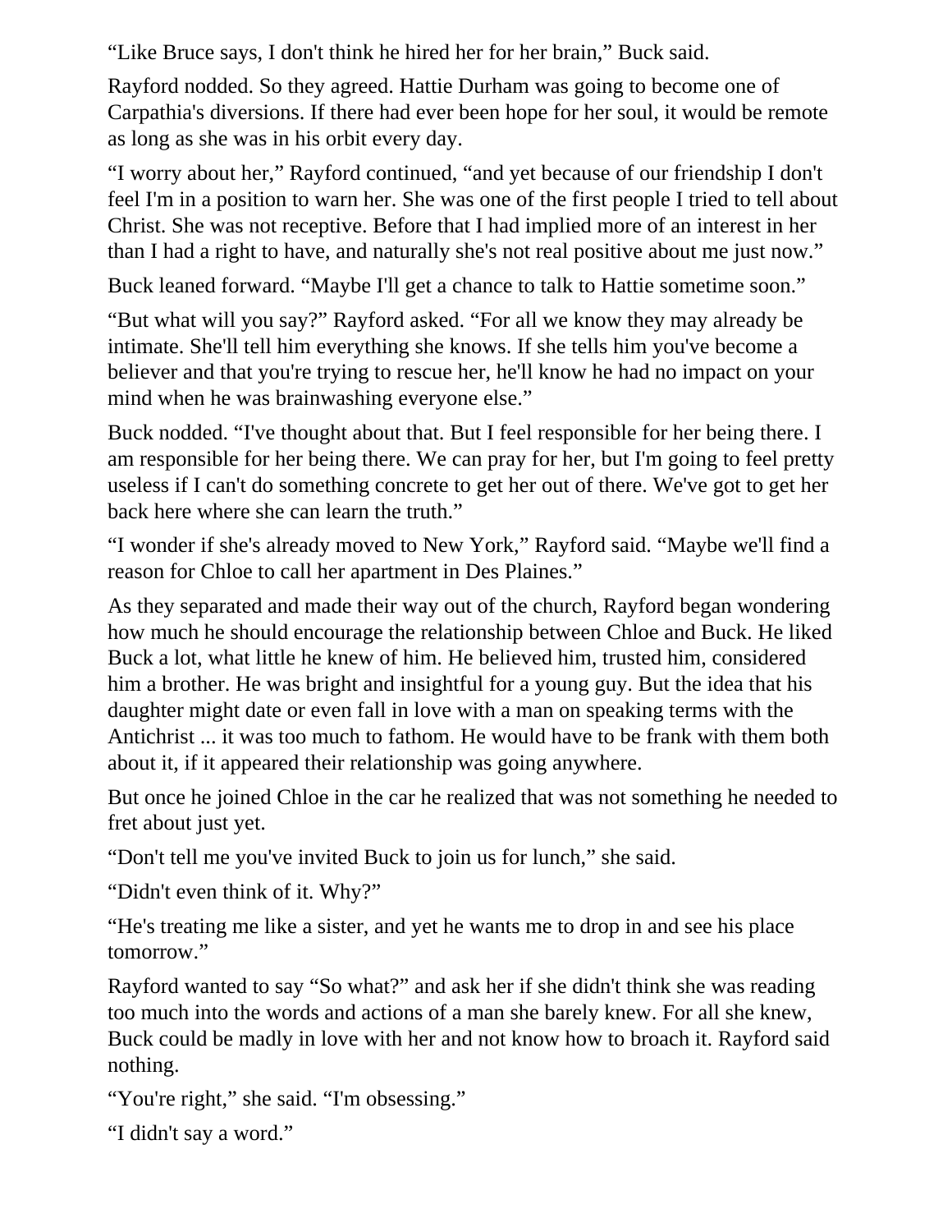"Like Bruce says, I don't think he hired her for her brain," Buck said.

Rayford nodded. So they agreed. Hattie Durham was going to become one of Carpathia's diversions. If there had ever been hope for her soul, it would be remote as long as she was in his orbit every day.

"I worry about her," Rayford continued, "and yet because of our friendship I don't feel I'm in a position to warn her. She was one of the first people I tried to tell about Christ. She was not receptive. Before that I had implied more of an interest in her than I had a right to have, and naturally she's not real positive about me just now."

Buck leaned forward. "Maybe I'll get a chance to talk to Hattie sometime soon."

"But what will you say?" Rayford asked. "For all we know they may already be intimate. She'll tell him everything she knows. If she tells him you've become a believer and that you're trying to rescue her, he'll know he had no impact on your mind when he was brainwashing everyone else."

Buck nodded. "I've thought about that. But I feel responsible for her being there. I am responsible for her being there. We can pray for her, but I'm going to feel pretty useless if I can't do something concrete to get her out of there. We've got to get her back here where she can learn the truth."

"I wonder if she's already moved to New York," Rayford said. "Maybe we'll find a reason for Chloe to call her apartment in Des Plaines."

As they separated and made their way out of the church, Rayford began wondering how much he should encourage the relationship between Chloe and Buck. He liked Buck a lot, what little he knew of him. He believed him, trusted him, considered him a brother. He was bright and insightful for a young guy. But the idea that his daughter might date or even fall in love with a man on speaking terms with the Antichrist ... it was too much to fathom. He would have to be frank with them both about it, if it appeared their relationship was going anywhere.

But once he joined Chloe in the car he realized that was not something he needed to fret about just yet.

"Don't tell me you've invited Buck to join us for lunch," she said.

"Didn't even think of it. Why?"

"He's treating me like a sister, and yet he wants me to drop in and see his place tomorrow."

Rayford wanted to say "So what?" and ask her if she didn't think she was reading too much into the words and actions of a man she barely knew. For all she knew, Buck could be madly in love with her and not know how to broach it. Rayford said nothing.

"You're right," she said. "I'm obsessing."

"I didn't say a word."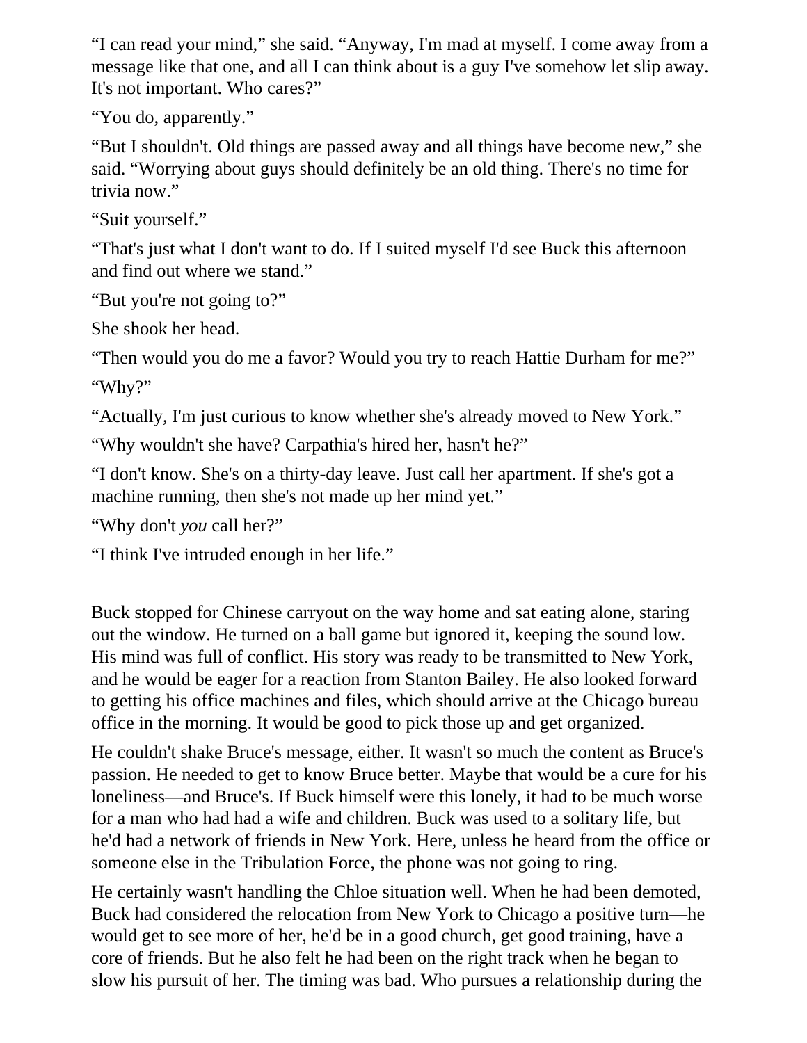"I can read your mind," she said. "Anyway, I'm mad at myself. I come away from a message like that one, and all I can think about is a guy I've somehow let slip away. It's not important. Who cares?"

"You do, apparently."

"But I shouldn't. Old things are passed away and all things have become new," she said. "Worrying about guys should definitely be an old thing. There's no time for trivia now."

"Suit yourself."

"That's just what I don't want to do. If I suited myself I'd see Buck this afternoon and find out where we stand."

"But you're not going to?"

She shook her head.

"Then would you do me a favor? Would you try to reach Hattie Durham for me?"

"Why?"

"Actually, I'm just curious to know whether she's already moved to New York."

"Why wouldn't she have? Carpathia's hired her, hasn't he?"

"I don't know. She's on a thirty-day leave. Just call her apartment. If she's got a machine running, then she's not made up her mind yet."

"Why don't *you* call her?"

"I think I've intruded enough in her life."

Buck stopped for Chinese carryout on the way home and sat eating alone, staring out the window. He turned on a ball game but ignored it, keeping the sound low. His mind was full of conflict. His story was ready to be transmitted to New York, and he would be eager for a reaction from Stanton Bailey. He also looked forward to getting his office machines and files, which should arrive at the Chicago bureau office in the morning. It would be good to pick those up and get organized.

He couldn't shake Bruce's message, either. It wasn't so much the content as Bruce's passion. He needed to get to know Bruce better. Maybe that would be a cure for his loneliness—and Bruce's. If Buck himself were this lonely, it had to be much worse for a man who had had a wife and children. Buck was used to a solitary life, but he'd had a network of friends in New York. Here, unless he heard from the office or someone else in the Tribulation Force, the phone was not going to ring.

He certainly wasn't handling the Chloe situation well. When he had been demoted, Buck had considered the relocation from New York to Chicago a positive turn—he would get to see more of her, he'd be in a good church, get good training, have a core of friends. But he also felt he had been on the right track when he began to slow his pursuit of her. The timing was bad. Who pursues a relationship during the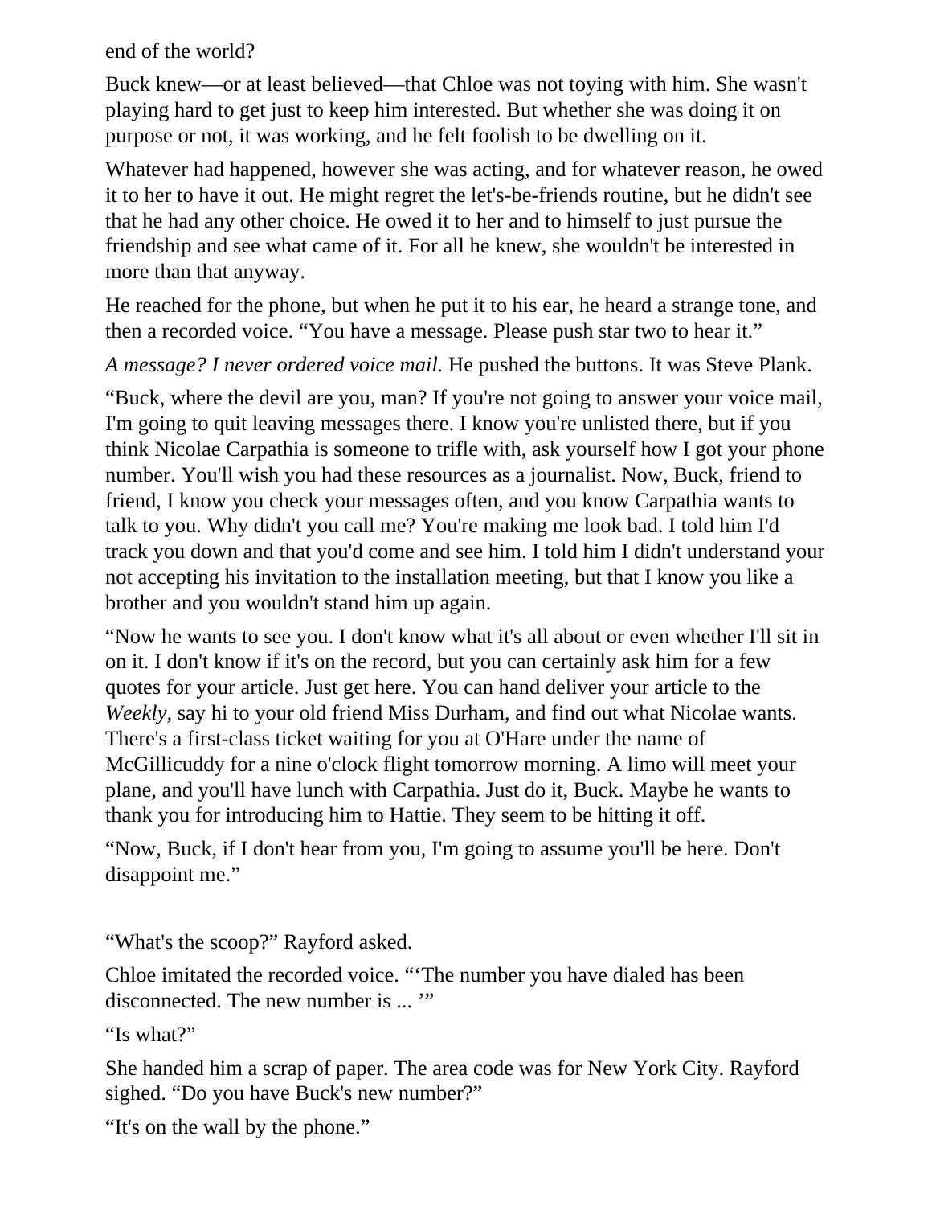end of the world?

Buck knew—or at least believed—that Chloe was not toying with him. She wasn't playing hard to get just to keep him interested. But whether she was doing it on purpose or not, it was working, and he felt foolish to be dwelling on it.

Whatever had happened, however she was acting, and for whatever reason, he owed it to her to have it out. He might regret the let's-be-friends routine, but he didn't see that he had any other choice. He owed it to her and to himself to just pursue the friendship and see what came of it. For all he knew, she wouldn't be interested in more than that anyway.

He reached for the phone, but when he put it to his ear, he heard a strange tone, and then a recorded voice. "You have a message. Please push star two to hear it."

*A message? I never ordered voice mail.* He pushed the buttons. It was Steve Plank.

"Buck, where the devil are you, man? If you're not going to answer your voice mail, I'm going to quit leaving messages there. I know you're unlisted there, but if you think Nicolae Carpathia is someone to trifle with, ask yourself how I got your phone number. You'll wish you had these resources as a journalist. Now, Buck, friend to friend, I know you check your messages often, and you know Carpathia wants to talk to you. Why didn't you call me? You're making me look bad. I told him I'd track you down and that you'd come and see him. I told him I didn't understand your not accepting his invitation to the installation meeting, but that I know you like a brother and you wouldn't stand him up again.

"Now he wants to see you. I don't know what it's all about or even whether I'll sit in on it. I don't know if it's on the record, but you can certainly ask him for a few quotes for your article. Just get here. You can hand deliver your article to the *Weekly*, say hi to your old friend Miss Durham, and find out what Nicolae wants. There's a first-class ticket waiting for you at O'Hare under the name of McGillicuddy for a nine o'clock flight tomorrow morning. A limo will meet your plane, and you'll have lunch with Carpathia. Just do it, Buck. Maybe he wants to thank you for introducing him to Hattie. They seem to be hitting it off.

"Now, Buck, if I don't hear from you, I'm going to assume you'll be here. Don't disappoint me."

"What's the scoop?" Rayford asked.

Chloe imitated the recorded voice. "'The number you have dialed has been disconnected. The new number is ... '"

"Is what?"

She handed him a scrap of paper. The area code was for New York City. Rayford sighed. "Do you have Buck's new number?"

"It's on the wall by the phone."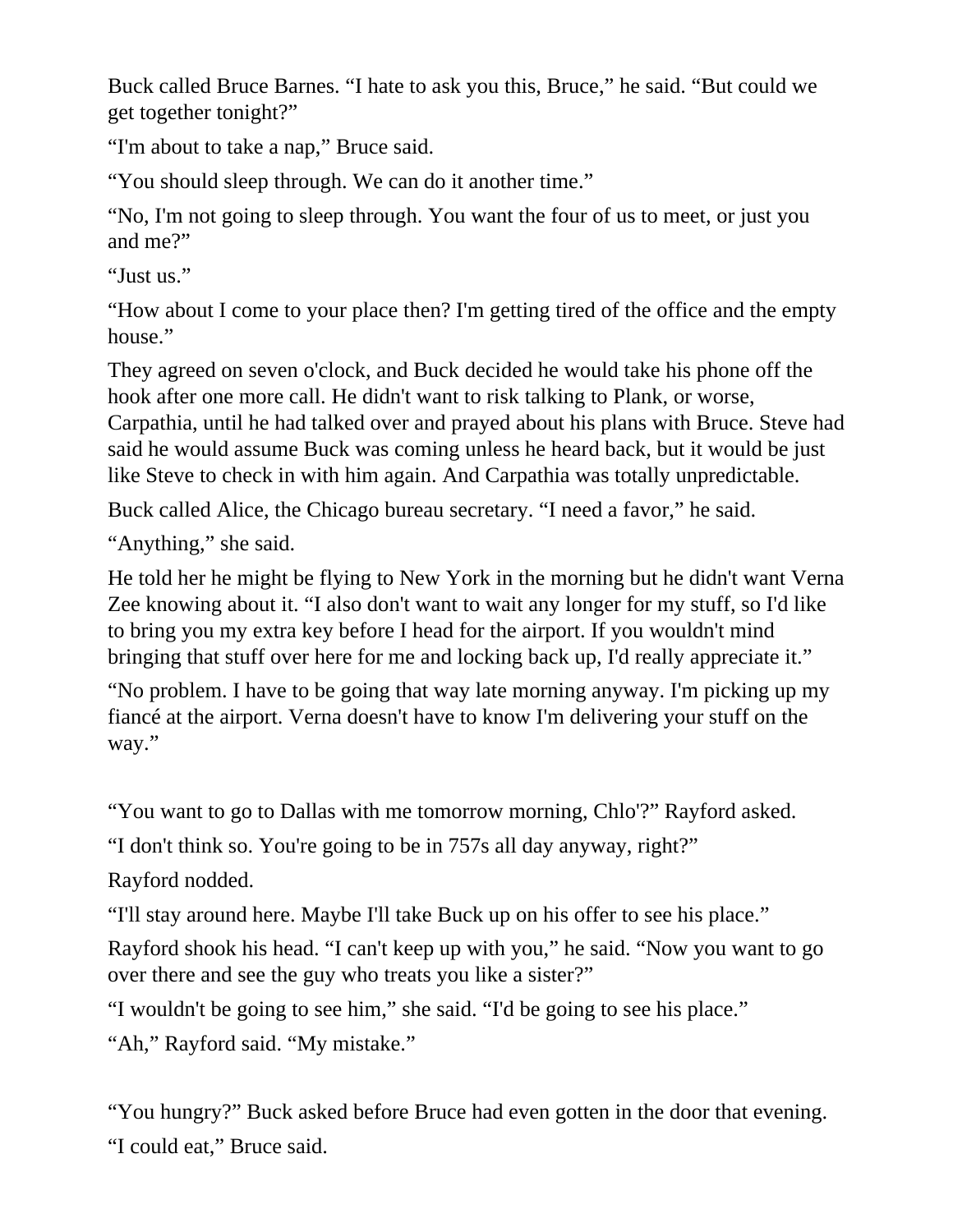Buck called Bruce Barnes. “I hate to ask you this, Bruce,” he said. “But could we get together tonight?”

“I'm about to take a nap,” Bruce said.

“You should sleep through. We can do it another time.”

“No, I'm not going to sleep through. You want the four of us to meet, or just you and me?”

“Just us.”

“How about I come to your place then? I'm getting tired of the office and the empty house.”

They agreed on seven o'clock, and Buck decided he would take his phone off the hook after one more call. He didn't want to risk talking to Plank, or worse, Carpathia, until he had talked over and prayed about his plans with Bruce. Steve had said he would assume Buck was coming unless he heard back, but it would be just like Steve to check in with him again. And Carpathia was totally unpredictable.

Buck called Alice, the Chicago bureau secretary. “I need a favor,” he said.

“Anything,” she said.

He told her he might be flying to New York in the morning but he didn't want Verna Zee knowing about it. “I also don't want to wait any longer for my stuff, so I'd like to bring you my extra key before I head for the airport. If you wouldn't mind bringing that stuff over here for me and locking back up, I'd really appreciate it.”

“No problem. I have to be going that way late morning anyway. I'm picking up my fiancé at the airport. Verna doesn't have to know I'm delivering your stuff on the way.”

“You want to go to Dallas with me tomorrow morning, Chlo'?” Rayford asked.

“I don't think so. You're going to be in 757s all day anyway, right?”

Rayford nodded.

“I'll stay around here. Maybe I'll take Buck up on his offer to see his place.”

Rayford shook his head. “I can't keep up with you,” he said. “Now you want to go over there and see the guy who treats you like a sister?”

“I wouldn't be going to see him,” she said. “I'd be going to see his place.”

“Ah,” Rayford said. “My mistake.”

“You hungry?” Buck asked before Bruce had even gotten in the door that evening.

“I could eat,” Bruce said.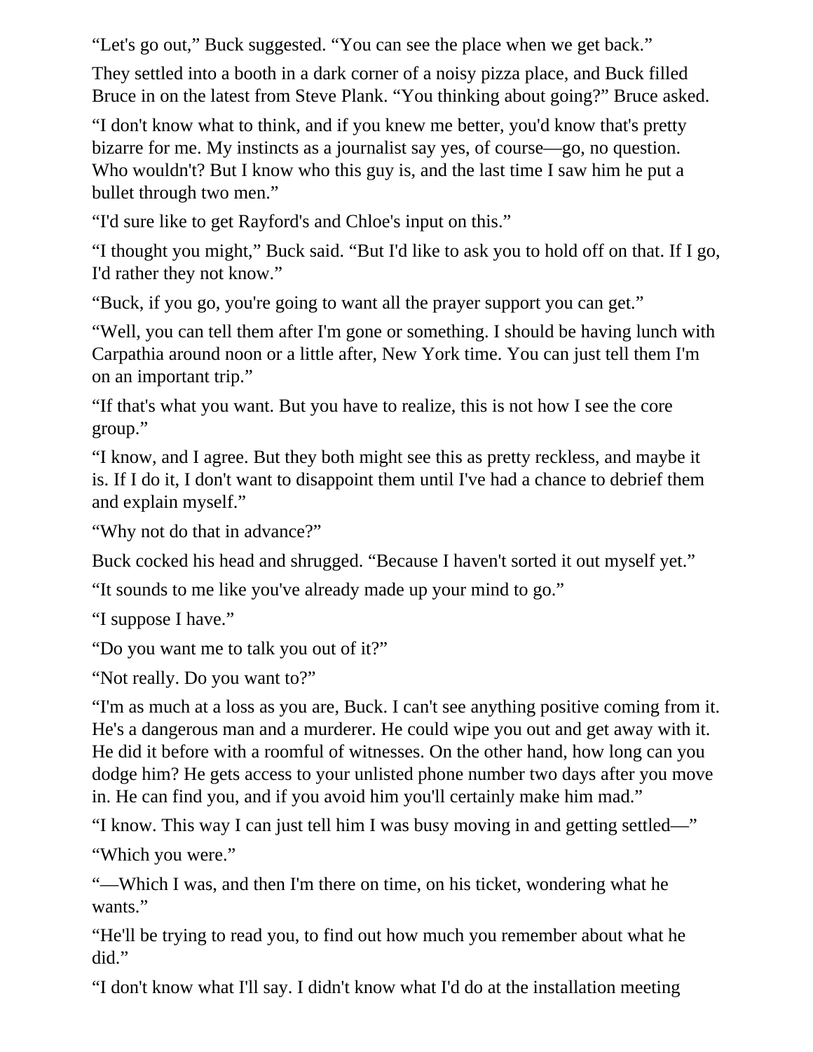“Let's go out,” Buck suggested. “You can see the place when we get back.”

They settled into a booth in a dark corner of a noisy pizza place, and Buck filled Bruce in on the latest from Steve Plank. “You thinking about going?” Bruce asked.

“I don't know what to think, and if you knew me better, you'd know that's pretty bizarre for me. My instincts as a journalist say yes, of course—go, no question. Who wouldn't? But I know who this guy is, and the last time I saw him he put a bullet through two men.”

“I'd sure like to get Rayford's and Chloe's input on this.”

“I thought you might,” Buck said. “But I'd like to ask you to hold off on that. If I go, I'd rather they not know.”

“Buck, if you go, you're going to want all the prayer support you can get.”

“Well, you can tell them after I'm gone or something. I should be having lunch with Carpathia around noon or a little after, New York time. You can just tell them I'm on an important trip.”

“If that's what you want. But you have to realize, this is not how I see the core group.”

“I know, and I agree. But they both might see this as pretty reckless, and maybe it is. If I do it, I don't want to disappoint them until I've had a chance to debrief them and explain myself.”

“Why not do that in advance?”

Buck cocked his head and shrugged. “Because I haven't sorted it out myself yet.”

“It sounds to me like you've already made up your mind to go.”

“I suppose I have.”

“Do you want me to talk you out of it?”

“Not really. Do you want to?”

“I'm as much at a loss as you are, Buck. I can't see anything positive coming from it. He's a dangerous man and a murderer. He could wipe you out and get away with it. He did it before with a roomful of witnesses. On the other hand, how long can you dodge him? He gets access to your unlisted phone number two days after you move in. He can find you, and if you avoid him you'll certainly make him mad.”

“I know. This way I can just tell him I was busy moving in and getting settled—”

“Which you were.”

“—Which I was, and then I'm there on time, on his ticket, wondering what he wants.”

“He'll be trying to read you, to find out how much you remember about what he did.”

“I don't know what I'll say. I didn't know what I'd do at the installation meeting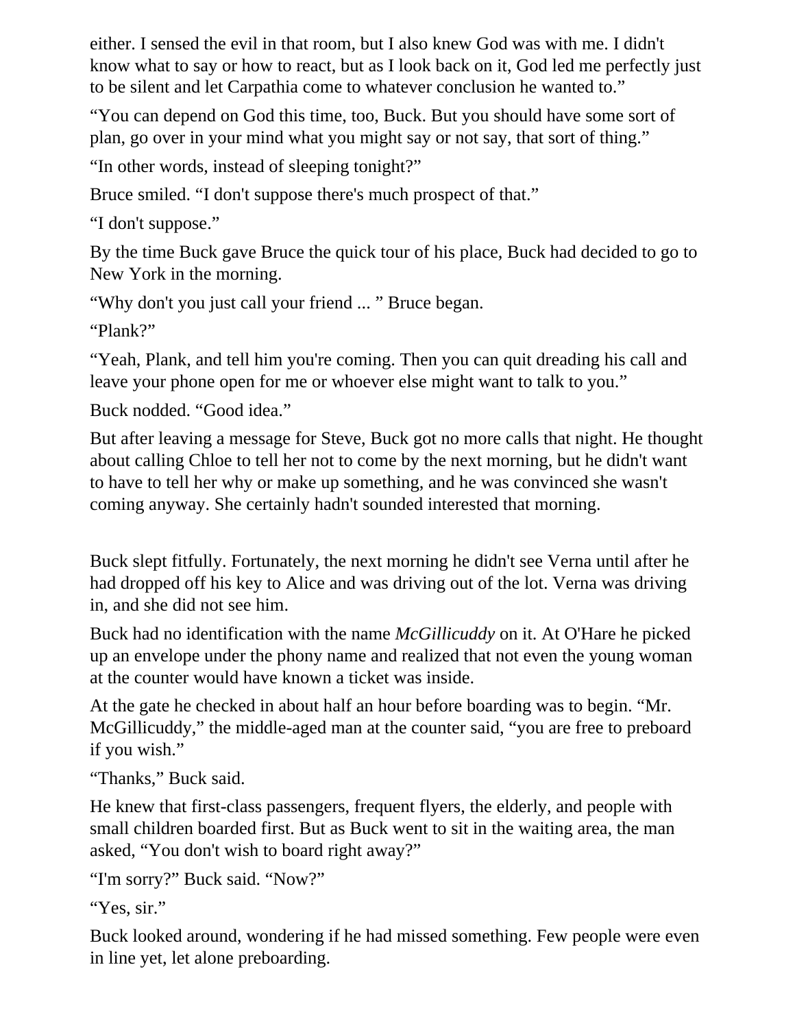either. I sensed the evil in that room, but I also knew God was with me. I didn't know what to say or how to react, but as I look back on it, God led me perfectly just to be silent and let Carpathia come to whatever conclusion he wanted to."

"You can depend on God this time, too, Buck. But you should have some sort of plan, go over in your mind what you might say or not say, that sort of thing."

"In other words, instead of sleeping tonight?"

Bruce smiled. "I don't suppose there's much prospect of that."

"I don't suppose."

By the time Buck gave Bruce the quick tour of his place, Buck had decided to go to New York in the morning.

"Why don't you just call your friend ... " Bruce began.

"Plank?"

"Yeah, Plank, and tell him you're coming. Then you can quit dreading his call and leave your phone open for me or whoever else might want to talk to you."

Buck nodded. "Good idea."

But after leaving a message for Steve, Buck got no more calls that night. He thought about calling Chloe to tell her not to come by the next morning, but he didn't want to have to tell her why or make up something, and he was convinced she wasn't coming anyway. She certainly hadn't sounded interested that morning.

Buck slept fitfully. Fortunately, the next morning he didn't see Verna until after he had dropped off his key to Alice and was driving out of the lot. Verna was driving in, and she did not see him.

Buck had no identification with the name *McGillicuddy* on it. At O'Hare he picked up an envelope under the phony name and realized that not even the young woman at the counter would have known a ticket was inside.

At the gate he checked in about half an hour before boarding was to begin. "Mr. McGillicuddy," the middle-aged man at the counter said, "you are free to preboard if you wish."

"Thanks," Buck said.

He knew that first-class passengers, frequent flyers, the elderly, and people with small children boarded first. But as Buck went to sit in the waiting area, the man asked, "You don't wish to board right away?"

"I'm sorry?" Buck said. "Now?"

"Yes, sir."

Buck looked around, wondering if he had missed something. Few people were even in line yet, let alone preboarding.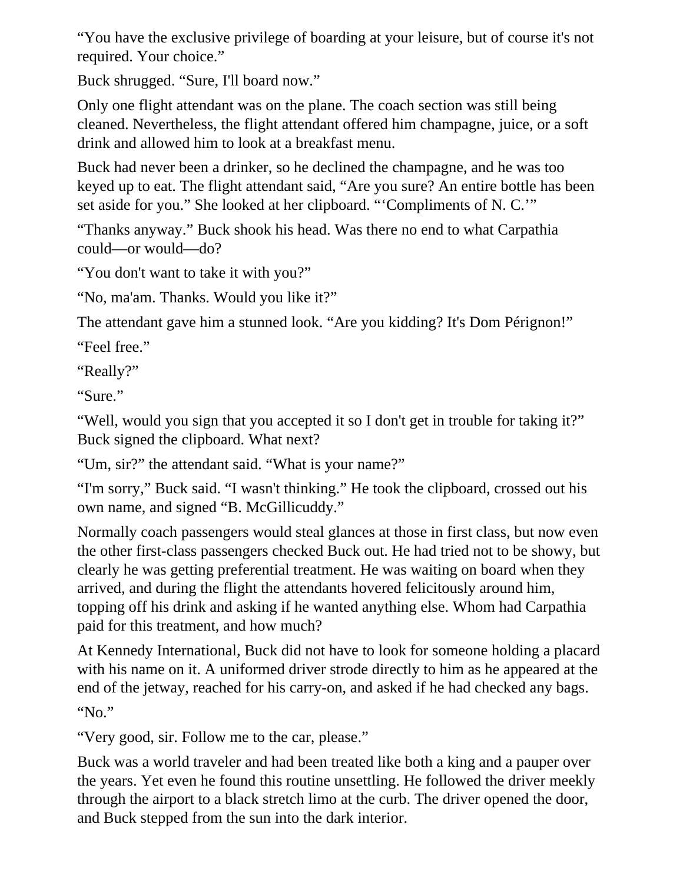“You have the exclusive privilege of boarding at your leisure, but of course it's not required. Your choice.”

Buck shrugged. “Sure, I'll board now.”

Only one flight attendant was on the plane. The coach section was still being cleaned. Nevertheless, the flight attendant offered him champagne, juice, or a soft drink and allowed him to look at a breakfast menu.

Buck had never been a drinker, so he declined the champagne, and he was too keyed up to eat. The flight attendant said, “Are you sure? An entire bottle has been set aside for you.” She looked at her clipboard. “‘Compliments of N. C.’”

“Thanks anyway.” Buck shook his head. Was there no end to what Carpathia could—or would—do?

“You don't want to take it with you?”

“No, ma'am. Thanks. Would you like it?”

The attendant gave him a stunned look. “Are you kidding? It's Dom Pérignon!”

“Feel free.”

“Really?”

“Sure.”

“Well, would you sign that you accepted it so I don't get in trouble for taking it?” Buck signed the clipboard. What next?

“Um, sir?” the attendant said. “What is your name?”

“I'm sorry,” Buck said. “I wasn't thinking.” He took the clipboard, crossed out his own name, and signed “B. McGillicuddy.”

Normally coach passengers would steal glances at those in first class, but now even the other first-class passengers checked Buck out. He had tried not to be showy, but clearly he was getting preferential treatment. He was waiting on board when they arrived, and during the flight the attendants hovered felicitously around him, topping off his drink and asking if he wanted anything else. Whom had Carpathia paid for this treatment, and how much?

At Kennedy International, Buck did not have to look for someone holding a placard with his name on it. A uniformed driver strode directly to him as he appeared at the end of the jetway, reached for his carry-on, and asked if he had checked any bags.

“No.”

“Very good, sir. Follow me to the car, please.”

Buck was a world traveler and had been treated like both a king and a pauper over the years. Yet even he found this routine unsettling. He followed the driver meekly through the airport to a black stretch limo at the curb. The driver opened the door, and Buck stepped from the sun into the dark interior.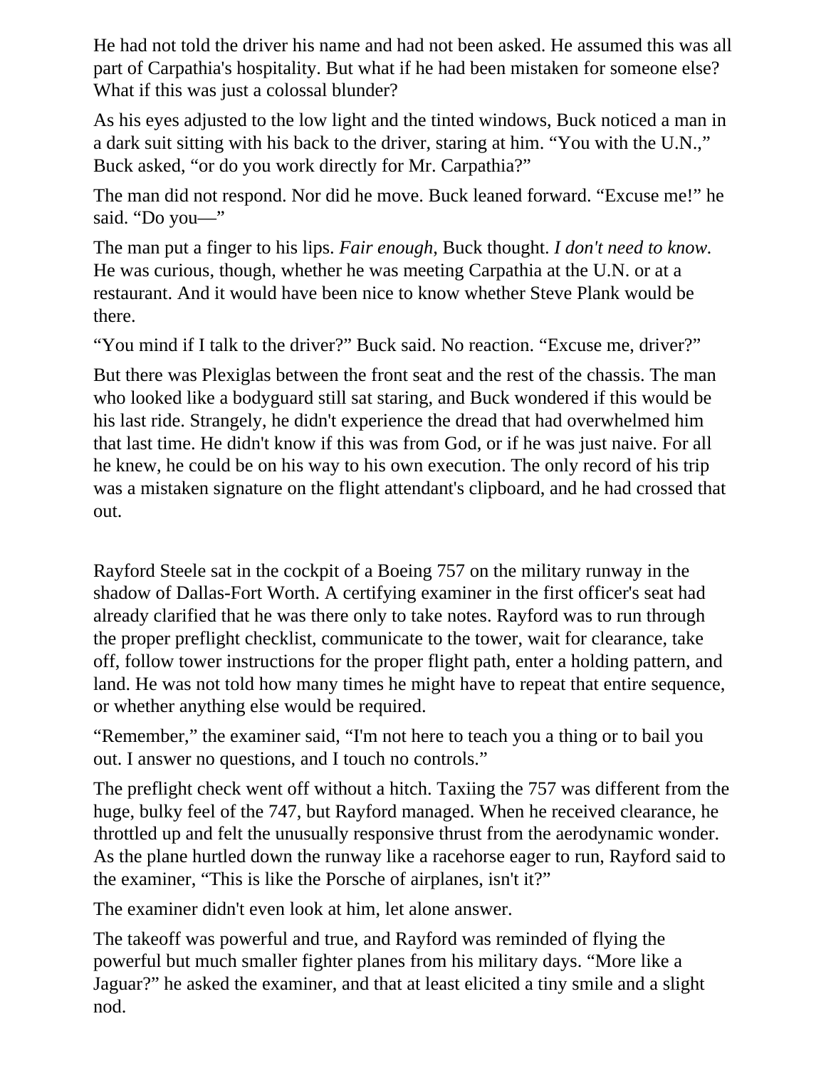He had not told the driver his name and had not been asked. He assumed this was all part of Carpathia's hospitality. But what if he had been mistaken for someone else? What if this was just a colossal blunder?

As his eyes adjusted to the low light and the tinted windows, Buck noticed a man in a dark suit sitting with his back to the driver, staring at him. “You with the U.N.,” Buck asked, “or do you work directly for Mr. Carpathia?”

The man did not respond. Nor did he move. Buck leaned forward. “Excuse me!” he said. “Do you—”

The man put a finger to his lips. *Fair enough*, Buck thought. *I don't need to know.* He was curious, though, whether he was meeting Carpathia at the U.N. or at a restaurant. And it would have been nice to know whether Steve Plank would be there.

“You mind if I talk to the driver?” Buck said. No reaction. “Excuse me, driver?”

But there was Plexiglas between the front seat and the rest of the chassis. The man who looked like a bodyguard still sat staring, and Buck wondered if this would be his last ride. Strangely, he didn't experience the dread that had overwhelmed him that last time. He didn't know if this was from God, or if he was just naive. For all he knew, he could be on his way to his own execution. The only record of his trip was a mistaken signature on the flight attendant's clipboard, and he had crossed that out.

Rayford Steele sat in the cockpit of a Boeing 757 on the military runway in the shadow of Dallas-Fort Worth. A certifying examiner in the first officer's seat had already clarified that he was there only to take notes. Rayford was to run through the proper preflight checklist, communicate to the tower, wait for clearance, take off, follow tower instructions for the proper flight path, enter a holding pattern, and land. He was not told how many times he might have to repeat that entire sequence, or whether anything else would be required.

“Remember,” the examiner said, “I'm not here to teach you a thing or to bail you out. I answer no questions, and I touch no controls.”

The preflight check went off without a hitch. Taxiing the 757 was different from the huge, bulky feel of the 747, but Rayford managed. When he received clearance, he throttled up and felt the unusually responsive thrust from the aerodynamic wonder. As the plane hurtled down the runway like a racehorse eager to run, Rayford said to the examiner, “This is like the Porsche of airplanes, isn't it?”

The examiner didn't even look at him, let alone answer.

The takeoff was powerful and true, and Rayford was reminded of flying the powerful but much smaller fighter planes from his military days. “More like a Jaguar?” he asked the examiner, and that at least elicited a tiny smile and a slight nod.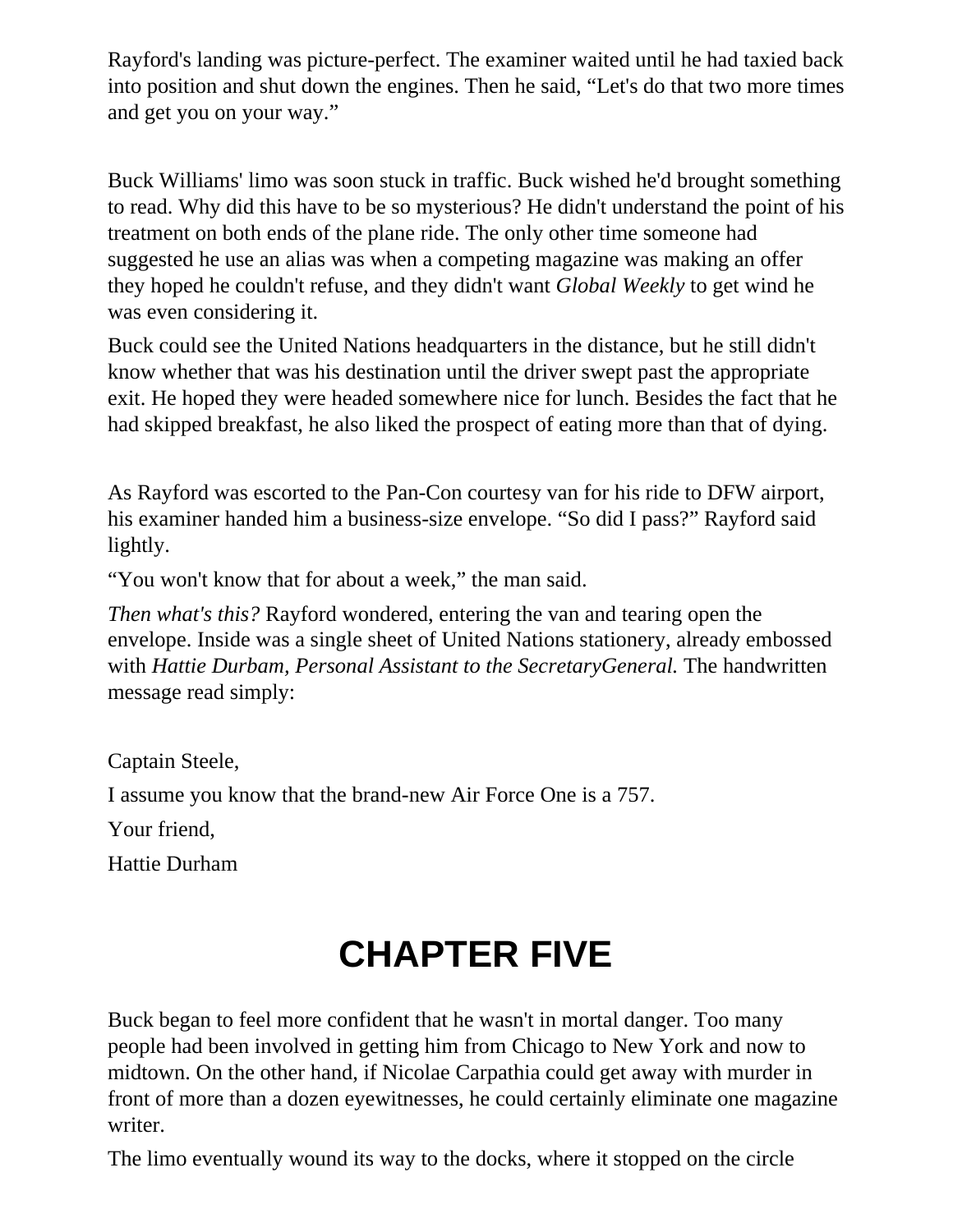Rayford's landing was picture-perfect. The examiner waited until he had taxied back into position and shut down the engines. Then he said, “Let's do that two more times and get you on your way.”

Buck Williams' limo was soon stuck in traffic. Buck wished he'd brought something to read. Why did this have to be so mysterious? He didn't understand the point of his treatment on both ends of the plane ride. The only other time someone had suggested he use an alias was when a competing magazine was making an offer they hoped he couldn't refuse, and they didn't want *Global Weekly* to get wind he was even considering it.

Buck could see the United Nations headquarters in the distance, but he still didn't know whether that was his destination until the driver swept past the appropriate exit. He hoped they were headed somewhere nice for lunch. Besides the fact that he had skipped breakfast, he also liked the prospect of eating more than that of dying.

As Rayford was escorted to the Pan-Con courtesy van for his ride to DFW airport, his examiner handed him a business-size envelope. “So did I pass?” Rayford said lightly.

“You won't know that for about a week,” the man said.

*Then what's this?* Rayford wondered, entering the van and tearing open the envelope. Inside was a single sheet of United Nations stationery, already embossed with *Hattie Durbam, Personal Assistant to the SecretaryGeneral.* The handwritten message read simply:

Captain Steele,

I assume you know that the brand-new Air Force One is a 757.

Your friend,

Hattie Durham

# CHAPTER FIVE

Buck began to feel more confident that he wasn't in mortal danger. Too many people had been involved in getting him from Chicago to New York and now to midtown. On the other hand, if Nicolae Carpathia could get away with murder in front of more than a dozen eyewitnesses, he could certainly eliminate one magazine writer.

The limo eventually wound its way to the docks, where it stopped on the circle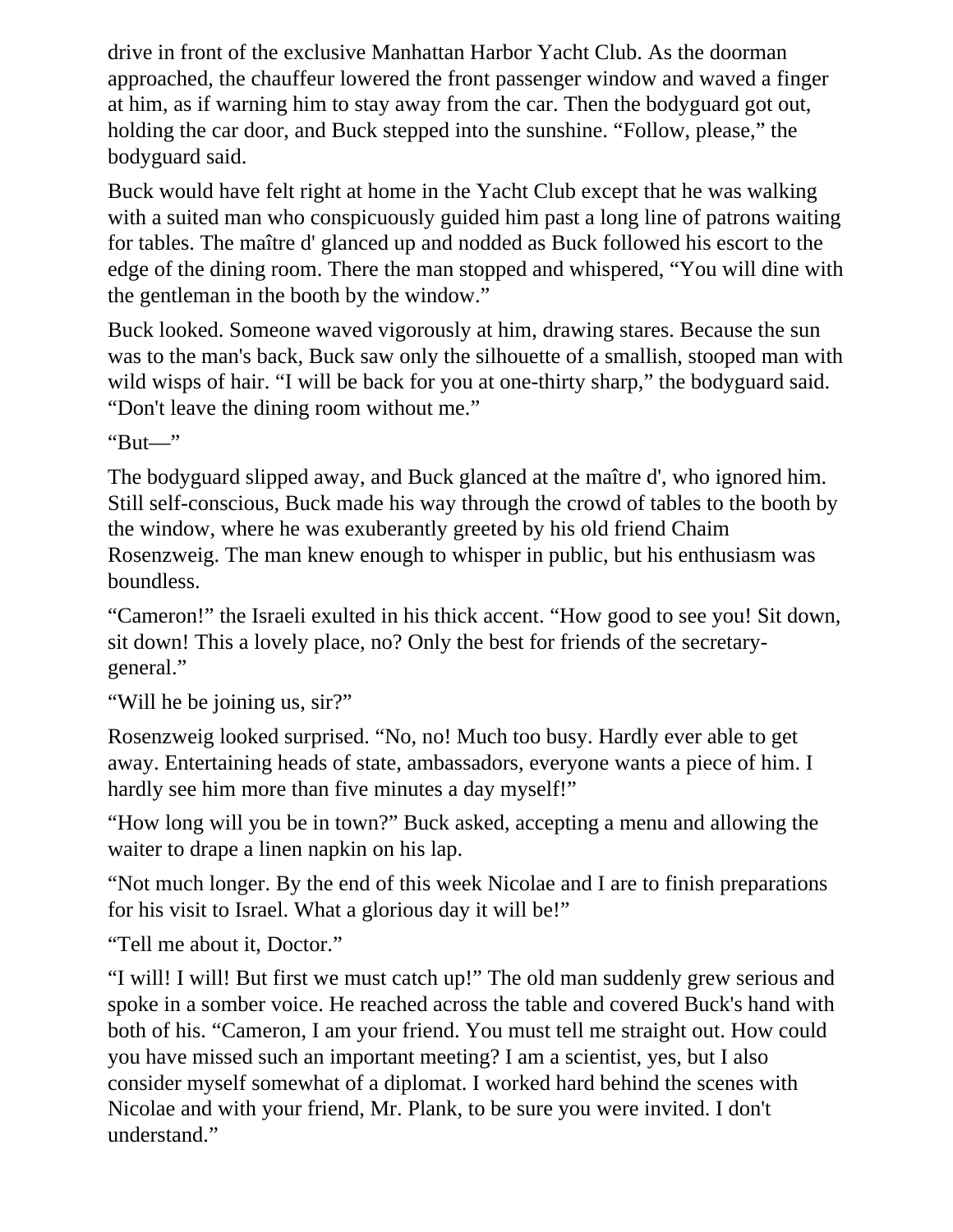drive in front of the exclusive Manhattan Harbor Yacht Club. As the doorman approached, the chauffeur lowered the front passenger window and waved a finger at him, as if warning him to stay away from the car. Then the bodyguard got out, holding the car door, and Buck stepped into the sunshine. “Follow, please,” the bodyguard said.

Buck would have felt right at home in the Yacht Club except that he was walking with a suited man who conspicuously guided him past a long line of patrons waiting for tables. The maître d' glanced up and nodded as Buck followed his escort to the edge of the dining room. There the man stopped and whispered, “You will dine with the gentleman in the booth by the window.”

Buck looked. Someone waved vigorously at him, drawing stares. Because the sun was to the man's back, Buck saw only the silhouette of a smallish, stooped man with wild wisps of hair. “I will be back for you at one-thirty sharp,” the bodyguard said. “Don't leave the dining room without me.”

“But—”

The bodyguard slipped away, and Buck glanced at the maître d', who ignored him. Still self-conscious, Buck made his way through the crowd of tables to the booth by the window, where he was exuberantly greeted by his old friend Chaim Rosenzweig. The man knew enough to whisper in public, but his enthusiasm was boundless.

“Cameron!” the Israeli exulted in his thick accent. “How good to see you! Sit down, sit down! This a lovely place, no? Only the best for friends of the secretary-general.”

“Will he be joining us, sir?”

Rosenzweig looked surprised. “No, no! Much too busy. Hardly ever able to get away. Entertaining heads of state, ambassadors, everyone wants a piece of him. I hardly see him more than five minutes a day myself!”

“How long will you be in town?” Buck asked, accepting a menu and allowing the waiter to drape a linen napkin on his lap.

“Not much longer. By the end of this week Nicolae and I are to finish preparations for his visit to Israel. What a glorious day it will be!”

“Tell me about it, Doctor.”

“I will! I will! But first we must catch up!” The old man suddenly grew serious and spoke in a somber voice. He reached across the table and covered Buck's hand with both of his. “Cameron, I am your friend. You must tell me straight out. How could you have missed such an important meeting? I am a scientist, yes, but I also consider myself somewhat of a diplomat. I worked hard behind the scenes with Nicolae and with your friend, Mr. Plank, to be sure you were invited. I don't understand.”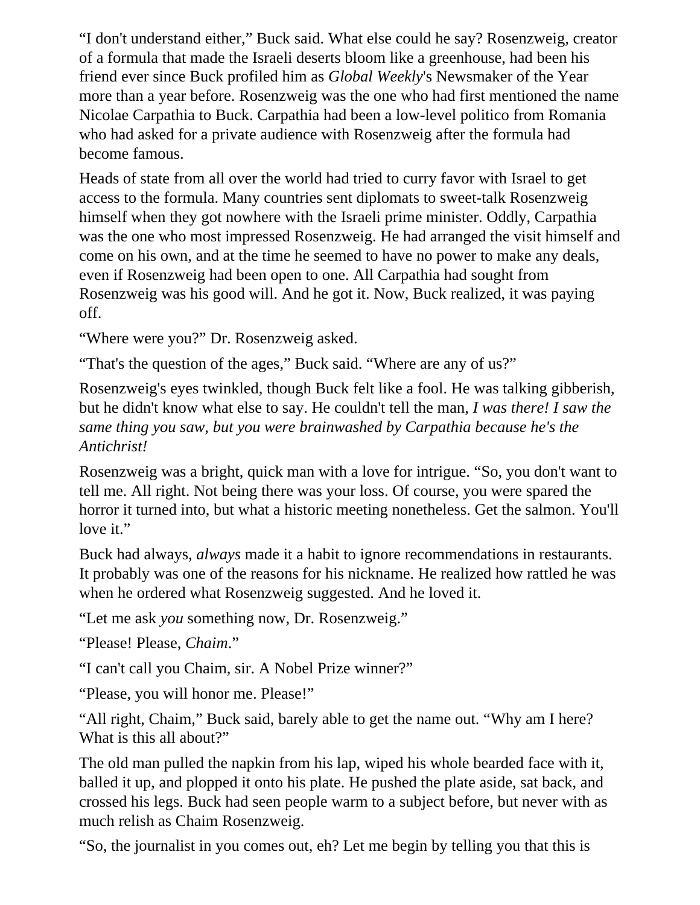"I don't understand either," Buck said. What else could he say? Rosenzweig, creator of a formula that made the Israeli deserts bloom like a greenhouse, had been his friend ever since Buck profiled him as *Global Weekly*'s Newsmaker of the Year more than a year before. Rosenzweig was the one who had first mentioned the name Nicolae Carpathia to Buck. Carpathia had been a low-level politico from Romania who had asked for a private audience with Rosenzweig after the formula had become famous.

Heads of state from all over the world had tried to curry favor with Israel to get access to the formula. Many countries sent diplomats to sweet-talk Rosenzweig himself when they got nowhere with the Israeli prime minister. Oddly, Carpathia was the one who most impressed Rosenzweig. He had arranged the visit himself and come on his own, and at the time he seemed to have no power to make any deals, even if Rosenzweig had been open to one. All Carpathia had sought from Rosenzweig was his good will. And he got it. Now, Buck realized, it was paying off.

"Where were you?" Dr. Rosenzweig asked.

"That's the question of the ages," Buck said. "Where are any of us?"

Rosenzweig's eyes twinkled, though Buck felt like a fool. He was talking gibberish, but he didn't know what else to say. He couldn't tell the man, *I was there! I saw the same thing you saw, but you were brainwashed by Carpathia because he's the Antichrist!*

Rosenzweig was a bright, quick man with a love for intrigue. "So, you don't want to tell me. All right. Not being there was your loss. Of course, you were spared the horror it turned into, but what a historic meeting nonetheless. Get the salmon. You'll love it."

Buck had always, *always* made it a habit to ignore recommendations in restaurants. It probably was one of the reasons for his nickname. He realized how rattled he was when he ordered what Rosenzweig suggested. And he loved it.

"Let me ask *you* something now, Dr. Rosenzweig."

"Please! Please, *Chaim*."

"I can't call you Chaim, sir. A Nobel Prize winner?"

"Please, you will honor me. Please!"

"All right, Chaim," Buck said, barely able to get the name out. "Why am I here? What is this all about?"

The old man pulled the napkin from his lap, wiped his whole bearded face with it, balled it up, and plopped it onto his plate. He pushed the plate aside, sat back, and crossed his legs. Buck had seen people warm to a subject before, but never with as much relish as Chaim Rosenzweig.

"So, the journalist in you comes out, eh? Let me begin by telling you that this is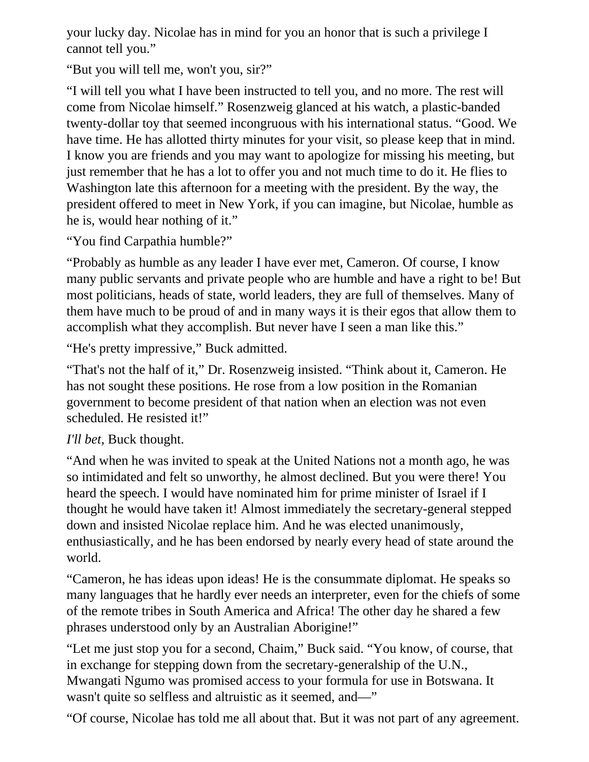your lucky day. Nicolae has in mind for you an honor that is such a privilege I cannot tell you."

"But you will tell me, won't you, sir?"

"I will tell you what I have been instructed to tell you, and no more. The rest will come from Nicolae himself." Rosenzweig glanced at his watch, a plastic-banded twenty-dollar toy that seemed incongruous with his international status. "Good. We have time. He has allotted thirty minutes for your visit, so please keep that in mind. I know you are friends and you may want to apologize for missing his meeting, but just remember that he has a lot to offer you and not much time to do it. He flies to Washington late this afternoon for a meeting with the president. By the way, the president offered to meet in New York, if you can imagine, but Nicolae, humble as he is, would hear nothing of it."

"You find Carpathia humble?"

"Probably as humble as any leader I have ever met, Cameron. Of course, I know many public servants and private people who are humble and have a right to be! But most politicians, heads of state, world leaders, they are full of themselves. Many of them have much to be proud of and in many ways it is their egos that allow them to accomplish what they accomplish. But never have I seen a man like this."

"He's pretty impressive," Buck admitted.

"That's not the half of it," Dr. Rosenzweig insisted. "Think about it, Cameron. He has not sought these positions. He rose from a low position in the Romanian government to become president of that nation when an election was not even scheduled. He resisted it!"

*I'll bet,* Buck thought.

"And when he was invited to speak at the United Nations not a month ago, he was so intimidated and felt so unworthy, he almost declined. But you were there! You heard the speech. I would have nominated him for prime minister of Israel if I thought he would have taken it! Almost immediately the secretary-general stepped down and insisted Nicolae replace him. And he was elected unanimously, enthusiastically, and he has been endorsed by nearly every head of state around the world.

"Cameron, he has ideas upon ideas! He is the consummate diplomat. He speaks so many languages that he hardly ever needs an interpreter, even for the chiefs of some of the remote tribes in South America and Africa! The other day he shared a few phrases understood only by an Australian Aborigine!"

"Let me just stop you for a second, Chaim," Buck said. "You know, of course, that in exchange for stepping down from the secretary-generalship of the U.N., Mwangati Ngumo was promised access to your formula for use in Botswana. It wasn't quite so selfless and altruistic as it seemed, and—"

"Of course, Nicolae has told me all about that. But it was not part of any agreement.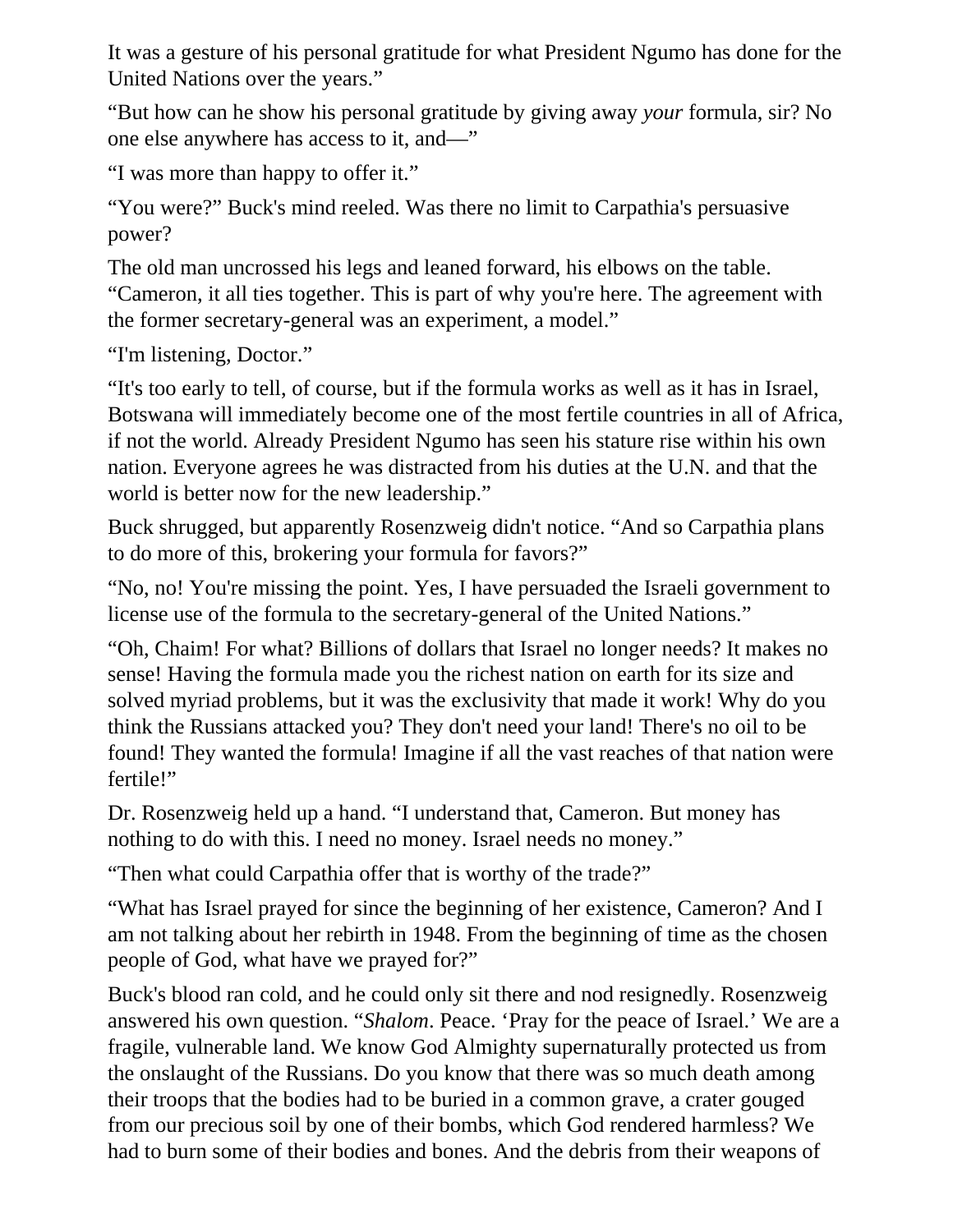It was a gesture of his personal gratitude for what President Ngumo has done for the United Nations over the years."

"But how can he show his personal gratitude by giving away *your* formula, sir? No one else anywhere has access to it, and—"

"I was more than happy to offer it."

"You were?" Buck's mind reeled. Was there no limit to Carpathia's persuasive power?

The old man uncrossed his legs and leaned forward, his elbows on the table. "Cameron, it all ties together. This is part of why you're here. The agreement with the former secretary-general was an experiment, a model."

"I'm listening, Doctor."

"It's too early to tell, of course, but if the formula works as well as it has in Israel, Botswana will immediately become one of the most fertile countries in all of Africa, if not the world. Already President Ngumo has seen his stature rise within his own nation. Everyone agrees he was distracted from his duties at the U.N. and that the world is better now for the new leadership."

Buck shrugged, but apparently Rosenzweig didn't notice. "And so Carpathia plans to do more of this, brokering your formula for favors?"

"No, no! You're missing the point. Yes, I have persuaded the Israeli government to license use of the formula to the secretary-general of the United Nations."

"Oh, Chaim! For what? Billions of dollars that Israel no longer needs? It makes no sense! Having the formula made you the richest nation on earth for its size and solved myriad problems, but it was the exclusivity that made it work! Why do you think the Russians attacked you? They don't need your land! There's no oil to be found! They wanted the formula! Imagine if all the vast reaches of that nation were fertile!"

Dr. Rosenzweig held up a hand. "I understand that, Cameron. But money has nothing to do with this. I need no money. Israel needs no money."

"Then what could Carpathia offer that is worthy of the trade?"

"What has Israel prayed for since the beginning of her existence, Cameron? And I am not talking about her rebirth in 1948. From the beginning of time as the chosen people of God, what have we prayed for?"

Buck's blood ran cold, and he could only sit there and nod resignedly. Rosenzweig answered his own question. "*Shalom*. Peace. 'Pray for the peace of Israel.' We are a fragile, vulnerable land. We know God Almighty supernaturally protected us from the onslaught of the Russians. Do you know that there was so much death among their troops that the bodies had to be buried in a common grave, a crater gouged from our precious soil by one of their bombs, which God rendered harmless? We had to burn some of their bodies and bones. And the debris from their weapons of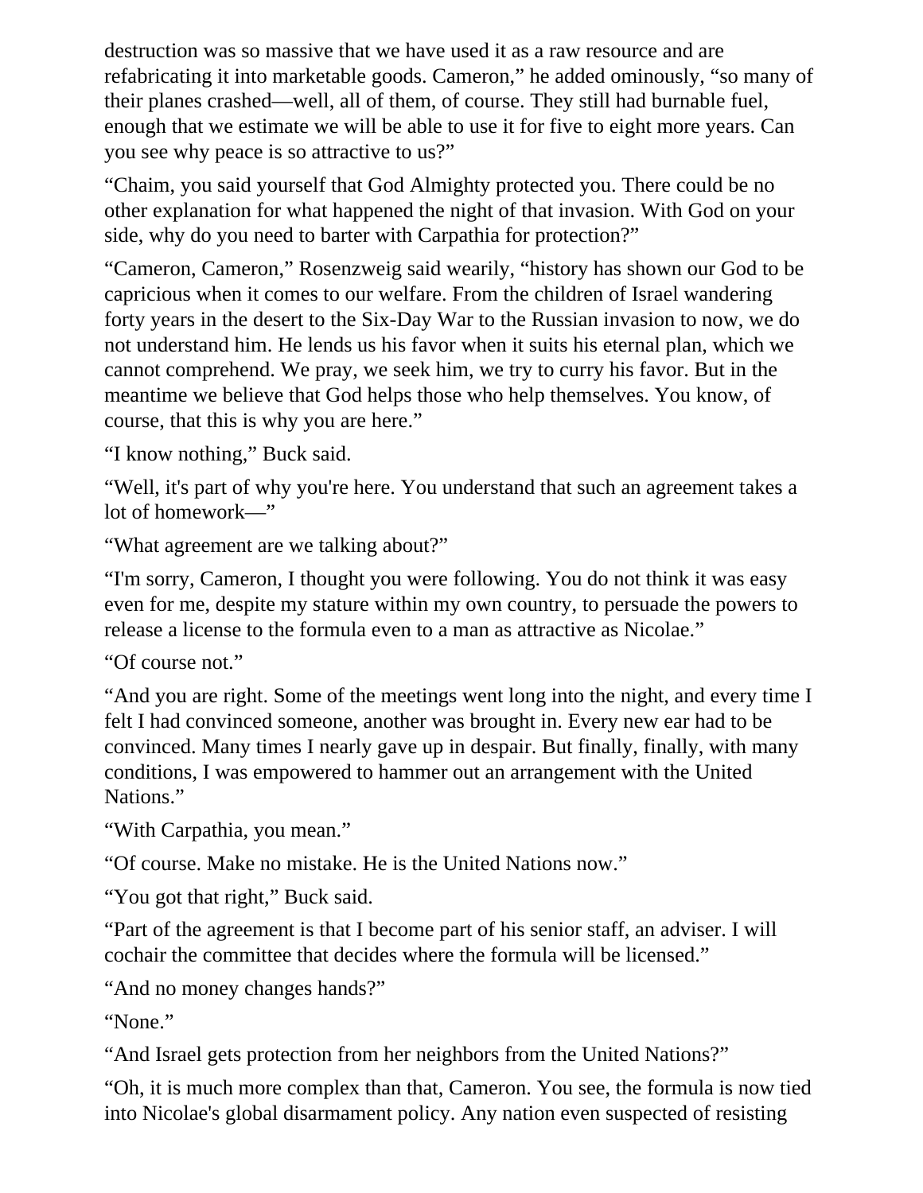destruction was so massive that we have used it as a raw resource and are refabricating it into marketable goods. Cameron," he added ominously, "so many of their planes crashed—well, all of them, of course. They still had burnable fuel, enough that we estimate we will be able to use it for five to eight more years. Can you see why peace is so attractive to us?"

"Chaim, you said yourself that God Almighty protected you. There could be no other explanation for what happened the night of that invasion. With God on your side, why do you need to barter with Carpathia for protection?"

"Cameron, Cameron," Rosenzweig said wearily, "history has shown our God to be capricious when it comes to our welfare. From the children of Israel wandering forty years in the desert to the Six-Day War to the Russian invasion to now, we do not understand him. He lends us his favor when it suits his eternal plan, which we cannot comprehend. We pray, we seek him, we try to curry his favor. But in the meantime we believe that God helps those who help themselves. You know, of course, that this is why you are here."

"I know nothing," Buck said.

"Well, it's part of why you're here. You understand that such an agreement takes a lot of homework—"

"What agreement are we talking about?"

"I'm sorry, Cameron, I thought you were following. You do not think it was easy even for me, despite my stature within my own country, to persuade the powers to release a license to the formula even to a man as attractive as Nicolae."

"Of course not."

"And you are right. Some of the meetings went long into the night, and every time I felt I had convinced someone, another was brought in. Every new ear had to be convinced. Many times I nearly gave up in despair. But finally, finally, with many conditions, I was empowered to hammer out an arrangement with the United Nations."

"With Carpathia, you mean."

"Of course. Make no mistake. He is the United Nations now."

"You got that right," Buck said.

"Part of the agreement is that I become part of his senior staff, an adviser. I will cochair the committee that decides where the formula will be licensed."

"And no money changes hands?"

"None."

"And Israel gets protection from her neighbors from the United Nations?"

"Oh, it is much more complex than that, Cameron. You see, the formula is now tied into Nicolae's global disarmament policy. Any nation even suspected of resisting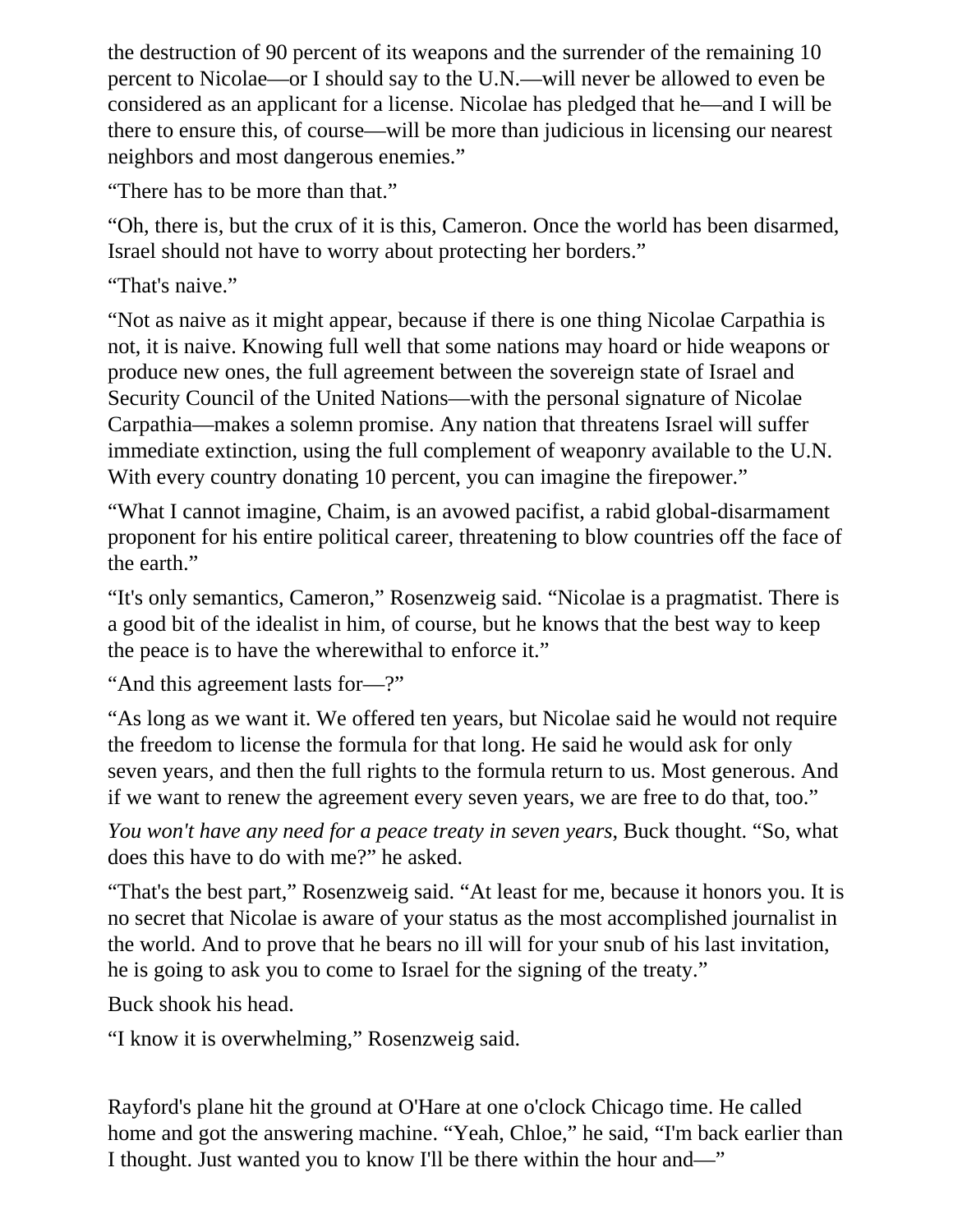the destruction of 90 percent of its weapons and the surrender of the remaining 10 percent to Nicolae—or I should say to the U.N.—will never be allowed to even be considered as an applicant for a license. Nicolae has pledged that he—and I will be there to ensure this, of course—will be more than judicious in licensing our nearest neighbors and most dangerous enemies."

"There has to be more than that."

"Oh, there is, but the crux of it is this, Cameron. Once the world has been disarmed, Israel should not have to worry about protecting her borders."

"That's naive."

"Not as naive as it might appear, because if there is one thing Nicolae Carpathia is not, it is naive. Knowing full well that some nations may hoard or hide weapons or produce new ones, the full agreement between the sovereign state of Israel and Security Council of the United Nations—with the personal signature of Nicolae Carpathia—makes a solemn promise. Any nation that threatens Israel will suffer immediate extinction, using the full complement of weaponry available to the U.N. With every country donating 10 percent, you can imagine the firepower."

"What I cannot imagine, Chaim, is an avowed pacifist, a rabid global-disarmament proponent for his entire political career, threatening to blow countries off the face of the earth."

"It's only semantics, Cameron," Rosenzweig said. "Nicolae is a pragmatist. There is a good bit of the idealist in him, of course, but he knows that the best way to keep the peace is to have the wherewithal to enforce it."

"And this agreement lasts for—?"

"As long as we want it. We offered ten years, but Nicolae said he would not require the freedom to license the formula for that long. He said he would ask for only seven years, and then the full rights to the formula return to us. Most generous. And if we want to renew the agreement every seven years, we are free to do that, too."

*You won't have any need for a peace treaty in seven years*, Buck thought. "So, what does this have to do with me?" he asked.

"That's the best part," Rosenzweig said. "At least for me, because it honors you. It is no secret that Nicolae is aware of your status as the most accomplished journalist in the world. And to prove that he bears no ill will for your snub of his last invitation, he is going to ask you to come to Israel for the signing of the treaty."

Buck shook his head.

"I know it is overwhelming," Rosenzweig said.

Rayford's plane hit the ground at O'Hare at one o'clock Chicago time. He called home and got the answering machine. "Yeah, Chloe," he said, "I'm back earlier than I thought. Just wanted you to know I'll be there within the hour and—"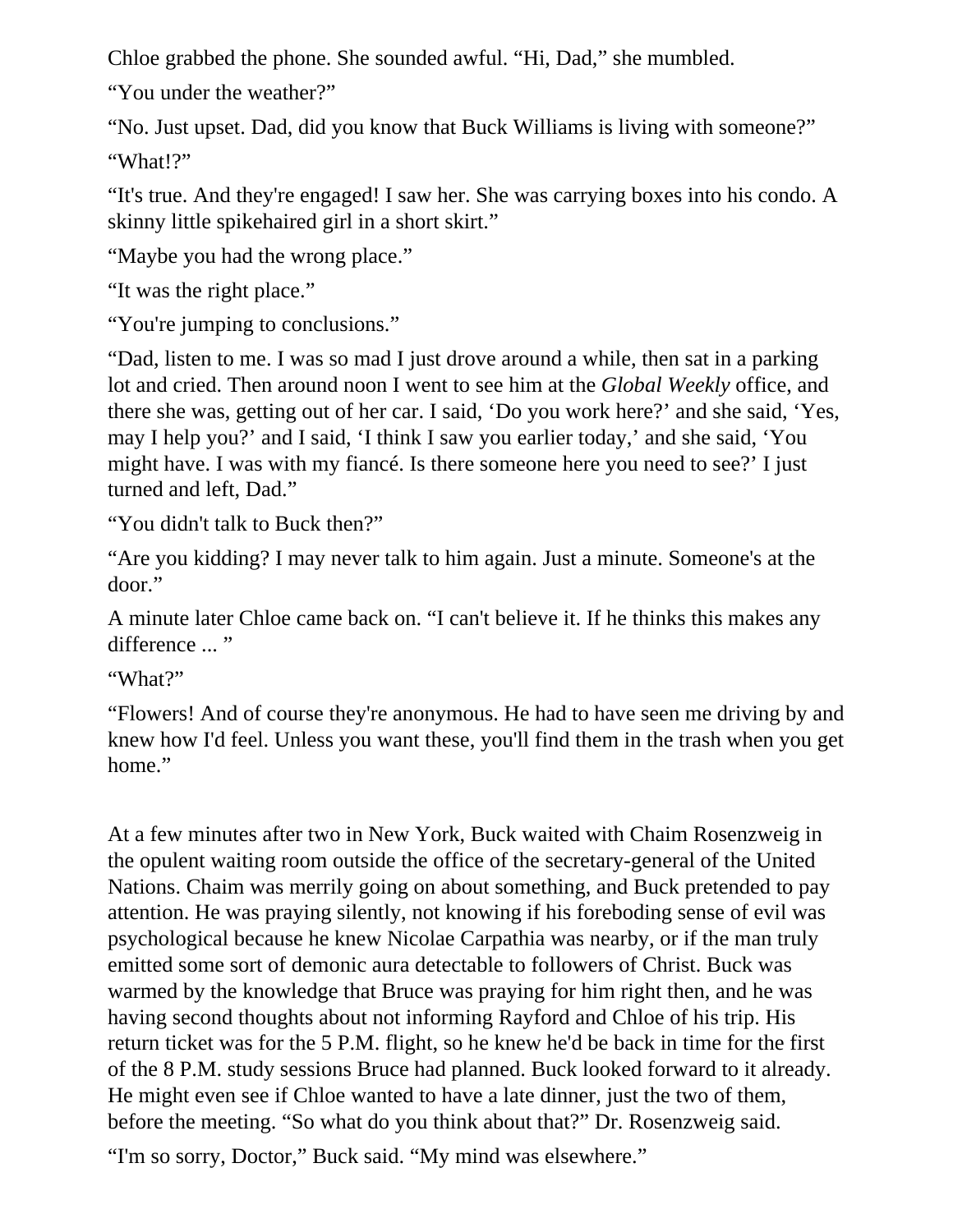Chloe grabbed the phone. She sounded awful. “Hi, Dad,” she mumbled.

“You under the weather?”

“No. Just upset. Dad, did you know that Buck Williams is living with someone?”

“What!?”

“It's true. And they're engaged! I saw her. She was carrying boxes into his condo. A skinny little spikehaired girl in a short skirt.”

“Maybe you had the wrong place.”

“It was the right place.”

“You're jumping to conclusions.”

“Dad, listen to me. I was so mad I just drove around a while, then sat in a parking lot and cried. Then around noon I went to see him at the *Global Weekly* office, and there she was, getting out of her car. I said, ‘Do you work here?’ and she said, ‘Yes, may I help you?’ and I said, ‘I think I saw you earlier today,’ and she said, ‘You might have. I was with my fiancé. Is there someone here you need to see?’ I just turned and left, Dad.”

“You didn't talk to Buck then?”

“Are you kidding? I may never talk to him again. Just a minute. Someone's at the door.”

A minute later Chloe came back on. “I can't believe it. If he thinks this makes any difference ... ”

“What?”

“Flowers! And of course they're anonymous. He had to have seen me driving by and knew how I'd feel. Unless you want these, you'll find them in the trash when you get home.”

At a few minutes after two in New York, Buck waited with Chaim Rosenzweig in the opulent waiting room outside the office of the secretary-general of the United Nations. Chaim was merrily going on about something, and Buck pretended to pay attention. He was praying silently, not knowing if his foreboding sense of evil was psychological because he knew Nicolae Carpathia was nearby, or if the man truly emitted some sort of demonic aura detectable to followers of Christ. Buck was warmed by the knowledge that Bruce was praying for him right then, and he was having second thoughts about not informing Rayford and Chloe of his trip. His return ticket was for the 5 P.M. flight, so he knew he'd be back in time for the first of the 8 P.M. study sessions Bruce had planned. Buck looked forward to it already. He might even see if Chloe wanted to have a late dinner, just the two of them, before the meeting. “So what do you think about that?” Dr. Rosenzweig said.

“I'm so sorry, Doctor,” Buck said. “My mind was elsewhere.”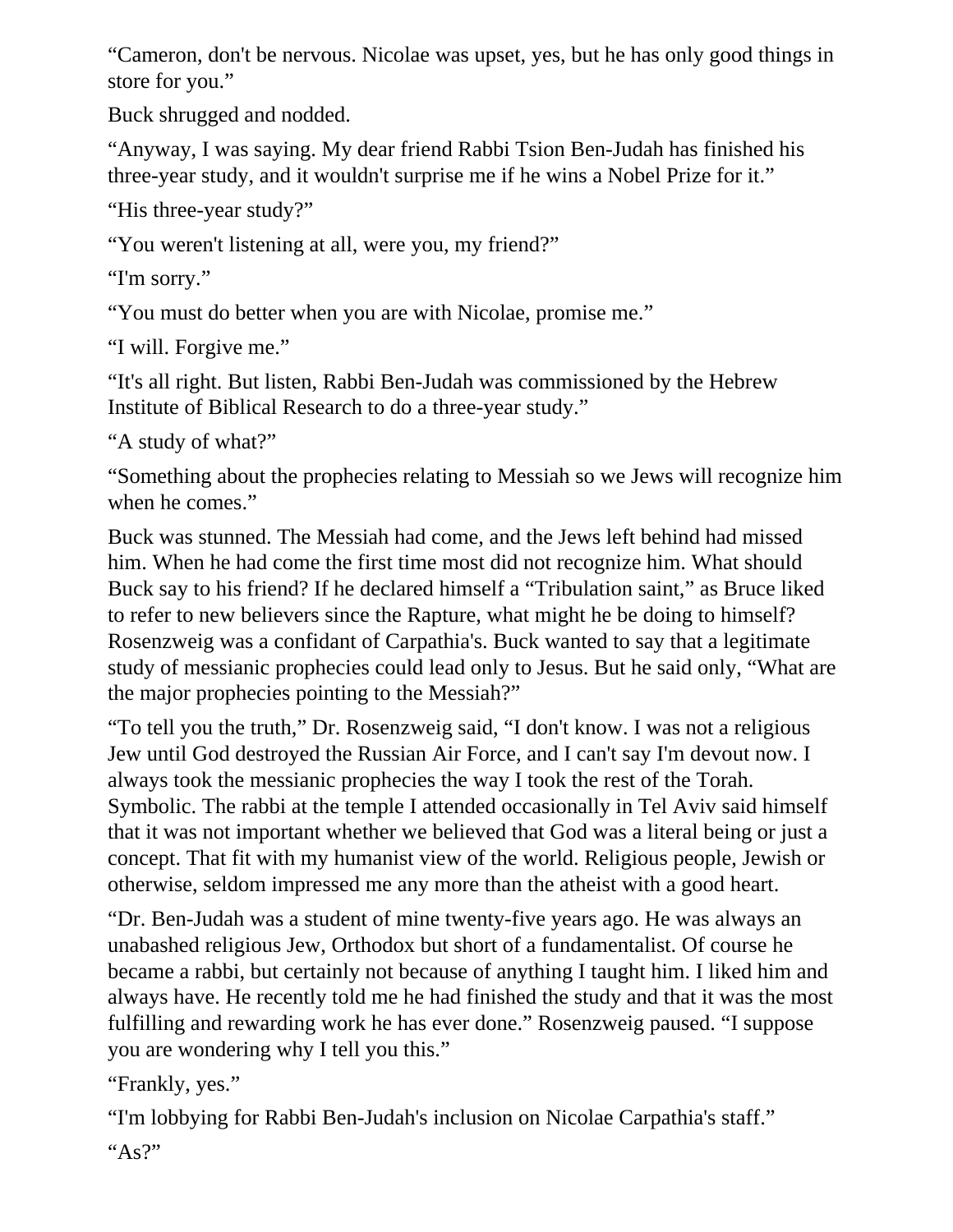“Cameron, don't be nervous. Nicolae was upset, yes, but he has only good things in store for you.”

Buck shrugged and nodded.

“Anyway, I was saying. My dear friend Rabbi Tsion Ben-Judah has finished his three-year study, and it wouldn't surprise me if he wins a Nobel Prize for it.”

“His three-year study?”

“You weren't listening at all, were you, my friend?”

“I'm sorry.”

“You must do better when you are with Nicolae, promise me.”

“I will. Forgive me.”

“It's all right. But listen, Rabbi Ben-Judah was commissioned by the Hebrew Institute of Biblical Research to do a three-year study.”

“A study of what?”

“Something about the prophecies relating to Messiah so we Jews will recognize him when he comes.”

Buck was stunned. The Messiah had come, and the Jews left behind had missed him. When he had come the first time most did not recognize him. What should Buck say to his friend? If he declared himself a “Tribulation saint,” as Bruce liked to refer to new believers since the Rapture, what might he be doing to himself? Rosenzweig was a confidant of Carpathia's. Buck wanted to say that a legitimate study of messianic prophecies could lead only to Jesus. But he said only, “What are the major prophecies pointing to the Messiah?”

“To tell you the truth,” Dr. Rosenzweig said, “I don't know. I was not a religious Jew until God destroyed the Russian Air Force, and I can't say I'm devout now. I always took the messianic prophecies the way I took the rest of the Torah. Symbolic. The rabbi at the temple I attended occasionally in Tel Aviv said himself that it was not important whether we believed that God was a literal being or just a concept. That fit with my humanist view of the world. Religious people, Jewish or otherwise, seldom impressed me any more than the atheist with a good heart.

“Dr. Ben-Judah was a student of mine twenty-five years ago. He was always an unabashed religious Jew, Orthodox but short of a fundamentalist. Of course he became a rabbi, but certainly not because of anything I taught him. I liked him and always have. He recently told me he had finished the study and that it was the most fulfilling and rewarding work he has ever done.” Rosenzweig paused. “I suppose you are wondering why I tell you this.”

“Frankly, yes.”

“I'm lobbying for Rabbi Ben-Judah's inclusion on Nicolae Carpathia's staff.”

“As?”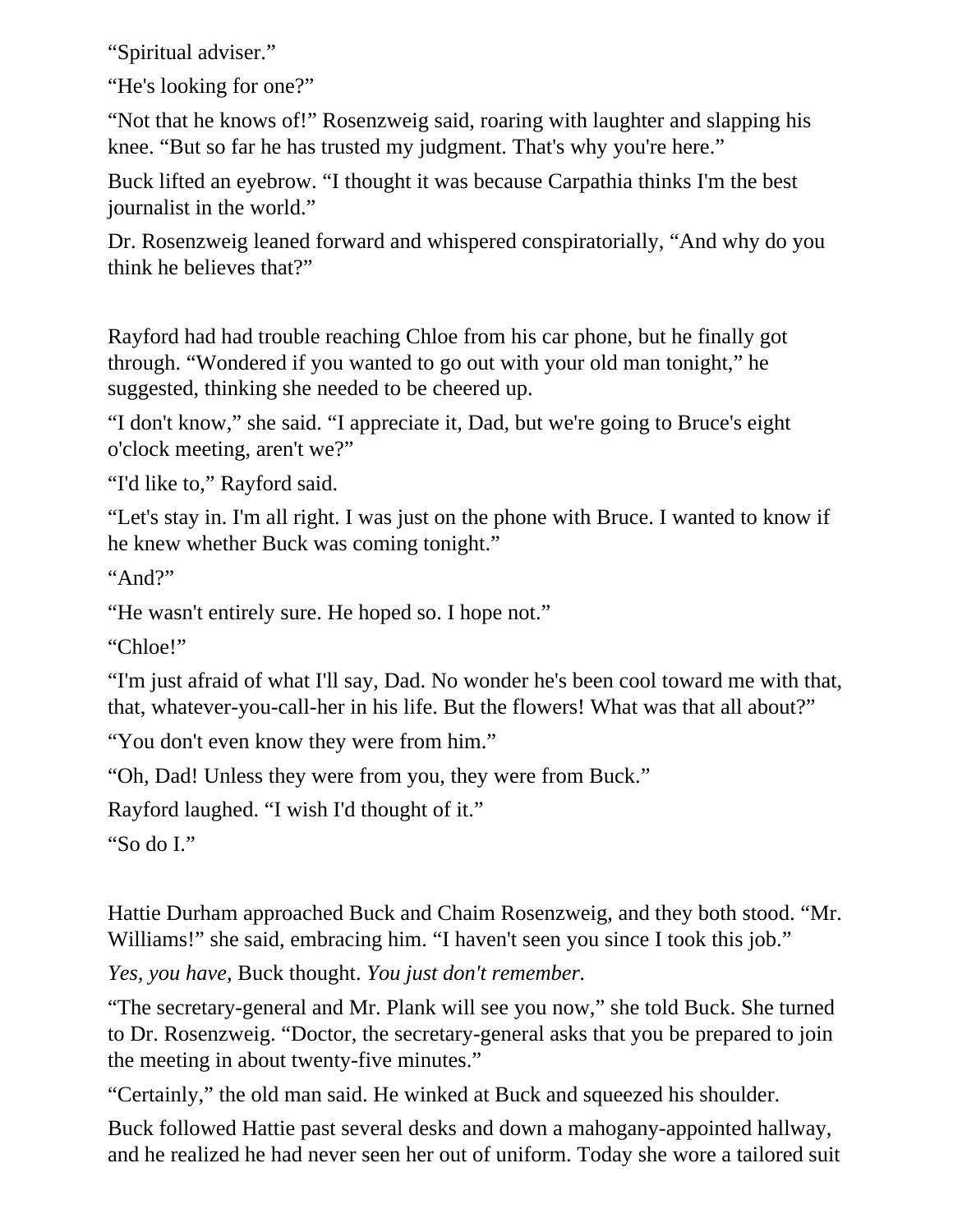“Spiritual adviser.”

“He's looking for one?”

“Not that he knows of!” Rosenzweig said, roaring with laughter and slapping his knee. “But so far he has trusted my judgment. That's why you're here.”

Buck lifted an eyebrow. “I thought it was because Carpathia thinks I'm the best journalist in the world.”

Dr. Rosenzweig leaned forward and whispered conspiratorially, “And why do you think he believes that?”

Rayford had had trouble reaching Chloe from his car phone, but he finally got through. “Wondered if you wanted to go out with your old man tonight,” he suggested, thinking she needed to be cheered up.

“I don't know,” she said. “I appreciate it, Dad, but we're going to Bruce's eight o'clock meeting, aren't we?”

“I'd like to,” Rayford said.

“Let's stay in. I'm all right. I was just on the phone with Bruce. I wanted to know if he knew whether Buck was coming tonight.”

“And?”

“He wasn't entirely sure. He hoped so. I hope not.”

“Chloe!”

“I'm just afraid of what I'll say, Dad. No wonder he's been cool toward me with that, that, whatever-you-call-her in his life. But the flowers! What was that all about?”

“You don't even know they were from him.”

“Oh, Dad! Unless they were from you, they were from Buck.”

Rayford laughed. “I wish I'd thought of it.”

“So do I.”

Hattie Durham approached Buck and Chaim Rosenzweig, and they both stood. “Mr. Williams!” she said, embracing him. “I haven't seen you since I took this job.”

*Yes, you have,* Buck thought. *You just don't remember.*

“The secretary-general and Mr. Plank will see you now,” she told Buck. She turned to Dr. Rosenzweig. “Doctor, the secretary-general asks that you be prepared to join the meeting in about twenty-five minutes.”

“Certainly,” the old man said. He winked at Buck and squeezed his shoulder.

Buck followed Hattie past several desks and down a mahogany-appointed hallway, and he realized he had never seen her out of uniform. Today she wore a tailored suit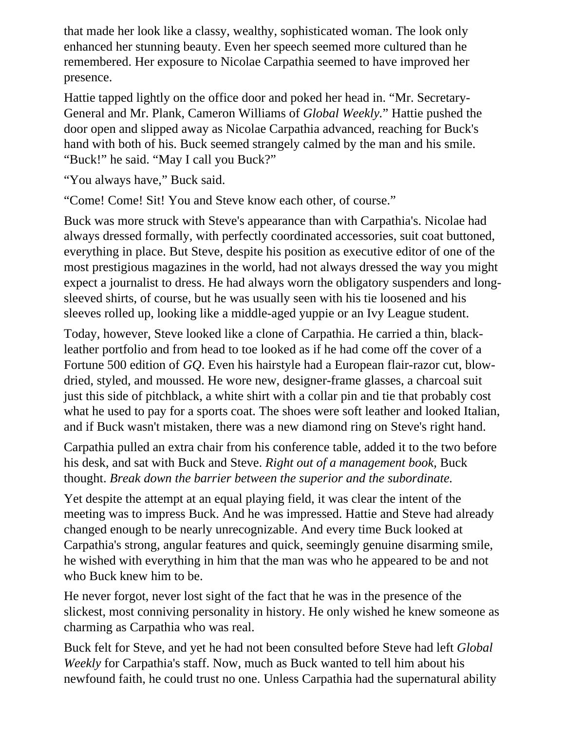that made her look like a classy, wealthy, sophisticated woman. The look only enhanced her stunning beauty. Even her speech seemed more cultured than he remembered. Her exposure to Nicolae Carpathia seemed to have improved her presence.

Hattie tapped lightly on the office door and poked her head in. "Mr. Secretary-General and Mr. Plank, Cameron Williams of *Global Weekly*." Hattie pushed the door open and slipped away as Nicolae Carpathia advanced, reaching for Buck's hand with both of his. Buck seemed strangely calmed by the man and his smile. "Buck!" he said. "May I call you Buck?"

"You always have," Buck said.

"Come! Come! Sit! You and Steve know each other, of course."

Buck was more struck with Steve's appearance than with Carpathia's. Nicolae had always dressed formally, with perfectly coordinated accessories, suit coat buttoned, everything in place. But Steve, despite his position as executive editor of one of the most prestigious magazines in the world, had not always dressed the way you might expect a journalist to dress. He had always worn the obligatory suspenders and long-sleeved shirts, of course, but he was usually seen with his tie loosened and his sleeves rolled up, looking like a middle-aged yuppie or an Ivy League student.

Today, however, Steve looked like a clone of Carpathia. He carried a thin, black-leather portfolio and from head to toe looked as if he had come off the cover of a Fortune 500 edition of *GQ*. Even his hairstyle had a European flair-razor cut, blow-dried, styled, and moussed. He wore new, designer-frame glasses, a charcoal suit just this side of pitchblack, a white shirt with a collar pin and tie that probably cost what he used to pay for a sports coat. The shoes were soft leather and looked Italian, and if Buck wasn't mistaken, there was a new diamond ring on Steve's right hand.

Carpathia pulled an extra chair from his conference table, added it to the two before his desk, and sat with Buck and Steve. *Right out of a management book,* Buck thought. *Break down the barrier between the superior and the subordinate.*

Yet despite the attempt at an equal playing field, it was clear the intent of the meeting was to impress Buck. And he was impressed. Hattie and Steve had already changed enough to be nearly unrecognizable. And every time Buck looked at Carpathia's strong, angular features and quick, seemingly genuine disarming smile, he wished with everything in him that the man was who he appeared to be and not who Buck knew him to be.

He never forgot, never lost sight of the fact that he was in the presence of the slickest, most conniving personality in history. He only wished he knew someone as charming as Carpathia who was real.

Buck felt for Steve, and yet he had not been consulted before Steve had left *Global Weekly* for Carpathia's staff. Now, much as Buck wanted to tell him about his newfound faith, he could trust no one. Unless Carpathia had the supernatural ability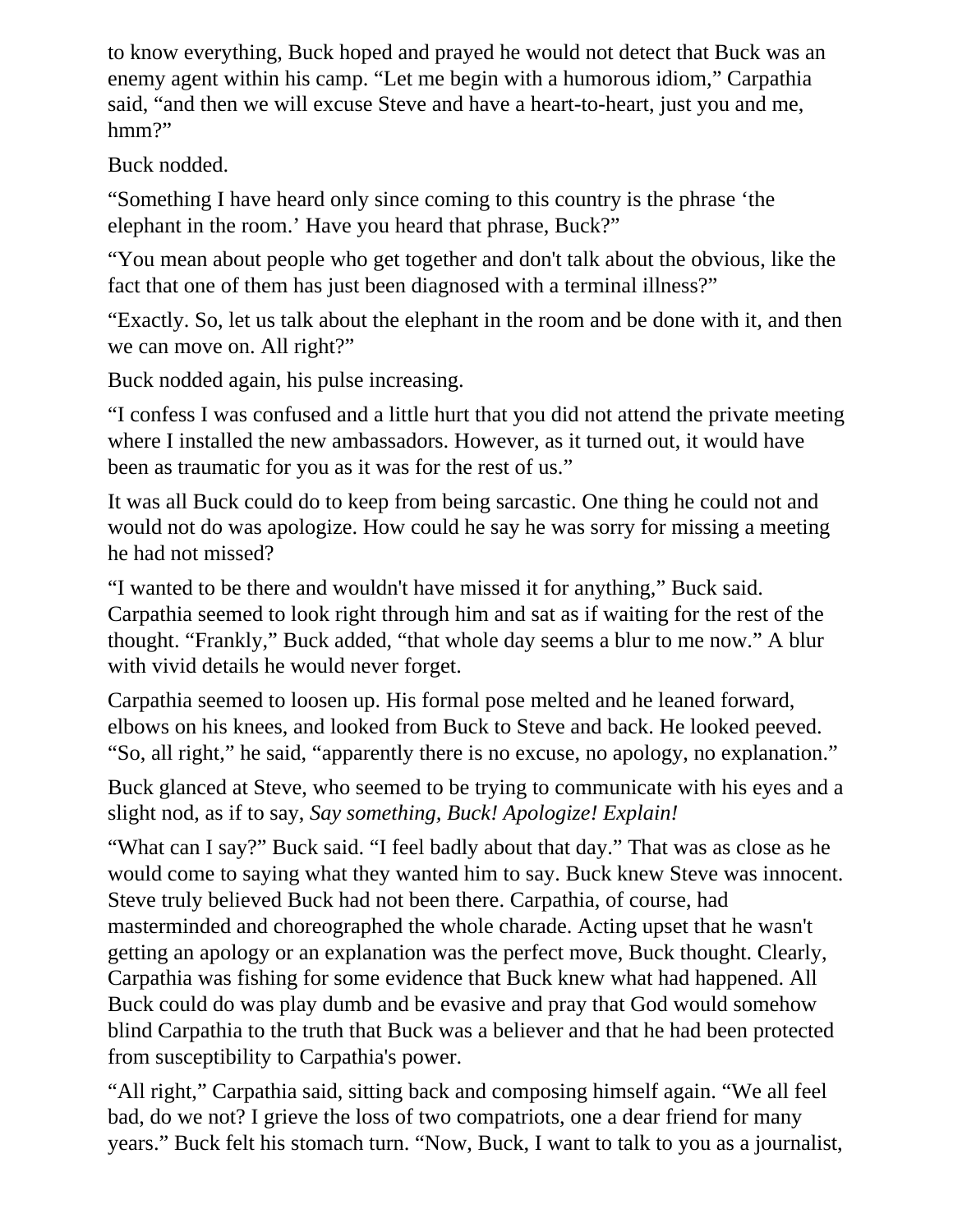to know everything, Buck hoped and prayed he would not detect that Buck was an enemy agent within his camp. “Let me begin with a humorous idiom,” Carpathia said, “and then we will excuse Steve and have a heart-to-heart, just you and me, hmm?”

Buck nodded.

“Something I have heard only since coming to this country is the phrase ‘the elephant in the room.’ Have you heard that phrase, Buck?”

“You mean about people who get together and don't talk about the obvious, like the fact that one of them has just been diagnosed with a terminal illness?”

“Exactly. So, let us talk about the elephant in the room and be done with it, and then we can move on. All right?”

Buck nodded again, his pulse increasing.

“I confess I was confused and a little hurt that you did not attend the private meeting where I installed the new ambassadors. However, as it turned out, it would have been as traumatic for you as it was for the rest of us.”

It was all Buck could do to keep from being sarcastic. One thing he could not and would not do was apologize. How could he say he was sorry for missing a meeting he had not missed?

“I wanted to be there and wouldn't have missed it for anything,” Buck said. Carpathia seemed to look right through him and sat as if waiting for the rest of the thought. “Frankly,” Buck added, “that whole day seems a blur to me now.” A blur with vivid details he would never forget.

Carpathia seemed to loosen up. His formal pose melted and he leaned forward, elbows on his knees, and looked from Buck to Steve and back. He looked peeved. “So, all right,” he said, “apparently there is no excuse, no apology, no explanation.”

Buck glanced at Steve, who seemed to be trying to communicate with his eyes and a slight nod, as if to say, *Say something, Buck! Apologize! Explain!*

“What can I say?” Buck said. “I feel badly about that day.” That was as close as he would come to saying what they wanted him to say. Buck knew Steve was innocent. Steve truly believed Buck had not been there. Carpathia, of course, had masterminded and choreographed the whole charade. Acting upset that he wasn't getting an apology or an explanation was the perfect move, Buck thought. Clearly, Carpathia was fishing for some evidence that Buck knew what had happened. All Buck could do was play dumb and be evasive and pray that God would somehow blind Carpathia to the truth that Buck was a believer and that he had been protected from susceptibility to Carpathia's power.

“All right,” Carpathia said, sitting back and composing himself again. “We all feel bad, do we not? I grieve the loss of two compatriots, one a dear friend for many years.” Buck felt his stomach turn. “Now, Buck, I want to talk to you as a journalist,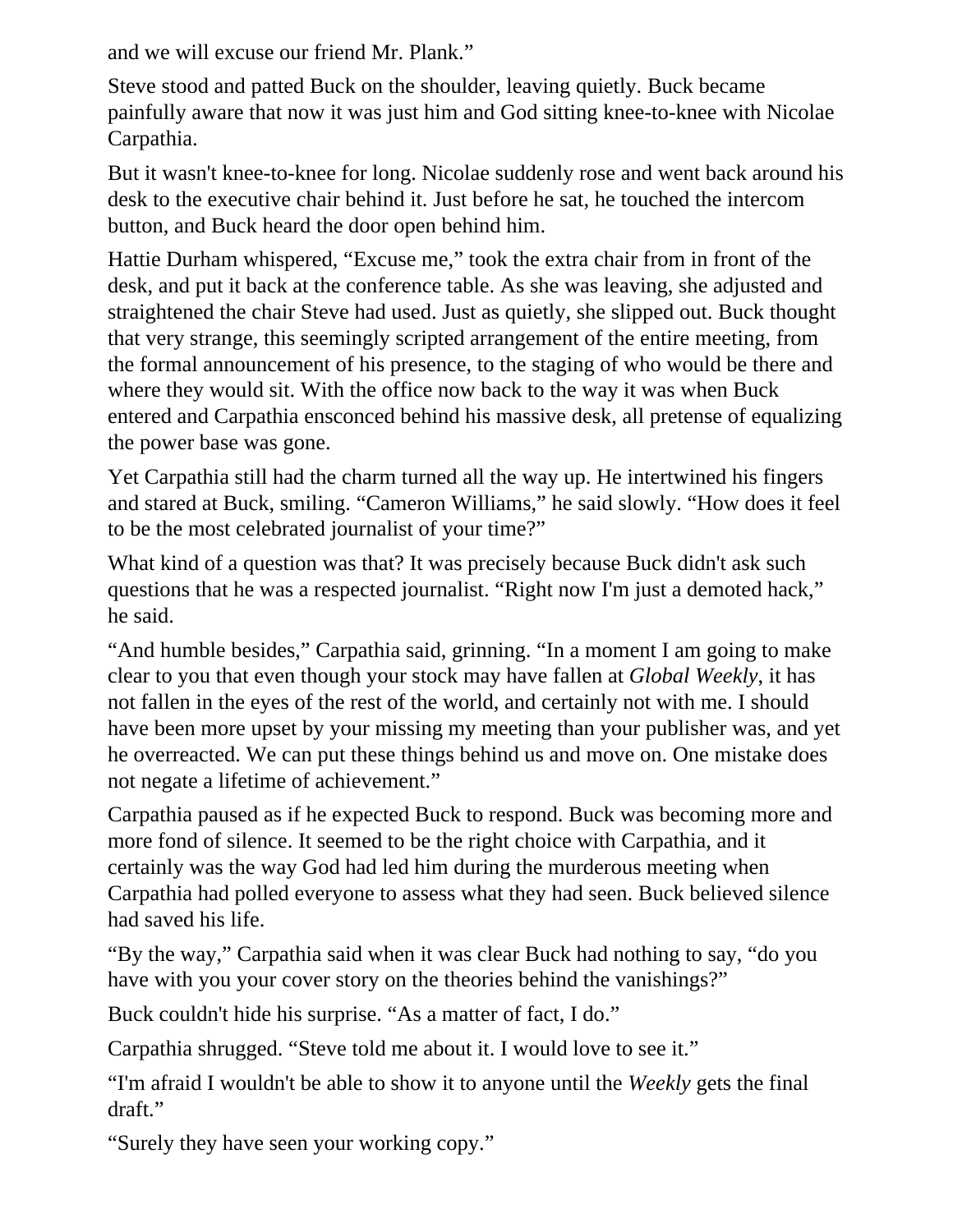and we will excuse our friend Mr. Plank."

Steve stood and patted Buck on the shoulder, leaving quietly. Buck became painfully aware that now it was just him and God sitting knee-to-knee with Nicolae Carpathia.

But it wasn't knee-to-knee for long. Nicolae suddenly rose and went back around his desk to the executive chair behind it. Just before he sat, he touched the intercom button, and Buck heard the door open behind him.

Hattie Durham whispered, "Excuse me," took the extra chair from in front of the desk, and put it back at the conference table. As she was leaving, she adjusted and straightened the chair Steve had used. Just as quietly, she slipped out. Buck thought that very strange, this seemingly scripted arrangement of the entire meeting, from the formal announcement of his presence, to the staging of who would be there and where they would sit. With the office now back to the way it was when Buck entered and Carpathia ensconced behind his massive desk, all pretense of equalizing the power base was gone.

Yet Carpathia still had the charm turned all the way up. He intertwined his fingers and stared at Buck, smiling. "Cameron Williams," he said slowly. "How does it feel to be the most celebrated journalist of your time?"

What kind of a question was that? It was precisely because Buck didn't ask such questions that he was a respected journalist. "Right now I'm just a demoted hack," he said.

"And humble besides," Carpathia said, grinning. "In a moment I am going to make clear to you that even though your stock may have fallen at *Global Weekly*, it has not fallen in the eyes of the rest of the world, and certainly not with me. I should have been more upset by your missing my meeting than your publisher was, and yet he overreacted. We can put these things behind us and move on. One mistake does not negate a lifetime of achievement."

Carpathia paused as if he expected Buck to respond. Buck was becoming more and more fond of silence. It seemed to be the right choice with Carpathia, and it certainly was the way God had led him during the murderous meeting when Carpathia had polled everyone to assess what they had seen. Buck believed silence had saved his life.

"By the way," Carpathia said when it was clear Buck had nothing to say, "do you have with you your cover story on the theories behind the vanishings?"

Buck couldn't hide his surprise. "As a matter of fact, I do."

Carpathia shrugged. "Steve told me about it. I would love to see it."

"I'm afraid I wouldn't be able to show it to anyone until the *Weekly* gets the final draft."

"Surely they have seen your working copy."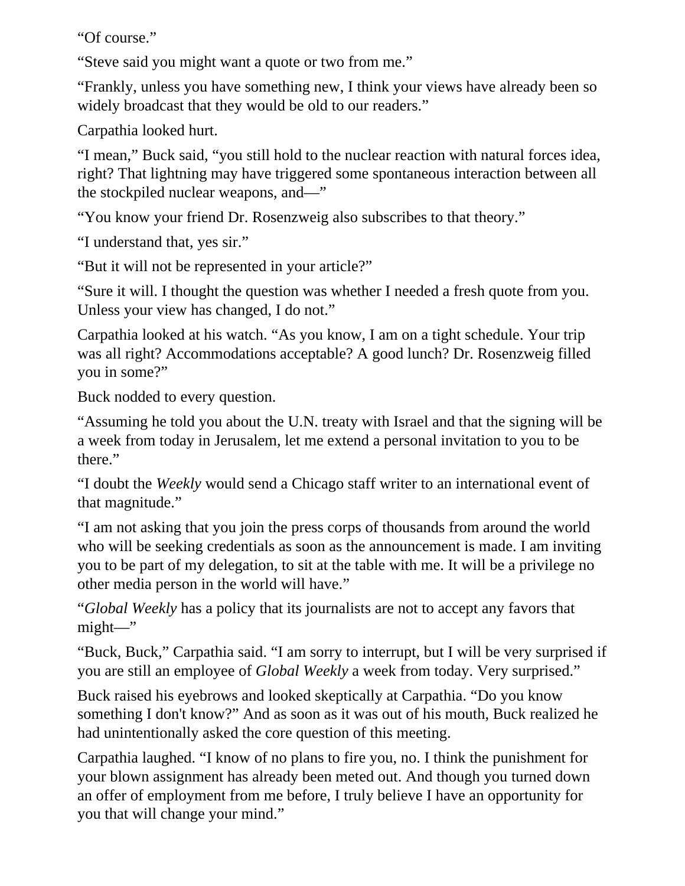“Of course.”

“Steve said you might want a quote or two from me.”

“Frankly, unless you have something new, I think your views have already been so widely broadcast that they would be old to our readers.”

Carpathia looked hurt.

“I mean,” Buck said, “you still hold to the nuclear reaction with natural forces idea, right? That lightning may have triggered some spontaneous interaction between all the stockpiled nuclear weapons, and—”

“You know your friend Dr. Rosenzweig also subscribes to that theory.”

“I understand that, yes sir.”

“But it will not be represented in your article?”

“Sure it will. I thought the question was whether I needed a fresh quote from you. Unless your view has changed, I do not.”

Carpathia looked at his watch. “As you know, I am on a tight schedule. Your trip was all right? Accommodations acceptable? A good lunch? Dr. Rosenzweig filled you in some?”

Buck nodded to every question.

“Assuming he told you about the U.N. treaty with Israel and that the signing will be a week from today in Jerusalem, let me extend a personal invitation to you to be there.”

“I doubt the *Weekly* would send a Chicago staff writer to an international event of that magnitude.”

“I am not asking that you join the press corps of thousands from around the world who will be seeking credentials as soon as the announcement is made. I am inviting you to be part of my delegation, to sit at the table with me. It will be a privilege no other media person in the world will have.”

“*Global Weekly* has a policy that its journalists are not to accept any favors that might—”

“Buck, Buck,” Carpathia said. “I am sorry to interrupt, but I will be very surprised if you are still an employee of *Global Weekly* a week from today. Very surprised.”

Buck raised his eyebrows and looked skeptically at Carpathia. “Do you know something I don't know?” And as soon as it was out of his mouth, Buck realized he had unintentionally asked the core question of this meeting.

Carpathia laughed. “I know of no plans to fire you, no. I think the punishment for your blown assignment has already been meted out. And though you turned down an offer of employment from me before, I truly believe I have an opportunity for you that will change your mind.”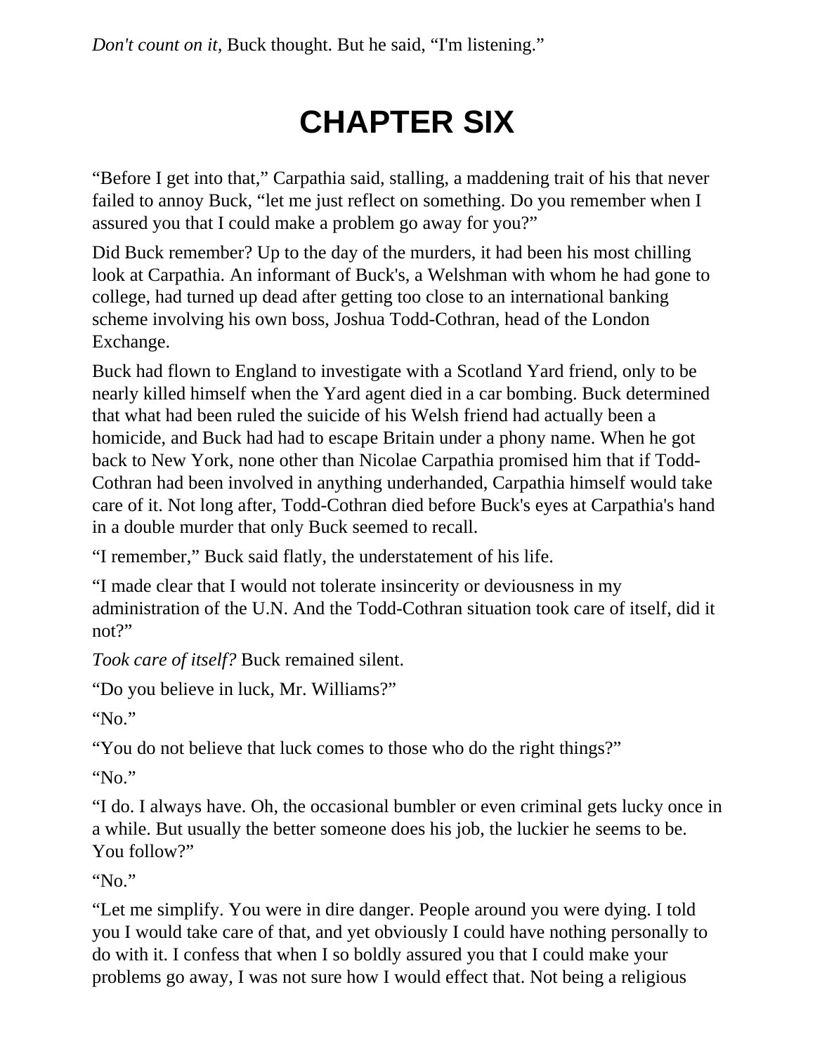*Don't count on it,* Buck thought. But he said, “I'm listening.”

# CHAPTER SIX

“Before I get into that,” Carpathia said, stalling, a maddening trait of his that never failed to annoy Buck, “let me just reflect on something. Do you remember when I assured you that I could make a problem go away for you?”

Did Buck remember? Up to the day of the murders, it had been his most chilling look at Carpathia. An informant of Buck's, a Welshman with whom he had gone to college, had turned up dead after getting too close to an international banking scheme involving his own boss, Joshua Todd-Cothran, head of the London Exchange.

Buck had flown to England to investigate with a Scotland Yard friend, only to be nearly killed himself when the Yard agent died in a car bombing. Buck determined that what had been ruled the suicide of his Welsh friend had actually been a homicide, and Buck had had to escape Britain under a phony name. When he got back to New York, none other than Nicolae Carpathia promised him that if Todd-Cothran had been involved in anything underhanded, Carpathia himself would take care of it. Not long after, Todd-Cothran died before Buck's eyes at Carpathia's hand in a double murder that only Buck seemed to recall.

“I remember,” Buck said flatly, the understatement of his life.

“I made clear that I would not tolerate insincerity or deviousness in my administration of the U.N. And the Todd-Cothran situation took care of itself, did it not?”

*Took care of itself?* Buck remained silent.

“Do you believe in luck, Mr. Williams?”

“No.”

“You do not believe that luck comes to those who do the right things?”

“No.”

“I do. I always have. Oh, the occasional bumbler or even criminal gets lucky once in a while. But usually the better someone does his job, the luckier he seems to be. You follow?”

“No.”

“Let me simplify. You were in dire danger. People around you were dying. I told you I would take care of that, and yet obviously I could have nothing personally to do with it. I confess that when I so boldly assured you that I could make your problems go away, I was not sure how I would effect that. Not being a religious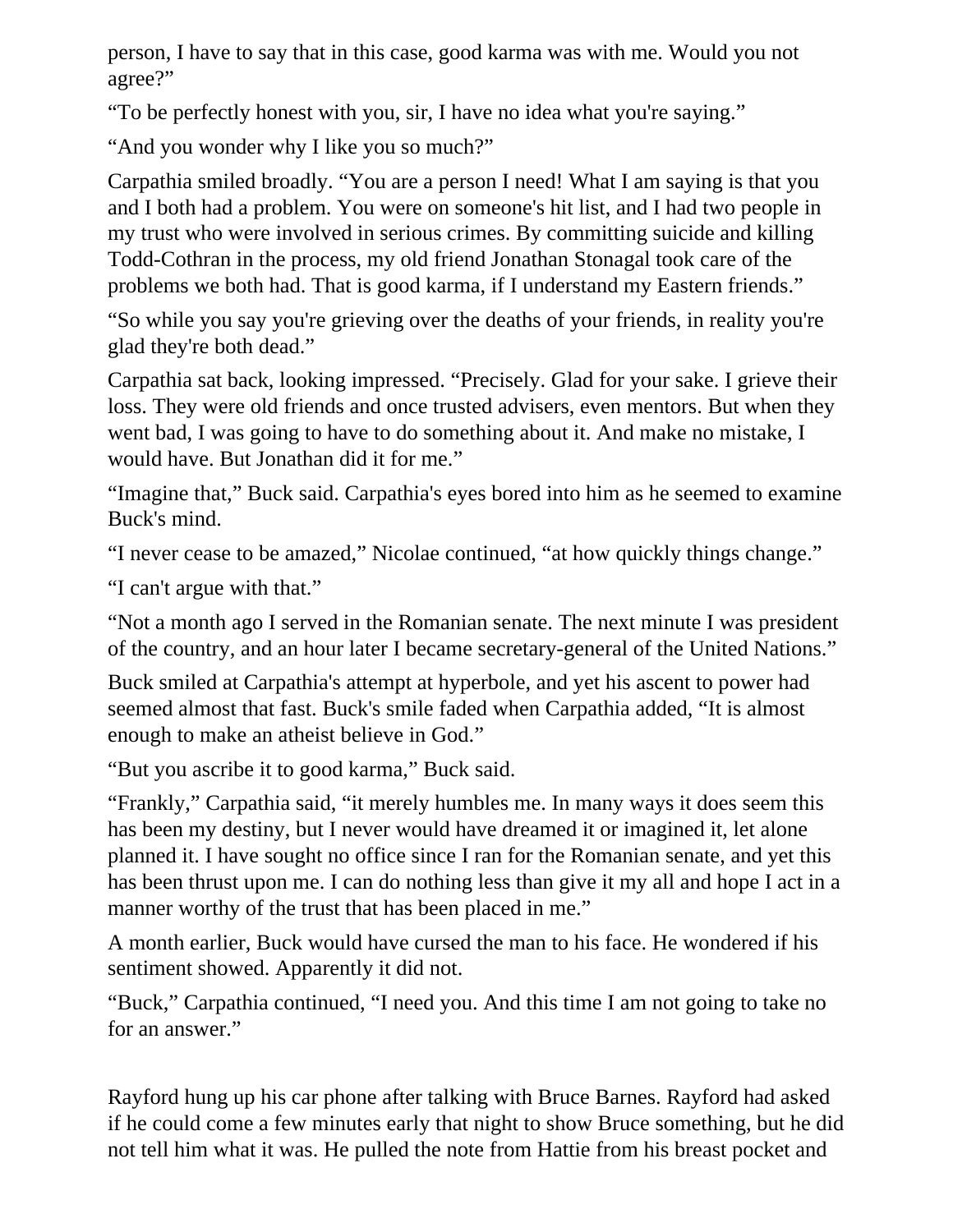person, I have to say that in this case, good karma was with me. Would you not agree?"

"To be perfectly honest with you, sir, I have no idea what you're saying."

"And you wonder why I like you so much?"

Carpathia smiled broadly. "You are a person I need! What I am saying is that you and I both had a problem. You were on someone's hit list, and I had two people in my trust who were involved in serious crimes. By committing suicide and killing Todd-Cothran in the process, my old friend Jonathan Stonagal took care of the problems we both had. That is good karma, if I understand my Eastern friends."

"So while you say you're grieving over the deaths of your friends, in reality you're glad they're both dead."

Carpathia sat back, looking impressed. "Precisely. Glad for your sake. I grieve their loss. They were old friends and once trusted advisers, even mentors. But when they went bad, I was going to have to do something about it. And make no mistake, I would have. But Jonathan did it for me."

"Imagine that," Buck said. Carpathia's eyes bored into him as he seemed to examine Buck's mind.

"I never cease to be amazed," Nicolae continued, "at how quickly things change."

"I can't argue with that."

"Not a month ago I served in the Romanian senate. The next minute I was president of the country, and an hour later I became secretary-general of the United Nations."

Buck smiled at Carpathia's attempt at hyperbole, and yet his ascent to power had seemed almost that fast. Buck's smile faded when Carpathia added, "It is almost enough to make an atheist believe in God."

"But you ascribe it to good karma," Buck said.

"Frankly," Carpathia said, "it merely humbles me. In many ways it does seem this has been my destiny, but I never would have dreamed it or imagined it, let alone planned it. I have sought no office since I ran for the Romanian senate, and yet this has been thrust upon me. I can do nothing less than give it my all and hope I act in a manner worthy of the trust that has been placed in me."

A month earlier, Buck would have cursed the man to his face. He wondered if his sentiment showed. Apparently it did not.

"Buck," Carpathia continued, "I need you. And this time I am not going to take no for an answer."

Rayford hung up his car phone after talking with Bruce Barnes. Rayford had asked if he could come a few minutes early that night to show Bruce something, but he did not tell him what it was. He pulled the note from Hattie from his breast pocket and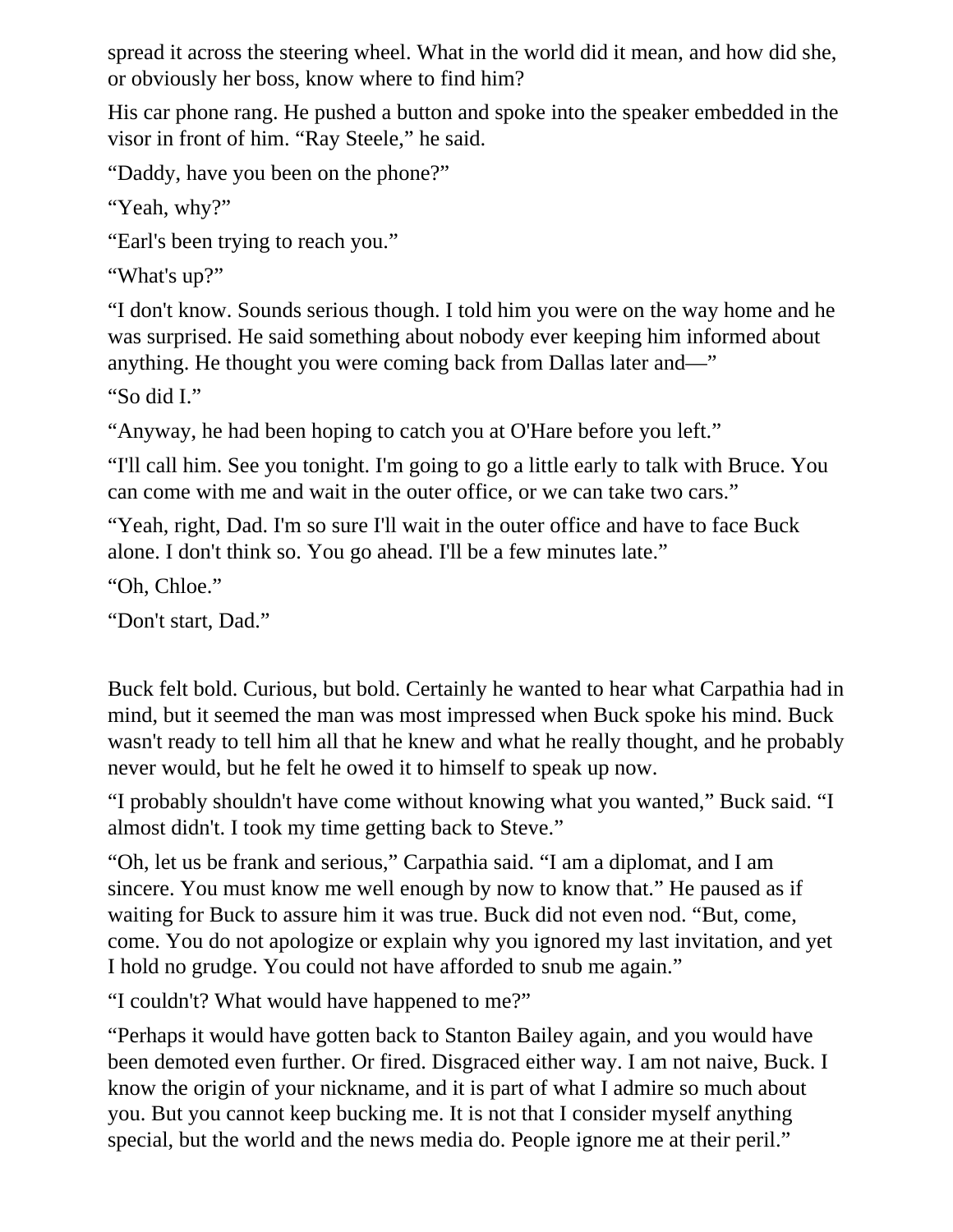spread it across the steering wheel. What in the world did it mean, and how did she, or obviously her boss, know where to find him?

His car phone rang. He pushed a button and spoke into the speaker embedded in the visor in front of him. “Ray Steele,” he said.

“Daddy, have you been on the phone?”

“Yeah, why?”

“Earl's been trying to reach you.”

“What's up?”

“I don't know. Sounds serious though. I told him you were on the way home and he was surprised. He said something about nobody ever keeping him informed about anything. He thought you were coming back from Dallas later and—”

“So did I.”

“Anyway, he had been hoping to catch you at O'Hare before you left.”

“I'll call him. See you tonight. I'm going to go a little early to talk with Bruce. You can come with me and wait in the outer office, or we can take two cars.”

“Yeah, right, Dad. I'm so sure I'll wait in the outer office and have to face Buck alone. I don't think so. You go ahead. I'll be a few minutes late.”

“Oh, Chloe.”

“Don't start, Dad.”

Buck felt bold. Curious, but bold. Certainly he wanted to hear what Carpathia had in mind, but it seemed the man was most impressed when Buck spoke his mind. Buck wasn't ready to tell him all that he knew and what he really thought, and he probably never would, but he felt he owed it to himself to speak up now.

“I probably shouldn't have come without knowing what you wanted,” Buck said. “I almost didn't. I took my time getting back to Steve.”

“Oh, let us be frank and serious,” Carpathia said. “I am a diplomat, and I am sincere. You must know me well enough by now to know that.” He paused as if waiting for Buck to assure him it was true. Buck did not even nod. “But, come, come. You do not apologize or explain why you ignored my last invitation, and yet I hold no grudge. You could not have afforded to snub me again.”

“I couldn't? What would have happened to me?”

“Perhaps it would have gotten back to Stanton Bailey again, and you would have been demoted even further. Or fired. Disgraced either way. I am not naive, Buck. I know the origin of your nickname, and it is part of what I admire so much about you. But you cannot keep bucking me. It is not that I consider myself anything special, but the world and the news media do. People ignore me at their peril.”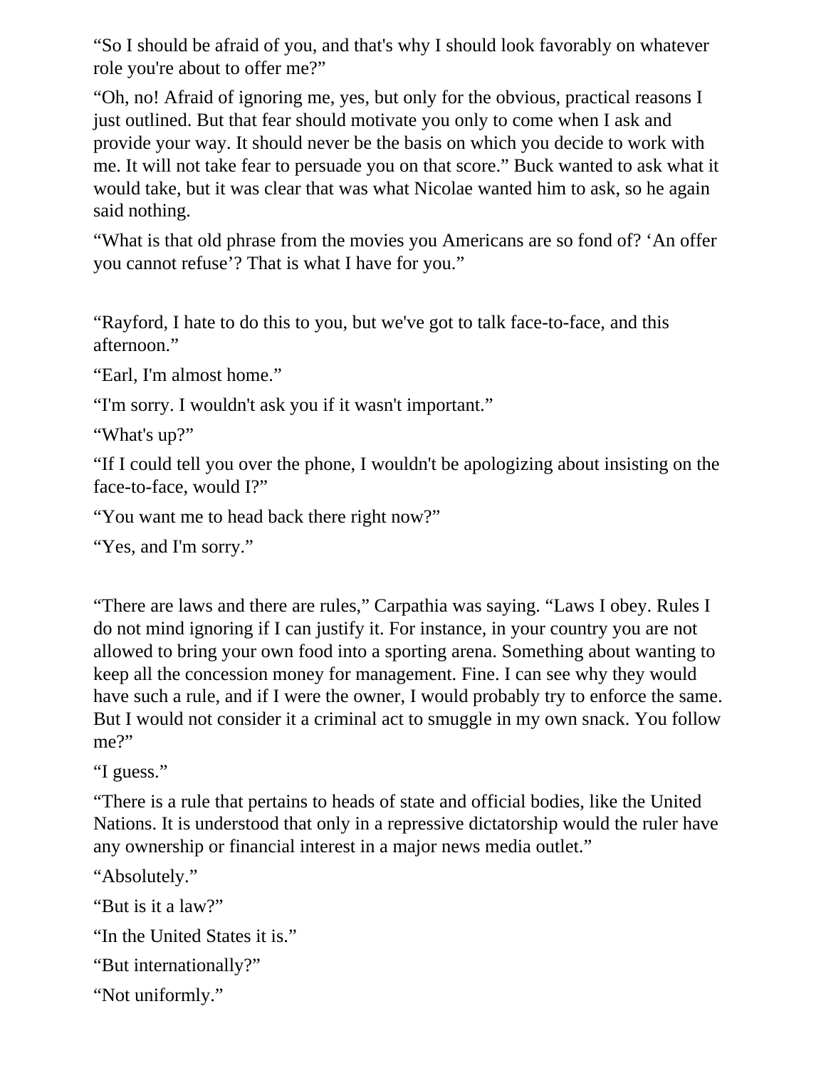“So I should be afraid of you, and that's why I should look favorably on whatever role you're about to offer me?”

“Oh, no! Afraid of ignoring me, yes, but only for the obvious, practical reasons I just outlined. But that fear should motivate you only to come when I ask and provide your way. It should never be the basis on which you decide to work with me. It will not take fear to persuade you on that score.” Buck wanted to ask what it would take, but it was clear that was what Nicolae wanted him to ask, so he again said nothing.

“What is that old phrase from the movies you Americans are so fond of? ‘An offer you cannot refuse’? That is what I have for you.”

“Rayford, I hate to do this to you, but we've got to talk face-to-face, and this afternoon.”

“Earl, I'm almost home.”

“I'm sorry. I wouldn't ask you if it wasn't important.”

“What's up?”

“If I could tell you over the phone, I wouldn't be apologizing about insisting on the face-to-face, would I?”

“You want me to head back there right now?”

“Yes, and I'm sorry.”

“There are laws and there are rules,” Carpathia was saying. “Laws I obey. Rules I do not mind ignoring if I can justify it. For instance, in your country you are not allowed to bring your own food into a sporting arena. Something about wanting to keep all the concession money for management. Fine. I can see why they would have such a rule, and if I were the owner, I would probably try to enforce the same. But I would not consider it a criminal act to smuggle in my own snack. You follow me?”

“I guess.”

“There is a rule that pertains to heads of state and official bodies, like the United Nations. It is understood that only in a repressive dictatorship would the ruler have any ownership or financial interest in a major news media outlet.”

“Absolutely.”

“But is it a law?”

“In the United States it is.”

“But internationally?”

“Not uniformly.”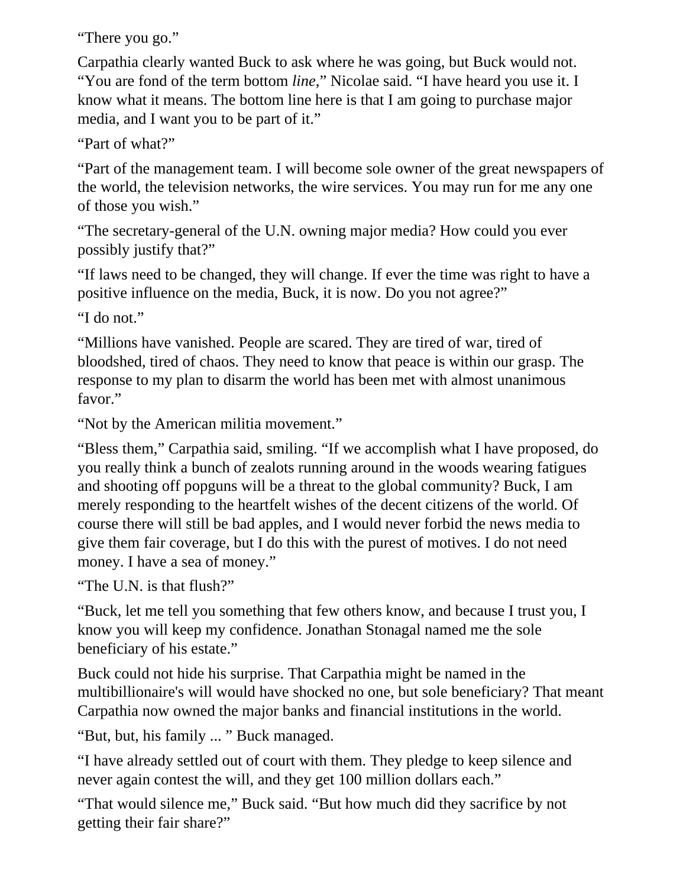“There you go.”

Carpathia clearly wanted Buck to ask where he was going, but Buck would not. “You are fond of the term bottom *line*,” Nicolae said. “I have heard you use it. I know what it means. The bottom line here is that I am going to purchase major media, and I want you to be part of it.”

“Part of what?”

“Part of the management team. I will become sole owner of the great newspapers of the world, the television networks, the wire services. You may run for me any one of those you wish.”

“The secretary-general of the U.N. owning major media? How could you ever possibly justify that?”

“If laws need to be changed, they will change. If ever the time was right to have a positive influence on the media, Buck, it is now. Do you not agree?”

“I do not.”

“Millions have vanished. People are scared. They are tired of war, tired of bloodshed, tired of chaos. They need to know that peace is within our grasp. The response to my plan to disarm the world has been met with almost unanimous favor.”

“Not by the American militia movement.”

“Bless them,” Carpathia said, smiling. “If we accomplish what I have proposed, do you really think a bunch of zealots running around in the woods wearing fatigues and shooting off popguns will be a threat to the global community? Buck, I am merely responding to the heartfelt wishes of the decent citizens of the world. Of course there will still be bad apples, and I would never forbid the news media to give them fair coverage, but I do this with the purest of motives. I do not need money. I have a sea of money.”

“The U.N. is that flush?”

“Buck, let me tell you something that few others know, and because I trust you, I know you will keep my confidence. Jonathan Stonagal named me the sole beneficiary of his estate.”

Buck could not hide his surprise. That Carpathia might be named in the multibillionaire's will would have shocked no one, but sole beneficiary? That meant Carpathia now owned the major banks and financial institutions in the world.

“But, but, his family ... ” Buck managed.

“I have already settled out of court with them. They pledge to keep silence and never again contest the will, and they get 100 million dollars each.”

“That would silence me,” Buck said. “But how much did they sacrifice by not getting their fair share?”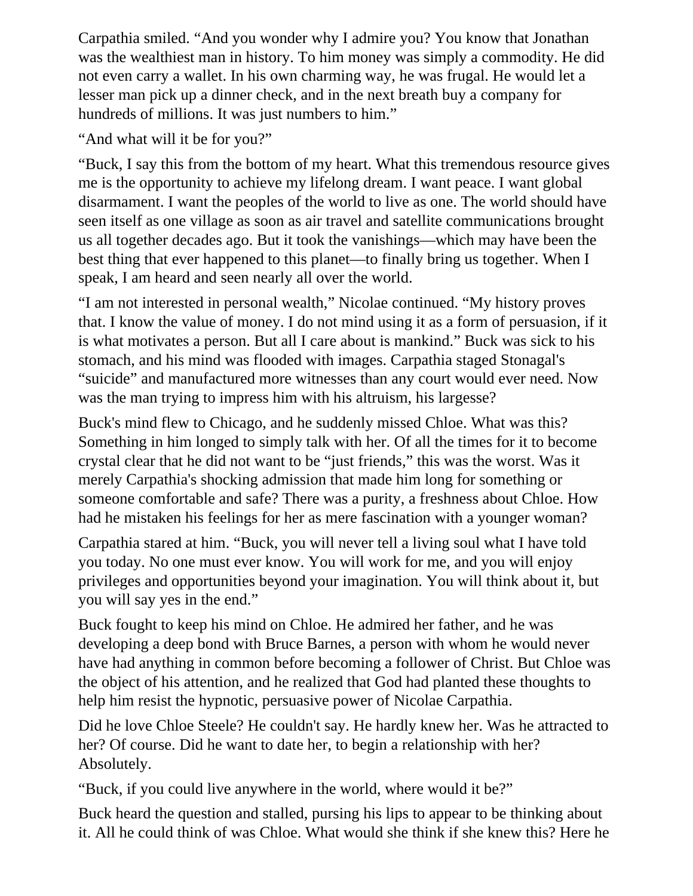Carpathia smiled. “And you wonder why I admire you? You know that Jonathan was the wealthiest man in history. To him money was simply a commodity. He did not even carry a wallet. In his own charming way, he was frugal. He would let a lesser man pick up a dinner check, and in the next breath buy a company for hundreds of millions. It was just numbers to him.”

“And what will it be for you?”

“Buck, I say this from the bottom of my heart. What this tremendous resource gives me is the opportunity to achieve my lifelong dream. I want peace. I want global disarmament. I want the peoples of the world to live as one. The world should have seen itself as one village as soon as air travel and satellite communications brought us all together decades ago. But it took the vanishings—which may have been the best thing that ever happened to this planet—to finally bring us together. When I speak, I am heard and seen nearly all over the world.

“I am not interested in personal wealth,” Nicolae continued. “My history proves that. I know the value of money. I do not mind using it as a form of persuasion, if it is what motivates a person. But all I care about is mankind.” Buck was sick to his stomach, and his mind was flooded with images. Carpathia staged Stonagal's “suicide” and manufactured more witnesses than any court would ever need. Now was the man trying to impress him with his altruism, his largesse?

Buck's mind flew to Chicago, and he suddenly missed Chloe. What was this? Something in him longed to simply talk with her. Of all the times for it to become crystal clear that he did not want to be “just friends,” this was the worst. Was it merely Carpathia's shocking admission that made him long for something or someone comfortable and safe? There was a purity, a freshness about Chloe. How had he mistaken his feelings for her as mere fascination with a younger woman?

Carpathia stared at him. “Buck, you will never tell a living soul what I have told you today. No one must ever know. You will work for me, and you will enjoy privileges and opportunities beyond your imagination. You will think about it, but you will say yes in the end.”

Buck fought to keep his mind on Chloe. He admired her father, and he was developing a deep bond with Bruce Barnes, a person with whom he would never have had anything in common before becoming a follower of Christ. But Chloe was the object of his attention, and he realized that God had planted these thoughts to help him resist the hypnotic, persuasive power of Nicolae Carpathia.

Did he love Chloe Steele? He couldn't say. He hardly knew her. Was he attracted to her? Of course. Did he want to date her, to begin a relationship with her? Absolutely.

“Buck, if you could live anywhere in the world, where would it be?”

Buck heard the question and stalled, pursing his lips to appear to be thinking about it. All he could think of was Chloe. What would she think if she knew this? Here he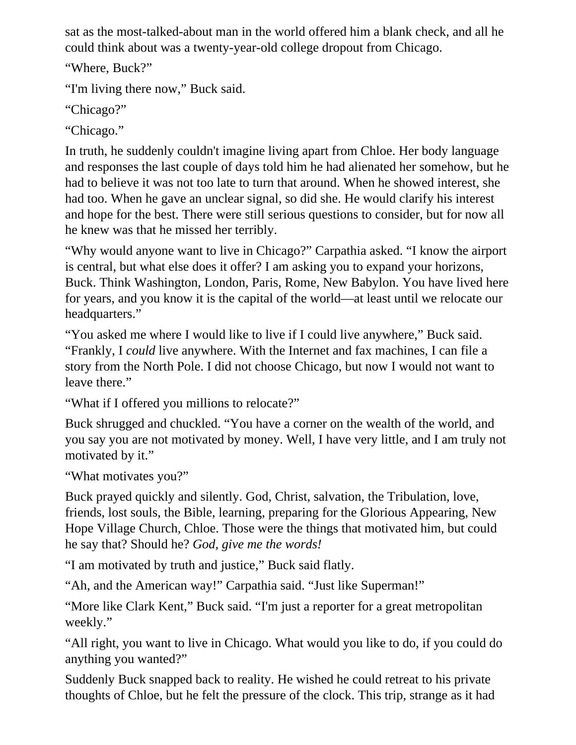sat as the most-talked-about man in the world offered him a blank check, and all he could think about was a twenty-year-old college dropout from Chicago.

“Where, Buck?”

“I'm living there now,” Buck said.

“Chicago?”

“Chicago.”

In truth, he suddenly couldn't imagine living apart from Chloe. Her body language and responses the last couple of days told him he had alienated her somehow, but he had to believe it was not too late to turn that around. When he showed interest, she had too. When he gave an unclear signal, so did she. He would clarify his interest and hope for the best. There were still serious questions to consider, but for now all he knew was that he missed her terribly.

“Why would anyone want to live in Chicago?” Carpathia asked. “I know the airport is central, but what else does it offer? I am asking you to expand your horizons, Buck. Think Washington, London, Paris, Rome, New Babylon. You have lived here for years, and you know it is the capital of the world—at least until we relocate our headquarters.”

“You asked me where I would like to live if I could live anywhere,” Buck said. “Frankly, I *could* live anywhere. With the Internet and fax machines, I can file a story from the North Pole. I did not choose Chicago, but now I would not want to leave there.”

“What if I offered you millions to relocate?”

Buck shrugged and chuckled. “You have a corner on the wealth of the world, and you say you are not motivated by money. Well, I have very little, and I am truly not motivated by it.”

“What motivates you?”

Buck prayed quickly and silently. God, Christ, salvation, the Tribulation, love, friends, lost souls, the Bible, learning, preparing for the Glorious Appearing, New Hope Village Church, Chloe. Those were the things that motivated him, but could he say that? Should he? *God, give me the words!*

“I am motivated by truth and justice,” Buck said flatly.

“Ah, and the American way!” Carpathia said. “Just like Superman!”

“More like Clark Kent,” Buck said. “I'm just a reporter for a great metropolitan weekly.”

“All right, you want to live in Chicago. What would you like to do, if you could do anything you wanted?”

Suddenly Buck snapped back to reality. He wished he could retreat to his private thoughts of Chloe, but he felt the pressure of the clock. This trip, strange as it had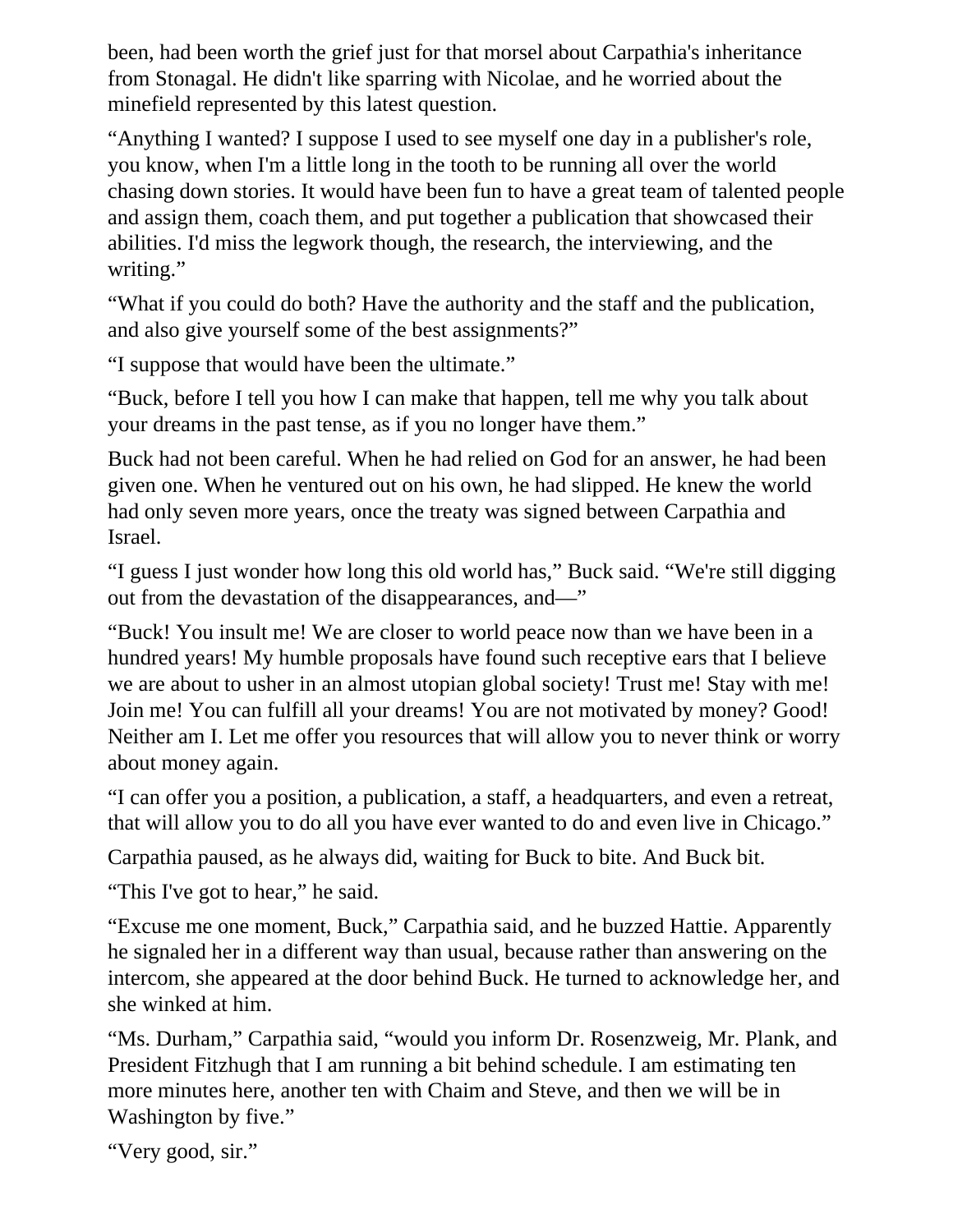been, had been worth the grief just for that morsel about Carpathia's inheritance from Stonagal. He didn't like sparring with Nicolae, and he worried about the minefield represented by this latest question.

“Anything I wanted? I suppose I used to see myself one day in a publisher's role, you know, when I'm a little long in the tooth to be running all over the world chasing down stories. It would have been fun to have a great team of talented people and assign them, coach them, and put together a publication that showcased their abilities. I'd miss the legwork though, the research, the interviewing, and the writing.”

“What if you could do both? Have the authority and the staff and the publication, and also give yourself some of the best assignments?”

“I suppose that would have been the ultimate.”

“Buck, before I tell you how I can make that happen, tell me why you talk about your dreams in the past tense, as if you no longer have them.”

Buck had not been careful. When he had relied on God for an answer, he had been given one. When he ventured out on his own, he had slipped. He knew the world had only seven more years, once the treaty was signed between Carpathia and Israel.

“I guess I just wonder how long this old world has,” Buck said. “We're still digging out from the devastation of the disappearances, and—”

“Buck! You insult me! We are closer to world peace now than we have been in a hundred years! My humble proposals have found such receptive ears that I believe we are about to usher in an almost utopian global society! Trust me! Stay with me! Join me! You can fulfill all your dreams! You are not motivated by money? Good! Neither am I. Let me offer you resources that will allow you to never think or worry about money again.

“I can offer you a position, a publication, a staff, a headquarters, and even a retreat, that will allow you to do all you have ever wanted to do and even live in Chicago.”

Carpathia paused, as he always did, waiting for Buck to bite. And Buck bit.

“This I've got to hear,” he said.

“Excuse me one moment, Buck,” Carpathia said, and he buzzed Hattie. Apparently he signaled her in a different way than usual, because rather than answering on the intercom, she appeared at the door behind Buck. He turned to acknowledge her, and she winked at him.

“Ms. Durham,” Carpathia said, “would you inform Dr. Rosenzweig, Mr. Plank, and President Fitzhugh that I am running a bit behind schedule. I am estimating ten more minutes here, another ten with Chaim and Steve, and then we will be in Washington by five.”

“Very good, sir.”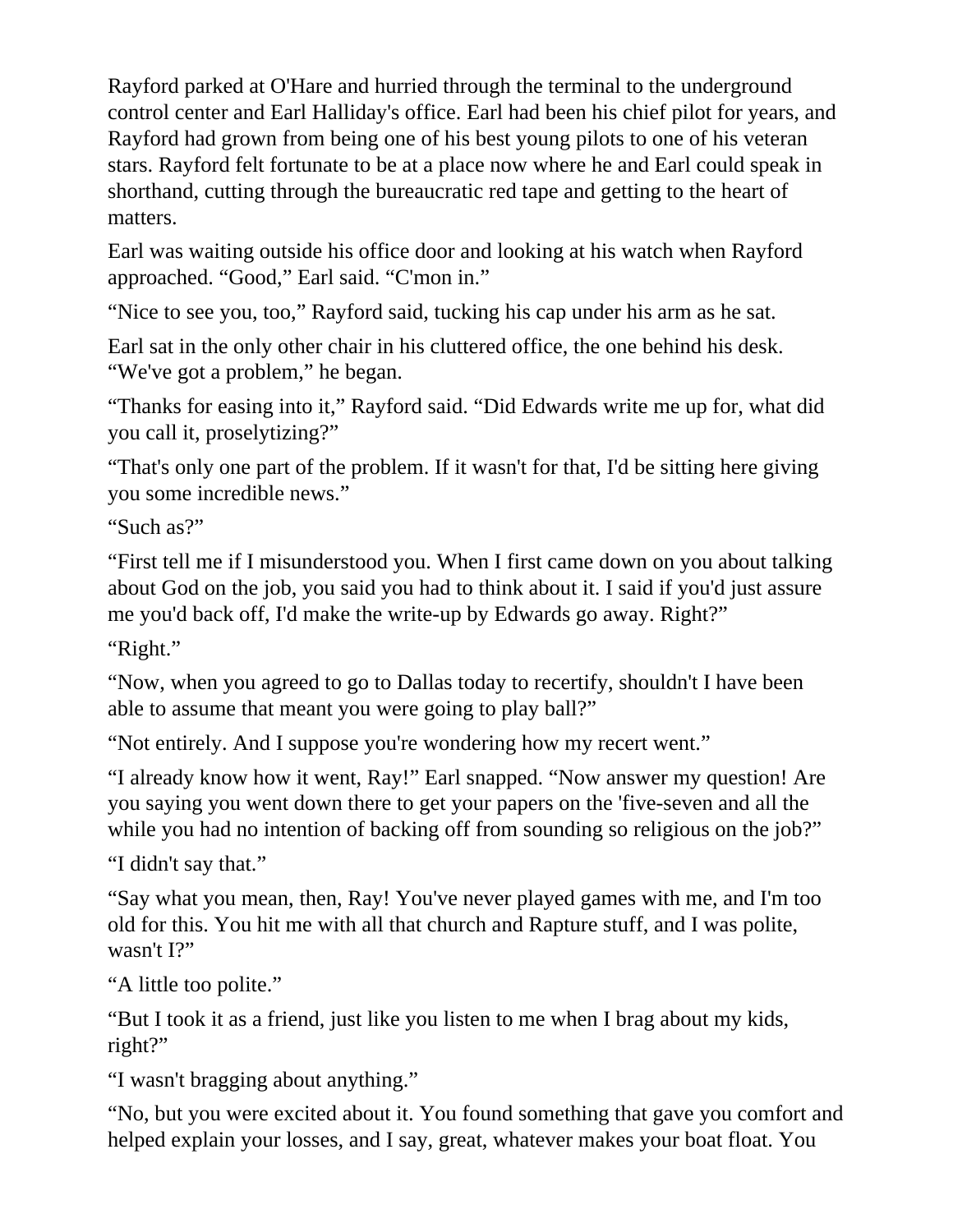Rayford parked at O'Hare and hurried through the terminal to the underground control center and Earl Halliday's office. Earl had been his chief pilot for years, and Rayford had grown from being one of his best young pilots to one of his veteran stars. Rayford felt fortunate to be at a place now where he and Earl could speak in shorthand, cutting through the bureaucratic red tape and getting to the heart of matters.

Earl was waiting outside his office door and looking at his watch when Rayford approached. “Good,” Earl said. “C'mon in.”

“Nice to see you, too,” Rayford said, tucking his cap under his arm as he sat.

Earl sat in the only other chair in his cluttered office, the one behind his desk. “We've got a problem,” he began.

“Thanks for easing into it,” Rayford said. “Did Edwards write me up for, what did you call it, proselytizing?”

“That's only one part of the problem. If it wasn't for that, I'd be sitting here giving you some incredible news.”

“Such as?”

“First tell me if I misunderstood you. When I first came down on you about talking about God on the job, you said you had to think about it. I said if you'd just assure me you'd back off, I'd make the write-up by Edwards go away. Right?”

“Right.”

“Now, when you agreed to go to Dallas today to recertify, shouldn't I have been able to assume that meant you were going to play ball?”

“Not entirely. And I suppose you're wondering how my recert went.”

“I already know how it went, Ray!” Earl snapped. “Now answer my question! Are you saying you went down there to get your papers on the 'five-seven and all the while you had no intention of backing off from sounding so religious on the job?”

“I didn't say that.”

“Say what you mean, then, Ray! You've never played games with me, and I'm too old for this. You hit me with all that church and Rapture stuff, and I was polite, wasn't I?”

“A little too polite.”

“But I took it as a friend, just like you listen to me when I brag about my kids, right?”

“I wasn't bragging about anything.”

“No, but you were excited about it. You found something that gave you comfort and helped explain your losses, and I say, great, whatever makes your boat float. You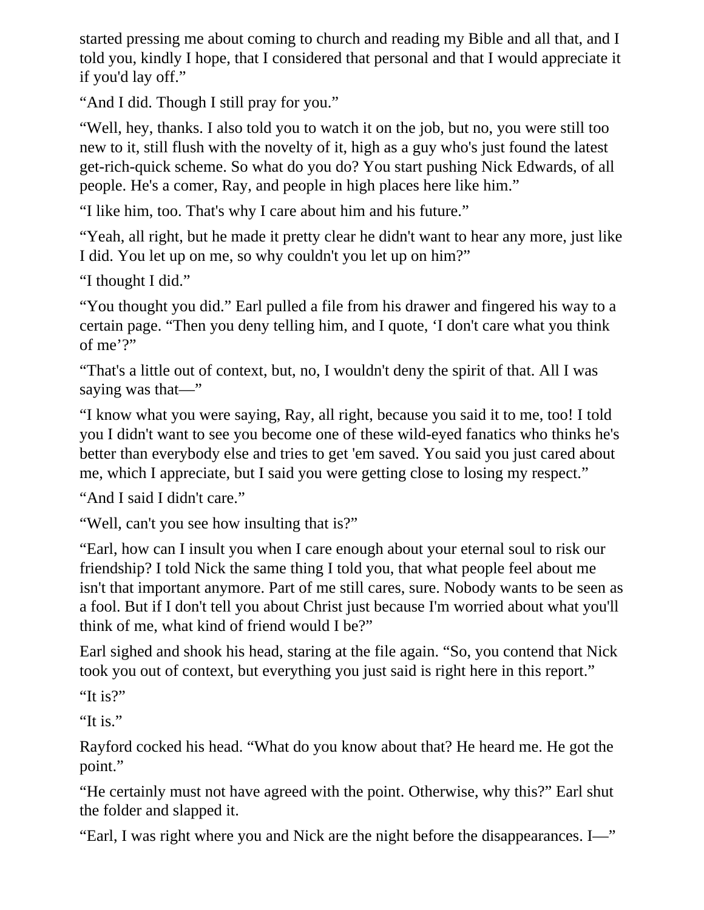started pressing me about coming to church and reading my Bible and all that, and I told you, kindly I hope, that I considered that personal and that I would appreciate it if you'd lay off."

"And I did. Though I still pray for you."

"Well, hey, thanks. I also told you to watch it on the job, but no, you were still too new to it, still flush with the novelty of it, high as a guy who's just found the latest get-rich-quick scheme. So what do you do? You start pushing Nick Edwards, of all people. He's a comer, Ray, and people in high places here like him."

"I like him, too. That's why I care about him and his future."

"Yeah, all right, but he made it pretty clear he didn't want to hear any more, just like I did. You let up on me, so why couldn't you let up on him?"

"I thought I did."

"You thought you did." Earl pulled a file from his drawer and fingered his way to a certain page. "Then you deny telling him, and I quote, 'I don't care what you think of me'?"

"That's a little out of context, but, no, I wouldn't deny the spirit of that. All I was saying was that—"

"I know what you were saying, Ray, all right, because you said it to me, too! I told you I didn't want to see you become one of these wild-eyed fanatics who thinks he's better than everybody else and tries to get 'em saved. You said you just cared about me, which I appreciate, but I said you were getting close to losing my respect."

"And I said I didn't care."

"Well, can't you see how insulting that is?"

"Earl, how can I insult you when I care enough about your eternal soul to risk our friendship? I told Nick the same thing I told you, that what people feel about me isn't that important anymore. Part of me still cares, sure. Nobody wants to be seen as a fool. But if I don't tell you about Christ just because I'm worried about what you'll think of me, what kind of friend would I be?"

Earl sighed and shook his head, staring at the file again. "So, you contend that Nick took you out of context, but everything you just said is right here in this report."

"It is?"

"It is."

Rayford cocked his head. "What do you know about that? He heard me. He got the point."

"He certainly must not have agreed with the point. Otherwise, why this?" Earl shut the folder and slapped it.

"Earl, I was right where you and Nick are the night before the disappearances. I—"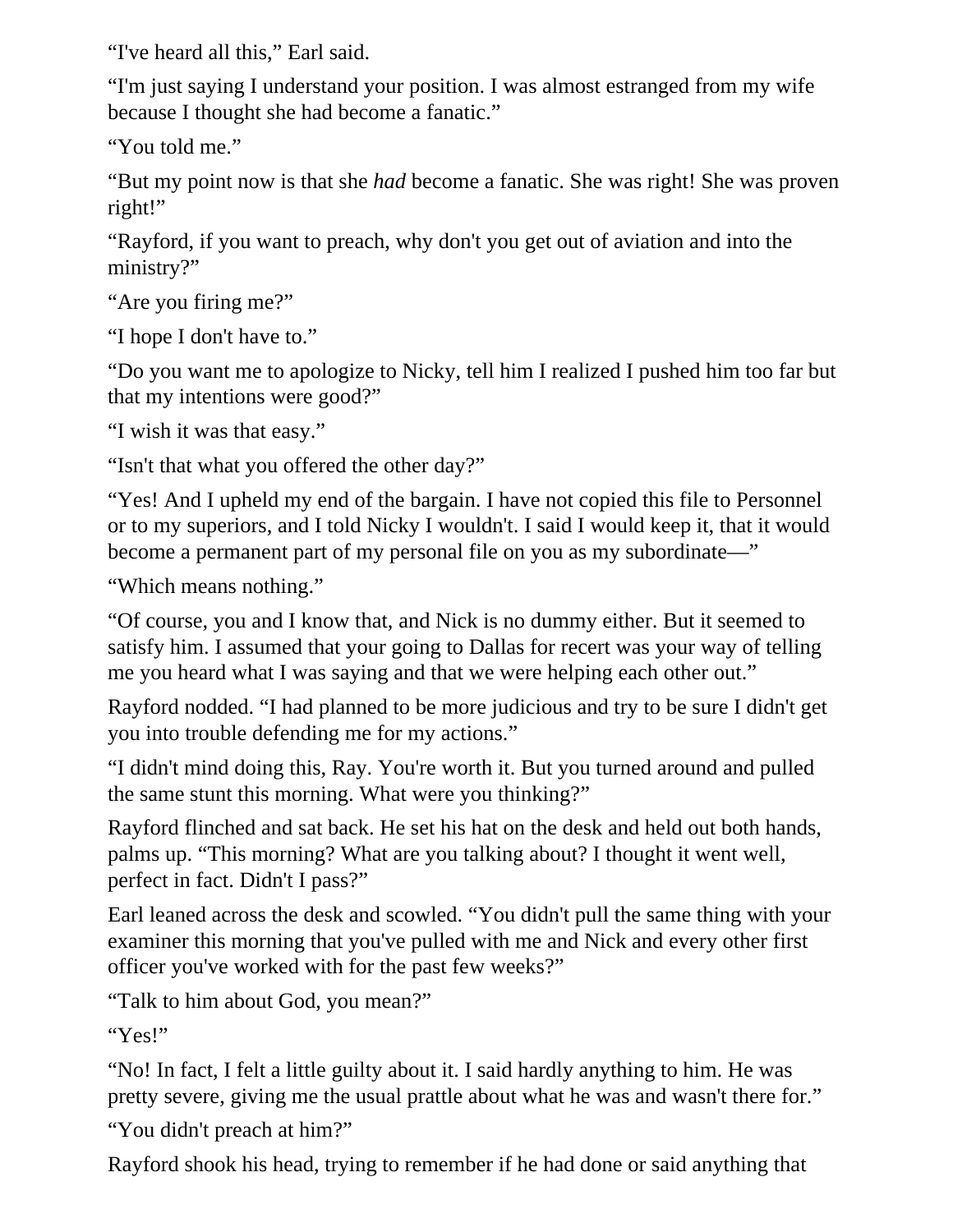“I've heard all this,” Earl said.

“I'm just saying I understand your position. I was almost estranged from my wife because I thought she had become a fanatic.”

“You told me.”

“But my point now is that she *had* become a fanatic. She was right! She was proven right!”

“Rayford, if you want to preach, why don't you get out of aviation and into the ministry?”

“Are you firing me?”

“I hope I don't have to.”

“Do you want me to apologize to Nicky, tell him I realized I pushed him too far but that my intentions were good?”

“I wish it was that easy.”

“Isn't that what you offered the other day?”

“Yes! And I upheld my end of the bargain. I have not copied this file to Personnel or to my superiors, and I told Nicky I wouldn't. I said I would keep it, that it would become a permanent part of my personal file on you as my subordinate—”

“Which means nothing.”

“Of course, you and I know that, and Nick is no dummy either. But it seemed to satisfy him. I assumed that your going to Dallas for recert was your way of telling me you heard what I was saying and that we were helping each other out.”

Rayford nodded. “I had planned to be more judicious and try to be sure I didn't get you into trouble defending me for my actions.”

“I didn't mind doing this, Ray. You're worth it. But you turned around and pulled the same stunt this morning. What were you thinking?”

Rayford flinched and sat back. He set his hat on the desk and held out both hands, palms up. “This morning? What are you talking about? I thought it went well, perfect in fact. Didn't I pass?”

Earl leaned across the desk and scowled. “You didn't pull the same thing with your examiner this morning that you've pulled with me and Nick and every other first officer you've worked with for the past few weeks?”

“Talk to him about God, you mean?”

“Yes!”

“No! In fact, I felt a little guilty about it. I said hardly anything to him. He was pretty severe, giving me the usual prattle about what he was and wasn't there for.”

“You didn't preach at him?”

Rayford shook his head, trying to remember if he had done or said anything that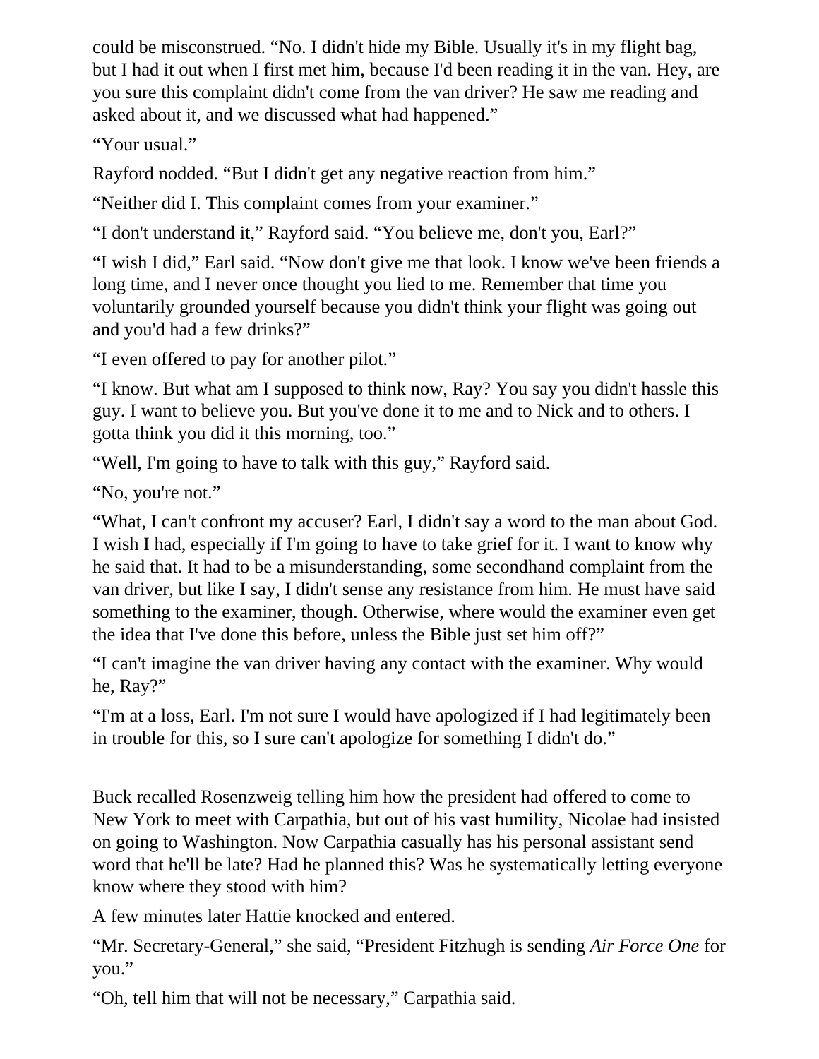could be misconstrued. “No. I didn't hide my Bible. Usually it's in my flight bag, but I had it out when I first met him, because I'd been reading it in the van. Hey, are you sure this complaint didn't come from the van driver? He saw me reading and asked about it, and we discussed what had happened.”

“Your usual.”

Rayford nodded. “But I didn't get any negative reaction from him.”

“Neither did I. This complaint comes from your examiner.”

“I don't understand it,” Rayford said. “You believe me, don't you, Earl?”

“I wish I did,” Earl said. “Now don't give me that look. I know we've been friends a long time, and I never once thought you lied to me. Remember that time you voluntarily grounded yourself because you didn't think your flight was going out and you'd had a few drinks?”

“I even offered to pay for another pilot.”

“I know. But what am I supposed to think now, Ray? You say you didn't hassle this guy. I want to believe you. But you've done it to me and to Nick and to others. I gotta think you did it this morning, too.”

“Well, I'm going to have to talk with this guy,” Rayford said.

“No, you're not.”

“What, I can't confront my accuser? Earl, I didn't say a word to the man about God. I wish I had, especially if I'm going to have to take grief for it. I want to know why he said that. It had to be a misunderstanding, some secondhand complaint from the van driver, but like I say, I didn't sense any resistance from him. He must have said something to the examiner, though. Otherwise, where would the examiner even get the idea that I've done this before, unless the Bible just set him off?”

“I can't imagine the van driver having any contact with the examiner. Why would he, Ray?”

“I'm at a loss, Earl. I'm not sure I would have apologized if I had legitimately been in trouble for this, so I sure can't apologize for something I didn't do.”

Buck recalled Rosenzweig telling him how the president had offered to come to New York to meet with Carpathia, but out of his vast humility, Nicolae had insisted on going to Washington. Now Carpathia casually has his personal assistant send word that he'll be late? Had he planned this? Was he systematically letting everyone know where they stood with him?

A few minutes later Hattie knocked and entered.

“Mr. Secretary-General,” she said, “President Fitzhugh is sending *Air Force One* for you.”

“Oh, tell him that will not be necessary,” Carpathia said.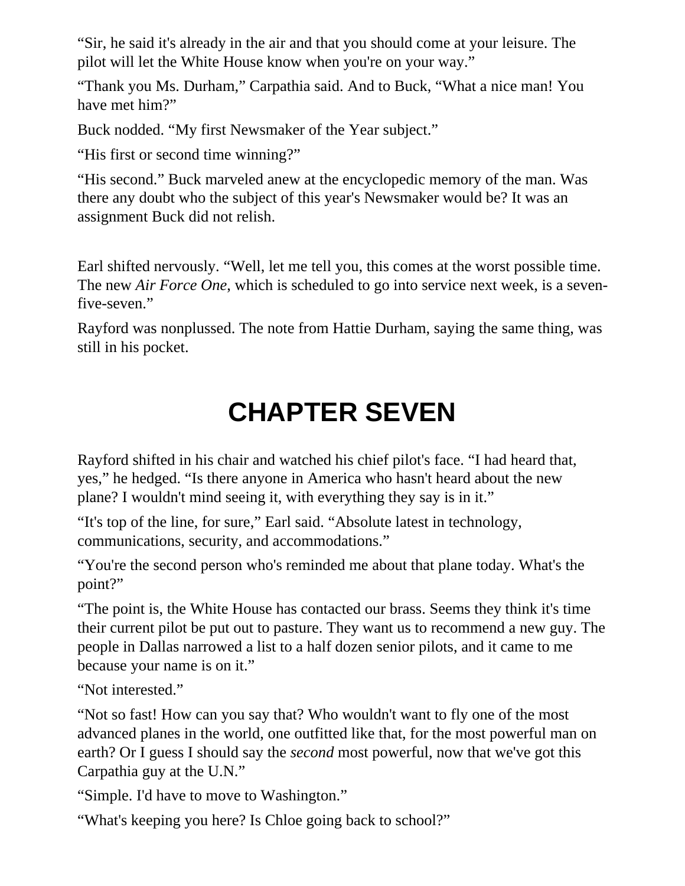"Sir, he said it's already in the air and that you should come at your leisure. The pilot will let the White House know when you're on your way."

"Thank you Ms. Durham," Carpathia said. And to Buck, "What a nice man! You have met him?"

Buck nodded. "My first Newsmaker of the Year subject."

"His first or second time winning?"

"His second." Buck marveled anew at the encyclopedic memory of the man. Was there any doubt who the subject of this year's Newsmaker would be? It was an assignment Buck did not relish.

Earl shifted nervously. "Well, let me tell you, this comes at the worst possible time. The new *Air Force One*, which is scheduled to go into service next week, is a seven-five-seven."

Rayford was nonplussed. The note from Hattie Durham, saying the same thing, was still in his pocket.

# CHAPTER SEVEN

Rayford shifted in his chair and watched his chief pilot's face. "I had heard that, yes," he hedged. "Is there anyone in America who hasn't heard about the new plane? I wouldn't mind seeing it, with everything they say is in it."

"It's top of the line, for sure," Earl said. "Absolute latest in technology, communications, security, and accommodations."

"You're the second person who's reminded me about that plane today. What's the point?"

"The point is, the White House has contacted our brass. Seems they think it's time their current pilot be put out to pasture. They want us to recommend a new guy. The people in Dallas narrowed a list to a half dozen senior pilots, and it came to me because your name is on it."

"Not interested."

"Not so fast! How can you say that? Who wouldn't want to fly one of the most advanced planes in the world, one outfitted like that, for the most powerful man on earth? Or I guess I should say the *second* most powerful, now that we've got this Carpathia guy at the U.N."

"Simple. I'd have to move to Washington."

"What's keeping you here? Is Chloe going back to school?"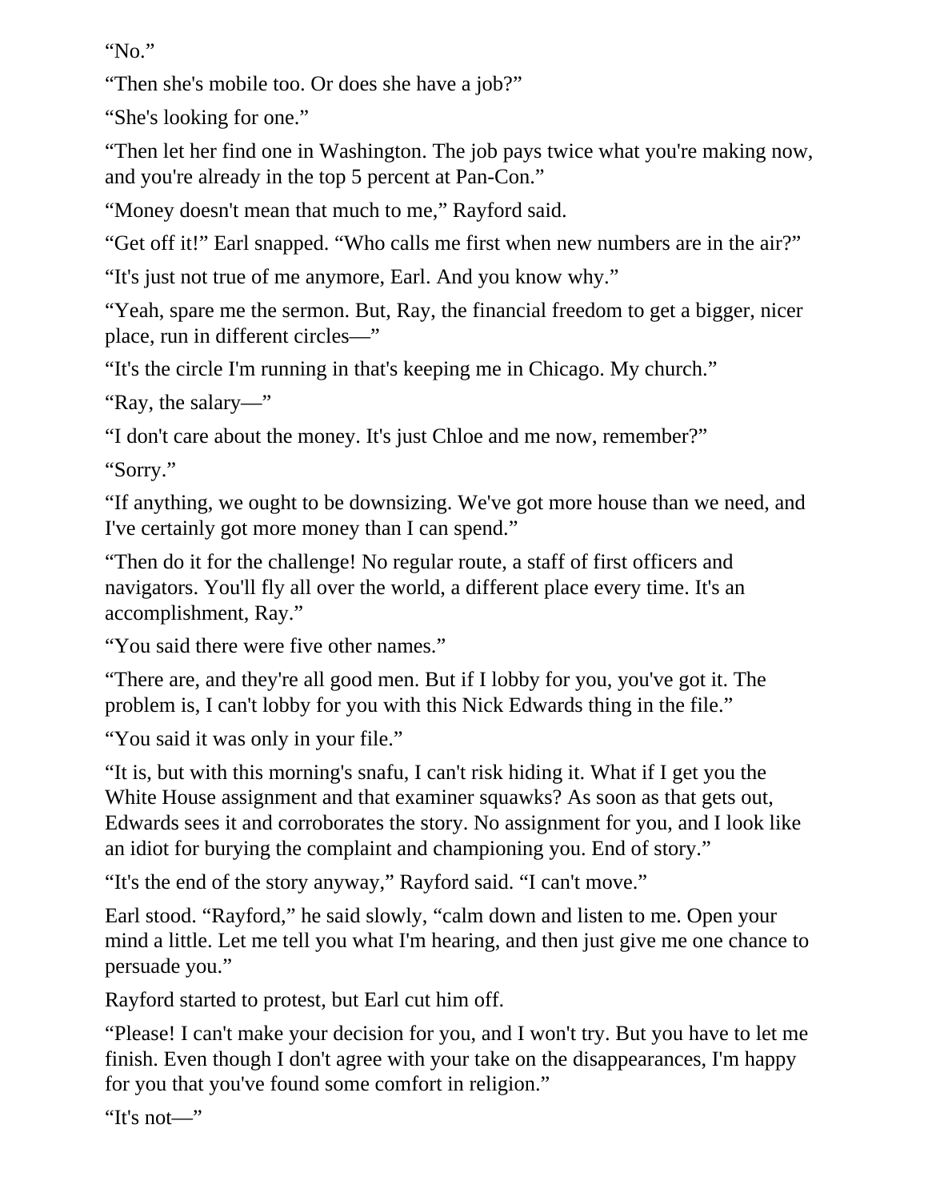"No."

"Then she's mobile too. Or does she have a job?"

"She's looking for one."

"Then let her find one in Washington. The job pays twice what you're making now, and you're already in the top 5 percent at Pan-Con."

"Money doesn't mean that much to me," Rayford said.

"Get off it!" Earl snapped. "Who calls me first when new numbers are in the air?"

"It's just not true of me anymore, Earl. And you know why."

"Yeah, spare me the sermon. But, Ray, the financial freedom to get a bigger, nicer place, run in different circles—"

"It's the circle I'm running in that's keeping me in Chicago. My church."

"Ray, the salary—"

"I don't care about the money. It's just Chloe and me now, remember?"

"Sorry."

"If anything, we ought to be downsizing. We've got more house than we need, and I've certainly got more money than I can spend."

"Then do it for the challenge! No regular route, a staff of first officers and navigators. You'll fly all over the world, a different place every time. It's an accomplishment, Ray."

"You said there were five other names."

"There are, and they're all good men. But if I lobby for you, you've got it. The problem is, I can't lobby for you with this Nick Edwards thing in the file."

"You said it was only in your file."

"It is, but with this morning's snafu, I can't risk hiding it. What if I get you the White House assignment and that examiner squawks? As soon as that gets out, Edwards sees it and corroborates the story. No assignment for you, and I look like an idiot for burying the complaint and championing you. End of story."

"It's the end of the story anyway," Rayford said. "I can't move."

Earl stood. "Rayford," he said slowly, "calm down and listen to me. Open your mind a little. Let me tell you what I'm hearing, and then just give me one chance to persuade you."

Rayford started to protest, but Earl cut him off.

"Please! I can't make your decision for you, and I won't try. But you have to let me finish. Even though I don't agree with your take on the disappearances, I'm happy for you that you've found some comfort in religion."

"It's not—"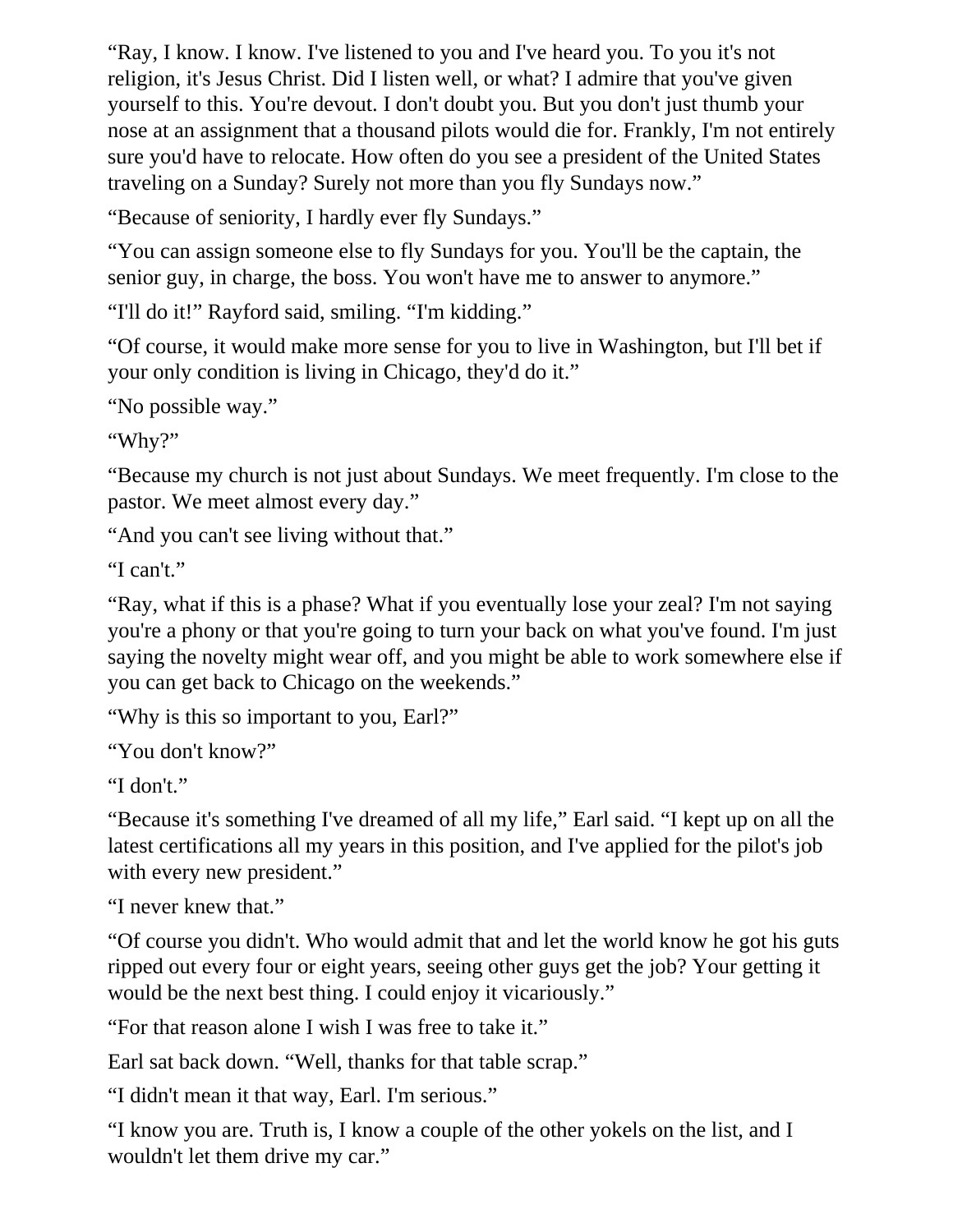"Ray, I know. I know. I've listened to you and I've heard you. To you it's not religion, it's Jesus Christ. Did I listen well, or what? I admire that you've given yourself to this. You're devout. I don't doubt you. But you don't just thumb your nose at an assignment that a thousand pilots would die for. Frankly, I'm not entirely sure you'd have to relocate. How often do you see a president of the United States traveling on a Sunday? Surely not more than you fly Sundays now."

"Because of seniority, I hardly ever fly Sundays."

"You can assign someone else to fly Sundays for you. You'll be the captain, the senior guy, in charge, the boss. You won't have me to answer to anymore."

"I'll do it!" Rayford said, smiling. "I'm kidding."

"Of course, it would make more sense for you to live in Washington, but I'll bet if your only condition is living in Chicago, they'd do it."

"No possible way."

"Why?"

"Because my church is not just about Sundays. We meet frequently. I'm close to the pastor. We meet almost every day."

"And you can't see living without that."

"I can't."

"Ray, what if this is a phase? What if you eventually lose your zeal? I'm not saying you're a phony or that you're going to turn your back on what you've found. I'm just saying the novelty might wear off, and you might be able to work somewhere else if you can get back to Chicago on the weekends."

"Why is this so important to you, Earl?"

"You don't know?"

"I don't."

"Because it's something I've dreamed of all my life," Earl said. "I kept up on all the latest certifications all my years in this position, and I've applied for the pilot's job with every new president."

"I never knew that."

"Of course you didn't. Who would admit that and let the world know he got his guts ripped out every four or eight years, seeing other guys get the job? Your getting it would be the next best thing. I could enjoy it vicariously."

"For that reason alone I wish I was free to take it."

Earl sat back down. "Well, thanks for that table scrap."

"I didn't mean it that way, Earl. I'm serious."

"I know you are. Truth is, I know a couple of the other yokels on the list, and I wouldn't let them drive my car."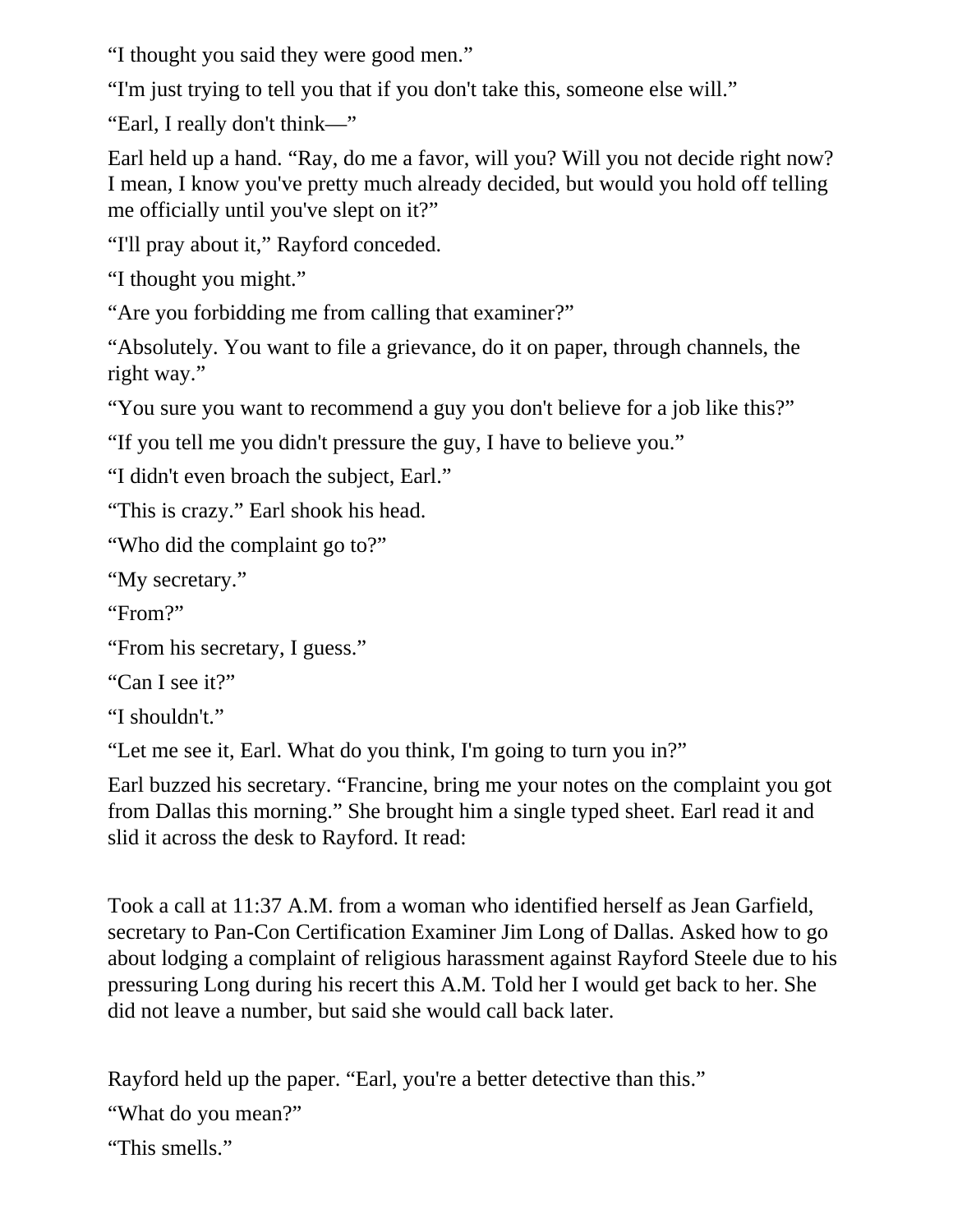“I thought you said they were good men.”

“I'm just trying to tell you that if you don't take this, someone else will.”

“Earl, I really don't think—”

Earl held up a hand. “Ray, do me a favor, will you? Will you not decide right now? I mean, I know you've pretty much already decided, but would you hold off telling me officially until you've slept on it?”

“I'll pray about it,” Rayford conceded.

“I thought you might.”

“Are you forbidding me from calling that examiner?”

“Absolutely. You want to file a grievance, do it on paper, through channels, the right way.”

“You sure you want to recommend a guy you don't believe for a job like this?”

“If you tell me you didn't pressure the guy, I have to believe you.”

“I didn't even broach the subject, Earl.”

“This is crazy.” Earl shook his head.

“Who did the complaint go to?”

“My secretary.”

“From?”

“From his secretary, I guess.”

“Can I see it?”

“I shouldn't.”

“Let me see it, Earl. What do you think, I'm going to turn you in?”

Earl buzzed his secretary. “Francine, bring me your notes on the complaint you got from Dallas this morning.” She brought him a single typed sheet. Earl read it and slid it across the desk to Rayford. It read:

Took a call at 11:37 A.M. from a woman who identified herself as Jean Garfield, secretary to Pan-Con Certification Examiner Jim Long of Dallas. Asked how to go about lodging a complaint of religious harassment against Rayford Steele due to his pressuring Long during his recert this A.M. Told her I would get back to her. She did not leave a number, but said she would call back later.

Rayford held up the paper. “Earl, you're a better detective than this.”

“What do you mean?”

“This smells.”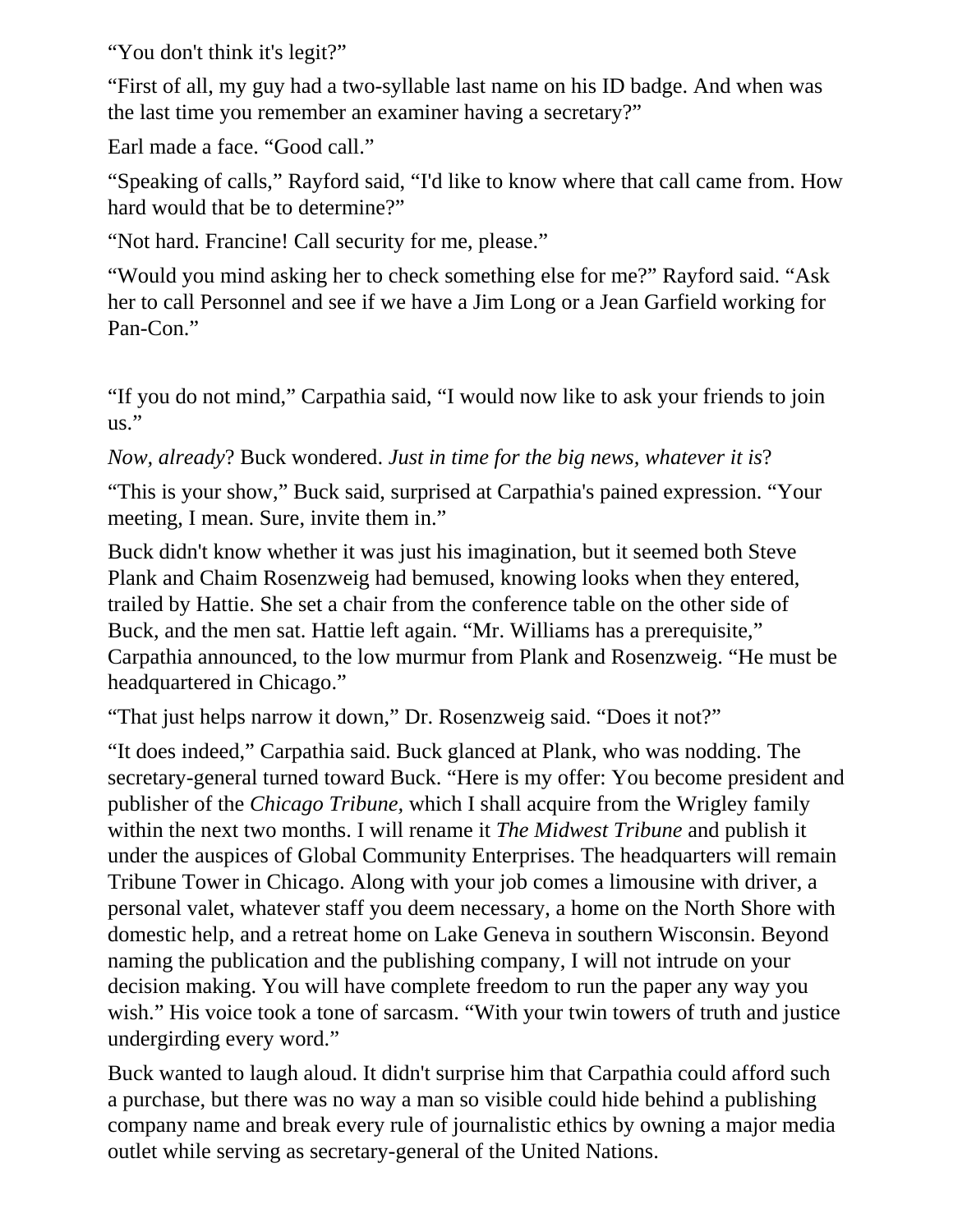"You don't think it's legit?"

"First of all, my guy had a two-syllable last name on his ID badge. And when was the last time you remember an examiner having a secretary?"

Earl made a face. "Good call."

"Speaking of calls," Rayford said, "I'd like to know where that call came from. How hard would that be to determine?"

"Not hard. Francine! Call security for me, please."

"Would you mind asking her to check something else for me?" Rayford said. "Ask her to call Personnel and see if we have a Jim Long or a Jean Garfield working for Pan-Con."

"If you do not mind," Carpathia said, "I would now like to ask your friends to join us."

*Now, already*? Buck wondered. *Just in time for the big news, whatever it is*?

"This is your show," Buck said, surprised at Carpathia's pained expression. "Your meeting, I mean. Sure, invite them in."

Buck didn't know whether it was just his imagination, but it seemed both Steve Plank and Chaim Rosenzweig had bemused, knowing looks when they entered, trailed by Hattie. She set a chair from the conference table on the other side of Buck, and the men sat. Hattie left again. "Mr. Williams has a prerequisite," Carpathia announced, to the low murmur from Plank and Rosenzweig. "He must be headquartered in Chicago."

"That just helps narrow it down," Dr. Rosenzweig said. "Does it not?"

"It does indeed," Carpathia said. Buck glanced at Plank, who was nodding. The secretary-general turned toward Buck. "Here is my offer: You become president and publisher of the *Chicago Tribune*, which I shall acquire from the Wrigley family within the next two months. I will rename it *The Midwest Tribune* and publish it under the auspices of Global Community Enterprises. The headquarters will remain Tribune Tower in Chicago. Along with your job comes a limousine with driver, a personal valet, whatever staff you deem necessary, a home on the North Shore with domestic help, and a retreat home on Lake Geneva in southern Wisconsin. Beyond naming the publication and the publishing company, I will not intrude on your decision making. You will have complete freedom to run the paper any way you wish." His voice took a tone of sarcasm. "With your twin towers of truth and justice undergirding every word."

Buck wanted to laugh aloud. It didn't surprise him that Carpathia could afford such a purchase, but there was no way a man so visible could hide behind a publishing company name and break every rule of journalistic ethics by owning a major media outlet while serving as secretary-general of the United Nations.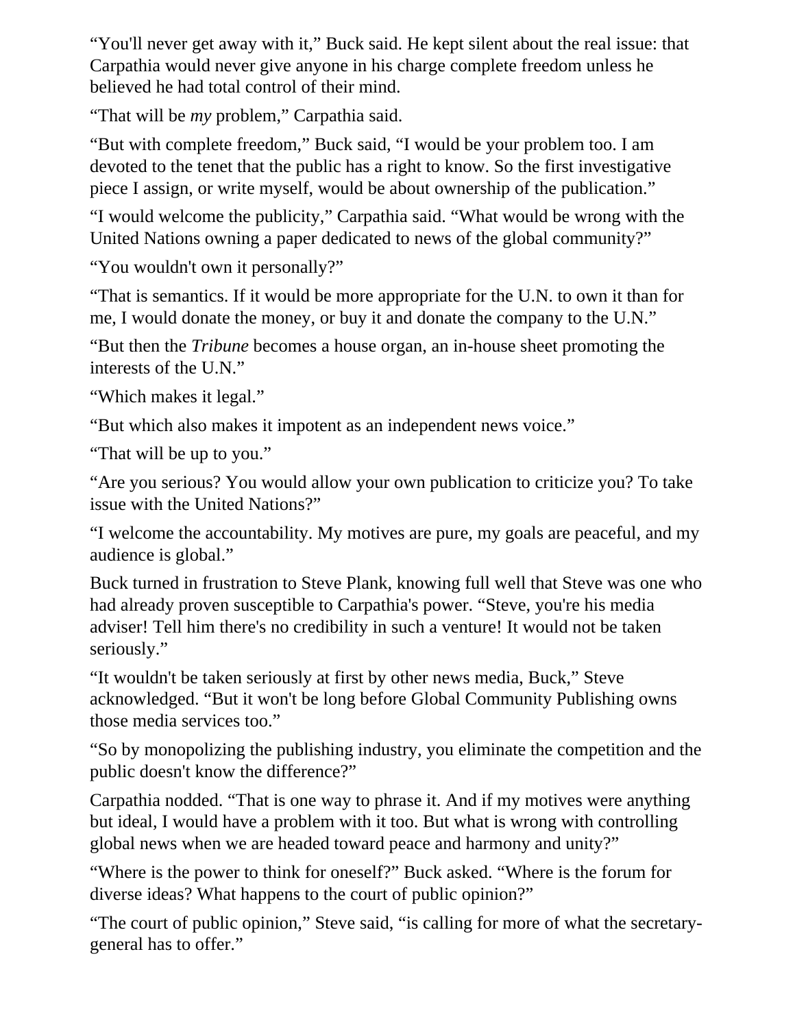“You'll never get away with it,” Buck said. He kept silent about the real issue: that Carpathia would never give anyone in his charge complete freedom unless he believed he had total control of their mind.

“That will be *my* problem,” Carpathia said.

“But with complete freedom,” Buck said, “I would be your problem too. I am devoted to the tenet that the public has a right to know. So the first investigative piece I assign, or write myself, would be about ownership of the publication.”

“I would welcome the publicity,” Carpathia said. “What would be wrong with the United Nations owning a paper dedicated to news of the global community?”

“You wouldn't own it personally?”

“That is semantics. If it would be more appropriate for the U.N. to own it than for me, I would donate the money, or buy it and donate the company to the U.N.”

“But then the *Tribune* becomes a house organ, an in-house sheet promoting the interests of the U.N.”

“Which makes it legal.”

“But which also makes it impotent as an independent news voice.”

“That will be up to you.”

“Are you serious? You would allow your own publication to criticize you? To take issue with the United Nations?”

“I welcome the accountability. My motives are pure, my goals are peaceful, and my audience is global.”

Buck turned in frustration to Steve Plank, knowing full well that Steve was one who had already proven susceptible to Carpathia's power. “Steve, you're his media adviser! Tell him there's no credibility in such a venture! It would not be taken seriously.”

“It wouldn't be taken seriously at first by other news media, Buck,” Steve acknowledged. “But it won't be long before Global Community Publishing owns those media services too.”

“So by monopolizing the publishing industry, you eliminate the competition and the public doesn't know the difference?”

Carpathia nodded. “That is one way to phrase it. And if my motives were anything but ideal, I would have a problem with it too. But what is wrong with controlling global news when we are headed toward peace and harmony and unity?”

“Where is the power to think for oneself?” Buck asked. “Where is the forum for diverse ideas? What happens to the court of public opinion?”

“The court of public opinion,” Steve said, “is calling for more of what the secretary-general has to offer.”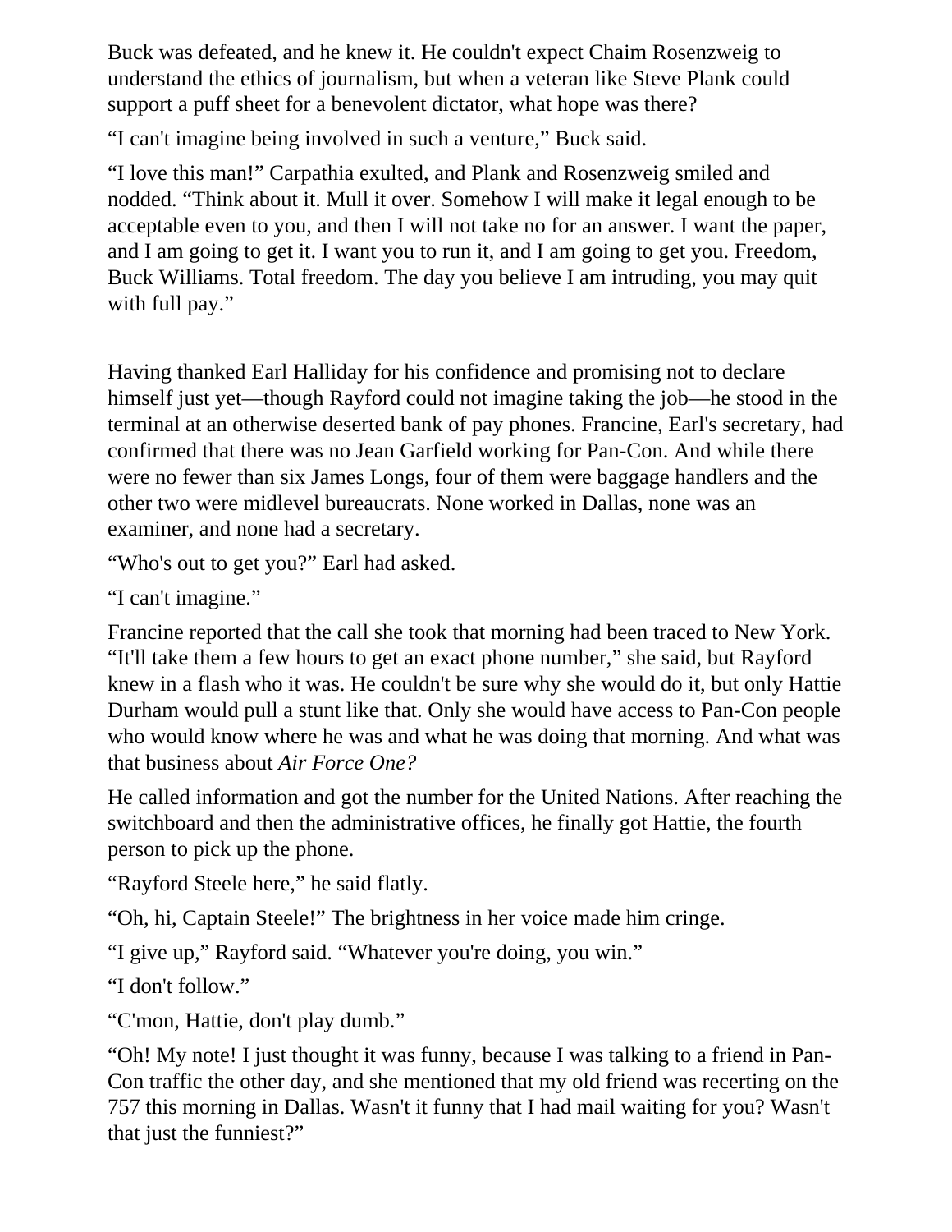Buck was defeated, and he knew it. He couldn't expect Chaim Rosenzweig to understand the ethics of journalism, but when a veteran like Steve Plank could support a puff sheet for a benevolent dictator, what hope was there?

“I can't imagine being involved in such a venture,” Buck said.

“I love this man!” Carpathia exulted, and Plank and Rosenzweig smiled and nodded. “Think about it. Mull it over. Somehow I will make it legal enough to be acceptable even to you, and then I will not take no for an answer. I want the paper, and I am going to get it. I want you to run it, and I am going to get you. Freedom, Buck Williams. Total freedom. The day you believe I am intruding, you may quit with full pay.”

Having thanked Earl Halliday for his confidence and promising not to declare himself just yet—though Rayford could not imagine taking the job—he stood in the terminal at an otherwise deserted bank of pay phones. Francine, Earl's secretary, had confirmed that there was no Jean Garfield working for Pan-Con. And while there were no fewer than six James Longs, four of them were baggage handlers and the other two were midlevel bureaucrats. None worked in Dallas, none was an examiner, and none had a secretary.

“Who's out to get you?” Earl had asked.

“I can't imagine.”

Francine reported that the call she took that morning had been traced to New York. “It'll take them a few hours to get an exact phone number,” she said, but Rayford knew in a flash who it was. He couldn't be sure why she would do it, but only Hattie Durham would pull a stunt like that. Only she would have access to Pan-Con people who would know where he was and what he was doing that morning. And what was that business about *Air Force One?*

He called information and got the number for the United Nations. After reaching the switchboard and then the administrative offices, he finally got Hattie, the fourth person to pick up the phone.

“Rayford Steele here,” he said flatly.

“Oh, hi, Captain Steele!” The brightness in her voice made him cringe.

“I give up,” Rayford said. “Whatever you're doing, you win.”

“I don't follow.”

“C'mon, Hattie, don't play dumb.”

“Oh! My note! I just thought it was funny, because I was talking to a friend in Pan-Con traffic the other day, and she mentioned that my old friend was recerting on the 757 this morning in Dallas. Wasn't it funny that I had mail waiting for you? Wasn't that just the funniest?”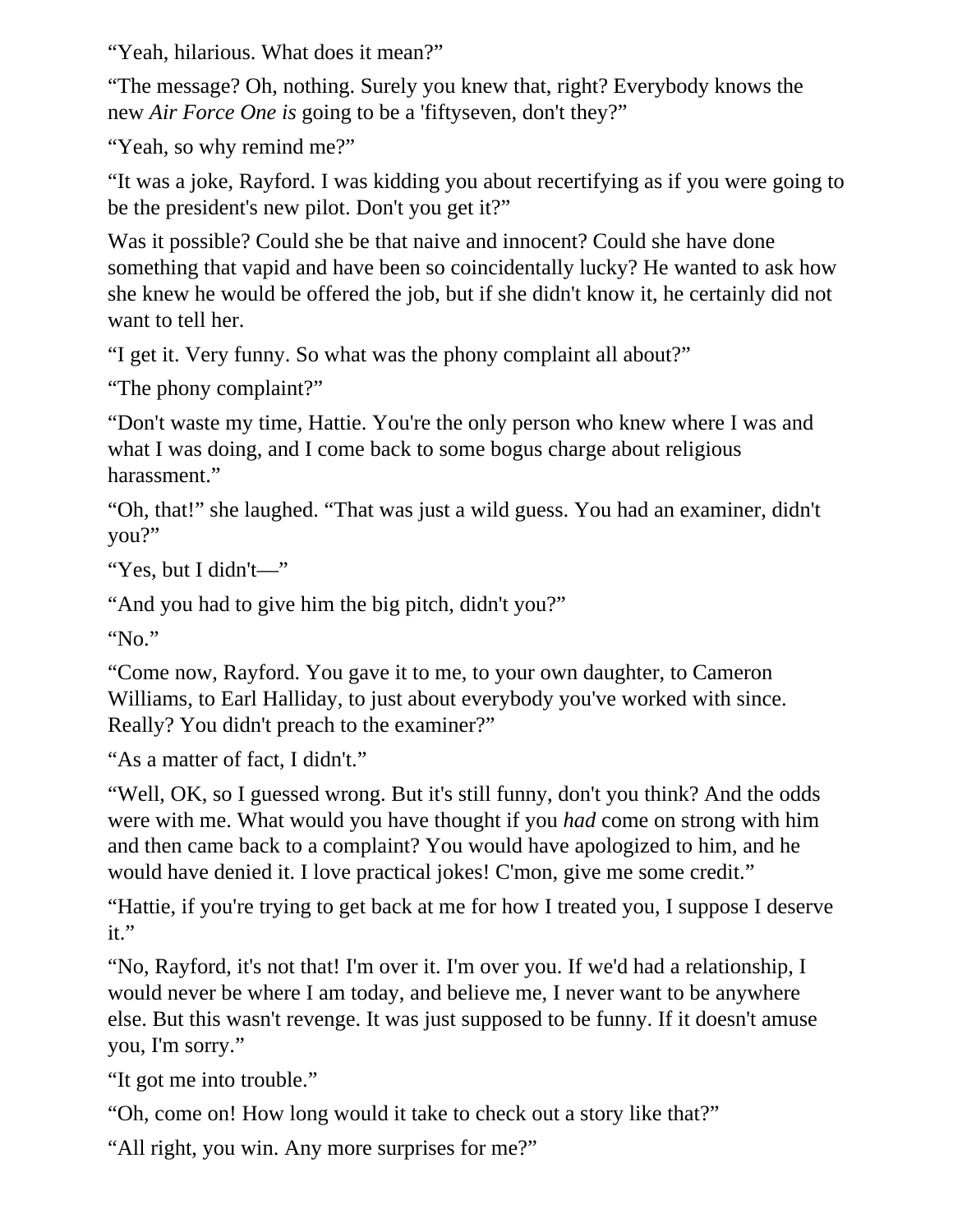“Yeah, hilarious. What does it mean?”

“The message? Oh, nothing. Surely you knew that, right? Everybody knows the new *Air Force One is* going to be a 'fiftyseven, don't they?”

“Yeah, so why remind me?”

“It was a joke, Rayford. I was kidding you about recertifying as if you were going to be the president's new pilot. Don't you get it?”

Was it possible? Could she be that naive and innocent? Could she have done something that vapid and have been so coincidentally lucky? He wanted to ask how she knew he would be offered the job, but if she didn't know it, he certainly did not want to tell her.

“I get it. Very funny. So what was the phony complaint all about?”

“The phony complaint?”

“Don't waste my time, Hattie. You're the only person who knew where I was and what I was doing, and I come back to some bogus charge about religious harassment.”

“Oh, that!” she laughed. “That was just a wild guess. You had an examiner, didn't you?”

“Yes, but I didn't—”

“And you had to give him the big pitch, didn't you?”

“No.”

“Come now, Rayford. You gave it to me, to your own daughter, to Cameron Williams, to Earl Halliday, to just about everybody you've worked with since. Really? You didn't preach to the examiner?”

“As a matter of fact, I didn't.”

“Well, OK, so I guessed wrong. But it's still funny, don't you think? And the odds were with me. What would you have thought if you *had* come on strong with him and then came back to a complaint? You would have apologized to him, and he would have denied it. I love practical jokes! C'mon, give me some credit.”

“Hattie, if you're trying to get back at me for how I treated you, I suppose I deserve it.”

“No, Rayford, it's not that! I'm over it. I'm over you. If we'd had a relationship, I would never be where I am today, and believe me, I never want to be anywhere else. But this wasn't revenge. It was just supposed to be funny. If it doesn't amuse you, I'm sorry.”

“It got me into trouble.”

“Oh, come on! How long would it take to check out a story like that?”

“All right, you win. Any more surprises for me?”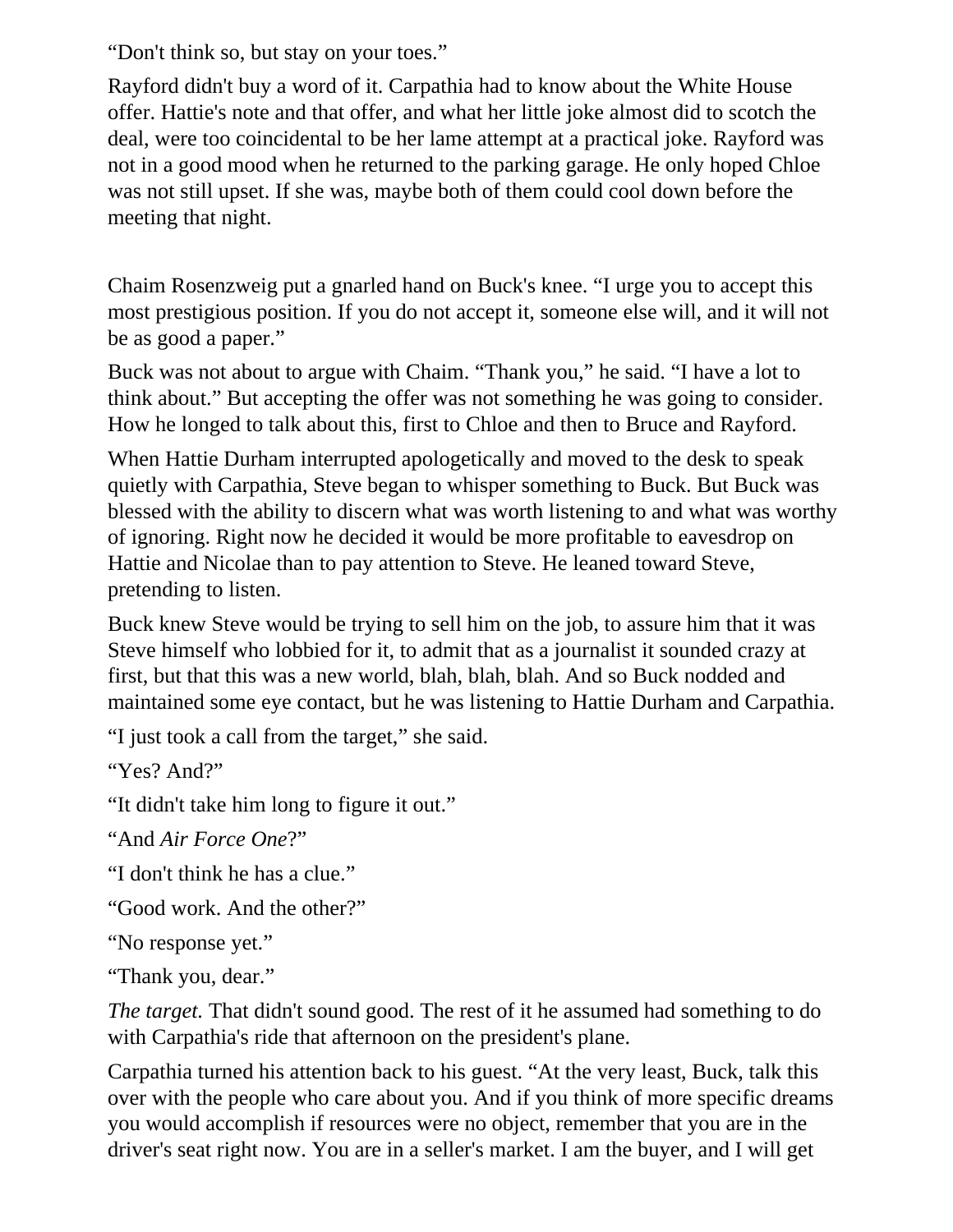“Don't think so, but stay on your toes.”

Rayford didn't buy a word of it. Carpathia had to know about the White House offer. Hattie's note and that offer, and what her little joke almost did to scotch the deal, were too coincidental to be her lame attempt at a practical joke. Rayford was not in a good mood when he returned to the parking garage. He only hoped Chloe was not still upset. If she was, maybe both of them could cool down before the meeting that night.

Chaim Rosenzweig put a gnarled hand on Buck's knee. “I urge you to accept this most prestigious position. If you do not accept it, someone else will, and it will not be as good a paper.”

Buck was not about to argue with Chaim. “Thank you,” he said. “I have a lot to think about.” But accepting the offer was not something he was going to consider. How he longed to talk about this, first to Chloe and then to Bruce and Rayford.

When Hattie Durham interrupted apologetically and moved to the desk to speak quietly with Carpathia, Steve began to whisper something to Buck. But Buck was blessed with the ability to discern what was worth listening to and what was worthy of ignoring. Right now he decided it would be more profitable to eavesdrop on Hattie and Nicolae than to pay attention to Steve. He leaned toward Steve, pretending to listen.

Buck knew Steve would be trying to sell him on the job, to assure him that it was Steve himself who lobbied for it, to admit that as a journalist it sounded crazy at first, but that this was a new world, blah, blah, blah. And so Buck nodded and maintained some eye contact, but he was listening to Hattie Durham and Carpathia.

“I just took a call from the target,” she said.

“Yes? And?”

“It didn't take him long to figure it out.”

“And *Air Force One*?”

“I don't think he has a clue.”

“Good work. And the other?”

“No response yet.”

“Thank you, dear.”

*The target.* That didn't sound good. The rest of it he assumed had something to do with Carpathia's ride that afternoon on the president's plane.

Carpathia turned his attention back to his guest. “At the very least, Buck, talk this over with the people who care about you. And if you think of more specific dreams you would accomplish if resources were no object, remember that you are in the driver's seat right now. You are in a seller's market. I am the buyer, and I will get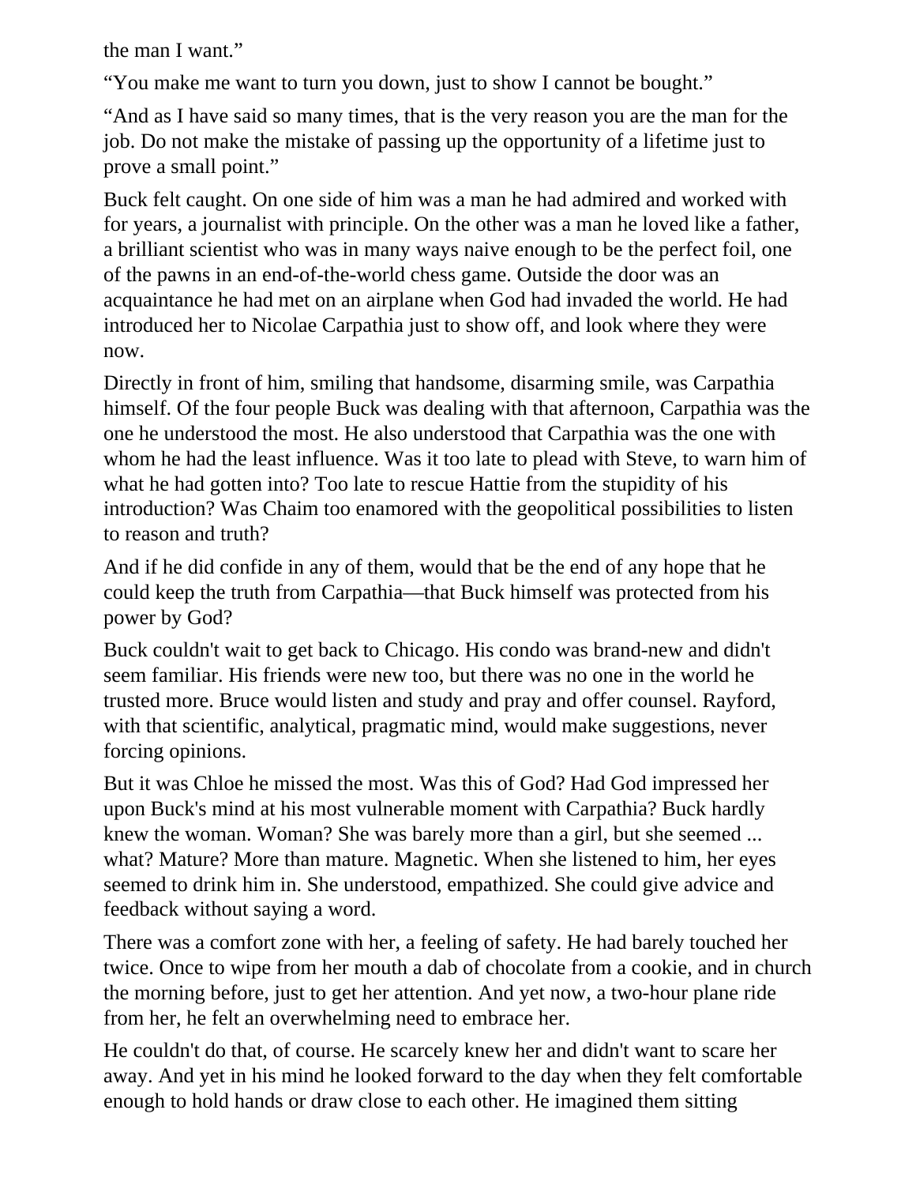the man I want."

"You make me want to turn you down, just to show I cannot be bought."

"And as I have said so many times, that is the very reason you are the man for the job. Do not make the mistake of passing up the opportunity of a lifetime just to prove a small point."

Buck felt caught. On one side of him was a man he had admired and worked with for years, a journalist with principle. On the other was a man he loved like a father, a brilliant scientist who was in many ways naive enough to be the perfect foil, one of the pawns in an end-of-the-world chess game. Outside the door was an acquaintance he had met on an airplane when God had invaded the world. He had introduced her to Nicolae Carpathia just to show off, and look where they were now.

Directly in front of him, smiling that handsome, disarming smile, was Carpathia himself. Of the four people Buck was dealing with that afternoon, Carpathia was the one he understood the most. He also understood that Carpathia was the one with whom he had the least influence. Was it too late to plead with Steve, to warn him of what he had gotten into? Too late to rescue Hattie from the stupidity of his introduction? Was Chaim too enamored with the geopolitical possibilities to listen to reason and truth?

And if he did confide in any of them, would that be the end of any hope that he could keep the truth from Carpathia—that Buck himself was protected from his power by God?

Buck couldn't wait to get back to Chicago. His condo was brand-new and didn't seem familiar. His friends were new too, but there was no one in the world he trusted more. Bruce would listen and study and pray and offer counsel. Rayford, with that scientific, analytical, pragmatic mind, would make suggestions, never forcing opinions.

But it was Chloe he missed the most. Was this of God? Had God impressed her upon Buck's mind at his most vulnerable moment with Carpathia? Buck hardly knew the woman. Woman? She was barely more than a girl, but she seemed ... what? Mature? More than mature. Magnetic. When she listened to him, her eyes seemed to drink him in. She understood, empathized. She could give advice and feedback without saying a word.

There was a comfort zone with her, a feeling of safety. He had barely touched her twice. Once to wipe from her mouth a dab of chocolate from a cookie, and in church the morning before, just to get her attention. And yet now, a two-hour plane ride from her, he felt an overwhelming need to embrace her.

He couldn't do that, of course. He scarcely knew her and didn't want to scare her away. And yet in his mind he looked forward to the day when they felt comfortable enough to hold hands or draw close to each other. He imagined them sitting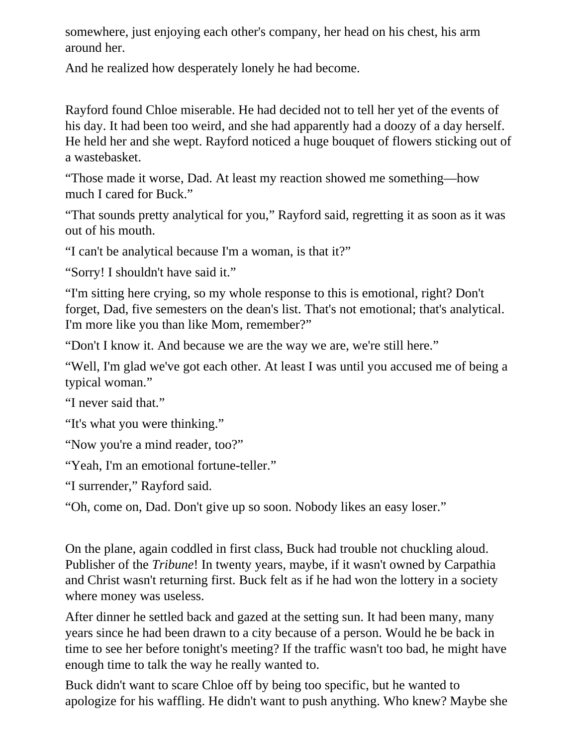somewhere, just enjoying each other's company, her head on his chest, his arm around her.

And he realized how desperately lonely he had become.

Rayford found Chloe miserable. He had decided not to tell her yet of the events of his day. It had been too weird, and she had apparently had a doozy of a day herself. He held her and she wept. Rayford noticed a huge bouquet of flowers sticking out of a wastebasket.

“Those made it worse, Dad. At least my reaction showed me something—how much I cared for Buck.”

“That sounds pretty analytical for you,” Rayford said, regretting it as soon as it was out of his mouth.

“I can't be analytical because I'm a woman, is that it?”

“Sorry! I shouldn't have said it.”

“I'm sitting here crying, so my whole response to this is emotional, right? Don't forget, Dad, five semesters on the dean's list. That's not emotional; that's analytical. I'm more like you than like Mom, remember?”

“Don't I know it. And because we are the way we are, we're still here.”

“Well, I'm glad we've got each other. At least I was until you accused me of being a typical woman.”

“I never said that.”

“It's what you were thinking.”

“Now you're a mind reader, too?”

“Yeah, I'm an emotional fortune-teller.”

“I surrender,” Rayford said.

“Oh, come on, Dad. Don't give up so soon. Nobody likes an easy loser.”

On the plane, again coddled in first class, Buck had trouble not chuckling aloud. Publisher of the *Tribune*! In twenty years, maybe, if it wasn't owned by Carpathia and Christ wasn't returning first. Buck felt as if he had won the lottery in a society where money was useless.

After dinner he settled back and gazed at the setting sun. It had been many, many years since he had been drawn to a city because of a person. Would he be back in time to see her before tonight's meeting? If the traffic wasn't too bad, he might have enough time to talk the way he really wanted to.

Buck didn't want to scare Chloe off by being too specific, but he wanted to apologize for his waffling. He didn't want to push anything. Who knew? Maybe she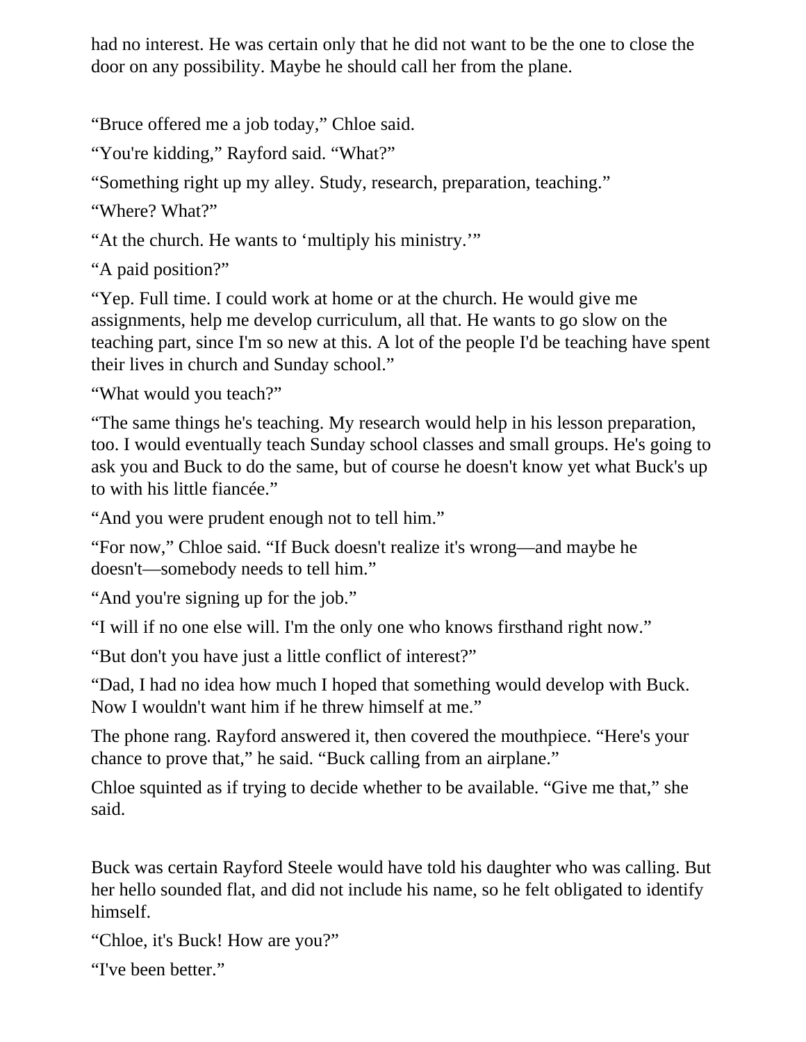had no interest. He was certain only that he did not want to be the one to close the door on any possibility. Maybe he should call her from the plane.

"Bruce offered me a job today," Chloe said.

"You're kidding," Rayford said. "What?"

"Something right up my alley. Study, research, preparation, teaching."

"Where? What?"

"At the church. He wants to 'multiply his ministry.'"

"A paid position?"

"Yep. Full time. I could work at home or at the church. He would give me assignments, help me develop curriculum, all that. He wants to go slow on the teaching part, since I'm so new at this. A lot of the people I'd be teaching have spent their lives in church and Sunday school."

"What would you teach?"

"The same things he's teaching. My research would help in his lesson preparation, too. I would eventually teach Sunday school classes and small groups. He's going to ask you and Buck to do the same, but of course he doesn't know yet what Buck's up to with his little fiancée."

"And you were prudent enough not to tell him."

"For now," Chloe said. "If Buck doesn't realize it's wrong—and maybe he doesn't—somebody needs to tell him."

"And you're signing up for the job."

"I will if no one else will. I'm the only one who knows firsthand right now."

"But don't you have just a little conflict of interest?"

"Dad, I had no idea how much I hoped that something would develop with Buck. Now I wouldn't want him if he threw himself at me."

The phone rang. Rayford answered it, then covered the mouthpiece. "Here's your chance to prove that," he said. "Buck calling from an airplane."

Chloe squinted as if trying to decide whether to be available. "Give me that," she said.

Buck was certain Rayford Steele would have told his daughter who was calling. But her hello sounded flat, and did not include his name, so he felt obligated to identify himself.

"Chloe, it's Buck! How are you?"

"I've been better."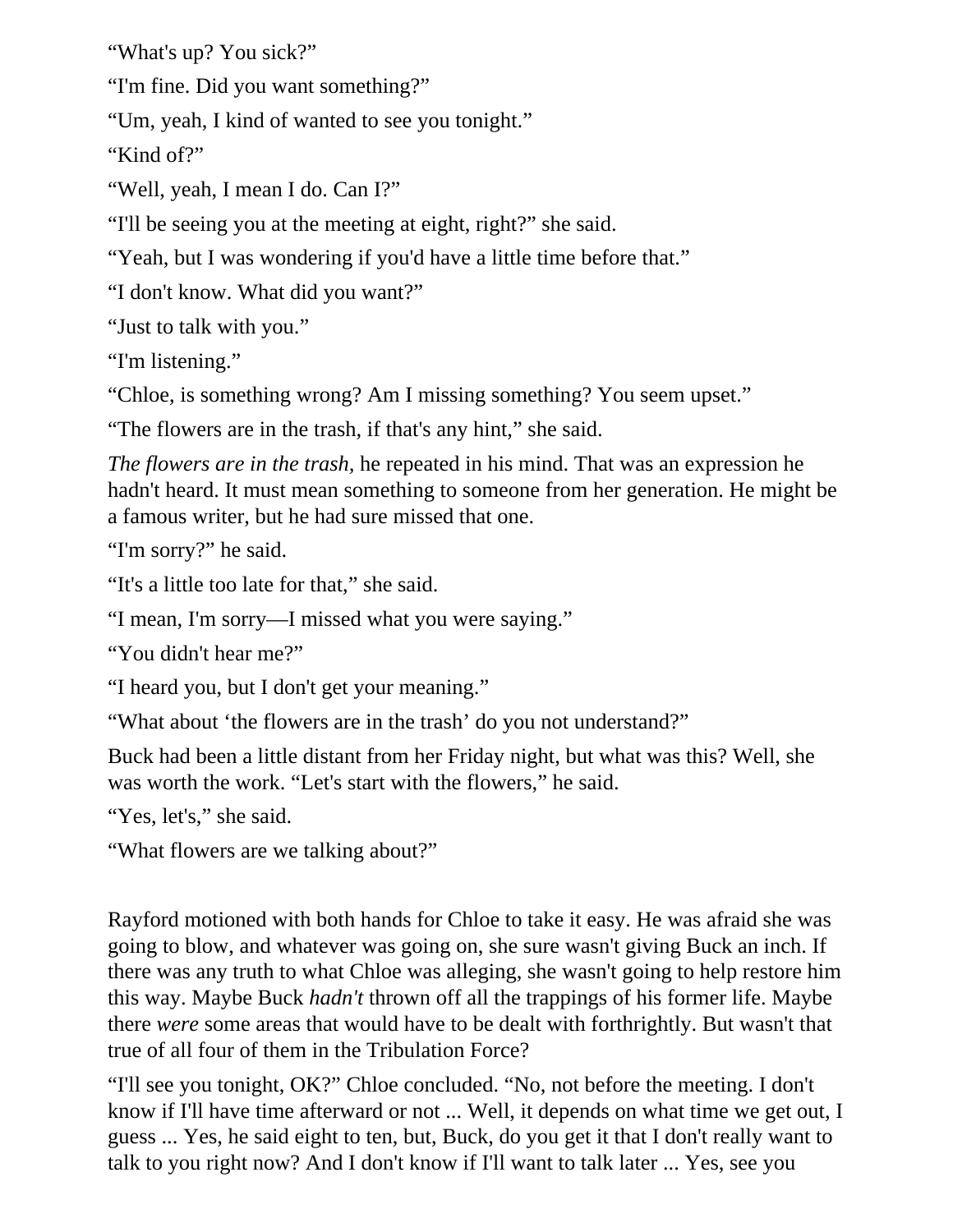"What's up? You sick?"

"I'm fine. Did you want something?"

"Um, yeah, I kind of wanted to see you tonight."

"Kind of?"

"Well, yeah, I mean I do. Can I?"

"I'll be seeing you at the meeting at eight, right?" she said.

"Yeah, but I was wondering if you'd have a little time before that."

"I don't know. What did you want?"

"Just to talk with you."

"I'm listening."

"Chloe, is something wrong? Am I missing something? You seem upset."

"The flowers are in the trash, if that's any hint," she said.

*The flowers are in the trash,* he repeated in his mind. That was an expression he hadn't heard. It must mean something to someone from her generation. He might be a famous writer, but he had sure missed that one.

"I'm sorry?" he said.

"It's a little too late for that," she said.

"I mean, I'm sorry—I missed what you were saying."

"You didn't hear me?"

"I heard you, but I don't get your meaning."

"What about 'the flowers are in the trash' do you not understand?"

Buck had been a little distant from her Friday night, but what was this? Well, she was worth the work. "Let's start with the flowers," he said.

"Yes, let's," she said.

"What flowers are we talking about?"

Rayford motioned with both hands for Chloe to take it easy. He was afraid she was going to blow, and whatever was going on, she sure wasn't giving Buck an inch. If there was any truth to what Chloe was alleging, she wasn't going to help restore him this way. Maybe Buck *hadn't* thrown off all the trappings of his former life. Maybe there *were* some areas that would have to be dealt with forthrightly. But wasn't that true of all four of them in the Tribulation Force?

"I'll see you tonight, OK?" Chloe concluded. "No, not before the meeting. I don't know if I'll have time afterward or not ... Well, it depends on what time we get out, I guess ... Yes, he said eight to ten, but, Buck, do you get it that I don't really want to talk to you right now? And I don't know if I'll want to talk later ... Yes, see you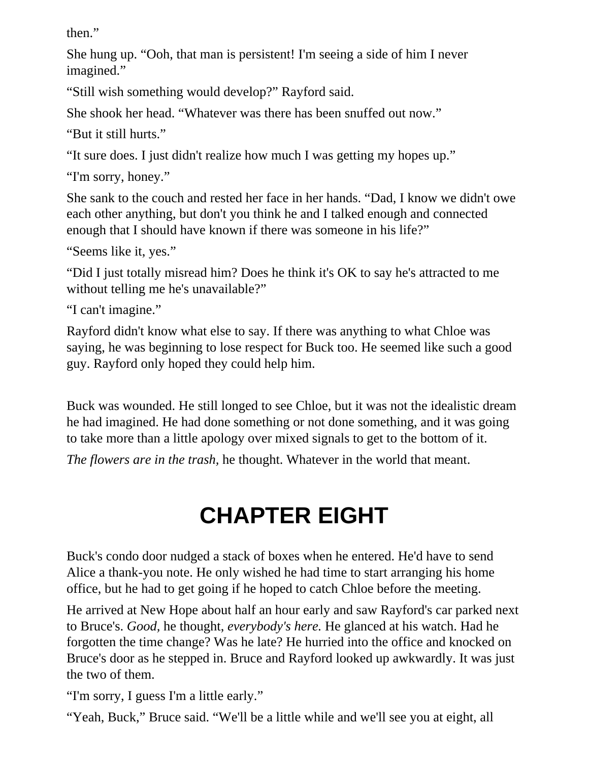then."

She hung up. "Ooh, that man is persistent! I'm seeing a side of him I never imagined."

"Still wish something would develop?" Rayford said.

She shook her head. "Whatever was there has been snuffed out now."

"But it still hurts."

"It sure does. I just didn't realize how much I was getting my hopes up."

"I'm sorry, honey."

She sank to the couch and rested her face in her hands. "Dad, I know we didn't owe each other anything, but don't you think he and I talked enough and connected enough that I should have known if there was someone in his life?"

"Seems like it, yes."

"Did I just totally misread him? Does he think it's OK to say he's attracted to me without telling me he's unavailable?"

"I can't imagine."

Rayford didn't know what else to say. If there was anything to what Chloe was saying, he was beginning to lose respect for Buck too. He seemed like such a good guy. Rayford only hoped they could help him.

Buck was wounded. He still longed to see Chloe, but it was not the idealistic dream he had imagined. He had done something or not done something, and it was going to take more than a little apology over mixed signals to get to the bottom of it.

*The flowers are in the trash,* he thought. Whatever in the world that meant.

# CHAPTER EIGHT

Buck's condo door nudged a stack of boxes when he entered. He'd have to send Alice a thank-you note. He only wished he had time to start arranging his home office, but he had to get going if he hoped to catch Chloe before the meeting.

He arrived at New Hope about half an hour early and saw Rayford's car parked next to Bruce's. *Good,* he thought, *everybody's here.* He glanced at his watch. Had he forgotten the time change? Was he late? He hurried into the office and knocked on Bruce's door as he stepped in. Bruce and Rayford looked up awkwardly. It was just the two of them.

"I'm sorry, I guess I'm a little early."

"Yeah, Buck," Bruce said. "We'll be a little while and we'll see you at eight, all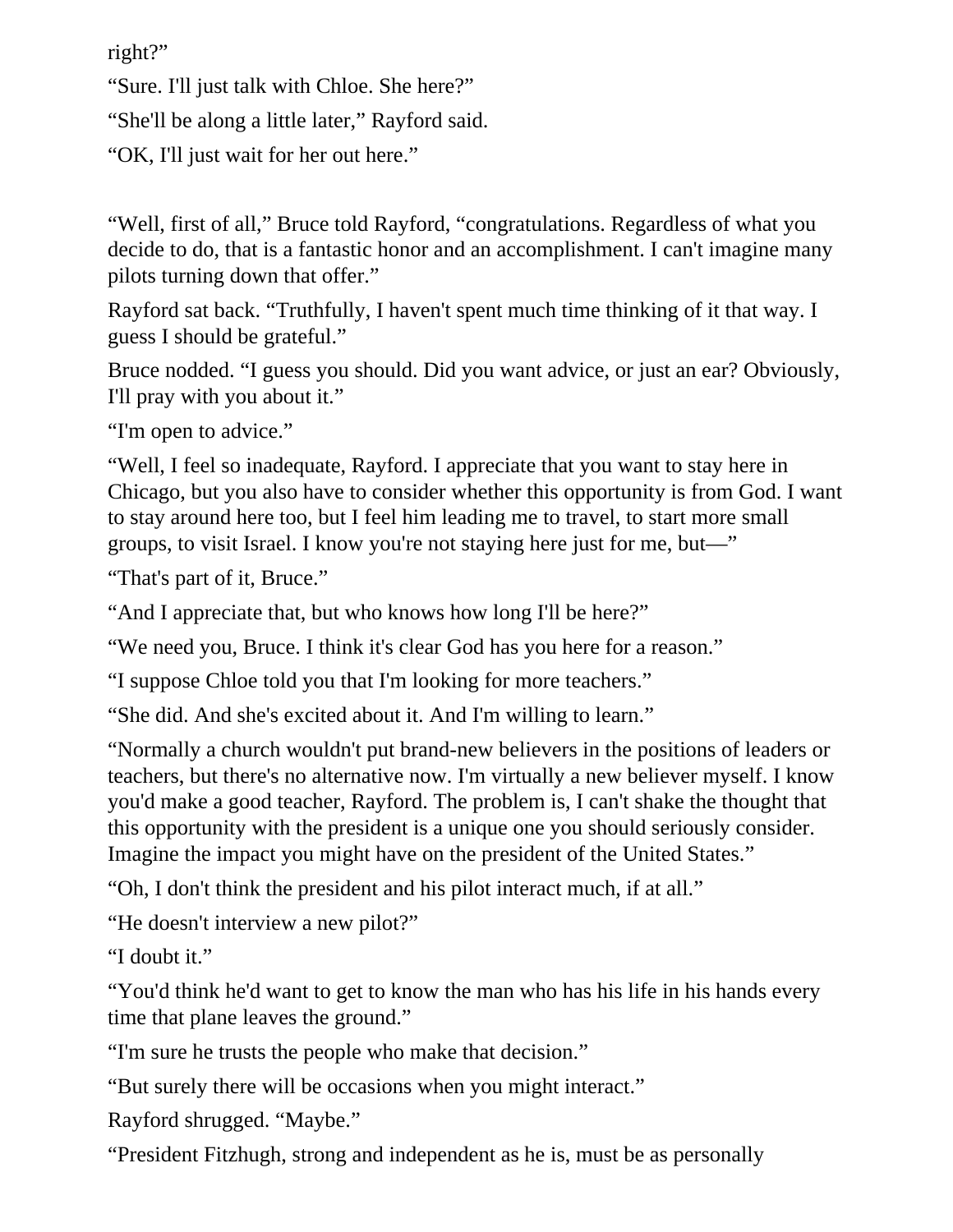right?"

"Sure. I'll just talk with Chloe. She here?"

"She'll be along a little later," Rayford said.

"OK, I'll just wait for her out here."

"Well, first of all," Bruce told Rayford, "congratulations. Regardless of what you decide to do, that is a fantastic honor and an accomplishment. I can't imagine many pilots turning down that offer."

Rayford sat back. "Truthfully, I haven't spent much time thinking of it that way. I guess I should be grateful."

Bruce nodded. "I guess you should. Did you want advice, or just an ear? Obviously, I'll pray with you about it."

"I'm open to advice."

"Well, I feel so inadequate, Rayford. I appreciate that you want to stay here in Chicago, but you also have to consider whether this opportunity is from God. I want to stay around here too, but I feel him leading me to travel, to start more small groups, to visit Israel. I know you're not staying here just for me, but—"

"That's part of it, Bruce."

"And I appreciate that, but who knows how long I'll be here?"

"We need you, Bruce. I think it's clear God has you here for a reason."

"I suppose Chloe told you that I'm looking for more teachers."

"She did. And she's excited about it. And I'm willing to learn."

"Normally a church wouldn't put brand-new believers in the positions of leaders or teachers, but there's no alternative now. I'm virtually a new believer myself. I know you'd make a good teacher, Rayford. The problem is, I can't shake the thought that this opportunity with the president is a unique one you should seriously consider. Imagine the impact you might have on the president of the United States."

"Oh, I don't think the president and his pilot interact much, if at all."

"He doesn't interview a new pilot?"

"I doubt it."

"You'd think he'd want to get to know the man who has his life in his hands every time that plane leaves the ground."

"I'm sure he trusts the people who make that decision."

"But surely there will be occasions when you might interact."

Rayford shrugged. "Maybe."

"President Fitzhugh, strong and independent as he is, must be as personally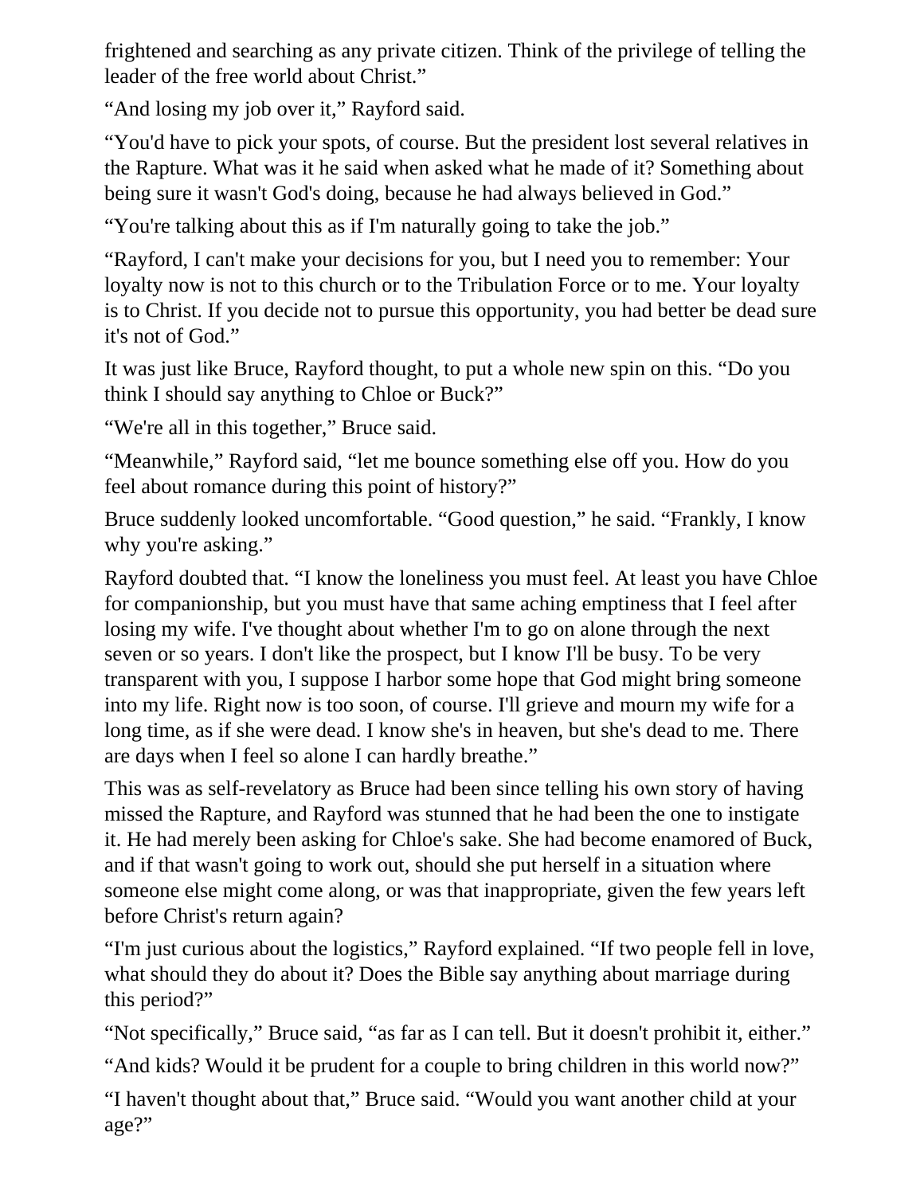frightened and searching as any private citizen. Think of the privilege of telling the leader of the free world about Christ."

"And losing my job over it," Rayford said.

"You'd have to pick your spots, of course. But the president lost several relatives in the Rapture. What was it he said when asked what he made of it? Something about being sure it wasn't God's doing, because he had always believed in God."

"You're talking about this as if I'm naturally going to take the job."

"Rayford, I can't make your decisions for you, but I need you to remember: Your loyalty now is not to this church or to the Tribulation Force or to me. Your loyalty is to Christ. If you decide not to pursue this opportunity, you had better be dead sure it's not of God."

It was just like Bruce, Rayford thought, to put a whole new spin on this. "Do you think I should say anything to Chloe or Buck?"

"We're all in this together," Bruce said.

"Meanwhile," Rayford said, "let me bounce something else off you. How do you feel about romance during this point of history?"

Bruce suddenly looked uncomfortable. "Good question," he said. "Frankly, I know why you're asking."

Rayford doubted that. "I know the loneliness you must feel. At least you have Chloe for companionship, but you must have that same aching emptiness that I feel after losing my wife. I've thought about whether I'm to go on alone through the next seven or so years. I don't like the prospect, but I know I'll be busy. To be very transparent with you, I suppose I harbor some hope that God might bring someone into my life. Right now is too soon, of course. I'll grieve and mourn my wife for a long time, as if she were dead. I know she's in heaven, but she's dead to me. There are days when I feel so alone I can hardly breathe."

This was as self-revelatory as Bruce had been since telling his own story of having missed the Rapture, and Rayford was stunned that he had been the one to instigate it. He had merely been asking for Chloe's sake. She had become enamored of Buck, and if that wasn't going to work out, should she put herself in a situation where someone else might come along, or was that inappropriate, given the few years left before Christ's return again?

"I'm just curious about the logistics," Rayford explained. "If two people fell in love, what should they do about it? Does the Bible say anything about marriage during this period?"

"Not specifically," Bruce said, "as far as I can tell. But it doesn't prohibit it, either."

"And kids? Would it be prudent for a couple to bring children in this world now?"

"I haven't thought about that," Bruce said. "Would you want another child at your age?"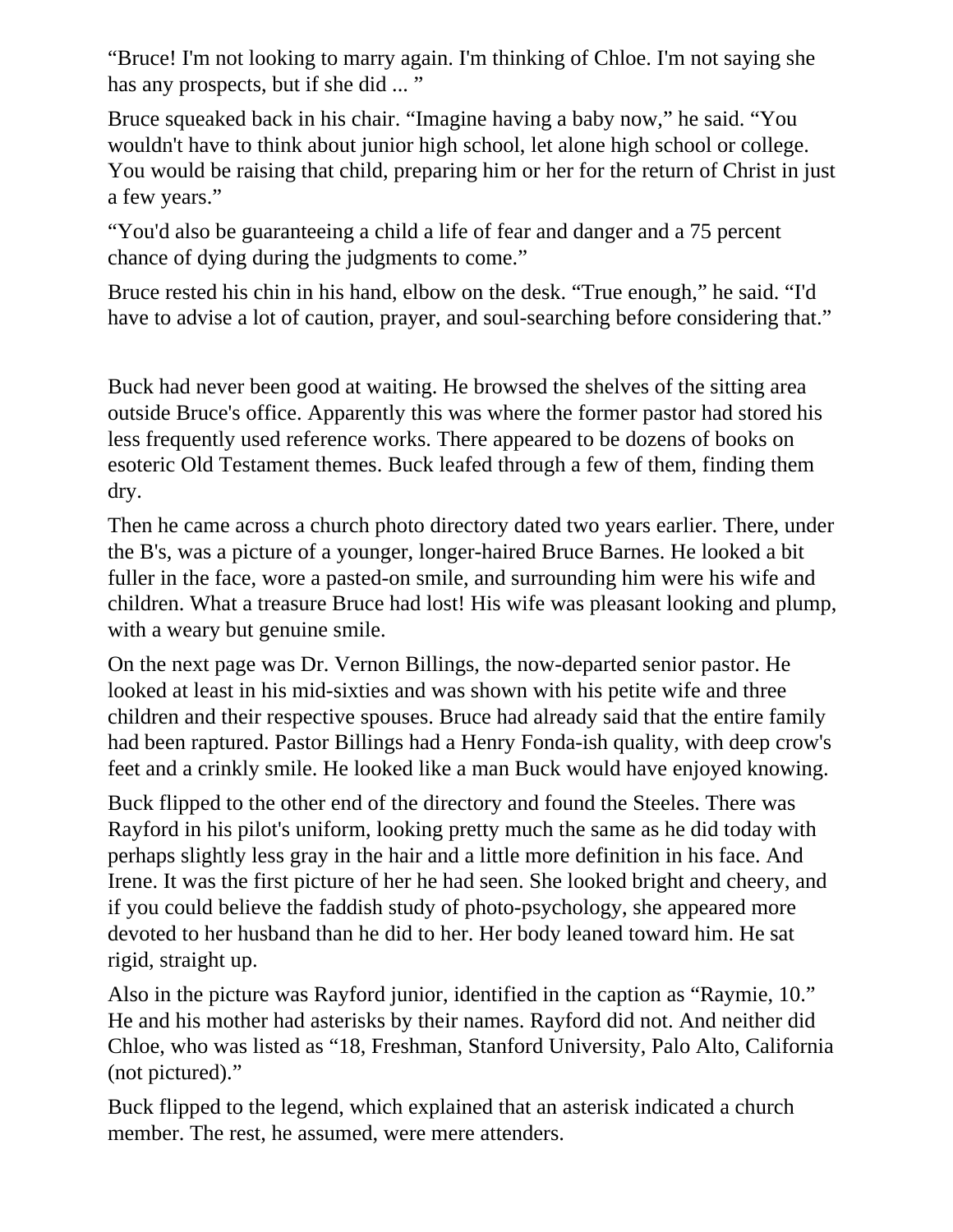"Bruce! I'm not looking to marry again. I'm thinking of Chloe. I'm not saying she has any prospects, but if she did ... "

Bruce squeaked back in his chair. "Imagine having a baby now," he said. "You wouldn't have to think about junior high school, let alone high school or college. You would be raising that child, preparing him or her for the return of Christ in just a few years."

"You'd also be guaranteeing a child a life of fear and danger and a 75 percent chance of dying during the judgments to come."

Bruce rested his chin in his hand, elbow on the desk. "True enough," he said. "I'd have to advise a lot of caution, prayer, and soul-searching before considering that."

Buck had never been good at waiting. He browsed the shelves of the sitting area outside Bruce's office. Apparently this was where the former pastor had stored his less frequently used reference works. There appeared to be dozens of books on esoteric Old Testament themes. Buck leafed through a few of them, finding them dry.

Then he came across a church photo directory dated two years earlier. There, under the B's, was a picture of a younger, longer-haired Bruce Barnes. He looked a bit fuller in the face, wore a pasted-on smile, and surrounding him were his wife and children. What a treasure Bruce had lost! His wife was pleasant looking and plump, with a weary but genuine smile.

On the next page was Dr. Vernon Billings, the now-departed senior pastor. He looked at least in his mid-sixties and was shown with his petite wife and three children and their respective spouses. Bruce had already said that the entire family had been raptured. Pastor Billings had a Henry Fonda-ish quality, with deep crow's feet and a crinkly smile. He looked like a man Buck would have enjoyed knowing.

Buck flipped to the other end of the directory and found the Steeles. There was Rayford in his pilot's uniform, looking pretty much the same as he did today with perhaps slightly less gray in the hair and a little more definition in his face. And Irene. It was the first picture of her he had seen. She looked bright and cheery, and if you could believe the faddish study of photo-psychology, she appeared more devoted to her husband than he did to her. Her body leaned toward him. He sat rigid, straight up.

Also in the picture was Rayford junior, identified in the caption as "Raymie, 10." He and his mother had asterisks by their names. Rayford did not. And neither did Chloe, who was listed as "18, Freshman, Stanford University, Palo Alto, California (not pictured)."

Buck flipped to the legend, which explained that an asterisk indicated a church member. The rest, he assumed, were mere attenders.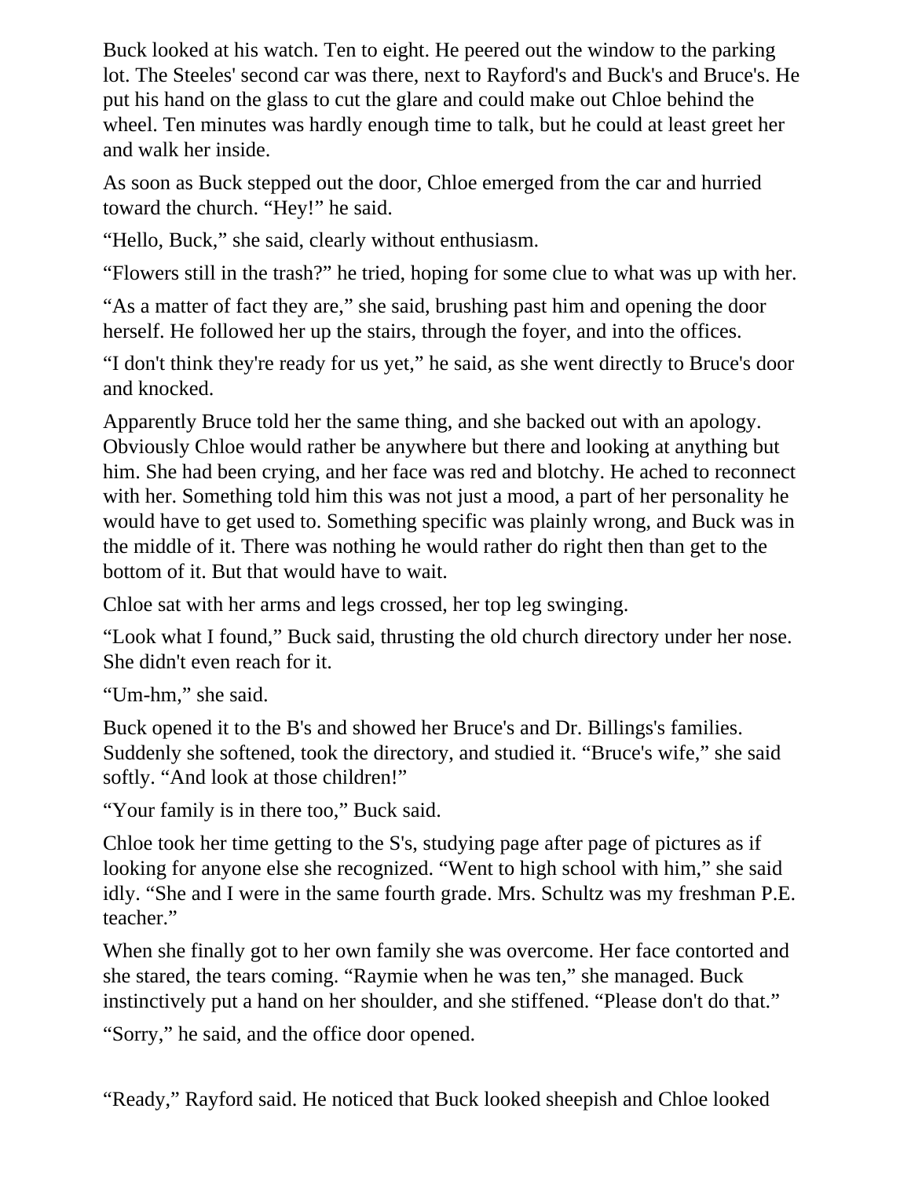Buck looked at his watch. Ten to eight. He peered out the window to the parking lot. The Steeles' second car was there, next to Rayford's and Buck's and Bruce's. He put his hand on the glass to cut the glare and could make out Chloe behind the wheel. Ten minutes was hardly enough time to talk, but he could at least greet her and walk her inside.

As soon as Buck stepped out the door, Chloe emerged from the car and hurried toward the church. "Hey!" he said.

"Hello, Buck," she said, clearly without enthusiasm.

"Flowers still in the trash?" he tried, hoping for some clue to what was up with her.

"As a matter of fact they are," she said, brushing past him and opening the door herself. He followed her up the stairs, through the foyer, and into the offices.

"I don't think they're ready for us yet," he said, as she went directly to Bruce's door and knocked.

Apparently Bruce told her the same thing, and she backed out with an apology. Obviously Chloe would rather be anywhere but there and looking at anything but him. She had been crying, and her face was red and blotchy. He ached to reconnect with her. Something told him this was not just a mood, a part of her personality he would have to get used to. Something specific was plainly wrong, and Buck was in the middle of it. There was nothing he would rather do right then than get to the bottom of it. But that would have to wait.

Chloe sat with her arms and legs crossed, her top leg swinging.

"Look what I found," Buck said, thrusting the old church directory under her nose. She didn't even reach for it.

"Um-hm," she said.

Buck opened it to the B's and showed her Bruce's and Dr. Billings's families. Suddenly she softened, took the directory, and studied it. "Bruce's wife," she said softly. "And look at those children!"

"Your family is in there too," Buck said.

Chloe took her time getting to the S's, studying page after page of pictures as if looking for anyone else she recognized. "Went to high school with him," she said idly. "She and I were in the same fourth grade. Mrs. Schultz was my freshman P.E. teacher."

When she finally got to her own family she was overcome. Her face contorted and she stared, the tears coming. "Raymie when he was ten," she managed. Buck instinctively put a hand on her shoulder, and she stiffened. "Please don't do that."

"Sorry," he said, and the office door opened.

"Ready," Rayford said. He noticed that Buck looked sheepish and Chloe looked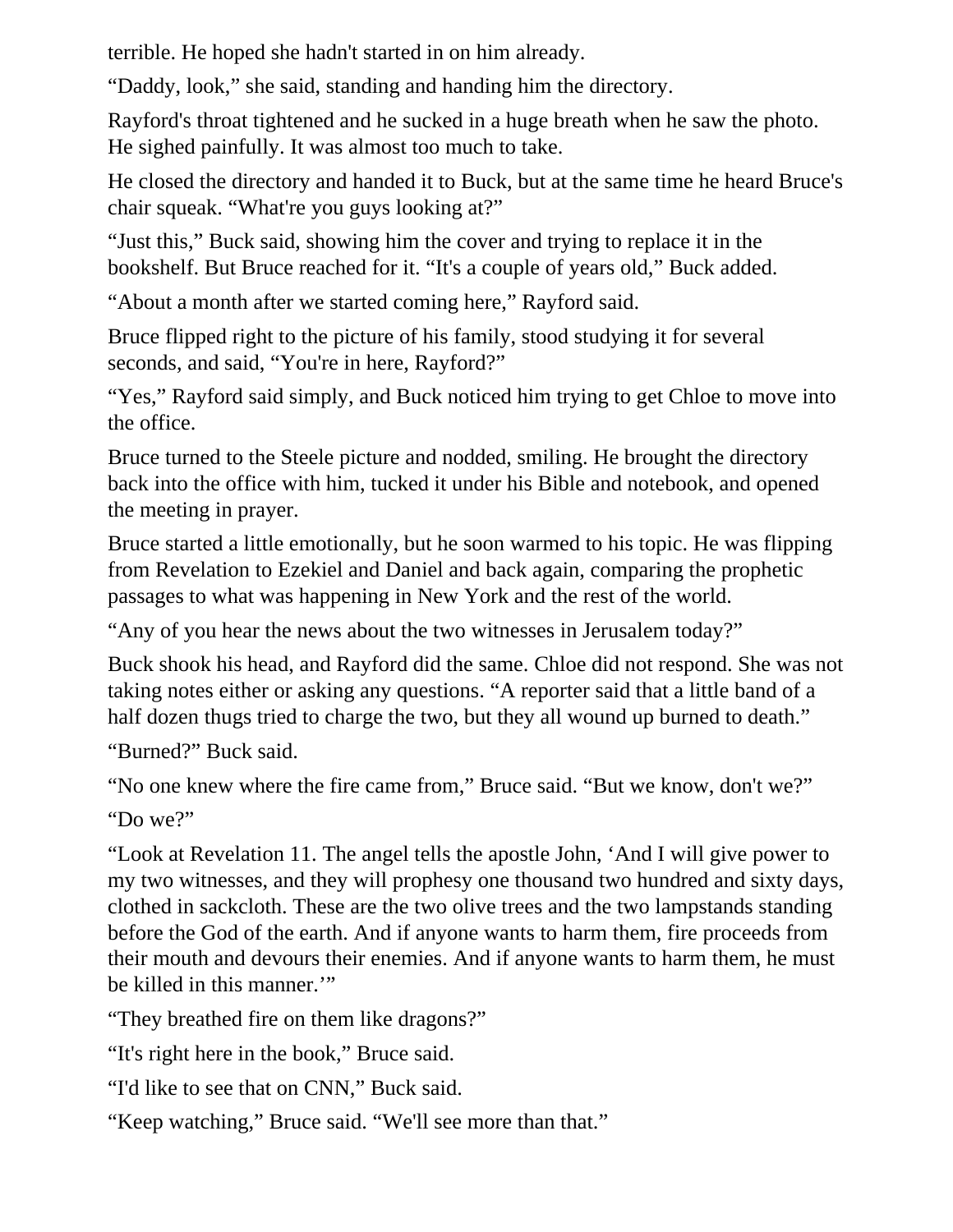terrible. He hoped she hadn't started in on him already.

“Daddy, look,” she said, standing and handing him the directory.

Rayford's throat tightened and he sucked in a huge breath when he saw the photo. He sighed painfully. It was almost too much to take.

He closed the directory and handed it to Buck, but at the same time he heard Bruce's chair squeak. “What're you guys looking at?”

“Just this,” Buck said, showing him the cover and trying to replace it in the bookshelf. But Bruce reached for it. “It's a couple of years old,” Buck added.

“About a month after we started coming here,” Rayford said.

Bruce flipped right to the picture of his family, stood studying it for several seconds, and said, “You're in here, Rayford?”

“Yes,” Rayford said simply, and Buck noticed him trying to get Chloe to move into the office.

Bruce turned to the Steele picture and nodded, smiling. He brought the directory back into the office with him, tucked it under his Bible and notebook, and opened the meeting in prayer.

Bruce started a little emotionally, but he soon warmed to his topic. He was flipping from Revelation to Ezekiel and Daniel and back again, comparing the prophetic passages to what was happening in New York and the rest of the world.

“Any of you hear the news about the two witnesses in Jerusalem today?”

Buck shook his head, and Rayford did the same. Chloe did not respond. She was not taking notes either or asking any questions. “A reporter said that a little band of a half dozen thugs tried to charge the two, but they all wound up burned to death.”

“Burned?” Buck said.

“No one knew where the fire came from,” Bruce said. “But we know, don't we?”

“Do we?”

“Look at Revelation 11. The angel tells the apostle John, ‘And I will give power to my two witnesses, and they will prophesy one thousand two hundred and sixty days, clothed in sackcloth. These are the two olive trees and the two lampstands standing before the God of the earth. And if anyone wants to harm them, fire proceeds from their mouth and devours their enemies. And if anyone wants to harm them, he must be killed in this manner.’”

“They breathed fire on them like dragons?”

“It's right here in the book,” Bruce said.

“I'd like to see that on CNN,” Buck said.

“Keep watching,” Bruce said. “We'll see more than that.”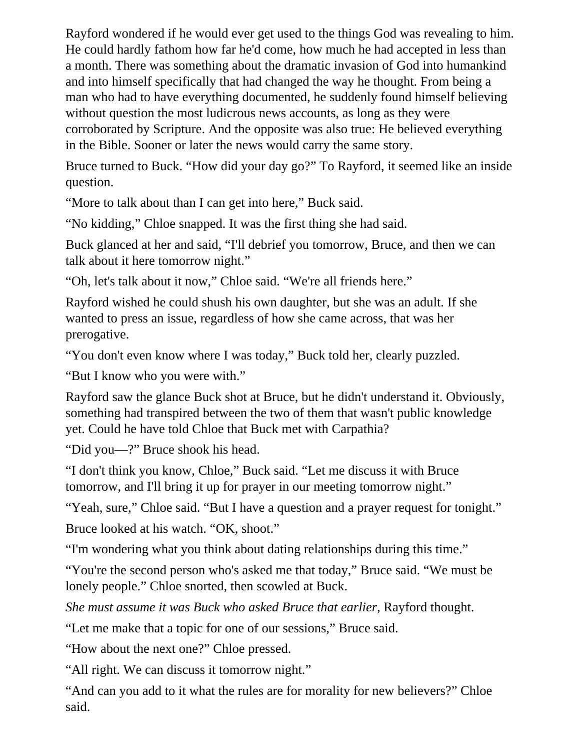Rayford wondered if he would ever get used to the things God was revealing to him. He could hardly fathom how far he'd come, how much he had accepted in less than a month. There was something about the dramatic invasion of God into humankind and into himself specifically that had changed the way he thought. From being a man who had to have everything documented, he suddenly found himself believing without question the most ludicrous news accounts, as long as they were corroborated by Scripture. And the opposite was also true: He believed everything in the Bible. Sooner or later the news would carry the same story.

Bruce turned to Buck. "How did your day go?" To Rayford, it seemed like an inside question.

"More to talk about than I can get into here," Buck said.

"No kidding," Chloe snapped. It was the first thing she had said.

Buck glanced at her and said, "I'll debrief you tomorrow, Bruce, and then we can talk about it here tomorrow night."

"Oh, let's talk about it now," Chloe said. "We're all friends here."

Rayford wished he could shush his own daughter, but she was an adult. If she wanted to press an issue, regardless of how she came across, that was her prerogative.

"You don't even know where I was today," Buck told her, clearly puzzled.

"But I know who you were with."

Rayford saw the glance Buck shot at Bruce, but he didn't understand it. Obviously, something had transpired between the two of them that wasn't public knowledge yet. Could he have told Chloe that Buck met with Carpathia?

"Did you—?" Bruce shook his head.

"I don't think you know, Chloe," Buck said. "Let me discuss it with Bruce tomorrow, and I'll bring it up for prayer in our meeting tomorrow night."

"Yeah, sure," Chloe said. "But I have a question and a prayer request for tonight."

Bruce looked at his watch. "OK, shoot."

"I'm wondering what you think about dating relationships during this time."

"You're the second person who's asked me that today," Bruce said. "We must be lonely people." Chloe snorted, then scowled at Buck.

*She must assume it was Buck who asked Bruce that earlier,* Rayford thought.

"Let me make that a topic for one of our sessions," Bruce said.

"How about the next one?" Chloe pressed.

"All right. We can discuss it tomorrow night."

"And can you add to it what the rules are for morality for new believers?" Chloe said.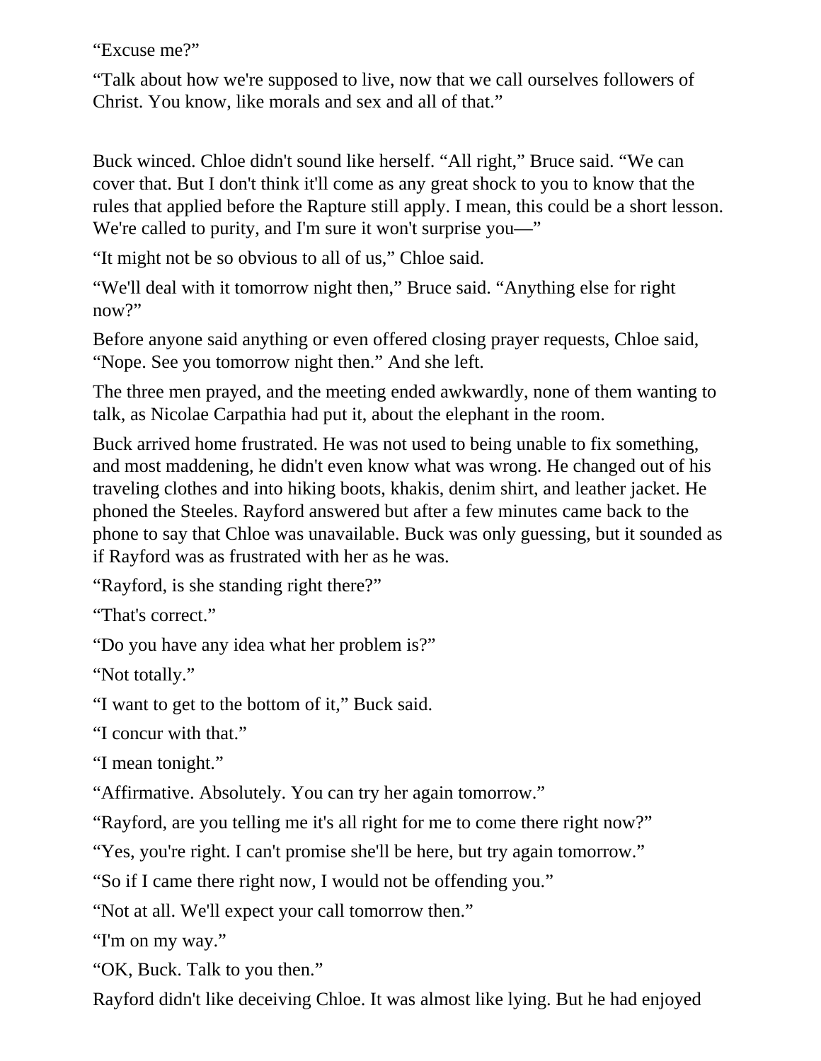"Excuse me?"

"Talk about how we're supposed to live, now that we call ourselves followers of Christ. You know, like morals and sex and all of that."

Buck winced. Chloe didn't sound like herself. "All right," Bruce said. "We can cover that. But I don't think it'll come as any great shock to you to know that the rules that applied before the Rapture still apply. I mean, this could be a short lesson. We're called to purity, and I'm sure it won't surprise you—"

"It might not be so obvious to all of us," Chloe said.

"We'll deal with it tomorrow night then," Bruce said. "Anything else for right now?"

Before anyone said anything or even offered closing prayer requests, Chloe said, "Nope. See you tomorrow night then." And she left.

The three men prayed, and the meeting ended awkwardly, none of them wanting to talk, as Nicolae Carpathia had put it, about the elephant in the room.

Buck arrived home frustrated. He was not used to being unable to fix something, and most maddening, he didn't even know what was wrong. He changed out of his traveling clothes and into hiking boots, khakis, denim shirt, and leather jacket. He phoned the Steeles. Rayford answered but after a few minutes came back to the phone to say that Chloe was unavailable. Buck was only guessing, but it sounded as if Rayford was as frustrated with her as he was.

"Rayford, is she standing right there?"

"That's correct."

"Do you have any idea what her problem is?"

"Not totally."

"I want to get to the bottom of it," Buck said.

"I concur with that."

"I mean tonight."

"Affirmative. Absolutely. You can try her again tomorrow."

"Rayford, are you telling me it's all right for me to come there right now?"

"Yes, you're right. I can't promise she'll be here, but try again tomorrow."

"So if I came there right now, I would not be offending you."

"Not at all. We'll expect your call tomorrow then."

"I'm on my way."

"OK, Buck. Talk to you then."

Rayford didn't like deceiving Chloe. It was almost like lying. But he had enjoyed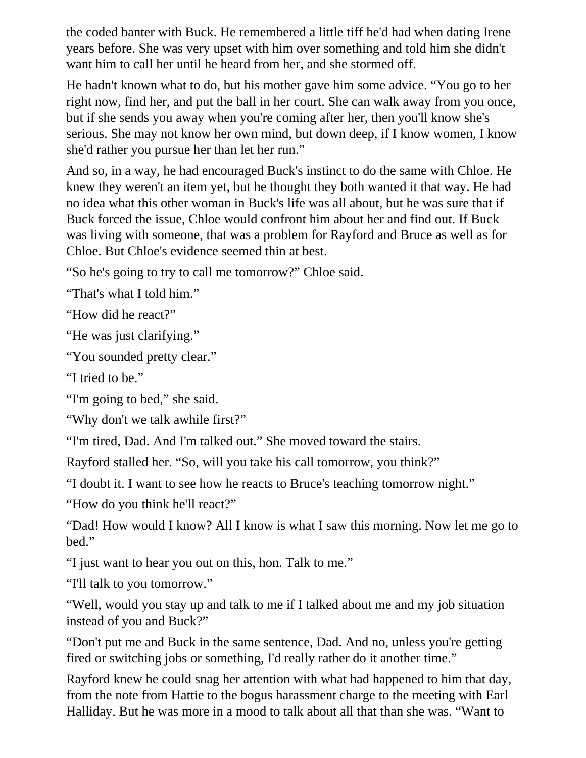the coded banter with Buck. He remembered a little tiff he'd had when dating Irene years before. She was very upset with him over something and told him she didn't want him to call her until he heard from her, and she stormed off.

He hadn't known what to do, but his mother gave him some advice. “You go to her right now, find her, and put the ball in her court. She can walk away from you once, but if she sends you away when you're coming after her, then you'll know she's serious. She may not know her own mind, but down deep, if I know women, I know she'd rather you pursue her than let her run.”

And so, in a way, he had encouraged Buck's instinct to do the same with Chloe. He knew they weren't an item yet, but he thought they both wanted it that way. He had no idea what this other woman in Buck's life was all about, but he was sure that if Buck forced the issue, Chloe would confront him about her and find out. If Buck was living with someone, that was a problem for Rayford and Bruce as well as for Chloe. But Chloe's evidence seemed thin at best.

“So he's going to try to call me tomorrow?” Chloe said.

“That's what I told him.”

“How did he react?”

“He was just clarifying.”

“You sounded pretty clear.”

“I tried to be.”

“I'm going to bed,” she said.

“Why don't we talk awhile first?”

“I'm tired, Dad. And I'm talked out.” She moved toward the stairs.

Rayford stalled her. “So, will you take his call tomorrow, you think?”

“I doubt it. I want to see how he reacts to Bruce's teaching tomorrow night.”

“How do you think he'll react?”

“Dad! How would I know? All I know is what I saw this morning. Now let me go to bed.”

“I just want to hear you out on this, hon. Talk to me.”

“I'll talk to you tomorrow.”

“Well, would you stay up and talk to me if I talked about me and my job situation instead of you and Buck?”

“Don't put me and Buck in the same sentence, Dad. And no, unless you're getting fired or switching jobs or something, I'd really rather do it another time.”

Rayford knew he could snag her attention with what had happened to him that day, from the note from Hattie to the bogus harassment charge to the meeting with Earl Halliday. But he was more in a mood to talk about all that than she was. “Want to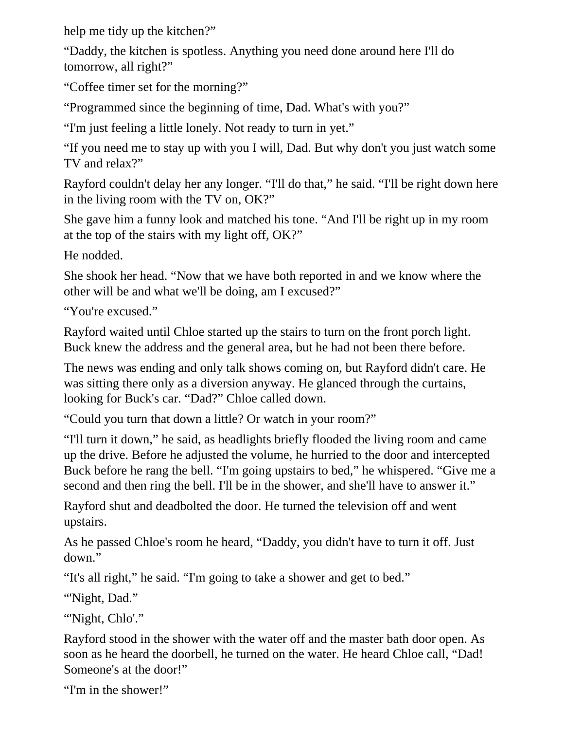help me tidy up the kitchen?”

“Daddy, the kitchen is spotless. Anything you need done around here I'll do tomorrow, all right?”

“Coffee timer set for the morning?”

“Programmed since the beginning of time, Dad. What's with you?”

“I'm just feeling a little lonely. Not ready to turn in yet.”

“If you need me to stay up with you I will, Dad. But why don't you just watch some TV and relax?”

Rayford couldn't delay her any longer. “I'll do that,” he said. “I'll be right down here in the living room with the TV on, OK?”

She gave him a funny look and matched his tone. “And I'll be right up in my room at the top of the stairs with my light off, OK?”

He nodded.

She shook her head. “Now that we have both reported in and we know where the other will be and what we'll be doing, am I excused?”

“You're excused.”

Rayford waited until Chloe started up the stairs to turn on the front porch light. Buck knew the address and the general area, but he had not been there before.

The news was ending and only talk shows coming on, but Rayford didn't care. He was sitting there only as a diversion anyway. He glanced through the curtains, looking for Buck's car. “Dad?” Chloe called down.

“Could you turn that down a little? Or watch in your room?”

“I'll turn it down,” he said, as headlights briefly flooded the living room and came up the drive. Before he adjusted the volume, he hurried to the door and intercepted Buck before he rang the bell. “I'm going upstairs to bed,” he whispered. “Give me a second and then ring the bell. I'll be in the shower, and she'll have to answer it.”

Rayford shut and deadbolted the door. He turned the television off and went upstairs.

As he passed Chloe's room he heard, “Daddy, you didn't have to turn it off. Just down.”

“It's all right,” he said. “I'm going to take a shower and get to bed.”

“'Night, Dad.”

“'Night, Chlo'.”

Rayford stood in the shower with the water off and the master bath door open. As soon as he heard the doorbell, he turned on the water. He heard Chloe call, “Dad! Someone's at the door!”

“I'm in the shower!”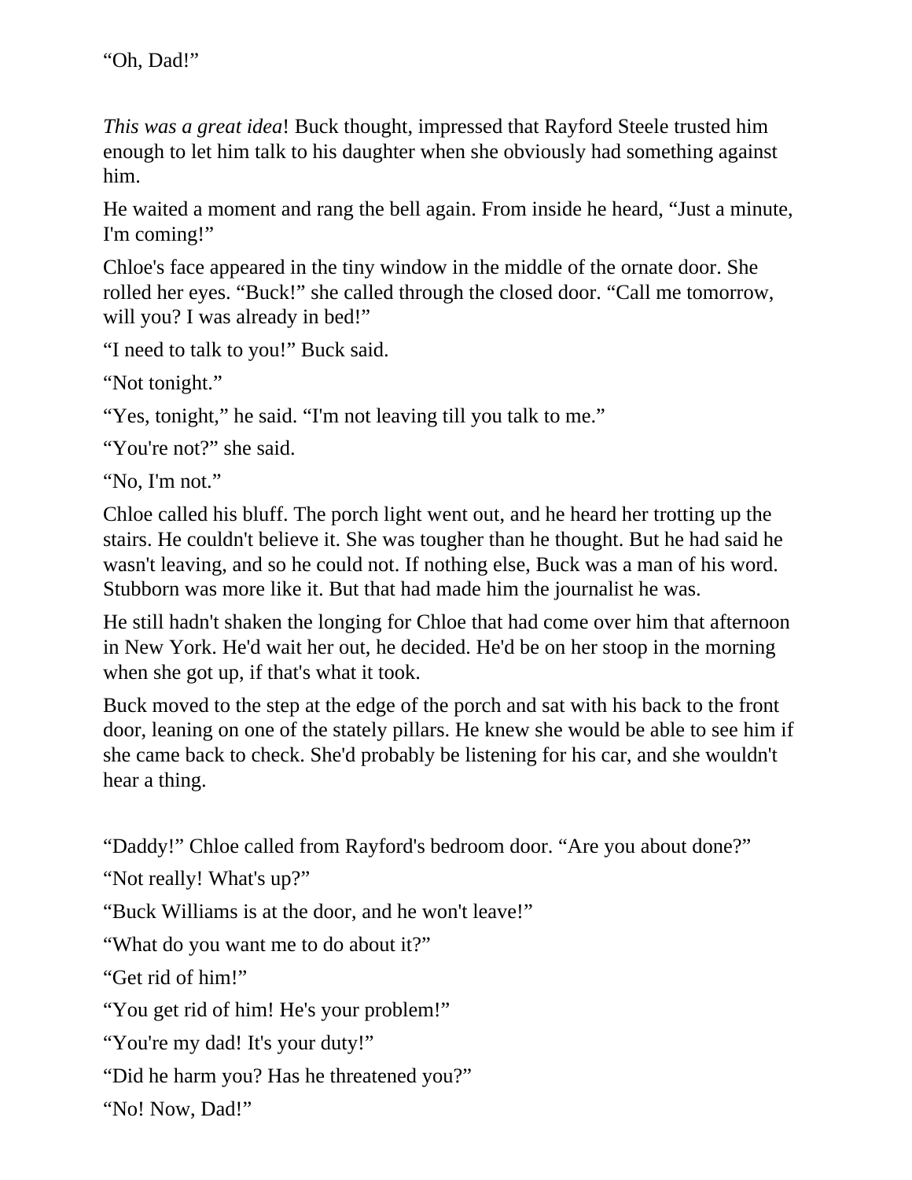"Oh, Dad!"

*This was a great idea*! Buck thought, impressed that Rayford Steele trusted him enough to let him talk to his daughter when she obviously had something against him.

He waited a moment and rang the bell again. From inside he heard, "Just a minute, I'm coming!"

Chloe's face appeared in the tiny window in the middle of the ornate door. She rolled her eyes. "Buck!" she called through the closed door. "Call me tomorrow, will you? I was already in bed!"

"I need to talk to you!" Buck said.

"Not tonight."

"Yes, tonight," he said. "I'm not leaving till you talk to me."

"You're not?" she said.

"No, I'm not."

Chloe called his bluff. The porch light went out, and he heard her trotting up the stairs. He couldn't believe it. She was tougher than he thought. But he had said he wasn't leaving, and so he could not. If nothing else, Buck was a man of his word. Stubborn was more like it. But that had made him the journalist he was.

He still hadn't shaken the longing for Chloe that had come over him that afternoon in New York. He'd wait her out, he decided. He'd be on her stoop in the morning when she got up, if that's what it took.

Buck moved to the step at the edge of the porch and sat with his back to the front door, leaning on one of the stately pillars. He knew she would be able to see him if she came back to check. She'd probably be listening for his car, and she wouldn't hear a thing.

"Daddy!" Chloe called from Rayford's bedroom door. "Are you about done?"

"Not really! What's up?"

"Buck Williams is at the door, and he won't leave!"

"What do you want me to do about it?"

"Get rid of him!"

"You get rid of him! He's your problem!"

"You're my dad! It's your duty!"

"Did he harm you? Has he threatened you?"

"No! Now, Dad!"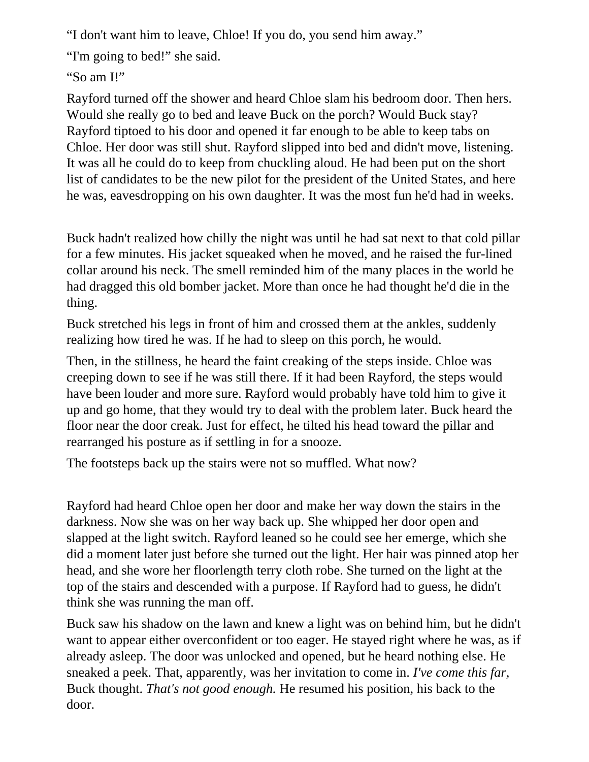"I don't want him to leave, Chloe! If you do, you send him away."

"I'm going to bed!" she said.

"So am I!"

Rayford turned off the shower and heard Chloe slam his bedroom door. Then hers. Would she really go to bed and leave Buck on the porch? Would Buck stay? Rayford tiptoed to his door and opened it far enough to be able to keep tabs on Chloe. Her door was still shut. Rayford slipped into bed and didn't move, listening. It was all he could do to keep from chuckling aloud. He had been put on the short list of candidates to be the new pilot for the president of the United States, and here he was, eavesdropping on his own daughter. It was the most fun he'd had in weeks.

Buck hadn't realized how chilly the night was until he had sat next to that cold pillar for a few minutes. His jacket squeaked when he moved, and he raised the fur-lined collar around his neck. The smell reminded him of the many places in the world he had dragged this old bomber jacket. More than once he had thought he'd die in the thing.

Buck stretched his legs in front of him and crossed them at the ankles, suddenly realizing how tired he was. If he had to sleep on this porch, he would.

Then, in the stillness, he heard the faint creaking of the steps inside. Chloe was creeping down to see if he was still there. If it had been Rayford, the steps would have been louder and more sure. Rayford would probably have told him to give it up and go home, that they would try to deal with the problem later. Buck heard the floor near the door creak. Just for effect, he tilted his head toward the pillar and rearranged his posture as if settling in for a snooze.

The footsteps back up the stairs were not so muffled. What now?

Rayford had heard Chloe open her door and make her way down the stairs in the darkness. Now she was on her way back up. She whipped her door open and slapped at the light switch. Rayford leaned so he could see her emerge, which she did a moment later just before she turned out the light. Her hair was pinned atop her head, and she wore her floorlength terry cloth robe. She turned on the light at the top of the stairs and descended with a purpose. If Rayford had to guess, he didn't think she was running the man off.

Buck saw his shadow on the lawn and knew a light was on behind him, but he didn't want to appear either overconfident or too eager. He stayed right where he was, as if already asleep. The door was unlocked and opened, but he heard nothing else. He sneaked a peek. That, apparently, was her invitation to come in. *I've come this far,* Buck thought. *That's not good enough.* He resumed his position, his back to the door.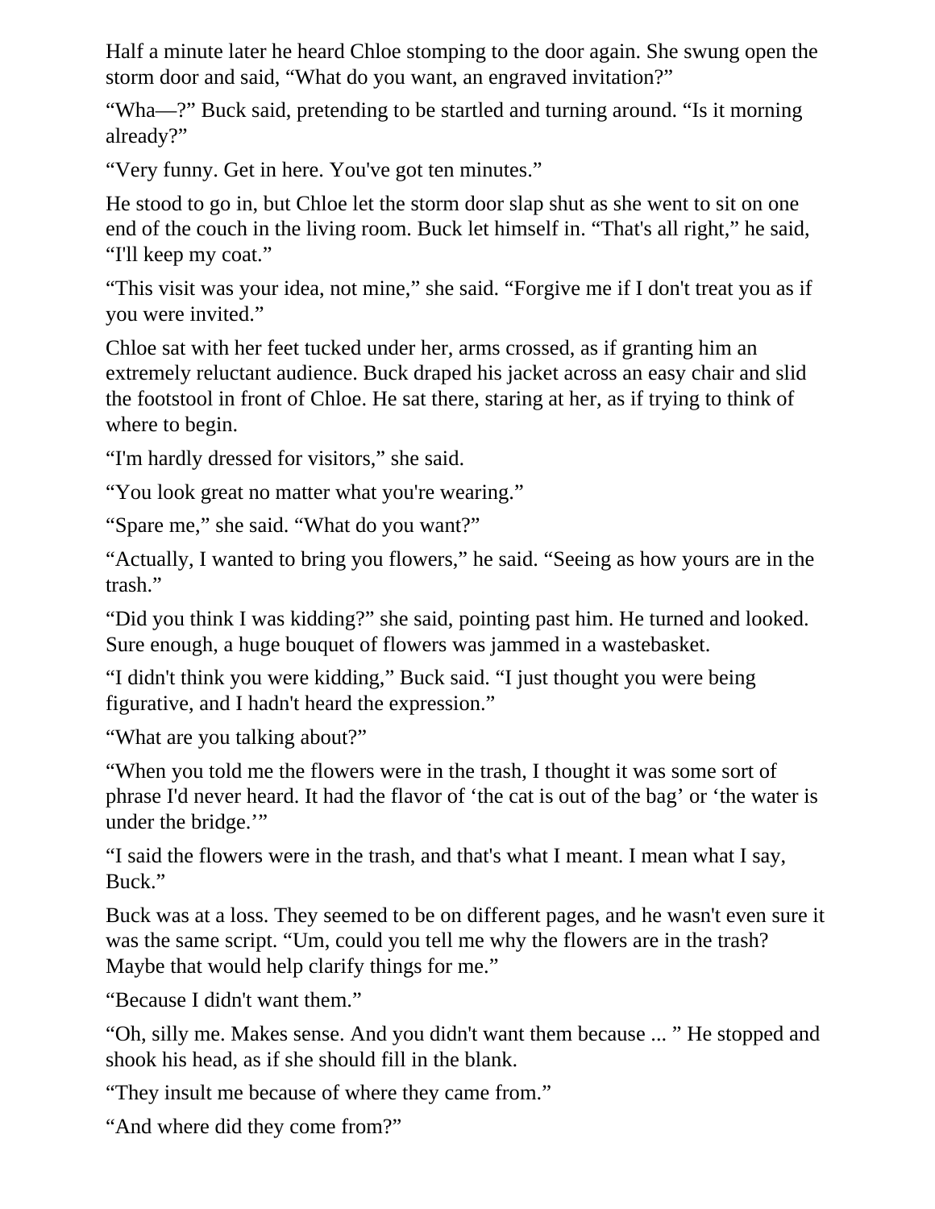Half a minute later he heard Chloe stomping to the door again. She swung open the storm door and said, “What do you want, an engraved invitation?”

“Wha—?” Buck said, pretending to be startled and turning around. “Is it morning already?”

“Very funny. Get in here. You've got ten minutes.”

He stood to go in, but Chloe let the storm door slap shut as she went to sit on one end of the couch in the living room. Buck let himself in. “That's all right,” he said, “I'll keep my coat.”

“This visit was your idea, not mine,” she said. “Forgive me if I don't treat you as if you were invited.”

Chloe sat with her feet tucked under her, arms crossed, as if granting him an extremely reluctant audience. Buck draped his jacket across an easy chair and slid the footstool in front of Chloe. He sat there, staring at her, as if trying to think of where to begin.

“I'm hardly dressed for visitors,” she said.

“You look great no matter what you're wearing.”

“Spare me,” she said. “What do you want?”

“Actually, I wanted to bring you flowers,” he said. “Seeing as how yours are in the trash.”

“Did you think I was kidding?” she said, pointing past him. He turned and looked. Sure enough, a huge bouquet of flowers was jammed in a wastebasket.

“I didn't think you were kidding,” Buck said. “I just thought you were being figurative, and I hadn't heard the expression.”

“What are you talking about?”

“When you told me the flowers were in the trash, I thought it was some sort of phrase I'd never heard. It had the flavor of ‘the cat is out of the bag’ or ‘the water is under the bridge.’”

“I said the flowers were in the trash, and that's what I meant. I mean what I say, Buck.”

Buck was at a loss. They seemed to be on different pages, and he wasn't even sure it was the same script. “Um, could you tell me why the flowers are in the trash? Maybe that would help clarify things for me.”

“Because I didn't want them.”

“Oh, silly me. Makes sense. And you didn't want them because ... ” He stopped and shook his head, as if she should fill in the blank.

“They insult me because of where they came from.”

“And where did they come from?”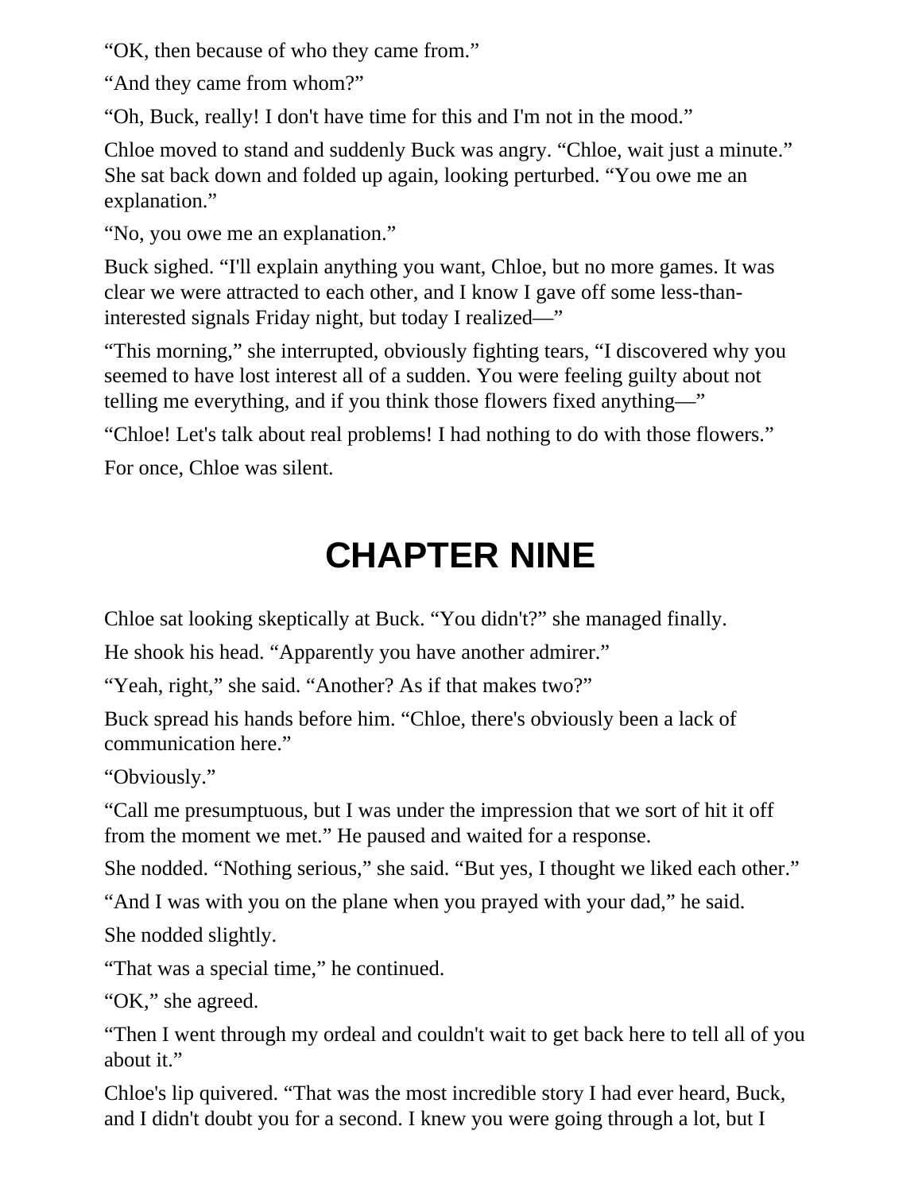“OK, then because of who they came from.”

“And they came from whom?”

“Oh, Buck, really! I don't have time for this and I'm not in the mood.”

Chloe moved to stand and suddenly Buck was angry. “Chloe, wait just a minute.” She sat back down and folded up again, looking perturbed. “You owe me an explanation.”

“No, you owe me an explanation.”

Buck sighed. “I'll explain anything you want, Chloe, but no more games. It was clear we were attracted to each other, and I know I gave off some less-than-interested signals Friday night, but today I realized—”

“This morning,” she interrupted, obviously fighting tears, “I discovered why you seemed to have lost interest all of a sudden. You were feeling guilty about not telling me everything, and if you think those flowers fixed anything—”

“Chloe! Let's talk about real problems! I had nothing to do with those flowers.”

For once, Chloe was silent.

# CHAPTER NINE

Chloe sat looking skeptically at Buck. “You didn't?” she managed finally.

He shook his head. “Apparently you have another admirer.”

“Yeah, right,” she said. “Another? As if that makes two?”

Buck spread his hands before him. “Chloe, there's obviously been a lack of communication here.”

“Obviously.”

“Call me presumptuous, but I was under the impression that we sort of hit it off from the moment we met.” He paused and waited for a response.

She nodded. “Nothing serious,” she said. “But yes, I thought we liked each other.”

“And I was with you on the plane when you prayed with your dad,” he said.

She nodded slightly.

“That was a special time,” he continued.

“OK,” she agreed.

“Then I went through my ordeal and couldn't wait to get back here to tell all of you about it.”

Chloe's lip quivered. “That was the most incredible story I had ever heard, Buck, and I didn't doubt you for a second. I knew you were going through a lot, but I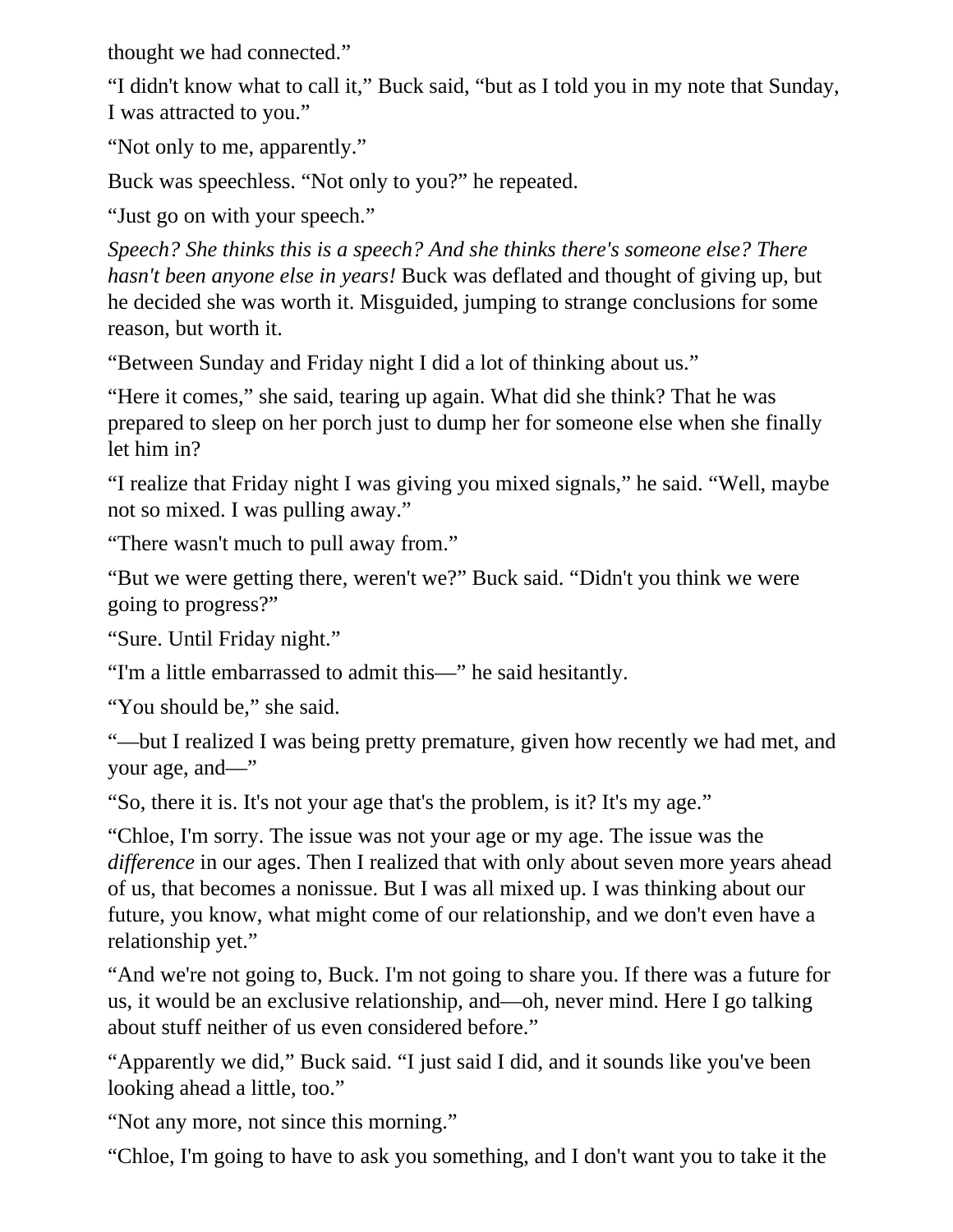thought we had connected."

"I didn't know what to call it," Buck said, "but as I told you in my note that Sunday, I was attracted to you."

"Not only to me, apparently."

Buck was speechless. "Not only to you?" he repeated.

"Just go on with your speech."

*Speech? She thinks this is a speech? And she thinks there's someone else? There hasn't been anyone else in years!* Buck was deflated and thought of giving up, but he decided she was worth it. Misguided, jumping to strange conclusions for some reason, but worth it.

"Between Sunday and Friday night I did a lot of thinking about us."

"Here it comes," she said, tearing up again. What did she think? That he was prepared to sleep on her porch just to dump her for someone else when she finally let him in?

"I realize that Friday night I was giving you mixed signals," he said. "Well, maybe not so mixed. I was pulling away."

"There wasn't much to pull away from."

"But we were getting there, weren't we?" Buck said. "Didn't you think we were going to progress?"

"Sure. Until Friday night."

"I'm a little embarrassed to admit this—" he said hesitantly.

"You should be," she said.

"—but I realized I was being pretty premature, given how recently we had met, and your age, and—"

"So, there it is. It's not your age that's the problem, is it? It's my age."

"Chloe, I'm sorry. The issue was not your age or my age. The issue was the *difference* in our ages. Then I realized that with only about seven more years ahead of us, that becomes a nonissue. But I was all mixed up. I was thinking about our future, you know, what might come of our relationship, and we don't even have a relationship yet."

"And we're not going to, Buck. I'm not going to share you. If there was a future for us, it would be an exclusive relationship, and—oh, never mind. Here I go talking about stuff neither of us even considered before."

"Apparently we did," Buck said. "I just said I did, and it sounds like you've been looking ahead a little, too."

"Not any more, not since this morning."

"Chloe, I'm going to have to ask you something, and I don't want you to take it the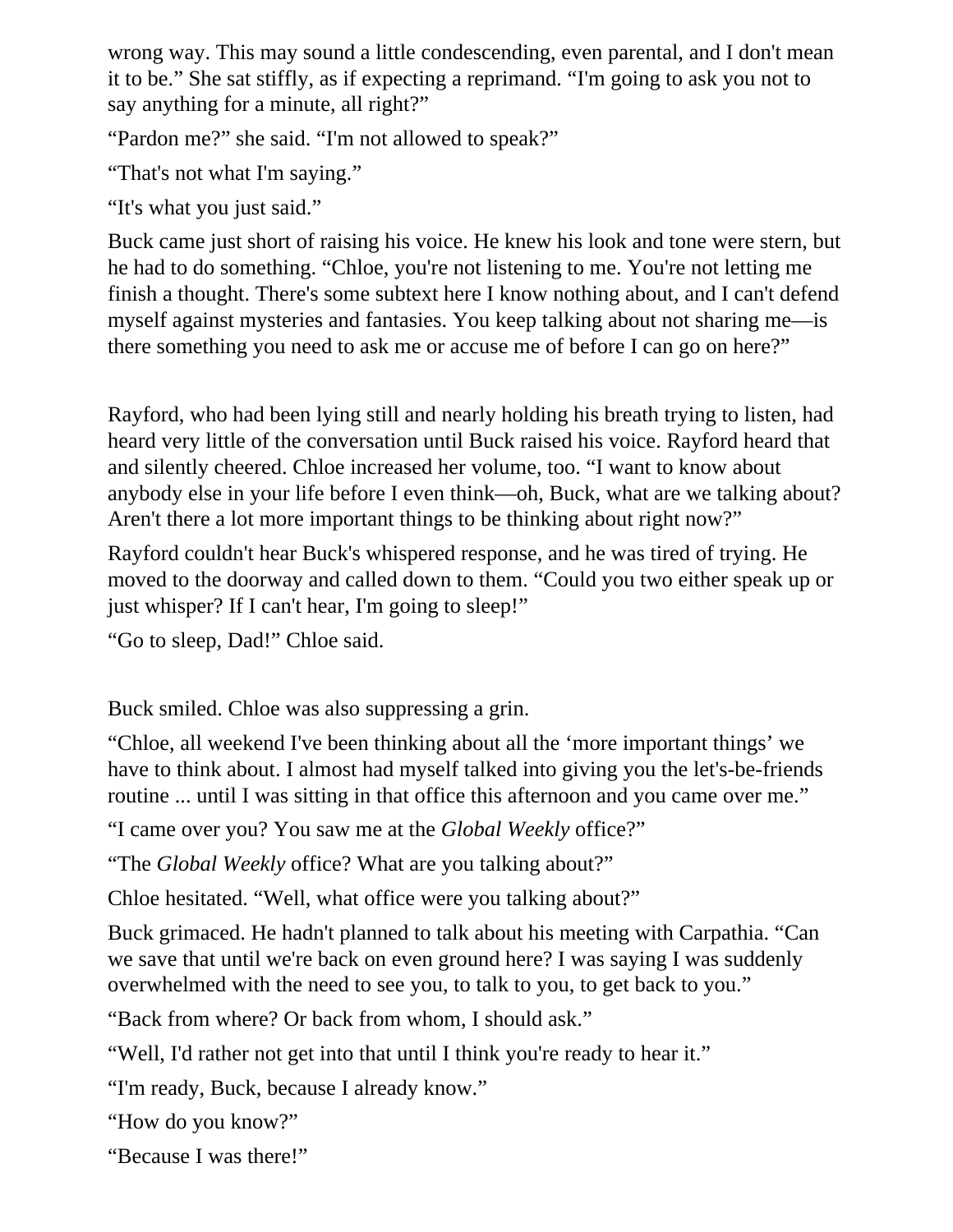wrong way. This may sound a little condescending, even parental, and I don't mean it to be.” She sat stiffly, as if expecting a reprimand. “I'm going to ask you not to say anything for a minute, all right?”

“Pardon me?” she said. “I'm not allowed to speak?”

“That's not what I'm saying.”

“It's what you just said.”

Buck came just short of raising his voice. He knew his look and tone were stern, but he had to do something. “Chloe, you're not listening to me. You're not letting me finish a thought. There's some subtext here I know nothing about, and I can't defend myself against mysteries and fantasies. You keep talking about not sharing me—is there something you need to ask me or accuse me of before I can go on here?”

Rayford, who had been lying still and nearly holding his breath trying to listen, had heard very little of the conversation until Buck raised his voice. Rayford heard that and silently cheered. Chloe increased her volume, too. “I want to know about anybody else in your life before I even think—oh, Buck, what are we talking about? Aren't there a lot more important things to be thinking about right now?”

Rayford couldn't hear Buck's whispered response, and he was tired of trying. He moved to the doorway and called down to them. “Could you two either speak up or just whisper? If I can't hear, I'm going to sleep!”

“Go to sleep, Dad!” Chloe said.

Buck smiled. Chloe was also suppressing a grin.

“Chloe, all weekend I've been thinking about all the ‘more important things’ we have to think about. I almost had myself talked into giving you the let's-be-friends routine ... until I was sitting in that office this afternoon and you came over me.”

“I came over you? You saw me at the *Global Weekly* office?”

“The *Global Weekly* office? What are you talking about?”

Chloe hesitated. “Well, what office were you talking about?”

Buck grimaced. He hadn't planned to talk about his meeting with Carpathia. “Can we save that until we're back on even ground here? I was saying I was suddenly overwhelmed with the need to see you, to talk to you, to get back to you.”

“Back from where? Or back from whom, I should ask.”

“Well, I'd rather not get into that until I think you're ready to hear it.”

“I'm ready, Buck, because I already know.”

“How do you know?”

“Because I was there!”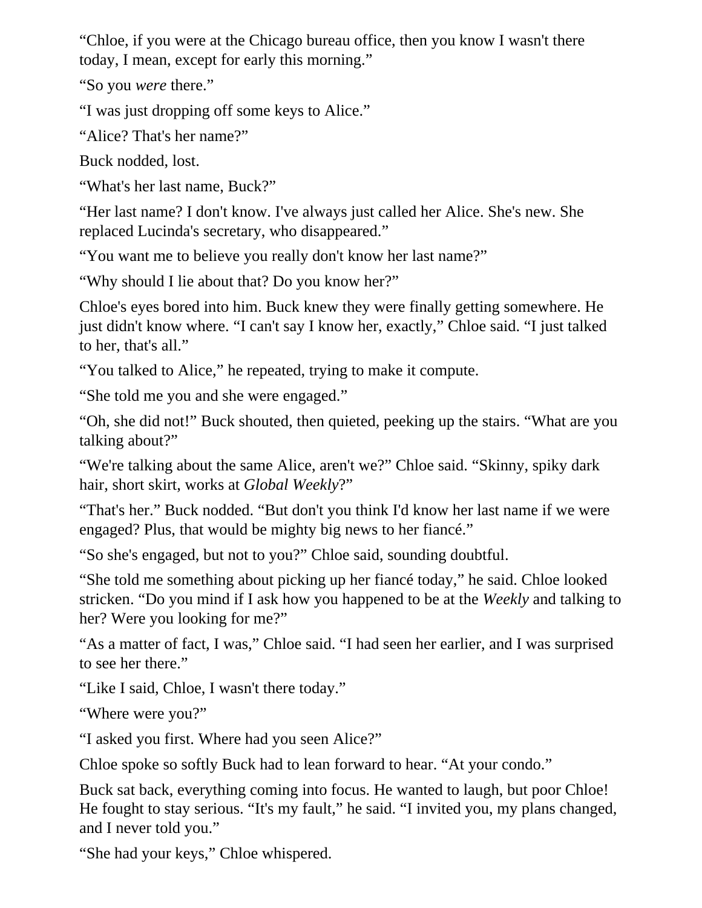“Chloe, if you were at the Chicago bureau office, then you know I wasn't there today, I mean, except for early this morning.”

“So you *were* there.”

“I was just dropping off some keys to Alice.”

“Alice? That's her name?”

Buck nodded, lost.

“What's her last name, Buck?”

“Her last name? I don't know. I've always just called her Alice. She's new. She replaced Lucinda's secretary, who disappeared.”

“You want me to believe you really don't know her last name?”

“Why should I lie about that? Do you know her?”

Chloe's eyes bored into him. Buck knew they were finally getting somewhere. He just didn't know where. “I can't say I know her, exactly,” Chloe said. “I just talked to her, that's all.”

“You talked to Alice,” he repeated, trying to make it compute.

“She told me you and she were engaged.”

“Oh, she did not!” Buck shouted, then quieted, peeking up the stairs. “What are you talking about?”

“We're talking about the same Alice, aren't we?” Chloe said. “Skinny, spiky dark hair, short skirt, works at *Global Weekly*?”

“That's her.” Buck nodded. “But don't you think I'd know her last name if we were engaged? Plus, that would be mighty big news to her fiancé.”

“So she's engaged, but not to you?” Chloe said, sounding doubtful.

“She told me something about picking up her fiancé today,” he said. Chloe looked stricken. “Do you mind if I ask how you happened to be at the *Weekly* and talking to her? Were you looking for me?”

“As a matter of fact, I was,” Chloe said. “I had seen her earlier, and I was surprised to see her there.”

“Like I said, Chloe, I wasn't there today.”

“Where were you?”

“I asked you first. Where had you seen Alice?”

Chloe spoke so softly Buck had to lean forward to hear. “At your condo.”

Buck sat back, everything coming into focus. He wanted to laugh, but poor Chloe! He fought to stay serious. “It's my fault,” he said. “I invited you, my plans changed, and I never told you.”

“She had your keys,” Chloe whispered.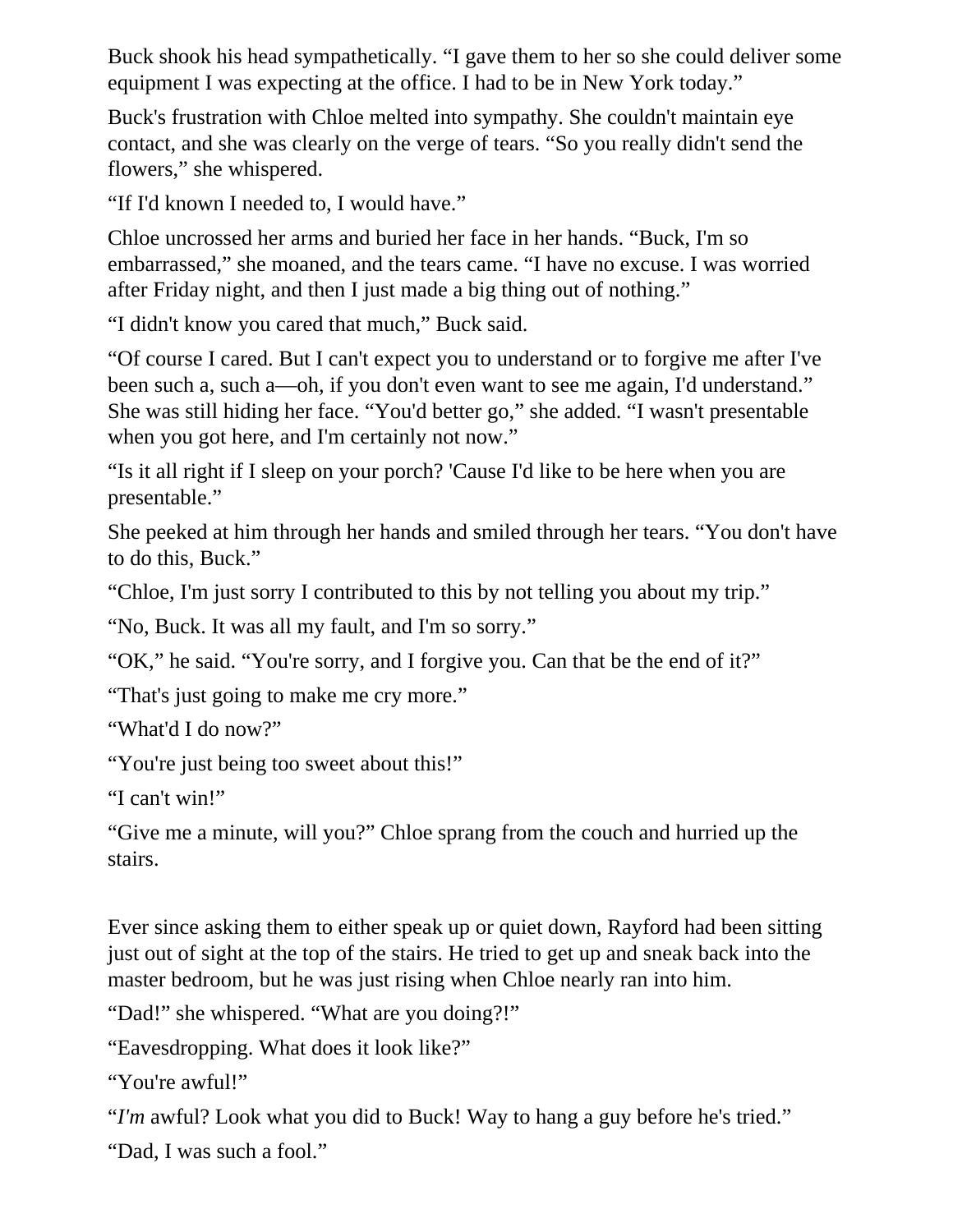Buck shook his head sympathetically. “I gave them to her so she could deliver some equipment I was expecting at the office. I had to be in New York today.”

Buck's frustration with Chloe melted into sympathy. She couldn't maintain eye contact, and she was clearly on the verge of tears. “So you really didn't send the flowers,” she whispered.

“If I'd known I needed to, I would have.”

Chloe uncrossed her arms and buried her face in her hands. “Buck, I'm so embarrassed,” she moaned, and the tears came. “I have no excuse. I was worried after Friday night, and then I just made a big thing out of nothing.”

“I didn't know you cared that much,” Buck said.

“Of course I cared. But I can't expect you to understand or to forgive me after I've been such a, such a—oh, if you don't even want to see me again, I'd understand.” She was still hiding her face. “You'd better go,” she added. “I wasn't presentable when you got here, and I'm certainly not now.”

“Is it all right if I sleep on your porch? 'Cause I'd like to be here when you are presentable.”

She peeked at him through her hands and smiled through her tears. “You don't have to do this, Buck.”

“Chloe, I'm just sorry I contributed to this by not telling you about my trip.”

“No, Buck. It was all my fault, and I'm so sorry.”

“OK,” he said. “You're sorry, and I forgive you. Can that be the end of it?”

“That's just going to make me cry more.”

“What'd I do now?”

“You're just being too sweet about this!”

“I can't win!”

“Give me a minute, will you?” Chloe sprang from the couch and hurried up the stairs.

Ever since asking them to either speak up or quiet down, Rayford had been sitting just out of sight at the top of the stairs. He tried to get up and sneak back into the master bedroom, but he was just rising when Chloe nearly ran into him.

“Dad!” she whispered. “What are you doing?!”

“Eavesdropping. What does it look like?”

“You're awful!”

“*I'm* awful? Look what you did to Buck! Way to hang a guy before he's tried.”

“Dad, I was such a fool.”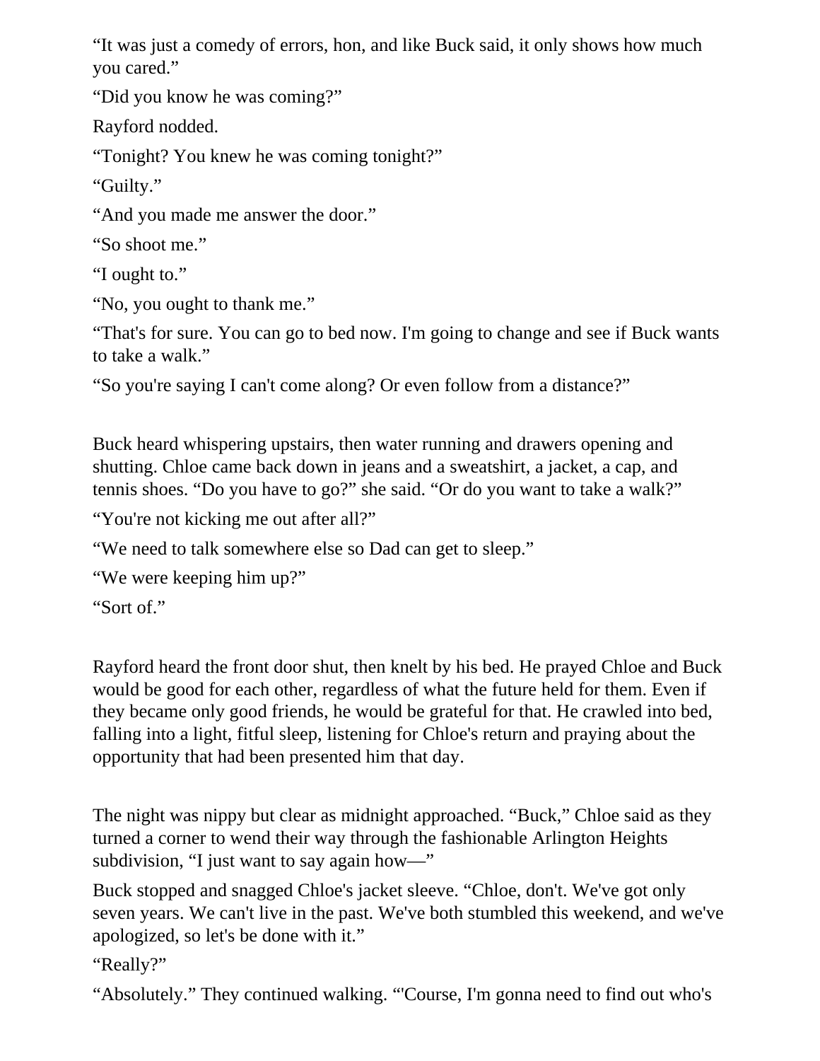"It was just a comedy of errors, hon, and like Buck said, it only shows how much you cared."

"Did you know he was coming?"

Rayford nodded.

"Tonight? You knew he was coming tonight?"

"Guilty."

"And you made me answer the door."

"So shoot me."

"I ought to."

"No, you ought to thank me."

"That's for sure. You can go to bed now. I'm going to change and see if Buck wants to take a walk."

"So you're saying I can't come along? Or even follow from a distance?"

Buck heard whispering upstairs, then water running and drawers opening and shutting. Chloe came back down in jeans and a sweatshirt, a jacket, a cap, and tennis shoes. "Do you have to go?" she said. "Or do you want to take a walk?"

"You're not kicking me out after all?"

"We need to talk somewhere else so Dad can get to sleep."

"We were keeping him up?"

"Sort of."

Rayford heard the front door shut, then knelt by his bed. He prayed Chloe and Buck would be good for each other, regardless of what the future held for them. Even if they became only good friends, he would be grateful for that. He crawled into bed, falling into a light, fitful sleep, listening for Chloe's return and praying about the opportunity that had been presented him that day.

The night was nippy but clear as midnight approached. "Buck," Chloe said as they turned a corner to wend their way through the fashionable Arlington Heights subdivision, "I just want to say again how—"

Buck stopped and snagged Chloe's jacket sleeve. "Chloe, don't. We've got only seven years. We can't live in the past. We've both stumbled this weekend, and we've apologized, so let's be done with it."

"Really?"

"Absolutely." They continued walking. "'Course, I'm gonna need to find out who's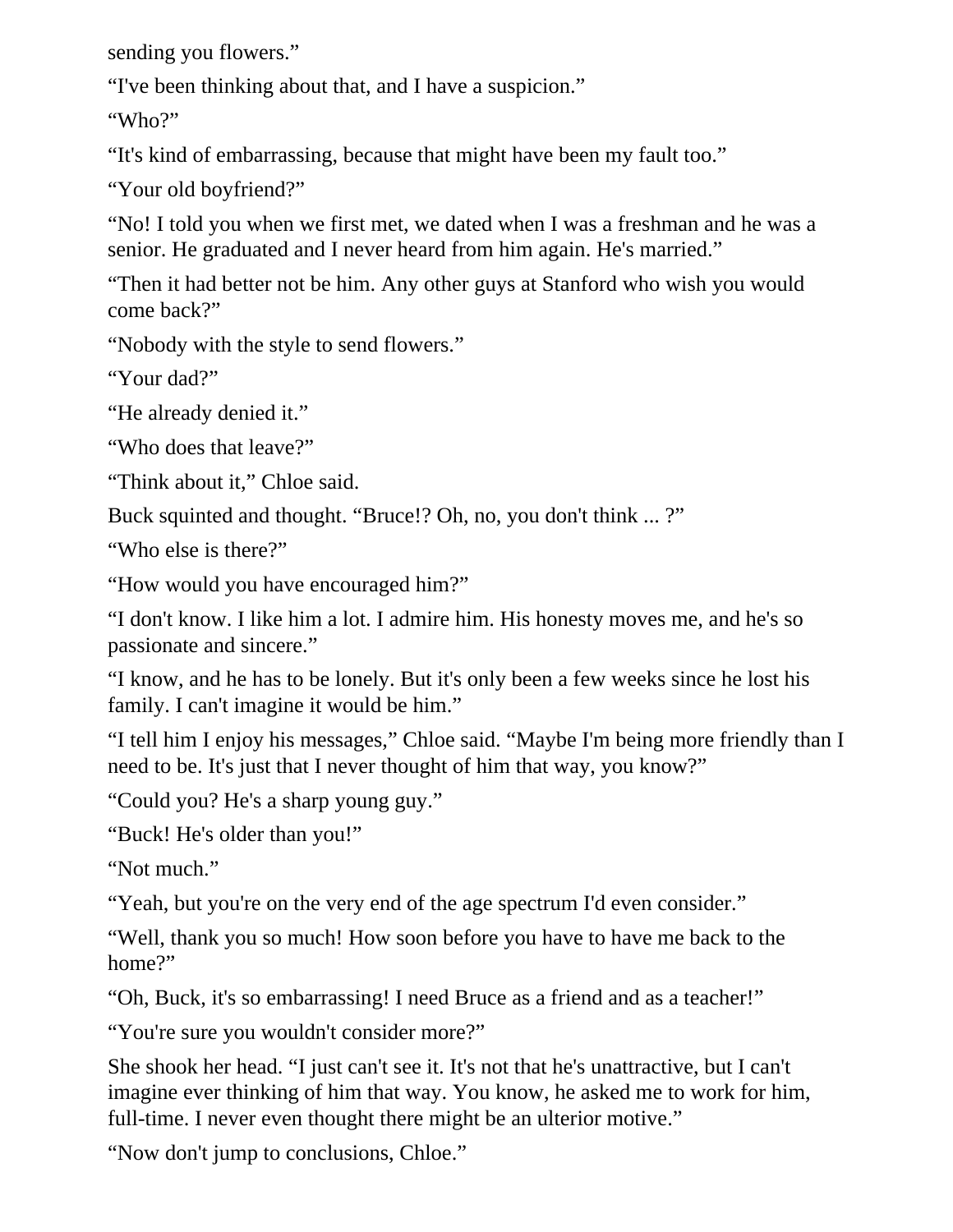sending you flowers."

"I've been thinking about that, and I have a suspicion."

"Who?"

"It's kind of embarrassing, because that might have been my fault too."

"Your old boyfriend?"

"No! I told you when we first met, we dated when I was a freshman and he was a senior. He graduated and I never heard from him again. He's married."

"Then it had better not be him. Any other guys at Stanford who wish you would come back?"

"Nobody with the style to send flowers."

"Your dad?"

"He already denied it."

"Who does that leave?"

"Think about it," Chloe said.

Buck squinted and thought. "Bruce!? Oh, no, you don't think ... ?"

"Who else is there?"

"How would you have encouraged him?"

"I don't know. I like him a lot. I admire him. His honesty moves me, and he's so passionate and sincere."

"I know, and he has to be lonely. But it's only been a few weeks since he lost his family. I can't imagine it would be him."

"I tell him I enjoy his messages," Chloe said. "Maybe I'm being more friendly than I need to be. It's just that I never thought of him that way, you know?"

"Could you? He's a sharp young guy."

"Buck! He's older than you!"

"Not much."

"Yeah, but you're on the very end of the age spectrum I'd even consider."

"Well, thank you so much! How soon before you have to have me back to the home?"

"Oh, Buck, it's so embarrassing! I need Bruce as a friend and as a teacher!"

"You're sure you wouldn't consider more?"

She shook her head. "I just can't see it. It's not that he's unattractive, but I can't imagine ever thinking of him that way. You know, he asked me to work for him, full-time. I never even thought there might be an ulterior motive."

"Now don't jump to conclusions, Chloe."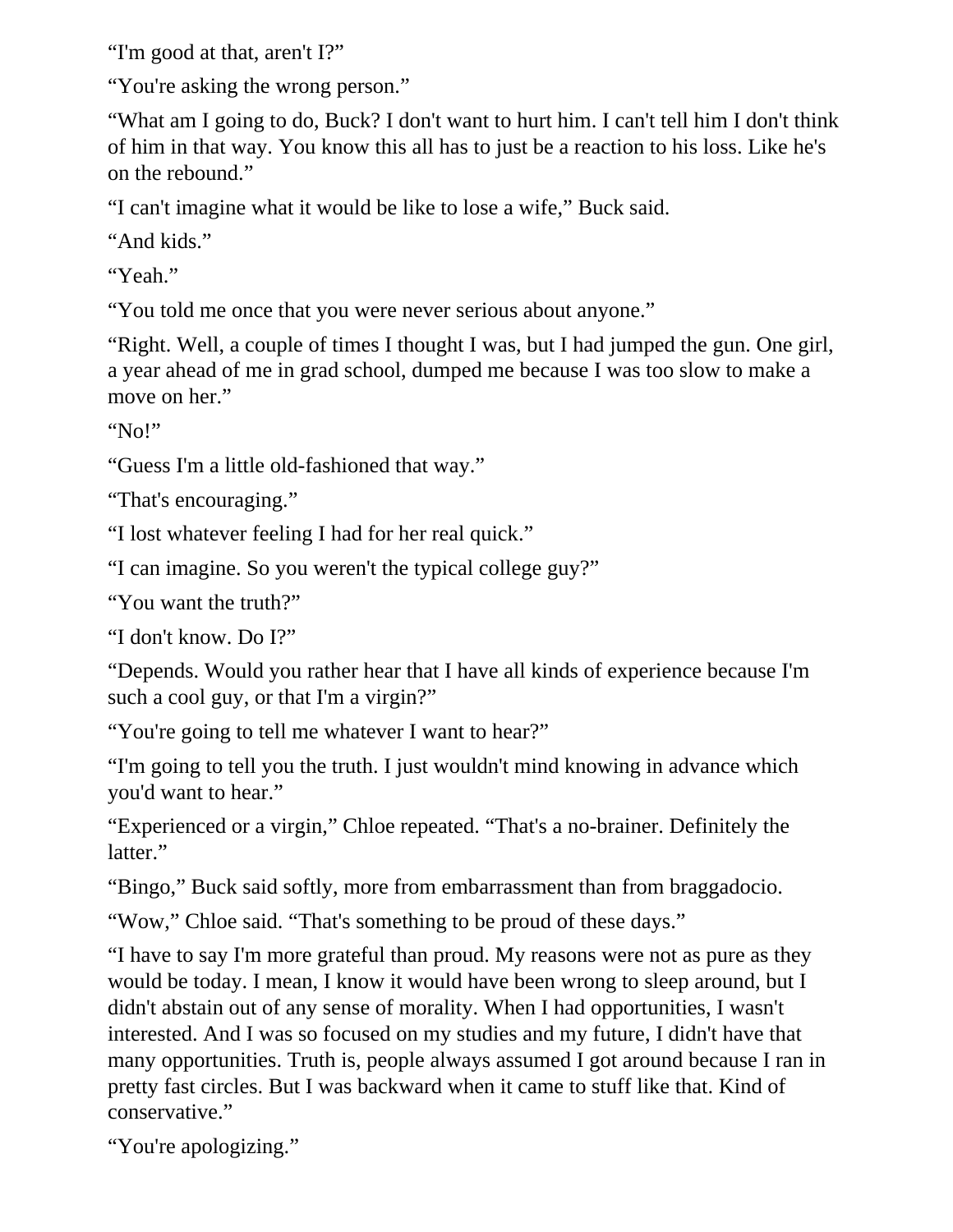“I'm good at that, aren't I?”

“You're asking the wrong person.”

“What am I going to do, Buck? I don't want to hurt him. I can't tell him I don't think of him in that way. You know this all has to just be a reaction to his loss. Like he's on the rebound.”

“I can't imagine what it would be like to lose a wife,” Buck said.

“And kids.”

“Yeah.”

“You told me once that you were never serious about anyone.”

“Right. Well, a couple of times I thought I was, but I had jumped the gun. One girl, a year ahead of me in grad school, dumped me because I was too slow to make a move on her.”

“No!”

“Guess I'm a little old-fashioned that way.”

“That's encouraging.”

“I lost whatever feeling I had for her real quick.”

“I can imagine. So you weren't the typical college guy?”

“You want the truth?”

“I don't know. Do I?”

“Depends. Would you rather hear that I have all kinds of experience because I'm such a cool guy, or that I'm a virgin?”

“You're going to tell me whatever I want to hear?”

“I'm going to tell you the truth. I just wouldn't mind knowing in advance which you'd want to hear.”

“Experienced or a virgin,” Chloe repeated. “That's a no-brainer. Definitely the latter.”

“Bingo,” Buck said softly, more from embarrassment than from braggadocio.

“Wow,” Chloe said. “That's something to be proud of these days.”

“I have to say I'm more grateful than proud. My reasons were not as pure as they would be today. I mean, I know it would have been wrong to sleep around, but I didn't abstain out of any sense of morality. When I had opportunities, I wasn't interested. And I was so focused on my studies and my future, I didn't have that many opportunities. Truth is, people always assumed I got around because I ran in pretty fast circles. But I was backward when it came to stuff like that. Kind of conservative.”

“You're apologizing.”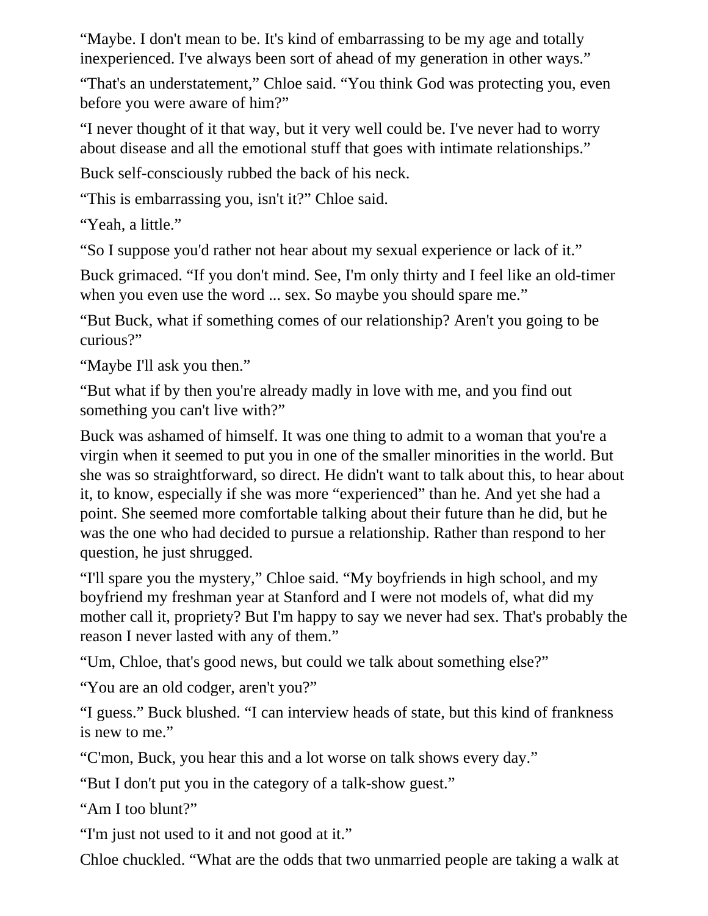"Maybe. I don't mean to be. It's kind of embarrassing to be my age and totally inexperienced. I've always been sort of ahead of my generation in other ways."

"That's an understatement," Chloe said. "You think God was protecting you, even before you were aware of him?"

"I never thought of it that way, but it very well could be. I've never had to worry about disease and all the emotional stuff that goes with intimate relationships."

Buck self-consciously rubbed the back of his neck.

"This is embarrassing you, isn't it?" Chloe said.

"Yeah, a little."

"So I suppose you'd rather not hear about my sexual experience or lack of it."

Buck grimaced. "If you don't mind. See, I'm only thirty and I feel like an old-timer when you even use the word ... sex. So maybe you should spare me."

"But Buck, what if something comes of our relationship? Aren't you going to be curious?"

"Maybe I'll ask you then."

"But what if by then you're already madly in love with me, and you find out something you can't live with?"

Buck was ashamed of himself. It was one thing to admit to a woman that you're a virgin when it seemed to put you in one of the smaller minorities in the world. But she was so straightforward, so direct. He didn't want to talk about this, to hear about it, to know, especially if she was more "experienced" than he. And yet she had a point. She seemed more comfortable talking about their future than he did, but he was the one who had decided to pursue a relationship. Rather than respond to her question, he just shrugged.

"I'll spare you the mystery," Chloe said. "My boyfriends in high school, and my boyfriend my freshman year at Stanford and I were not models of, what did my mother call it, propriety? But I'm happy to say we never had sex. That's probably the reason I never lasted with any of them."

"Um, Chloe, that's good news, but could we talk about something else?"

"You are an old codger, aren't you?"

"I guess." Buck blushed. "I can interview heads of state, but this kind of frankness is new to me."

"C'mon, Buck, you hear this and a lot worse on talk shows every day."

"But I don't put you in the category of a talk-show guest."

"Am I too blunt?"

"I'm just not used to it and not good at it."

Chloe chuckled. "What are the odds that two unmarried people are taking a walk at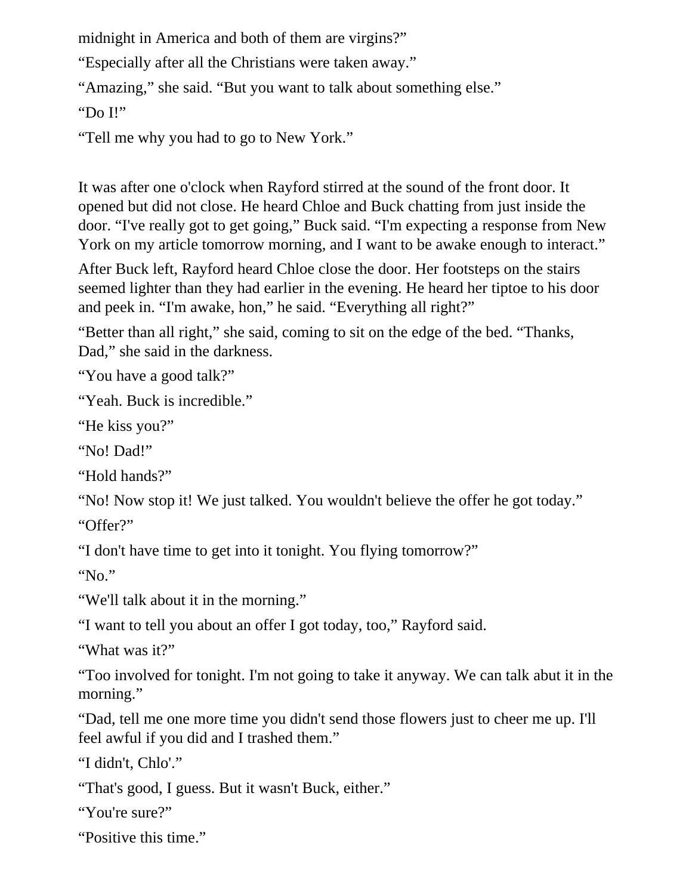midnight in America and both of them are virgins?"

"Especially after all the Christians were taken away."

"Amazing," she said. "But you want to talk about something else."

"Do I!"

"Tell me why you had to go to New York."

It was after one o'clock when Rayford stirred at the sound of the front door. It opened but did not close. He heard Chloe and Buck chatting from just inside the door. "I've really got to get going," Buck said. "I'm expecting a response from New York on my article tomorrow morning, and I want to be awake enough to interact."

After Buck left, Rayford heard Chloe close the door. Her footsteps on the stairs seemed lighter than they had earlier in the evening. He heard her tiptoe to his door and peek in. "I'm awake, hon," he said. "Everything all right?"

"Better than all right," she said, coming to sit on the edge of the bed. "Thanks, Dad," she said in the darkness.

"You have a good talk?"

"Yeah. Buck is incredible."

"He kiss you?"

"No! Dad!"

"Hold hands?"

"No! Now stop it! We just talked. You wouldn't believe the offer he got today."

"Offer?"

"I don't have time to get into it tonight. You flying tomorrow?"

"No."

"We'll talk about it in the morning."

"I want to tell you about an offer I got today, too," Rayford said.

"What was it?"

"Too involved for tonight. I'm not going to take it anyway. We can talk abut it in the morning."

"Dad, tell me one more time you didn't send those flowers just to cheer me up. I'll feel awful if you did and I trashed them."

"I didn't, Chlo'."

"That's good, I guess. But it wasn't Buck, either."

"You're sure?"

"Positive this time."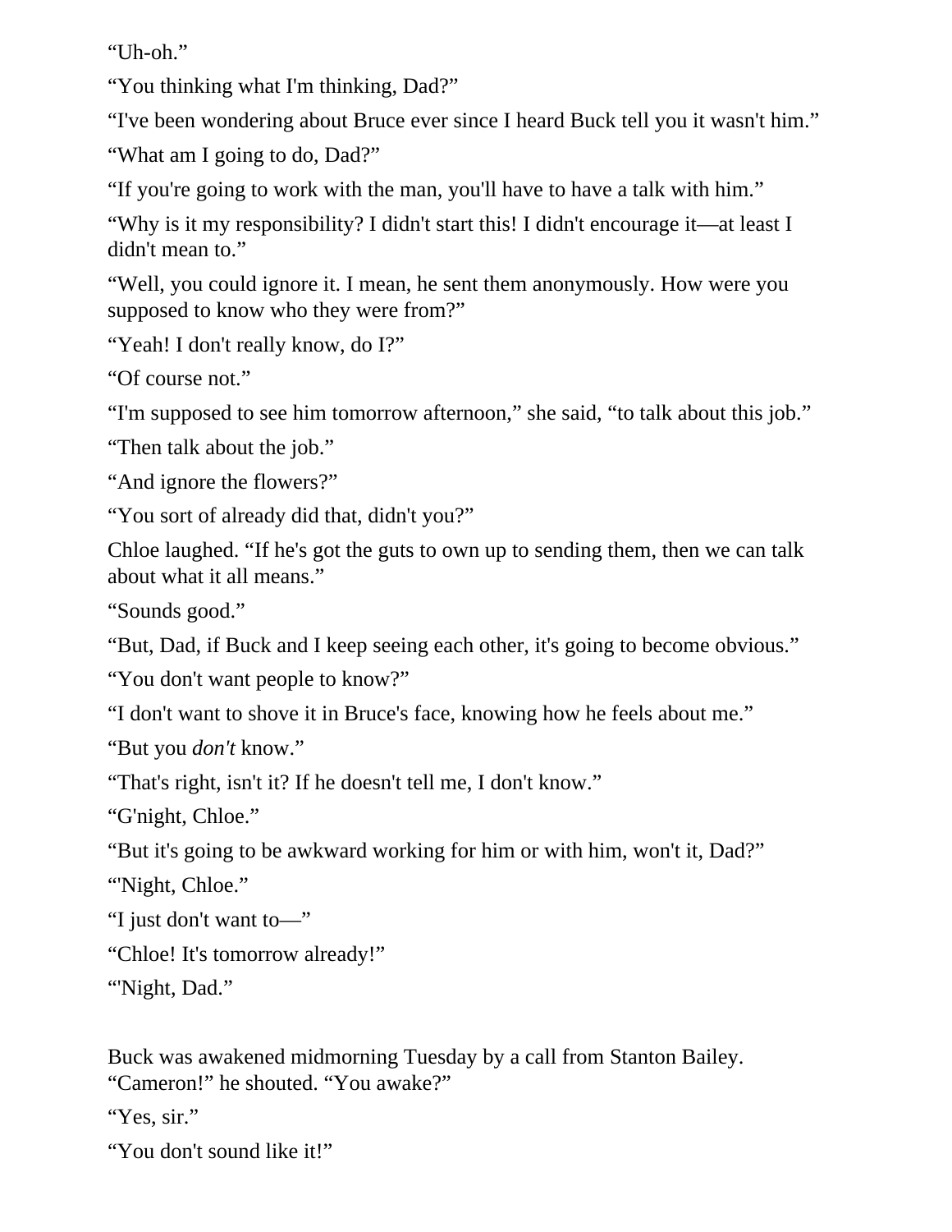"Uh-oh."

"You thinking what I'm thinking, Dad?"

"I've been wondering about Bruce ever since I heard Buck tell you it wasn't him."

"What am I going to do, Dad?"

"If you're going to work with the man, you'll have to have a talk with him."

"Why is it my responsibility? I didn't start this! I didn't encourage it—at least I didn't mean to."

"Well, you could ignore it. I mean, he sent them anonymously. How were you supposed to know who they were from?"

"Yeah! I don't really know, do I?"

"Of course not."

"I'm supposed to see him tomorrow afternoon," she said, "to talk about this job."

"Then talk about the job."

"And ignore the flowers?"

"You sort of already did that, didn't you?"

Chloe laughed. "If he's got the guts to own up to sending them, then we can talk about what it all means."

"Sounds good."

"But, Dad, if Buck and I keep seeing each other, it's going to become obvious."

"You don't want people to know?"

"I don't want to shove it in Bruce's face, knowing how he feels about me."

"But you *don't* know."

"That's right, isn't it? If he doesn't tell me, I don't know."

"G'night, Chloe."

"But it's going to be awkward working for him or with him, won't it, Dad?"

"'Night, Chloe."

"I just don't want to—"

"Chloe! It's tomorrow already!"

"'Night, Dad."

Buck was awakened midmorning Tuesday by a call from Stanton Bailey. "Cameron!" he shouted. "You awake?"

"Yes, sir."

"You don't sound like it!"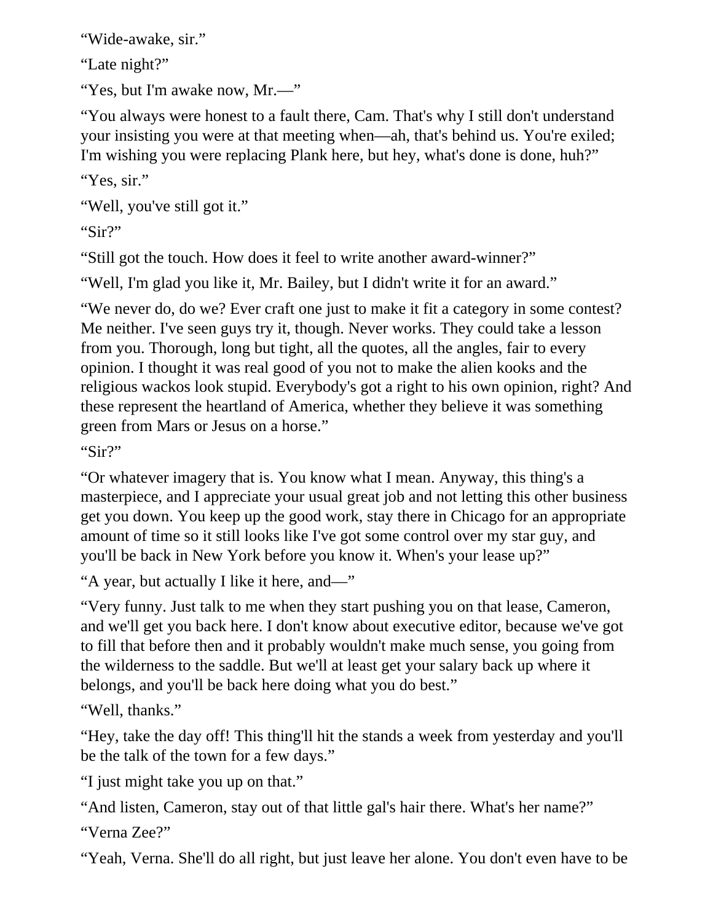“Wide-awake, sir.”

“Late night?”

“Yes, but I'm awake now, Mr.—”

“You always were honest to a fault there, Cam. That's why I still don't understand your insisting you were at that meeting when—ah, that's behind us. You're exiled; I'm wishing you were replacing Plank here, but hey, what's done is done, huh?”

“Yes, sir.”

“Well, you've still got it.”

“Sir?”

“Still got the touch. How does it feel to write another award-winner?”

“Well, I'm glad you like it, Mr. Bailey, but I didn't write it for an award.”

“We never do, do we? Ever craft one just to make it fit a category in some contest? Me neither. I've seen guys try it, though. Never works. They could take a lesson from you. Thorough, long but tight, all the quotes, all the angles, fair to every opinion. I thought it was real good of you not to make the alien kooks and the religious wackos look stupid. Everybody's got a right to his own opinion, right? And these represent the heartland of America, whether they believe it was something green from Mars or Jesus on a horse.”

“Sir?”

“Or whatever imagery that is. You know what I mean. Anyway, this thing's a masterpiece, and I appreciate your usual great job and not letting this other business get you down. You keep up the good work, stay there in Chicago for an appropriate amount of time so it still looks like I've got some control over my star guy, and you'll be back in New York before you know it. When's your lease up?”

“A year, but actually I like it here, and—”

“Very funny. Just talk to me when they start pushing you on that lease, Cameron, and we'll get you back here. I don't know about executive editor, because we've got to fill that before then and it probably wouldn't make much sense, you going from the wilderness to the saddle. But we'll at least get your salary back up where it belongs, and you'll be back here doing what you do best.”

“Well, thanks.”

“Hey, take the day off! This thing'll hit the stands a week from yesterday and you'll be the talk of the town for a few days.”

“I just might take you up on that.”

“And listen, Cameron, stay out of that little gal's hair there. What's her name?”

“Verna Zee?”

“Yeah, Verna. She'll do all right, but just leave her alone. You don't even have to be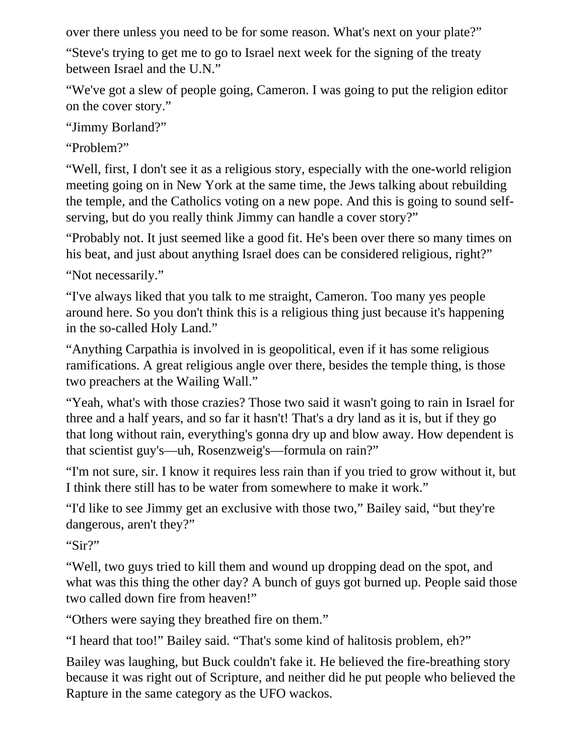over there unless you need to be for some reason. What's next on your plate?"

"Steve's trying to get me to go to Israel next week for the signing of the treaty between Israel and the U.N."

"We've got a slew of people going, Cameron. I was going to put the religion editor on the cover story."

"Jimmy Borland?"

"Problem?"

"Well, first, I don't see it as a religious story, especially with the one-world religion meeting going on in New York at the same time, the Jews talking about rebuilding the temple, and the Catholics voting on a new pope. And this is going to sound self-serving, but do you really think Jimmy can handle a cover story?"

"Probably not. It just seemed like a good fit. He's been over there so many times on his beat, and just about anything Israel does can be considered religious, right?"

"Not necessarily."

"I've always liked that you talk to me straight, Cameron. Too many yes people around here. So you don't think this is a religious thing just because it's happening in the so-called Holy Land."

"Anything Carpathia is involved in is geopolitical, even if it has some religious ramifications. A great religious angle over there, besides the temple thing, is those two preachers at the Wailing Wall."

"Yeah, what's with those crazies? Those two said it wasn't going to rain in Israel for three and a half years, and so far it hasn't! That's a dry land as it is, but if they go that long without rain, everything's gonna dry up and blow away. How dependent is that scientist guy's—uh, Rosenzweig's—formula on rain?"

"I'm not sure, sir. I know it requires less rain than if you tried to grow without it, but I think there still has to be water from somewhere to make it work."

"I'd like to see Jimmy get an exclusive with those two," Bailey said, "but they're dangerous, aren't they?"

"Sir?"

"Well, two guys tried to kill them and wound up dropping dead on the spot, and what was this thing the other day? A bunch of guys got burned up. People said those two called down fire from heaven!"

"Others were saying they breathed fire on them."

"I heard that too!" Bailey said. "That's some kind of halitosis problem, eh?"

Bailey was laughing, but Buck couldn't fake it. He believed the fire-breathing story because it was right out of Scripture, and neither did he put people who believed the Rapture in the same category as the UFO wackos.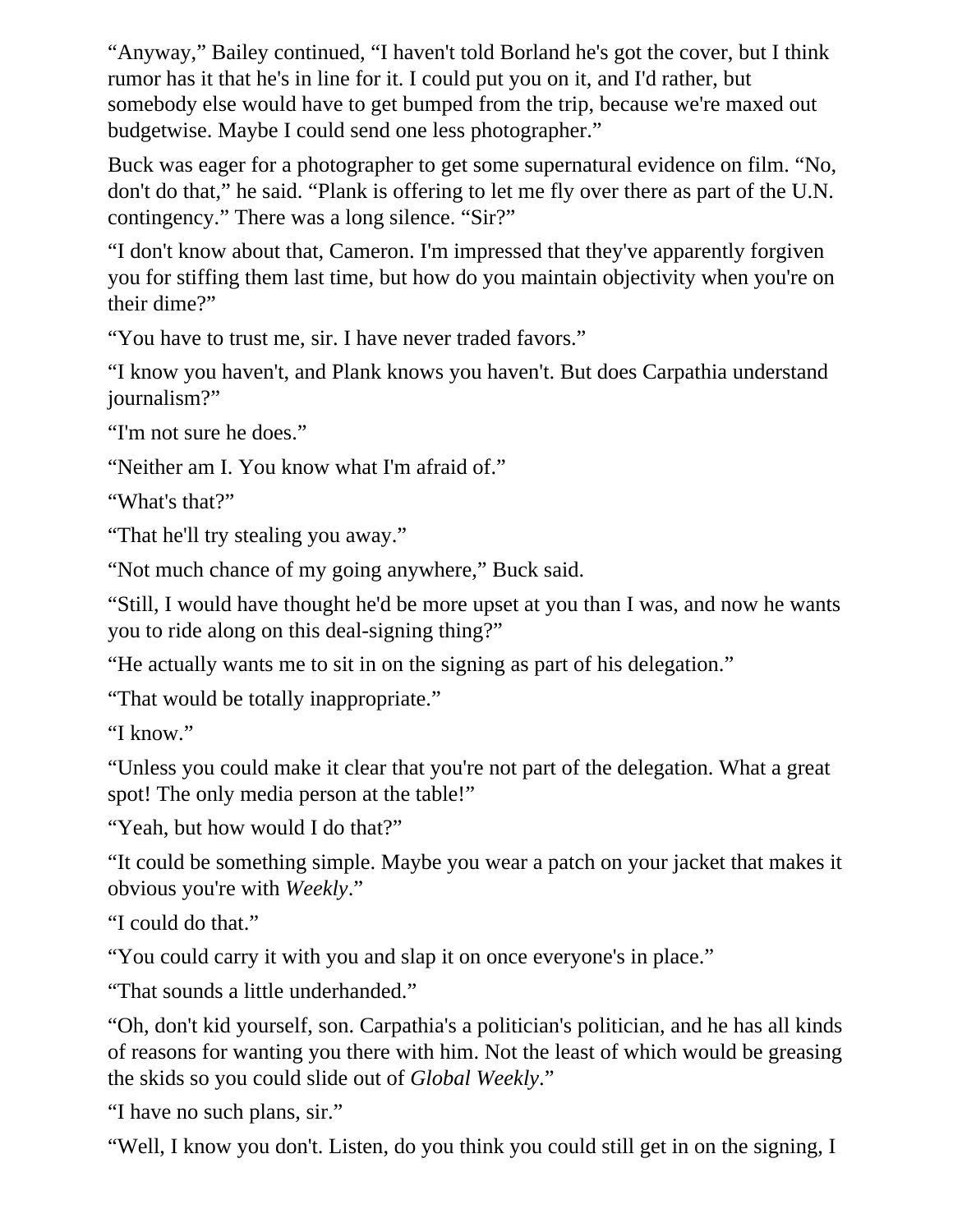“Anyway,” Bailey continued, “I haven't told Borland he's got the cover, but I think rumor has it that he's in line for it. I could put you on it, and I'd rather, but somebody else would have to get bumped from the trip, because we're maxed out budgetwise. Maybe I could send one less photographer.”

Buck was eager for a photographer to get some supernatural evidence on film. “No, don't do that,” he said. “Plank is offering to let me fly over there as part of the U.N. contingency.” There was a long silence. “Sir?”

“I don't know about that, Cameron. I'm impressed that they've apparently forgiven you for stiffing them last time, but how do you maintain objectivity when you're on their dime?”

“You have to trust me, sir. I have never traded favors.”

“I know you haven't, and Plank knows you haven't. But does Carpathia understand journalism?”

“I'm not sure he does.”

“Neither am I. You know what I'm afraid of.”

“What's that?”

“That he'll try stealing you away.”

“Not much chance of my going anywhere,” Buck said.

“Still, I would have thought he'd be more upset at you than I was, and now he wants you to ride along on this deal-signing thing?”

“He actually wants me to sit in on the signing as part of his delegation.”

“That would be totally inappropriate.”

“I know.”

“Unless you could make it clear that you're not part of the delegation. What a great spot! The only media person at the table!”

“Yeah, but how would I do that?”

“It could be something simple. Maybe you wear a patch on your jacket that makes it obvious you're with *Weekly*.”

“I could do that.”

“You could carry it with you and slap it on once everyone's in place.”

“That sounds a little underhanded.”

“Oh, don't kid yourself, son. Carpathia's a politician's politician, and he has all kinds of reasons for wanting you there with him. Not the least of which would be greasing the skids so you could slide out of *Global Weekly*.”

“I have no such plans, sir.”

“Well, I know you don't. Listen, do you think you could still get in on the signing, I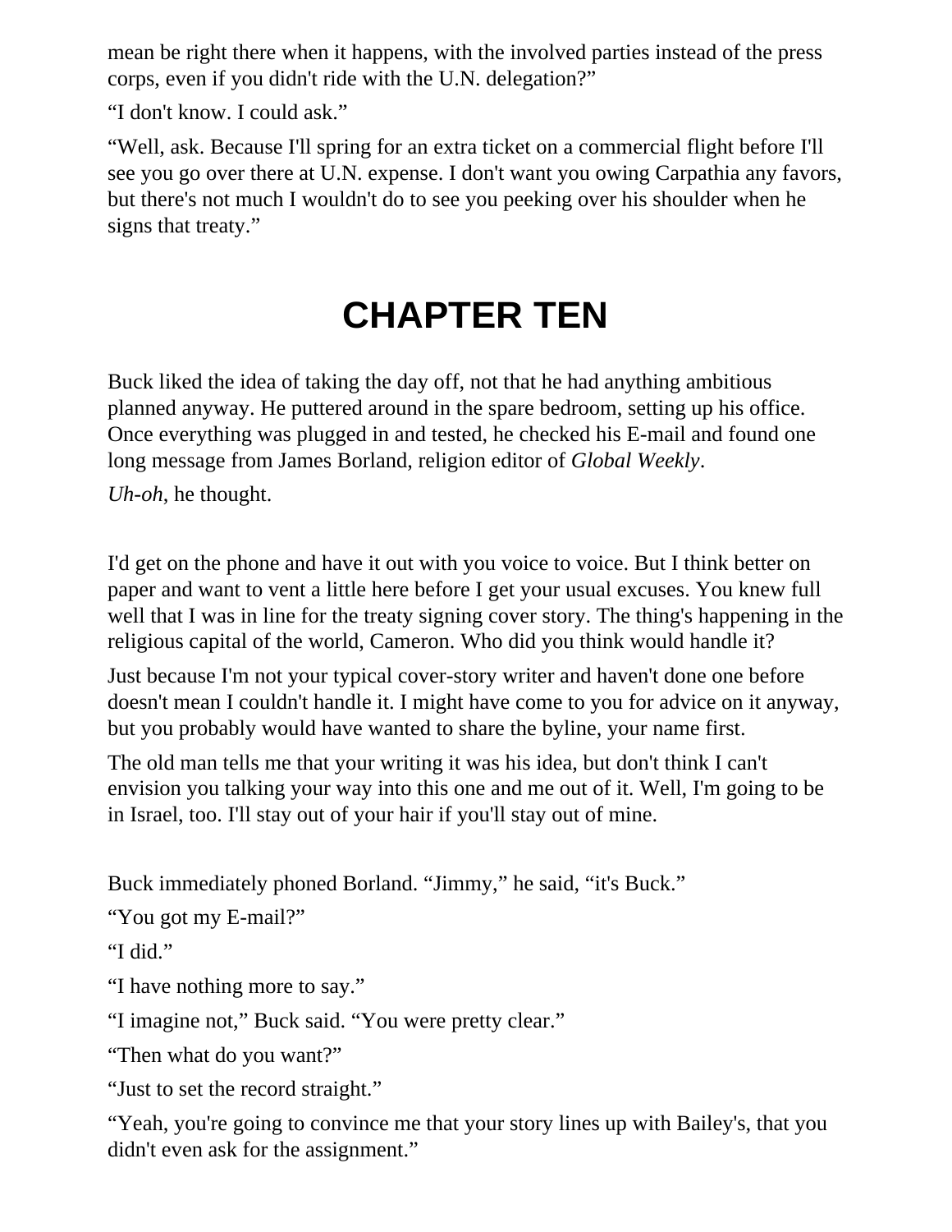mean be right there when it happens, with the involved parties instead of the press corps, even if you didn't ride with the U.N. delegation?"

"I don't know. I could ask."

"Well, ask. Because I'll spring for an extra ticket on a commercial flight before I'll see you go over there at U.N. expense. I don't want you owing Carpathia any favors, but there's not much I wouldn't do to see you peeking over his shoulder when he signs that treaty."

# CHAPTER TEN

Buck liked the idea of taking the day off, not that he had anything ambitious planned anyway. He puttered around in the spare bedroom, setting up his office. Once everything was plugged in and tested, he checked his E-mail and found one long message from James Borland, religion editor of *Global Weekly*.

*Uh-oh*, he thought.

I'd get on the phone and have it out with you voice to voice. But I think better on paper and want to vent a little here before I get your usual excuses. You knew full well that I was in line for the treaty signing cover story. The thing's happening in the religious capital of the world, Cameron. Who did you think would handle it?

Just because I'm not your typical cover-story writer and haven't done one before doesn't mean I couldn't handle it. I might have come to you for advice on it anyway, but you probably would have wanted to share the byline, your name first.

The old man tells me that your writing it was his idea, but don't think I can't envision you talking your way into this one and me out of it. Well, I'm going to be in Israel, too. I'll stay out of your hair if you'll stay out of mine.

Buck immediately phoned Borland. "Jimmy," he said, "it's Buck."

"You got my E-mail?"

"I did."

"I have nothing more to say."

"I imagine not," Buck said. "You were pretty clear."

"Then what do you want?"

"Just to set the record straight."

"Yeah, you're going to convince me that your story lines up with Bailey's, that you didn't even ask for the assignment."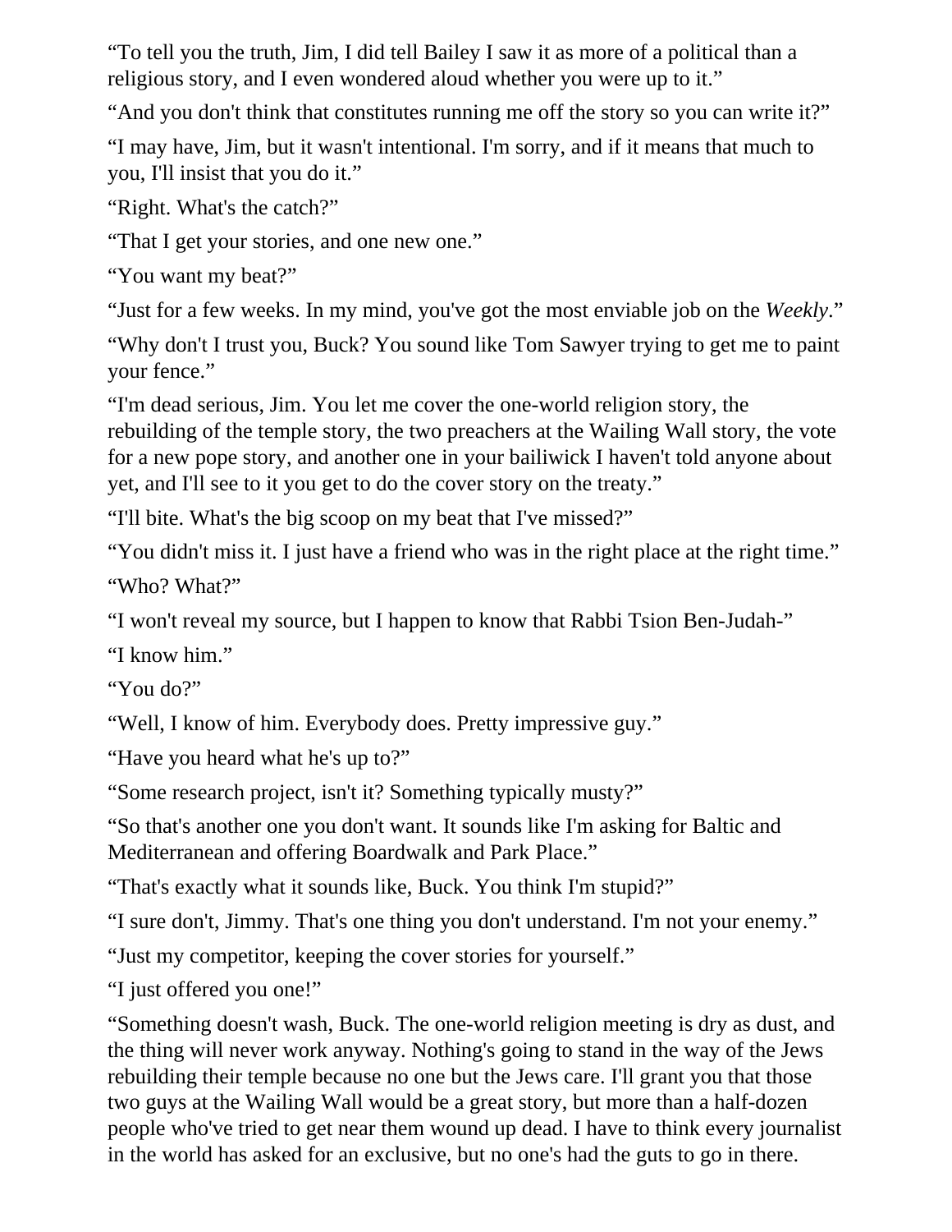“To tell you the truth, Jim, I did tell Bailey I saw it as more of a political than a religious story, and I even wondered aloud whether you were up to it.”

“And you don't think that constitutes running me off the story so you can write it?”

“I may have, Jim, but it wasn't intentional. I'm sorry, and if it means that much to you, I'll insist that you do it.”

“Right. What's the catch?”

“That I get your stories, and one new one.”

“You want my beat?”

“Just for a few weeks. In my mind, you've got the most enviable job on the *Weekly*.”

“Why don't I trust you, Buck? You sound like Tom Sawyer trying to get me to paint your fence.”

“I'm dead serious, Jim. You let me cover the one-world religion story, the rebuilding of the temple story, the two preachers at the Wailing Wall story, the vote for a new pope story, and another one in your bailiwick I haven't told anyone about yet, and I'll see to it you get to do the cover story on the treaty.”

“I'll bite. What's the big scoop on my beat that I've missed?”

“You didn't miss it. I just have a friend who was in the right place at the right time.”

“Who? What?”

“I won't reveal my source, but I happen to know that Rabbi Tsion Ben-Judah-”

“I know him.”

“You do?”

“Well, I know of him. Everybody does. Pretty impressive guy.”

“Have you heard what he's up to?”

“Some research project, isn't it? Something typically musty?”

“So that's another one you don't want. It sounds like I'm asking for Baltic and Mediterranean and offering Boardwalk and Park Place.”

“That's exactly what it sounds like, Buck. You think I'm stupid?”

“I sure don't, Jimmy. That's one thing you don't understand. I'm not your enemy.”

“Just my competitor, keeping the cover stories for yourself.”

“I just offered you one!”

“Something doesn't wash, Buck. The one-world religion meeting is dry as dust, and the thing will never work anyway. Nothing's going to stand in the way of the Jews rebuilding their temple because no one but the Jews care. I'll grant you that those two guys at the Wailing Wall would be a great story, but more than a half-dozen people who've tried to get near them wound up dead. I have to think every journalist in the world has asked for an exclusive, but no one's had the guts to go in there.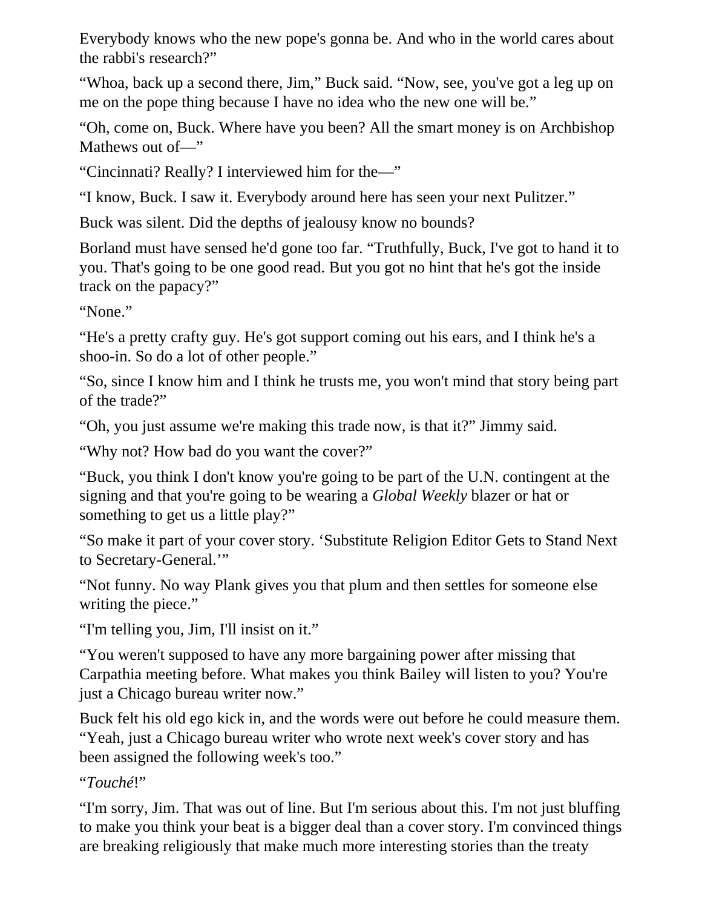Everybody knows who the new pope's gonna be. And who in the world cares about the rabbi's research?"

"Whoa, back up a second there, Jim," Buck said. "Now, see, you've got a leg up on me on the pope thing because I have no idea who the new one will be."

"Oh, come on, Buck. Where have you been? All the smart money is on Archbishop Mathews out of—"

"Cincinnati? Really? I interviewed him for the—"

"I know, Buck. I saw it. Everybody around here has seen your next Pulitzer."

Buck was silent. Did the depths of jealousy know no bounds?

Borland must have sensed he'd gone too far. "Truthfully, Buck, I've got to hand it to you. That's going to be one good read. But you got no hint that he's got the inside track on the papacy?"

"None."

"He's a pretty crafty guy. He's got support coming out his ears, and I think he's a shoo-in. So do a lot of other people."

"So, since I know him and I think he trusts me, you won't mind that story being part of the trade?"

"Oh, you just assume we're making this trade now, is that it?" Jimmy said.

"Why not? How bad do you want the cover?"

"Buck, you think I don't know you're going to be part of the U.N. contingent at the signing and that you're going to be wearing a *Global Weekly* blazer or hat or something to get us a little play?"

"So make it part of your cover story. 'Substitute Religion Editor Gets to Stand Next to Secretary-General.'"

"Not funny. No way Plank gives you that plum and then settles for someone else writing the piece."

"I'm telling you, Jim, I'll insist on it."

"You weren't supposed to have any more bargaining power after missing that Carpathia meeting before. What makes you think Bailey will listen to you? You're just a Chicago bureau writer now."

Buck felt his old ego kick in, and the words were out before he could measure them. "Yeah, just a Chicago bureau writer who wrote next week's cover story and has been assigned the following week's too."

"*Touché*!"

"I'm sorry, Jim. That was out of line. But I'm serious about this. I'm not just bluffing to make you think your beat is a bigger deal than a cover story. I'm convinced things are breaking religiously that make much more interesting stories than the treaty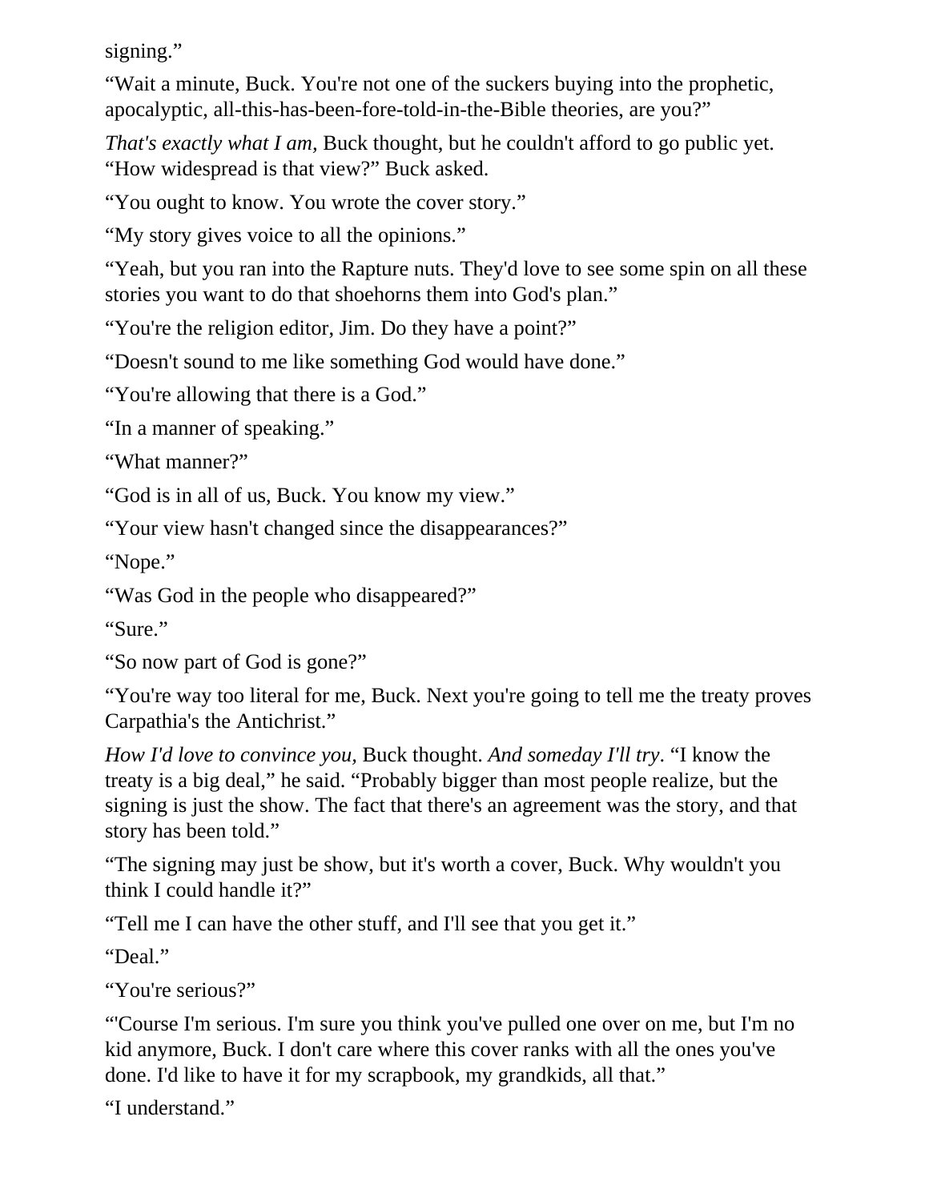signing."

"Wait a minute, Buck. You're not one of the suckers buying into the prophetic, apocalyptic, all-this-has-been-fore-told-in-the-Bible theories, are you?"

*That's exactly what I am,* Buck thought, but he couldn't afford to go public yet. "How widespread is that view?" Buck asked.

"You ought to know. You wrote the cover story."

"My story gives voice to all the opinions."

"Yeah, but you ran into the Rapture nuts. They'd love to see some spin on all these stories you want to do that shoehorns them into God's plan."

"You're the religion editor, Jim. Do they have a point?"

"Doesn't sound to me like something God would have done."

"You're allowing that there is a God."

"In a manner of speaking."

"What manner?"

"God is in all of us, Buck. You know my view."

"Your view hasn't changed since the disappearances?"

"Nope."

"Was God in the people who disappeared?"

"Sure."

"So now part of God is gone?"

"You're way too literal for me, Buck. Next you're going to tell me the treaty proves Carpathia's the Antichrist."

*How I'd love to convince you,* Buck thought. *And someday I'll try*. "I know the treaty is a big deal," he said. "Probably bigger than most people realize, but the signing is just the show. The fact that there's an agreement was the story, and that story has been told."

"The signing may just be show, but it's worth a cover, Buck. Why wouldn't you think I could handle it?"

"Tell me I can have the other stuff, and I'll see that you get it."

"Deal."

"You're serious?"

"'Course I'm serious. I'm sure you think you've pulled one over on me, but I'm no kid anymore, Buck. I don't care where this cover ranks with all the ones you've done. I'd like to have it for my scrapbook, my grandkids, all that."

"I understand."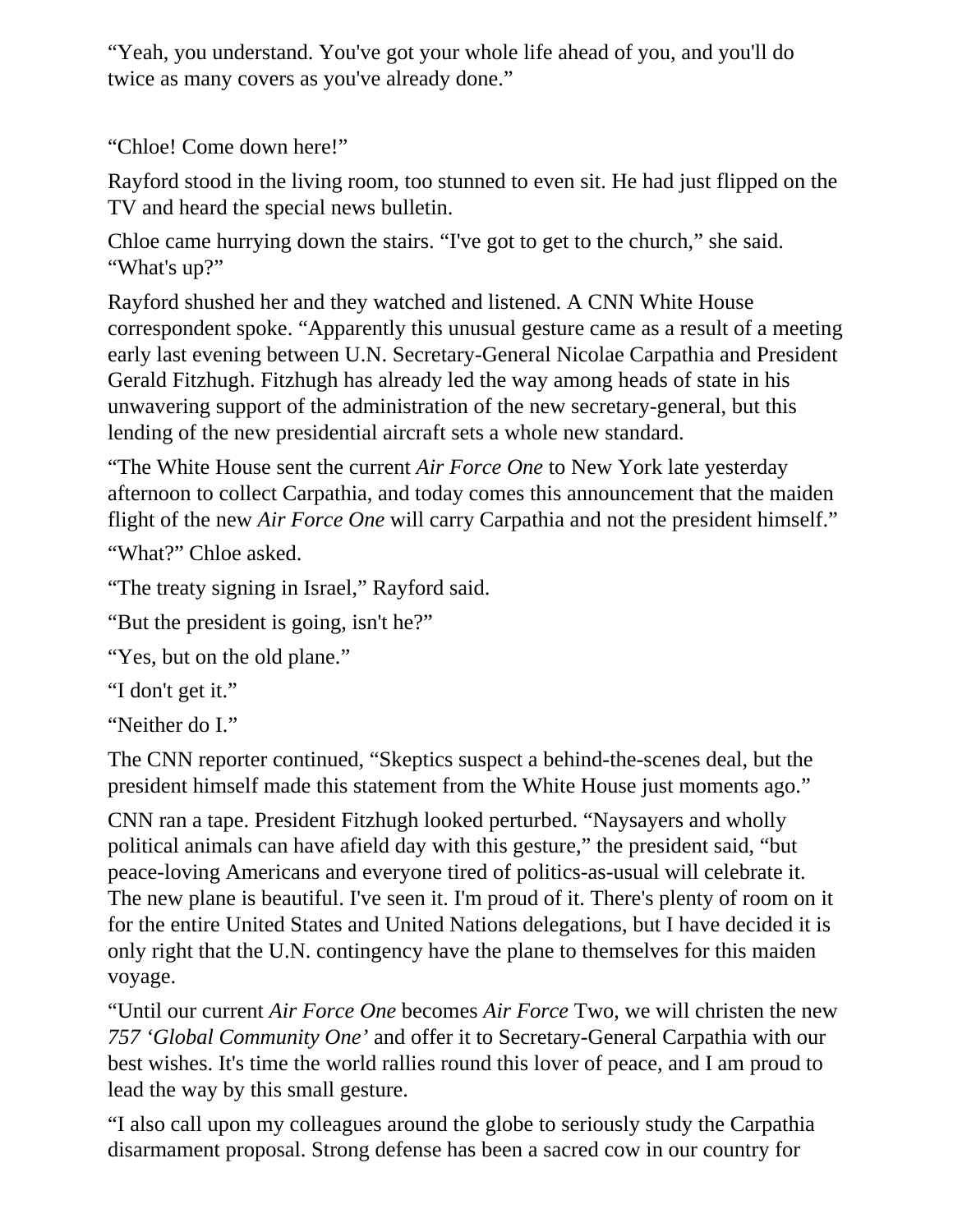"Yeah, you understand. You've got your whole life ahead of you, and you'll do twice as many covers as you've already done."

"Chloe! Come down here!"

Rayford stood in the living room, too stunned to even sit. He had just flipped on the TV and heard the special news bulletin.

Chloe came hurrying down the stairs. "I've got to get to the church," she said. "What's up?"

Rayford shushed her and they watched and listened. A CNN White House correspondent spoke. "Apparently this unusual gesture came as a result of a meeting early last evening between U.N. Secretary-General Nicolae Carpathia and President Gerald Fitzhugh. Fitzhugh has already led the way among heads of state in his unwavering support of the administration of the new secretary-general, but this lending of the new presidential aircraft sets a whole new standard.

"The White House sent the current *Air Force One* to New York late yesterday afternoon to collect Carpathia, and today comes this announcement that the maiden flight of the new *Air Force One* will carry Carpathia and not the president himself."

"What?" Chloe asked.

"The treaty signing in Israel," Rayford said.

"But the president is going, isn't he?"

"Yes, but on the old plane."

"I don't get it."

"Neither do I."

The CNN reporter continued, "Skeptics suspect a behind-the-scenes deal, but the president himself made this statement from the White House just moments ago."

CNN ran a tape. President Fitzhugh looked perturbed. "Naysayers and wholly political animals can have afield day with this gesture," the president said, "but peace-loving Americans and everyone tired of politics-as-usual will celebrate it. The new plane is beautiful. I've seen it. I'm proud of it. There's plenty of room on it for the entire United States and United Nations delegations, but I have decided it is only right that the U.N. contingency have the plane to themselves for this maiden voyage.

"Until our current *Air Force One* becomes *Air Force* Two, we will christen the new *757 'Global Community One'* and offer it to Secretary-General Carpathia with our best wishes. It's time the world rallies round this lover of peace, and I am proud to lead the way by this small gesture.

"I also call upon my colleagues around the globe to seriously study the Carpathia disarmament proposal. Strong defense has been a sacred cow in our country for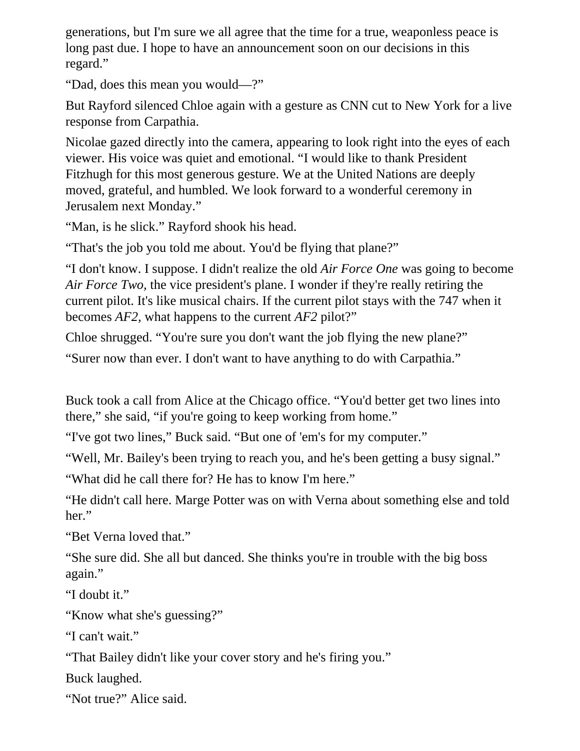generations, but I'm sure we all agree that the time for a true, weaponless peace is long past due. I hope to have an announcement soon on our decisions in this regard."

"Dad, does this mean you would—?"

But Rayford silenced Chloe again with a gesture as CNN cut to New York for a live response from Carpathia.

Nicolae gazed directly into the camera, appearing to look right into the eyes of each viewer. His voice was quiet and emotional. "I would like to thank President Fitzhugh for this most generous gesture. We at the United Nations are deeply moved, grateful, and humbled. We look forward to a wonderful ceremony in Jerusalem next Monday."

"Man, is he slick." Rayford shook his head.

"That's the job you told me about. You'd be flying that plane?"

"I don't know. I suppose. I didn't realize the old *Air Force One* was going to become *Air Force Two,* the vice president's plane. I wonder if they're really retiring the current pilot. It's like musical chairs. If the current pilot stays with the 747 when it becomes *AF2,* what happens to the current *AF2* pilot?"

Chloe shrugged. "You're sure you don't want the job flying the new plane?"

"Surer now than ever. I don't want to have anything to do with Carpathia."

Buck took a call from Alice at the Chicago office. "You'd better get two lines into there," she said, "if you're going to keep working from home."

"I've got two lines," Buck said. "But one of 'em's for my computer."

"Well, Mr. Bailey's been trying to reach you, and he's been getting a busy signal."

"What did he call there for? He has to know I'm here."

"He didn't call here. Marge Potter was on with Verna about something else and told her."

"Bet Verna loved that."

"She sure did. She all but danced. She thinks you're in trouble with the big boss again."

"I doubt it."

"Know what she's guessing?"

"I can't wait."

"That Bailey didn't like your cover story and he's firing you."

Buck laughed.

"Not true?" Alice said.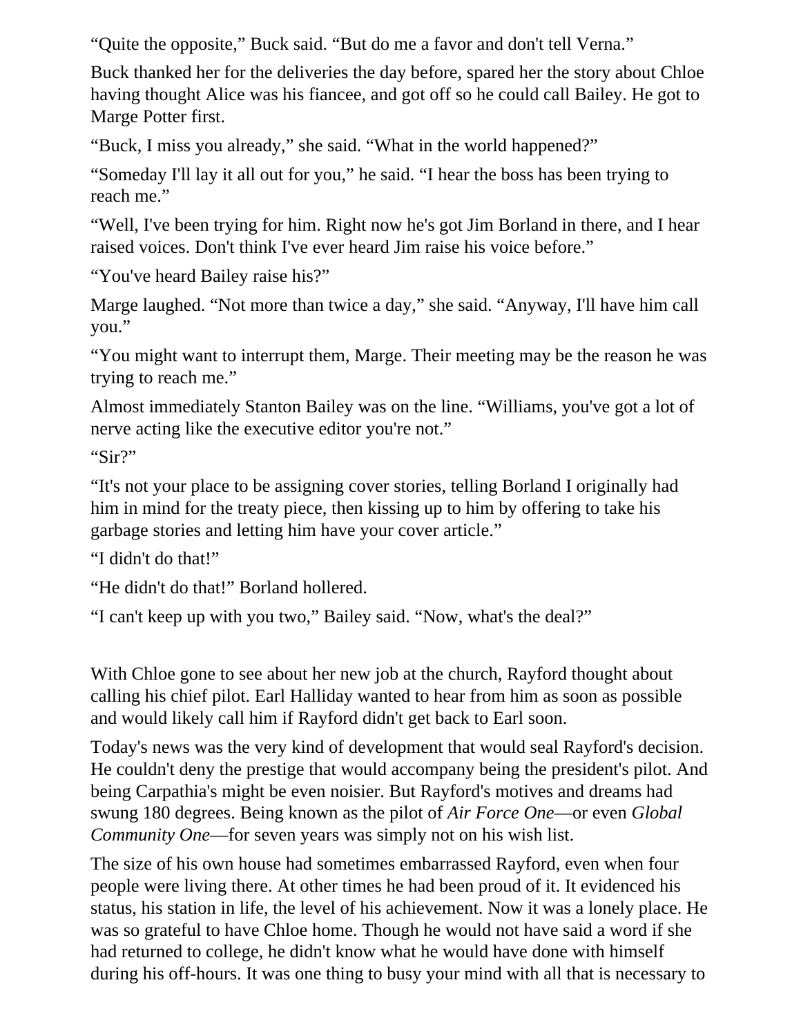“Quite the opposite,” Buck said. “But do me a favor and don't tell Verna.”

Buck thanked her for the deliveries the day before, spared her the story about Chloe having thought Alice was his fiancee, and got off so he could call Bailey. He got to Marge Potter first.

“Buck, I miss you already,” she said. “What in the world happened?”

“Someday I'll lay it all out for you,” he said. “I hear the boss has been trying to reach me.”

“Well, I've been trying for him. Right now he's got Jim Borland in there, and I hear raised voices. Don't think I've ever heard Jim raise his voice before.”

“You've heard Bailey raise his?”

Marge laughed. “Not more than twice a day,” she said. “Anyway, I'll have him call you.”

“You might want to interrupt them, Marge. Their meeting may be the reason he was trying to reach me.”

Almost immediately Stanton Bailey was on the line. “Williams, you've got a lot of nerve acting like the executive editor you're not.”

“Sir?”

“It's not your place to be assigning cover stories, telling Borland I originally had him in mind for the treaty piece, then kissing up to him by offering to take his garbage stories and letting him have your cover article.”

“I didn't do that!”

“He didn't do that!” Borland hollered.

“I can't keep up with you two,” Bailey said. “Now, what's the deal?”

With Chloe gone to see about her new job at the church, Rayford thought about calling his chief pilot. Earl Halliday wanted to hear from him as soon as possible and would likely call him if Rayford didn't get back to Earl soon.

Today's news was the very kind of development that would seal Rayford's decision. He couldn't deny the prestige that would accompany being the president's pilot. And being Carpathia's might be even noisier. But Rayford's motives and dreams had swung 180 degrees. Being known as the pilot of *Air Force One*—or even *Global Community One*—for seven years was simply not on his wish list.

The size of his own house had sometimes embarrassed Rayford, even when four people were living there. At other times he had been proud of it. It evidenced his status, his station in life, the level of his achievement. Now it was a lonely place. He was so grateful to have Chloe home. Though he would not have said a word if she had returned to college, he didn't know what he would have done with himself during his off-hours. It was one thing to busy your mind with all that is necessary to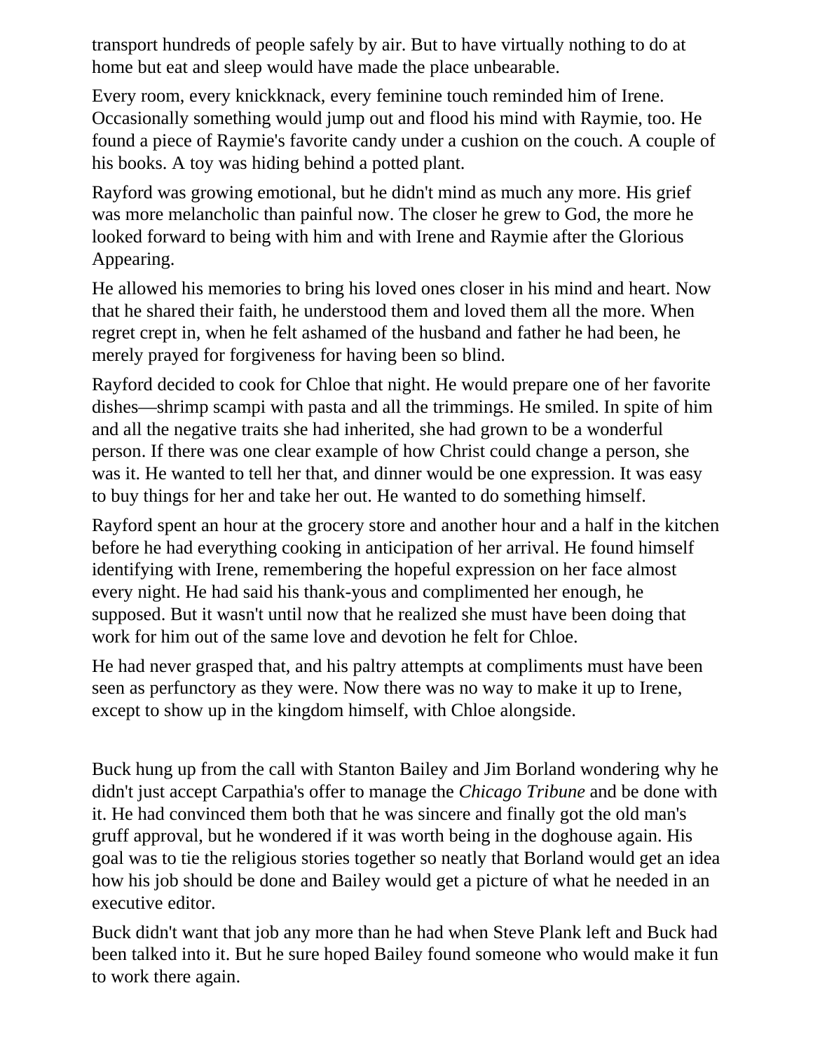transport hundreds of people safely by air. But to have virtually nothing to do at home but eat and sleep would have made the place unbearable.

Every room, every knickknack, every feminine touch reminded him of Irene. Occasionally something would jump out and flood his mind with Raymie, too. He found a piece of Raymie's favorite candy under a cushion on the couch. A couple of his books. A toy was hiding behind a potted plant.

Rayford was growing emotional, but he didn't mind as much any more. His grief was more melancholic than painful now. The closer he grew to God, the more he looked forward to being with him and with Irene and Raymie after the Glorious Appearing.

He allowed his memories to bring his loved ones closer in his mind and heart. Now that he shared their faith, he understood them and loved them all the more. When regret crept in, when he felt ashamed of the husband and father he had been, he merely prayed for forgiveness for having been so blind.

Rayford decided to cook for Chloe that night. He would prepare one of her favorite dishes—shrimp scampi with pasta and all the trimmings. He smiled. In spite of him and all the negative traits she had inherited, she had grown to be a wonderful person. If there was one clear example of how Christ could change a person, she was it. He wanted to tell her that, and dinner would be one expression. It was easy to buy things for her and take her out. He wanted to do something himself.

Rayford spent an hour at the grocery store and another hour and a half in the kitchen before he had everything cooking in anticipation of her arrival. He found himself identifying with Irene, remembering the hopeful expression on her face almost every night. He had said his thank-yous and complimented her enough, he supposed. But it wasn't until now that he realized she must have been doing that work for him out of the same love and devotion he felt for Chloe.

He had never grasped that, and his paltry attempts at compliments must have been seen as perfunctory as they were. Now there was no way to make it up to Irene, except to show up in the kingdom himself, with Chloe alongside.

Buck hung up from the call with Stanton Bailey and Jim Borland wondering why he didn't just accept Carpathia's offer to manage the *Chicago Tribune* and be done with it. He had convinced them both that he was sincere and finally got the old man's gruff approval, but he wondered if it was worth being in the doghouse again. His goal was to tie the religious stories together so neatly that Borland would get an idea how his job should be done and Bailey would get a picture of what he needed in an executive editor.

Buck didn't want that job any more than he had when Steve Plank left and Buck had been talked into it. But he sure hoped Bailey found someone who would make it fun to work there again.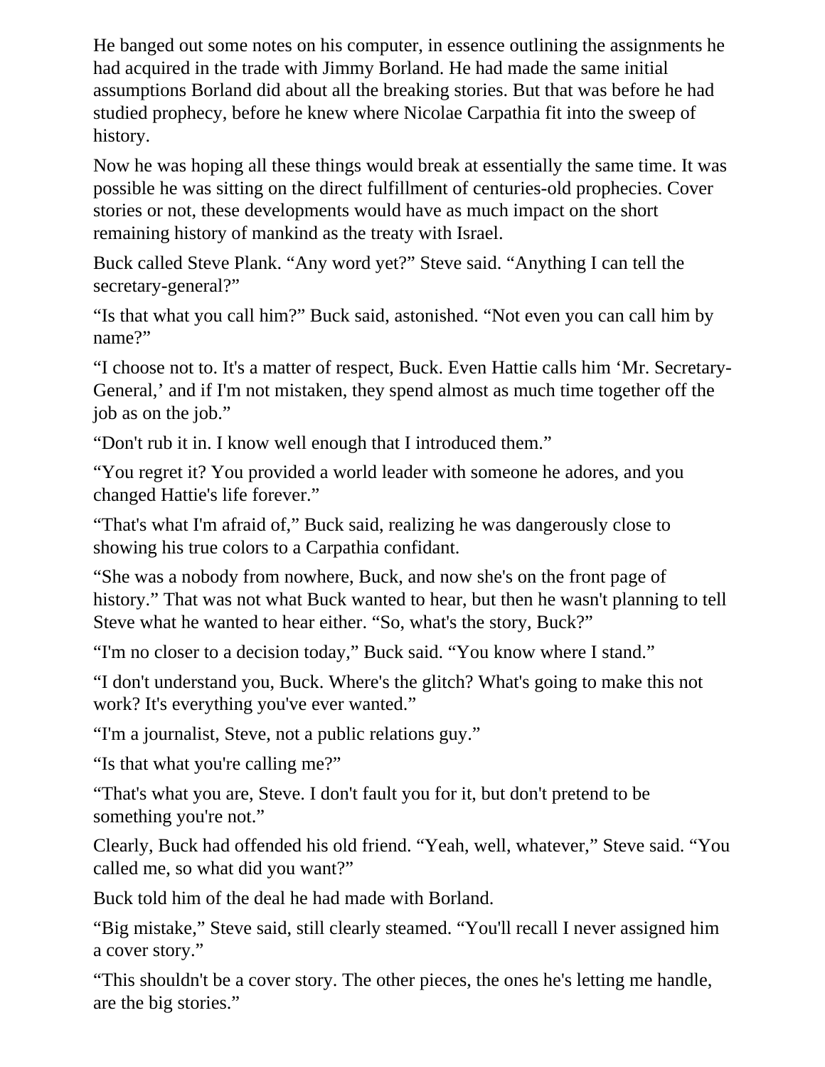He banged out some notes on his computer, in essence outlining the assignments he had acquired in the trade with Jimmy Borland. He had made the same initial assumptions Borland did about all the breaking stories. But that was before he had studied prophecy, before he knew where Nicolae Carpathia fit into the sweep of history.

Now he was hoping all these things would break at essentially the same time. It was possible he was sitting on the direct fulfillment of centuries-old prophecies. Cover stories or not, these developments would have as much impact on the short remaining history of mankind as the treaty with Israel.

Buck called Steve Plank. “Any word yet?” Steve said. “Anything I can tell the secretary-general?”

“Is that what you call him?” Buck said, astonished. “Not even you can call him by name?”

“I choose not to. It's a matter of respect, Buck. Even Hattie calls him ‘Mr. Secretary-General,’ and if I'm not mistaken, they spend almost as much time together off the job as on the job.”

“Don't rub it in. I know well enough that I introduced them.”

“You regret it? You provided a world leader with someone he adores, and you changed Hattie's life forever.”

“That's what I'm afraid of,” Buck said, realizing he was dangerously close to showing his true colors to a Carpathia confidant.

“She was a nobody from nowhere, Buck, and now she's on the front page of history.” That was not what Buck wanted to hear, but then he wasn't planning to tell Steve what he wanted to hear either. “So, what's the story, Buck?”

“I'm no closer to a decision today,” Buck said. “You know where I stand.”

“I don't understand you, Buck. Where's the glitch? What's going to make this not work? It's everything you've ever wanted.”

“I'm a journalist, Steve, not a public relations guy.”

“Is that what you're calling me?”

“That's what you are, Steve. I don't fault you for it, but don't pretend to be something you're not.”

Clearly, Buck had offended his old friend. “Yeah, well, whatever,” Steve said. “You called me, so what did you want?”

Buck told him of the deal he had made with Borland.

“Big mistake,” Steve said, still clearly steamed. “You'll recall I never assigned him a cover story.”

“This shouldn't be a cover story. The other pieces, the ones he's letting me handle, are the big stories.”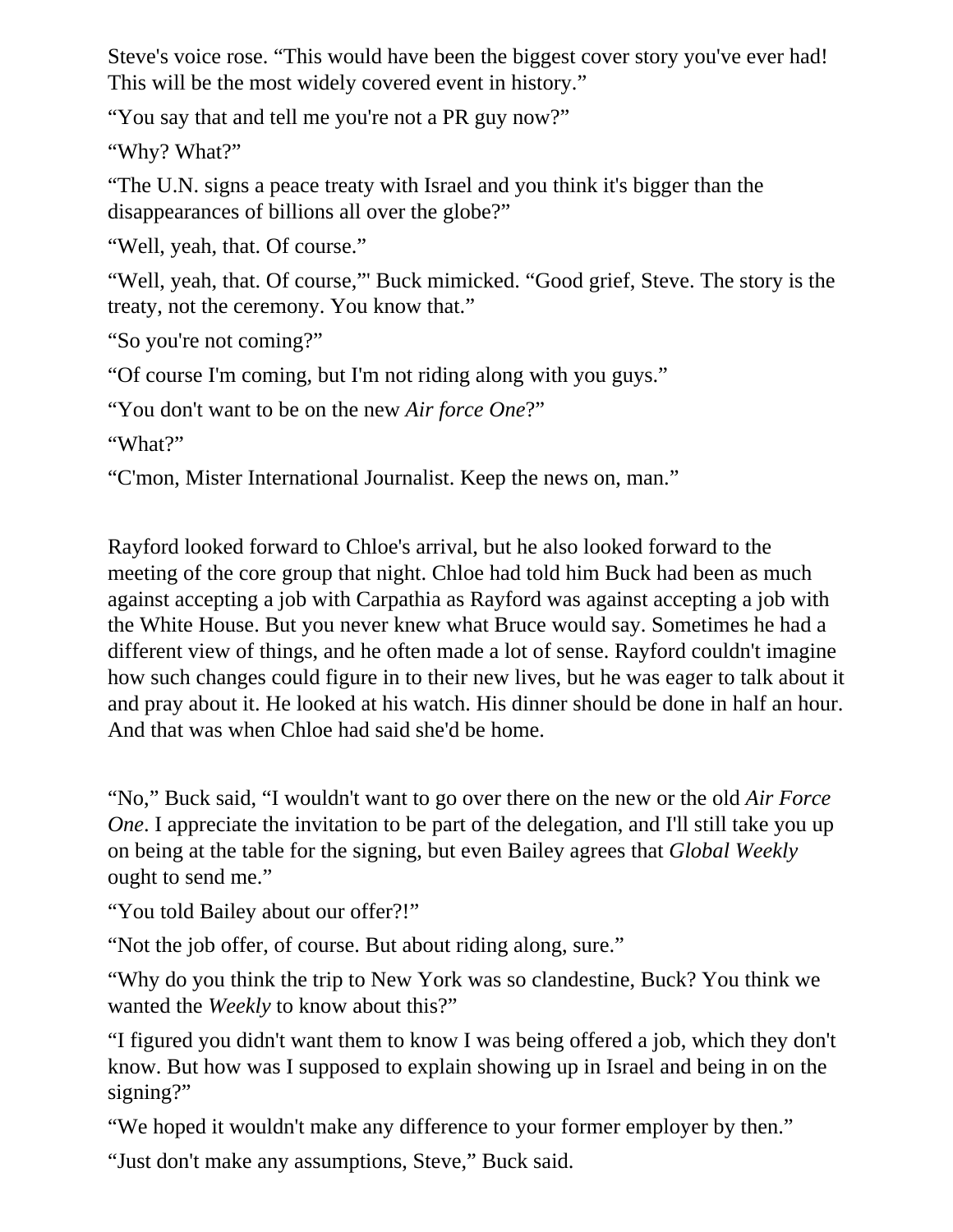Steve's voice rose. “This would have been the biggest cover story you've ever had! This will be the most widely covered event in history.”

“You say that and tell me you're not a PR guy now?”

“Why? What?”

“The U.N. signs a peace treaty with Israel and you think it's bigger than the disappearances of billions all over the globe?”

“Well, yeah, that. Of course.”

“Well, yeah, that. Of course,”' Buck mimicked. “Good grief, Steve. The story is the treaty, not the ceremony. You know that.”

“So you're not coming?”

“Of course I'm coming, but I'm not riding along with you guys.”

“You don't want to be on the new *Air force One*?”

“What?”

“C'mon, Mister International Journalist. Keep the news on, man.”

Rayford looked forward to Chloe's arrival, but he also looked forward to the meeting of the core group that night. Chloe had told him Buck had been as much against accepting a job with Carpathia as Rayford was against accepting a job with the White House. But you never knew what Bruce would say. Sometimes he had a different view of things, and he often made a lot of sense. Rayford couldn't imagine how such changes could figure in to their new lives, but he was eager to talk about it and pray about it. He looked at his watch. His dinner should be done in half an hour. And that was when Chloe had said she'd be home.

“No,” Buck said, “I wouldn't want to go over there on the new or the old *Air Force One*. I appreciate the invitation to be part of the delegation, and I'll still take you up on being at the table for the signing, but even Bailey agrees that *Global Weekly* ought to send me.”

“You told Bailey about our offer?!”

“Not the job offer, of course. But about riding along, sure.”

“Why do you think the trip to New York was so clandestine, Buck? You think we wanted the *Weekly* to know about this?”

“I figured you didn't want them to know I was being offered a job, which they don't know. But how was I supposed to explain showing up in Israel and being in on the signing?”

“We hoped it wouldn't make any difference to your former employer by then.”

“Just don't make any assumptions, Steve,” Buck said.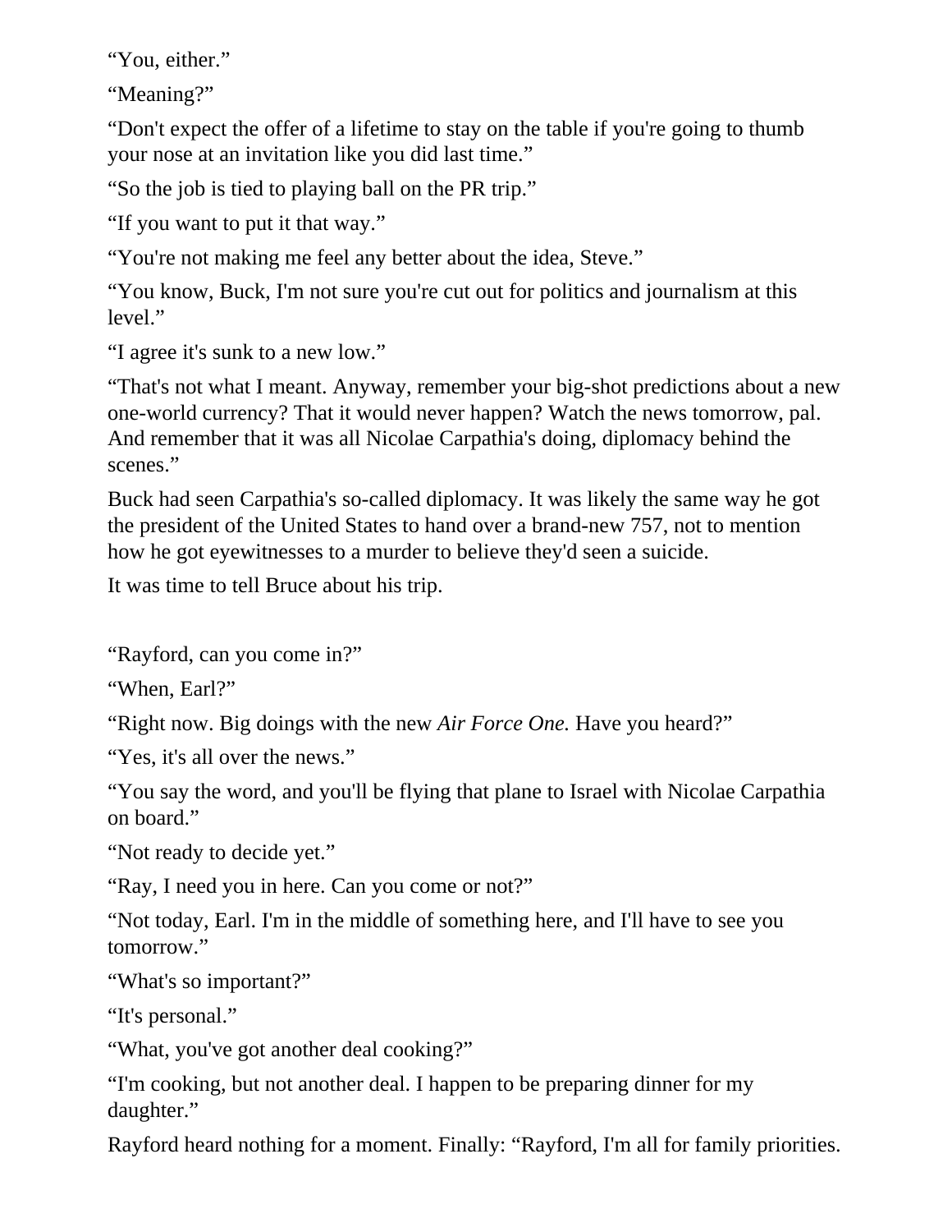“You, either.”

“Meaning?”

“Don't expect the offer of a lifetime to stay on the table if you're going to thumb your nose at an invitation like you did last time.”

“So the job is tied to playing ball on the PR trip.”

“If you want to put it that way.”

“You're not making me feel any better about the idea, Steve.”

“You know, Buck, I'm not sure you're cut out for politics and journalism at this level.”

“I agree it's sunk to a new low.”

“That's not what I meant. Anyway, remember your big-shot predictions about a new one-world currency? That it would never happen? Watch the news tomorrow, pal. And remember that it was all Nicolae Carpathia's doing, diplomacy behind the scenes.”

Buck had seen Carpathia's so-called diplomacy. It was likely the same way he got the president of the United States to hand over a brand-new 757, not to mention how he got eyewitnesses to a murder to believe they'd seen a suicide.

It was time to tell Bruce about his trip.

“Rayford, can you come in?”

“When, Earl?”

“Right now. Big doings with the new *Air Force One.* Have you heard?”

“Yes, it's all over the news.”

“You say the word, and you'll be flying that plane to Israel with Nicolae Carpathia on board.”

“Not ready to decide yet.”

“Ray, I need you in here. Can you come or not?”

“Not today, Earl. I'm in the middle of something here, and I'll have to see you tomorrow.”

“What's so important?”

“It's personal.”

“What, you've got another deal cooking?”

“I'm cooking, but not another deal. I happen to be preparing dinner for my daughter.”

Rayford heard nothing for a moment. Finally: “Rayford, I'm all for family priorities.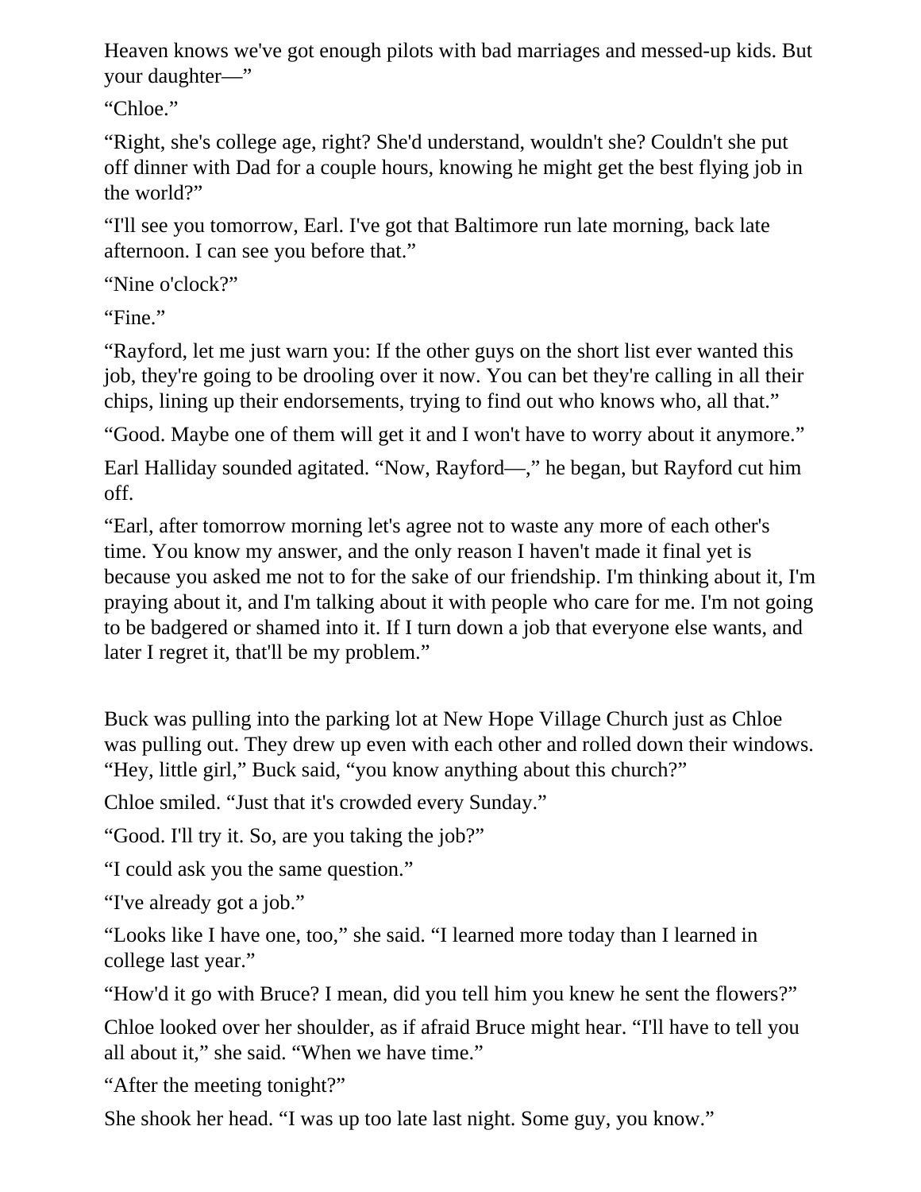Heaven knows we've got enough pilots with bad marriages and messed-up kids. But your daughter—"

"Chloe."

"Right, she's college age, right? She'd understand, wouldn't she? Couldn't she put off dinner with Dad for a couple hours, knowing he might get the best flying job in the world?"

"I'll see you tomorrow, Earl. I've got that Baltimore run late morning, back late afternoon. I can see you before that."

"Nine o'clock?"

"Fine."

"Rayford, let me just warn you: If the other guys on the short list ever wanted this job, they're going to be drooling over it now. You can bet they're calling in all their chips, lining up their endorsements, trying to find out who knows who, all that."

"Good. Maybe one of them will get it and I won't have to worry about it anymore."

Earl Halliday sounded agitated. "Now, Rayford—," he began, but Rayford cut him off.

"Earl, after tomorrow morning let's agree not to waste any more of each other's time. You know my answer, and the only reason I haven't made it final yet is because you asked me not to for the sake of our friendship. I'm thinking about it, I'm praying about it, and I'm talking about it with people who care for me. I'm not going to be badgered or shamed into it. If I turn down a job that everyone else wants, and later I regret it, that'll be my problem."

Buck was pulling into the parking lot at New Hope Village Church just as Chloe was pulling out. They drew up even with each other and rolled down their windows. "Hey, little girl," Buck said, "you know anything about this church?"

Chloe smiled. "Just that it's crowded every Sunday."

"Good. I'll try it. So, are you taking the job?"

"I could ask you the same question."

"I've already got a job."

"Looks like I have one, too," she said. "I learned more today than I learned in college last year."

"How'd it go with Bruce? I mean, did you tell him you knew he sent the flowers?"

Chloe looked over her shoulder, as if afraid Bruce might hear. "I'll have to tell you all about it," she said. "When we have time."

"After the meeting tonight?"

She shook her head. "I was up too late last night. Some guy, you know."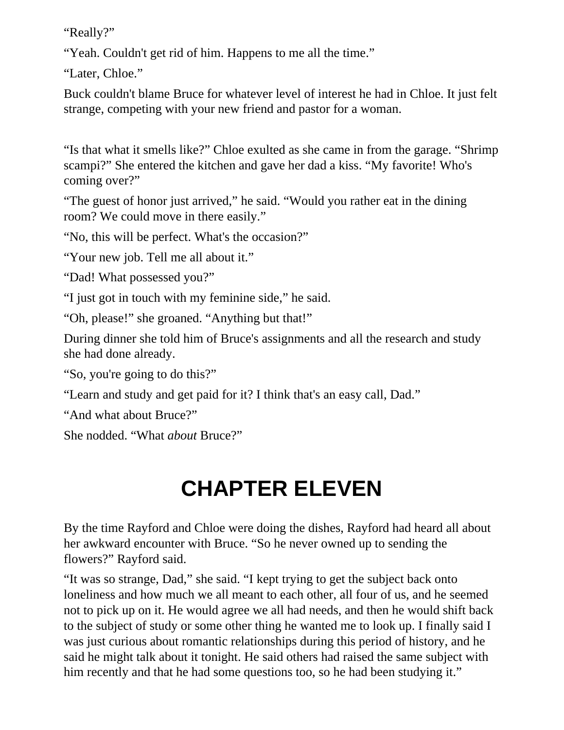"Really?"

"Yeah. Couldn't get rid of him. Happens to me all the time."

"Later, Chloe."

Buck couldn't blame Bruce for whatever level of interest he had in Chloe. It just felt strange, competing with your new friend and pastor for a woman.

"Is that what it smells like?" Chloe exulted as she came in from the garage. "Shrimp scampi?" She entered the kitchen and gave her dad a kiss. "My favorite! Who's coming over?"

"The guest of honor just arrived," he said. "Would you rather eat in the dining room? We could move in there easily."

"No, this will be perfect. What's the occasion?"

"Your new job. Tell me all about it."

"Dad! What possessed you?"

"I just got in touch with my feminine side," he said.

"Oh, please!" she groaned. "Anything but that!"

During dinner she told him of Bruce's assignments and all the research and study she had done already.

"So, you're going to do this?"

"Learn and study and get paid for it? I think that's an easy call, Dad."

"And what about Bruce?"

She nodded. "What *about* Bruce?"

# CHAPTER ELEVEN

By the time Rayford and Chloe were doing the dishes, Rayford had heard all about her awkward encounter with Bruce. "So he never owned up to sending the flowers?" Rayford said.

"It was so strange, Dad," she said. "I kept trying to get the subject back onto loneliness and how much we all meant to each other, all four of us, and he seemed not to pick up on it. He would agree we all had needs, and then he would shift back to the subject of study or some other thing he wanted me to look up. I finally said I was just curious about romantic relationships during this period of history, and he said he might talk about it tonight. He said others had raised the same subject with him recently and that he had some questions too, so he had been studying it."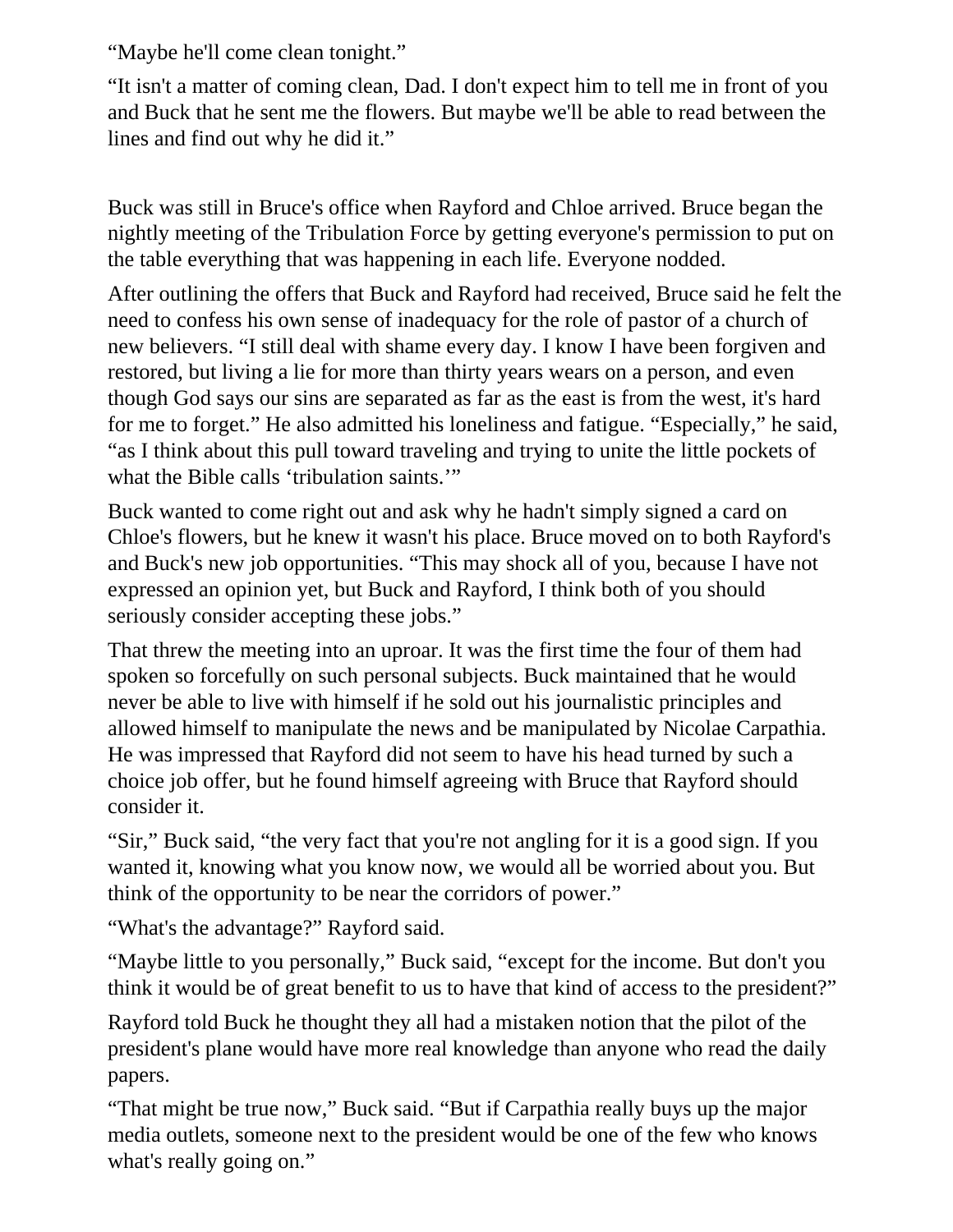“Maybe he'll come clean tonight.”

“It isn't a matter of coming clean, Dad. I don't expect him to tell me in front of you and Buck that he sent me the flowers. But maybe we'll be able to read between the lines and find out why he did it.”

Buck was still in Bruce's office when Rayford and Chloe arrived. Bruce began the nightly meeting of the Tribulation Force by getting everyone's permission to put on the table everything that was happening in each life. Everyone nodded.

After outlining the offers that Buck and Rayford had received, Bruce said he felt the need to confess his own sense of inadequacy for the role of pastor of a church of new believers. “I still deal with shame every day. I know I have been forgiven and restored, but living a lie for more than thirty years wears on a person, and even though God says our sins are separated as far as the east is from the west, it's hard for me to forget.” He also admitted his loneliness and fatigue. “Especially,” he said, “as I think about this pull toward traveling and trying to unite the little pockets of what the Bible calls ‘tribulation saints.’”

Buck wanted to come right out and ask why he hadn't simply signed a card on Chloe's flowers, but he knew it wasn't his place. Bruce moved on to both Rayford's and Buck's new job opportunities. “This may shock all of you, because I have not expressed an opinion yet, but Buck and Rayford, I think both of you should seriously consider accepting these jobs.”

That threw the meeting into an uproar. It was the first time the four of them had spoken so forcefully on such personal subjects. Buck maintained that he would never be able to live with himself if he sold out his journalistic principles and allowed himself to manipulate the news and be manipulated by Nicolae Carpathia. He was impressed that Rayford did not seem to have his head turned by such a choice job offer, but he found himself agreeing with Bruce that Rayford should consider it.

“Sir,” Buck said, “the very fact that you're not angling for it is a good sign. If you wanted it, knowing what you know now, we would all be worried about you. But think of the opportunity to be near the corridors of power.”

“What's the advantage?” Rayford said.

“Maybe little to you personally,” Buck said, “except for the income. But don't you think it would be of great benefit to us to have that kind of access to the president?”

Rayford told Buck he thought they all had a mistaken notion that the pilot of the president's plane would have more real knowledge than anyone who read the daily papers.

“That might be true now,” Buck said. “But if Carpathia really buys up the major media outlets, someone next to the president would be one of the few who knows what's really going on.”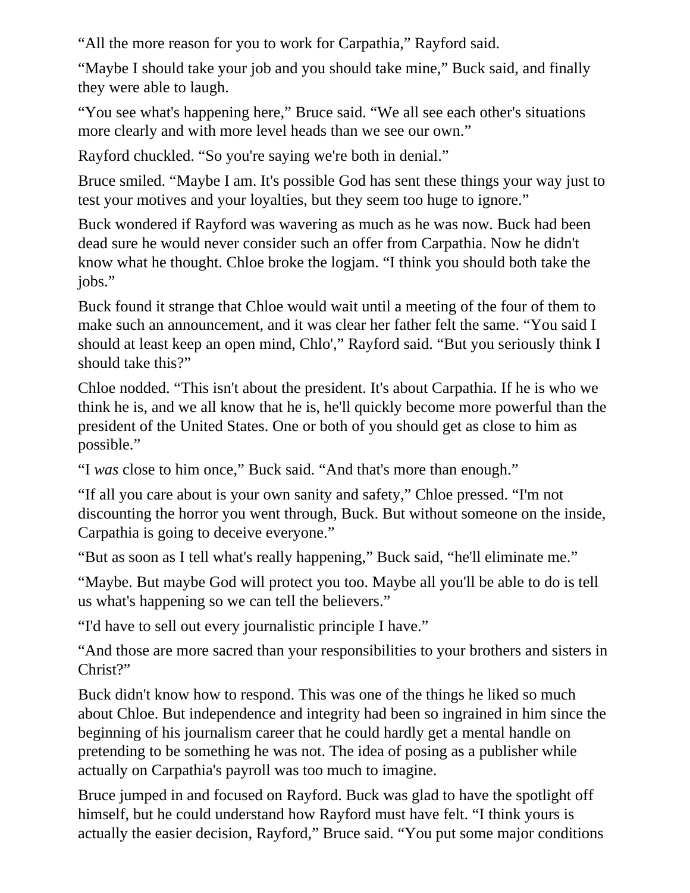“All the more reason for you to work for Carpathia,” Rayford said.

“Maybe I should take your job and you should take mine,” Buck said, and finally they were able to laugh.

“You see what's happening here,” Bruce said. “We all see each other's situations more clearly and with more level heads than we see our own.”

Rayford chuckled. “So you're saying we're both in denial.”

Bruce smiled. “Maybe I am. It's possible God has sent these things your way just to test your motives and your loyalties, but they seem too huge to ignore.”

Buck wondered if Rayford was wavering as much as he was now. Buck had been dead sure he would never consider such an offer from Carpathia. Now he didn't know what he thought. Chloe broke the logjam. “I think you should both take the jobs.”

Buck found it strange that Chloe would wait until a meeting of the four of them to make such an announcement, and it was clear her father felt the same. “You said I should at least keep an open mind, Chlo',” Rayford said. “But you seriously think I should take this?”

Chloe nodded. “This isn't about the president. It's about Carpathia. If he is who we think he is, and we all know that he is, he'll quickly become more powerful than the president of the United States. One or both of you should get as close to him as possible.”

“I *was* close to him once,” Buck said. “And that's more than enough.”

“If all you care about is your own sanity and safety,” Chloe pressed. “I'm not discounting the horror you went through, Buck. But without someone on the inside, Carpathia is going to deceive everyone.”

“But as soon as I tell what's really happening,” Buck said, “he'll eliminate me.”

“Maybe. But maybe God will protect you too. Maybe all you'll be able to do is tell us what's happening so we can tell the believers.”

“I'd have to sell out every journalistic principle I have.”

“And those are more sacred than your responsibilities to your brothers and sisters in Christ?”

Buck didn't know how to respond. This was one of the things he liked so much about Chloe. But independence and integrity had been so ingrained in him since the beginning of his journalism career that he could hardly get a mental handle on pretending to be something he was not. The idea of posing as a publisher while actually on Carpathia's payroll was too much to imagine.

Bruce jumped in and focused on Rayford. Buck was glad to have the spotlight off himself, but he could understand how Rayford must have felt. “I think yours is actually the easier decision, Rayford,” Bruce said. “You put some major conditions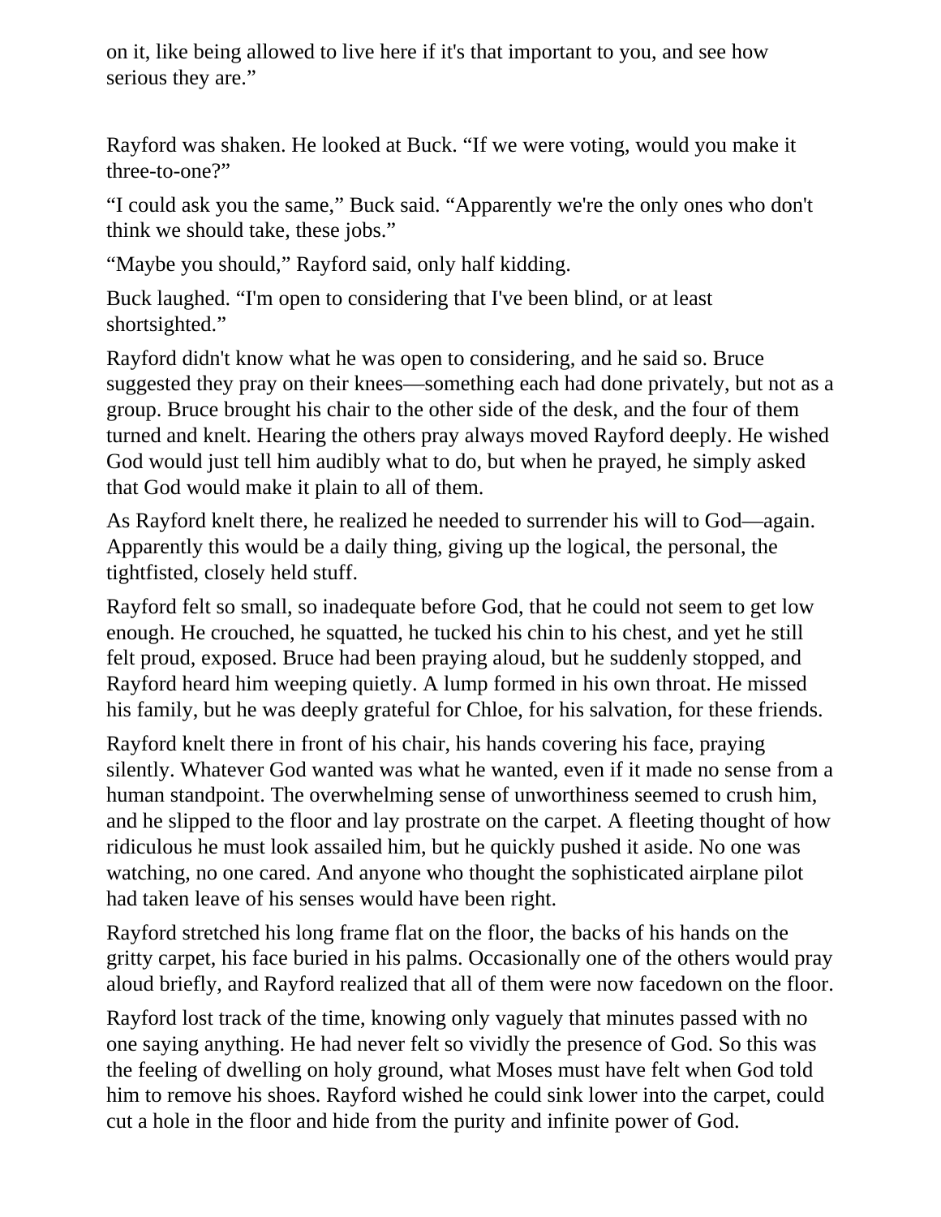on it, like being allowed to live here if it's that important to you, and see how serious they are."

Rayford was shaken. He looked at Buck. "If we were voting, would you make it three-to-one?"

"I could ask you the same," Buck said. "Apparently we're the only ones who don't think we should take, these jobs."

"Maybe you should," Rayford said, only half kidding.

Buck laughed. "I'm open to considering that I've been blind, or at least shortsighted."

Rayford didn't know what he was open to considering, and he said so. Bruce suggested they pray on their knees—something each had done privately, but not as a group. Bruce brought his chair to the other side of the desk, and the four of them turned and knelt. Hearing the others pray always moved Rayford deeply. He wished God would just tell him audibly what to do, but when he prayed, he simply asked that God would make it plain to all of them.

As Rayford knelt there, he realized he needed to surrender his will to God—again. Apparently this would be a daily thing, giving up the logical, the personal, the tightfisted, closely held stuff.

Rayford felt so small, so inadequate before God, that he could not seem to get low enough. He crouched, he squatted, he tucked his chin to his chest, and yet he still felt proud, exposed. Bruce had been praying aloud, but he suddenly stopped, and Rayford heard him weeping quietly. A lump formed in his own throat. He missed his family, but he was deeply grateful for Chloe, for his salvation, for these friends.

Rayford knelt there in front of his chair, his hands covering his face, praying silently. Whatever God wanted was what he wanted, even if it made no sense from a human standpoint. The overwhelming sense of unworthiness seemed to crush him, and he slipped to the floor and lay prostrate on the carpet. A fleeting thought of how ridiculous he must look assailed him, but he quickly pushed it aside. No one was watching, no one cared. And anyone who thought the sophisticated airplane pilot had taken leave of his senses would have been right.

Rayford stretched his long frame flat on the floor, the backs of his hands on the gritty carpet, his face buried in his palms. Occasionally one of the others would pray aloud briefly, and Rayford realized that all of them were now facedown on the floor.

Rayford lost track of the time, knowing only vaguely that minutes passed with no one saying anything. He had never felt so vividly the presence of God. So this was the feeling of dwelling on holy ground, what Moses must have felt when God told him to remove his shoes. Rayford wished he could sink lower into the carpet, could cut a hole in the floor and hide from the purity and infinite power of God.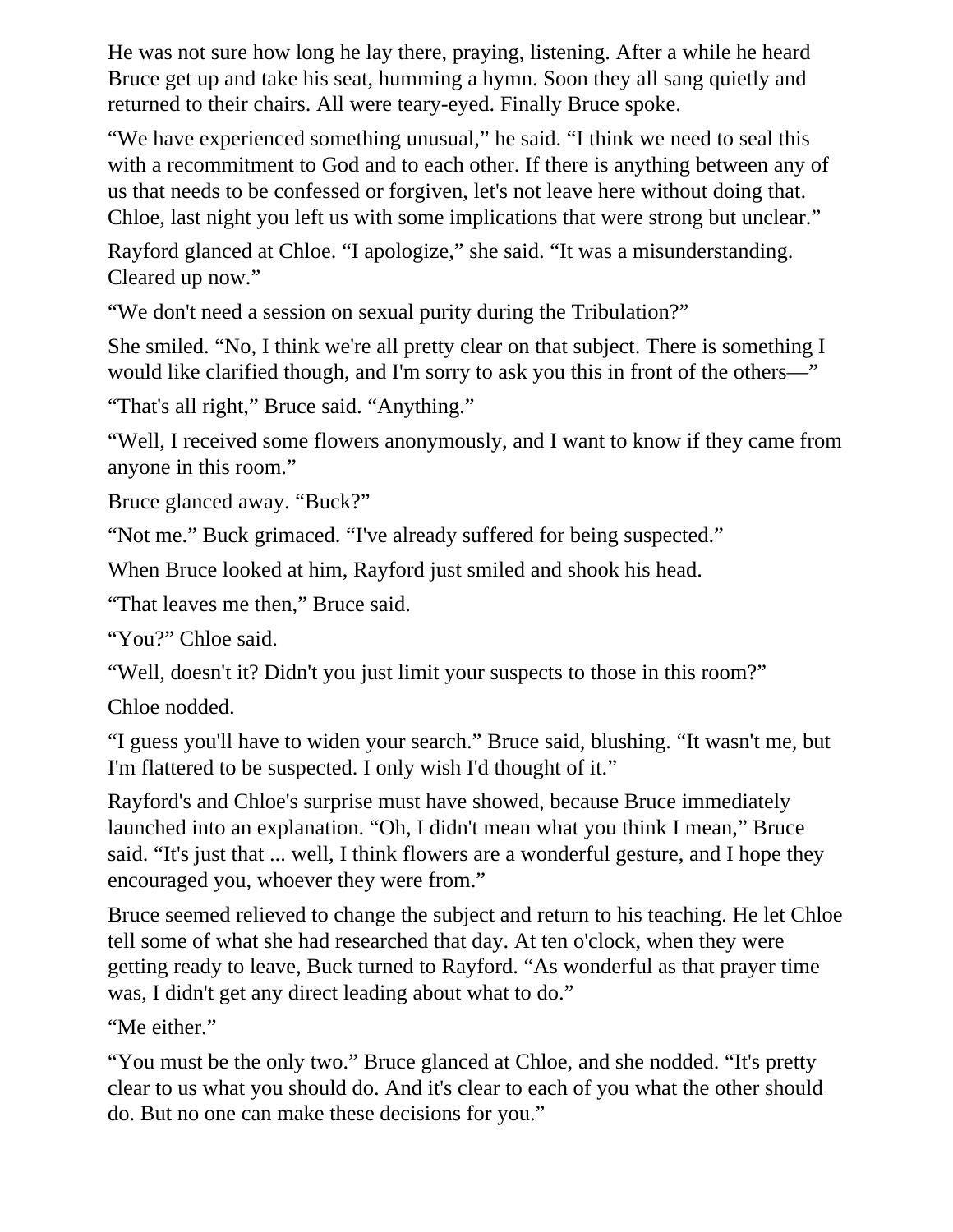He was not sure how long he lay there, praying, listening. After a while he heard Bruce get up and take his seat, humming a hymn. Soon they all sang quietly and returned to their chairs. All were teary-eyed. Finally Bruce spoke.

"We have experienced something unusual," he said. "I think we need to seal this with a recommitment to God and to each other. If there is anything between any of us that needs to be confessed or forgiven, let's not leave here without doing that. Chloe, last night you left us with some implications that were strong but unclear."

Rayford glanced at Chloe. "I apologize," she said. "It was a misunderstanding. Cleared up now."

"We don't need a session on sexual purity during the Tribulation?"

She smiled. "No, I think we're all pretty clear on that subject. There is something I would like clarified though, and I'm sorry to ask you this in front of the others—"

"That's all right," Bruce said. "Anything."

"Well, I received some flowers anonymously, and I want to know if they came from anyone in this room."

Bruce glanced away. "Buck?"

"Not me." Buck grimaced. "I've already suffered for being suspected."

When Bruce looked at him, Rayford just smiled and shook his head.

"That leaves me then," Bruce said.

"You?" Chloe said.

"Well, doesn't it? Didn't you just limit your suspects to those in this room?"

Chloe nodded.

"I guess you'll have to widen your search." Bruce said, blushing. "It wasn't me, but I'm flattered to be suspected. I only wish I'd thought of it."

Rayford's and Chloe's surprise must have showed, because Bruce immediately launched into an explanation. "Oh, I didn't mean what you think I mean," Bruce said. "It's just that ... well, I think flowers are a wonderful gesture, and I hope they encouraged you, whoever they were from."

Bruce seemed relieved to change the subject and return to his teaching. He let Chloe tell some of what she had researched that day. At ten o'clock, when they were getting ready to leave, Buck turned to Rayford. "As wonderful as that prayer time was, I didn't get any direct leading about what to do."

"Me either."

"You must be the only two." Bruce glanced at Chloe, and she nodded. "It's pretty clear to us what you should do. And it's clear to each of you what the other should do. But no one can make these decisions for you."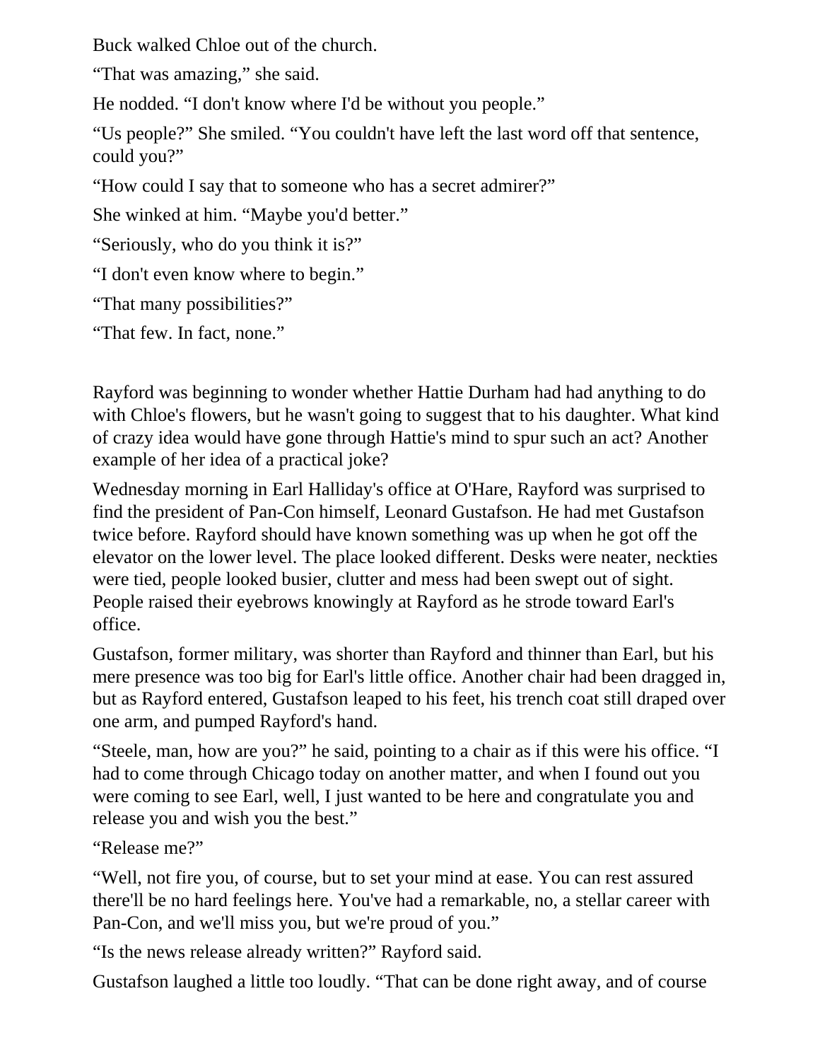Buck walked Chloe out of the church.

“That was amazing,” she said.

He nodded. “I don't know where I'd be without you people.”

“Us people?” She smiled. “You couldn't have left the last word off that sentence, could you?”

“How could I say that to someone who has a secret admirer?”

She winked at him. “Maybe you'd better.”

“Seriously, who do you think it is?”

“I don't even know where to begin.”

“That many possibilities?”

“That few. In fact, none.”

Rayford was beginning to wonder whether Hattie Durham had had anything to do with Chloe's flowers, but he wasn't going to suggest that to his daughter. What kind of crazy idea would have gone through Hattie's mind to spur such an act? Another example of her idea of a practical joke?

Wednesday morning in Earl Halliday's office at O'Hare, Rayford was surprised to find the president of Pan-Con himself, Leonard Gustafson. He had met Gustafson twice before. Rayford should have known something was up when he got off the elevator on the lower level. The place looked different. Desks were neater, neckties were tied, people looked busier, clutter and mess had been swept out of sight. People raised their eyebrows knowingly at Rayford as he strode toward Earl's office.

Gustafson, former military, was shorter than Rayford and thinner than Earl, but his mere presence was too big for Earl's little office. Another chair had been dragged in, but as Rayford entered, Gustafson leaped to his feet, his trench coat still draped over one arm, and pumped Rayford's hand.

“Steele, man, how are you?” he said, pointing to a chair as if this were his office. “I had to come through Chicago today on another matter, and when I found out you were coming to see Earl, well, I just wanted to be here and congratulate you and release you and wish you the best.”

“Release me?”

“Well, not fire you, of course, but to set your mind at ease. You can rest assured there'll be no hard feelings here. You've had a remarkable, no, a stellar career with Pan-Con, and we'll miss you, but we're proud of you.”

“Is the news release already written?” Rayford said.

Gustafson laughed a little too loudly. “That can be done right away, and of course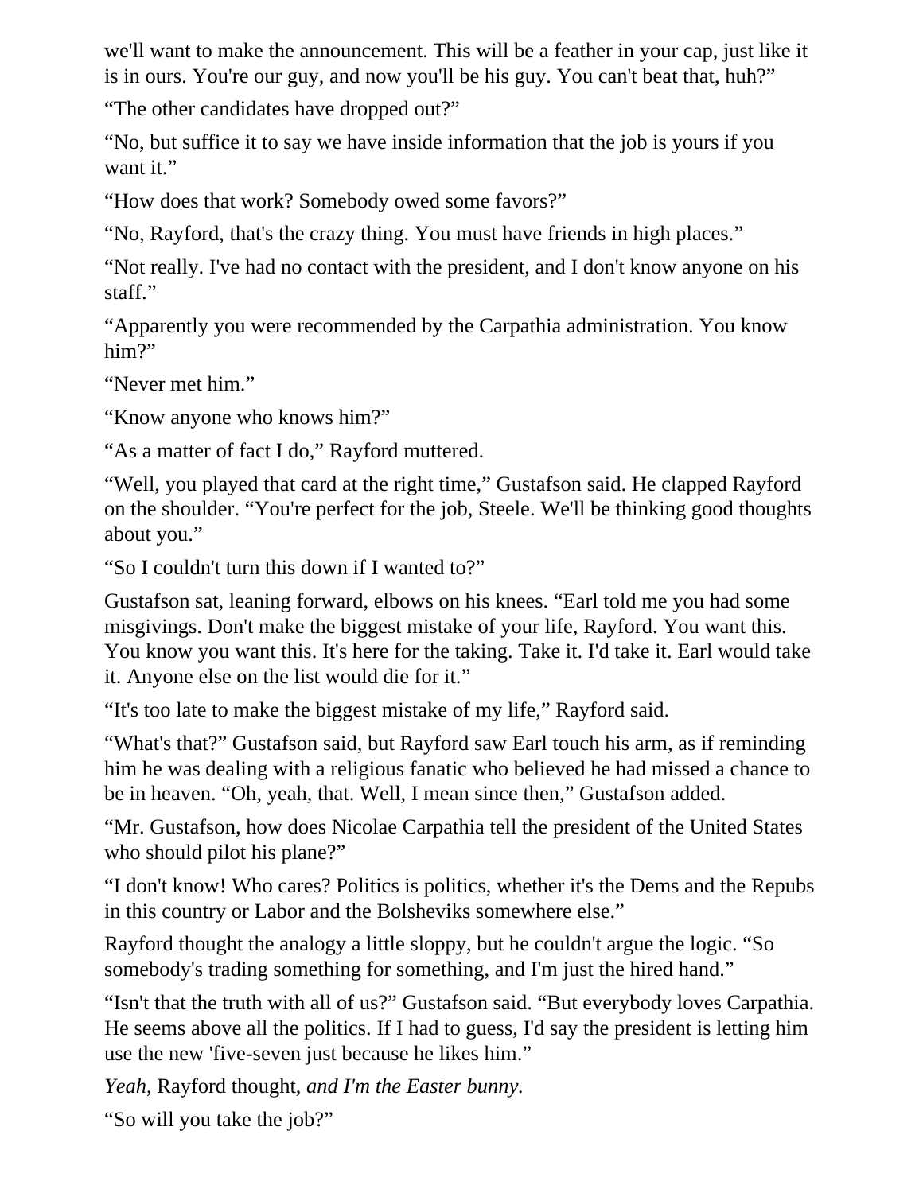we'll want to make the announcement. This will be a feather in your cap, just like it is in ours. You're our guy, and now you'll be his guy. You can't beat that, huh?"

"The other candidates have dropped out?"

"No, but suffice it to say we have inside information that the job is yours if you want it."

"How does that work? Somebody owed some favors?"

"No, Rayford, that's the crazy thing. You must have friends in high places."

"Not really. I've had no contact with the president, and I don't know anyone on his staff."

"Apparently you were recommended by the Carpathia administration. You know him?"

"Never met him."

"Know anyone who knows him?"

"As a matter of fact I do," Rayford muttered.

"Well, you played that card at the right time," Gustafson said. He clapped Rayford on the shoulder. "You're perfect for the job, Steele. We'll be thinking good thoughts about you."

"So I couldn't turn this down if I wanted to?"

Gustafson sat, leaning forward, elbows on his knees. "Earl told me you had some misgivings. Don't make the biggest mistake of your life, Rayford. You want this. You know you want this. It's here for the taking. Take it. I'd take it. Earl would take it. Anyone else on the list would die for it."

"It's too late to make the biggest mistake of my life," Rayford said.

"What's that?" Gustafson said, but Rayford saw Earl touch his arm, as if reminding him he was dealing with a religious fanatic who believed he had missed a chance to be in heaven. "Oh, yeah, that. Well, I mean since then," Gustafson added.

"Mr. Gustafson, how does Nicolae Carpathia tell the president of the United States who should pilot his plane?"

"I don't know! Who cares? Politics is politics, whether it's the Dems and the Repubs in this country or Labor and the Bolsheviks somewhere else."

Rayford thought the analogy a little sloppy, but he couldn't argue the logic. "So somebody's trading something for something, and I'm just the hired hand."

"Isn't that the truth with all of us?" Gustafson said. "But everybody loves Carpathia. He seems above all the politics. If I had to guess, I'd say the president is letting him use the new 'five-seven just because he likes him."

*Yeah*, Rayford thought, *and I'm the Easter bunny.*

"So will you take the job?"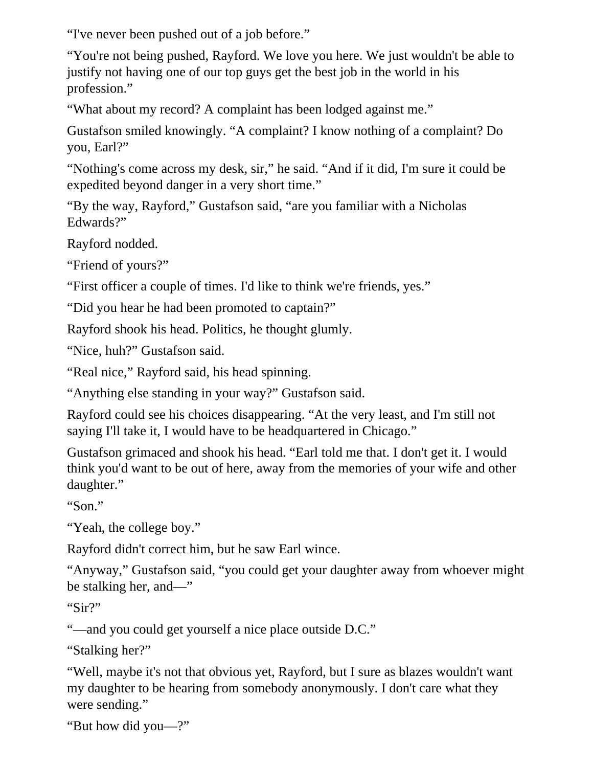"I've never been pushed out of a job before."

"You're not being pushed, Rayford. We love you here. We just wouldn't be able to justify not having one of our top guys get the best job in the world in his profession."

"What about my record? A complaint has been lodged against me."

Gustafson smiled knowingly. "A complaint? I know nothing of a complaint? Do you, Earl?"

"Nothing's come across my desk, sir," he said. "And if it did, I'm sure it could be expedited beyond danger in a very short time."

"By the way, Rayford," Gustafson said, "are you familiar with a Nicholas Edwards?"

Rayford nodded.

"Friend of yours?"

"First officer a couple of times. I'd like to think we're friends, yes."

"Did you hear he had been promoted to captain?"

Rayford shook his head. Politics, he thought glumly.

"Nice, huh?" Gustafson said.

"Real nice," Rayford said, his head spinning.

"Anything else standing in your way?" Gustafson said.

Rayford could see his choices disappearing. "At the very least, and I'm still not saying I'll take it, I would have to be headquartered in Chicago."

Gustafson grimaced and shook his head. "Earl told me that. I don't get it. I would think you'd want to be out of here, away from the memories of your wife and other daughter."

"Son."

"Yeah, the college boy."

Rayford didn't correct him, but he saw Earl wince.

"Anyway," Gustafson said, "you could get your daughter away from whoever might be stalking her, and—"

"Sir?"

"—and you could get yourself a nice place outside D.C."

"Stalking her?"

"Well, maybe it's not that obvious yet, Rayford, but I sure as blazes wouldn't want my daughter to be hearing from somebody anonymously. I don't care what they were sending."

"But how did you—?"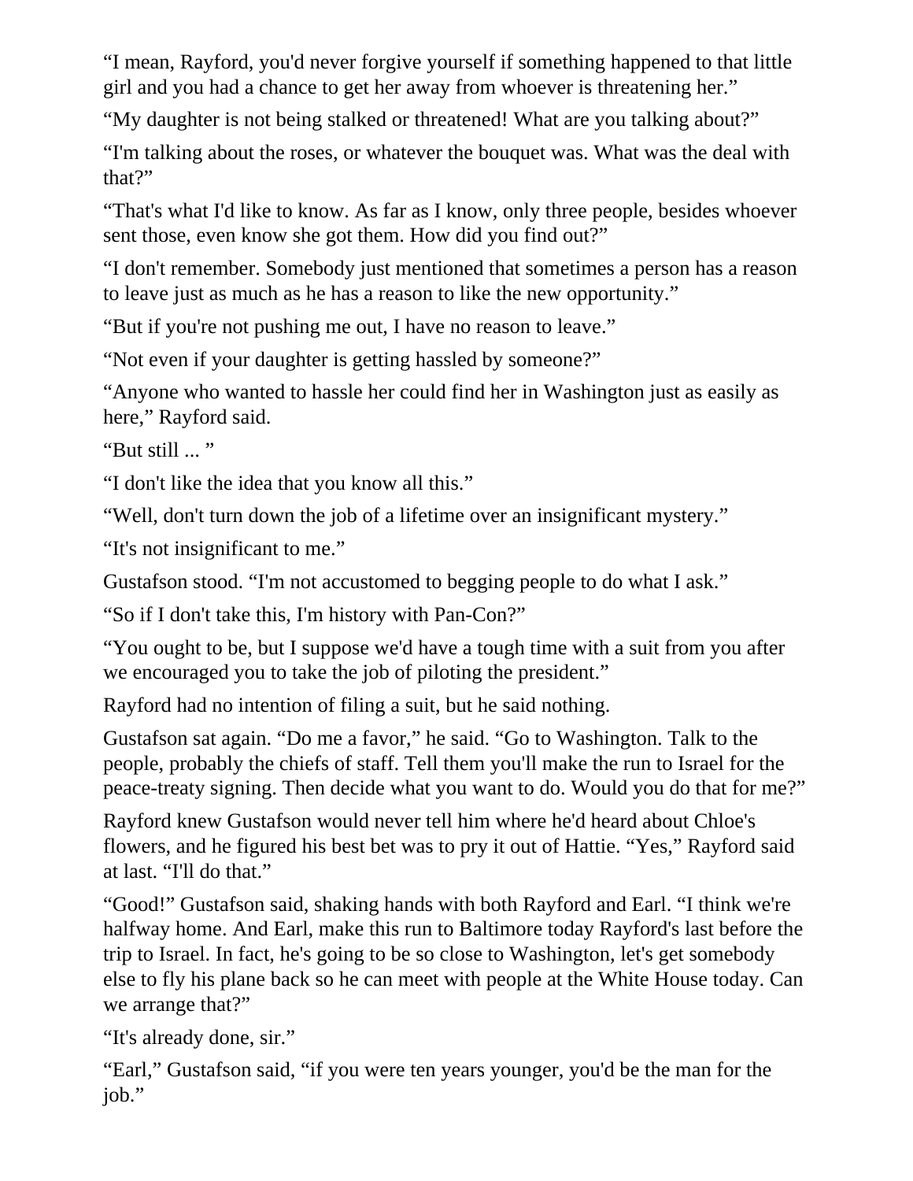“I mean, Rayford, you'd never forgive yourself if something happened to that little girl and you had a chance to get her away from whoever is threatening her.”

“My daughter is not being stalked or threatened! What are you talking about?”

“I'm talking about the roses, or whatever the bouquet was. What was the deal with that?”

“That's what I'd like to know. As far as I know, only three people, besides whoever sent those, even know she got them. How did you find out?”

“I don't remember. Somebody just mentioned that sometimes a person has a reason to leave just as much as he has a reason to like the new opportunity.”

“But if you're not pushing me out, I have no reason to leave.”

“Not even if your daughter is getting hassled by someone?”

“Anyone who wanted to hassle her could find her in Washington just as easily as here,” Rayford said.

“But still ... ”

“I don't like the idea that you know all this.”

“Well, don't turn down the job of a lifetime over an insignificant mystery.”

“It's not insignificant to me.”

Gustafson stood. “I'm not accustomed to begging people to do what I ask.”

“So if I don't take this, I'm history with Pan-Con?”

“You ought to be, but I suppose we'd have a tough time with a suit from you after we encouraged you to take the job of piloting the president.”

Rayford had no intention of filing a suit, but he said nothing.

Gustafson sat again. “Do me a favor,” he said. “Go to Washington. Talk to the people, probably the chiefs of staff. Tell them you'll make the run to Israel for the peace-treaty signing. Then decide what you want to do. Would you do that for me?”

Rayford knew Gustafson would never tell him where he'd heard about Chloe's flowers, and he figured his best bet was to pry it out of Hattie. “Yes,” Rayford said at last. “I'll do that.”

“Good!” Gustafson said, shaking hands with both Rayford and Earl. “I think we're halfway home. And Earl, make this run to Baltimore today Rayford's last before the trip to Israel. In fact, he's going to be so close to Washington, let's get somebody else to fly his plane back so he can meet with people at the White House today. Can we arrange that?”

“It's already done, sir.”

“Earl,” Gustafson said, “if you were ten years younger, you'd be the man for the job.”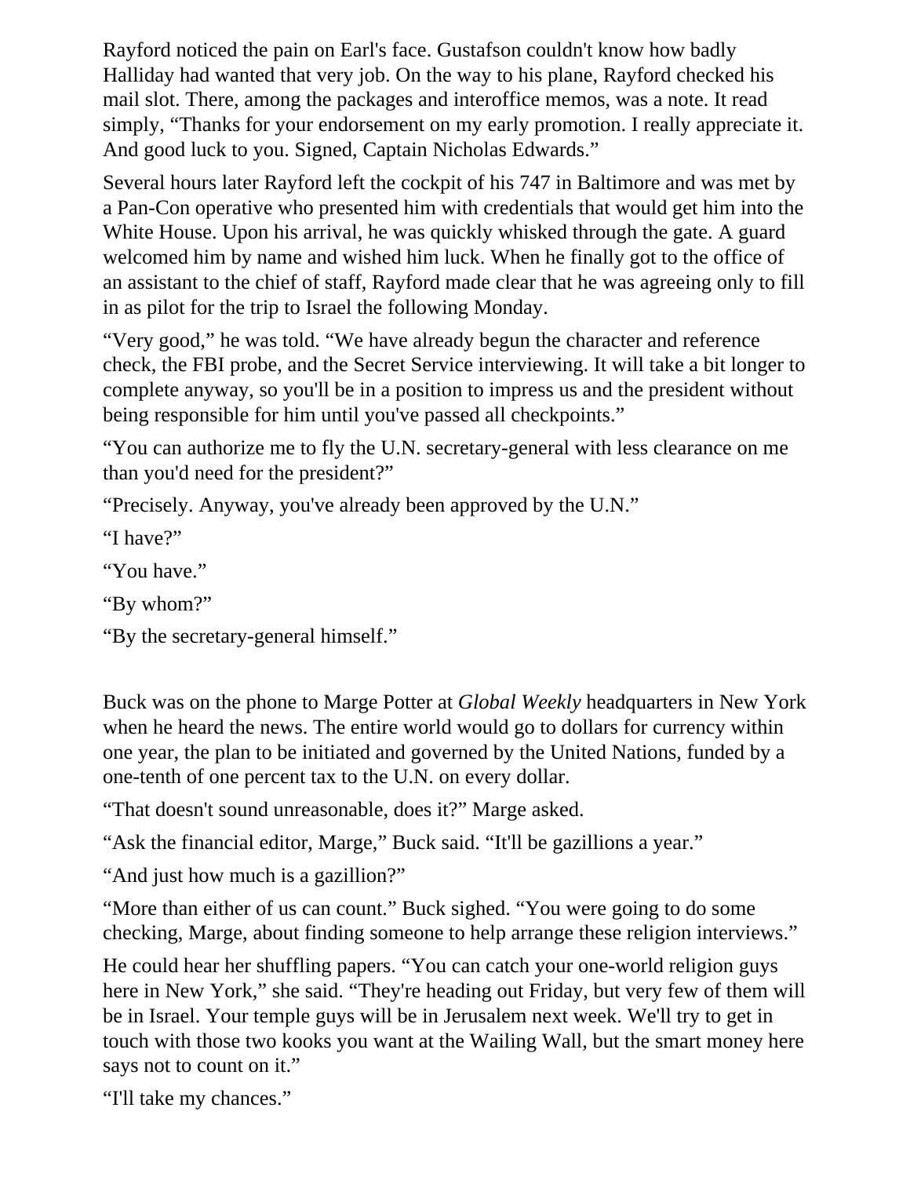Rayford noticed the pain on Earl's face. Gustafson couldn't know how badly Halliday had wanted that very job. On the way to his plane, Rayford checked his mail slot. There, among the packages and interoffice memos, was a note. It read simply, “Thanks for your endorsement on my early promotion. I really appreciate it. And good luck to you. Signed, Captain Nicholas Edwards.”

Several hours later Rayford left the cockpit of his 747 in Baltimore and was met by a Pan-Con operative who presented him with credentials that would get him into the White House. Upon his arrival, he was quickly whisked through the gate. A guard welcomed him by name and wished him luck. When he finally got to the office of an assistant to the chief of staff, Rayford made clear that he was agreeing only to fill in as pilot for the trip to Israel the following Monday.

“Very good,” he was told. “We have already begun the character and reference check, the FBI probe, and the Secret Service interviewing. It will take a bit longer to complete anyway, so you'll be in a position to impress us and the president without being responsible for him until you've passed all checkpoints.”

“You can authorize me to fly the U.N. secretary-general with less clearance on me than you'd need for the president?”

“Precisely. Anyway, you've already been approved by the U.N.”

“I have?”

“You have.”

“By whom?”

“By the secretary-general himself.”

Buck was on the phone to Marge Potter at *Global Weekly* headquarters in New York when he heard the news. The entire world would go to dollars for currency within one year, the plan to be initiated and governed by the United Nations, funded by a one-tenth of one percent tax to the U.N. on every dollar.

“That doesn't sound unreasonable, does it?” Marge asked.

“Ask the financial editor, Marge,” Buck said. “It'll be gazillions a year.”

“And just how much is a gazillion?”

“More than either of us can count.” Buck sighed. “You were going to do some checking, Marge, about finding someone to help arrange these religion interviews.”

He could hear her shuffling papers. “You can catch your one-world religion guys here in New York,” she said. “They're heading out Friday, but very few of them will be in Israel. Your temple guys will be in Jerusalem next week. We'll try to get in touch with those two kooks you want at the Wailing Wall, but the smart money here says not to count on it.”

“I'll take my chances.”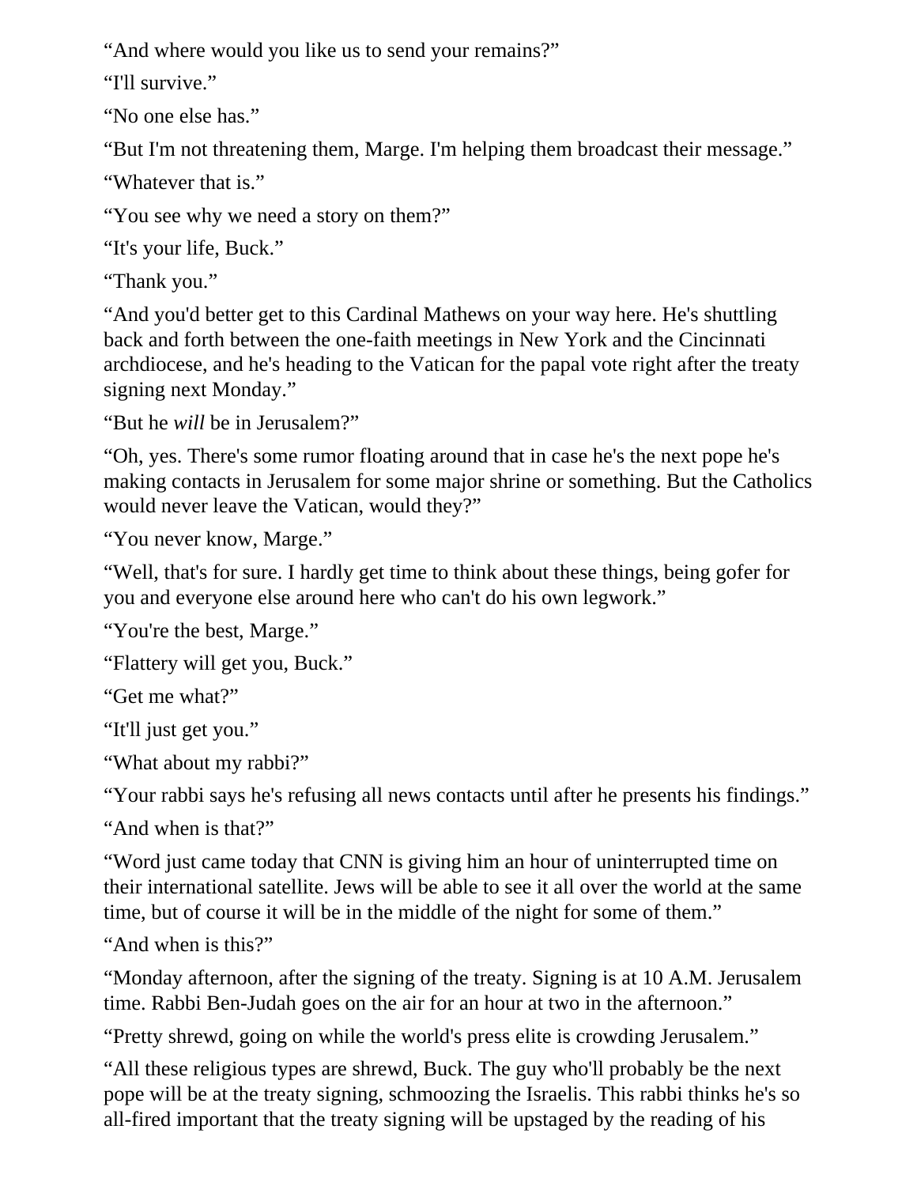“And where would you like us to send your remains?”

“I'll survive.”

“No one else has.”

“But I'm not threatening them, Marge. I'm helping them broadcast their message.”

“Whatever that is.”

“You see why we need a story on them?”

“It's your life, Buck.”

“Thank you.”

“And you'd better get to this Cardinal Mathews on your way here. He's shuttling back and forth between the one-faith meetings in New York and the Cincinnati archdiocese, and he's heading to the Vatican for the papal vote right after the treaty signing next Monday.”

“But he *will* be in Jerusalem?”

“Oh, yes. There's some rumor floating around that in case he's the next pope he's making contacts in Jerusalem for some major shrine or something. But the Catholics would never leave the Vatican, would they?”

“You never know, Marge.”

“Well, that's for sure. I hardly get time to think about these things, being gofer for you and everyone else around here who can't do his own legwork.”

“You're the best, Marge.”

“Flattery will get you, Buck.”

“Get me what?”

“It'll just get you.”

“What about my rabbi?”

“Your rabbi says he's refusing all news contacts until after he presents his findings.”

“And when is that?”

“Word just came today that CNN is giving him an hour of uninterrupted time on their international satellite. Jews will be able to see it all over the world at the same time, but of course it will be in the middle of the night for some of them.”

“And when is this?”

“Monday afternoon, after the signing of the treaty. Signing is at 10 A.M. Jerusalem time. Rabbi Ben-Judah goes on the air for an hour at two in the afternoon.”

“Pretty shrewd, going on while the world's press elite is crowding Jerusalem.”

“All these religious types are shrewd, Buck. The guy who'll probably be the next pope will be at the treaty signing, schmoozing the Israelis. This rabbi thinks he's so all-fired important that the treaty signing will be upstaged by the reading of his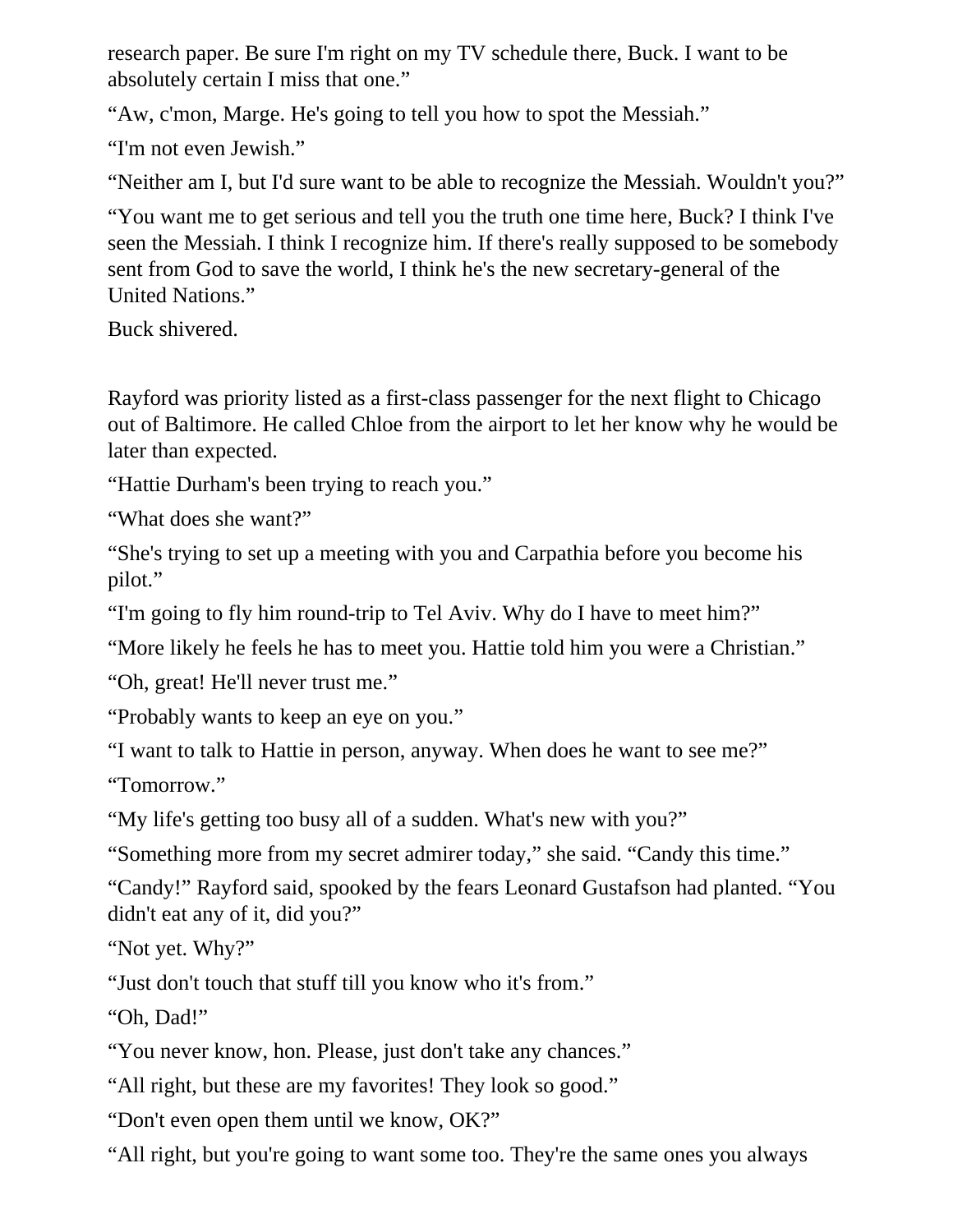research paper. Be sure I'm right on my TV schedule there, Buck. I want to be absolutely certain I miss that one."

"Aw, c'mon, Marge. He's going to tell you how to spot the Messiah."

"I'm not even Jewish."

"Neither am I, but I'd sure want to be able to recognize the Messiah. Wouldn't you?"

"You want me to get serious and tell you the truth one time here, Buck? I think I've seen the Messiah. I think I recognize him. If there's really supposed to be somebody sent from God to save the world, I think he's the new secretary-general of the United Nations."

Buck shivered.

Rayford was priority listed as a first-class passenger for the next flight to Chicago out of Baltimore. He called Chloe from the airport to let her know why he would be later than expected.

"Hattie Durham's been trying to reach you."

"What does she want?"

"She's trying to set up a meeting with you and Carpathia before you become his pilot."

"I'm going to fly him round-trip to Tel Aviv. Why do I have to meet him?"

"More likely he feels he has to meet you. Hattie told him you were a Christian."

"Oh, great! He'll never trust me."

"Probably wants to keep an eye on you."

"I want to talk to Hattie in person, anyway. When does he want to see me?"

"Tomorrow."

"My life's getting too busy all of a sudden. What's new with you?"

"Something more from my secret admirer today," she said. "Candy this time."

"Candy!" Rayford said, spooked by the fears Leonard Gustafson had planted. "You didn't eat any of it, did you?"

"Not yet. Why?"

"Just don't touch that stuff till you know who it's from."

"Oh, Dad!"

"You never know, hon. Please, just don't take any chances."

"All right, but these are my favorites! They look so good."

"Don't even open them until we know, OK?"

"All right, but you're going to want some too. They're the same ones you always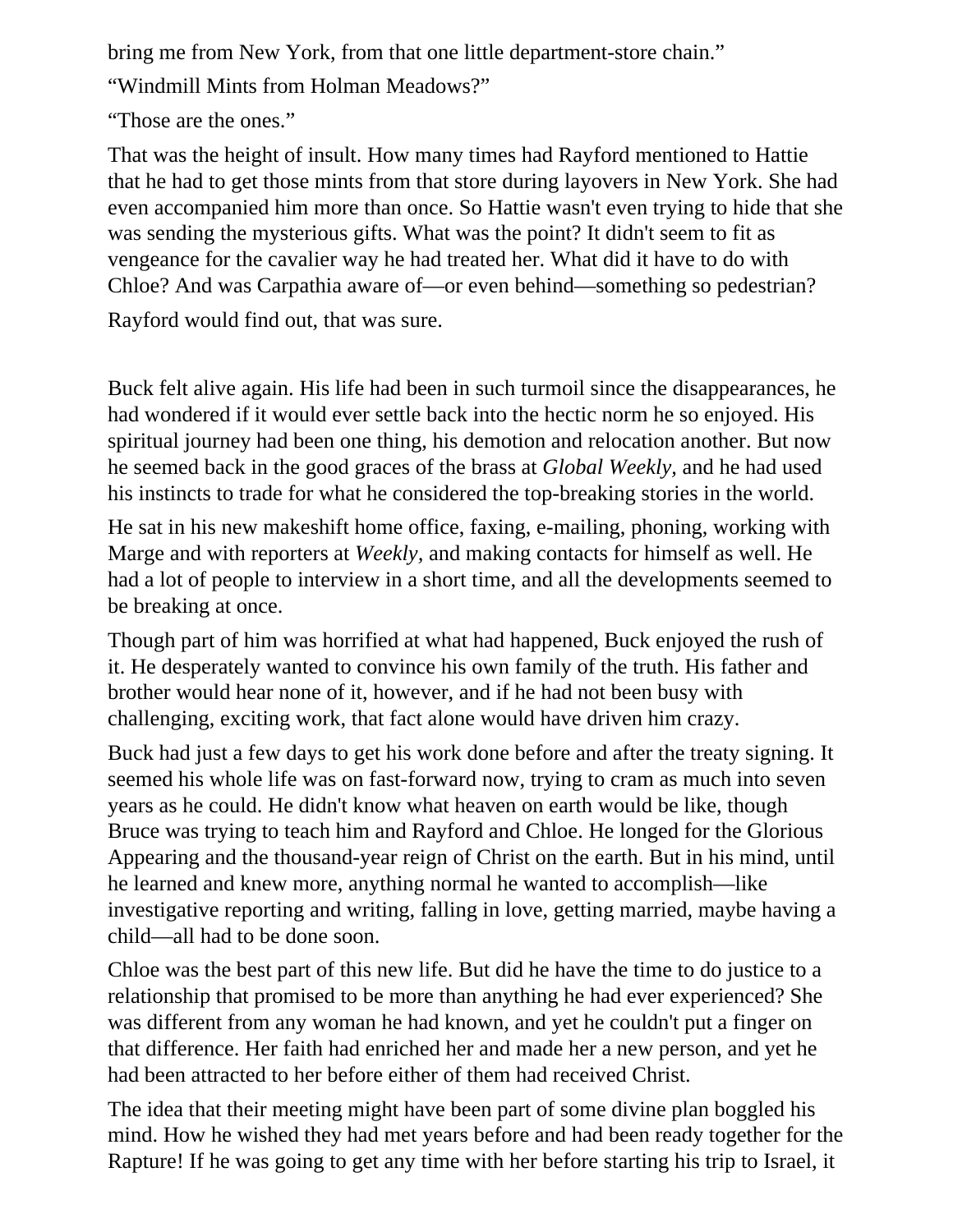bring me from New York, from that one little department-store chain."

"Windmill Mints from Holman Meadows?"

"Those are the ones."

That was the height of insult. How many times had Rayford mentioned to Hattie that he had to get those mints from that store during layovers in New York. She had even accompanied him more than once. So Hattie wasn't even trying to hide that she was sending the mysterious gifts. What was the point? It didn't seem to fit as vengeance for the cavalier way he had treated her. What did it have to do with Chloe? And was Carpathia aware of—or even behind—something so pedestrian?

Rayford would find out, that was sure.

Buck felt alive again. His life had been in such turmoil since the disappearances, he had wondered if it would ever settle back into the hectic norm he so enjoyed. His spiritual journey had been one thing, his demotion and relocation another. But now he seemed back in the good graces of the brass at *Global Weekly,* and he had used his instincts to trade for what he considered the top-breaking stories in the world.

He sat in his new makeshift home office, faxing, e-mailing, phoning, working with Marge and with reporters at *Weekly,* and making contacts for himself as well. He had a lot of people to interview in a short time, and all the developments seemed to be breaking at once.

Though part of him was horrified at what had happened, Buck enjoyed the rush of it. He desperately wanted to convince his own family of the truth. His father and brother would hear none of it, however, and if he had not been busy with challenging, exciting work, that fact alone would have driven him crazy.

Buck had just a few days to get his work done before and after the treaty signing. It seemed his whole life was on fast-forward now, trying to cram as much into seven years as he could. He didn't know what heaven on earth would be like, though Bruce was trying to teach him and Rayford and Chloe. He longed for the Glorious Appearing and the thousand-year reign of Christ on the earth. But in his mind, until he learned and knew more, anything normal he wanted to accomplish—like investigative reporting and writing, falling in love, getting married, maybe having a child—all had to be done soon.

Chloe was the best part of this new life. But did he have the time to do justice to a relationship that promised to be more than anything he had ever experienced? She was different from any woman he had known, and yet he couldn't put a finger on that difference. Her faith had enriched her and made her a new person, and yet he had been attracted to her before either of them had received Christ.

The idea that their meeting might have been part of some divine plan boggled his mind. How he wished they had met years before and had been ready together for the Rapture! If he was going to get any time with her before starting his trip to Israel, it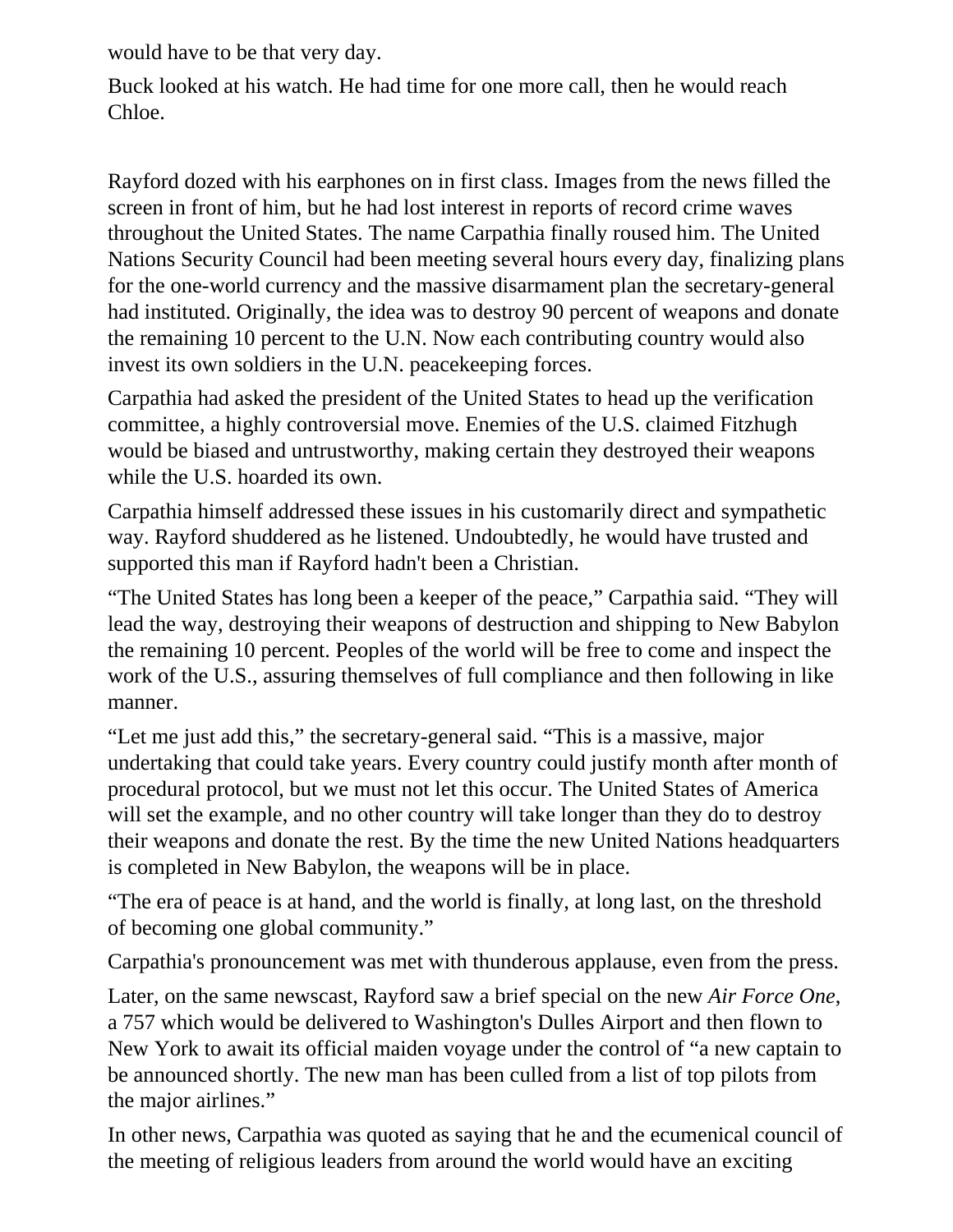would have to be that very day.

Buck looked at his watch. He had time for one more call, then he would reach Chloe.

Rayford dozed with his earphones on in first class. Images from the news filled the screen in front of him, but he had lost interest in reports of record crime waves throughout the United States. The name Carpathia finally roused him. The United Nations Security Council had been meeting several hours every day, finalizing plans for the one-world currency and the massive disarmament plan the secretary-general had instituted. Originally, the idea was to destroy 90 percent of weapons and donate the remaining 10 percent to the U.N. Now each contributing country would also invest its own soldiers in the U.N. peacekeeping forces.

Carpathia had asked the president of the United States to head up the verification committee, a highly controversial move. Enemies of the U.S. claimed Fitzhugh would be biased and untrustworthy, making certain they destroyed their weapons while the U.S. hoarded its own.

Carpathia himself addressed these issues in his customarily direct and sympathetic way. Rayford shuddered as he listened. Undoubtedly, he would have trusted and supported this man if Rayford hadn't been a Christian.

“The United States has long been a keeper of the peace,” Carpathia said. “They will lead the way, destroying their weapons of destruction and shipping to New Babylon the remaining 10 percent. Peoples of the world will be free to come and inspect the work of the U.S., assuring themselves of full compliance and then following in like manner.

“Let me just add this,” the secretary-general said. “This is a massive, major undertaking that could take years. Every country could justify month after month of procedural protocol, but we must not let this occur. The United States of America will set the example, and no other country will take longer than they do to destroy their weapons and donate the rest. By the time the new United Nations headquarters is completed in New Babylon, the weapons will be in place.

“The era of peace is at hand, and the world is finally, at long last, on the threshold of becoming one global community.”

Carpathia's pronouncement was met with thunderous applause, even from the press.

Later, on the same newscast, Rayford saw a brief special on the new *Air Force One*, a 757 which would be delivered to Washington's Dulles Airport and then flown to New York to await its official maiden voyage under the control of “a new captain to be announced shortly. The new man has been culled from a list of top pilots from the major airlines.”

In other news, Carpathia was quoted as saying that he and the ecumenical council of the meeting of religious leaders from around the world would have an exciting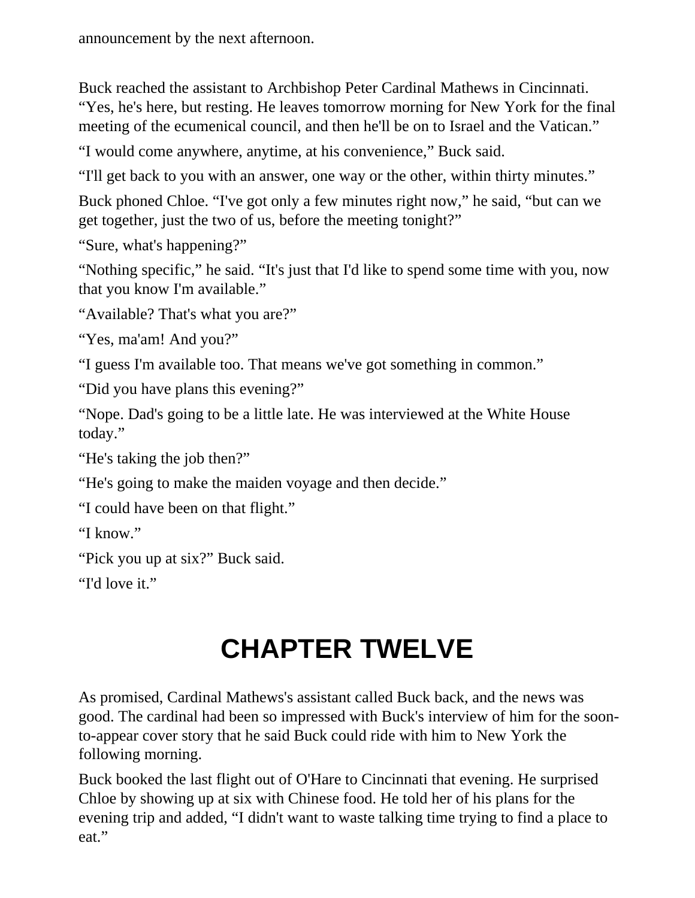announcement by the next afternoon.

Buck reached the assistant to Archbishop Peter Cardinal Mathews in Cincinnati. “Yes, he's here, but resting. He leaves tomorrow morning for New York for the final meeting of the ecumenical council, and then he'll be on to Israel and the Vatican.”

“I would come anywhere, anytime, at his convenience,” Buck said.

“I'll get back to you with an answer, one way or the other, within thirty minutes.”

Buck phoned Chloe. “I've got only a few minutes right now,” he said, “but can we get together, just the two of us, before the meeting tonight?”

“Sure, what's happening?”

“Nothing specific,” he said. “It's just that I'd like to spend some time with you, now that you know I'm available.”

“Available? That's what you are?”

“Yes, ma'am! And you?”

“I guess I'm available too. That means we've got something in common.”

“Did you have plans this evening?”

“Nope. Dad's going to be a little late. He was interviewed at the White House today.”

“He's taking the job then?”

“He's going to make the maiden voyage and then decide.”

“I could have been on that flight.”

“I know.”

“Pick you up at six?” Buck said.

“I'd love it.”

# CHAPTER TWELVE

As promised, Cardinal Mathews's assistant called Buck back, and the news was good. The cardinal had been so impressed with Buck's interview of him for the soon-to-appear cover story that he said Buck could ride with him to New York the following morning.

Buck booked the last flight out of O'Hare to Cincinnati that evening. He surprised Chloe by showing up at six with Chinese food. He told her of his plans for the evening trip and added, “I didn't want to waste talking time trying to find a place to eat.”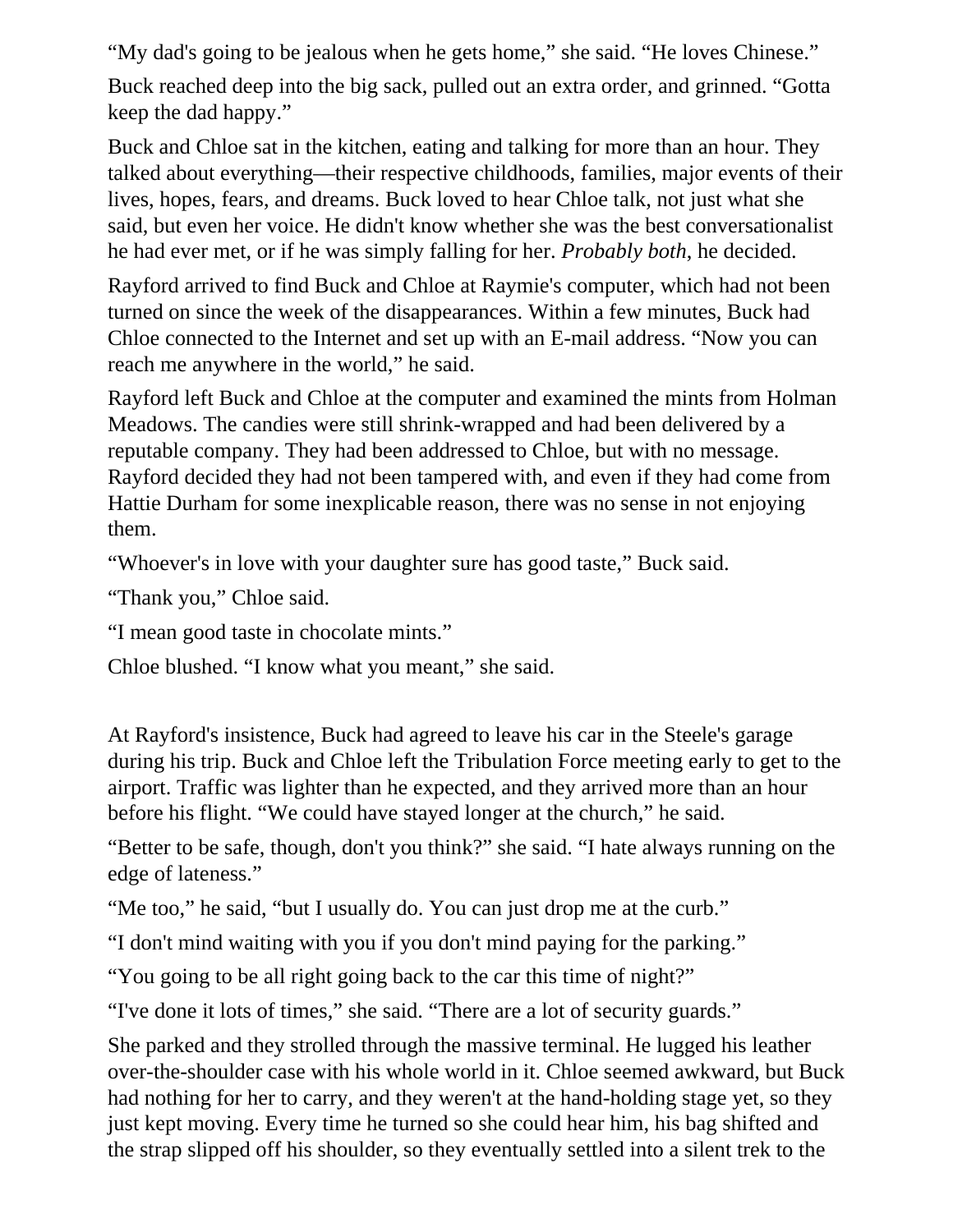“My dad's going to be jealous when he gets home,” she said. “He loves Chinese.”

Buck reached deep into the big sack, pulled out an extra order, and grinned. “Gotta keep the dad happy.”

Buck and Chloe sat in the kitchen, eating and talking for more than an hour. They talked about everything—their respective childhoods, families, major events of their lives, hopes, fears, and dreams. Buck loved to hear Chloe talk, not just what she said, but even her voice. He didn't know whether she was the best conversationalist he had ever met, or if he was simply falling for her. *Probably both*, he decided.

Rayford arrived to find Buck and Chloe at Raymie's computer, which had not been turned on since the week of the disappearances. Within a few minutes, Buck had Chloe connected to the Internet and set up with an E-mail address. “Now you can reach me anywhere in the world,” he said.

Rayford left Buck and Chloe at the computer and examined the mints from Holman Meadows. The candies were still shrink-wrapped and had been delivered by a reputable company. They had been addressed to Chloe, but with no message. Rayford decided they had not been tampered with, and even if they had come from Hattie Durham for some inexplicable reason, there was no sense in not enjoying them.

“Whoever's in love with your daughter sure has good taste,” Buck said.

“Thank you,” Chloe said.

“I mean good taste in chocolate mints.”

Chloe blushed. “I know what you meant,” she said.

At Rayford's insistence, Buck had agreed to leave his car in the Steele's garage during his trip. Buck and Chloe left the Tribulation Force meeting early to get to the airport. Traffic was lighter than he expected, and they arrived more than an hour before his flight. “We could have stayed longer at the church,” he said.

“Better to be safe, though, don't you think?” she said. “I hate always running on the edge of lateness.”

“Me too,” he said, “but I usually do. You can just drop me at the curb.”

“I don't mind waiting with you if you don't mind paying for the parking.”

“You going to be all right going back to the car this time of night?”

“I've done it lots of times,” she said. “There are a lot of security guards.”

She parked and they strolled through the massive terminal. He lugged his leather over-the-shoulder case with his whole world in it. Chloe seemed awkward, but Buck had nothing for her to carry, and they weren't at the hand-holding stage yet, so they just kept moving. Every time he turned so she could hear him, his bag shifted and the strap slipped off his shoulder, so they eventually settled into a silent trek to the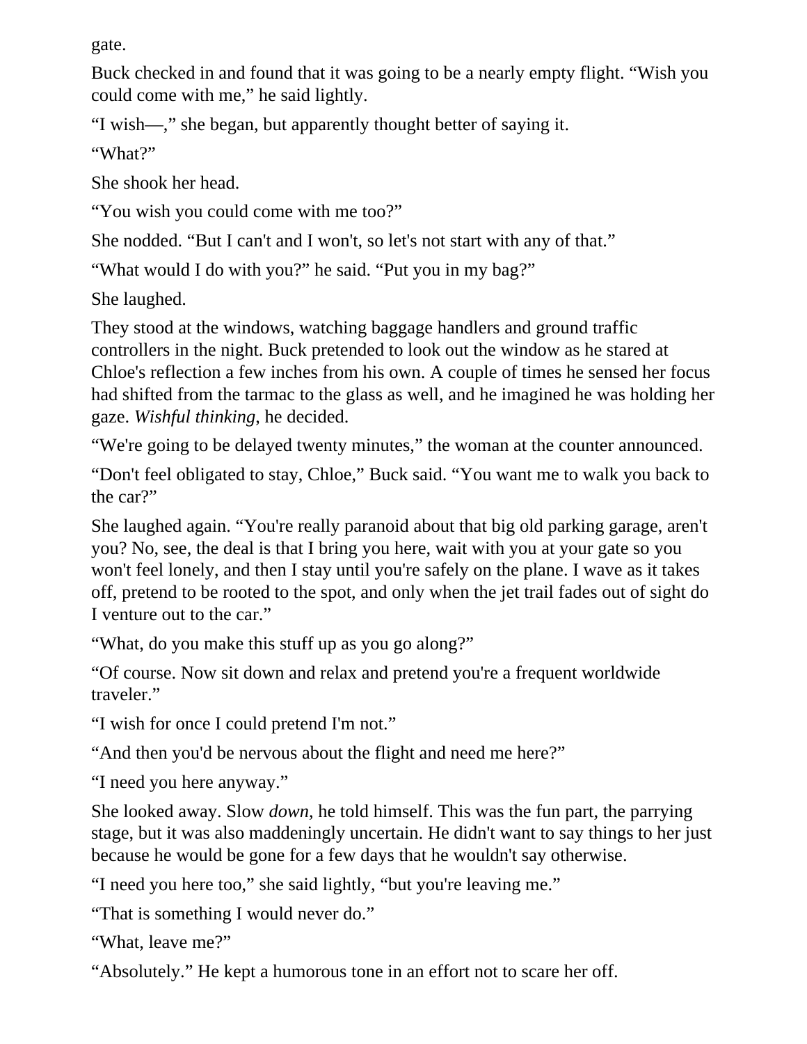gate.

Buck checked in and found that it was going to be a nearly empty flight. “Wish you could come with me,” he said lightly.

“I wish—,” she began, but apparently thought better of saying it.

“What?”

She shook her head.

“You wish you could come with me too?”

She nodded. “But I can't and I won't, so let's not start with any of that.”

“What would I do with you?” he said. “Put you in my bag?”

She laughed.

They stood at the windows, watching baggage handlers and ground traffic controllers in the night. Buck pretended to look out the window as he stared at Chloe's reflection a few inches from his own. A couple of times he sensed her focus had shifted from the tarmac to the glass as well, and he imagined he was holding her gaze. *Wishful thinking,* he decided.

“We're going to be delayed twenty minutes,” the woman at the counter announced.

“Don't feel obligated to stay, Chloe,” Buck said. “You want me to walk you back to the car?”

She laughed again. “You're really paranoid about that big old parking garage, aren't you? No, see, the deal is that I bring you here, wait with you at your gate so you won't feel lonely, and then I stay until you're safely on the plane. I wave as it takes off, pretend to be rooted to the spot, and only when the jet trail fades out of sight do I venture out to the car.”

“What, do you make this stuff up as you go along?”

“Of course. Now sit down and relax and pretend you're a frequent worldwide traveler.”

“I wish for once I could pretend I'm not.”

“And then you'd be nervous about the flight and need me here?”

“I need you here anyway.”

She looked away. Slow *down,* he told himself. This was the fun part, the parrying stage, but it was also maddeningly uncertain. He didn't want to say things to her just because he would be gone for a few days that he wouldn't say otherwise.

“I need you here too,” she said lightly, “but you're leaving me.”

“That is something I would never do.”

“What, leave me?”

“Absolutely.” He kept a humorous tone in an effort not to scare her off.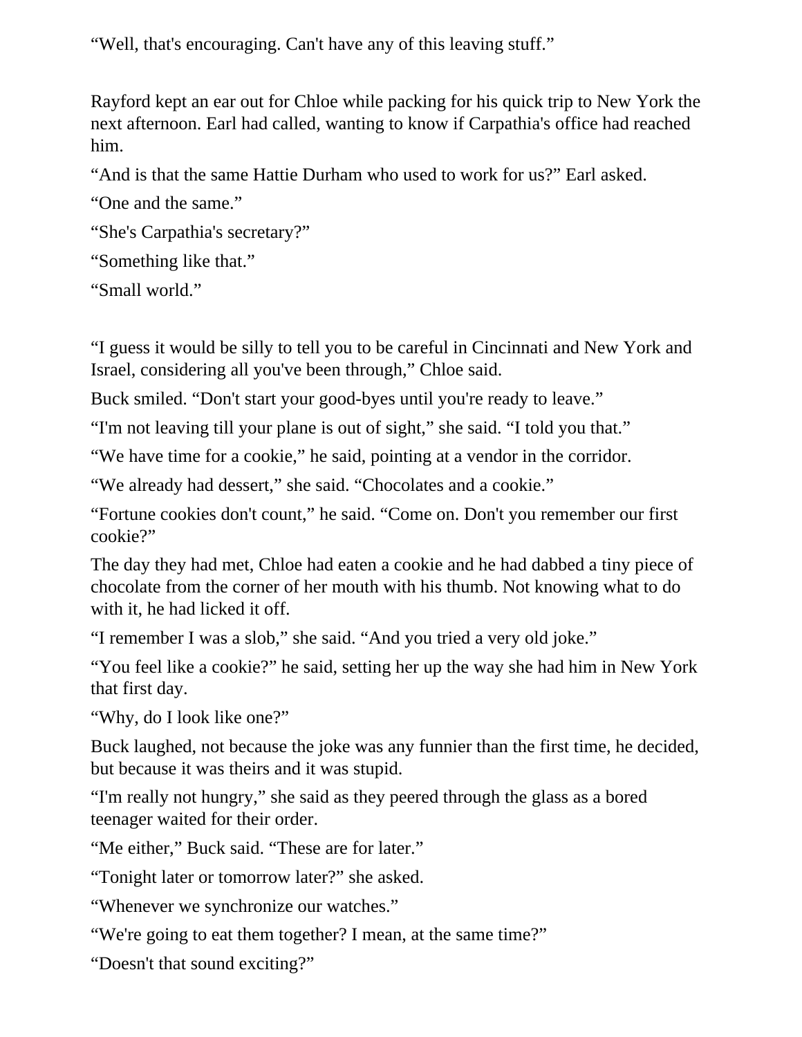“Well, that's encouraging. Can't have any of this leaving stuff.”

Rayford kept an ear out for Chloe while packing for his quick trip to New York the next afternoon. Earl had called, wanting to know if Carpathia's office had reached him.

“And is that the same Hattie Durham who used to work for us?” Earl asked.

“One and the same.”

“She's Carpathia's secretary?”

“Something like that.”

“Small world.”

“I guess it would be silly to tell you to be careful in Cincinnati and New York and Israel, considering all you've been through,” Chloe said.

Buck smiled. “Don't start your good-byes until you're ready to leave.”

“I'm not leaving till your plane is out of sight,” she said. “I told you that.”

“We have time for a cookie,” he said, pointing at a vendor in the corridor.

“We already had dessert,” she said. “Chocolates and a cookie.”

“Fortune cookies don't count,” he said. “Come on. Don't you remember our first cookie?”

The day they had met, Chloe had eaten a cookie and he had dabbed a tiny piece of chocolate from the corner of her mouth with his thumb. Not knowing what to do with it, he had licked it off.

“I remember I was a slob,” she said. “And you tried a very old joke.”

“You feel like a cookie?” he said, setting her up the way she had him in New York that first day.

“Why, do I look like one?”

Buck laughed, not because the joke was any funnier than the first time, he decided, but because it was theirs and it was stupid.

“I'm really not hungry,” she said as they peered through the glass as a bored teenager waited for their order.

“Me either,” Buck said. “These are for later.”

“Tonight later or tomorrow later?” she asked.

“Whenever we synchronize our watches.”

“We're going to eat them together? I mean, at the same time?”

“Doesn't that sound exciting?”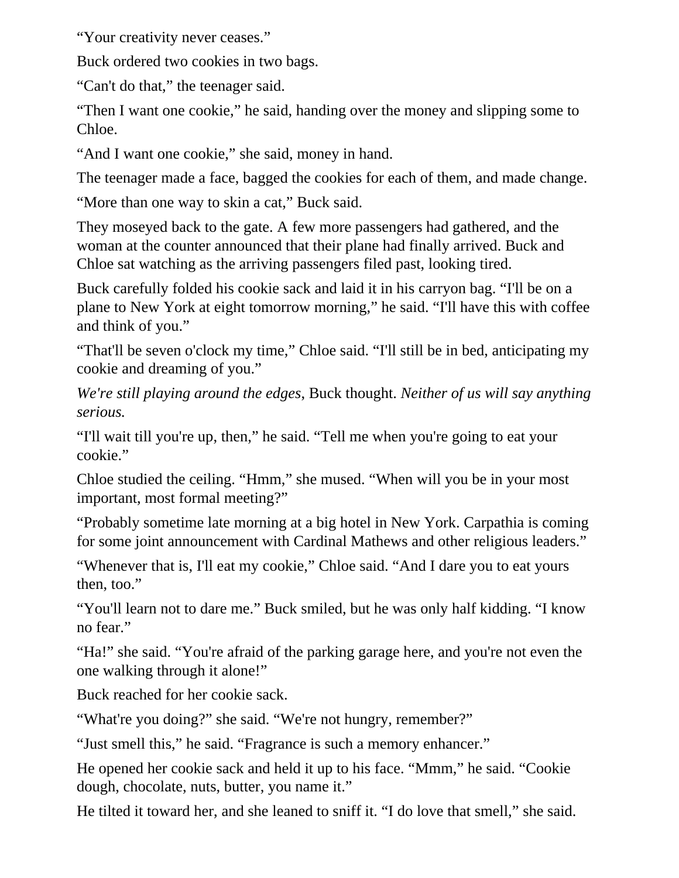“Your creativity never ceases.”

Buck ordered two cookies in two bags.

“Can't do that,” the teenager said.

“Then I want one cookie,” he said, handing over the money and slipping some to Chloe.

“And I want one cookie,” she said, money in hand.

The teenager made a face, bagged the cookies for each of them, and made change.

“More than one way to skin a cat,” Buck said.

They moseyed back to the gate. A few more passengers had gathered, and the woman at the counter announced that their plane had finally arrived. Buck and Chloe sat watching as the arriving passengers filed past, looking tired.

Buck carefully folded his cookie sack and laid it in his carryon bag. “I'll be on a plane to New York at eight tomorrow morning,” he said. “I'll have this with coffee and think of you.”

“That'll be seven o'clock my time,” Chloe said. “I'll still be in bed, anticipating my cookie and dreaming of you.”

*We're still playing around the edges*, Buck thought. *Neither of us will say anything serious.*

“I'll wait till you're up, then,” he said. “Tell me when you're going to eat your cookie.”

Chloe studied the ceiling. “Hmm,” she mused. “When will you be in your most important, most formal meeting?”

“Probably sometime late morning at a big hotel in New York. Carpathia is coming for some joint announcement with Cardinal Mathews and other religious leaders.”

“Whenever that is, I'll eat my cookie,” Chloe said. “And I dare you to eat yours then, too.”

“You'll learn not to dare me.” Buck smiled, but he was only half kidding. “I know no fear.”

“Ha!” she said. “You're afraid of the parking garage here, and you're not even the one walking through it alone!”

Buck reached for her cookie sack.

“What're you doing?” she said. “We're not hungry, remember?”

“Just smell this,” he said. “Fragrance is such a memory enhancer.”

He opened her cookie sack and held it up to his face. “Mmm,” he said. “Cookie dough, chocolate, nuts, butter, you name it.”

He tilted it toward her, and she leaned to sniff it. “I do love that smell,” she said.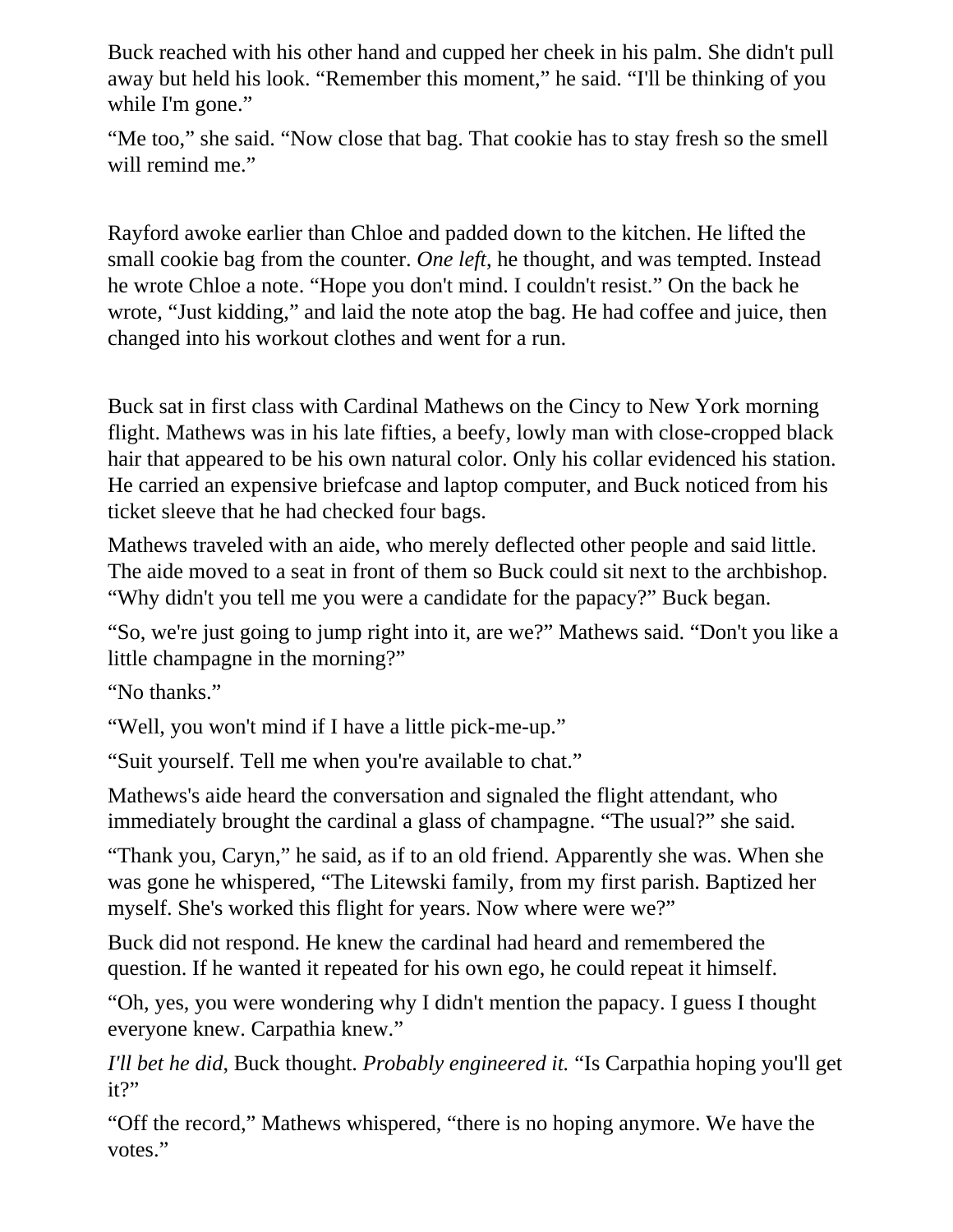Buck reached with his other hand and cupped her cheek in his palm. She didn't pull away but held his look. “Remember this moment,” he said. “I'll be thinking of you while I'm gone.”

“Me too,” she said. “Now close that bag. That cookie has to stay fresh so the smell will remind me.”

Rayford awoke earlier than Chloe and padded down to the kitchen. He lifted the small cookie bag from the counter. *One left,* he thought, and was tempted. Instead he wrote Chloe a note. “Hope you don't mind. I couldn't resist.” On the back he wrote, “Just kidding,” and laid the note atop the bag. He had coffee and juice, then changed into his workout clothes and went for a run.

Buck sat in first class with Cardinal Mathews on the Cincy to New York morning flight. Mathews was in his late fifties, a beefy, lowly man with close-cropped black hair that appeared to be his own natural color. Only his collar evidenced his station. He carried an expensive briefcase and laptop computer, and Buck noticed from his ticket sleeve that he had checked four bags.

Mathews traveled with an aide, who merely deflected other people and said little. The aide moved to a seat in front of them so Buck could sit next to the archbishop. “Why didn't you tell me you were a candidate for the papacy?” Buck began.

“So, we're just going to jump right into it, are we?” Mathews said. “Don't you like a little champagne in the morning?”

“No thanks.”

“Well, you won't mind if I have a little pick-me-up.”

“Suit yourself. Tell me when you're available to chat.”

Mathews's aide heard the conversation and signaled the flight attendant, who immediately brought the cardinal a glass of champagne. “The usual?” she said.

“Thank you, Caryn,” he said, as if to an old friend. Apparently she was. When she was gone he whispered, “The Litewski family, from my first parish. Baptized her myself. She's worked this flight for years. Now where were we?”

Buck did not respond. He knew the cardinal had heard and remembered the question. If he wanted it repeated for his own ego, he could repeat it himself.

“Oh, yes, you were wondering why I didn't mention the papacy. I guess I thought everyone knew. Carpathia knew.”

*I'll bet he did,* Buck thought. *Probably engineered it.* “Is Carpathia hoping you'll get it?”

“Off the record,” Mathews whispered, “there is no hoping anymore. We have the votes.”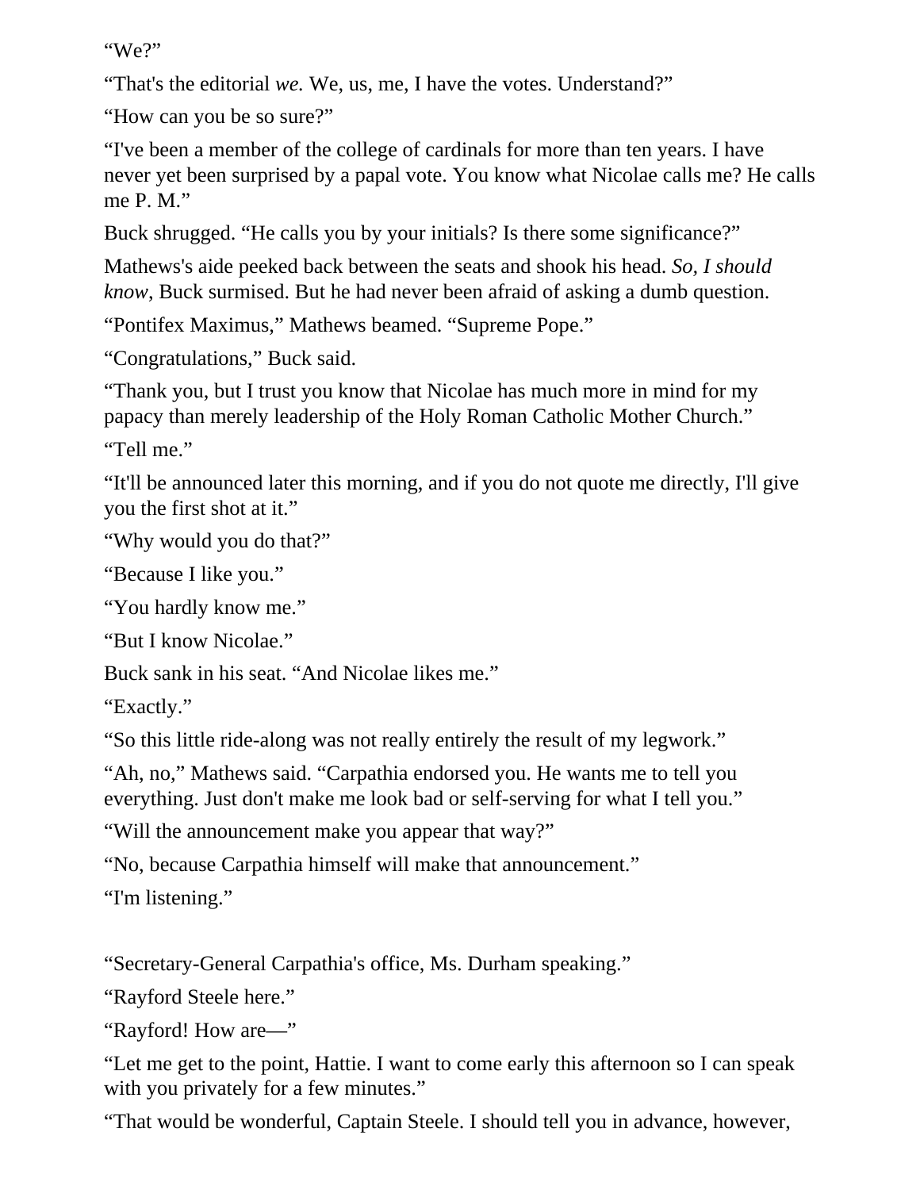“We?”

“That's the editorial *we.* We, us, me, I have the votes. Understand?”

“How can you be so sure?”

“I've been a member of the college of cardinals for more than ten years. I have never yet been surprised by a papal vote. You know what Nicolae calls me? He calls me P. M.”

Buck shrugged. “He calls you by your initials? Is there some significance?”

Mathews's aide peeked back between the seats and shook his head. *So, I should know*, Buck surmised. But he had never been afraid of asking a dumb question.

“Pontifex Maximus,” Mathews beamed. “Supreme Pope.”

“Congratulations,” Buck said.

“Thank you, but I trust you know that Nicolae has much more in mind for my papacy than merely leadership of the Holy Roman Catholic Mother Church.”

“Tell me.”

“It'll be announced later this morning, and if you do not quote me directly, I'll give you the first shot at it.”

“Why would you do that?”

“Because I like you.”

“You hardly know me.”

“But I know Nicolae.”

Buck sank in his seat. “And Nicolae likes me.”

“Exactly.”

“So this little ride-along was not really entirely the result of my legwork.”

“Ah, no,” Mathews said. “Carpathia endorsed you. He wants me to tell you everything. Just don't make me look bad or self-serving for what I tell you.”

“Will the announcement make you appear that way?”

“No, because Carpathia himself will make that announcement.”

“I'm listening.”

“Secretary-General Carpathia's office, Ms. Durham speaking.”

“Rayford Steele here.”

“Rayford! How are—”

“Let me get to the point, Hattie. I want to come early this afternoon so I can speak with you privately for a few minutes.”

“That would be wonderful, Captain Steele. I should tell you in advance, however,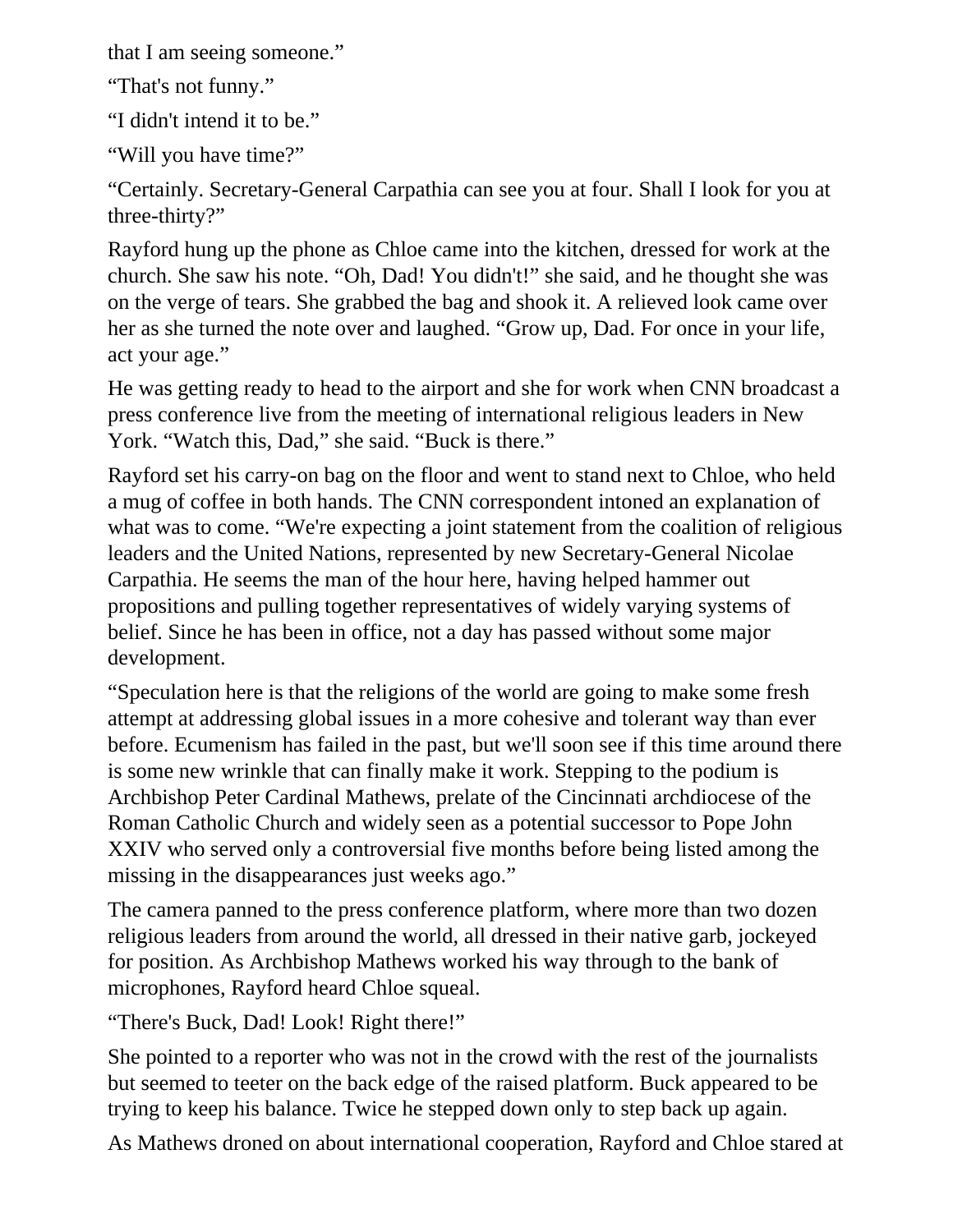that I am seeing someone."

"That's not funny."

"I didn't intend it to be."

"Will you have time?"

"Certainly. Secretary-General Carpathia can see you at four. Shall I look for you at three-thirty?"

Rayford hung up the phone as Chloe came into the kitchen, dressed for work at the church. She saw his note. "Oh, Dad! You didn't!" she said, and he thought she was on the verge of tears. She grabbed the bag and shook it. A relieved look came over her as she turned the note over and laughed. "Grow up, Dad. For once in your life, act your age."

He was getting ready to head to the airport and she for work when CNN broadcast a press conference live from the meeting of international religious leaders in New York. "Watch this, Dad," she said. "Buck is there."

Rayford set his carry-on bag on the floor and went to stand next to Chloe, who held a mug of coffee in both hands. The CNN correspondent intoned an explanation of what was to come. "We're expecting a joint statement from the coalition of religious leaders and the United Nations, represented by new Secretary-General Nicolae Carpathia. He seems the man of the hour here, having helped hammer out propositions and pulling together representatives of widely varying systems of belief. Since he has been in office, not a day has passed without some major development.

"Speculation here is that the religions of the world are going to make some fresh attempt at addressing global issues in a more cohesive and tolerant way than ever before. Ecumenism has failed in the past, but we'll soon see if this time around there is some new wrinkle that can finally make it work. Stepping to the podium is Archbishop Peter Cardinal Mathews, prelate of the Cincinnati archdiocese of the Roman Catholic Church and widely seen as a potential successor to Pope John XXIV who served only a controversial five months before being listed among the missing in the disappearances just weeks ago."

The camera panned to the press conference platform, where more than two dozen religious leaders from around the world, all dressed in their native garb, jockeyed for position. As Archbishop Mathews worked his way through to the bank of microphones, Rayford heard Chloe squeal.

"There's Buck, Dad! Look! Right there!"

She pointed to a reporter who was not in the crowd with the rest of the journalists but seemed to teeter on the back edge of the raised platform. Buck appeared to be trying to keep his balance. Twice he stepped down only to step back up again.

As Mathews droned on about international cooperation, Rayford and Chloe stared at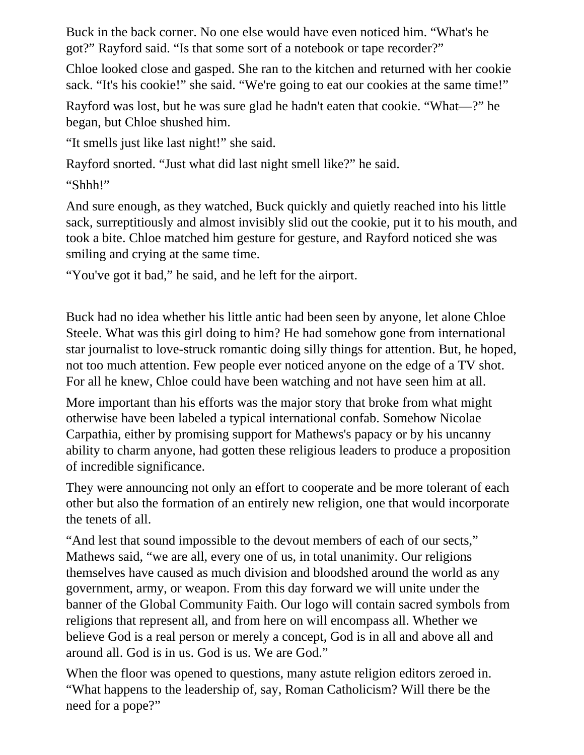Buck in the back corner. No one else would have even noticed him. “What's he got?” Rayford said. “Is that some sort of a notebook or tape recorder?”

Chloe looked close and gasped. She ran to the kitchen and returned with her cookie sack. “It's his cookie!” she said. “We're going to eat our cookies at the same time!”

Rayford was lost, but he was sure glad he hadn't eaten that cookie. “What—?” he began, but Chloe shushed him.

“It smells just like last night!” she said.

Rayford snorted. “Just what did last night smell like?” he said.

“Shhh!”

And sure enough, as they watched, Buck quickly and quietly reached into his little sack, surreptitiously and almost invisibly slid out the cookie, put it to his mouth, and took a bite. Chloe matched him gesture for gesture, and Rayford noticed she was smiling and crying at the same time.

“You've got it bad,” he said, and he left for the airport.

Buck had no idea whether his little antic had been seen by anyone, let alone Chloe Steele. What was this girl doing to him? He had somehow gone from international star journalist to love-struck romantic doing silly things for attention. But, he hoped, not too much attention. Few people ever noticed anyone on the edge of a TV shot. For all he knew, Chloe could have been watching and not have seen him at all.

More important than his efforts was the major story that broke from what might otherwise have been labeled a typical international confab. Somehow Nicolae Carpathia, either by promising support for Mathews's papacy or by his uncanny ability to charm anyone, had gotten these religious leaders to produce a proposition of incredible significance.

They were announcing not only an effort to cooperate and be more tolerant of each other but also the formation of an entirely new religion, one that would incorporate the tenets of all.

“And lest that sound impossible to the devout members of each of our sects,” Mathews said, “we are all, every one of us, in total unanimity. Our religions themselves have caused as much division and bloodshed around the world as any government, army, or weapon. From this day forward we will unite under the banner of the Global Community Faith. Our logo will contain sacred symbols from religions that represent all, and from here on will encompass all. Whether we believe God is a real person or merely a concept, God is in all and above all and around all. God is in us. God is us. We are God.”

When the floor was opened to questions, many astute religion editors zeroed in. “What happens to the leadership of, say, Roman Catholicism? Will there be the need for a pope?”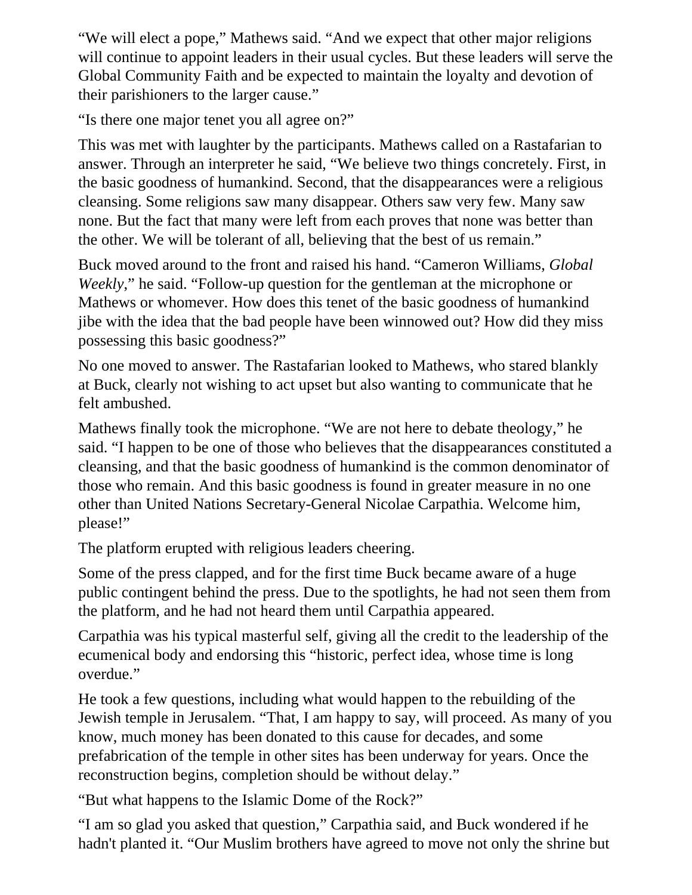“We will elect a pope,” Mathews said. “And we expect that other major religions will continue to appoint leaders in their usual cycles. But these leaders will serve the Global Community Faith and be expected to maintain the loyalty and devotion of their parishioners to the larger cause.”

“Is there one major tenet you all agree on?”

This was met with laughter by the participants. Mathews called on a Rastafarian to answer. Through an interpreter he said, “We believe two things concretely. First, in the basic goodness of humankind. Second, that the disappearances were a religious cleansing. Some religions saw many disappear. Others saw very few. Many saw none. But the fact that many were left from each proves that none was better than the other. We will be tolerant of all, believing that the best of us remain.”

Buck moved around to the front and raised his hand. “Cameron Williams, *Global Weekly*,” he said. “Follow-up question for the gentleman at the microphone or Mathews or whomever. How does this tenet of the basic goodness of humankind jibe with the idea that the bad people have been winnowed out? How did they miss possessing this basic goodness?”

No one moved to answer. The Rastafarian looked to Mathews, who stared blankly at Buck, clearly not wishing to act upset but also wanting to communicate that he felt ambushed.

Mathews finally took the microphone. “We are not here to debate theology,” he said. “I happen to be one of those who believes that the disappearances constituted a cleansing, and that the basic goodness of humankind is the common denominator of those who remain. And this basic goodness is found in greater measure in no one other than United Nations Secretary-General Nicolae Carpathia. Welcome him, please!”

The platform erupted with religious leaders cheering.

Some of the press clapped, and for the first time Buck became aware of a huge public contingent behind the press. Due to the spotlights, he had not seen them from the platform, and he had not heard them until Carpathia appeared.

Carpathia was his typical masterful self, giving all the credit to the leadership of the ecumenical body and endorsing this “historic, perfect idea, whose time is long overdue.”

He took a few questions, including what would happen to the rebuilding of the Jewish temple in Jerusalem. “That, I am happy to say, will proceed. As many of you know, much money has been donated to this cause for decades, and some prefabrication of the temple in other sites has been underway for years. Once the reconstruction begins, completion should be without delay.”

“But what happens to the Islamic Dome of the Rock?”

“I am so glad you asked that question,” Carpathia said, and Buck wondered if he hadn't planted it. “Our Muslim brothers have agreed to move not only the shrine but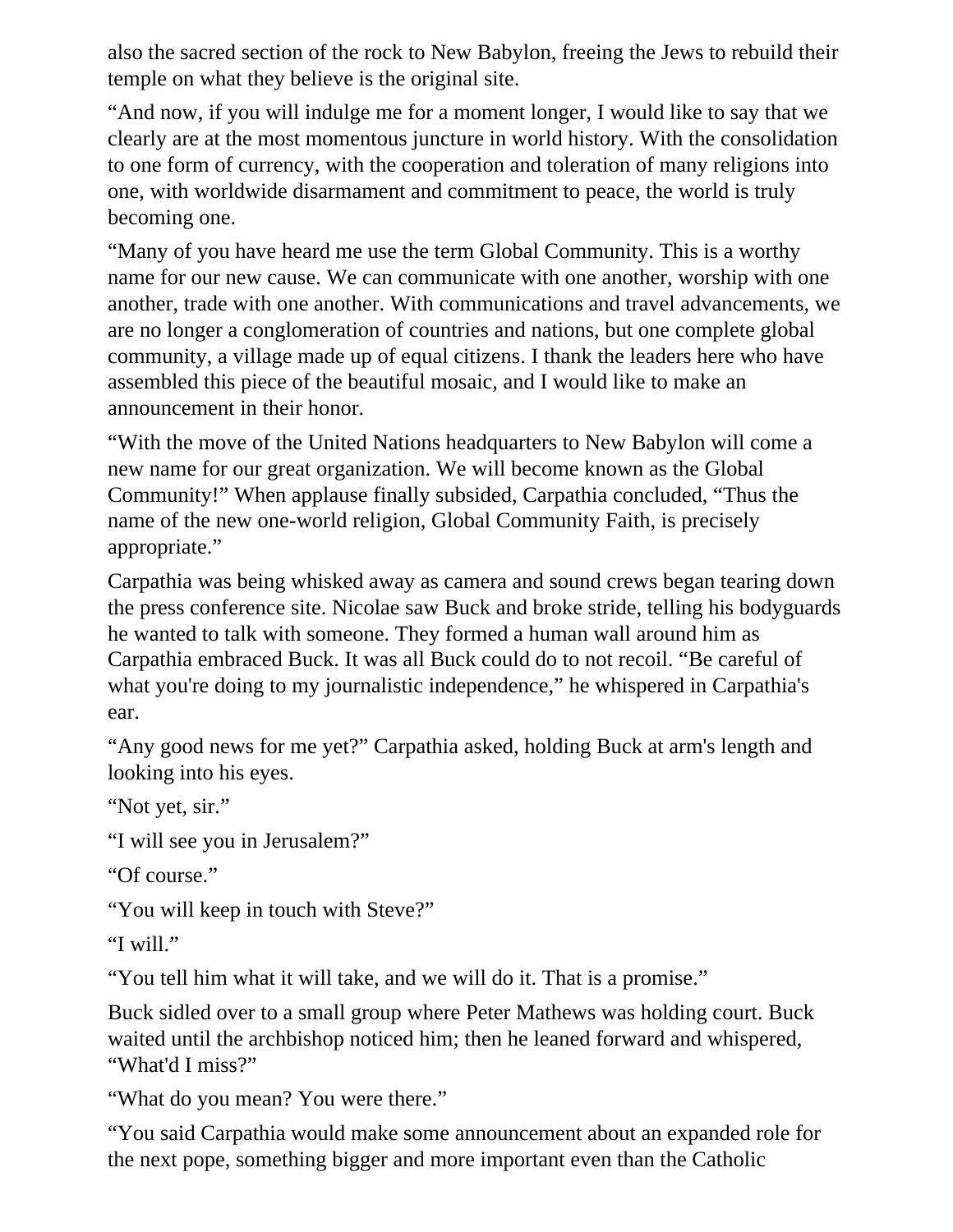also the sacred section of the rock to New Babylon, freeing the Jews to rebuild their temple on what they believe is the original site.

"And now, if you will indulge me for a moment longer, I would like to say that we clearly are at the most momentous juncture in world history. With the consolidation to one form of currency, with the cooperation and toleration of many religions into one, with worldwide disarmament and commitment to peace, the world is truly becoming one.

"Many of you have heard me use the term Global Community. This is a worthy name for our new cause. We can communicate with one another, worship with one another, trade with one another. With communications and travel advancements, we are no longer a conglomeration of countries and nations, but one complete global community, a village made up of equal citizens. I thank the leaders here who have assembled this piece of the beautiful mosaic, and I would like to make an announcement in their honor.

"With the move of the United Nations headquarters to New Babylon will come a new name for our great organization. We will become known as the Global Community!" When applause finally subsided, Carpathia concluded, "Thus the name of the new one-world religion, Global Community Faith, is precisely appropriate."

Carpathia was being whisked away as camera and sound crews began tearing down the press conference site. Nicolae saw Buck and broke stride, telling his bodyguards he wanted to talk with someone. They formed a human wall around him as Carpathia embraced Buck. It was all Buck could do to not recoil. "Be careful of what you're doing to my journalistic independence," he whispered in Carpathia's ear.

"Any good news for me yet?" Carpathia asked, holding Buck at arm's length and looking into his eyes.

"Not yet, sir."

"I will see you in Jerusalem?"

"Of course."

"You will keep in touch with Steve?"

"I will."

"You tell him what it will take, and we will do it. That is a promise."

Buck sidled over to a small group where Peter Mathews was holding court. Buck waited until the archbishop noticed him; then he leaned forward and whispered, "What'd I miss?"

"What do you mean? You were there."

"You said Carpathia would make some announcement about an expanded role for the next pope, something bigger and more important even than the Catholic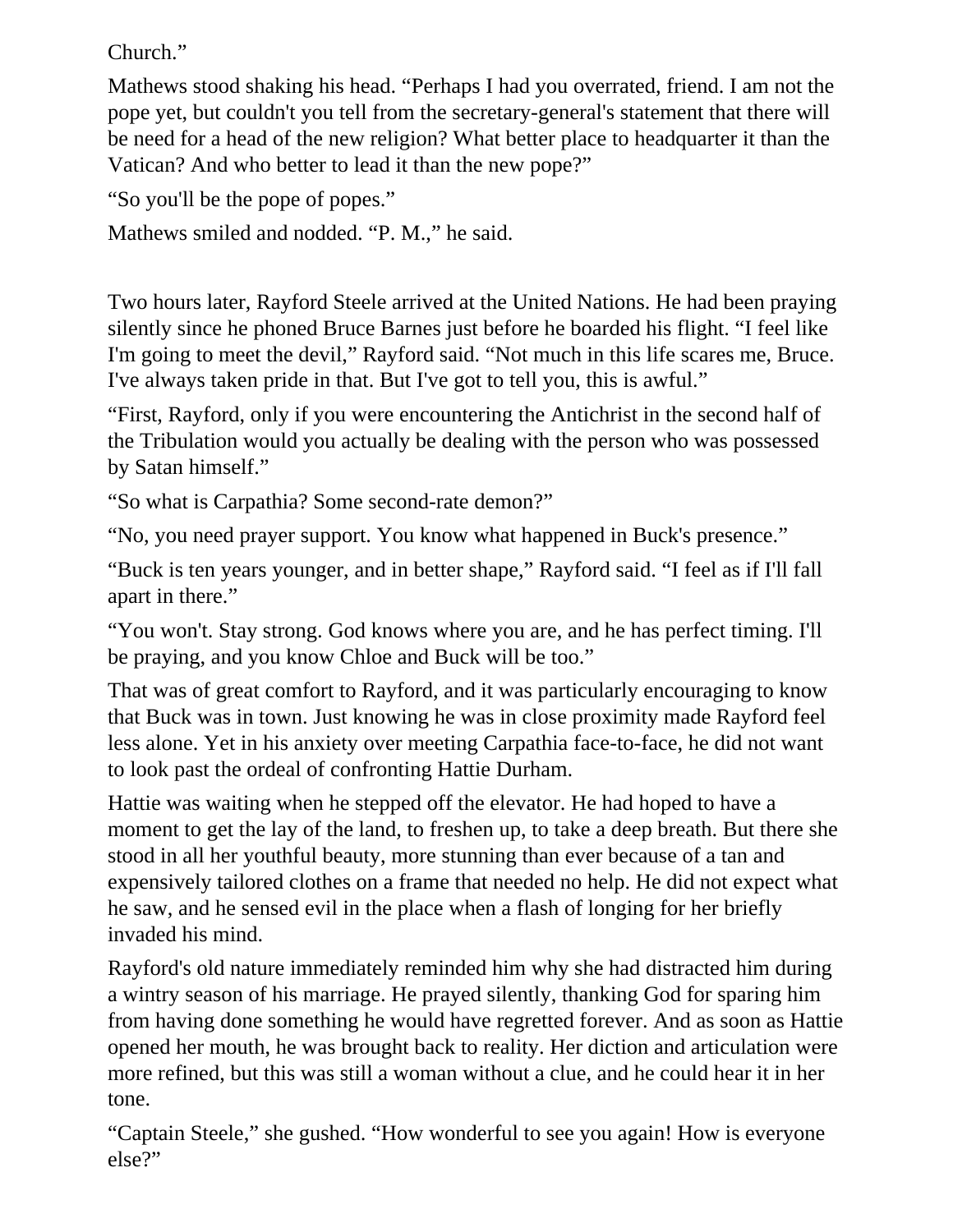Church."

Mathews stood shaking his head. "Perhaps I had you overrated, friend. I am not the pope yet, but couldn't you tell from the secretary-general's statement that there will be need for a head of the new religion? What better place to headquarter it than the Vatican? And who better to lead it than the new pope?"

"So you'll be the pope of popes."

Mathews smiled and nodded. "P. M.," he said.

Two hours later, Rayford Steele arrived at the United Nations. He had been praying silently since he phoned Bruce Barnes just before he boarded his flight. "I feel like I'm going to meet the devil," Rayford said. "Not much in this life scares me, Bruce. I've always taken pride in that. But I've got to tell you, this is awful."

"First, Rayford, only if you were encountering the Antichrist in the second half of the Tribulation would you actually be dealing with the person who was possessed by Satan himself."

"So what is Carpathia? Some second-rate demon?"

"No, you need prayer support. You know what happened in Buck's presence."

"Buck is ten years younger, and in better shape," Rayford said. "I feel as if I'll fall apart in there."

"You won't. Stay strong. God knows where you are, and he has perfect timing. I'll be praying, and you know Chloe and Buck will be too."

That was of great comfort to Rayford, and it was particularly encouraging to know that Buck was in town. Just knowing he was in close proximity made Rayford feel less alone. Yet in his anxiety over meeting Carpathia face-to-face, he did not want to look past the ordeal of confronting Hattie Durham.

Hattie was waiting when he stepped off the elevator. He had hoped to have a moment to get the lay of the land, to freshen up, to take a deep breath. But there she stood in all her youthful beauty, more stunning than ever because of a tan and expensively tailored clothes on a frame that needed no help. He did not expect what he saw, and he sensed evil in the place when a flash of longing for her briefly invaded his mind.

Rayford's old nature immediately reminded him why she had distracted him during a wintry season of his marriage. He prayed silently, thanking God for sparing him from having done something he would have regretted forever. And as soon as Hattie opened her mouth, he was brought back to reality. Her diction and articulation were more refined, but this was still a woman without a clue, and he could hear it in her tone.

"Captain Steele," she gushed. "How wonderful to see you again! How is everyone else?"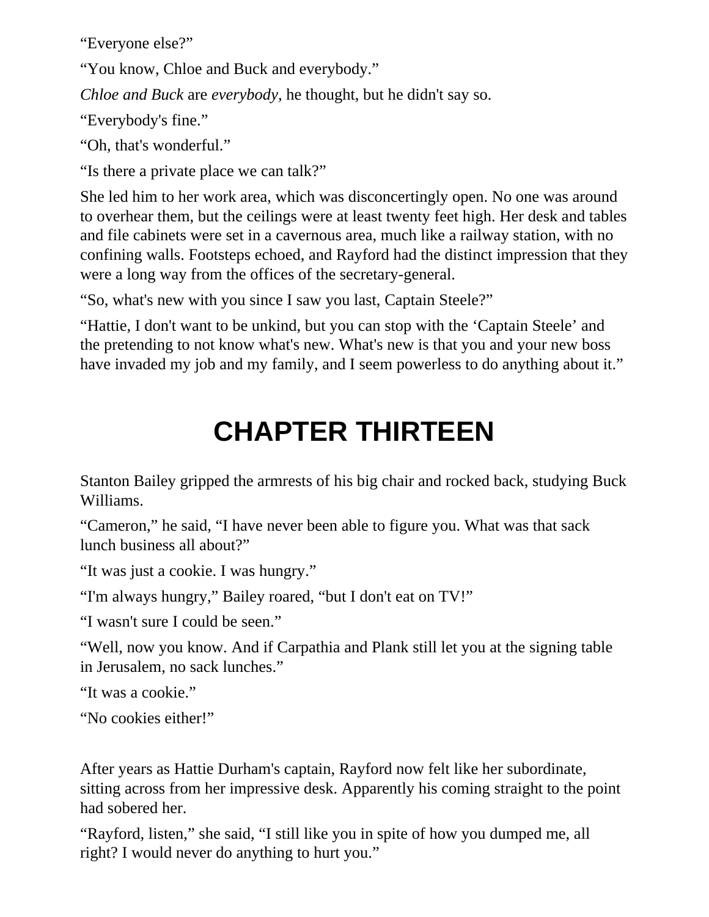“Everyone else?”

“You know, Chloe and Buck and everybody.”

*Chloe and Buck* are *everybody,* he thought, but he didn't say so.

“Everybody's fine.”

“Oh, that's wonderful.”

“Is there a private place we can talk?”

She led him to her work area, which was disconcertingly open. No one was around to overhear them, but the ceilings were at least twenty feet high. Her desk and tables and file cabinets were set in a cavernous area, much like a railway station, with no confining walls. Footsteps echoed, and Rayford had the distinct impression that they were a long way from the offices of the secretary-general.

“So, what's new with you since I saw you last, Captain Steele?”

“Hattie, I don't want to be unkind, but you can stop with the ‘Captain Steele’ and the pretending to not know what's new. What's new is that you and your new boss have invaded my job and my family, and I seem powerless to do anything about it.”

# CHAPTER THIRTEEN

Stanton Bailey gripped the armrests of his big chair and rocked back, studying Buck Williams.

“Cameron,” he said, “I have never been able to figure you. What was that sack lunch business all about?”

“It was just a cookie. I was hungry.”

“I'm always hungry,” Bailey roared, “but I don't eat on TV!”

“I wasn't sure I could be seen.”

“Well, now you know. And if Carpathia and Plank still let you at the signing table in Jerusalem, no sack lunches.”

“It was a cookie.”

“No cookies either!”

After years as Hattie Durham's captain, Rayford now felt like her subordinate, sitting across from her impressive desk. Apparently his coming straight to the point had sobered her.

“Rayford, listen,” she said, “I still like you in spite of how you dumped me, all right? I would never do anything to hurt you.”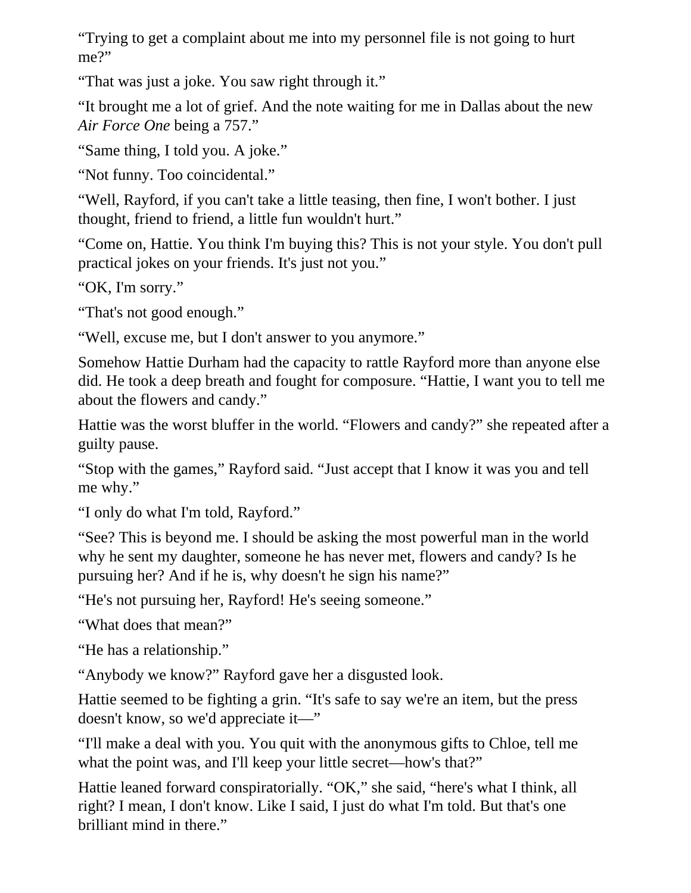"Trying to get a complaint about me into my personnel file is not going to hurt me?"

"That was just a joke. You saw right through it."

"It brought me a lot of grief. And the note waiting for me in Dallas about the new *Air Force One* being a 757."

"Same thing, I told you. A joke."

"Not funny. Too coincidental."

"Well, Rayford, if you can't take a little teasing, then fine, I won't bother. I just thought, friend to friend, a little fun wouldn't hurt."

"Come on, Hattie. You think I'm buying this? This is not your style. You don't pull practical jokes on your friends. It's just not you."

"OK, I'm sorry."

"That's not good enough."

"Well, excuse me, but I don't answer to you anymore."

Somehow Hattie Durham had the capacity to rattle Rayford more than anyone else did. He took a deep breath and fought for composure. "Hattie, I want you to tell me about the flowers and candy."

Hattie was the worst bluffer in the world. "Flowers and candy?" she repeated after a guilty pause.

"Stop with the games," Rayford said. "Just accept that I know it was you and tell me why."

"I only do what I'm told, Rayford."

"See? This is beyond me. I should be asking the most powerful man in the world why he sent my daughter, someone he has never met, flowers and candy? Is he pursuing her? And if he is, why doesn't he sign his name?"

"He's not pursuing her, Rayford! He's seeing someone."

"What does that mean?"

"He has a relationship."

"Anybody we know?" Rayford gave her a disgusted look.

Hattie seemed to be fighting a grin. "It's safe to say we're an item, but the press doesn't know, so we'd appreciate it—"

"I'll make a deal with you. You quit with the anonymous gifts to Chloe, tell me what the point was, and I'll keep your little secret—how's that?"

Hattie leaned forward conspiratorially. "OK," she said, "here's what I think, all right? I mean, I don't know. Like I said, I just do what I'm told. But that's one brilliant mind in there."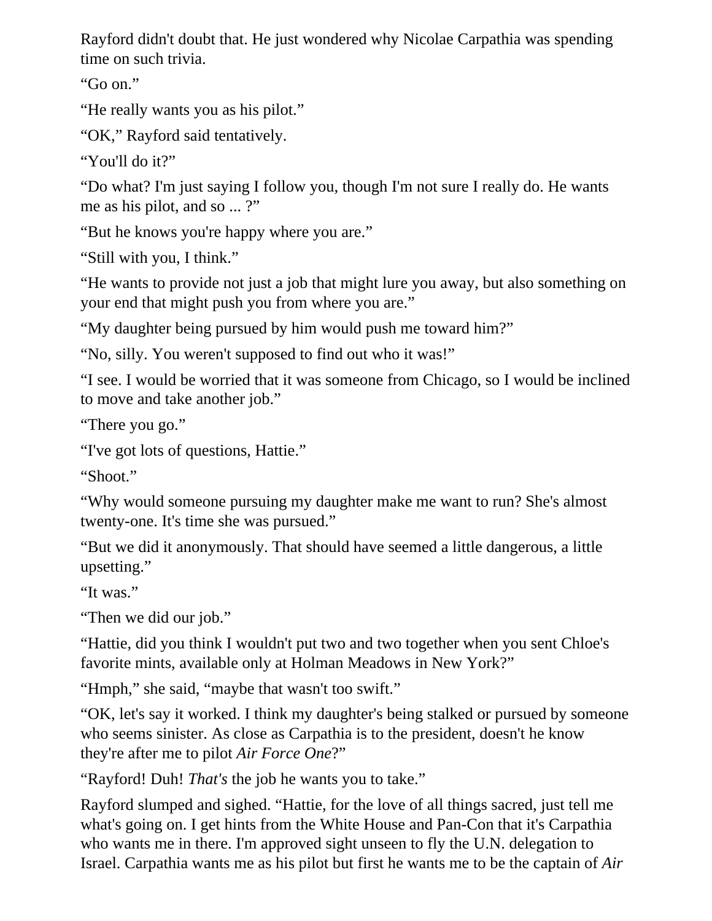Rayford didn't doubt that. He just wondered why Nicolae Carpathia was spending time on such trivia.

“Go on.”

“He really wants you as his pilot.”

“OK,” Rayford said tentatively.

“You'll do it?”

“Do what? I'm just saying I follow you, though I'm not sure I really do. He wants me as his pilot, and so ... ?”

“But he knows you're happy where you are.”

“Still with you, I think.”

“He wants to provide not just a job that might lure you away, but also something on your end that might push you from where you are.”

“My daughter being pursued by him would push me toward him?”

“No, silly. You weren't supposed to find out who it was!”

“I see. I would be worried that it was someone from Chicago, so I would be inclined to move and take another job.”

“There you go.”

“I've got lots of questions, Hattie.”

“Shoot.”

“Why would someone pursuing my daughter make me want to run? She's almost twenty-one. It's time she was pursued.”

“But we did it anonymously. That should have seemed a little dangerous, a little upsetting.”

“It was.”

“Then we did our job.”

“Hattie, did you think I wouldn't put two and two together when you sent Chloe's favorite mints, available only at Holman Meadows in New York?”

“Hmph,” she said, “maybe that wasn't too swift.”

“OK, let's say it worked. I think my daughter's being stalked or pursued by someone who seems sinister. As close as Carpathia is to the president, doesn't he know they're after me to pilot *Air Force One*?”

“Rayford! Duh! *That's* the job he wants you to take.”

Rayford slumped and sighed. “Hattie, for the love of all things sacred, just tell me what's going on. I get hints from the White House and Pan-Con that it's Carpathia who wants me in there. I'm approved sight unseen to fly the U.N. delegation to Israel. Carpathia wants me as his pilot but first he wants me to be the captain of *Air*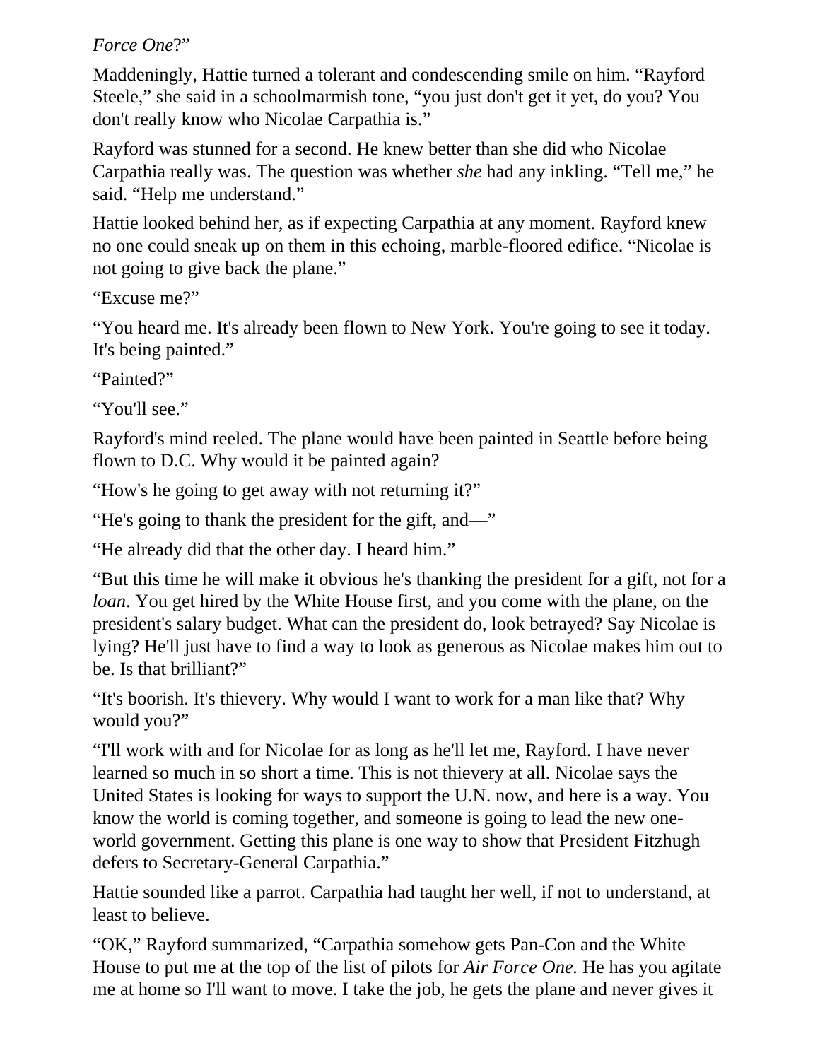*Force One*?"

Maddeningly, Hattie turned a tolerant and condescending smile on him. "Rayford Steele," she said in a schoolmarmish tone, "you just don't get it yet, do you? You don't really know who Nicolae Carpathia is."

Rayford was stunned for a second. He knew better than she did who Nicolae Carpathia really was. The question was whether *she* had any inkling. "Tell me," he said. "Help me understand."

Hattie looked behind her, as if expecting Carpathia at any moment. Rayford knew no one could sneak up on them in this echoing, marble-floored edifice. "Nicolae is not going to give back the plane."

"Excuse me?"

"You heard me. It's already been flown to New York. You're going to see it today. It's being painted."

"Painted?"

"You'll see."

Rayford's mind reeled. The plane would have been painted in Seattle before being flown to D.C. Why would it be painted again?

"How's he going to get away with not returning it?"

"He's going to thank the president for the gift, and—"

"He already did that the other day. I heard him."

"But this time he will make it obvious he's thanking the president for a gift, not for a *loan*. You get hired by the White House first, and you come with the plane, on the president's salary budget. What can the president do, look betrayed? Say Nicolae is lying? He'll just have to find a way to look as generous as Nicolae makes him out to be. Is that brilliant?"

"It's boorish. It's thievery. Why would I want to work for a man like that? Why would you?"

"I'll work with and for Nicolae for as long as he'll let me, Rayford. I have never learned so much in so short a time. This is not thievery at all. Nicolae says the United States is looking for ways to support the U.N. now, and here is a way. You know the world is coming together, and someone is going to lead the new one-world government. Getting this plane is one way to show that President Fitzhugh defers to Secretary-General Carpathia."

Hattie sounded like a parrot. Carpathia had taught her well, if not to understand, at least to believe.

"OK," Rayford summarized, "Carpathia somehow gets Pan-Con and the White House to put me at the top of the list of pilots for *Air Force One.* He has you agitate me at home so I'll want to move. I take the job, he gets the plane and never gives it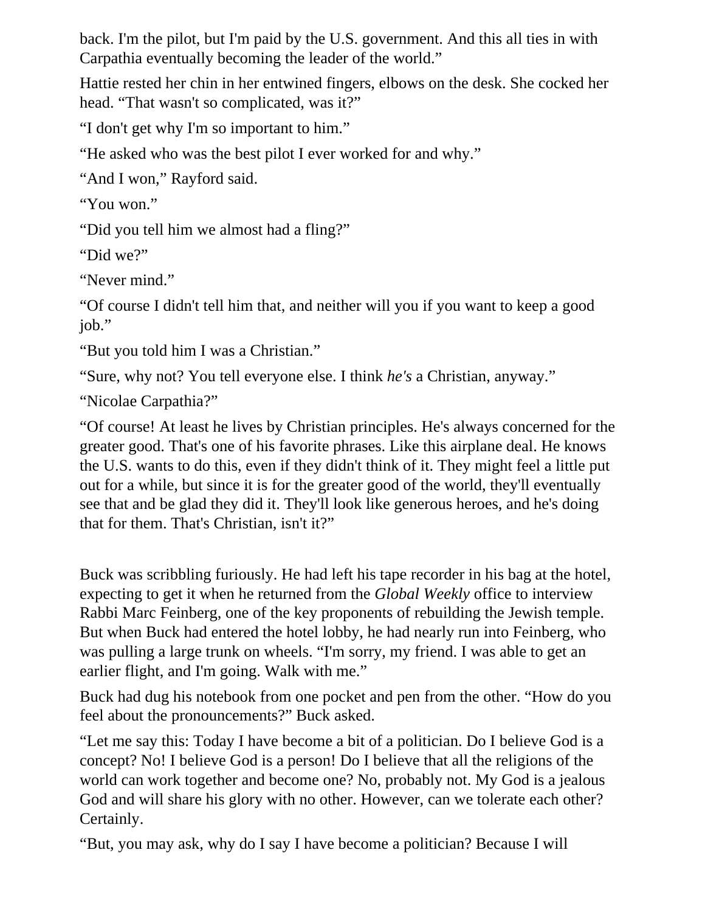back. I'm the pilot, but I'm paid by the U.S. government. And this all ties in with Carpathia eventually becoming the leader of the world."

Hattie rested her chin in her entwined fingers, elbows on the desk. She cocked her head. "That wasn't so complicated, was it?"

"I don't get why I'm so important to him."

"He asked who was the best pilot I ever worked for and why."

"And I won," Rayford said.

"You won."

"Did you tell him we almost had a fling?"

"Did we?"

"Never mind."

"Of course I didn't tell him that, and neither will you if you want to keep a good job."

"But you told him I was a Christian."

"Sure, why not? You tell everyone else. I think *he's* a Christian, anyway."

"Nicolae Carpathia?"

"Of course! At least he lives by Christian principles. He's always concerned for the greater good. That's one of his favorite phrases. Like this airplane deal. He knows the U.S. wants to do this, even if they didn't think of it. They might feel a little put out for a while, but since it is for the greater good of the world, they'll eventually see that and be glad they did it. They'll look like generous heroes, and he's doing that for them. That's Christian, isn't it?"

Buck was scribbling furiously. He had left his tape recorder in his bag at the hotel, expecting to get it when he returned from the *Global Weekly* office to interview Rabbi Marc Feinberg, one of the key proponents of rebuilding the Jewish temple. But when Buck had entered the hotel lobby, he had nearly run into Feinberg, who was pulling a large trunk on wheels. "I'm sorry, my friend. I was able to get an earlier flight, and I'm going. Walk with me."

Buck had dug his notebook from one pocket and pen from the other. "How do you feel about the pronouncements?" Buck asked.

"Let me say this: Today I have become a bit of a politician. Do I believe God is a concept? No! I believe God is a person! Do I believe that all the religions of the world can work together and become one? No, probably not. My God is a jealous God and will share his glory with no other. However, can we tolerate each other? Certainly.

"But, you may ask, why do I say I have become a politician? Because I will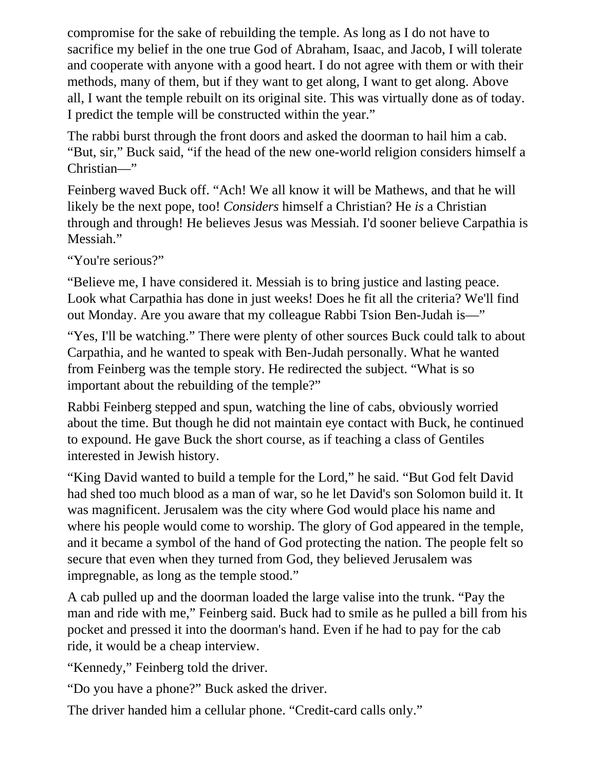compromise for the sake of rebuilding the temple. As long as I do not have to sacrifice my belief in the one true God of Abraham, Isaac, and Jacob, I will tolerate and cooperate with anyone with a good heart. I do not agree with them or with their methods, many of them, but if they want to get along, I want to get along. Above all, I want the temple rebuilt on its original site. This was virtually done as of today. I predict the temple will be constructed within the year."

The rabbi burst through the front doors and asked the doorman to hail him a cab. "But, sir," Buck said, "if the head of the new one-world religion considers himself a Christian—"

Feinberg waved Buck off. "Ach! We all know it will be Mathews, and that he will likely be the next pope, too! *Considers* himself a Christian? He *is* a Christian through and through! He believes Jesus was Messiah. I'd sooner believe Carpathia is Messiah."

"You're serious?"

"Believe me, I have considered it. Messiah is to bring justice and lasting peace. Look what Carpathia has done in just weeks! Does he fit all the criteria? We'll find out Monday. Are you aware that my colleague Rabbi Tsion Ben-Judah is—"

"Yes, I'll be watching." There were plenty of other sources Buck could talk to about Carpathia, and he wanted to speak with Ben-Judah personally. What he wanted from Feinberg was the temple story. He redirected the subject. "What is so important about the rebuilding of the temple?"

Rabbi Feinberg stepped and spun, watching the line of cabs, obviously worried about the time. But though he did not maintain eye contact with Buck, he continued to expound. He gave Buck the short course, as if teaching a class of Gentiles interested in Jewish history.

"King David wanted to build a temple for the Lord," he said. "But God felt David had shed too much blood as a man of war, so he let David's son Solomon build it. It was magnificent. Jerusalem was the city where God would place his name and where his people would come to worship. The glory of God appeared in the temple, and it became a symbol of the hand of God protecting the nation. The people felt so secure that even when they turned from God, they believed Jerusalem was impregnable, as long as the temple stood."

A cab pulled up and the doorman loaded the large valise into the trunk. "Pay the man and ride with me," Feinberg said. Buck had to smile as he pulled a bill from his pocket and pressed it into the doorman's hand. Even if he had to pay for the cab ride, it would be a cheap interview.

"Kennedy," Feinberg told the driver.

"Do you have a phone?" Buck asked the driver.

The driver handed him a cellular phone. "Credit-card calls only."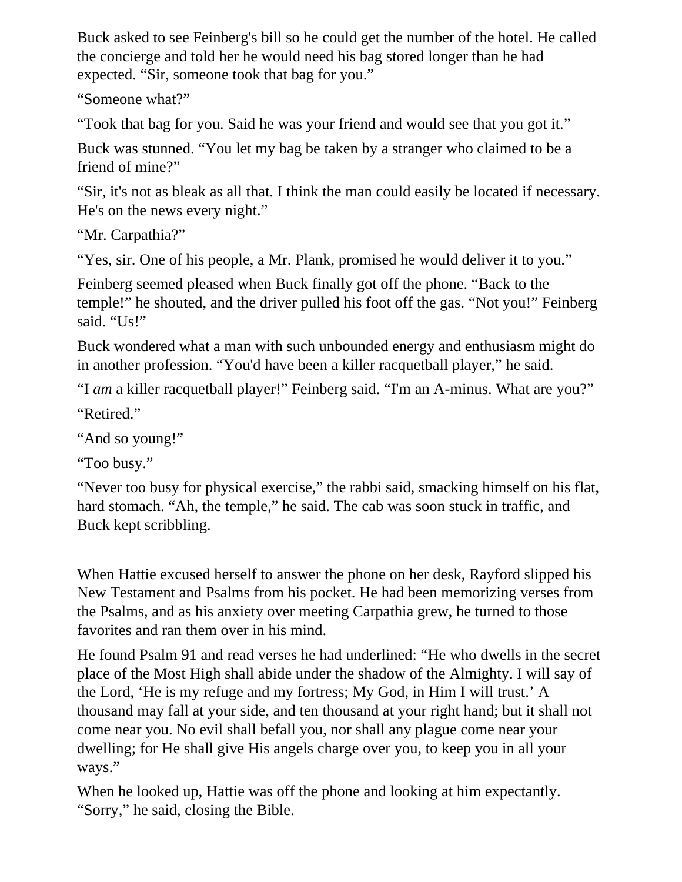Buck asked to see Feinberg's bill so he could get the number of the hotel. He called the concierge and told her he would need his bag stored longer than he had expected. “Sir, someone took that bag for you.”

“Someone what?”

“Took that bag for you. Said he was your friend and would see that you got it.”

Buck was stunned. “You let my bag be taken by a stranger who claimed to be a friend of mine?”

“Sir, it's not as bleak as all that. I think the man could easily be located if necessary. He's on the news every night.”

“Mr. Carpathia?”

“Yes, sir. One of his people, a Mr. Plank, promised he would deliver it to you.”

Feinberg seemed pleased when Buck finally got off the phone. “Back to the temple!” he shouted, and the driver pulled his foot off the gas. “Not you!” Feinberg said. “Us!”

Buck wondered what a man with such unbounded energy and enthusiasm might do in another profession. “You'd have been a killer racquetball player,” he said.

“I *am* a killer racquetball player!” Feinberg said. “I'm an A-minus. What are you?”

“Retired.”

“And so young!”

“Too busy.”

“Never too busy for physical exercise,” the rabbi said, smacking himself on his flat, hard stomach. “Ah, the temple,” he said. The cab was soon stuck in traffic, and Buck kept scribbling.

When Hattie excused herself to answer the phone on her desk, Rayford slipped his New Testament and Psalms from his pocket. He had been memorizing verses from the Psalms, and as his anxiety over meeting Carpathia grew, he turned to those favorites and ran them over in his mind.

He found Psalm 91 and read verses he had underlined: “He who dwells in the secret place of the Most High shall abide under the shadow of the Almighty. I will say of the Lord, ‘He is my refuge and my fortress; My God, in Him I will trust.’ A thousand may fall at your side, and ten thousand at your right hand; but it shall not come near you. No evil shall befall you, nor shall any plague come near your dwelling; for He shall give His angels charge over you, to keep you in all your ways.”

When he looked up, Hattie was off the phone and looking at him expectantly. “Sorry,” he said, closing the Bible.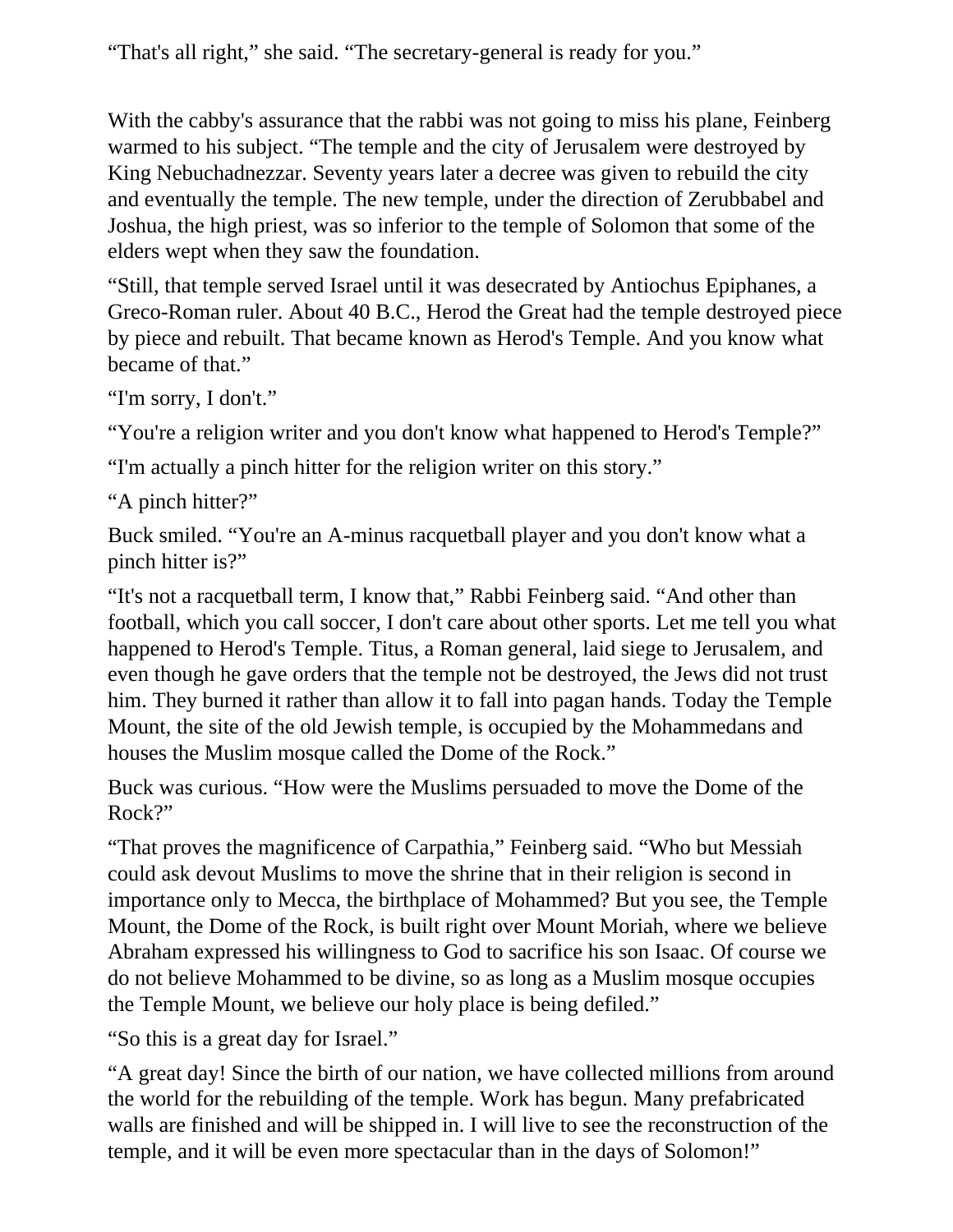“That's all right,” she said. “The secretary-general is ready for you.”

With the cabby's assurance that the rabbi was not going to miss his plane, Feinberg warmed to his subject. “The temple and the city of Jerusalem were destroyed by King Nebuchadnezzar. Seventy years later a decree was given to rebuild the city and eventually the temple. The new temple, under the direction of Zerubbabel and Joshua, the high priest, was so inferior to the temple of Solomon that some of the elders wept when they saw the foundation.

“Still, that temple served Israel until it was desecrated by Antiochus Epiphanes, a Greco-Roman ruler. About 40 B.C., Herod the Great had the temple destroyed piece by piece and rebuilt. That became known as Herod's Temple. And you know what became of that.”

“I'm sorry, I don't.”

“You're a religion writer and you don't know what happened to Herod's Temple?”

“I'm actually a pinch hitter for the religion writer on this story.”

“A pinch hitter?”

Buck smiled. “You're an A-minus racquetball player and you don't know what a pinch hitter is?”

“It's not a racquetball term, I know that,” Rabbi Feinberg said. “And other than football, which you call soccer, I don't care about other sports. Let me tell you what happened to Herod's Temple. Titus, a Roman general, laid siege to Jerusalem, and even though he gave orders that the temple not be destroyed, the Jews did not trust him. They burned it rather than allow it to fall into pagan hands. Today the Temple Mount, the site of the old Jewish temple, is occupied by the Mohammedans and houses the Muslim mosque called the Dome of the Rock.”

Buck was curious. “How were the Muslims persuaded to move the Dome of the Rock?”

“That proves the magnificence of Carpathia,” Feinberg said. “Who but Messiah could ask devout Muslims to move the shrine that in their religion is second in importance only to Mecca, the birthplace of Mohammed? But you see, the Temple Mount, the Dome of the Rock, is built right over Mount Moriah, where we believe Abraham expressed his willingness to God to sacrifice his son Isaac. Of course we do not believe Mohammed to be divine, so as long as a Muslim mosque occupies the Temple Mount, we believe our holy place is being defiled.”

“So this is a great day for Israel.”

“A great day! Since the birth of our nation, we have collected millions from around the world for the rebuilding of the temple. Work has begun. Many prefabricated walls are finished and will be shipped in. I will live to see the reconstruction of the temple, and it will be even more spectacular than in the days of Solomon!”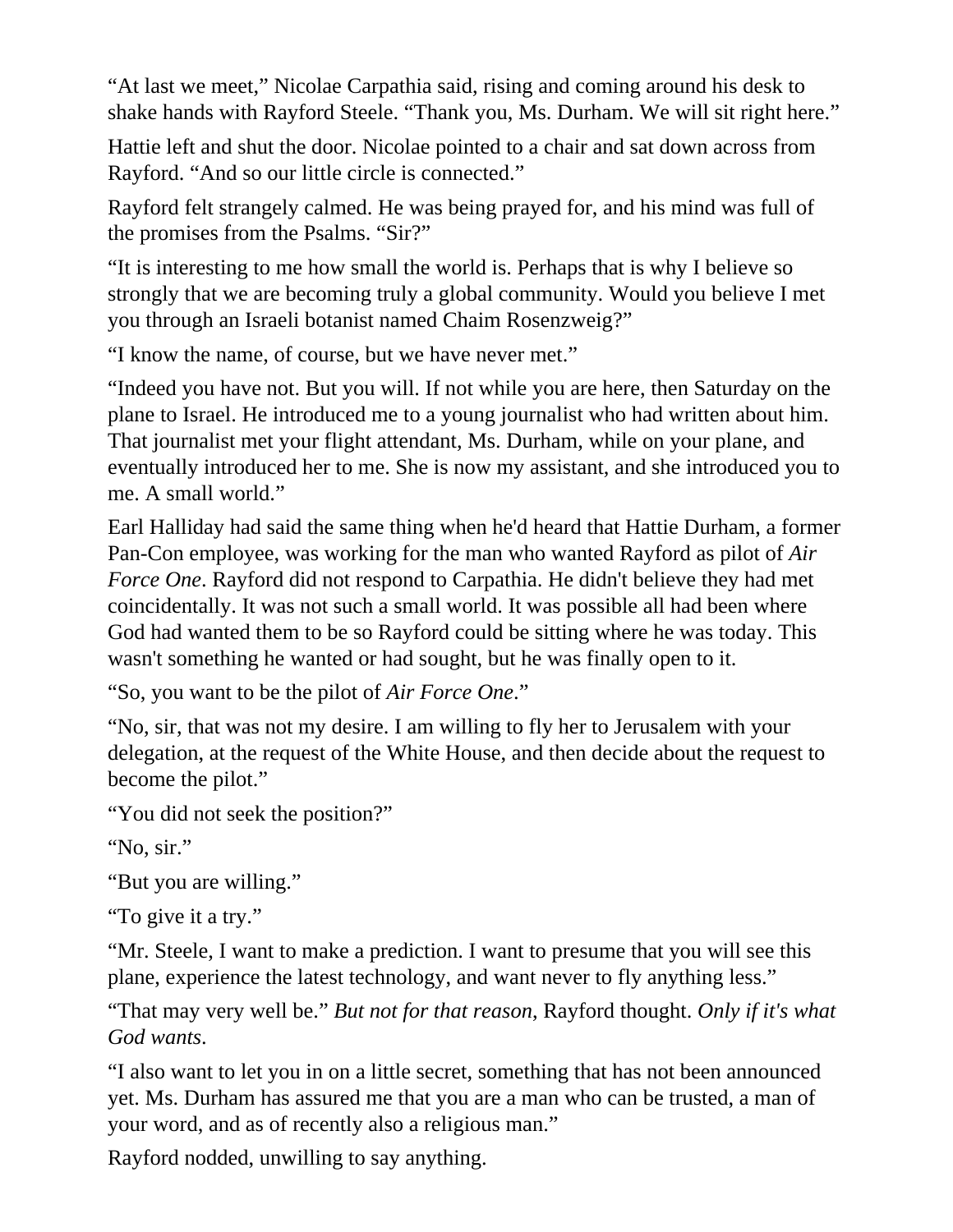"At last we meet," Nicolae Carpathia said, rising and coming around his desk to shake hands with Rayford Steele. "Thank you, Ms. Durham. We will sit right here."

Hattie left and shut the door. Nicolae pointed to a chair and sat down across from Rayford. "And so our little circle is connected."

Rayford felt strangely calmed. He was being prayed for, and his mind was full of the promises from the Psalms. "Sir?"

"It is interesting to me how small the world is. Perhaps that is why I believe so strongly that we are becoming truly a global community. Would you believe I met you through an Israeli botanist named Chaim Rosenzweig?"

"I know the name, of course, but we have never met."

"Indeed you have not. But you will. If not while you are here, then Saturday on the plane to Israel. He introduced me to a young journalist who had written about him. That journalist met your flight attendant, Ms. Durham, while on your plane, and eventually introduced her to me. She is now my assistant, and she introduced you to me. A small world."

Earl Halliday had said the same thing when he'd heard that Hattie Durham, a former Pan-Con employee, was working for the man who wanted Rayford as pilot of *Air Force One*. Rayford did not respond to Carpathia. He didn't believe they had met coincidentally. It was not such a small world. It was possible all had been where God had wanted them to be so Rayford could be sitting where he was today. This wasn't something he wanted or had sought, but he was finally open to it.

"So, you want to be the pilot of *Air Force One*."

"No, sir, that was not my desire. I am willing to fly her to Jerusalem with your delegation, at the request of the White House, and then decide about the request to become the pilot."

"You did not seek the position?"

"No, sir."

"But you are willing."

"To give it a try."

"Mr. Steele, I want to make a prediction. I want to presume that you will see this plane, experience the latest technology, and want never to fly anything less."

"That may very well be." *But not for that reason*, Rayford thought. *Only if it's what God wants*.

"I also want to let you in on a little secret, something that has not been announced yet. Ms. Durham has assured me that you are a man who can be trusted, a man of your word, and as of recently also a religious man."

Rayford nodded, unwilling to say anything.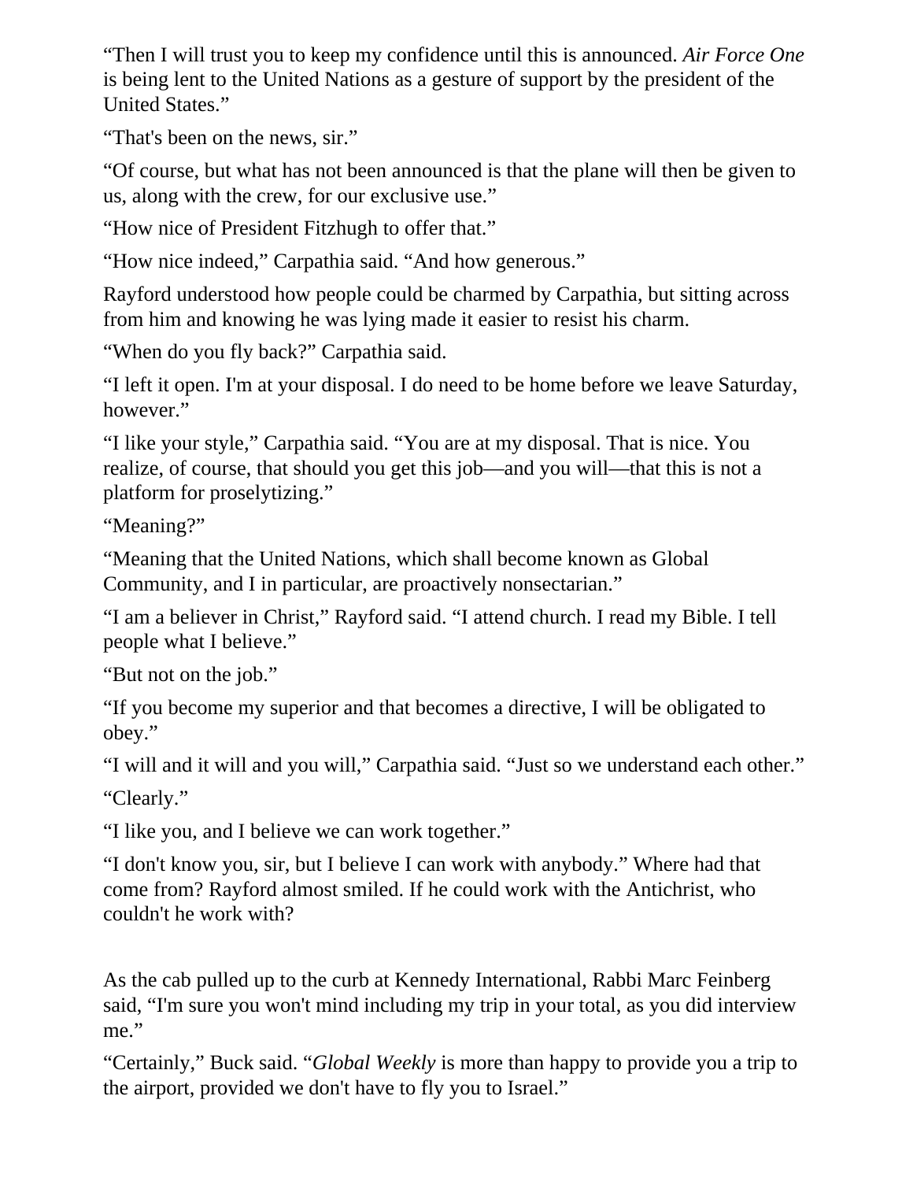“Then I will trust you to keep my confidence until this is announced. *Air Force One* is being lent to the United Nations as a gesture of support by the president of the United States.”

“That's been on the news, sir.”

“Of course, but what has not been announced is that the plane will then be given to us, along with the crew, for our exclusive use.”

“How nice of President Fitzhugh to offer that.”

“How nice indeed,” Carpathia said. “And how generous.”

Rayford understood how people could be charmed by Carpathia, but sitting across from him and knowing he was lying made it easier to resist his charm.

“When do you fly back?” Carpathia said.

“I left it open. I'm at your disposal. I do need to be home before we leave Saturday, however.”

“I like your style,” Carpathia said. “You are at my disposal. That is nice. You realize, of course, that should you get this job—and you will—that this is not a platform for proselytizing.”

“Meaning?”

“Meaning that the United Nations, which shall become known as Global Community, and I in particular, are proactively nonsectarian.”

“I am a believer in Christ,” Rayford said. “I attend church. I read my Bible. I tell people what I believe.”

“But not on the job.”

“If you become my superior and that becomes a directive, I will be obligated to obey.”

“I will and it will and you will,” Carpathia said. “Just so we understand each other.”

“Clearly.”

“I like you, and I believe we can work together.”

“I don't know you, sir, but I believe I can work with anybody.” Where had that come from? Rayford almost smiled. If he could work with the Antichrist, who couldn't he work with?

As the cab pulled up to the curb at Kennedy International, Rabbi Marc Feinberg said, “I'm sure you won't mind including my trip in your total, as you did interview me.”

“Certainly,” Buck said. “*Global Weekly* is more than happy to provide you a trip to the airport, provided we don't have to fly you to Israel.”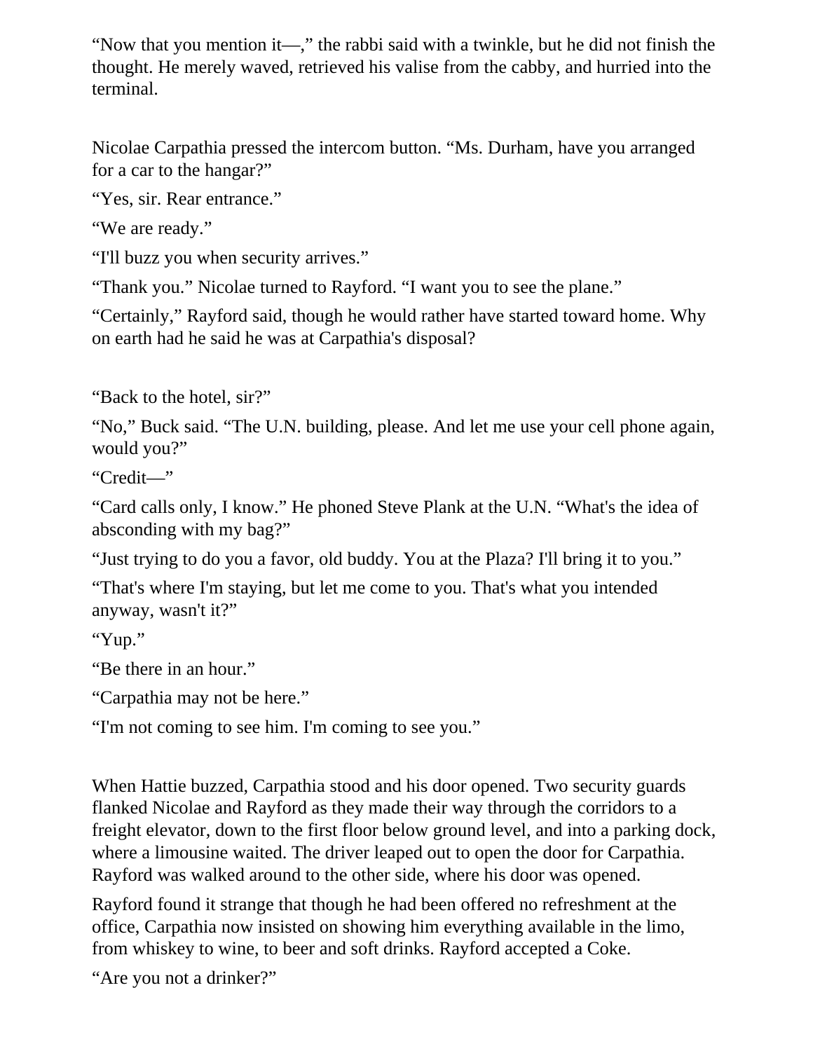"Now that you mention it—," the rabbi said with a twinkle, but he did not finish the thought. He merely waved, retrieved his valise from the cabby, and hurried into the terminal.

Nicolae Carpathia pressed the intercom button. "Ms. Durham, have you arranged for a car to the hangar?"

"Yes, sir. Rear entrance."

"We are ready."

"I'll buzz you when security arrives."

"Thank you." Nicolae turned to Rayford. "I want you to see the plane."

"Certainly," Rayford said, though he would rather have started toward home. Why on earth had he said he was at Carpathia's disposal?

"Back to the hotel, sir?"

"No," Buck said. "The U.N. building, please. And let me use your cell phone again, would you?"

"Credit—"

"Card calls only, I know." He phoned Steve Plank at the U.N. "What's the idea of absconding with my bag?"

"Just trying to do you a favor, old buddy. You at the Plaza? I'll bring it to you."

"That's where I'm staying, but let me come to you. That's what you intended anyway, wasn't it?"

"Yup."

"Be there in an hour."

"Carpathia may not be here."

"I'm not coming to see him. I'm coming to see you."

When Hattie buzzed, Carpathia stood and his door opened. Two security guards flanked Nicolae and Rayford as they made their way through the corridors to a freight elevator, down to the first floor below ground level, and into a parking dock, where a limousine waited. The driver leaped out to open the door for Carpathia. Rayford was walked around to the other side, where his door was opened.

Rayford found it strange that though he had been offered no refreshment at the office, Carpathia now insisted on showing him everything available in the limo, from whiskey to wine, to beer and soft drinks. Rayford accepted a Coke.

"Are you not a drinker?"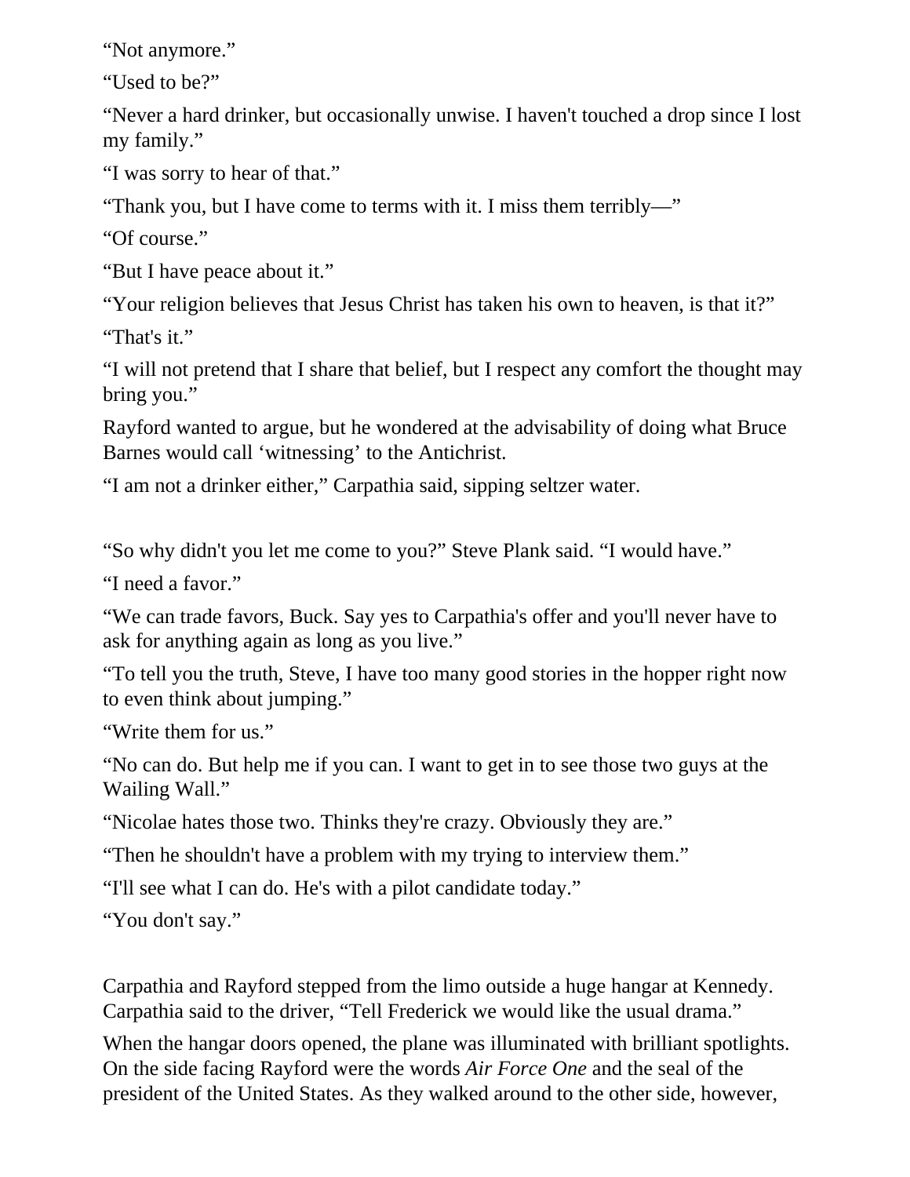“Not anymore.”

“Used to be?”

“Never a hard drinker, but occasionally unwise. I haven't touched a drop since I lost my family.”

“I was sorry to hear of that.”

“Thank you, but I have come to terms with it. I miss them terribly—”

“Of course.”

“But I have peace about it.”

“Your religion believes that Jesus Christ has taken his own to heaven, is that it?”

“That's it.”

“I will not pretend that I share that belief, but I respect any comfort the thought may bring you.”

Rayford wanted to argue, but he wondered at the advisability of doing what Bruce Barnes would call ‘witnessing’ to the Antichrist.

“I am not a drinker either,” Carpathia said, sipping seltzer water.

“So why didn't you let me come to you?” Steve Plank said. “I would have.”

“I need a favor.”

“We can trade favors, Buck. Say yes to Carpathia's offer and you'll never have to ask for anything again as long as you live.”

“To tell you the truth, Steve, I have too many good stories in the hopper right now to even think about jumping.”

“Write them for us.”

“No can do. But help me if you can. I want to get in to see those two guys at the Wailing Wall.”

“Nicolae hates those two. Thinks they're crazy. Obviously they are.”

“Then he shouldn't have a problem with my trying to interview them.”

“I'll see what I can do. He's with a pilot candidate today.”

“You don't say.”

Carpathia and Rayford stepped from the limo outside a huge hangar at Kennedy. Carpathia said to the driver, “Tell Frederick we would like the usual drama.”

When the hangar doors opened, the plane was illuminated with brilliant spotlights. On the side facing Rayford were the words *Air Force One* and the seal of the president of the United States. As they walked around to the other side, however,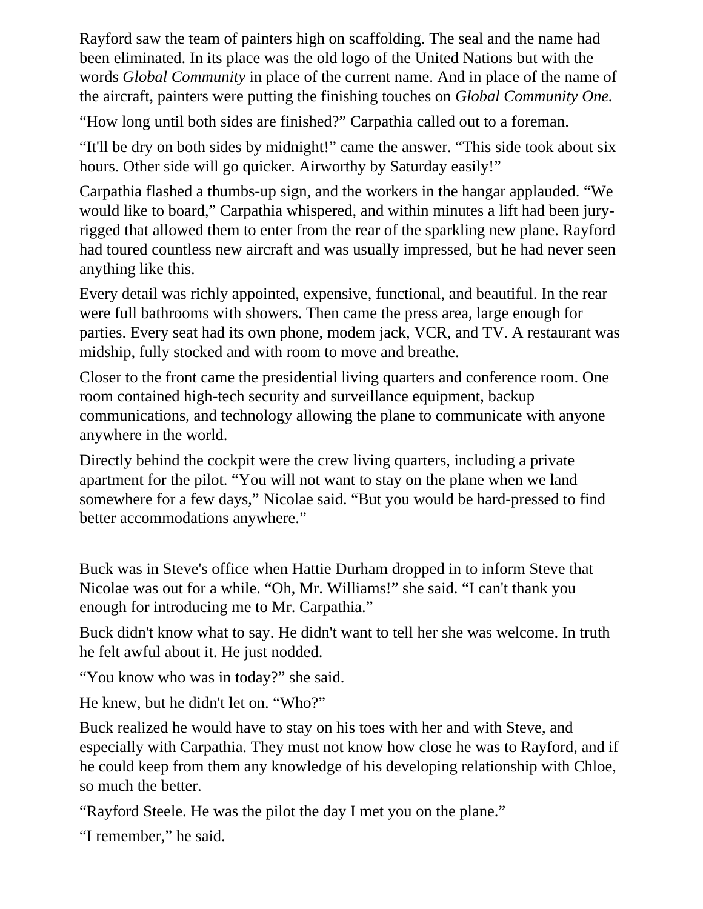Rayford saw the team of painters high on scaffolding. The seal and the name had been eliminated. In its place was the old logo of the United Nations but with the words *Global Community* in place of the current name. And in place of the name of the aircraft, painters were putting the finishing touches on *Global Community One.*

“How long until both sides are finished?” Carpathia called out to a foreman.

“It'll be dry on both sides by midnight!” came the answer. “This side took about six hours. Other side will go quicker. Airworthy by Saturday easily!”

Carpathia flashed a thumbs-up sign, and the workers in the hangar applauded. “We would like to board,” Carpathia whispered, and within minutes a lift had been jury-rigged that allowed them to enter from the rear of the sparkling new plane. Rayford had toured countless new aircraft and was usually impressed, but he had never seen anything like this.

Every detail was richly appointed, expensive, functional, and beautiful. In the rear were full bathrooms with showers. Then came the press area, large enough for parties. Every seat had its own phone, modem jack, VCR, and TV. A restaurant was midship, fully stocked and with room to move and breathe.

Closer to the front came the presidential living quarters and conference room. One room contained high-tech security and surveillance equipment, backup communications, and technology allowing the plane to communicate with anyone anywhere in the world.

Directly behind the cockpit were the crew living quarters, including a private apartment for the pilot. “You will not want to stay on the plane when we land somewhere for a few days,” Nicolae said. “But you would be hard-pressed to find better accommodations anywhere.”

Buck was in Steve's office when Hattie Durham dropped in to inform Steve that Nicolae was out for a while. “Oh, Mr. Williams!” she said. “I can't thank you enough for introducing me to Mr. Carpathia.”

Buck didn't know what to say. He didn't want to tell her she was welcome. In truth he felt awful about it. He just nodded.

“You know who was in today?” she said.

He knew, but he didn't let on. “Who?”

Buck realized he would have to stay on his toes with her and with Steve, and especially with Carpathia. They must not know how close he was to Rayford, and if he could keep from them any knowledge of his developing relationship with Chloe, so much the better.

“Rayford Steele. He was the pilot the day I met you on the plane.”

“I remember,” he said.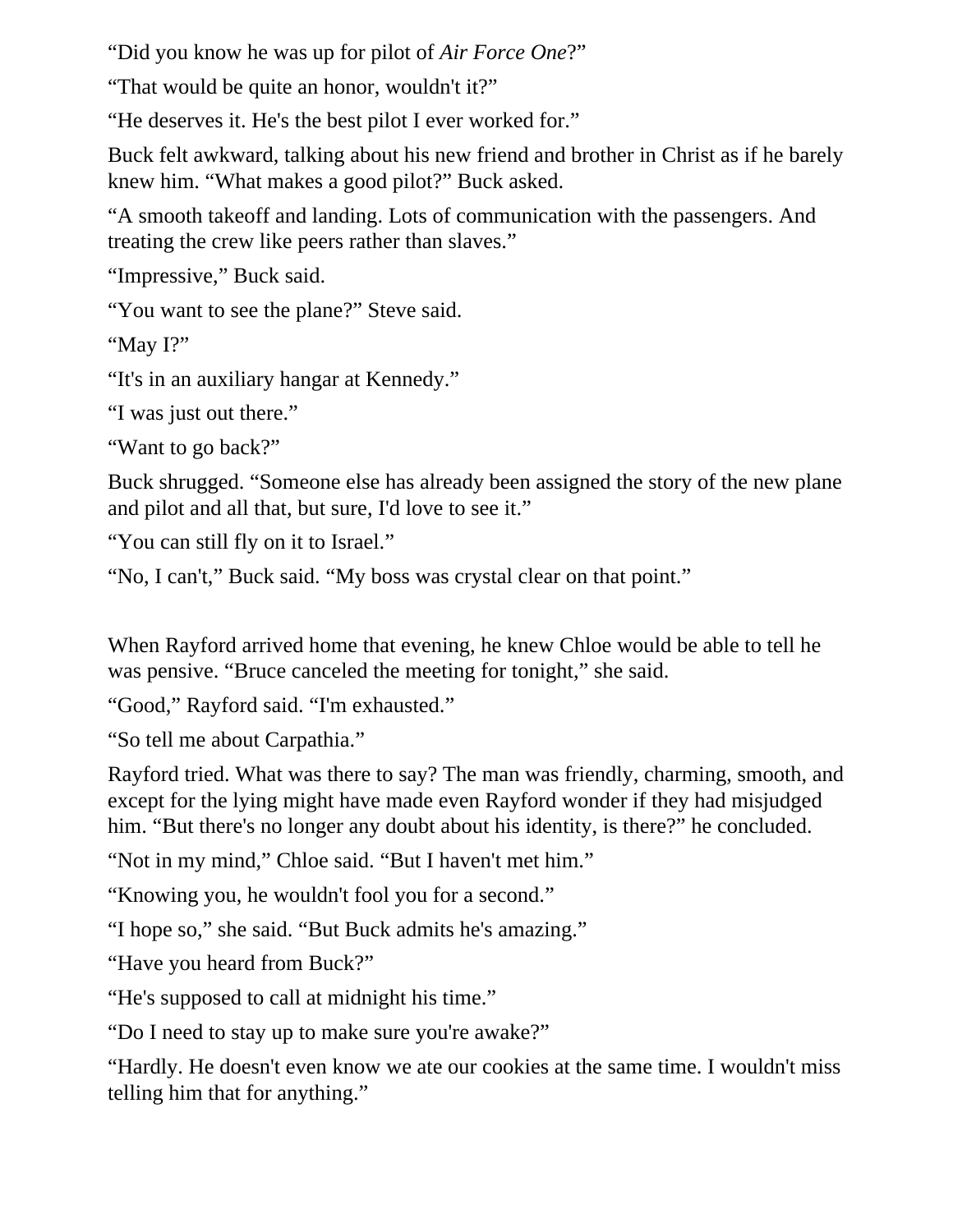“Did you know he was up for pilot of *Air Force One*?”

“That would be quite an honor, wouldn't it?”

“He deserves it. He's the best pilot I ever worked for.”

Buck felt awkward, talking about his new friend and brother in Christ as if he barely knew him. “What makes a good pilot?” Buck asked.

“A smooth takeoff and landing. Lots of communication with the passengers. And treating the crew like peers rather than slaves.”

“Impressive,” Buck said.

“You want to see the plane?” Steve said.

“May I?”

“It's in an auxiliary hangar at Kennedy.”

“I was just out there.”

“Want to go back?”

Buck shrugged. “Someone else has already been assigned the story of the new plane and pilot and all that, but sure, I'd love to see it.”

“You can still fly on it to Israel.”

“No, I can't,” Buck said. “My boss was crystal clear on that point.”

When Rayford arrived home that evening, he knew Chloe would be able to tell he was pensive. “Bruce canceled the meeting for tonight,” she said.

“Good,” Rayford said. “I'm exhausted.”

“So tell me about Carpathia.”

Rayford tried. What was there to say? The man was friendly, charming, smooth, and except for the lying might have made even Rayford wonder if they had misjudged him. “But there's no longer any doubt about his identity, is there?” he concluded.

“Not in my mind,” Chloe said. “But I haven't met him.”

“Knowing you, he wouldn't fool you for a second.”

“I hope so,” she said. “But Buck admits he's amazing.”

“Have you heard from Buck?”

“He's supposed to call at midnight his time.”

“Do I need to stay up to make sure you're awake?”

“Hardly. He doesn't even know we ate our cookies at the same time. I wouldn't miss telling him that for anything.”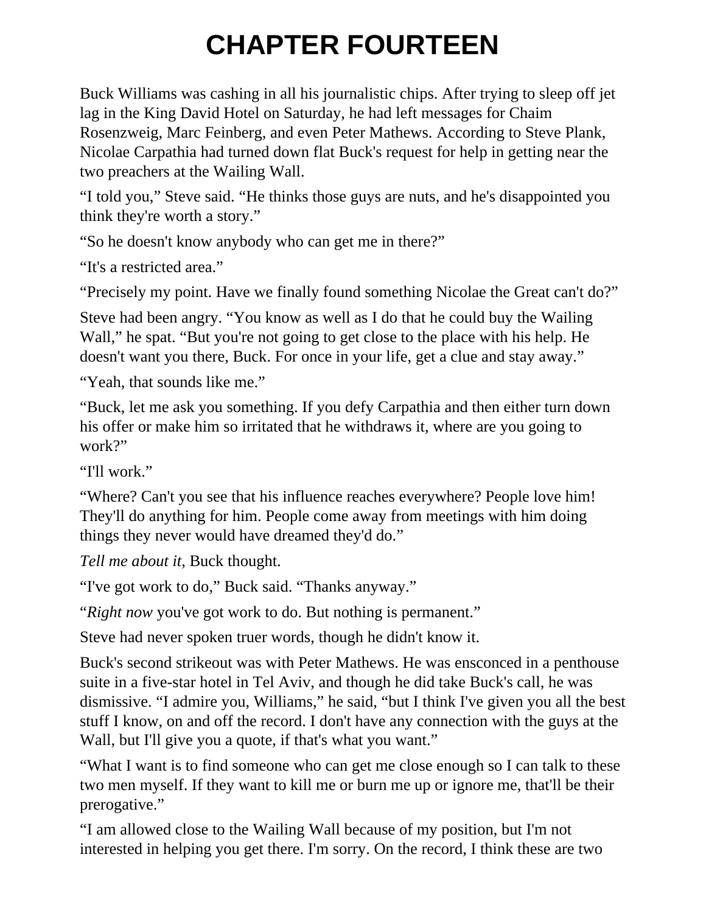# CHAPTER FOURTEEN

Buck Williams was cashing in all his journalistic chips. After trying to sleep off jet lag in the King David Hotel on Saturday, he had left messages for Chaim Rosenzweig, Marc Feinberg, and even Peter Mathews. According to Steve Plank, Nicolae Carpathia had turned down flat Buck's request for help in getting near the two preachers at the Wailing Wall.

"I told you," Steve said. "He thinks those guys are nuts, and he's disappointed you think they're worth a story."

"So he doesn't know anybody who can get me in there?"

"It's a restricted area."

"Precisely my point. Have we finally found something Nicolae the Great can't do?"

Steve had been angry. "You know as well as I do that he could buy the Wailing Wall," he spat. "But you're not going to get close to the place with his help. He doesn't want you there, Buck. For once in your life, get a clue and stay away."

"Yeah, that sounds like me."

"Buck, let me ask you something. If you defy Carpathia and then either turn down his offer or make him so irritated that he withdraws it, where are you going to work?"

"I'll work."

"Where? Can't you see that his influence reaches everywhere? People love him! They'll do anything for him. People come away from meetings with him doing things they never would have dreamed they'd do."

*Tell me about it*, Buck thought.

"I've got work to do," Buck said. "Thanks anyway."

"*Right now* you've got work to do. But nothing is permanent."

Steve had never spoken truer words, though he didn't know it.

Buck's second strikeout was with Peter Mathews. He was ensconced in a penthouse suite in a five-star hotel in Tel Aviv, and though he did take Buck's call, he was dismissive. "I admire you, Williams," he said, "but I think I've given you all the best stuff I know, on and off the record. I don't have any connection with the guys at the Wall, but I'll give you a quote, if that's what you want."

"What I want is to find someone who can get me close enough so I can talk to these two men myself. If they want to kill me or burn me up or ignore me, that'll be their prerogative."

"I am allowed close to the Wailing Wall because of my position, but I'm not interested in helping you get there. I'm sorry. On the record, I think these are two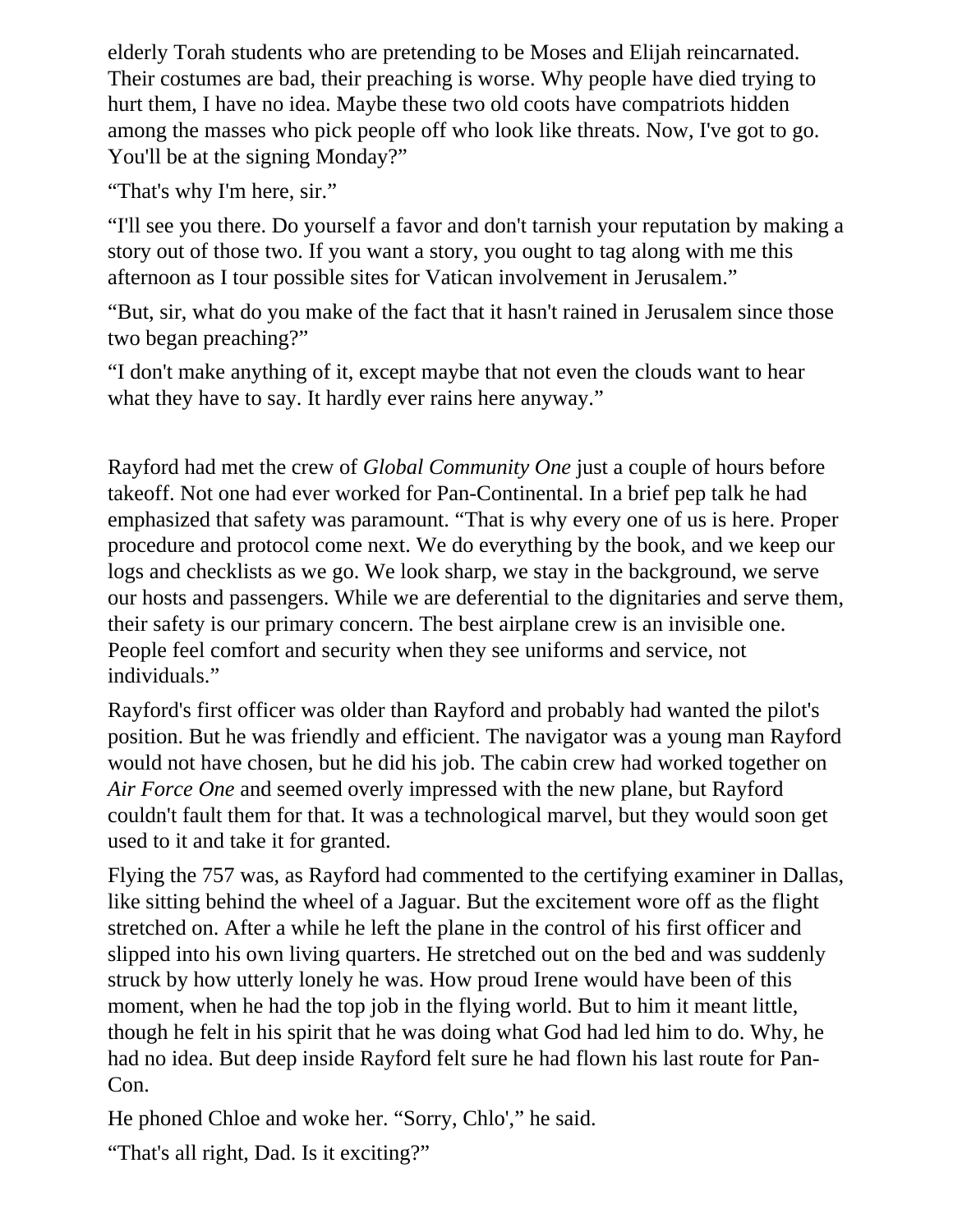elderly Torah students who are pretending to be Moses and Elijah reincarnated. Their costumes are bad, their preaching is worse. Why people have died trying to hurt them, I have no idea. Maybe these two old coots have compatriots hidden among the masses who pick people off who look like threats. Now, I've got to go. You'll be at the signing Monday?"

"That's why I'm here, sir."

"I'll see you there. Do yourself a favor and don't tarnish your reputation by making a story out of those two. If you want a story, you ought to tag along with me this afternoon as I tour possible sites for Vatican involvement in Jerusalem."

"But, sir, what do you make of the fact that it hasn't rained in Jerusalem since those two began preaching?"

"I don't make anything of it, except maybe that not even the clouds want to hear what they have to say. It hardly ever rains here anyway."

Rayford had met the crew of *Global Community One* just a couple of hours before takeoff. Not one had ever worked for Pan-Continental. In a brief pep talk he had emphasized that safety was paramount. "That is why every one of us is here. Proper procedure and protocol come next. We do everything by the book, and we keep our logs and checklists as we go. We look sharp, we stay in the background, we serve our hosts and passengers. While we are deferential to the dignitaries and serve them, their safety is our primary concern. The best airplane crew is an invisible one. People feel comfort and security when they see uniforms and service, not individuals."

Rayford's first officer was older than Rayford and probably had wanted the pilot's position. But he was friendly and efficient. The navigator was a young man Rayford would not have chosen, but he did his job. The cabin crew had worked together on *Air Force One* and seemed overly impressed with the new plane, but Rayford couldn't fault them for that. It was a technological marvel, but they would soon get used to it and take it for granted.

Flying the 757 was, as Rayford had commented to the certifying examiner in Dallas, like sitting behind the wheel of a Jaguar. But the excitement wore off as the flight stretched on. After a while he left the plane in the control of his first officer and slipped into his own living quarters. He stretched out on the bed and was suddenly struck by how utterly lonely he was. How proud Irene would have been of this moment, when he had the top job in the flying world. But to him it meant little, though he felt in his spirit that he was doing what God had led him to do. Why, he had no idea. But deep inside Rayford felt sure he had flown his last route for Pan-Con.

He phoned Chloe and woke her. "Sorry, Chlo'," he said.

"That's all right, Dad. Is it exciting?"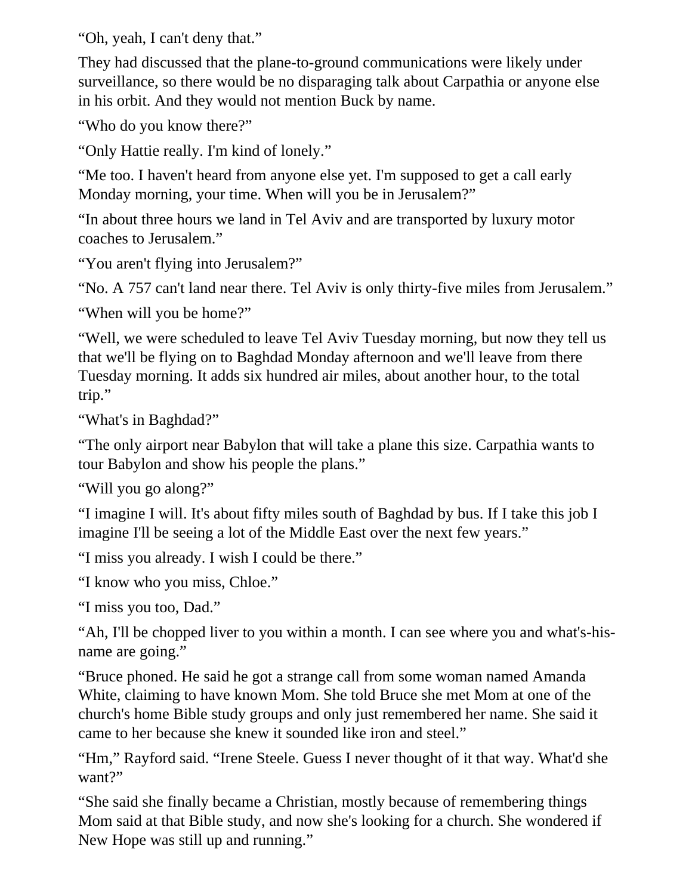“Oh, yeah, I can't deny that.”

They had discussed that the plane-to-ground communications were likely under surveillance, so there would be no disparaging talk about Carpathia or anyone else in his orbit. And they would not mention Buck by name.

“Who do you know there?”

“Only Hattie really. I'm kind of lonely.”

“Me too. I haven't heard from anyone else yet. I'm supposed to get a call early Monday morning, your time. When will you be in Jerusalem?”

“In about three hours we land in Tel Aviv and are transported by luxury motor coaches to Jerusalem.”

“You aren't flying into Jerusalem?”

“No. A 757 can't land near there. Tel Aviv is only thirty-five miles from Jerusalem.”

“When will you be home?”

“Well, we were scheduled to leave Tel Aviv Tuesday morning, but now they tell us that we'll be flying on to Baghdad Monday afternoon and we'll leave from there Tuesday morning. It adds six hundred air miles, about another hour, to the total trip.”

“What's in Baghdad?”

“The only airport near Babylon that will take a plane this size. Carpathia wants to tour Babylon and show his people the plans.”

“Will you go along?”

“I imagine I will. It's about fifty miles south of Baghdad by bus. If I take this job I imagine I'll be seeing a lot of the Middle East over the next few years.”

“I miss you already. I wish I could be there.”

“I know who you miss, Chloe.”

“I miss you too, Dad.”

“Ah, I'll be chopped liver to you within a month. I can see where you and what's-his-name are going.”

“Bruce phoned. He said he got a strange call from some woman named Amanda White, claiming to have known Mom. She told Bruce she met Mom at one of the church's home Bible study groups and only just remembered her name. She said it came to her because she knew it sounded like iron and steel.”

“Hm,” Rayford said. “Irene Steele. Guess I never thought of it that way. What'd she want?”

“She said she finally became a Christian, mostly because of remembering things Mom said at that Bible study, and now she's looking for a church. She wondered if New Hope was still up and running.”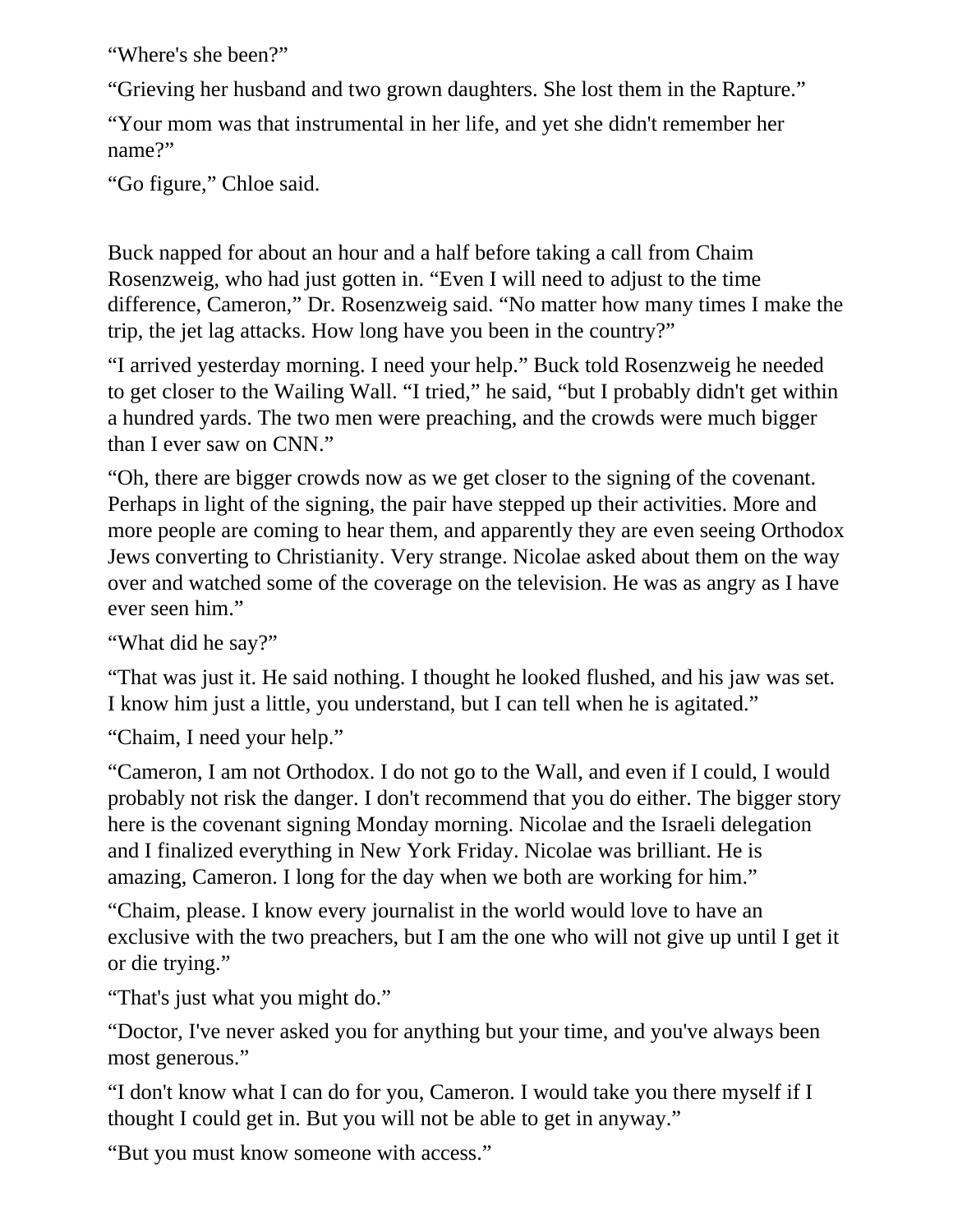“Where's she been?”

“Grieving her husband and two grown daughters. She lost them in the Rapture.”

“Your mom was that instrumental in her life, and yet she didn't remember her name?”

“Go figure,” Chloe said.

Buck napped for about an hour and a half before taking a call from Chaim Rosenzweig, who had just gotten in. “Even I will need to adjust to the time difference, Cameron,” Dr. Rosenzweig said. “No matter how many times I make the trip, the jet lag attacks. How long have you been in the country?”

“I arrived yesterday morning. I need your help.” Buck told Rosenzweig he needed to get closer to the Wailing Wall. “I tried,” he said, “but I probably didn't get within a hundred yards. The two men were preaching, and the crowds were much bigger than I ever saw on CNN.”

“Oh, there are bigger crowds now as we get closer to the signing of the covenant. Perhaps in light of the signing, the pair have stepped up their activities. More and more people are coming to hear them, and apparently they are even seeing Orthodox Jews converting to Christianity. Very strange. Nicolae asked about them on the way over and watched some of the coverage on the television. He was as angry as I have ever seen him.”

“What did he say?”

“That was just it. He said nothing. I thought he looked flushed, and his jaw was set. I know him just a little, you understand, but I can tell when he is agitated.”

“Chaim, I need your help.”

“Cameron, I am not Orthodox. I do not go to the Wall, and even if I could, I would probably not risk the danger. I don't recommend that you do either. The bigger story here is the covenant signing Monday morning. Nicolae and the Israeli delegation and I finalized everything in New York Friday. Nicolae was brilliant. He is amazing, Cameron. I long for the day when we both are working for him.”

“Chaim, please. I know every journalist in the world would love to have an exclusive with the two preachers, but I am the one who will not give up until I get it or die trying.”

“That's just what you might do.”

“Doctor, I've never asked you for anything but your time, and you've always been most generous.”

“I don't know what I can do for you, Cameron. I would take you there myself if I thought I could get in. But you will not be able to get in anyway.”

“But you must know someone with access.”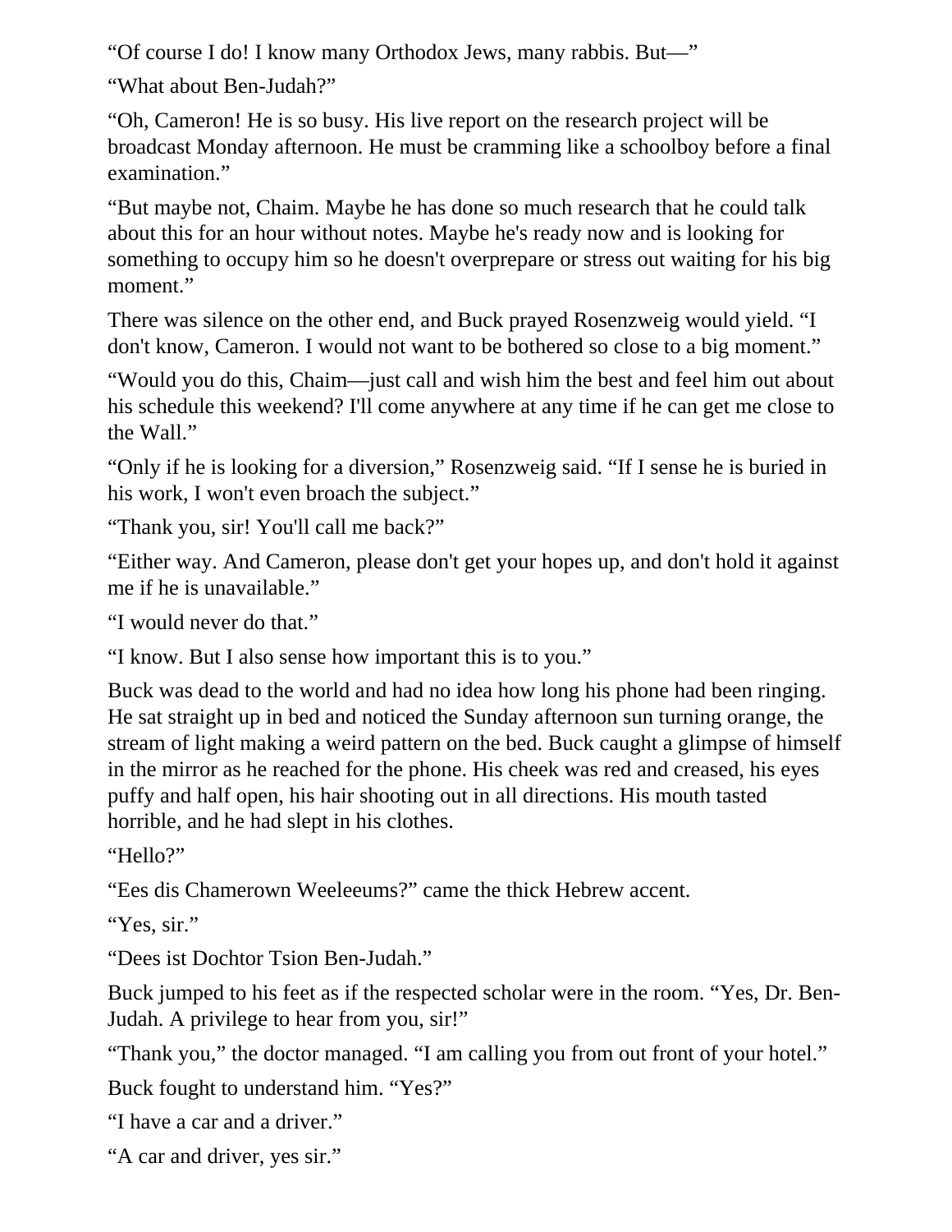"Of course I do! I know many Orthodox Jews, many rabbis. But—"

"What about Ben-Judah?"

"Oh, Cameron! He is so busy. His live report on the research project will be broadcast Monday afternoon. He must be cramming like a schoolboy before a final examination."

"But maybe not, Chaim. Maybe he has done so much research that he could talk about this for an hour without notes. Maybe he's ready now and is looking for something to occupy him so he doesn't overprepare or stress out waiting for his big moment."

There was silence on the other end, and Buck prayed Rosenzweig would yield. "I don't know, Cameron. I would not want to be bothered so close to a big moment."

"Would you do this, Chaim—just call and wish him the best and feel him out about his schedule this weekend? I'll come anywhere at any time if he can get me close to the Wall."

"Only if he is looking for a diversion," Rosenzweig said. "If I sense he is buried in his work, I won't even broach the subject."

"Thank you, sir! You'll call me back?"

"Either way. And Cameron, please don't get your hopes up, and don't hold it against me if he is unavailable."

"I would never do that."

"I know. But I also sense how important this is to you."

Buck was dead to the world and had no idea how long his phone had been ringing. He sat straight up in bed and noticed the Sunday afternoon sun turning orange, the stream of light making a weird pattern on the bed. Buck caught a glimpse of himself in the mirror as he reached for the phone. His cheek was red and creased, his eyes puffy and half open, his hair shooting out in all directions. His mouth tasted horrible, and he had slept in his clothes.

"Hello?"

"Ees dis Chamerown Weeleeums?" came the thick Hebrew accent.

"Yes, sir."

"Dees ist Dochtor Tsion Ben-Judah."

Buck jumped to his feet as if the respected scholar were in the room. "Yes, Dr. Ben-Judah. A privilege to hear from you, sir!"

"Thank you," the doctor managed. "I am calling you from out front of your hotel."

Buck fought to understand him. "Yes?"

"I have a car and a driver."

"A car and driver, yes sir."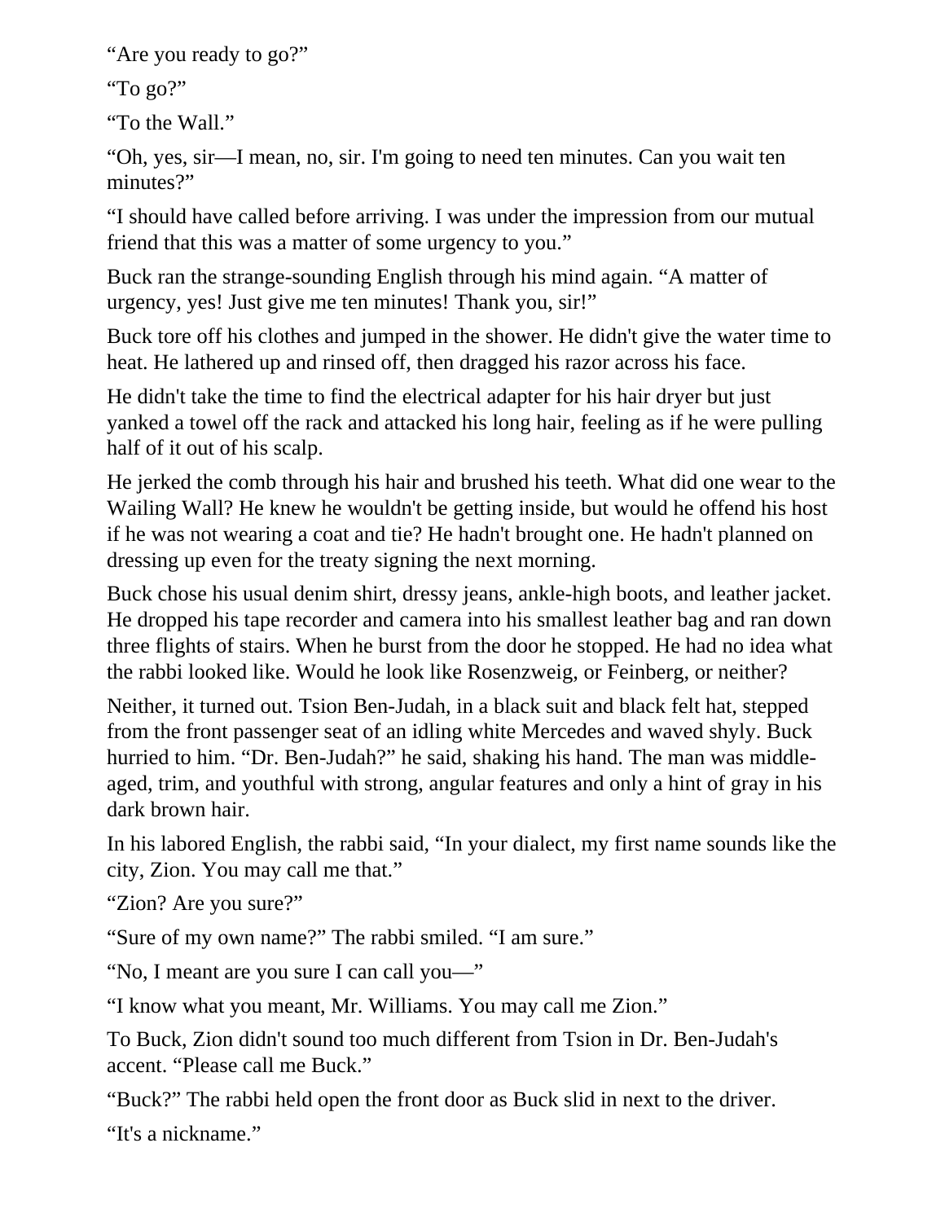"Are you ready to go?"

"To go?"

"To the Wall."

"Oh, yes, sir—I mean, no, sir. I'm going to need ten minutes. Can you wait ten minutes?"

"I should have called before arriving. I was under the impression from our mutual friend that this was a matter of some urgency to you."

Buck ran the strange-sounding English through his mind again. "A matter of urgency, yes! Just give me ten minutes! Thank you, sir!"

Buck tore off his clothes and jumped in the shower. He didn't give the water time to heat. He lathered up and rinsed off, then dragged his razor across his face.

He didn't take the time to find the electrical adapter for his hair dryer but just yanked a towel off the rack and attacked his long hair, feeling as if he were pulling half of it out of his scalp.

He jerked the comb through his hair and brushed his teeth. What did one wear to the Wailing Wall? He knew he wouldn't be getting inside, but would he offend his host if he was not wearing a coat and tie? He hadn't brought one. He hadn't planned on dressing up even for the treaty signing the next morning.

Buck chose his usual denim shirt, dressy jeans, ankle-high boots, and leather jacket. He dropped his tape recorder and camera into his smallest leather bag and ran down three flights of stairs. When he burst from the door he stopped. He had no idea what the rabbi looked like. Would he look like Rosenzweig, or Feinberg, or neither?

Neither, it turned out. Tsion Ben-Judah, in a black suit and black felt hat, stepped from the front passenger seat of an idling white Mercedes and waved shyly. Buck hurried to him. "Dr. Ben-Judah?" he said, shaking his hand. The man was middle-aged, trim, and youthful with strong, angular features and only a hint of gray in his dark brown hair.

In his labored English, the rabbi said, "In your dialect, my first name sounds like the city, Zion. You may call me that."

"Zion? Are you sure?"

"Sure of my own name?" The rabbi smiled. "I am sure."

"No, I meant are you sure I can call you—"

"I know what you meant, Mr. Williams. You may call me Zion."

To Buck, Zion didn't sound too much different from Tsion in Dr. Ben-Judah's accent. "Please call me Buck."

"Buck?" The rabbi held open the front door as Buck slid in next to the driver.

"It's a nickname."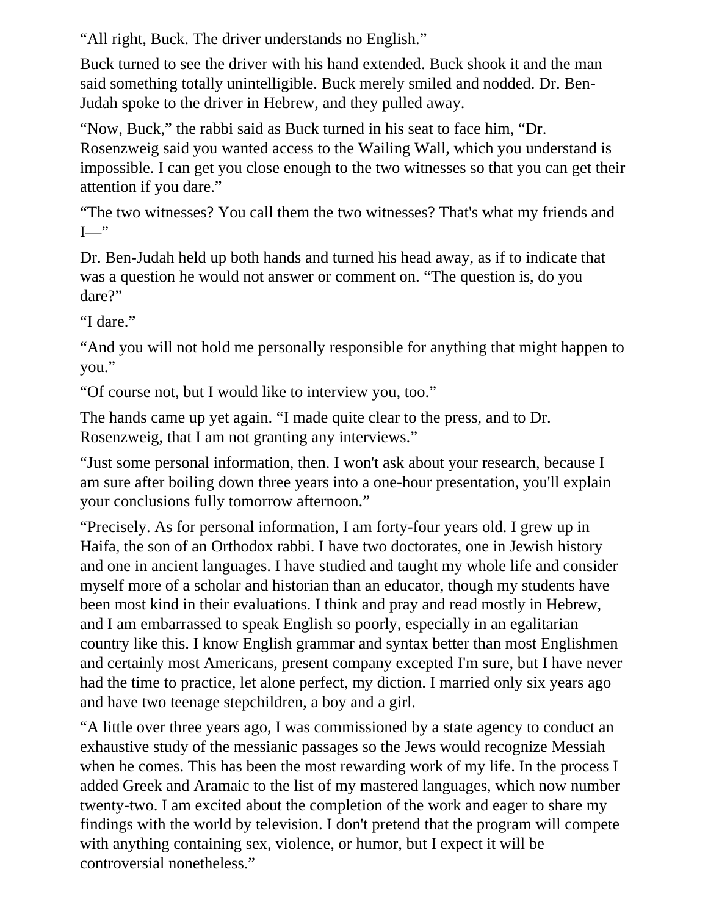"All right, Buck. The driver understands no English."

Buck turned to see the driver with his hand extended. Buck shook it and the man said something totally unintelligible. Buck merely smiled and nodded. Dr. Ben-Judah spoke to the driver in Hebrew, and they pulled away.

"Now, Buck," the rabbi said as Buck turned in his seat to face him, "Dr. Rosenzweig said you wanted access to the Wailing Wall, which you understand is impossible. I can get you close enough to the two witnesses so that you can get their attention if you dare."

"The two witnesses? You call them the two witnesses? That's what my friends and I—"

Dr. Ben-Judah held up both hands and turned his head away, as if to indicate that was a question he would not answer or comment on. "The question is, do you dare?"

"I dare."

"And you will not hold me personally responsible for anything that might happen to you."

"Of course not, but I would like to interview you, too."

The hands came up yet again. "I made quite clear to the press, and to Dr. Rosenzweig, that I am not granting any interviews."

"Just some personal information, then. I won't ask about your research, because I am sure after boiling down three years into a one-hour presentation, you'll explain your conclusions fully tomorrow afternoon."

"Precisely. As for personal information, I am forty-four years old. I grew up in Haifa, the son of an Orthodox rabbi. I have two doctorates, one in Jewish history and one in ancient languages. I have studied and taught my whole life and consider myself more of a scholar and historian than an educator, though my students have been most kind in their evaluations. I think and pray and read mostly in Hebrew, and I am embarrassed to speak English so poorly, especially in an egalitarian country like this. I know English grammar and syntax better than most Englishmen and certainly most Americans, present company excepted I'm sure, but I have never had the time to practice, let alone perfect, my diction. I married only six years ago and have two teenage stepchildren, a boy and a girl.

"A little over three years ago, I was commissioned by a state agency to conduct an exhaustive study of the messianic passages so the Jews would recognize Messiah when he comes. This has been the most rewarding work of my life. In the process I added Greek and Aramaic to the list of my mastered languages, which now number twenty-two. I am excited about the completion of the work and eager to share my findings with the world by television. I don't pretend that the program will compete with anything containing sex, violence, or humor, but I expect it will be controversial nonetheless."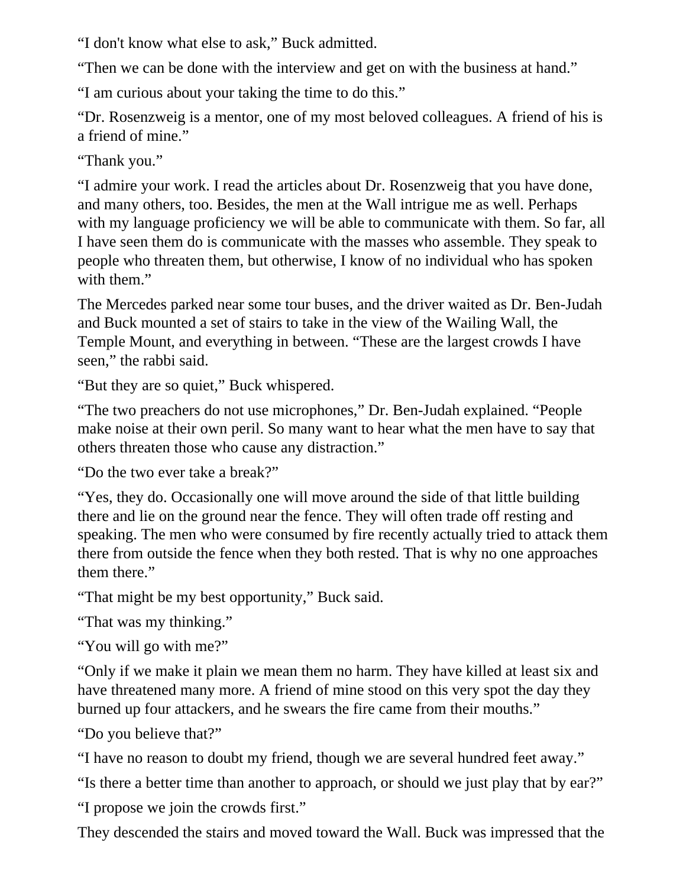"I don't know what else to ask," Buck admitted.

"Then we can be done with the interview and get on with the business at hand."

"I am curious about your taking the time to do this."

"Dr. Rosenzweig is a mentor, one of my most beloved colleagues. A friend of his is a friend of mine."

"Thank you."

"I admire your work. I read the articles about Dr. Rosenzweig that you have done, and many others, too. Besides, the men at the Wall intrigue me as well. Perhaps with my language proficiency we will be able to communicate with them. So far, all I have seen them do is communicate with the masses who assemble. They speak to people who threaten them, but otherwise, I know of no individual who has spoken with them."

The Mercedes parked near some tour buses, and the driver waited as Dr. Ben-Judah and Buck mounted a set of stairs to take in the view of the Wailing Wall, the Temple Mount, and everything in between. "These are the largest crowds I have seen," the rabbi said.

"But they are so quiet," Buck whispered.

"The two preachers do not use microphones," Dr. Ben-Judah explained. "People make noise at their own peril. So many want to hear what the men have to say that others threaten those who cause any distraction."

"Do the two ever take a break?"

"Yes, they do. Occasionally one will move around the side of that little building there and lie on the ground near the fence. They will often trade off resting and speaking. The men who were consumed by fire recently actually tried to attack them there from outside the fence when they both rested. That is why no one approaches them there."

"That might be my best opportunity," Buck said.

"That was my thinking."

"You will go with me?"

"Only if we make it plain we mean them no harm. They have killed at least six and have threatened many more. A friend of mine stood on this very spot the day they burned up four attackers, and he swears the fire came from their mouths."

"Do you believe that?"

"I have no reason to doubt my friend, though we are several hundred feet away."

"Is there a better time than another to approach, or should we just play that by ear?"

"I propose we join the crowds first."

They descended the stairs and moved toward the Wall. Buck was impressed that the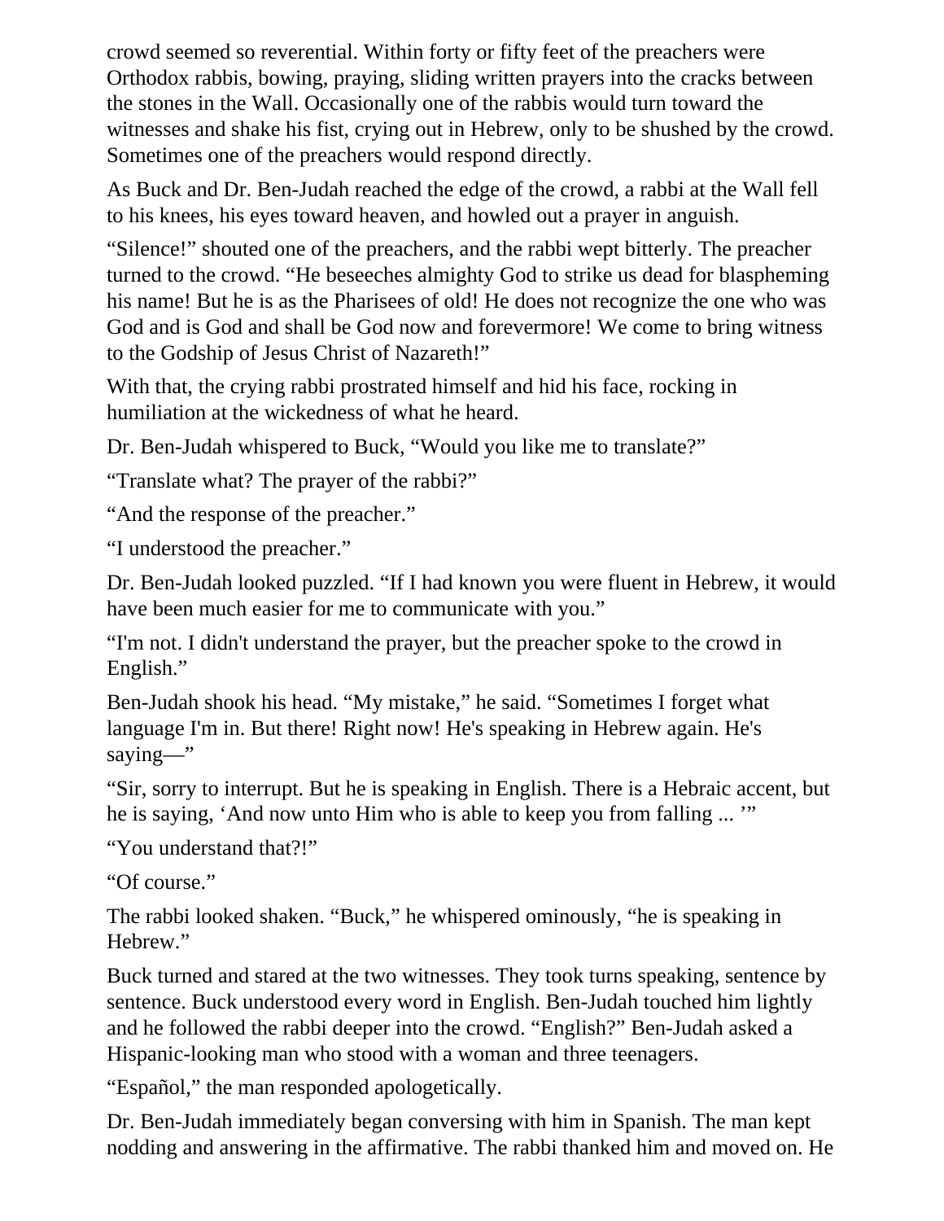crowd seemed so reverential. Within forty or fifty feet of the preachers were Orthodox rabbis, bowing, praying, sliding written prayers into the cracks between the stones in the Wall. Occasionally one of the rabbis would turn toward the witnesses and shake his fist, crying out in Hebrew, only to be shushed by the crowd. Sometimes one of the preachers would respond directly.

As Buck and Dr. Ben-Judah reached the edge of the crowd, a rabbi at the Wall fell to his knees, his eyes toward heaven, and howled out a prayer in anguish.

“Silence!” shouted one of the preachers, and the rabbi wept bitterly. The preacher turned to the crowd. “He beseeches almighty God to strike us dead for blaspheming his name! But he is as the Pharisees of old! He does not recognize the one who was God and is God and shall be God now and forevermore! We come to bring witness to the Godship of Jesus Christ of Nazareth!”

With that, the crying rabbi prostrated himself and hid his face, rocking in humiliation at the wickedness of what he heard.

Dr. Ben-Judah whispered to Buck, “Would you like me to translate?”

“Translate what? The prayer of the rabbi?”

“And the response of the preacher.”

“I understood the preacher.”

Dr. Ben-Judah looked puzzled. “If I had known you were fluent in Hebrew, it would have been much easier for me to communicate with you.”

“I'm not. I didn't understand the prayer, but the preacher spoke to the crowd in English.”

Ben-Judah shook his head. “My mistake,” he said. “Sometimes I forget what language I'm in. But there! Right now! He's speaking in Hebrew again. He's saying—”

“Sir, sorry to interrupt. But he is speaking in English. There is a Hebraic accent, but he is saying, ‘And now unto Him who is able to keep you from falling ... ’”

“You understand that?!”

“Of course.”

The rabbi looked shaken. “Buck,” he whispered ominously, “he is speaking in Hebrew.”

Buck turned and stared at the two witnesses. They took turns speaking, sentence by sentence. Buck understood every word in English. Ben-Judah touched him lightly and he followed the rabbi deeper into the crowd. “English?” Ben-Judah asked a Hispanic-looking man who stood with a woman and three teenagers.

“Español,” the man responded apologetically.

Dr. Ben-Judah immediately began conversing with him in Spanish. The man kept nodding and answering in the affirmative. The rabbi thanked him and moved on. He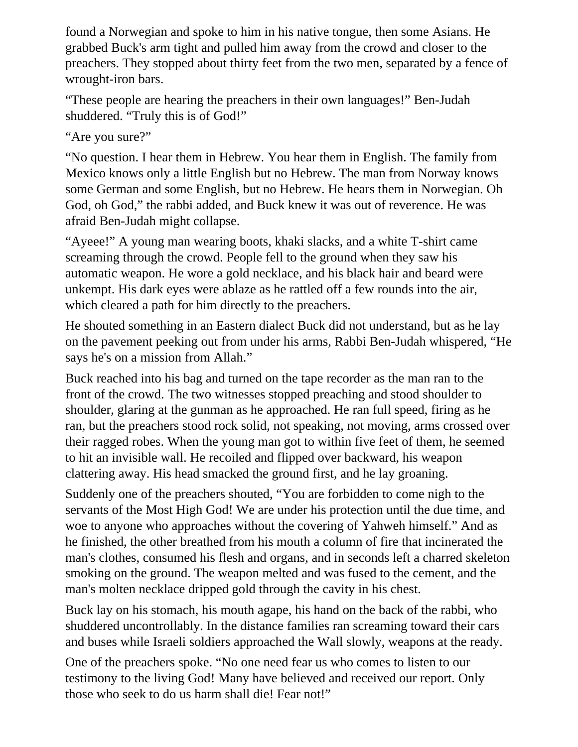found a Norwegian and spoke to him in his native tongue, then some Asians. He grabbed Buck's arm tight and pulled him away from the crowd and closer to the preachers. They stopped about thirty feet from the two men, separated by a fence of wrought-iron bars.

“These people are hearing the preachers in their own languages!” Ben-Judah shuddered. “Truly this is of God!”

“Are you sure?”

“No question. I hear them in Hebrew. You hear them in English. The family from Mexico knows only a little English but no Hebrew. The man from Norway knows some German and some English, but no Hebrew. He hears them in Norwegian. Oh God, oh God,” the rabbi added, and Buck knew it was out of reverence. He was afraid Ben-Judah might collapse.

“Ayeee!” A young man wearing boots, khaki slacks, and a white T-shirt came screaming through the crowd. People fell to the ground when they saw his automatic weapon. He wore a gold necklace, and his black hair and beard were unkempt. His dark eyes were ablaze as he rattled off a few rounds into the air, which cleared a path for him directly to the preachers.

He shouted something in an Eastern dialect Buck did not understand, but as he lay on the pavement peeking out from under his arms, Rabbi Ben-Judah whispered, “He says he's on a mission from Allah.”

Buck reached into his bag and turned on the tape recorder as the man ran to the front of the crowd. The two witnesses stopped preaching and stood shoulder to shoulder, glaring at the gunman as he approached. He ran full speed, firing as he ran, but the preachers stood rock solid, not speaking, not moving, arms crossed over their ragged robes. When the young man got to within five feet of them, he seemed to hit an invisible wall. He recoiled and flipped over backward, his weapon clattering away. His head smacked the ground first, and he lay groaning.

Suddenly one of the preachers shouted, “You are forbidden to come nigh to the servants of the Most High God! We are under his protection until the due time, and woe to anyone who approaches without the covering of Yahweh himself.” And as he finished, the other breathed from his mouth a column of fire that incinerated the man's clothes, consumed his flesh and organs, and in seconds left a charred skeleton smoking on the ground. The weapon melted and was fused to the cement, and the man's molten necklace dripped gold through the cavity in his chest.

Buck lay on his stomach, his mouth agape, his hand on the back of the rabbi, who shuddered uncontrollably. In the distance families ran screaming toward their cars and buses while Israeli soldiers approached the Wall slowly, weapons at the ready.

One of the preachers spoke. “No one need fear us who comes to listen to our testimony to the living God! Many have believed and received our report. Only those who seek to do us harm shall die! Fear not!”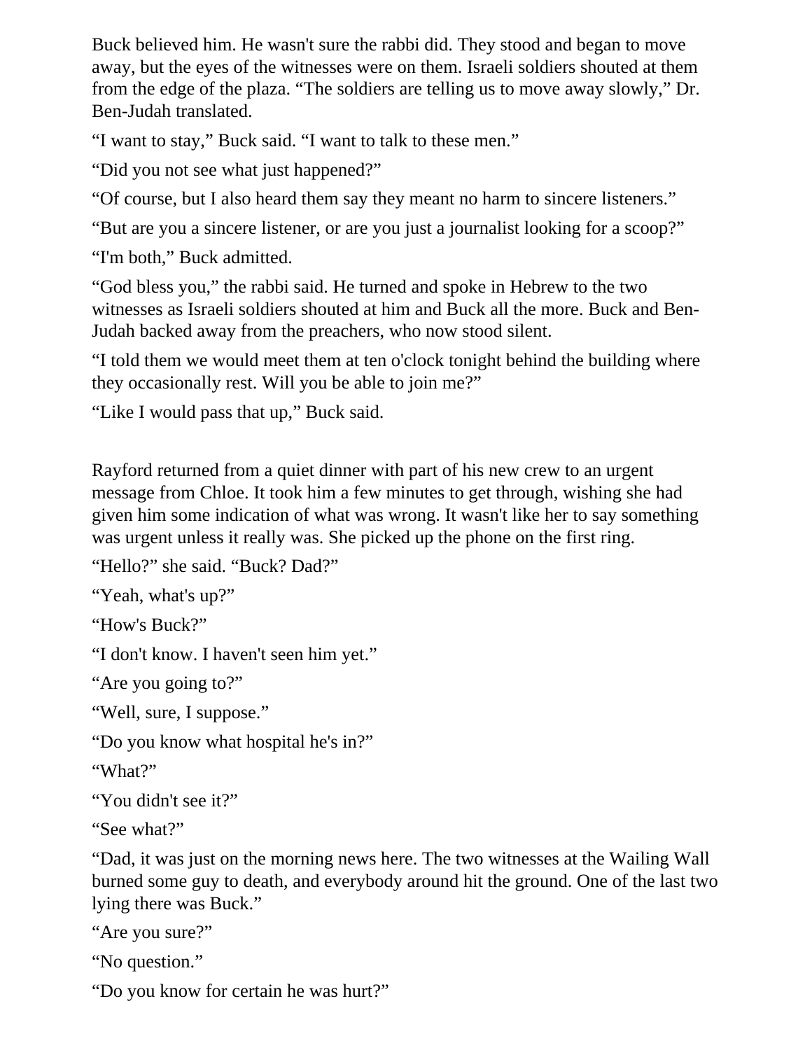Buck believed him. He wasn't sure the rabbi did. They stood and began to move away, but the eyes of the witnesses were on them. Israeli soldiers shouted at them from the edge of the plaza. “The soldiers are telling us to move away slowly,” Dr. Ben-Judah translated.

“I want to stay,” Buck said. “I want to talk to these men.”

“Did you not see what just happened?”

“Of course, but I also heard them say they meant no harm to sincere listeners.”

“But are you a sincere listener, or are you just a journalist looking for a scoop?”

“I'm both,” Buck admitted.

“God bless you,” the rabbi said. He turned and spoke in Hebrew to the two witnesses as Israeli soldiers shouted at him and Buck all the more. Buck and Ben-Judah backed away from the preachers, who now stood silent.

“I told them we would meet them at ten o'clock tonight behind the building where they occasionally rest. Will you be able to join me?”

“Like I would pass that up,” Buck said.

Rayford returned from a quiet dinner with part of his new crew to an urgent message from Chloe. It took him a few minutes to get through, wishing she had given him some indication of what was wrong. It wasn't like her to say something was urgent unless it really was. She picked up the phone on the first ring.

“Hello?” she said. “Buck? Dad?”

“Yeah, what's up?”

“How's Buck?”

“I don't know. I haven't seen him yet.”

“Are you going to?”

“Well, sure, I suppose.”

“Do you know what hospital he's in?”

“What?”

“You didn't see it?”

“See what?”

“Dad, it was just on the morning news here. The two witnesses at the Wailing Wall burned some guy to death, and everybody around hit the ground. One of the last two lying there was Buck.”

“Are you sure?”

“No question.”

“Do you know for certain he was hurt?”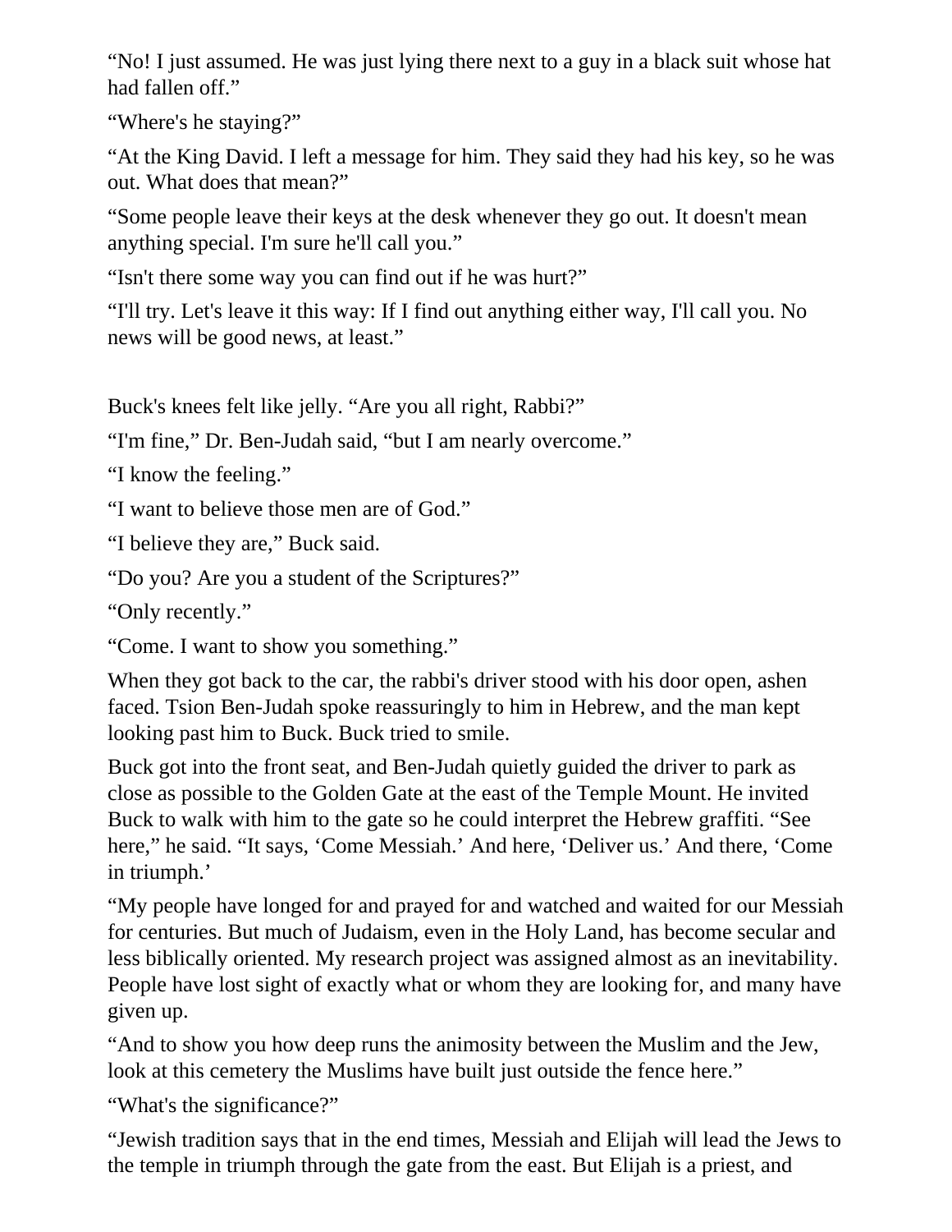“No! I just assumed. He was just lying there next to a guy in a black suit whose hat had fallen off.”

“Where's he staying?”

“At the King David. I left a message for him. They said they had his key, so he was out. What does that mean?”

“Some people leave their keys at the desk whenever they go out. It doesn't mean anything special. I'm sure he'll call you.”

“Isn't there some way you can find out if he was hurt?”

“I'll try. Let's leave it this way: If I find out anything either way, I'll call you. No news will be good news, at least.”

Buck's knees felt like jelly. “Are you all right, Rabbi?”

“I'm fine,” Dr. Ben-Judah said, “but I am nearly overcome.”

“I know the feeling.”

“I want to believe those men are of God.”

“I believe they are,” Buck said.

“Do you? Are you a student of the Scriptures?”

“Only recently.”

“Come. I want to show you something.”

When they got back to the car, the rabbi's driver stood with his door open, ashen faced. Tsion Ben-Judah spoke reassuringly to him in Hebrew, and the man kept looking past him to Buck. Buck tried to smile.

Buck got into the front seat, and Ben-Judah quietly guided the driver to park as close as possible to the Golden Gate at the east of the Temple Mount. He invited Buck to walk with him to the gate so he could interpret the Hebrew graffiti. “See here,” he said. “It says, ‘Come Messiah.’ And here, ‘Deliver us.’ And there, ‘Come in triumph.’

“My people have longed for and prayed for and watched and waited for our Messiah for centuries. But much of Judaism, even in the Holy Land, has become secular and less biblically oriented. My research project was assigned almost as an inevitability. People have lost sight of exactly what or whom they are looking for, and many have given up.

“And to show you how deep runs the animosity between the Muslim and the Jew, look at this cemetery the Muslims have built just outside the fence here.”

“What's the significance?”

“Jewish tradition says that in the end times, Messiah and Elijah will lead the Jews to the temple in triumph through the gate from the east. But Elijah is a priest, and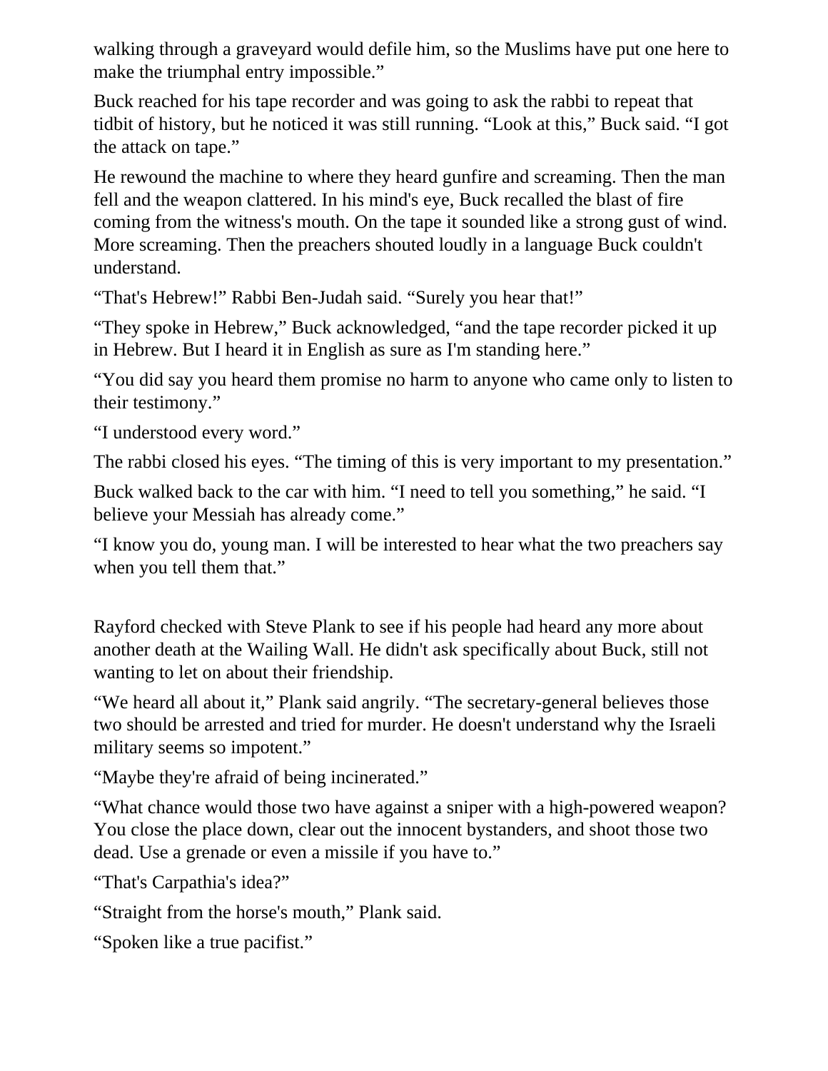walking through a graveyard would defile him, so the Muslims have put one here to make the triumphal entry impossible."

Buck reached for his tape recorder and was going to ask the rabbi to repeat that tidbit of history, but he noticed it was still running. "Look at this," Buck said. "I got the attack on tape."

He rewound the machine to where they heard gunfire and screaming. Then the man fell and the weapon clattered. In his mind's eye, Buck recalled the blast of fire coming from the witness's mouth. On the tape it sounded like a strong gust of wind. More screaming. Then the preachers shouted loudly in a language Buck couldn't understand.

"That's Hebrew!" Rabbi Ben-Judah said. "Surely you hear that!"

"They spoke in Hebrew," Buck acknowledged, "and the tape recorder picked it up in Hebrew. But I heard it in English as sure as I'm standing here."

"You did say you heard them promise no harm to anyone who came only to listen to their testimony."

"I understood every word."

The rabbi closed his eyes. "The timing of this is very important to my presentation."

Buck walked back to the car with him. "I need to tell you something," he said. "I believe your Messiah has already come."

"I know you do, young man. I will be interested to hear what the two preachers say when you tell them that."

Rayford checked with Steve Plank to see if his people had heard any more about another death at the Wailing Wall. He didn't ask specifically about Buck, still not wanting to let on about their friendship.

"We heard all about it," Plank said angrily. "The secretary-general believes those two should be arrested and tried for murder. He doesn't understand why the Israeli military seems so impotent."

"Maybe they're afraid of being incinerated."

"What chance would those two have against a sniper with a high-powered weapon? You close the place down, clear out the innocent bystanders, and shoot those two dead. Use a grenade or even a missile if you have to."

"That's Carpathia's idea?"

"Straight from the horse's mouth," Plank said.

"Spoken like a true pacifist."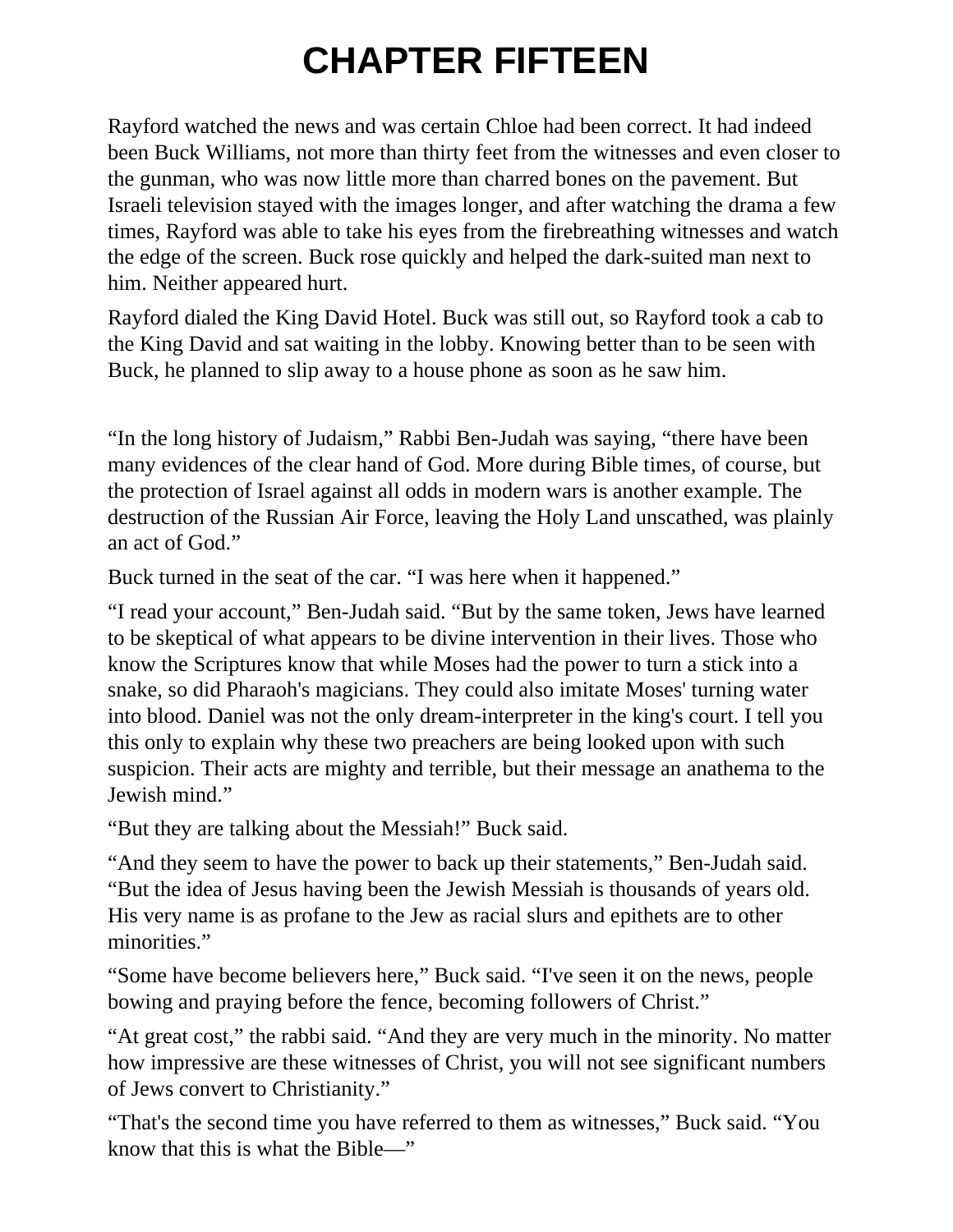# CHAPTER FIFTEEN

Rayford watched the news and was certain Chloe had been correct. It had indeed been Buck Williams, not more than thirty feet from the witnesses and even closer to the gunman, who was now little more than charred bones on the pavement. But Israeli television stayed with the images longer, and after watching the drama a few times, Rayford was able to take his eyes from the firebreathing witnesses and watch the edge of the screen. Buck rose quickly and helped the dark-suited man next to him. Neither appeared hurt.

Rayford dialed the King David Hotel. Buck was still out, so Rayford took a cab to the King David and sat waiting in the lobby. Knowing better than to be seen with Buck, he planned to slip away to a house phone as soon as he saw him.

"In the long history of Judaism," Rabbi Ben-Judah was saying, "there have been many evidences of the clear hand of God. More during Bible times, of course, but the protection of Israel against all odds in modern wars is another example. The destruction of the Russian Air Force, leaving the Holy Land unscathed, was plainly an act of God."

Buck turned in the seat of the car. "I was here when it happened."

"I read your account," Ben-Judah said. "But by the same token, Jews have learned to be skeptical of what appears to be divine intervention in their lives. Those who know the Scriptures know that while Moses had the power to turn a stick into a snake, so did Pharaoh's magicians. They could also imitate Moses' turning water into blood. Daniel was not the only dream-interpreter in the king's court. I tell you this only to explain why these two preachers are being looked upon with such suspicion. Their acts are mighty and terrible, but their message an anathema to the Jewish mind."

"But they are talking about the Messiah!" Buck said.

"And they seem to have the power to back up their statements," Ben-Judah said. "But the idea of Jesus having been the Jewish Messiah is thousands of years old. His very name is as profane to the Jew as racial slurs and epithets are to other minorities."

"Some have become believers here," Buck said. "I've seen it on the news, people bowing and praying before the fence, becoming followers of Christ."

"At great cost," the rabbi said. "And they are very much in the minority. No matter how impressive are these witnesses of Christ, you will not see significant numbers of Jews convert to Christianity."

"That's the second time you have referred to them as witnesses," Buck said. "You know that this is what the Bible—"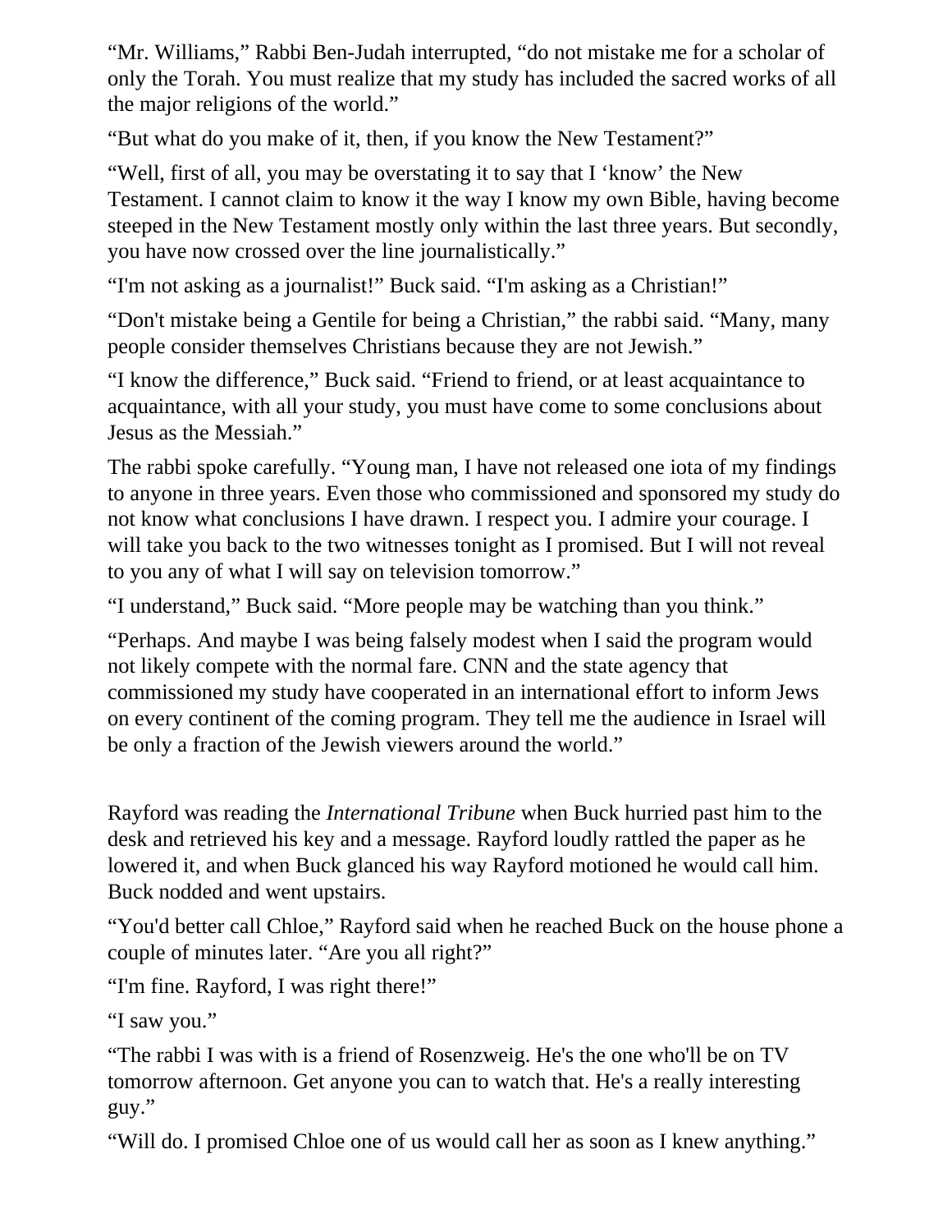“Mr. Williams,” Rabbi Ben-Judah interrupted, “do not mistake me for a scholar of only the Torah. You must realize that my study has included the sacred works of all the major religions of the world.”

“But what do you make of it, then, if you know the New Testament?”

“Well, first of all, you may be overstating it to say that I ‘know’ the New Testament. I cannot claim to know it the way I know my own Bible, having become steeped in the New Testament mostly only within the last three years. But secondly, you have now crossed over the line journalistically.”

“I'm not asking as a journalist!” Buck said. “I'm asking as a Christian!”

“Don't mistake being a Gentile for being a Christian,” the rabbi said. “Many, many people consider themselves Christians because they are not Jewish.”

“I know the difference,” Buck said. “Friend to friend, or at least acquaintance to acquaintance, with all your study, you must have come to some conclusions about Jesus as the Messiah.”

The rabbi spoke carefully. “Young man, I have not released one iota of my findings to anyone in three years. Even those who commissioned and sponsored my study do not know what conclusions I have drawn. I respect you. I admire your courage. I will take you back to the two witnesses tonight as I promised. But I will not reveal to you any of what I will say on television tomorrow.”

“I understand,” Buck said. “More people may be watching than you think.”

“Perhaps. And maybe I was being falsely modest when I said the program would not likely compete with the normal fare. CNN and the state agency that commissioned my study have cooperated in an international effort to inform Jews on every continent of the coming program. They tell me the audience in Israel will be only a fraction of the Jewish viewers around the world.”

Rayford was reading the *International Tribune* when Buck hurried past him to the desk and retrieved his key and a message. Rayford loudly rattled the paper as he lowered it, and when Buck glanced his way Rayford motioned he would call him. Buck nodded and went upstairs.

“You'd better call Chloe,” Rayford said when he reached Buck on the house phone a couple of minutes later. “Are you all right?”

“I'm fine. Rayford, I was right there!”

“I saw you.”

“The rabbi I was with is a friend of Rosenzweig. He's the one who'll be on TV tomorrow afternoon. Get anyone you can to watch that. He's a really interesting guy.”

“Will do. I promised Chloe one of us would call her as soon as I knew anything.”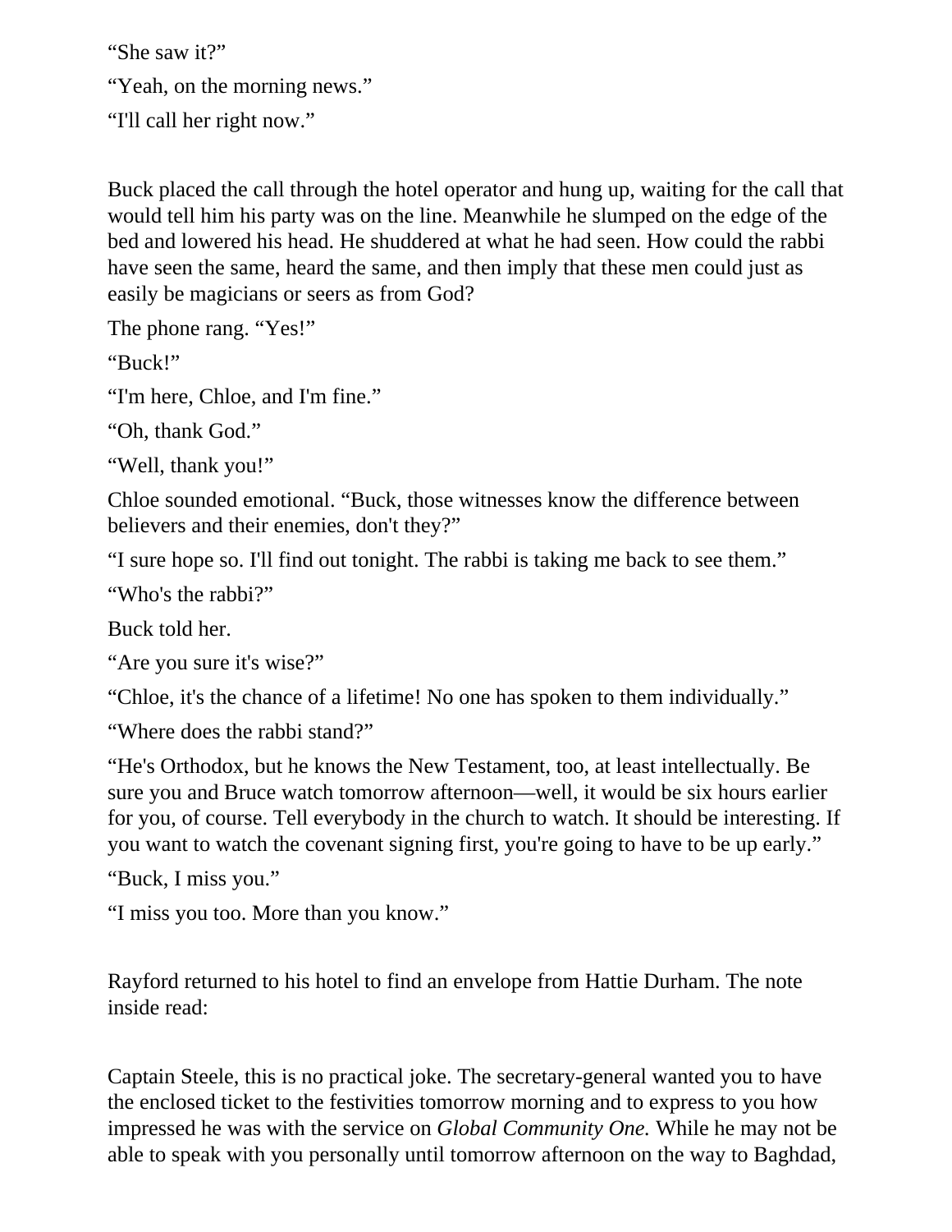"She saw it?"

"Yeah, on the morning news."

"I'll call her right now."

Buck placed the call through the hotel operator and hung up, waiting for the call that would tell him his party was on the line. Meanwhile he slumped on the edge of the bed and lowered his head. He shuddered at what he had seen. How could the rabbi have seen the same, heard the same, and then imply that these men could just as easily be magicians or seers as from God?

The phone rang. "Yes!"

"Buck!"

"I'm here, Chloe, and I'm fine."

"Oh, thank God."

"Well, thank you!"

Chloe sounded emotional. "Buck, those witnesses know the difference between believers and their enemies, don't they?"

"I sure hope so. I'll find out tonight. The rabbi is taking me back to see them."

"Who's the rabbi?"

Buck told her.

"Are you sure it's wise?"

"Chloe, it's the chance of a lifetime! No one has spoken to them individually."

"Where does the rabbi stand?"

"He's Orthodox, but he knows the New Testament, too, at least intellectually. Be sure you and Bruce watch tomorrow afternoon—well, it would be six hours earlier for you, of course. Tell everybody in the church to watch. It should be interesting. If you want to watch the covenant signing first, you're going to have to be up early."

"Buck, I miss you."

"I miss you too. More than you know."

Rayford returned to his hotel to find an envelope from Hattie Durham. The note inside read:

Captain Steele, this is no practical joke. The secretary-general wanted you to have the enclosed ticket to the festivities tomorrow morning and to express to you how impressed he was with the service on *Global Community One.* While he may not be able to speak with you personally until tomorrow afternoon on the way to Baghdad,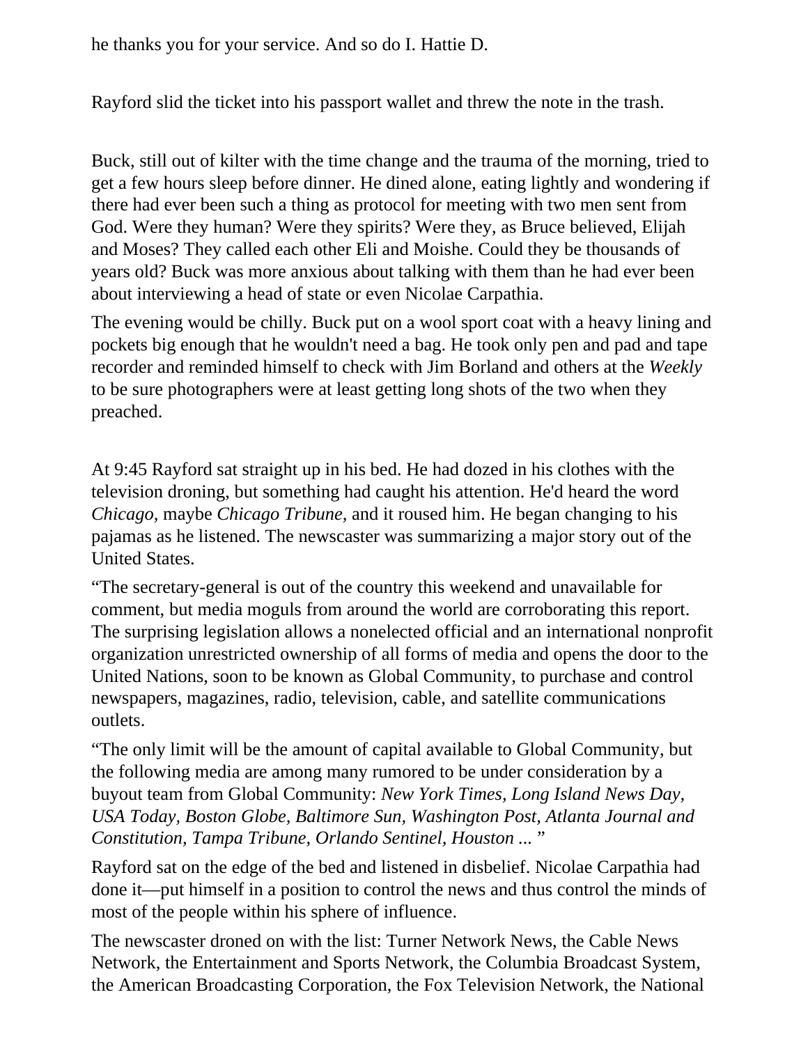he thanks you for your service. And so do I. Hattie D.

Rayford slid the ticket into his passport wallet and threw the note in the trash.

Buck, still out of kilter with the time change and the trauma of the morning, tried to get a few hours sleep before dinner. He dined alone, eating lightly and wondering if there had ever been such a thing as protocol for meeting with two men sent from God. Were they human? Were they spirits? Were they, as Bruce believed, Elijah and Moses? They called each other Eli and Moishe. Could they be thousands of years old? Buck was more anxious about talking with them than he had ever been about interviewing a head of state or even Nicolae Carpathia.

The evening would be chilly. Buck put on a wool sport coat with a heavy lining and pockets big enough that he wouldn't need a bag. He took only pen and pad and tape recorder and reminded himself to check with Jim Borland and others at the *Weekly* to be sure photographers were at least getting long shots of the two when they preached.

At 9:45 Rayford sat straight up in his bed. He had dozed in his clothes with the television droning, but something had caught his attention. He'd heard the word *Chicago,* maybe *Chicago Tribune,* and it roused him. He began changing to his pajamas as he listened. The newscaster was summarizing a major story out of the United States.

"The secretary-general is out of the country this weekend and unavailable for comment, but media moguls from around the world are corroborating this report. The surprising legislation allows a nonelected official and an international nonprofit organization unrestricted ownership of all forms of media and opens the door to the United Nations, soon to be known as Global Community, to purchase and control newspapers, magazines, radio, television, cable, and satellite communications outlets.

"The only limit will be the amount of capital available to Global Community, but the following media are among many rumored to be under consideration by a buyout team from Global Community: *New York Times, Long Island News Day, USA Today, Boston Globe, Baltimore Sun, Washington Post, Atlanta Journal and Constitution, Tampa Tribune, Orlando Sentinel, Houston ...* "

Rayford sat on the edge of the bed and listened in disbelief. Nicolae Carpathia had done it—put himself in a position to control the news and thus control the minds of most of the people within his sphere of influence.

The newscaster droned on with the list: Turner Network News, the Cable News Network, the Entertainment and Sports Network, the Columbia Broadcast System, the American Broadcasting Corporation, the Fox Television Network, the National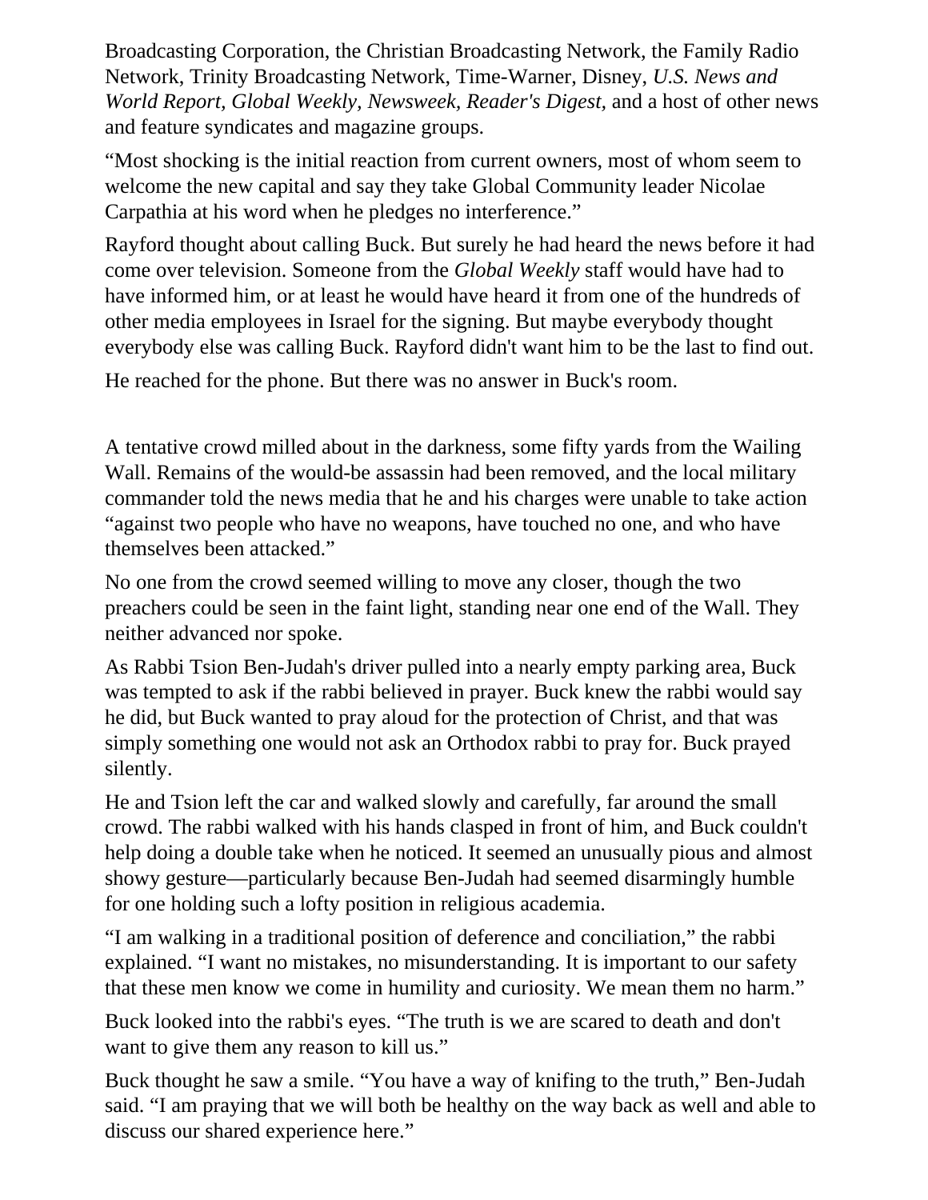Broadcasting Corporation, the Christian Broadcasting Network, the Family Radio Network, Trinity Broadcasting Network, Time-Warner, Disney, *U.S. News and World Report, Global Weekly, Newsweek, Reader's Digest,* and a host of other news and feature syndicates and magazine groups.

"Most shocking is the initial reaction from current owners, most of whom seem to welcome the new capital and say they take Global Community leader Nicolae Carpathia at his word when he pledges no interference."

Rayford thought about calling Buck. But surely he had heard the news before it had come over television. Someone from the *Global Weekly* staff would have had to have informed him, or at least he would have heard it from one of the hundreds of other media employees in Israel for the signing. But maybe everybody thought everybody else was calling Buck. Rayford didn't want him to be the last to find out.

He reached for the phone. But there was no answer in Buck's room.

A tentative crowd milled about in the darkness, some fifty yards from the Wailing Wall. Remains of the would-be assassin had been removed, and the local military commander told the news media that he and his charges were unable to take action "against two people who have no weapons, have touched no one, and who have themselves been attacked."

No one from the crowd seemed willing to move any closer, though the two preachers could be seen in the faint light, standing near one end of the Wall. They neither advanced nor spoke.

As Rabbi Tsion Ben-Judah's driver pulled into a nearly empty parking area, Buck was tempted to ask if the rabbi believed in prayer. Buck knew the rabbi would say he did, but Buck wanted to pray aloud for the protection of Christ, and that was simply something one would not ask an Orthodox rabbi to pray for. Buck prayed silently.

He and Tsion left the car and walked slowly and carefully, far around the small crowd. The rabbi walked with his hands clasped in front of him, and Buck couldn't help doing a double take when he noticed. It seemed an unusually pious and almost showy gesture—particularly because Ben-Judah had seemed disarmingly humble for one holding such a lofty position in religious academia.

"I am walking in a traditional position of deference and conciliation," the rabbi explained. "I want no mistakes, no misunderstanding. It is important to our safety that these men know we come in humility and curiosity. We mean them no harm."

Buck looked into the rabbi's eyes. "The truth is we are scared to death and don't want to give them any reason to kill us."

Buck thought he saw a smile. "You have a way of knifing to the truth," Ben-Judah said. "I am praying that we will both be healthy on the way back as well and able to discuss our shared experience here."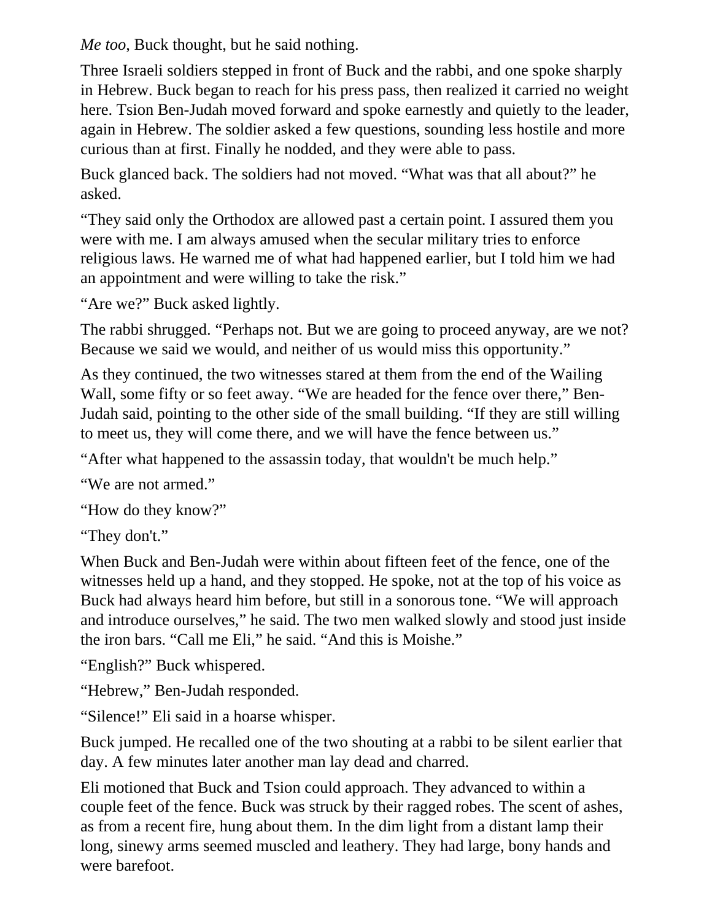*Me too,* Buck thought, but he said nothing.

Three Israeli soldiers stepped in front of Buck and the rabbi, and one spoke sharply in Hebrew. Buck began to reach for his press pass, then realized it carried no weight here. Tsion Ben-Judah moved forward and spoke earnestly and quietly to the leader, again in Hebrew. The soldier asked a few questions, sounding less hostile and more curious than at first. Finally he nodded, and they were able to pass.

Buck glanced back. The soldiers had not moved. “What was that all about?” he asked.

“They said only the Orthodox are allowed past a certain point. I assured them you were with me. I am always amused when the secular military tries to enforce religious laws. He warned me of what had happened earlier, but I told him we had an appointment and were willing to take the risk.”

“Are we?” Buck asked lightly.

The rabbi shrugged. “Perhaps not. But we are going to proceed anyway, are we not? Because we said we would, and neither of us would miss this opportunity.”

As they continued, the two witnesses stared at them from the end of the Wailing Wall, some fifty or so feet away. “We are headed for the fence over there,” Ben-Judah said, pointing to the other side of the small building. “If they are still willing to meet us, they will come there, and we will have the fence between us.”

“After what happened to the assassin today, that wouldn't be much help.”

“We are not armed.”

“How do they know?”

“They don't.”

When Buck and Ben-Judah were within about fifteen feet of the fence, one of the witnesses held up a hand, and they stopped. He spoke, not at the top of his voice as Buck had always heard him before, but still in a sonorous tone. “We will approach and introduce ourselves,” he said. The two men walked slowly and stood just inside the iron bars. “Call me Eli,” he said. “And this is Moishe.”

“English?” Buck whispered.

“Hebrew,” Ben-Judah responded.

“Silence!” Eli said in a hoarse whisper.

Buck jumped. He recalled one of the two shouting at a rabbi to be silent earlier that day. A few minutes later another man lay dead and charred.

Eli motioned that Buck and Tsion could approach. They advanced to within a couple feet of the fence. Buck was struck by their ragged robes. The scent of ashes, as from a recent fire, hung about them. In the dim light from a distant lamp their long, sinewy arms seemed muscled and leathery. They had large, bony hands and were barefoot.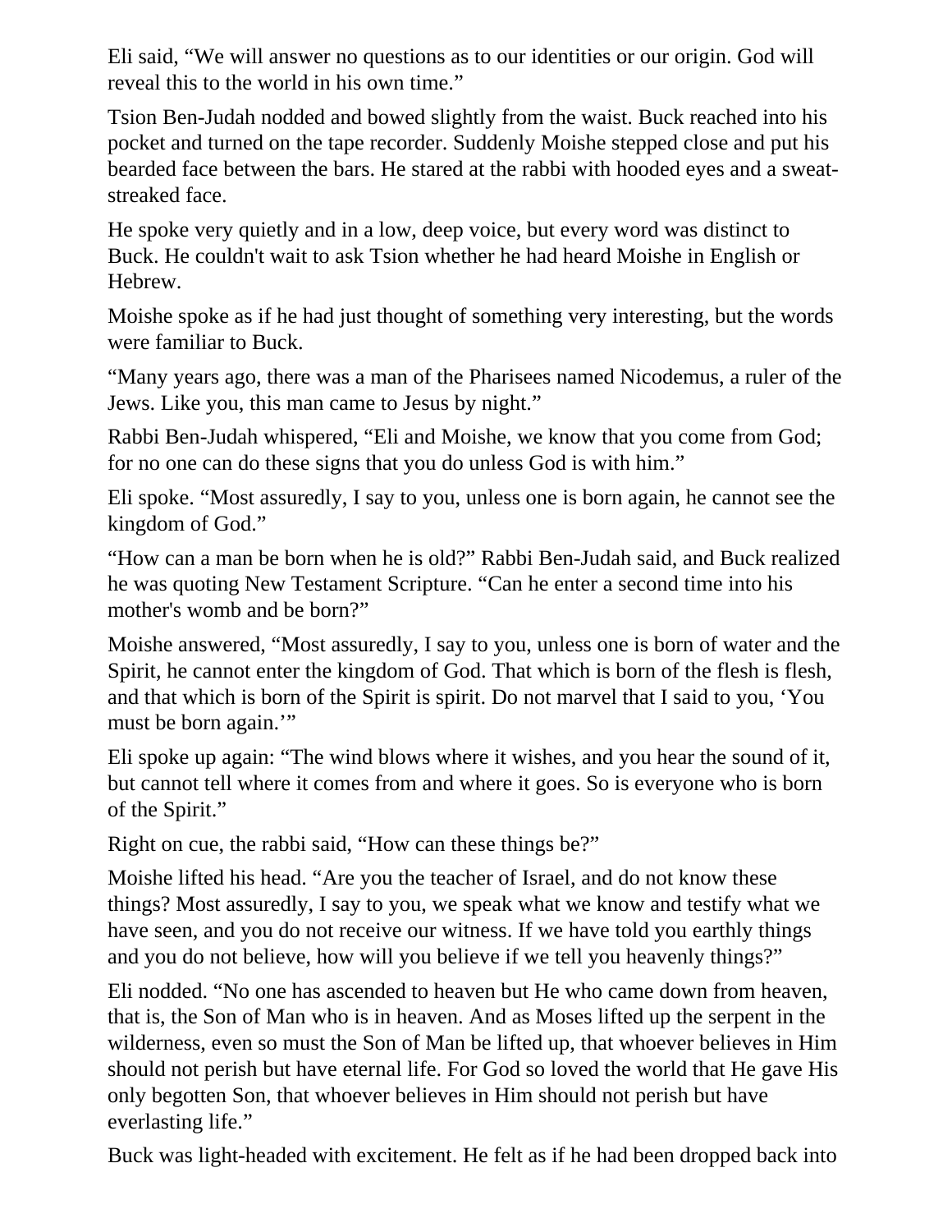Eli said, “We will answer no questions as to our identities or our origin. God will reveal this to the world in his own time.”

Tsion Ben-Judah nodded and bowed slightly from the waist. Buck reached into his pocket and turned on the tape recorder. Suddenly Moishe stepped close and put his bearded face between the bars. He stared at the rabbi with hooded eyes and a sweat-streaked face.

He spoke very quietly and in a low, deep voice, but every word was distinct to Buck. He couldn't wait to ask Tsion whether he had heard Moishe in English or Hebrew.

Moishe spoke as if he had just thought of something very interesting, but the words were familiar to Buck.

“Many years ago, there was a man of the Pharisees named Nicodemus, a ruler of the Jews. Like you, this man came to Jesus by night.”

Rabbi Ben-Judah whispered, “Eli and Moishe, we know that you come from God; for no one can do these signs that you do unless God is with him.”

Eli spoke. “Most assuredly, I say to you, unless one is born again, he cannot see the kingdom of God.”

“How can a man be born when he is old?” Rabbi Ben-Judah said, and Buck realized he was quoting New Testament Scripture. “Can he enter a second time into his mother's womb and be born?”

Moishe answered, “Most assuredly, I say to you, unless one is born of water and the Spirit, he cannot enter the kingdom of God. That which is born of the flesh is flesh, and that which is born of the Spirit is spirit. Do not marvel that I said to you, ‘You must be born again.’”

Eli spoke up again: “The wind blows where it wishes, and you hear the sound of it, but cannot tell where it comes from and where it goes. So is everyone who is born of the Spirit.”

Right on cue, the rabbi said, “How can these things be?”

Moishe lifted his head. “Are you the teacher of Israel, and do not know these things? Most assuredly, I say to you, we speak what we know and testify what we have seen, and you do not receive our witness. If we have told you earthly things and you do not believe, how will you believe if we tell you heavenly things?”

Eli nodded. “No one has ascended to heaven but He who came down from heaven, that is, the Son of Man who is in heaven. And as Moses lifted up the serpent in the wilderness, even so must the Son of Man be lifted up, that whoever believes in Him should not perish but have eternal life. For God so loved the world that He gave His only begotten Son, that whoever believes in Him should not perish but have everlasting life.”

Buck was light-headed with excitement. He felt as if he had been dropped back into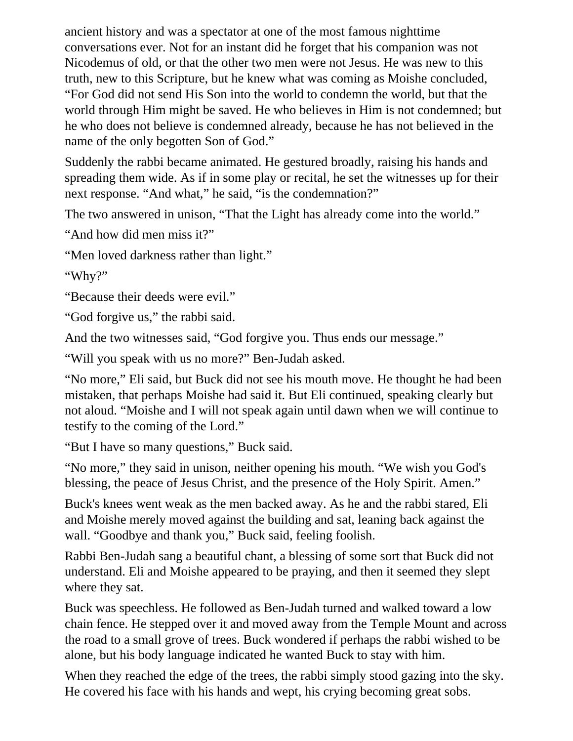ancient history and was a spectator at one of the most famous nighttime conversations ever. Not for an instant did he forget that his companion was not Nicodemus of old, or that the other two men were not Jesus. He was new to this truth, new to this Scripture, but he knew what was coming as Moishe concluded, "For God did not send His Son into the world to condemn the world, but that the world through Him might be saved. He who believes in Him is not condemned; but he who does not believe is condemned already, because he has not believed in the name of the only begotten Son of God."

Suddenly the rabbi became animated. He gestured broadly, raising his hands and spreading them wide. As if in some play or recital, he set the witnesses up for their next response. "And what," he said, "is the condemnation?"

The two answered in unison, "That the Light has already come into the world."

"And how did men miss it?"

"Men loved darkness rather than light."

"Why?"

"Because their deeds were evil."

"God forgive us," the rabbi said.

And the two witnesses said, "God forgive you. Thus ends our message."

"Will you speak with us no more?" Ben-Judah asked.

"No more," Eli said, but Buck did not see his mouth move. He thought he had been mistaken, that perhaps Moishe had said it. But Eli continued, speaking clearly but not aloud. "Moishe and I will not speak again until dawn when we will continue to testify to the coming of the Lord."

"But I have so many questions," Buck said.

"No more," they said in unison, neither opening his mouth. "We wish you God's blessing, the peace of Jesus Christ, and the presence of the Holy Spirit. Amen."

Buck's knees went weak as the men backed away. As he and the rabbi stared, Eli and Moishe merely moved against the building and sat, leaning back against the wall. "Goodbye and thank you," Buck said, feeling foolish.

Rabbi Ben-Judah sang a beautiful chant, a blessing of some sort that Buck did not understand. Eli and Moishe appeared to be praying, and then it seemed they slept where they sat.

Buck was speechless. He followed as Ben-Judah turned and walked toward a low chain fence. He stepped over it and moved away from the Temple Mount and across the road to a small grove of trees. Buck wondered if perhaps the rabbi wished to be alone, but his body language indicated he wanted Buck to stay with him.

When they reached the edge of the trees, the rabbi simply stood gazing into the sky. He covered his face with his hands and wept, his crying becoming great sobs.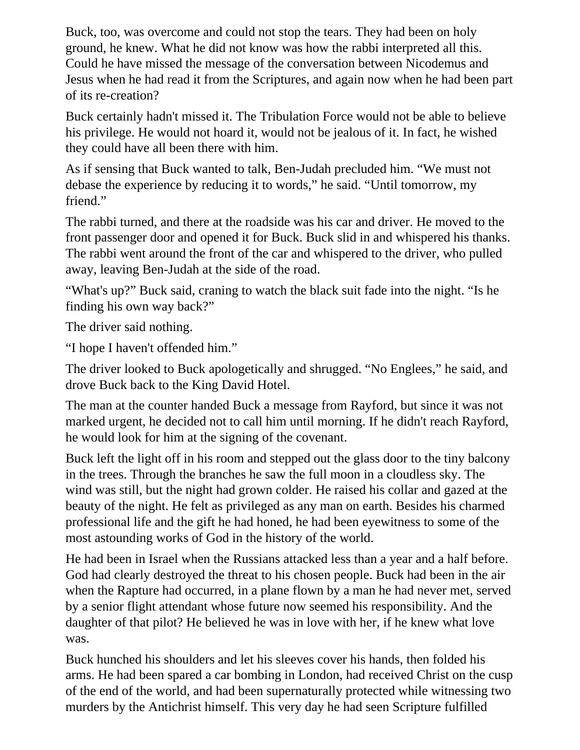Buck, too, was overcome and could not stop the tears. They had been on holy ground, he knew. What he did not know was how the rabbi interpreted all this. Could he have missed the message of the conversation between Nicodemus and Jesus when he had read it from the Scriptures, and again now when he had been part of its re-creation?

Buck certainly hadn't missed it. The Tribulation Force would not be able to believe his privilege. He would not hoard it, would not be jealous of it. In fact, he wished they could have all been there with him.

As if sensing that Buck wanted to talk, Ben-Judah precluded him. “We must not debase the experience by reducing it to words,” he said. “Until tomorrow, my friend.”

The rabbi turned, and there at the roadside was his car and driver. He moved to the front passenger door and opened it for Buck. Buck slid in and whispered his thanks. The rabbi went around the front of the car and whispered to the driver, who pulled away, leaving Ben-Judah at the side of the road.

“What's up?” Buck said, craning to watch the black suit fade into the night. “Is he finding his own way back?”

The driver said nothing.

“I hope I haven't offended him.”

The driver looked to Buck apologetically and shrugged. “No Englees,” he said, and drove Buck back to the King David Hotel.

The man at the counter handed Buck a message from Rayford, but since it was not marked urgent, he decided not to call him until morning. If he didn't reach Rayford, he would look for him at the signing of the covenant.

Buck left the light off in his room and stepped out the glass door to the tiny balcony in the trees. Through the branches he saw the full moon in a cloudless sky. The wind was still, but the night had grown colder. He raised his collar and gazed at the beauty of the night. He felt as privileged as any man on earth. Besides his charmed professional life and the gift he had honed, he had been eyewitness to some of the most astounding works of God in the history of the world.

He had been in Israel when the Russians attacked less than a year and a half before. God had clearly destroyed the threat to his chosen people. Buck had been in the air when the Rapture had occurred, in a plane flown by a man he had never met, served by a senior flight attendant whose future now seemed his responsibility. And the daughter of that pilot? He believed he was in love with her, if he knew what love was.

Buck hunched his shoulders and let his sleeves cover his hands, then folded his arms. He had been spared a car bombing in London, had received Christ on the cusp of the end of the world, and had been supernaturally protected while witnessing two murders by the Antichrist himself. This very day he had seen Scripture fulfilled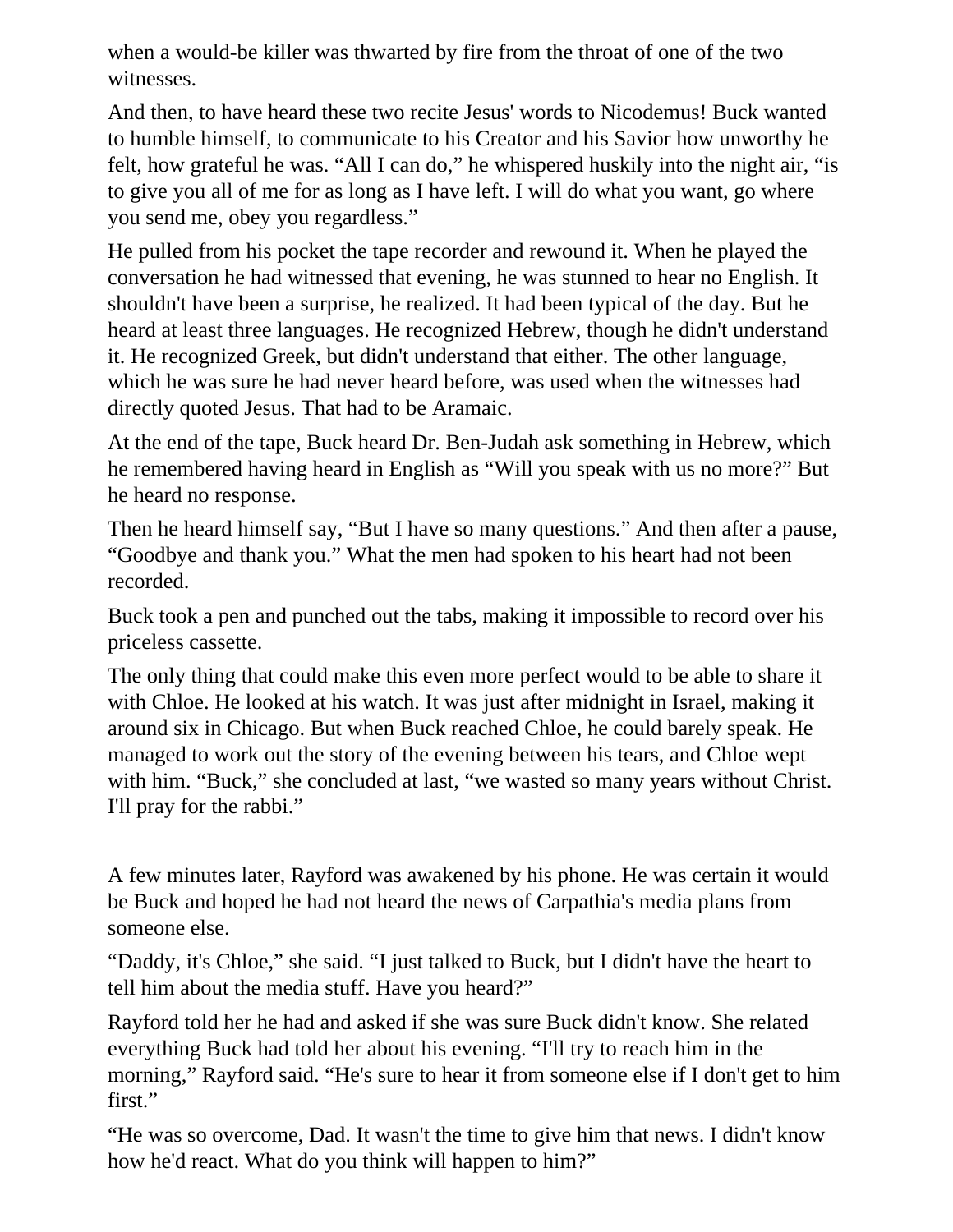when a would-be killer was thwarted by fire from the throat of one of the two witnesses.

And then, to have heard these two recite Jesus' words to Nicodemus! Buck wanted to humble himself, to communicate to his Creator and his Savior how unworthy he felt, how grateful he was. “All I can do,” he whispered huskily into the night air, “is to give you all of me for as long as I have left. I will do what you want, go where you send me, obey you regardless.”

He pulled from his pocket the tape recorder and rewound it. When he played the conversation he had witnessed that evening, he was stunned to hear no English. It shouldn't have been a surprise, he realized. It had been typical of the day. But he heard at least three languages. He recognized Hebrew, though he didn't understand it. He recognized Greek, but didn't understand that either. The other language, which he was sure he had never heard before, was used when the witnesses had directly quoted Jesus. That had to be Aramaic.

At the end of the tape, Buck heard Dr. Ben-Judah ask something in Hebrew, which he remembered having heard in English as “Will you speak with us no more?” But he heard no response.

Then he heard himself say, “But I have so many questions.” And then after a pause, “Goodbye and thank you.” What the men had spoken to his heart had not been recorded.

Buck took a pen and punched out the tabs, making it impossible to record over his priceless cassette.

The only thing that could make this even more perfect would to be able to share it with Chloe. He looked at his watch. It was just after midnight in Israel, making it around six in Chicago. But when Buck reached Chloe, he could barely speak. He managed to work out the story of the evening between his tears, and Chloe wept with him. “Buck,” she concluded at last, “we wasted so many years without Christ. I'll pray for the rabbi.”

A few minutes later, Rayford was awakened by his phone. He was certain it would be Buck and hoped he had not heard the news of Carpathia's media plans from someone else.

“Daddy, it's Chloe,” she said. “I just talked to Buck, but I didn't have the heart to tell him about the media stuff. Have you heard?”

Rayford told her he had and asked if she was sure Buck didn't know. She related everything Buck had told her about his evening. “I'll try to reach him in the morning,” Rayford said. “He's sure to hear it from someone else if I don't get to him first.”

“He was so overcome, Dad. It wasn't the time to give him that news. I didn't know how he'd react. What do you think will happen to him?”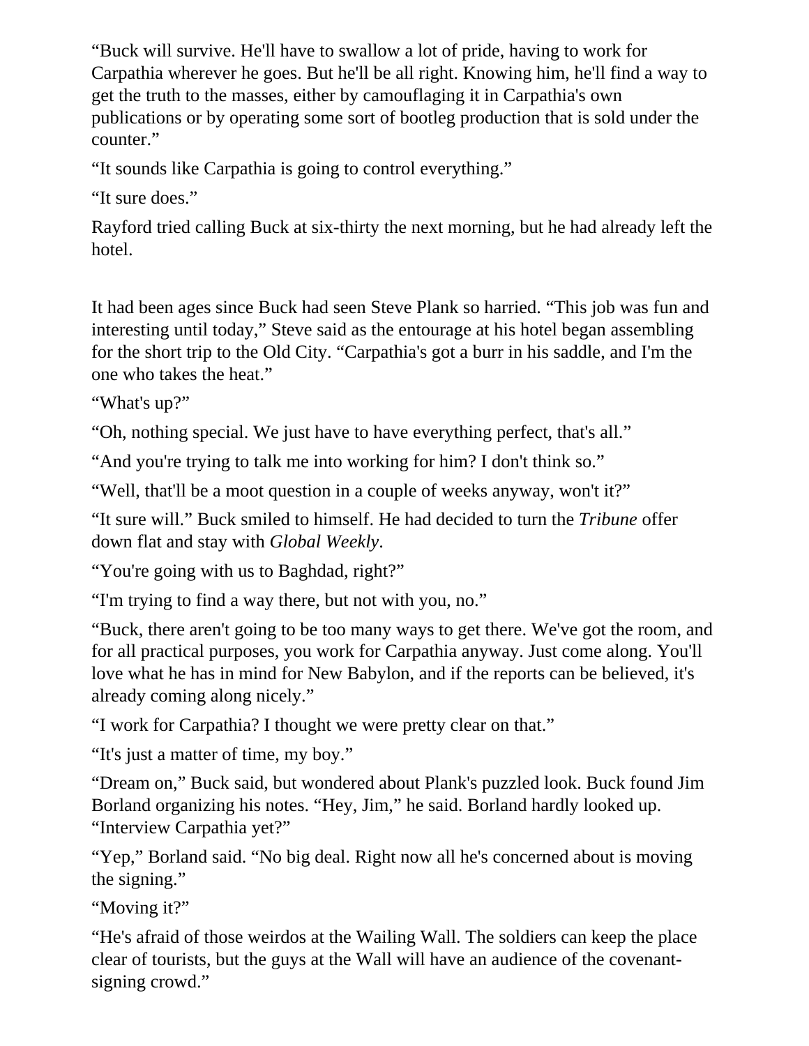"Buck will survive. He'll have to swallow a lot of pride, having to work for Carpathia wherever he goes. But he'll be all right. Knowing him, he'll find a way to get the truth to the masses, either by camouflaging it in Carpathia's own publications or by operating some sort of bootleg production that is sold under the counter."

"It sounds like Carpathia is going to control everything."

"It sure does."

Rayford tried calling Buck at six-thirty the next morning, but he had already left the hotel.

It had been ages since Buck had seen Steve Plank so harried. "This job was fun and interesting until today," Steve said as the entourage at his hotel began assembling for the short trip to the Old City. "Carpathia's got a burr in his saddle, and I'm the one who takes the heat."

"What's up?"

"Oh, nothing special. We just have to have everything perfect, that's all."

"And you're trying to talk me into working for him? I don't think so."

"Well, that'll be a moot question in a couple of weeks anyway, won't it?"

"It sure will." Buck smiled to himself. He had decided to turn the *Tribune* offer down flat and stay with *Global Weekly*.

"You're going with us to Baghdad, right?"

"I'm trying to find a way there, but not with you, no."

"Buck, there aren't going to be too many ways to get there. We've got the room, and for all practical purposes, you work for Carpathia anyway. Just come along. You'll love what he has in mind for New Babylon, and if the reports can be believed, it's already coming along nicely."

"I work for Carpathia? I thought we were pretty clear on that."

"It's just a matter of time, my boy."

"Dream on," Buck said, but wondered about Plank's puzzled look. Buck found Jim Borland organizing his notes. "Hey, Jim," he said. Borland hardly looked up. "Interview Carpathia yet?"

"Yep," Borland said. "No big deal. Right now all he's concerned about is moving the signing."

"Moving it?"

"He's afraid of those weirdos at the Wailing Wall. The soldiers can keep the place clear of tourists, but the guys at the Wall will have an audience of the covenant-signing crowd."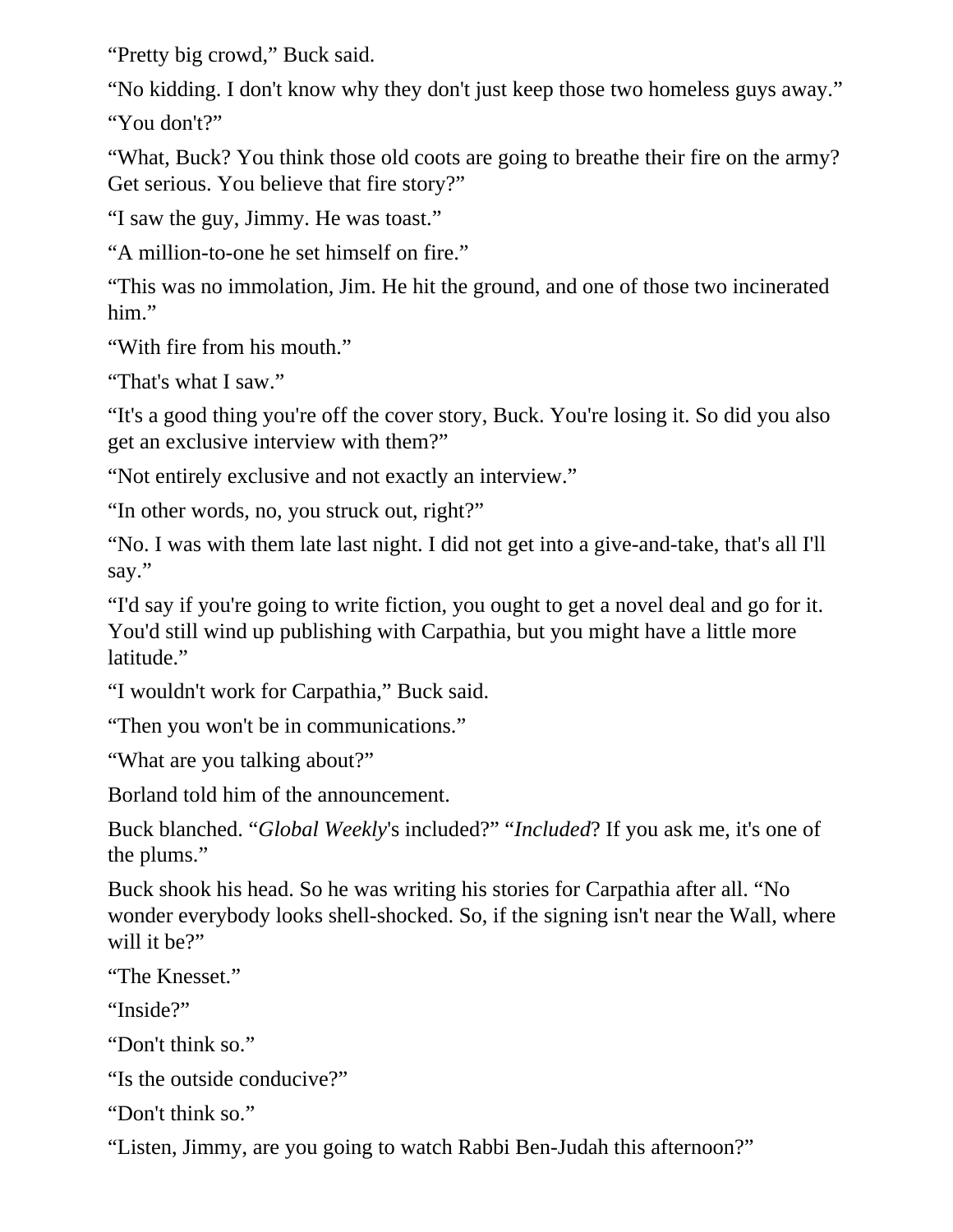“Pretty big crowd,” Buck said.

“No kidding. I don't know why they don't just keep those two homeless guys away.”

“You don't?”

“What, Buck? You think those old coots are going to breathe their fire on the army? Get serious. You believe that fire story?”

“I saw the guy, Jimmy. He was toast.”

“A million-to-one he set himself on fire.”

“This was no immolation, Jim. He hit the ground, and one of those two incinerated him.”

“With fire from his mouth.”

“That's what I saw.”

“It's a good thing you're off the cover story, Buck. You're losing it. So did you also get an exclusive interview with them?”

“Not entirely exclusive and not exactly an interview.”

“In other words, no, you struck out, right?”

“No. I was with them late last night. I did not get into a give-and-take, that's all I'll say.”

“I'd say if you're going to write fiction, you ought to get a novel deal and go for it. You'd still wind up publishing with Carpathia, but you might have a little more latitude.”

“I wouldn't work for Carpathia,” Buck said.

“Then you won't be in communications.”

“What are you talking about?”

Borland told him of the announcement.

Buck blanched. “*Global Weekly*'s included?” “*Included*? If you ask me, it's one of the plums.”

Buck shook his head. So he was writing his stories for Carpathia after all. “No wonder everybody looks shell-shocked. So, if the signing isn't near the Wall, where will it be?”

“The Knesset.”

“Inside?”

“Don't think so.”

“Is the outside conducive?”

“Don't think so.”

“Listen, Jimmy, are you going to watch Rabbi Ben-Judah this afternoon?”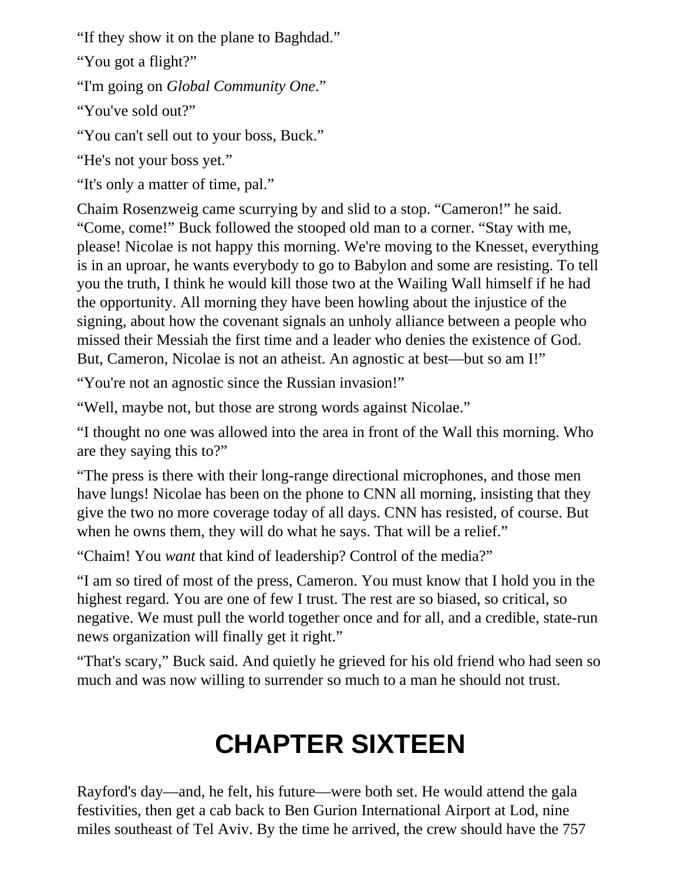“If they show it on the plane to Baghdad.”

“You got a flight?”

“I'm going on *Global Community One*.”

“You've sold out?”

“You can't sell out to your boss, Buck.”

“He's not your boss yet.”

“It's only a matter of time, pal.”

Chaim Rosenzweig came scurrying by and slid to a stop. “Cameron!” he said. “Come, come!” Buck followed the stooped old man to a corner. “Stay with me, please! Nicolae is not happy this morning. We're moving to the Knesset, everything is in an uproar, he wants everybody to go to Babylon and some are resisting. To tell you the truth, I think he would kill those two at the Wailing Wall himself if he had the opportunity. All morning they have been howling about the injustice of the signing, about how the covenant signals an unholy alliance between a people who missed their Messiah the first time and a leader who denies the existence of God. But, Cameron, Nicolae is not an atheist. An agnostic at best—but so am I!”

“You're not an agnostic since the Russian invasion!”

“Well, maybe not, but those are strong words against Nicolae.”

“I thought no one was allowed into the area in front of the Wall this morning. Who are they saying this to?”

“The press is there with their long-range directional microphones, and those men have lungs! Nicolae has been on the phone to CNN all morning, insisting that they give the two no more coverage today of all days. CNN has resisted, of course. But when he owns them, they will do what he says. That will be a relief.”

“Chaim! You *want* that kind of leadership? Control of the media?”

“I am so tired of most of the press, Cameron. You must know that I hold you in the highest regard. You are one of few I trust. The rest are so biased, so critical, so negative. We must pull the world together once and for all, and a credible, state-run news organization will finally get it right.”

“That's scary,” Buck said. And quietly he grieved for his old friend who had seen so much and was now willing to surrender so much to a man he should not trust.

# CHAPTER SIXTEEN

Rayford's day—and, he felt, his future—were both set. He would attend the gala festivities, then get a cab back to Ben Gurion International Airport at Lod, nine miles southeast of Tel Aviv. By the time he arrived, the crew should have the 757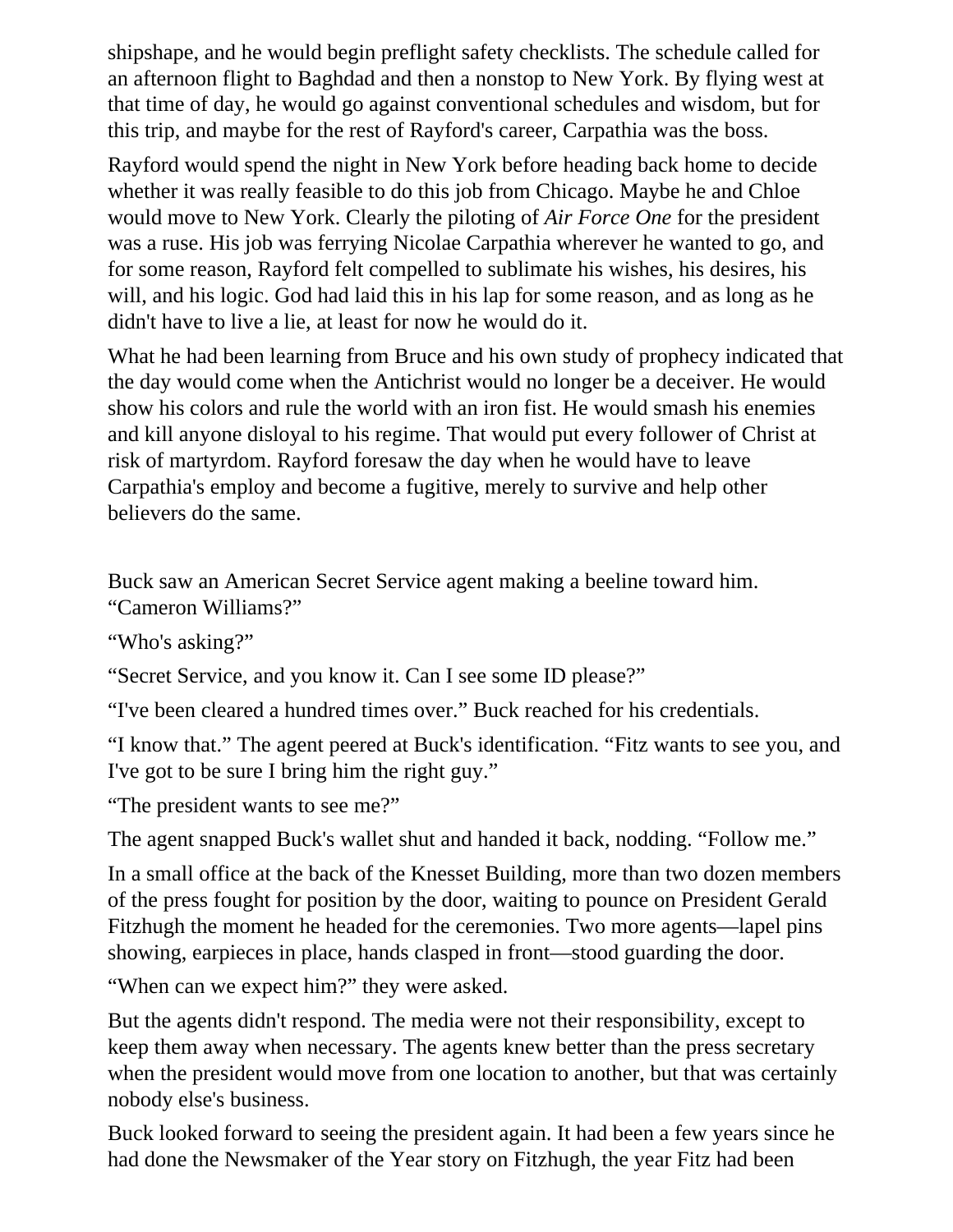shipshape, and he would begin preflight safety checklists. The schedule called for an afternoon flight to Baghdad and then a nonstop to New York. By flying west at that time of day, he would go against conventional schedules and wisdom, but for this trip, and maybe for the rest of Rayford's career, Carpathia was the boss.

Rayford would spend the night in New York before heading back home to decide whether it was really feasible to do this job from Chicago. Maybe he and Chloe would move to New York. Clearly the piloting of *Air Force One* for the president was a ruse. His job was ferrying Nicolae Carpathia wherever he wanted to go, and for some reason, Rayford felt compelled to sublimate his wishes, his desires, his will, and his logic. God had laid this in his lap for some reason, and as long as he didn't have to live a lie, at least for now he would do it.

What he had been learning from Bruce and his own study of prophecy indicated that the day would come when the Antichrist would no longer be a deceiver. He would show his colors and rule the world with an iron fist. He would smash his enemies and kill anyone disloyal to his regime. That would put every follower of Christ at risk of martyrdom. Rayford foresaw the day when he would have to leave Carpathia's employ and become a fugitive, merely to survive and help other believers do the same.

Buck saw an American Secret Service agent making a beeline toward him. "Cameron Williams?"

"Who's asking?"

"Secret Service, and you know it. Can I see some ID please?"

"I've been cleared a hundred times over." Buck reached for his credentials.

"I know that." The agent peered at Buck's identification. "Fitz wants to see you, and I've got to be sure I bring him the right guy."

"The president wants to see me?"

The agent snapped Buck's wallet shut and handed it back, nodding. "Follow me."

In a small office at the back of the Knesset Building, more than two dozen members of the press fought for position by the door, waiting to pounce on President Gerald Fitzhugh the moment he headed for the ceremonies. Two more agents—lapel pins showing, earpieces in place, hands clasped in front—stood guarding the door.

"When can we expect him?" they were asked.

But the agents didn't respond. The media were not their responsibility, except to keep them away when necessary. The agents knew better than the press secretary when the president would move from one location to another, but that was certainly nobody else's business.

Buck looked forward to seeing the president again. It had been a few years since he had done the Newsmaker of the Year story on Fitzhugh, the year Fitz had been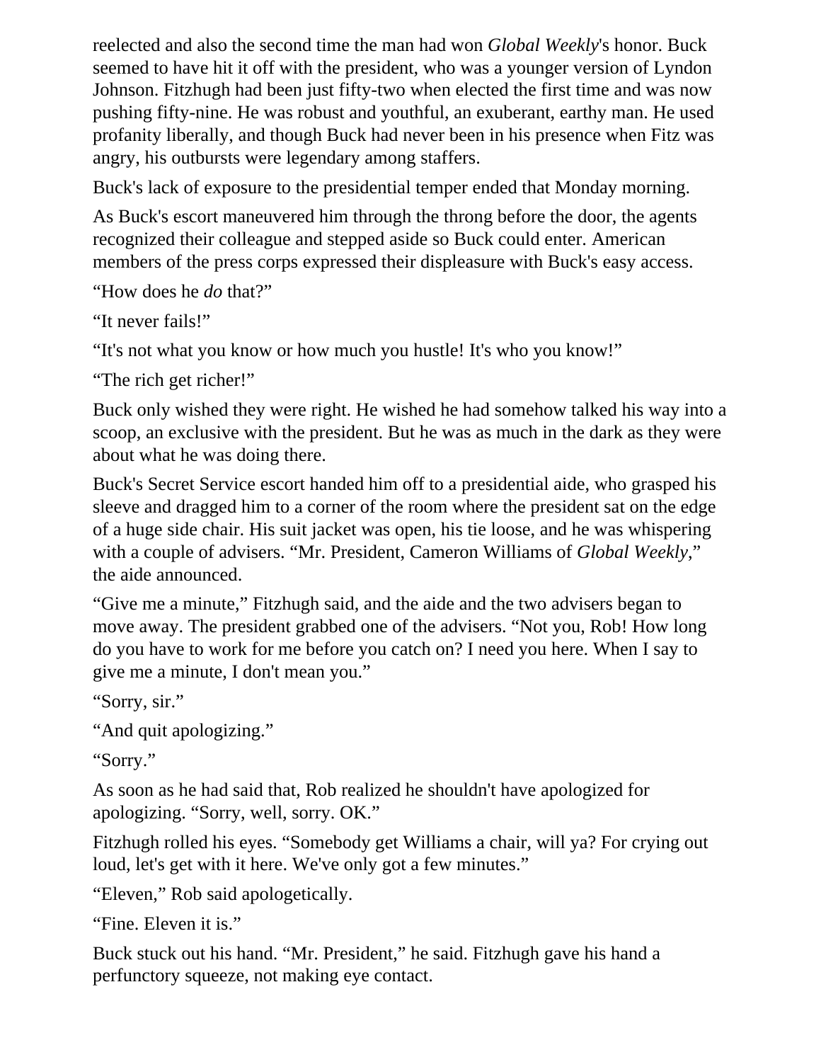reelected and also the second time the man had won *Global Weekly*'s honor. Buck seemed to have hit it off with the president, who was a younger version of Lyndon Johnson. Fitzhugh had been just fifty-two when elected the first time and was now pushing fifty-nine. He was robust and youthful, an exuberant, earthy man. He used profanity liberally, and though Buck had never been in his presence when Fitz was angry, his outbursts were legendary among staffers.

Buck's lack of exposure to the presidential temper ended that Monday morning.

As Buck's escort maneuvered him through the throng before the door, the agents recognized their colleague and stepped aside so Buck could enter. American members of the press corps expressed their displeasure with Buck's easy access.

"How does he *do* that?"

"It never fails!"

"It's not what you know or how much you hustle! It's who you know!"

"The rich get richer!"

Buck only wished they were right. He wished he had somehow talked his way into a scoop, an exclusive with the president. But he was as much in the dark as they were about what he was doing there.

Buck's Secret Service escort handed him off to a presidential aide, who grasped his sleeve and dragged him to a corner of the room where the president sat on the edge of a huge side chair. His suit jacket was open, his tie loose, and he was whispering with a couple of advisers. "Mr. President, Cameron Williams of *Global Weekly*," the aide announced.

"Give me a minute," Fitzhugh said, and the aide and the two advisers began to move away. The president grabbed one of the advisers. "Not you, Rob! How long do you have to work for me before you catch on? I need you here. When I say to give me a minute, I don't mean you."

"Sorry, sir."

"And quit apologizing."

"Sorry."

As soon as he had said that, Rob realized he shouldn't have apologized for apologizing. "Sorry, well, sorry. OK."

Fitzhugh rolled his eyes. "Somebody get Williams a chair, will ya? For crying out loud, let's get with it here. We've only got a few minutes."

"Eleven," Rob said apologetically.

"Fine. Eleven it is."

Buck stuck out his hand. "Mr. President," he said. Fitzhugh gave his hand a perfunctory squeeze, not making eye contact.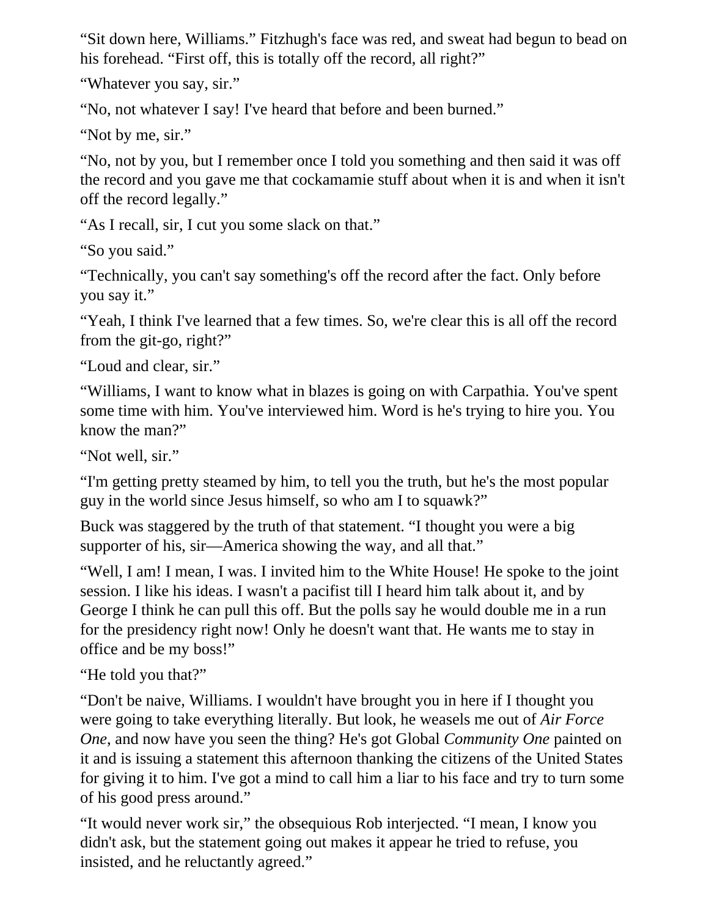“Sit down here, Williams.” Fitzhugh's face was red, and sweat had begun to bead on his forehead. “First off, this is totally off the record, all right?”

“Whatever you say, sir.”

“No, not whatever I say! I've heard that before and been burned.”

“Not by me, sir.”

“No, not by you, but I remember once I told you something and then said it was off the record and you gave me that cockamamie stuff about when it is and when it isn't off the record legally.”

“As I recall, sir, I cut you some slack on that.”

“So you said.”

“Technically, you can't say something's off the record after the fact. Only before you say it.”

“Yeah, I think I've learned that a few times. So, we're clear this is all off the record from the git-go, right?”

“Loud and clear, sir.”

“Williams, I want to know what in blazes is going on with Carpathia. You've spent some time with him. You've interviewed him. Word is he's trying to hire you. You know the man?”

“Not well, sir.”

“I'm getting pretty steamed by him, to tell you the truth, but he's the most popular guy in the world since Jesus himself, so who am I to squawk?”

Buck was staggered by the truth of that statement. “I thought you were a big supporter of his, sir—America showing the way, and all that.”

“Well, I am! I mean, I was. I invited him to the White House! He spoke to the joint session. I like his ideas. I wasn't a pacifist till I heard him talk about it, and by George I think he can pull this off. But the polls say he would double me in a run for the presidency right now! Only he doesn't want that. He wants me to stay in office and be my boss!”

“He told you that?”

“Don't be naive, Williams. I wouldn't have brought you in here if I thought you were going to take everything literally. But look, he weasels me out of *Air Force One*, and now have you seen the thing? He's got Global *Community One* painted on it and is issuing a statement this afternoon thanking the citizens of the United States for giving it to him. I've got a mind to call him a liar to his face and try to turn some of his good press around.”

“It would never work sir,” the obsequious Rob interjected. “I mean, I know you didn't ask, but the statement going out makes it appear he tried to refuse, you insisted, and he reluctantly agreed.”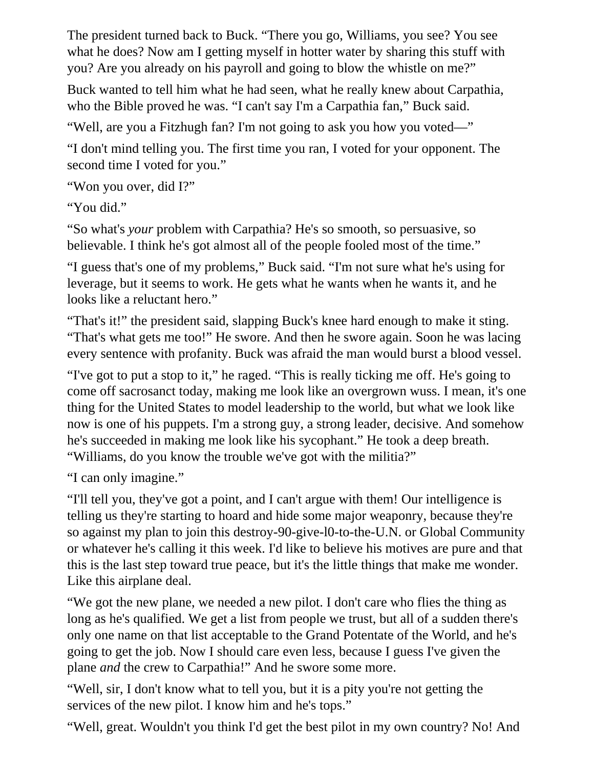The president turned back to Buck. “There you go, Williams, you see? You see what he does? Now am I getting myself in hotter water by sharing this stuff with you? Are you already on his payroll and going to blow the whistle on me?”

Buck wanted to tell him what he had seen, what he really knew about Carpathia, who the Bible proved he was. “I can't say I'm a Carpathia fan,” Buck said.

“Well, are you a Fitzhugh fan? I'm not going to ask you how you voted—”

“I don't mind telling you. The first time you ran, I voted for your opponent. The second time I voted for you.”

“Won you over, did I?”

“You did.”

“So what's *your* problem with Carpathia? He's so smooth, so persuasive, so believable. I think he's got almost all of the people fooled most of the time.”

“I guess that's one of my problems,” Buck said. “I'm not sure what he's using for leverage, but it seems to work. He gets what he wants when he wants it, and he looks like a reluctant hero.”

“That's it!” the president said, slapping Buck's knee hard enough to make it sting. “That's what gets me too!” He swore. And then he swore again. Soon he was lacing every sentence with profanity. Buck was afraid the man would burst a blood vessel.

“I've got to put a stop to it,” he raged. “This is really ticking me off. He's going to come off sacrosanct today, making me look like an overgrown wuss. I mean, it's one thing for the United States to model leadership to the world, but what we look like now is one of his puppets. I'm a strong guy, a strong leader, decisive. And somehow he's succeeded in making me look like his sycophant.” He took a deep breath. “Williams, do you know the trouble we've got with the militia?”

“I can only imagine.”

“I'll tell you, they've got a point, and I can't argue with them! Our intelligence is telling us they're starting to hoard and hide some major weaponry, because they're so against my plan to join this destroy-90-give-l0-to-the-U.N. or Global Community or whatever he's calling it this week. I'd like to believe his motives are pure and that this is the last step toward true peace, but it's the little things that make me wonder. Like this airplane deal.

“We got the new plane, we needed a new pilot. I don't care who flies the thing as long as he's qualified. We get a list from people we trust, but all of a sudden there's only one name on that list acceptable to the Grand Potentate of the World, and he's going to get the job. Now I should care even less, because I guess I've given the plane *and* the crew to Carpathia!” And he swore some more.

“Well, sir, I don't know what to tell you, but it is a pity you're not getting the services of the new pilot. I know him and he's tops.”

“Well, great. Wouldn't you think I'd get the best pilot in my own country? No! And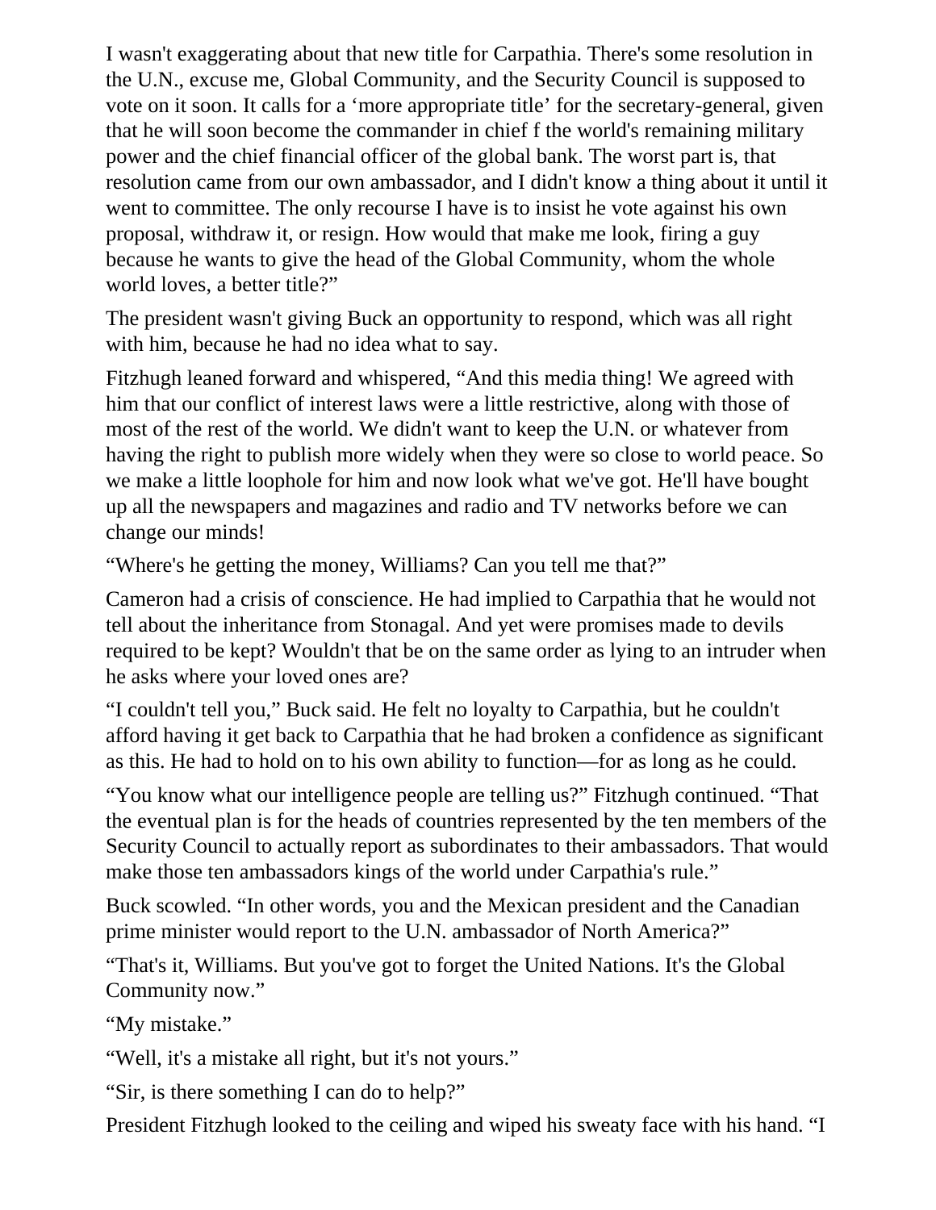I wasn't exaggerating about that new title for Carpathia. There's some resolution in the U.N., excuse me, Global Community, and the Security Council is supposed to vote on it soon. It calls for a ‘more appropriate title’ for the secretary-general, given that he will soon become the commander in chief f the world's remaining military power and the chief financial officer of the global bank. The worst part is, that resolution came from our own ambassador, and I didn't know a thing about it until it went to committee. The only recourse I have is to insist he vote against his own proposal, withdraw it, or resign. How would that make me look, firing a guy because he wants to give the head of the Global Community, whom the whole world loves, a better title?”

The president wasn't giving Buck an opportunity to respond, which was all right with him, because he had no idea what to say.

Fitzhugh leaned forward and whispered, “And this media thing! We agreed with him that our conflict of interest laws were a little restrictive, along with those of most of the rest of the world. We didn't want to keep the U.N. or whatever from having the right to publish more widely when they were so close to world peace. So we make a little loophole for him and now look what we've got. He'll have bought up all the newspapers and magazines and radio and TV networks before we can change our minds!

“Where's he getting the money, Williams? Can you tell me that?”

Cameron had a crisis of conscience. He had implied to Carpathia that he would not tell about the inheritance from Stonagal. And yet were promises made to devils required to be kept? Wouldn't that be on the same order as lying to an intruder when he asks where your loved ones are?

“I couldn't tell you,” Buck said. He felt no loyalty to Carpathia, but he couldn't afford having it get back to Carpathia that he had broken a confidence as significant as this. He had to hold on to his own ability to function—for as long as he could.

“You know what our intelligence people are telling us?” Fitzhugh continued. “That the eventual plan is for the heads of countries represented by the ten members of the Security Council to actually report as subordinates to their ambassadors. That would make those ten ambassadors kings of the world under Carpathia's rule.”

Buck scowled. “In other words, you and the Mexican president and the Canadian prime minister would report to the U.N. ambassador of North America?”

“That's it, Williams. But you've got to forget the United Nations. It's the Global Community now.”

“My mistake.”

“Well, it's a mistake all right, but it's not yours.”

“Sir, is there something I can do to help?”

President Fitzhugh looked to the ceiling and wiped his sweaty face with his hand. “I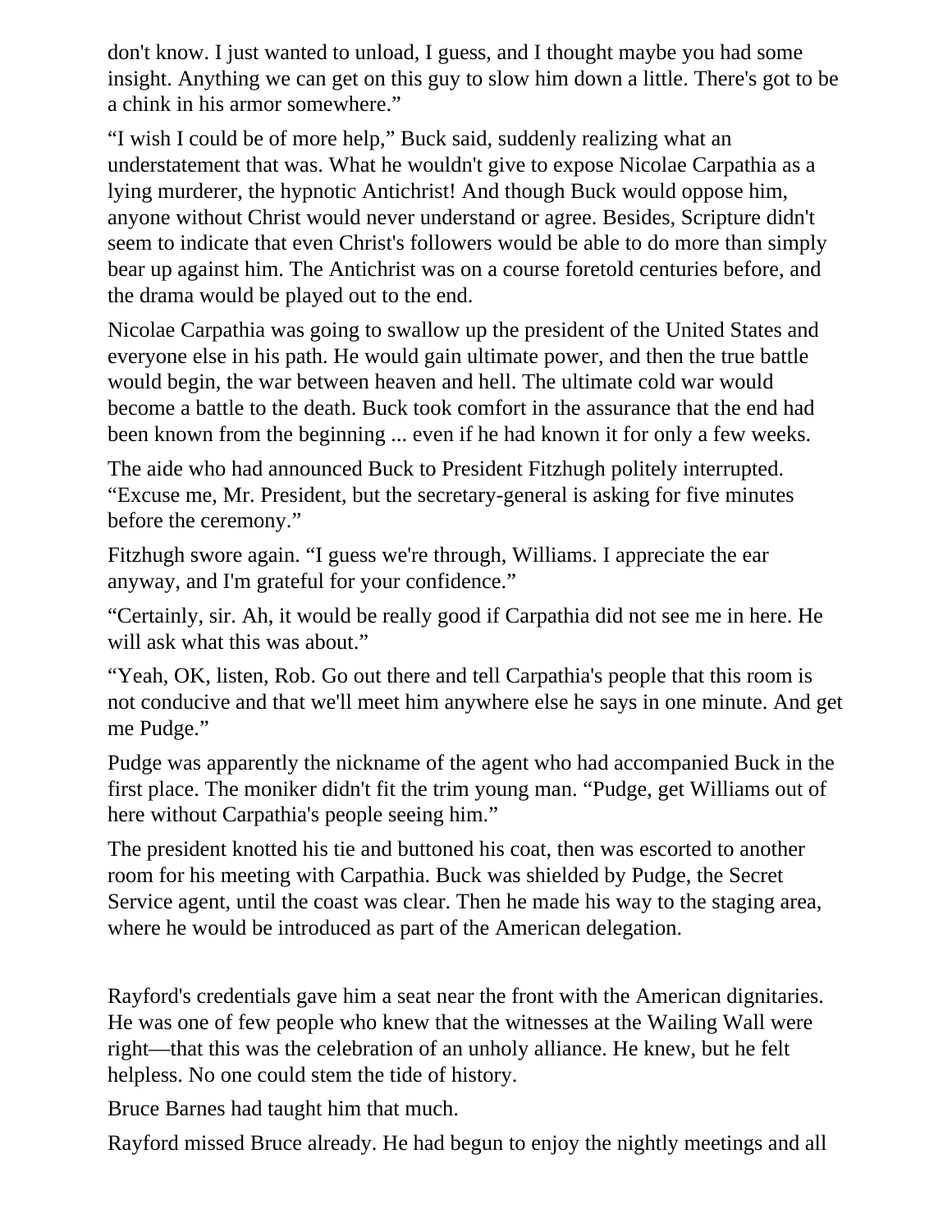don't know. I just wanted to unload, I guess, and I thought maybe you had some insight. Anything we can get on this guy to slow him down a little. There's got to be a chink in his armor somewhere."

"I wish I could be of more help," Buck said, suddenly realizing what an understatement that was. What he wouldn't give to expose Nicolae Carpathia as a lying murderer, the hypnotic Antichrist! And though Buck would oppose him, anyone without Christ would never understand or agree. Besides, Scripture didn't seem to indicate that even Christ's followers would be able to do more than simply bear up against him. The Antichrist was on a course foretold centuries before, and the drama would be played out to the end.

Nicolae Carpathia was going to swallow up the president of the United States and everyone else in his path. He would gain ultimate power, and then the true battle would begin, the war between heaven and hell. The ultimate cold war would become a battle to the death. Buck took comfort in the assurance that the end had been known from the beginning ... even if he had known it for only a few weeks.

The aide who had announced Buck to President Fitzhugh politely interrupted. "Excuse me, Mr. President, but the secretary-general is asking for five minutes before the ceremony."

Fitzhugh swore again. "I guess we're through, Williams. I appreciate the ear anyway, and I'm grateful for your confidence."

"Certainly, sir. Ah, it would be really good if Carpathia did not see me in here. He will ask what this was about."

"Yeah, OK, listen, Rob. Go out there and tell Carpathia's people that this room is not conducive and that we'll meet him anywhere else he says in one minute. And get me Pudge."

Pudge was apparently the nickname of the agent who had accompanied Buck in the first place. The moniker didn't fit the trim young man. "Pudge, get Williams out of here without Carpathia's people seeing him."

The president knotted his tie and buttoned his coat, then was escorted to another room for his meeting with Carpathia. Buck was shielded by Pudge, the Secret Service agent, until the coast was clear. Then he made his way to the staging area, where he would be introduced as part of the American delegation.

Rayford's credentials gave him a seat near the front with the American dignitaries. He was one of few people who knew that the witnesses at the Wailing Wall were right—that this was the celebration of an unholy alliance. He knew, but he felt helpless. No one could stem the tide of history.

Bruce Barnes had taught him that much.

Rayford missed Bruce already. He had begun to enjoy the nightly meetings and all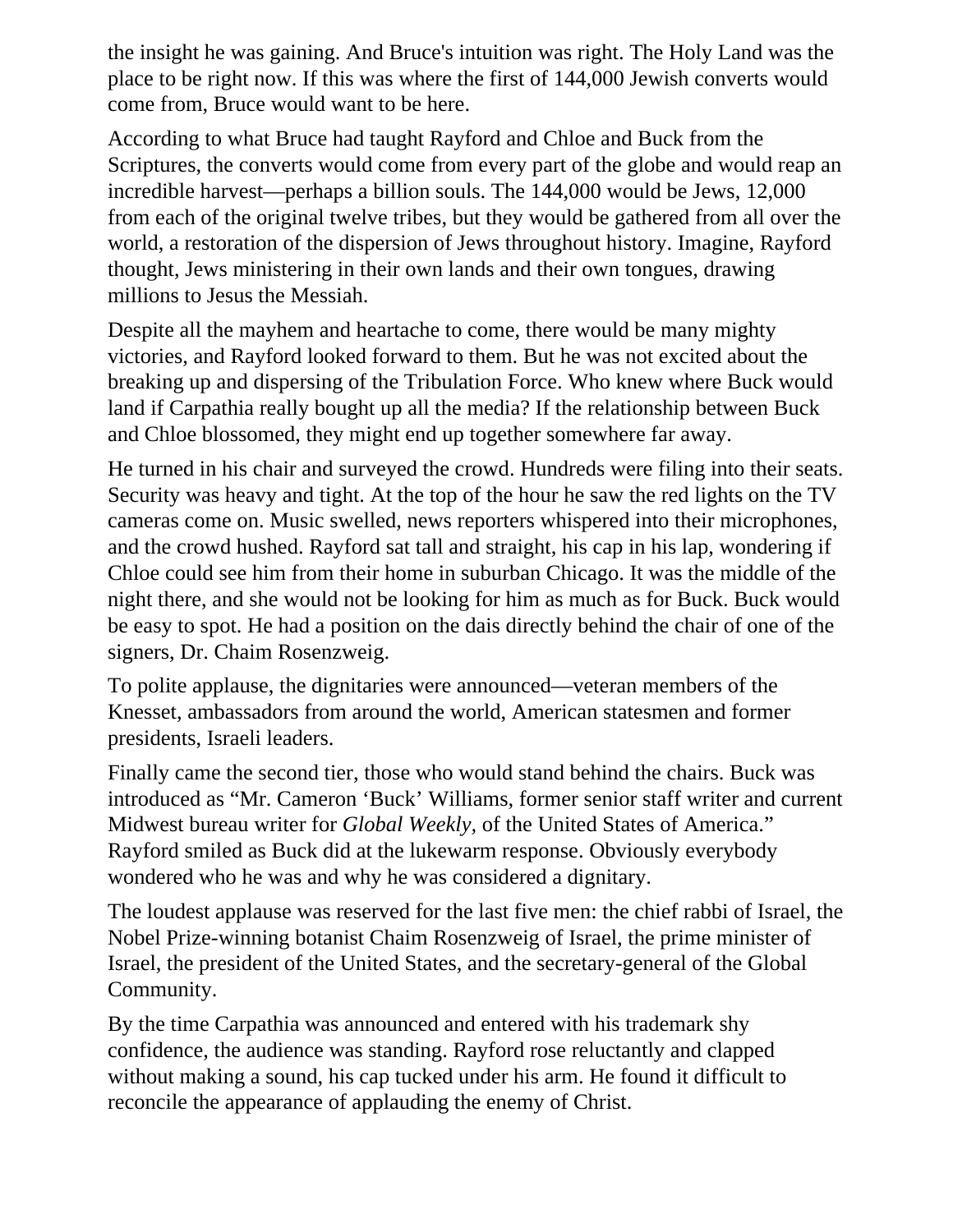the insight he was gaining. And Bruce's intuition was right. The Holy Land was the place to be right now. If this was where the first of 144,000 Jewish converts would come from, Bruce would want to be here.

According to what Bruce had taught Rayford and Chloe and Buck from the Scriptures, the converts would come from every part of the globe and would reap an incredible harvest—perhaps a billion souls. The 144,000 would be Jews, 12,000 from each of the original twelve tribes, but they would be gathered from all over the world, a restoration of the dispersion of Jews throughout history. Imagine, Rayford thought, Jews ministering in their own lands and their own tongues, drawing millions to Jesus the Messiah.

Despite all the mayhem and heartache to come, there would be many mighty victories, and Rayford looked forward to them. But he was not excited about the breaking up and dispersing of the Tribulation Force. Who knew where Buck would land if Carpathia really bought up all the media? If the relationship between Buck and Chloe blossomed, they might end up together somewhere far away.

He turned in his chair and surveyed the crowd. Hundreds were filing into their seats. Security was heavy and tight. At the top of the hour he saw the red lights on the TV cameras come on. Music swelled, news reporters whispered into their microphones, and the crowd hushed. Rayford sat tall and straight, his cap in his lap, wondering if Chloe could see him from their home in suburban Chicago. It was the middle of the night there, and she would not be looking for him as much as for Buck. Buck would be easy to spot. He had a position on the dais directly behind the chair of one of the signers, Dr. Chaim Rosenzweig.

To polite applause, the dignitaries were announced—veteran members of the Knesset, ambassadors from around the world, American statesmen and former presidents, Israeli leaders.

Finally came the second tier, those who would stand behind the chairs. Buck was introduced as "Mr. Cameron 'Buck' Williams, former senior staff writer and current Midwest bureau writer for *Global Weekly*, of the United States of America." Rayford smiled as Buck did at the lukewarm response. Obviously everybody wondered who he was and why he was considered a dignitary.

The loudest applause was reserved for the last five men: the chief rabbi of Israel, the Nobel Prize-winning botanist Chaim Rosenzweig of Israel, the prime minister of Israel, the president of the United States, and the secretary-general of the Global Community.

By the time Carpathia was announced and entered with his trademark shy confidence, the audience was standing. Rayford rose reluctantly and clapped without making a sound, his cap tucked under his arm. He found it difficult to reconcile the appearance of applauding the enemy of Christ.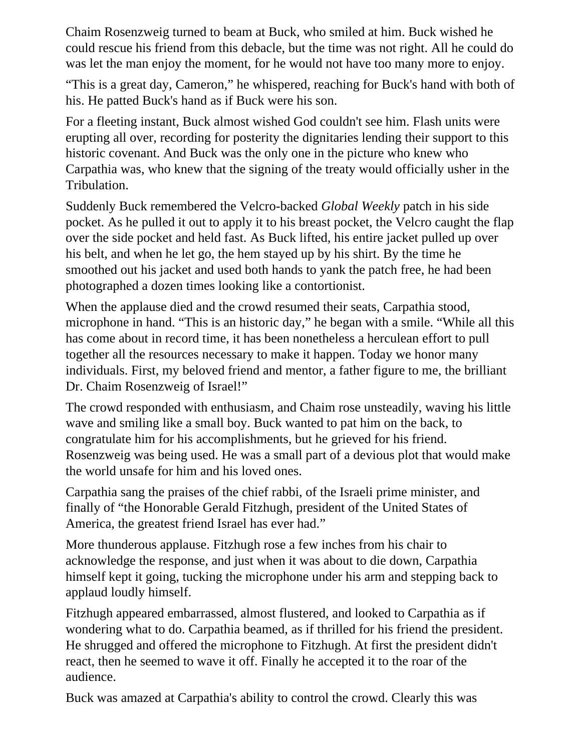Chaim Rosenzweig turned to beam at Buck, who smiled at him. Buck wished he could rescue his friend from this debacle, but the time was not right. All he could do was let the man enjoy the moment, for he would not have too many more to enjoy.

“This is a great day, Cameron,” he whispered, reaching for Buck's hand with both of his. He patted Buck's hand as if Buck were his son.

For a fleeting instant, Buck almost wished God couldn't see him. Flash units were erupting all over, recording for posterity the dignitaries lending their support to this historic covenant. And Buck was the only one in the picture who knew who Carpathia was, who knew that the signing of the treaty would officially usher in the Tribulation.

Suddenly Buck remembered the Velcro-backed *Global Weekly* patch in his side pocket. As he pulled it out to apply it to his breast pocket, the Velcro caught the flap over the side pocket and held fast. As Buck lifted, his entire jacket pulled up over his belt, and when he let go, the hem stayed up by his shirt. By the time he smoothed out his jacket and used both hands to yank the patch free, he had been photographed a dozen times looking like a contortionist.

When the applause died and the crowd resumed their seats, Carpathia stood, microphone in hand. “This is an historic day,” he began with a smile. “While all this has come about in record time, it has been nonetheless a herculean effort to pull together all the resources necessary to make it happen. Today we honor many individuals. First, my beloved friend and mentor, a father figure to me, the brilliant Dr. Chaim Rosenzweig of Israel!”

The crowd responded with enthusiasm, and Chaim rose unsteadily, waving his little wave and smiling like a small boy. Buck wanted to pat him on the back, to congratulate him for his accomplishments, but he grieved for his friend. Rosenzweig was being used. He was a small part of a devious plot that would make the world unsafe for him and his loved ones.

Carpathia sang the praises of the chief rabbi, of the Israeli prime minister, and finally of “the Honorable Gerald Fitzhugh, president of the United States of America, the greatest friend Israel has ever had.”

More thunderous applause. Fitzhugh rose a few inches from his chair to acknowledge the response, and just when it was about to die down, Carpathia himself kept it going, tucking the microphone under his arm and stepping back to applaud loudly himself.

Fitzhugh appeared embarrassed, almost flustered, and looked to Carpathia as if wondering what to do. Carpathia beamed, as if thrilled for his friend the president. He shrugged and offered the microphone to Fitzhugh. At first the president didn't react, then he seemed to wave it off. Finally he accepted it to the roar of the audience.

Buck was amazed at Carpathia's ability to control the crowd. Clearly this was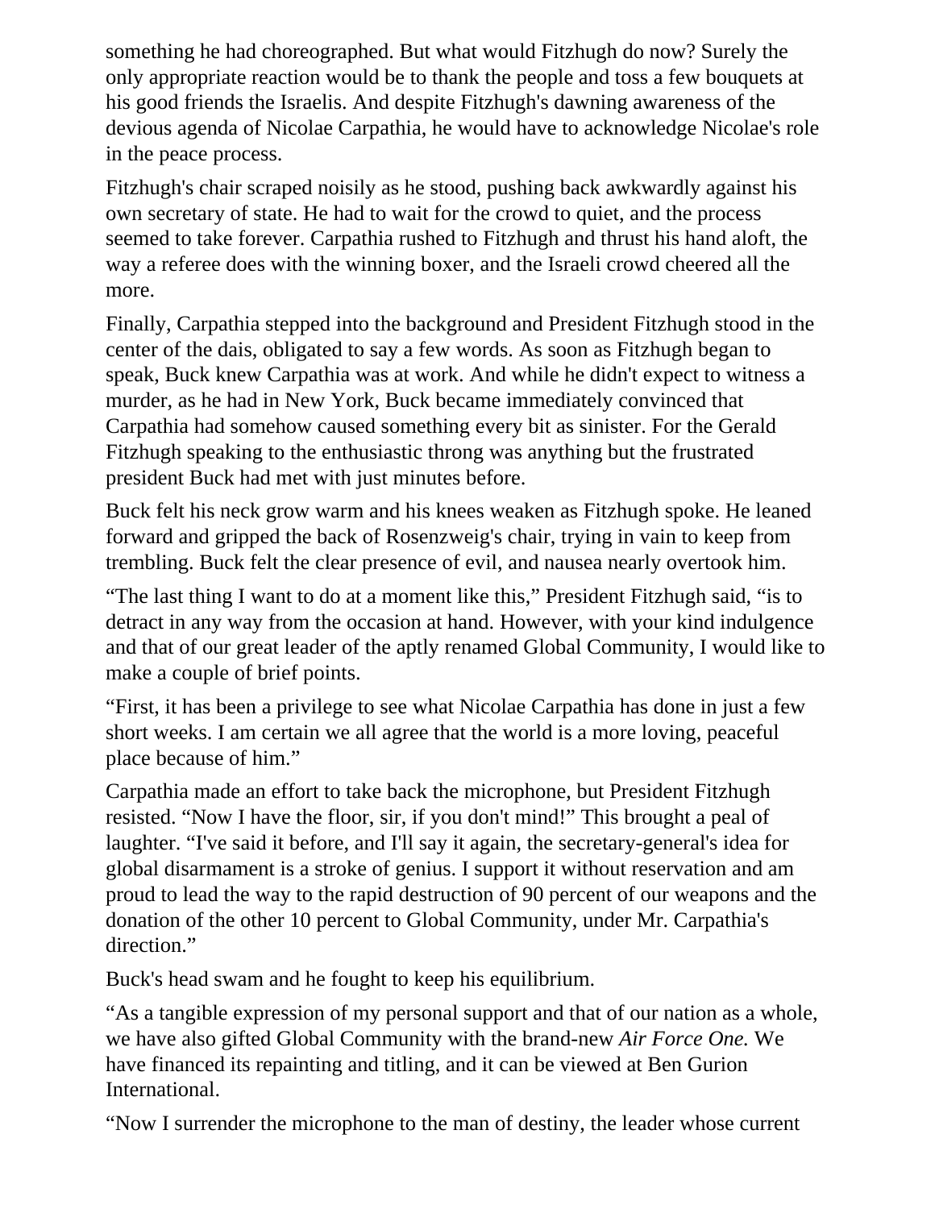something he had choreographed. But what would Fitzhugh do now? Surely the only appropriate reaction would be to thank the people and toss a few bouquets at his good friends the Israelis. And despite Fitzhugh's dawning awareness of the devious agenda of Nicolae Carpathia, he would have to acknowledge Nicolae's role in the peace process.

Fitzhugh's chair scraped noisily as he stood, pushing back awkwardly against his own secretary of state. He had to wait for the crowd to quiet, and the process seemed to take forever. Carpathia rushed to Fitzhugh and thrust his hand aloft, the way a referee does with the winning boxer, and the Israeli crowd cheered all the more.

Finally, Carpathia stepped into the background and President Fitzhugh stood in the center of the dais, obligated to say a few words. As soon as Fitzhugh began to speak, Buck knew Carpathia was at work. And while he didn't expect to witness a murder, as he had in New York, Buck became immediately convinced that Carpathia had somehow caused something every bit as sinister. For the Gerald Fitzhugh speaking to the enthusiastic throng was anything but the frustrated president Buck had met with just minutes before.

Buck felt his neck grow warm and his knees weaken as Fitzhugh spoke. He leaned forward and gripped the back of Rosenzweig's chair, trying in vain to keep from trembling. Buck felt the clear presence of evil, and nausea nearly overtook him.

"The last thing I want to do at a moment like this," President Fitzhugh said, "is to detract in any way from the occasion at hand. However, with your kind indulgence and that of our great leader of the aptly renamed Global Community, I would like to make a couple of brief points.

"First, it has been a privilege to see what Nicolae Carpathia has done in just a few short weeks. I am certain we all agree that the world is a more loving, peaceful place because of him."

Carpathia made an effort to take back the microphone, but President Fitzhugh resisted. "Now I have the floor, sir, if you don't mind!" This brought a peal of laughter. "I've said it before, and I'll say it again, the secretary-general's idea for global disarmament is a stroke of genius. I support it without reservation and am proud to lead the way to the rapid destruction of 90 percent of our weapons and the donation of the other 10 percent to Global Community, under Mr. Carpathia's direction."

Buck's head swam and he fought to keep his equilibrium.

"As a tangible expression of my personal support and that of our nation as a whole, we have also gifted Global Community with the brand-new *Air Force One.* We have financed its repainting and titling, and it can be viewed at Ben Gurion International.

"Now I surrender the microphone to the man of destiny, the leader whose current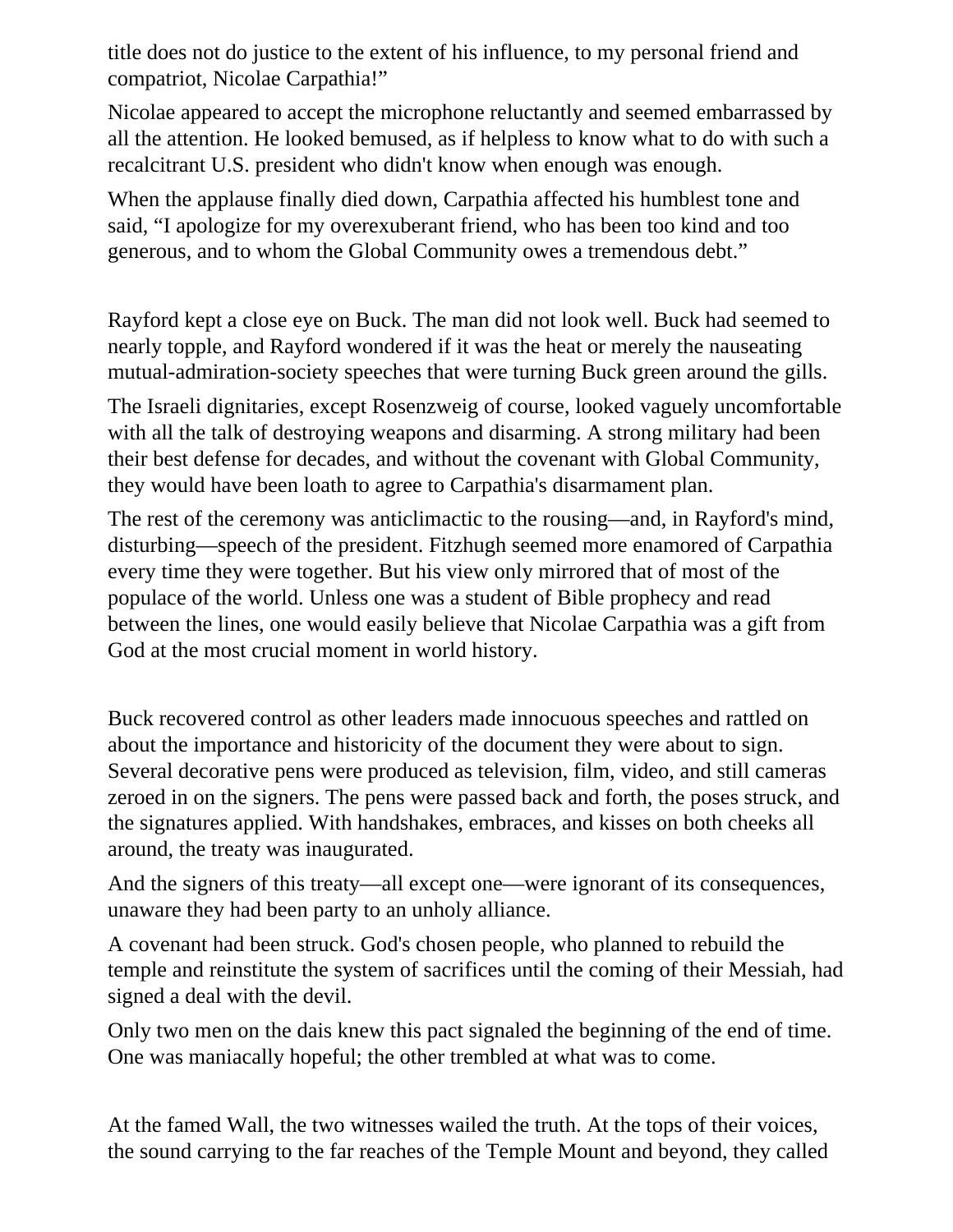title does not do justice to the extent of his influence, to my personal friend and compatriot, Nicolae Carpathia!"

Nicolae appeared to accept the microphone reluctantly and seemed embarrassed by all the attention. He looked bemused, as if helpless to know what to do with such a recalcitrant U.S. president who didn't know when enough was enough.

When the applause finally died down, Carpathia affected his humblest tone and said, "I apologize for my overexuberant friend, who has been too kind and too generous, and to whom the Global Community owes a tremendous debt."

Rayford kept a close eye on Buck. The man did not look well. Buck had seemed to nearly topple, and Rayford wondered if it was the heat or merely the nauseating mutual-admiration-society speeches that were turning Buck green around the gills.

The Israeli dignitaries, except Rosenzweig of course, looked vaguely uncomfortable with all the talk of destroying weapons and disarming. A strong military had been their best defense for decades, and without the covenant with Global Community, they would have been loath to agree to Carpathia's disarmament plan.

The rest of the ceremony was anticlimactic to the rousing—and, in Rayford's mind, disturbing—speech of the president. Fitzhugh seemed more enamored of Carpathia every time they were together. But his view only mirrored that of most of the populace of the world. Unless one was a student of Bible prophecy and read between the lines, one would easily believe that Nicolae Carpathia was a gift from God at the most crucial moment in world history.

Buck recovered control as other leaders made innocuous speeches and rattled on about the importance and historicity of the document they were about to sign. Several decorative pens were produced as television, film, video, and still cameras zeroed in on the signers. The pens were passed back and forth, the poses struck, and the signatures applied. With handshakes, embraces, and kisses on both cheeks all around, the treaty was inaugurated.

And the signers of this treaty—all except one—were ignorant of its consequences, unaware they had been party to an unholy alliance.

A covenant had been struck. God's chosen people, who planned to rebuild the temple and reinstitute the system of sacrifices until the coming of their Messiah, had signed a deal with the devil.

Only two men on the dais knew this pact signaled the beginning of the end of time. One was maniacally hopeful; the other trembled at what was to come.

At the famed Wall, the two witnesses wailed the truth. At the tops of their voices, the sound carrying to the far reaches of the Temple Mount and beyond, they called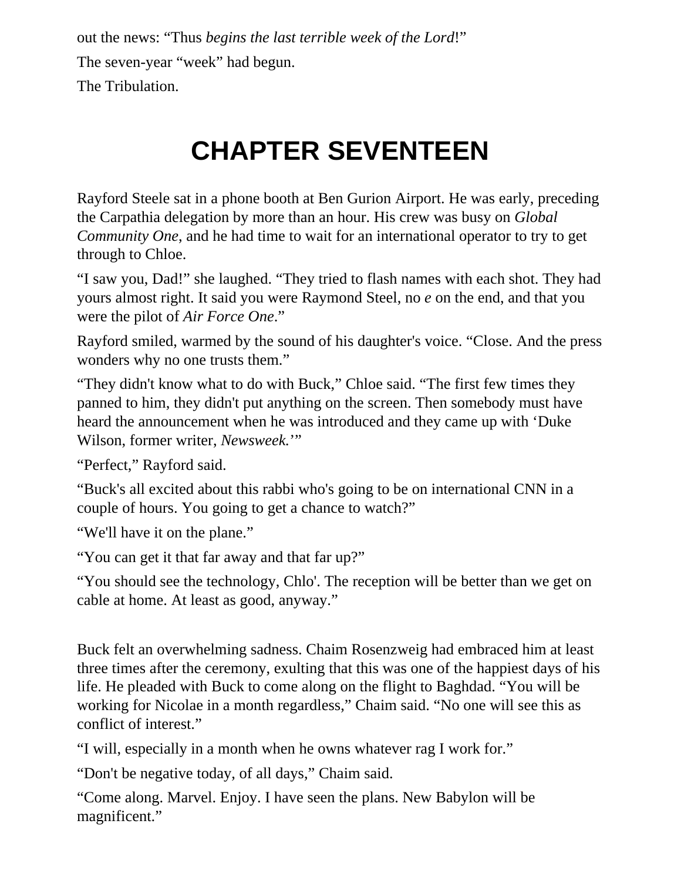out the news: "Thus *begins the last terrible week of the Lord*!"

The seven-year "week" had begun.

The Tribulation.

# CHAPTER SEVENTEEN

Rayford Steele sat in a phone booth at Ben Gurion Airport. He was early, preceding the Carpathia delegation by more than an hour. His crew was busy on *Global Community One*, and he had time to wait for an international operator to try to get through to Chloe.

"I saw you, Dad!" she laughed. "They tried to flash names with each shot. They had yours almost right. It said you were Raymond Steel, no *e* on the end, and that you were the pilot of *Air Force One*."

Rayford smiled, warmed by the sound of his daughter's voice. "Close. And the press wonders why no one trusts them."

"They didn't know what to do with Buck," Chloe said. "The first few times they panned to him, they didn't put anything on the screen. Then somebody must have heard the announcement when he was introduced and they came up with 'Duke Wilson, former writer, *Newsweek.*'"

"Perfect," Rayford said.

"Buck's all excited about this rabbi who's going to be on international CNN in a couple of hours. You going to get a chance to watch?"

"We'll have it on the plane."

"You can get it that far away and that far up?"

"You should see the technology, Chlo'. The reception will be better than we get on cable at home. At least as good, anyway."

Buck felt an overwhelming sadness. Chaim Rosenzweig had embraced him at least three times after the ceremony, exulting that this was one of the happiest days of his life. He pleaded with Buck to come along on the flight to Baghdad. "You will be working for Nicolae in a month regardless," Chaim said. "No one will see this as conflict of interest."

"I will, especially in a month when he owns whatever rag I work for."

"Don't be negative today, of all days," Chaim said.

"Come along. Marvel. Enjoy. I have seen the plans. New Babylon will be magnificent."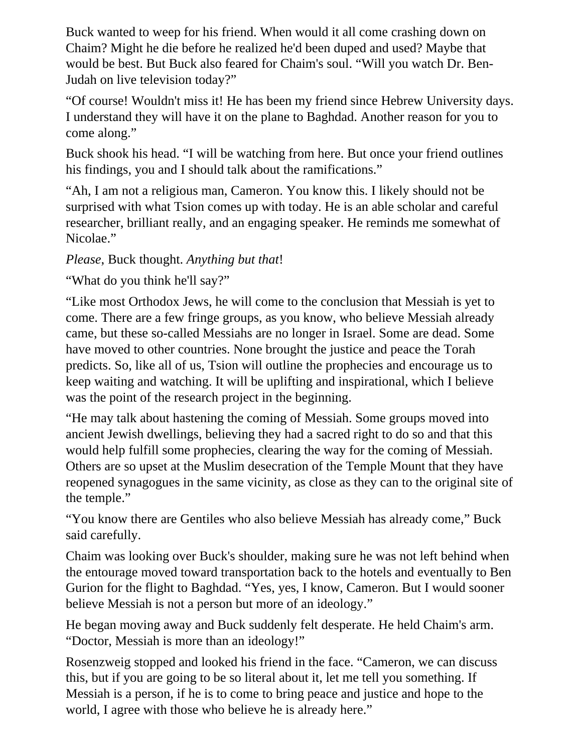Buck wanted to weep for his friend. When would it all come crashing down on Chaim? Might he die before he realized he'd been duped and used? Maybe that would be best. But Buck also feared for Chaim's soul. “Will you watch Dr. Ben-Judah on live television today?”

“Of course! Wouldn't miss it! He has been my friend since Hebrew University days. I understand they will have it on the plane to Baghdad. Another reason for you to come along.”

Buck shook his head. “I will be watching from here. But once your friend outlines his findings, you and I should talk about the ramifications.”

“Ah, I am not a religious man, Cameron. You know this. I likely should not be surprised with what Tsion comes up with today. He is an able scholar and careful researcher, brilliant really, and an engaging speaker. He reminds me somewhat of Nicolae.”

*Please*, Buck thought. *Anything but that*!

“What do you think he'll say?”

“Like most Orthodox Jews, he will come to the conclusion that Messiah is yet to come. There are a few fringe groups, as you know, who believe Messiah already came, but these so-called Messiahs are no longer in Israel. Some are dead. Some have moved to other countries. None brought the justice and peace the Torah predicts. So, like all of us, Tsion will outline the prophecies and encourage us to keep waiting and watching. It will be uplifting and inspirational, which I believe was the point of the research project in the beginning.

“He may talk about hastening the coming of Messiah. Some groups moved into ancient Jewish dwellings, believing they had a sacred right to do so and that this would help fulfill some prophecies, clearing the way for the coming of Messiah. Others are so upset at the Muslim desecration of the Temple Mount that they have reopened synagogues in the same vicinity, as close as they can to the original site of the temple.”

“You know there are Gentiles who also believe Messiah has already come,” Buck said carefully.

Chaim was looking over Buck's shoulder, making sure he was not left behind when the entourage moved toward transportation back to the hotels and eventually to Ben Gurion for the flight to Baghdad. “Yes, yes, I know, Cameron. But I would sooner believe Messiah is not a person but more of an ideology.”

He began moving away and Buck suddenly felt desperate. He held Chaim's arm. “Doctor, Messiah is more than an ideology!”

Rosenzweig stopped and looked his friend in the face. “Cameron, we can discuss this, but if you are going to be so literal about it, let me tell you something. If Messiah is a person, if he is to come to bring peace and justice and hope to the world, I agree with those who believe he is already here.”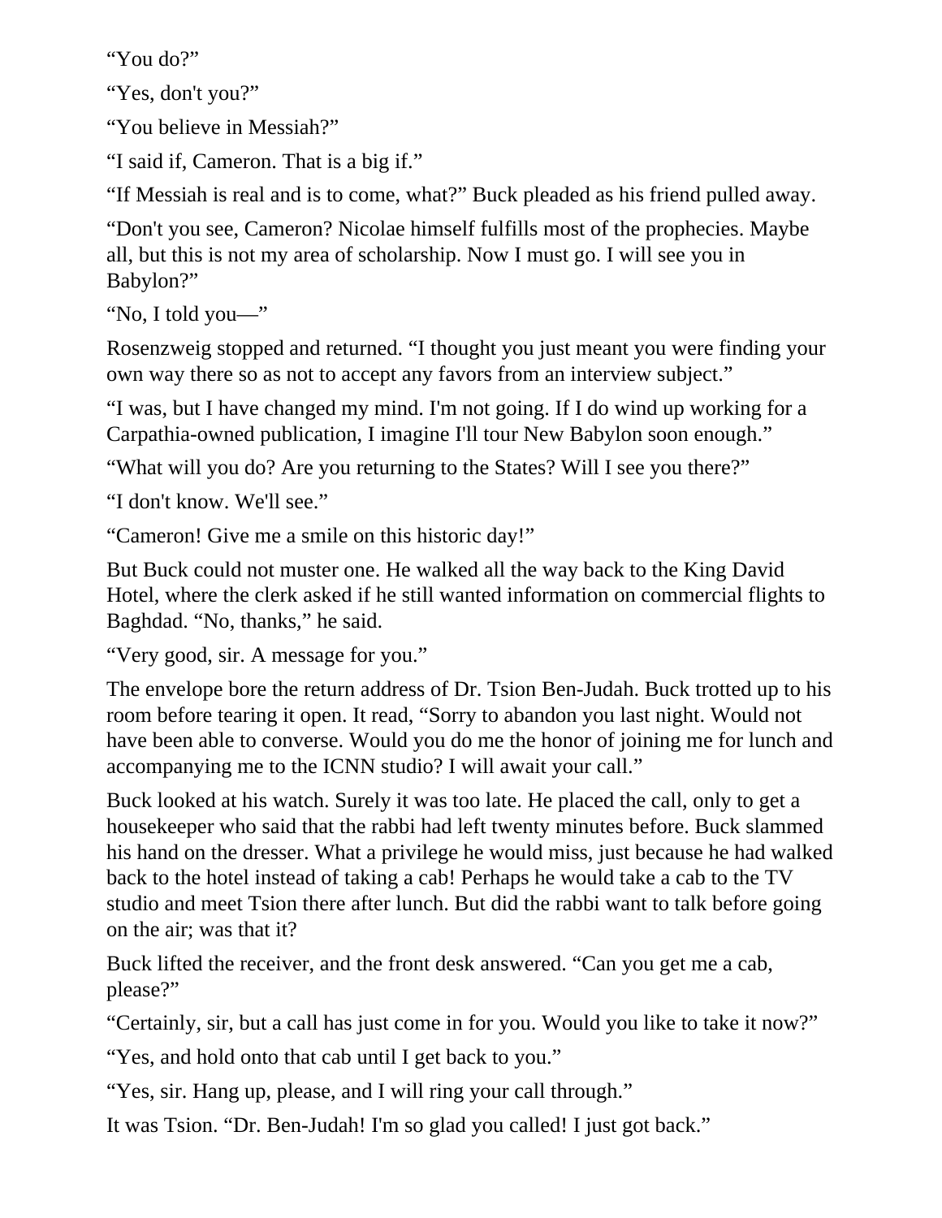“You do?”

“Yes, don't you?”

“You believe in Messiah?”

“I said if, Cameron. That is a big if.”

“If Messiah is real and is to come, what?” Buck pleaded as his friend pulled away.

“Don't you see, Cameron? Nicolae himself fulfills most of the prophecies. Maybe all, but this is not my area of scholarship. Now I must go. I will see you in Babylon?”

“No, I told you—”

Rosenzweig stopped and returned. “I thought you just meant you were finding your own way there so as not to accept any favors from an interview subject.”

“I was, but I have changed my mind. I'm not going. If I do wind up working for a Carpathia-owned publication, I imagine I'll tour New Babylon soon enough.”

“What will you do? Are you returning to the States? Will I see you there?”

“I don't know. We'll see.”

“Cameron! Give me a smile on this historic day!”

But Buck could not muster one. He walked all the way back to the King David Hotel, where the clerk asked if he still wanted information on commercial flights to Baghdad. “No, thanks,” he said.

“Very good, sir. A message for you.”

The envelope bore the return address of Dr. Tsion Ben-Judah. Buck trotted up to his room before tearing it open. It read, “Sorry to abandon you last night. Would not have been able to converse. Would you do me the honor of joining me for lunch and accompanying me to the ICNN studio? I will await your call.”

Buck looked at his watch. Surely it was too late. He placed the call, only to get a housekeeper who said that the rabbi had left twenty minutes before. Buck slammed his hand on the dresser. What a privilege he would miss, just because he had walked back to the hotel instead of taking a cab! Perhaps he would take a cab to the TV studio and meet Tsion there after lunch. But did the rabbi want to talk before going on the air; was that it?

Buck lifted the receiver, and the front desk answered. “Can you get me a cab, please?”

“Certainly, sir, but a call has just come in for you. Would you like to take it now?”

“Yes, and hold onto that cab until I get back to you.”

“Yes, sir. Hang up, please, and I will ring your call through.”

It was Tsion. “Dr. Ben-Judah! I'm so glad you called! I just got back.”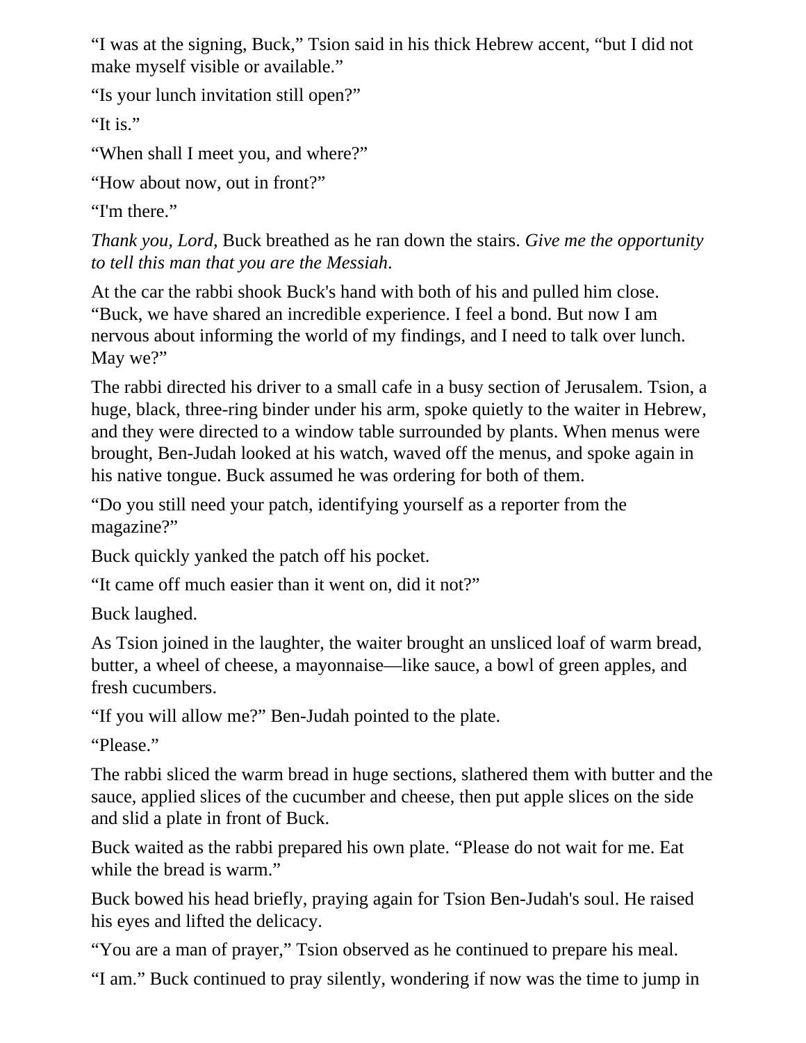“I was at the signing, Buck,” Tsion said in his thick Hebrew accent, “but I did not make myself visible or available.”

“Is your lunch invitation still open?”

“It is.”

“When shall I meet you, and where?”

“How about now, out in front?”

“I'm there.”

*Thank you, Lord*, Buck breathed as he ran down the stairs. *Give me the opportunity to tell this man that you are the Messiah*.

At the car the rabbi shook Buck's hand with both of his and pulled him close. “Buck, we have shared an incredible experience. I feel a bond. But now I am nervous about informing the world of my findings, and I need to talk over lunch. May we?”

The rabbi directed his driver to a small cafe in a busy section of Jerusalem. Tsion, a huge, black, three-ring binder under his arm, spoke quietly to the waiter in Hebrew, and they were directed to a window table surrounded by plants. When menus were brought, Ben-Judah looked at his watch, waved off the menus, and spoke again in his native tongue. Buck assumed he was ordering for both of them.

“Do you still need your patch, identifying yourself as a reporter from the magazine?”

Buck quickly yanked the patch off his pocket.

“It came off much easier than it went on, did it not?”

Buck laughed.

As Tsion joined in the laughter, the waiter brought an unsliced loaf of warm bread, butter, a wheel of cheese, a mayonnaise—like sauce, a bowl of green apples, and fresh cucumbers.

“If you will allow me?” Ben-Judah pointed to the plate.

“Please.”

The rabbi sliced the warm bread in huge sections, slathered them with butter and the sauce, applied slices of the cucumber and cheese, then put apple slices on the side and slid a plate in front of Buck.

Buck waited as the rabbi prepared his own plate. “Please do not wait for me. Eat while the bread is warm.”

Buck bowed his head briefly, praying again for Tsion Ben-Judah's soul. He raised his eyes and lifted the delicacy.

“You are a man of prayer,” Tsion observed as he continued to prepare his meal.

“I am.” Buck continued to pray silently, wondering if now was the time to jump in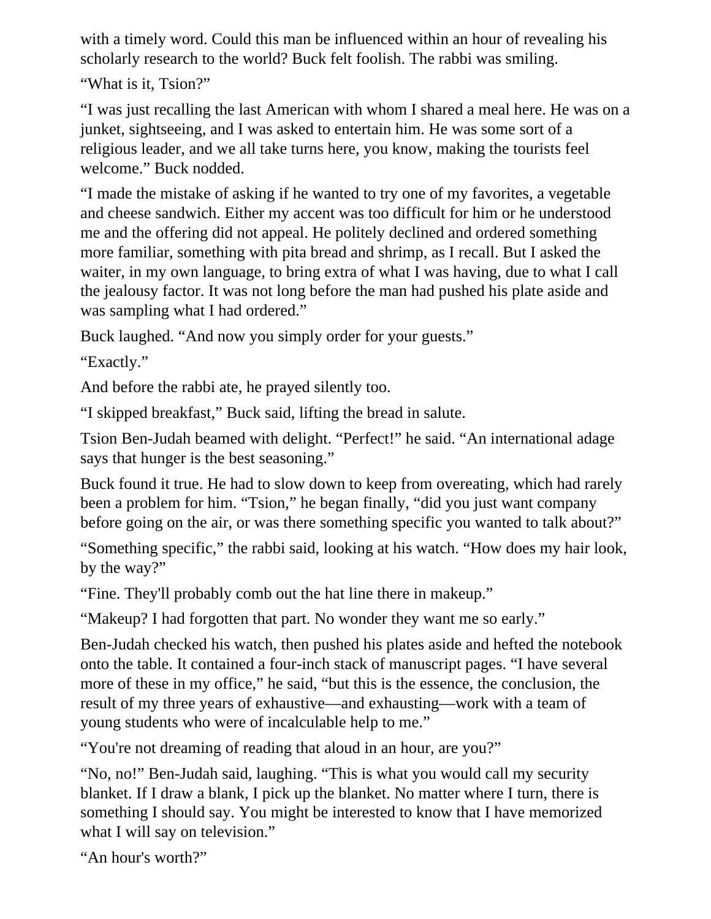with a timely word. Could this man be influenced within an hour of revealing his scholarly research to the world? Buck felt foolish. The rabbi was smiling.

“What is it, Tsion?”

“I was just recalling the last American with whom I shared a meal here. He was on a junket, sightseeing, and I was asked to entertain him. He was some sort of a religious leader, and we all take turns here, you know, making the tourists feel welcome.” Buck nodded.

“I made the mistake of asking if he wanted to try one of my favorites, a vegetable and cheese sandwich. Either my accent was too difficult for him or he understood me and the offering did not appeal. He politely declined and ordered something more familiar, something with pita bread and shrimp, as I recall. But I asked the waiter, in my own language, to bring extra of what I was having, due to what I call the jealousy factor. It was not long before the man had pushed his plate aside and was sampling what I had ordered.”

Buck laughed. “And now you simply order for your guests.”

“Exactly.”

And before the rabbi ate, he prayed silently too.

“I skipped breakfast,” Buck said, lifting the bread in salute.

Tsion Ben-Judah beamed with delight. “Perfect!” he said. “An international adage says that hunger is the best seasoning.”

Buck found it true. He had to slow down to keep from overeating, which had rarely been a problem for him. “Tsion,” he began finally, “did you just want company before going on the air, or was there something specific you wanted to talk about?”

“Something specific,” the rabbi said, looking at his watch. “How does my hair look, by the way?”

“Fine. They'll probably comb out the hat line there in makeup.”

“Makeup? I had forgotten that part. No wonder they want me so early.”

Ben-Judah checked his watch, then pushed his plates aside and hefted the notebook onto the table. It contained a four-inch stack of manuscript pages. “I have several more of these in my office,” he said, “but this is the essence, the conclusion, the result of my three years of exhaustive—and exhausting—work with a team of young students who were of incalculable help to me.”

“You're not dreaming of reading that aloud in an hour, are you?”

“No, no!” Ben-Judah said, laughing. “This is what you would call my security blanket. If I draw a blank, I pick up the blanket. No matter where I turn, there is something I should say. You might be interested to know that I have memorized what I will say on television.”

“An hour's worth?”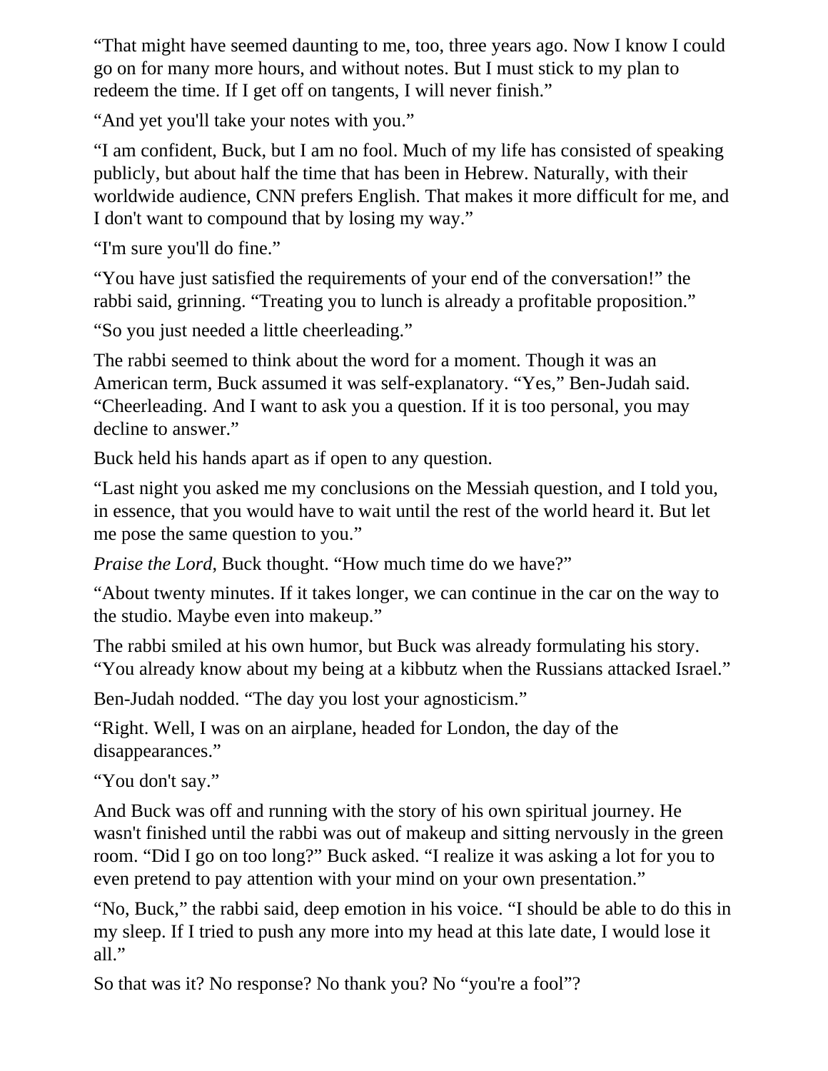“That might have seemed daunting to me, too, three years ago. Now I know I could go on for many more hours, and without notes. But I must stick to my plan to redeem the time. If I get off on tangents, I will never finish.”

“And yet you'll take your notes with you.”

“I am confident, Buck, but I am no fool. Much of my life has consisted of speaking publicly, but about half the time that has been in Hebrew. Naturally, with their worldwide audience, CNN prefers English. That makes it more difficult for me, and I don't want to compound that by losing my way.”

“I'm sure you'll do fine.”

“You have just satisfied the requirements of your end of the conversation!” the rabbi said, grinning. “Treating you to lunch is already a profitable proposition.”

“So you just needed a little cheerleading.”

The rabbi seemed to think about the word for a moment. Though it was an American term, Buck assumed it was self-explanatory. “Yes,” Ben-Judah said. “Cheerleading. And I want to ask you a question. If it is too personal, you may decline to answer.”

Buck held his hands apart as if open to any question.

“Last night you asked me my conclusions on the Messiah question, and I told you, in essence, that you would have to wait until the rest of the world heard it. But let me pose the same question to you.”

*Praise the Lord*, Buck thought. “How much time do we have?”

“About twenty minutes. If it takes longer, we can continue in the car on the way to the studio. Maybe even into makeup.”

The rabbi smiled at his own humor, but Buck was already formulating his story. “You already know about my being at a kibbutz when the Russians attacked Israel.”

Ben-Judah nodded. “The day you lost your agnosticism.”

“Right. Well, I was on an airplane, headed for London, the day of the disappearances.”

“You don't say.”

And Buck was off and running with the story of his own spiritual journey. He wasn't finished until the rabbi was out of makeup and sitting nervously in the green room. “Did I go on too long?” Buck asked. “I realize it was asking a lot for you to even pretend to pay attention with your mind on your own presentation.”

“No, Buck,” the rabbi said, deep emotion in his voice. “I should be able to do this in my sleep. If I tried to push any more into my head at this late date, I would lose it all.”

So that was it? No response? No thank you? No “you're a fool”?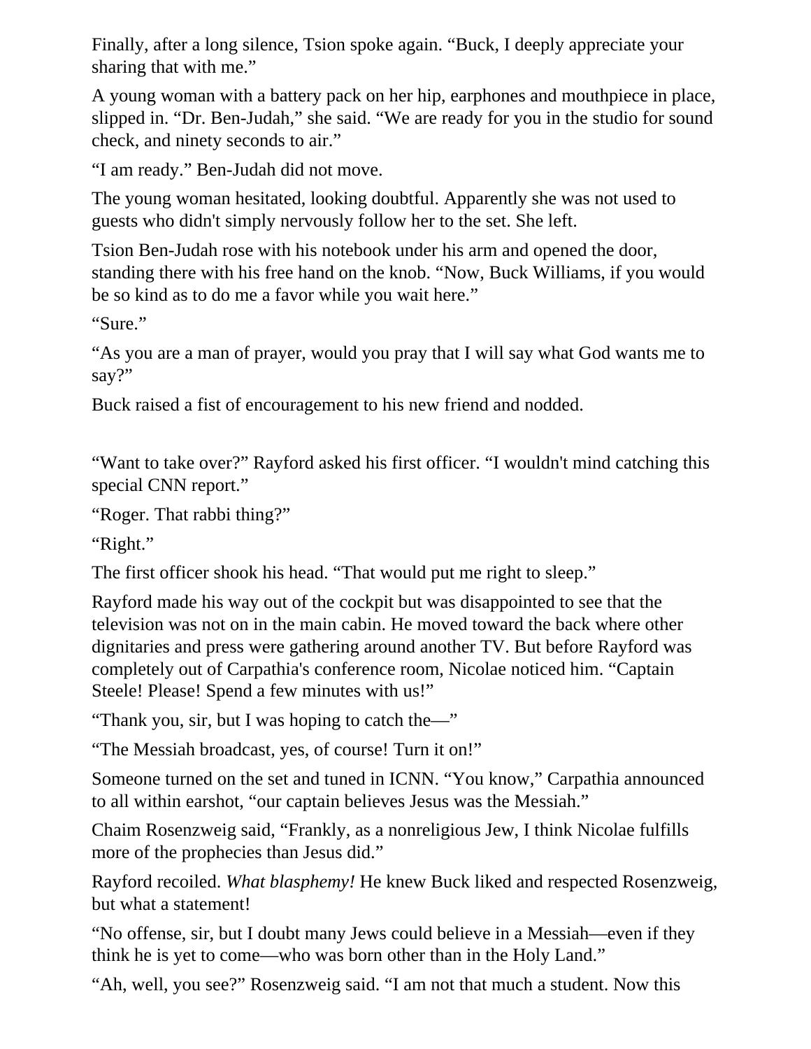Finally, after a long silence, Tsion spoke again. “Buck, I deeply appreciate your sharing that with me.”

A young woman with a battery pack on her hip, earphones and mouthpiece in place, slipped in. “Dr. Ben-Judah,” she said. “We are ready for you in the studio for sound check, and ninety seconds to air.”

“I am ready.” Ben-Judah did not move.

The young woman hesitated, looking doubtful. Apparently she was not used to guests who didn't simply nervously follow her to the set. She left.

Tsion Ben-Judah rose with his notebook under his arm and opened the door, standing there with his free hand on the knob. “Now, Buck Williams, if you would be so kind as to do me a favor while you wait here.”

“Sure.”

“As you are a man of prayer, would you pray that I will say what God wants me to say?”

Buck raised a fist of encouragement to his new friend and nodded.

“Want to take over?” Rayford asked his first officer. “I wouldn't mind catching this special CNN report.”

“Roger. That rabbi thing?”

“Right.”

The first officer shook his head. “That would put me right to sleep.”

Rayford made his way out of the cockpit but was disappointed to see that the television was not on in the main cabin. He moved toward the back where other dignitaries and press were gathering around another TV. But before Rayford was completely out of Carpathia's conference room, Nicolae noticed him. “Captain Steele! Please! Spend a few minutes with us!”

“Thank you, sir, but I was hoping to catch the—”

“The Messiah broadcast, yes, of course! Turn it on!”

Someone turned on the set and tuned in ICNN. “You know,” Carpathia announced to all within earshot, “our captain believes Jesus was the Messiah.”

Chaim Rosenzweig said, “Frankly, as a nonreligious Jew, I think Nicolae fulfills more of the prophecies than Jesus did.”

Rayford recoiled. *What blasphemy!* He knew Buck liked and respected Rosenzweig, but what a statement!

“No offense, sir, but I doubt many Jews could believe in a Messiah—even if they think he is yet to come—who was born other than in the Holy Land.”

“Ah, well, you see?” Rosenzweig said. “I am not that much a student. Now this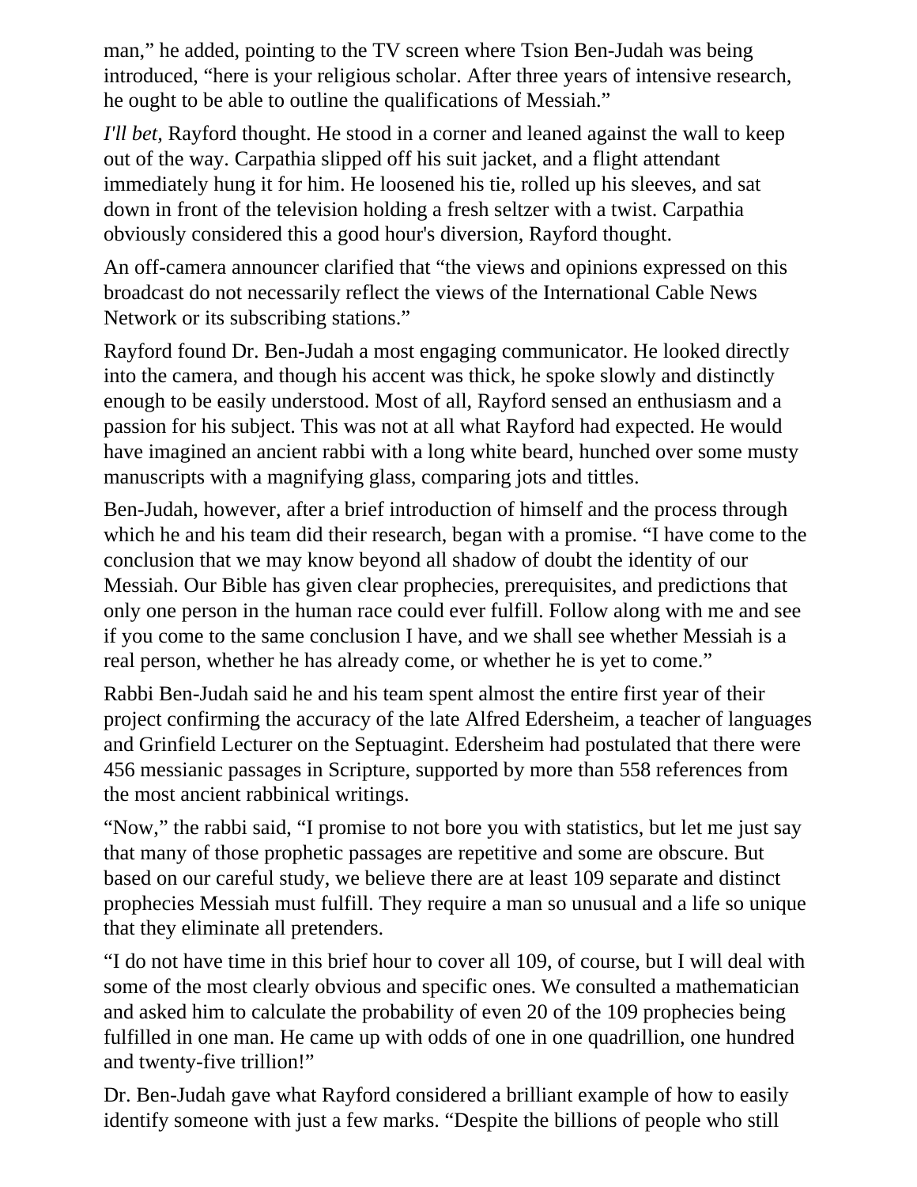man," he added, pointing to the TV screen where Tsion Ben-Judah was being introduced, "here is your religious scholar. After three years of intensive research, he ought to be able to outline the qualifications of Messiah."

*I'll bet*, Rayford thought. He stood in a corner and leaned against the wall to keep out of the way. Carpathia slipped off his suit jacket, and a flight attendant immediately hung it for him. He loosened his tie, rolled up his sleeves, and sat down in front of the television holding a fresh seltzer with a twist. Carpathia obviously considered this a good hour's diversion, Rayford thought.

An off-camera announcer clarified that "the views and opinions expressed on this broadcast do not necessarily reflect the views of the International Cable News Network or its subscribing stations."

Rayford found Dr. Ben-Judah a most engaging communicator. He looked directly into the camera, and though his accent was thick, he spoke slowly and distinctly enough to be easily understood. Most of all, Rayford sensed an enthusiasm and a passion for his subject. This was not at all what Rayford had expected. He would have imagined an ancient rabbi with a long white beard, hunched over some musty manuscripts with a magnifying glass, comparing jots and tittles.

Ben-Judah, however, after a brief introduction of himself and the process through which he and his team did their research, began with a promise. "I have come to the conclusion that we may know beyond all shadow of doubt the identity of our Messiah. Our Bible has given clear prophecies, prerequisites, and predictions that only one person in the human race could ever fulfill. Follow along with me and see if you come to the same conclusion I have, and we shall see whether Messiah is a real person, whether he has already come, or whether he is yet to come."

Rabbi Ben-Judah said he and his team spent almost the entire first year of their project confirming the accuracy of the late Alfred Edersheim, a teacher of languages and Grinfield Lecturer on the Septuagint. Edersheim had postulated that there were 456 messianic passages in Scripture, supported by more than 558 references from the most ancient rabbinical writings.

"Now," the rabbi said, "I promise to not bore you with statistics, but let me just say that many of those prophetic passages are repetitive and some are obscure. But based on our careful study, we believe there are at least 109 separate and distinct prophecies Messiah must fulfill. They require a man so unusual and a life so unique that they eliminate all pretenders.

"I do not have time in this brief hour to cover all 109, of course, but I will deal with some of the most clearly obvious and specific ones. We consulted a mathematician and asked him to calculate the probability of even 20 of the 109 prophecies being fulfilled in one man. He came up with odds of one in one quadrillion, one hundred and twenty-five trillion!"

Dr. Ben-Judah gave what Rayford considered a brilliant example of how to easily identify someone with just a few marks. "Despite the billions of people who still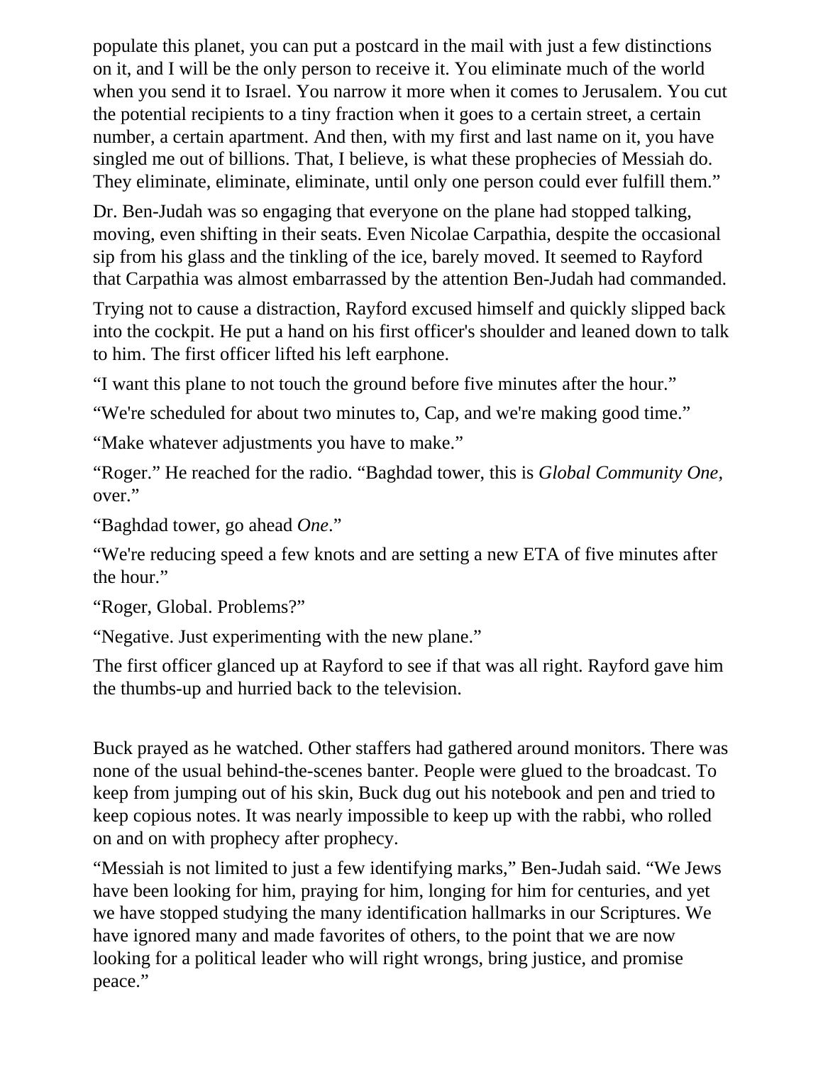populate this planet, you can put a postcard in the mail with just a few distinctions on it, and I will be the only person to receive it. You eliminate much of the world when you send it to Israel. You narrow it more when it comes to Jerusalem. You cut the potential recipients to a tiny fraction when it goes to a certain street, a certain number, a certain apartment. And then, with my first and last name on it, you have singled me out of billions. That, I believe, is what these prophecies of Messiah do. They eliminate, eliminate, eliminate, until only one person could ever fulfill them."

Dr. Ben-Judah was so engaging that everyone on the plane had stopped talking, moving, even shifting in their seats. Even Nicolae Carpathia, despite the occasional sip from his glass and the tinkling of the ice, barely moved. It seemed to Rayford that Carpathia was almost embarrassed by the attention Ben-Judah had commanded.

Trying not to cause a distraction, Rayford excused himself and quickly slipped back into the cockpit. He put a hand on his first officer's shoulder and leaned down to talk to him. The first officer lifted his left earphone.

"I want this plane to not touch the ground before five minutes after the hour."

"We're scheduled for about two minutes to, Cap, and we're making good time."

"Make whatever adjustments you have to make."

"Roger." He reached for the radio. "Baghdad tower, this is *Global Community One,* over."

"Baghdad tower, go ahead *One*."

"We're reducing speed a few knots and are setting a new ETA of five minutes after the hour."

"Roger, Global. Problems?"

"Negative. Just experimenting with the new plane."

The first officer glanced up at Rayford to see if that was all right. Rayford gave him the thumbs-up and hurried back to the television.

Buck prayed as he watched. Other staffers had gathered around monitors. There was none of the usual behind-the-scenes banter. People were glued to the broadcast. To keep from jumping out of his skin, Buck dug out his notebook and pen and tried to keep copious notes. It was nearly impossible to keep up with the rabbi, who rolled on and on with prophecy after prophecy.

"Messiah is not limited to just a few identifying marks," Ben-Judah said. "We Jews have been looking for him, praying for him, longing for him for centuries, and yet we have stopped studying the many identification hallmarks in our Scriptures. We have ignored many and made favorites of others, to the point that we are now looking for a political leader who will right wrongs, bring justice, and promise peace."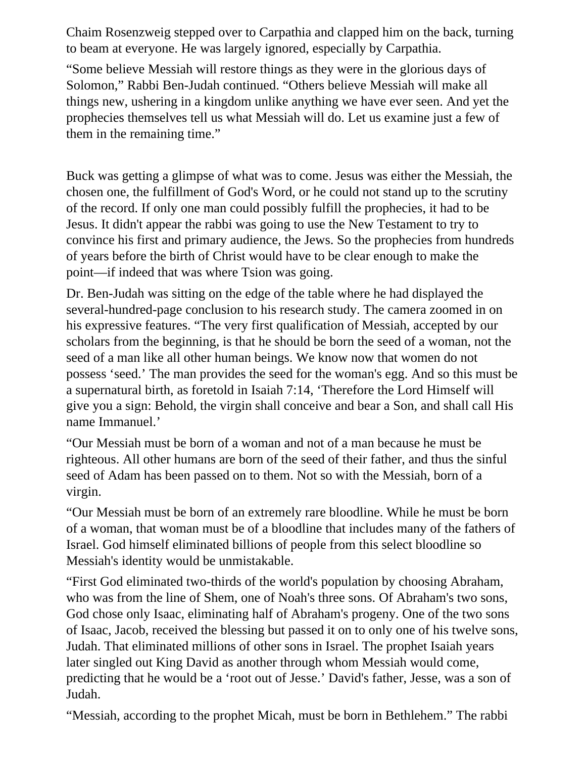Chaim Rosenzweig stepped over to Carpathia and clapped him on the back, turning to beam at everyone. He was largely ignored, especially by Carpathia.

“Some believe Messiah will restore things as they were in the glorious days of Solomon,” Rabbi Ben-Judah continued. “Others believe Messiah will make all things new, ushering in a kingdom unlike anything we have ever seen. And yet the prophecies themselves tell us what Messiah will do. Let us examine just a few of them in the remaining time.”

Buck was getting a glimpse of what was to come. Jesus was either the Messiah, the chosen one, the fulfillment of God's Word, or he could not stand up to the scrutiny of the record. If only one man could possibly fulfill the prophecies, it had to be Jesus. It didn't appear the rabbi was going to use the New Testament to try to convince his first and primary audience, the Jews. So the prophecies from hundreds of years before the birth of Christ would have to be clear enough to make the point—if indeed that was where Tsion was going.

Dr. Ben-Judah was sitting on the edge of the table where he had displayed the several-hundred-page conclusion to his research study. The camera zoomed in on his expressive features. “The very first qualification of Messiah, accepted by our scholars from the beginning, is that he should be born the seed of a woman, not the seed of a man like all other human beings. We know now that women do not possess ‘seed.’ The man provides the seed for the woman's egg. And so this must be a supernatural birth, as foretold in Isaiah 7:14, ‘Therefore the Lord Himself will give you a sign: Behold, the virgin shall conceive and bear a Son, and shall call His name Immanuel.’

“Our Messiah must be born of a woman and not of a man because he must be righteous. All other humans are born of the seed of their father, and thus the sinful seed of Adam has been passed on to them. Not so with the Messiah, born of a virgin.

“Our Messiah must be born of an extremely rare bloodline. While he must be born of a woman, that woman must be of a bloodline that includes many of the fathers of Israel. God himself eliminated billions of people from this select bloodline so Messiah's identity would be unmistakable.

“First God eliminated two-thirds of the world's population by choosing Abraham, who was from the line of Shem, one of Noah's three sons. Of Abraham's two sons, God chose only Isaac, eliminating half of Abraham's progeny. One of the two sons of Isaac, Jacob, received the blessing but passed it on to only one of his twelve sons, Judah. That eliminated millions of other sons in Israel. The prophet Isaiah years later singled out King David as another through whom Messiah would come, predicting that he would be a ‘root out of Jesse.’ David's father, Jesse, was a son of Judah.

“Messiah, according to the prophet Micah, must be born in Bethlehem.” The rabbi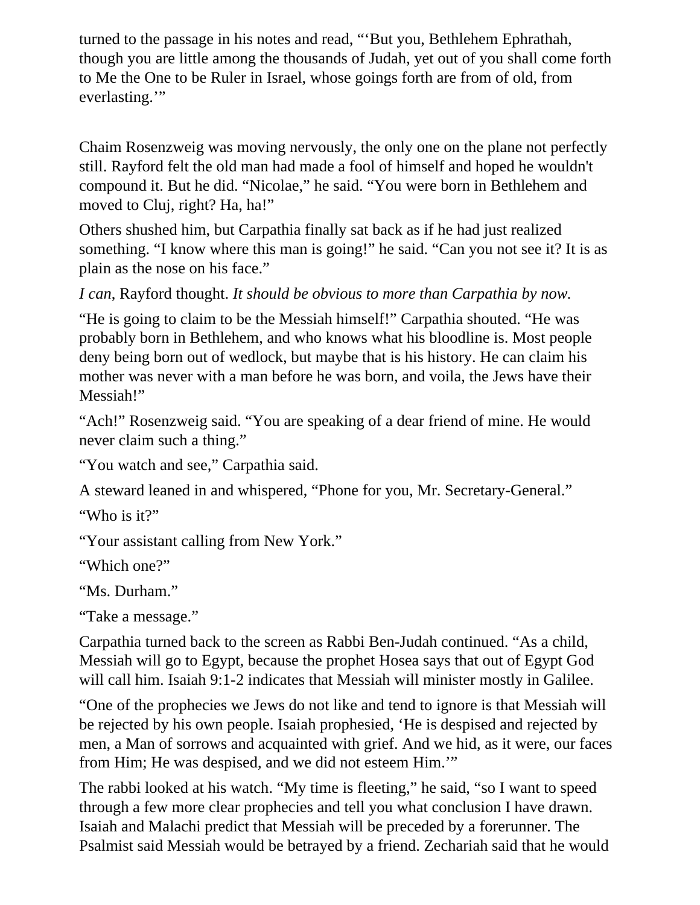turned to the passage in his notes and read, "'But you, Bethlehem Ephrathah, though you are little among the thousands of Judah, yet out of you shall come forth to Me the One to be Ruler in Israel, whose goings forth are from of old, from everlasting.'"

Chaim Rosenzweig was moving nervously, the only one on the plane not perfectly still. Rayford felt the old man had made a fool of himself and hoped he wouldn't compound it. But he did. "Nicolae," he said. "You were born in Bethlehem and moved to Cluj, right? Ha, ha!"

Others shushed him, but Carpathia finally sat back as if he had just realized something. "I know where this man is going!" he said. "Can you not see it? It is as plain as the nose on his face."

*I can*, Rayford thought. *It should be obvious to more than Carpathia by now.*

"He is going to claim to be the Messiah himself!" Carpathia shouted. "He was probably born in Bethlehem, and who knows what his bloodline is. Most people deny being born out of wedlock, but maybe that is his history. He can claim his mother was never with a man before he was born, and voila, the Jews have their Messiah!"

"Ach!" Rosenzweig said. "You are speaking of a dear friend of mine. He would never claim such a thing."

"You watch and see," Carpathia said.

A steward leaned in and whispered, "Phone for you, Mr. Secretary-General."

"Who is it?"

"Your assistant calling from New York."

"Which one?"

"Ms. Durham."

"Take a message."

Carpathia turned back to the screen as Rabbi Ben-Judah continued. "As a child, Messiah will go to Egypt, because the prophet Hosea says that out of Egypt God will call him. Isaiah 9:1-2 indicates that Messiah will minister mostly in Galilee.

"One of the prophecies we Jews do not like and tend to ignore is that Messiah will be rejected by his own people. Isaiah prophesied, 'He is despised and rejected by men, a Man of sorrows and acquainted with grief. And we hid, as it were, our faces from Him; He was despised, and we did not esteem Him.'"

The rabbi looked at his watch. "My time is fleeting," he said, "so I want to speed through a few more clear prophecies and tell you what conclusion I have drawn. Isaiah and Malachi predict that Messiah will be preceded by a forerunner. The Psalmist said Messiah would be betrayed by a friend. Zechariah said that he would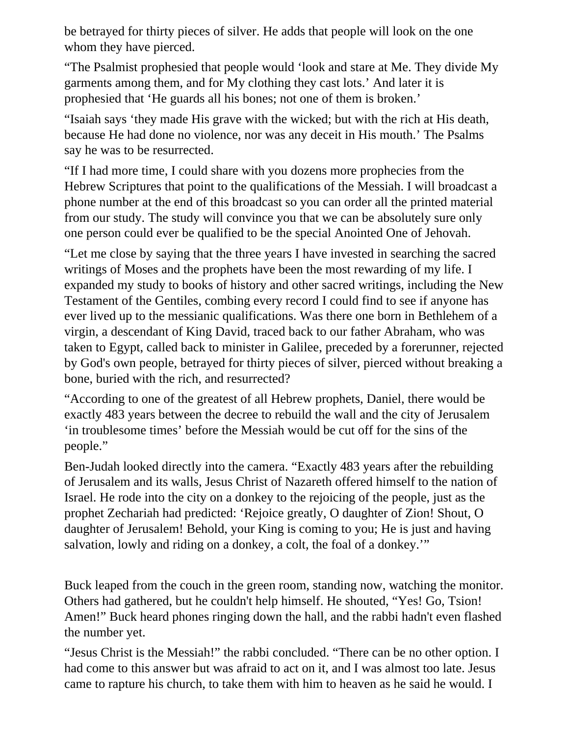be betrayed for thirty pieces of silver. He adds that people will look on the one whom they have pierced.

“The Psalmist prophesied that people would ‘look and stare at Me. They divide My garments among them, and for My clothing they cast lots.’ And later it is prophesied that ‘He guards all his bones; not one of them is broken.’

“Isaiah says ‘they made His grave with the wicked; but with the rich at His death, because He had done no violence, nor was any deceit in His mouth.’ The Psalms say he was to be resurrected.

“If I had more time, I could share with you dozens more prophecies from the Hebrew Scriptures that point to the qualifications of the Messiah. I will broadcast a phone number at the end of this broadcast so you can order all the printed material from our study. The study will convince you that we can be absolutely sure only one person could ever be qualified to be the special Anointed One of Jehovah.

“Let me close by saying that the three years I have invested in searching the sacred writings of Moses and the prophets have been the most rewarding of my life. I expanded my study to books of history and other sacred writings, including the New Testament of the Gentiles, combing every record I could find to see if anyone has ever lived up to the messianic qualifications. Was there one born in Bethlehem of a virgin, a descendant of King David, traced back to our father Abraham, who was taken to Egypt, called back to minister in Galilee, preceded by a forerunner, rejected by God's own people, betrayed for thirty pieces of silver, pierced without breaking a bone, buried with the rich, and resurrected?

“According to one of the greatest of all Hebrew prophets, Daniel, there would be exactly 483 years between the decree to rebuild the wall and the city of Jerusalem ‘in troublesome times’ before the Messiah would be cut off for the sins of the people.”

Ben-Judah looked directly into the camera. “Exactly 483 years after the rebuilding of Jerusalem and its walls, Jesus Christ of Nazareth offered himself to the nation of Israel. He rode into the city on a donkey to the rejoicing of the people, just as the prophet Zechariah had predicted: ‘Rejoice greatly, O daughter of Zion! Shout, O daughter of Jerusalem! Behold, your King is coming to you; He is just and having salvation, lowly and riding on a donkey, a colt, the foal of a donkey.’”

Buck leaped from the couch in the green room, standing now, watching the monitor. Others had gathered, but he couldn't help himself. He shouted, “Yes! Go, Tsion! Amen!” Buck heard phones ringing down the hall, and the rabbi hadn't even flashed the number yet.

“Jesus Christ is the Messiah!” the rabbi concluded. “There can be no other option. I had come to this answer but was afraid to act on it, and I was almost too late. Jesus came to rapture his church, to take them with him to heaven as he said he would. I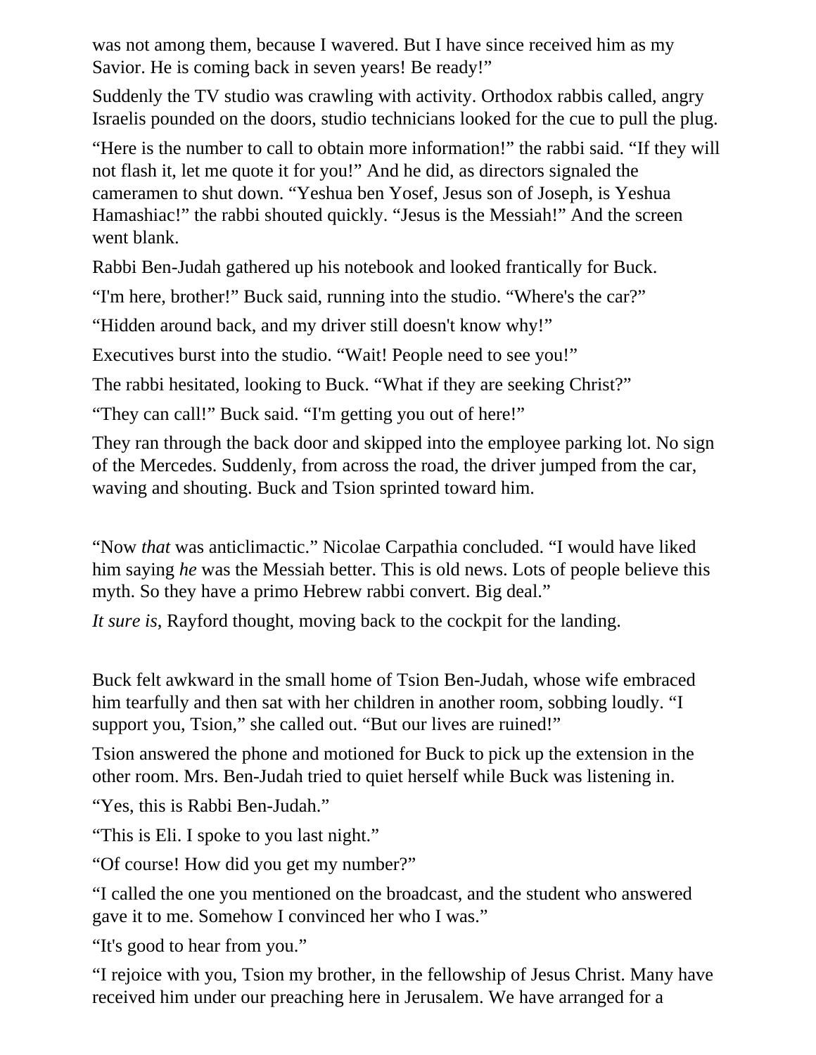was not among them, because I wavered. But I have since received him as my Savior. He is coming back in seven years! Be ready!"

Suddenly the TV studio was crawling with activity. Orthodox rabbis called, angry Israelis pounded on the doors, studio technicians looked for the cue to pull the plug.

"Here is the number to call to obtain more information!" the rabbi said. "If they will not flash it, let me quote it for you!" And he did, as directors signaled the cameramen to shut down. "Yeshua ben Yosef, Jesus son of Joseph, is Yeshua Hamashiac!" the rabbi shouted quickly. "Jesus is the Messiah!" And the screen went blank.

Rabbi Ben-Judah gathered up his notebook and looked frantically for Buck.

"I'm here, brother!" Buck said, running into the studio. "Where's the car?"

"Hidden around back, and my driver still doesn't know why!"

Executives burst into the studio. "Wait! People need to see you!"

The rabbi hesitated, looking to Buck. "What if they are seeking Christ?"

"They can call!" Buck said. "I'm getting you out of here!"

They ran through the back door and skipped into the employee parking lot. No sign of the Mercedes. Suddenly, from across the road, the driver jumped from the car, waving and shouting. Buck and Tsion sprinted toward him.

"Now *that* was anticlimactic." Nicolae Carpathia concluded. "I would have liked him saying *he* was the Messiah better. This is old news. Lots of people believe this myth. So they have a primo Hebrew rabbi convert. Big deal."

*It sure is*, Rayford thought, moving back to the cockpit for the landing.

Buck felt awkward in the small home of Tsion Ben-Judah, whose wife embraced him tearfully and then sat with her children in another room, sobbing loudly. "I support you, Tsion," she called out. "But our lives are ruined!"

Tsion answered the phone and motioned for Buck to pick up the extension in the other room. Mrs. Ben-Judah tried to quiet herself while Buck was listening in.

"Yes, this is Rabbi Ben-Judah."

"This is Eli. I spoke to you last night."

"Of course! How did you get my number?"

"I called the one you mentioned on the broadcast, and the student who answered gave it to me. Somehow I convinced her who I was."

"It's good to hear from you."

"I rejoice with you, Tsion my brother, in the fellowship of Jesus Christ. Many have received him under our preaching here in Jerusalem. We have arranged for a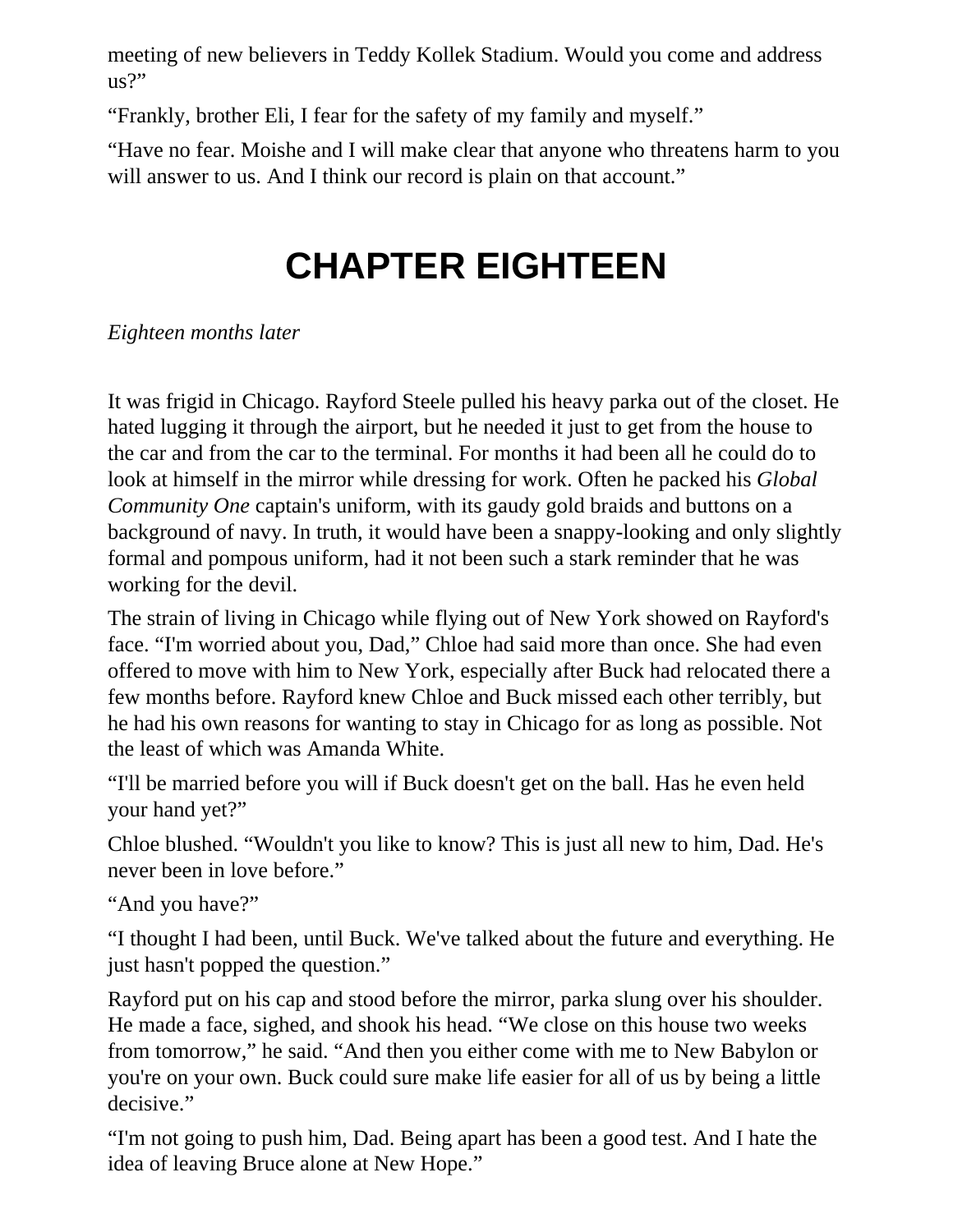meeting of new believers in Teddy Kollek Stadium. Would you come and address us?"

"Frankly, brother Eli, I fear for the safety of my family and myself."

"Have no fear. Moishe and I will make clear that anyone who threatens harm to you will answer to us. And I think our record is plain on that account."

# CHAPTER EIGHTEEN

*Eighteen months later*

It was frigid in Chicago. Rayford Steele pulled his heavy parka out of the closet. He hated lugging it through the airport, but he needed it just to get from the house to the car and from the car to the terminal. For months it had been all he could do to look at himself in the mirror while dressing for work. Often he packed his *Global Community One* captain's uniform, with its gaudy gold braids and buttons on a background of navy. In truth, it would have been a snappy-looking and only slightly formal and pompous uniform, had it not been such a stark reminder that he was working for the devil.

The strain of living in Chicago while flying out of New York showed on Rayford's face. "I'm worried about you, Dad," Chloe had said more than once. She had even offered to move with him to New York, especially after Buck had relocated there a few months before. Rayford knew Chloe and Buck missed each other terribly, but he had his own reasons for wanting to stay in Chicago for as long as possible. Not the least of which was Amanda White.

"I'll be married before you will if Buck doesn't get on the ball. Has he even held your hand yet?"

Chloe blushed. "Wouldn't you like to know? This is just all new to him, Dad. He's never been in love before."

"And you have?"

"I thought I had been, until Buck. We've talked about the future and everything. He just hasn't popped the question."

Rayford put on his cap and stood before the mirror, parka slung over his shoulder. He made a face, sighed, and shook his head. "We close on this house two weeks from tomorrow," he said. "And then you either come with me to New Babylon or you're on your own. Buck could sure make life easier for all of us by being a little decisive."

"I'm not going to push him, Dad. Being apart has been a good test. And I hate the idea of leaving Bruce alone at New Hope."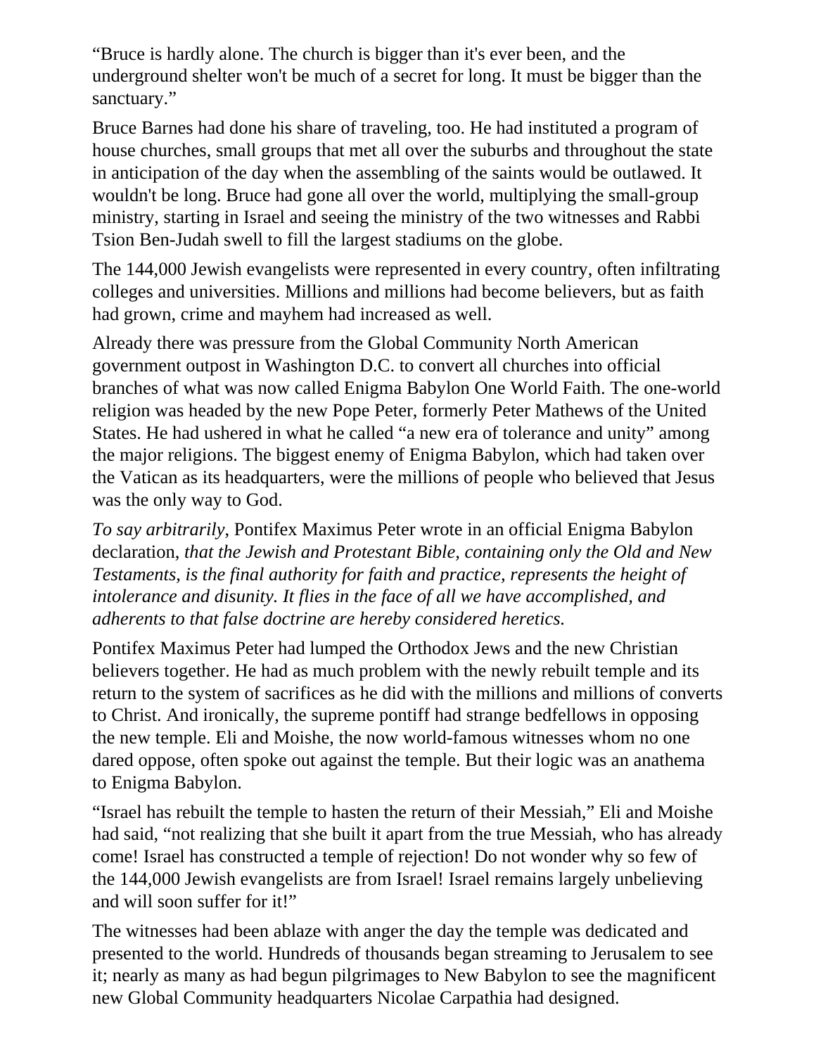“Bruce is hardly alone. The church is bigger than it's ever been, and the underground shelter won't be much of a secret for long. It must be bigger than the sanctuary.”

Bruce Barnes had done his share of traveling, too. He had instituted a program of house churches, small groups that met all over the suburbs and throughout the state in anticipation of the day when the assembling of the saints would be outlawed. It wouldn't be long. Bruce had gone all over the world, multiplying the small-group ministry, starting in Israel and seeing the ministry of the two witnesses and Rabbi Tsion Ben-Judah swell to fill the largest stadiums on the globe.

The 144,000 Jewish evangelists were represented in every country, often infiltrating colleges and universities. Millions and millions had become believers, but as faith had grown, crime and mayhem had increased as well.

Already there was pressure from the Global Community North American government outpost in Washington D.C. to convert all churches into official branches of what was now called Enigma Babylon One World Faith. The one-world religion was headed by the new Pope Peter, formerly Peter Mathews of the United States. He had ushered in what he called “a new era of tolerance and unity” among the major religions. The biggest enemy of Enigma Babylon, which had taken over the Vatican as its headquarters, were the millions of people who believed that Jesus was the only way to God.

*To say arbitrarily*, Pontifex Maximus Peter wrote in an official Enigma Babylon declaration, *that the Jewish and Protestant Bible, containing only the Old and New Testaments, is the final authority for faith and practice, represents the height of intolerance and disunity. It flies in the face of all we have accomplished, and adherents to that false doctrine are hereby considered heretics.*

Pontifex Maximus Peter had lumped the Orthodox Jews and the new Christian believers together. He had as much problem with the newly rebuilt temple and its return to the system of sacrifices as he did with the millions and millions of converts to Christ. And ironically, the supreme pontiff had strange bedfellows in opposing the new temple. Eli and Moishe, the now world-famous witnesses whom no one dared oppose, often spoke out against the temple. But their logic was an anathema to Enigma Babylon.

“Israel has rebuilt the temple to hasten the return of their Messiah,” Eli and Moishe had said, “not realizing that she built it apart from the true Messiah, who has already come! Israel has constructed a temple of rejection! Do not wonder why so few of the 144,000 Jewish evangelists are from Israel! Israel remains largely unbelieving and will soon suffer for it!”

The witnesses had been ablaze with anger the day the temple was dedicated and presented to the world. Hundreds of thousands began streaming to Jerusalem to see it; nearly as many as had begun pilgrimages to New Babylon to see the magnificent new Global Community headquarters Nicolae Carpathia had designed.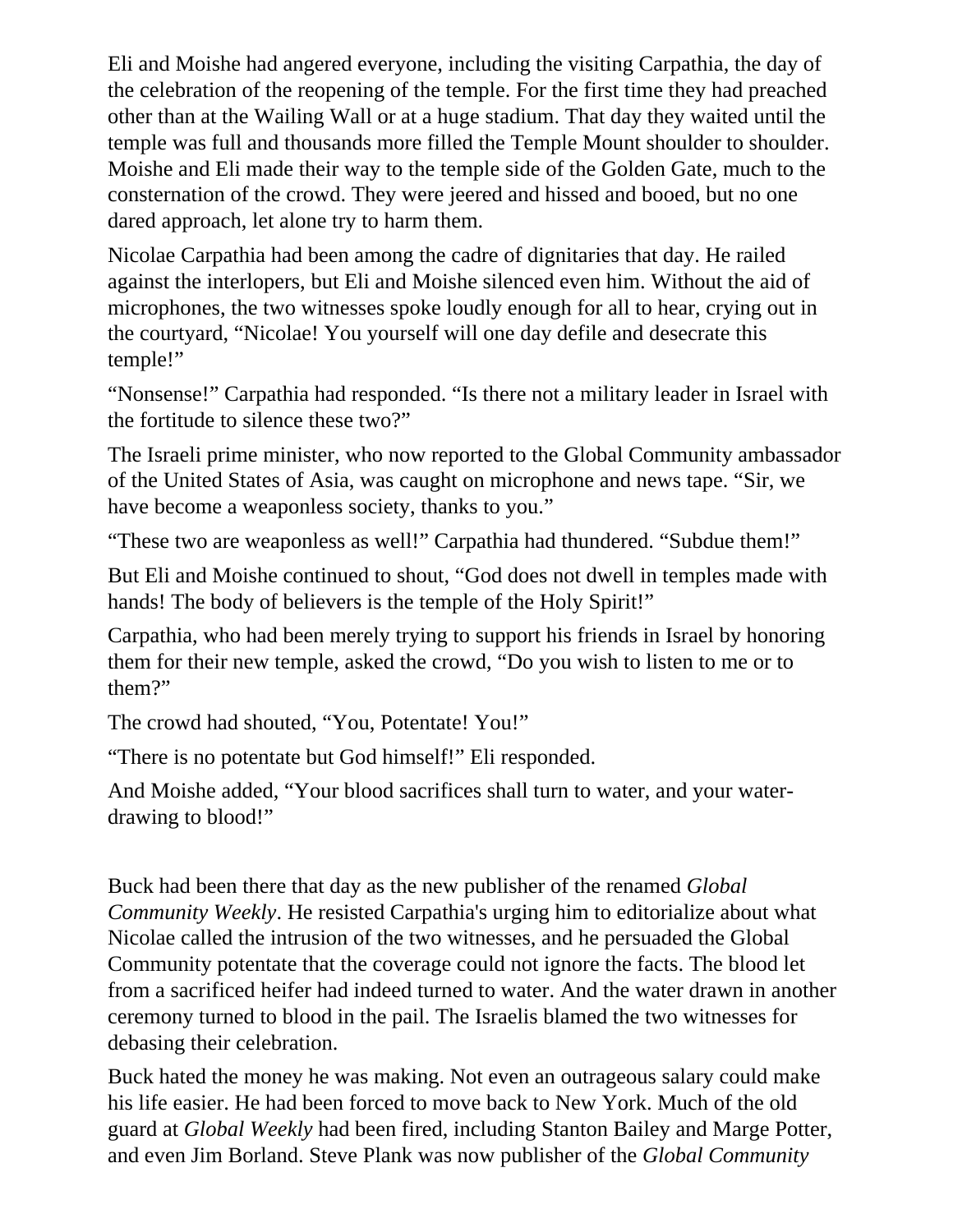Eli and Moishe had angered everyone, including the visiting Carpathia, the day of the celebration of the reopening of the temple. For the first time they had preached other than at the Wailing Wall or at a huge stadium. That day they waited until the temple was full and thousands more filled the Temple Mount shoulder to shoulder. Moishe and Eli made their way to the temple side of the Golden Gate, much to the consternation of the crowd. They were jeered and hissed and booed, but no one dared approach, let alone try to harm them.

Nicolae Carpathia had been among the cadre of dignitaries that day. He railed against the interlopers, but Eli and Moishe silenced even him. Without the aid of microphones, the two witnesses spoke loudly enough for all to hear, crying out in the courtyard, "Nicolae! You yourself will one day defile and desecrate this temple!"

"Nonsense!" Carpathia had responded. "Is there not a military leader in Israel with the fortitude to silence these two?"

The Israeli prime minister, who now reported to the Global Community ambassador of the United States of Asia, was caught on microphone and news tape. "Sir, we have become a weaponless society, thanks to you."

"These two are weaponless as well!" Carpathia had thundered. "Subdue them!"

But Eli and Moishe continued to shout, "God does not dwell in temples made with hands! The body of believers is the temple of the Holy Spirit!"

Carpathia, who had been merely trying to support his friends in Israel by honoring them for their new temple, asked the crowd, "Do you wish to listen to me or to them?"

The crowd had shouted, "You, Potentate! You!"

"There is no potentate but God himself!" Eli responded.

And Moishe added, "Your blood sacrifices shall turn to water, and your water-drawing to blood!"

Buck had been there that day as the new publisher of the renamed *Global Community Weekly*. He resisted Carpathia's urging him to editorialize about what Nicolae called the intrusion of the two witnesses, and he persuaded the Global Community potentate that the coverage could not ignore the facts. The blood let from a sacrificed heifer had indeed turned to water. And the water drawn in another ceremony turned to blood in the pail. The Israelis blamed the two witnesses for debasing their celebration.

Buck hated the money he was making. Not even an outrageous salary could make his life easier. He had been forced to move back to New York. Much of the old guard at *Global Weekly* had been fired, including Stanton Bailey and Marge Potter, and even Jim Borland. Steve Plank was now publisher of the *Global Community*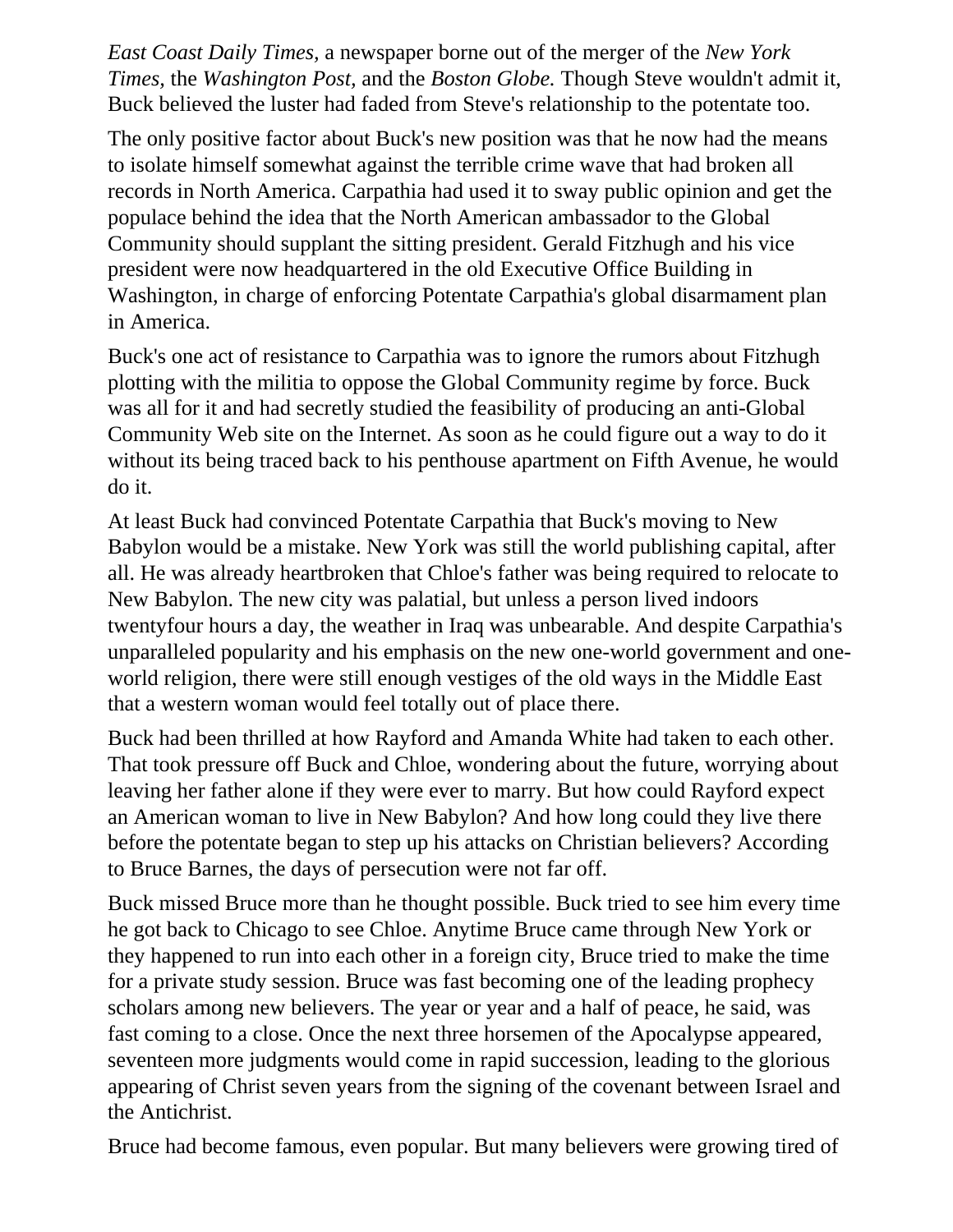*East Coast Daily Times,* a newspaper borne out of the merger of the *New York Times,* the *Washington Post,* and the *Boston Globe.* Though Steve wouldn't admit it, Buck believed the luster had faded from Steve's relationship to the potentate too.

The only positive factor about Buck's new position was that he now had the means to isolate himself somewhat against the terrible crime wave that had broken all records in North America. Carpathia had used it to sway public opinion and get the populace behind the idea that the North American ambassador to the Global Community should supplant the sitting president. Gerald Fitzhugh and his vice president were now headquartered in the old Executive Office Building in Washington, in charge of enforcing Potentate Carpathia's global disarmament plan in America.

Buck's one act of resistance to Carpathia was to ignore the rumors about Fitzhugh plotting with the militia to oppose the Global Community regime by force. Buck was all for it and had secretly studied the feasibility of producing an anti-Global Community Web site on the Internet. As soon as he could figure out a way to do it without its being traced back to his penthouse apartment on Fifth Avenue, he would do it.

At least Buck had convinced Potentate Carpathia that Buck's moving to New Babylon would be a mistake. New York was still the world publishing capital, after all. He was already heartbroken that Chloe's father was being required to relocate to New Babylon. The new city was palatial, but unless a person lived indoors twentyfour hours a day, the weather in Iraq was unbearable. And despite Carpathia's unparalleled popularity and his emphasis on the new one-world government and one-world religion, there were still enough vestiges of the old ways in the Middle East that a western woman would feel totally out of place there.

Buck had been thrilled at how Rayford and Amanda White had taken to each other. That took pressure off Buck and Chloe, wondering about the future, worrying about leaving her father alone if they were ever to marry. But how could Rayford expect an American woman to live in New Babylon? And how long could they live there before the potentate began to step up his attacks on Christian believers? According to Bruce Barnes, the days of persecution were not far off.

Buck missed Bruce more than he thought possible. Buck tried to see him every time he got back to Chicago to see Chloe. Anytime Bruce came through New York or they happened to run into each other in a foreign city, Bruce tried to make the time for a private study session. Bruce was fast becoming one of the leading prophecy scholars among new believers. The year or year and a half of peace, he said, was fast coming to a close. Once the next three horsemen of the Apocalypse appeared, seventeen more judgments would come in rapid succession, leading to the glorious appearing of Christ seven years from the signing of the covenant between Israel and the Antichrist.

Bruce had become famous, even popular. But many believers were growing tired of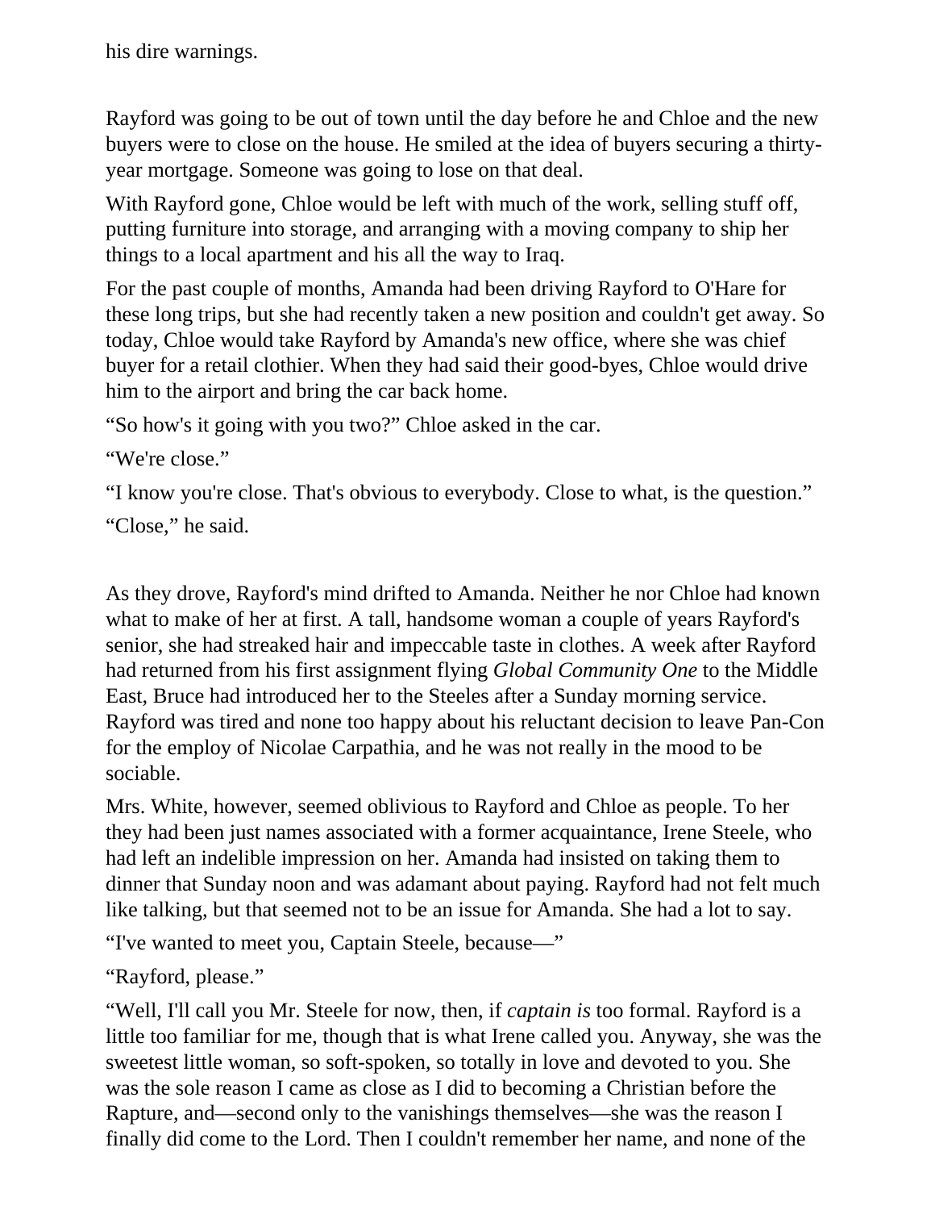his dire warnings.

Rayford was going to be out of town until the day before he and Chloe and the new buyers were to close on the house. He smiled at the idea of buyers securing a thirty-year mortgage. Someone was going to lose on that deal.

With Rayford gone, Chloe would be left with much of the work, selling stuff off, putting furniture into storage, and arranging with a moving company to ship her things to a local apartment and his all the way to Iraq.

For the past couple of months, Amanda had been driving Rayford to O'Hare for these long trips, but she had recently taken a new position and couldn't get away. So today, Chloe would take Rayford by Amanda's new office, where she was chief buyer for a retail clothier. When they had said their good-byes, Chloe would drive him to the airport and bring the car back home.

“So how's it going with you two?” Chloe asked in the car.

“We're close.”

“I know you're close. That's obvious to everybody. Close to what, is the question.”

“Close,” he said.

As they drove, Rayford's mind drifted to Amanda. Neither he nor Chloe had known what to make of her at first. A tall, handsome woman a couple of years Rayford's senior, she had streaked hair and impeccable taste in clothes. A week after Rayford had returned from his first assignment flying *Global Community One* to the Middle East, Bruce had introduced her to the Steeles after a Sunday morning service. Rayford was tired and none too happy about his reluctant decision to leave Pan-Con for the employ of Nicolae Carpathia, and he was not really in the mood to be sociable.

Mrs. White, however, seemed oblivious to Rayford and Chloe as people. To her they had been just names associated with a former acquaintance, Irene Steele, who had left an indelible impression on her. Amanda had insisted on taking them to dinner that Sunday noon and was adamant about paying. Rayford had not felt much like talking, but that seemed not to be an issue for Amanda. She had a lot to say.

“I've wanted to meet you, Captain Steele, because—”

“Rayford, please.”

“Well, I'll call you Mr. Steele for now, then, if *captain is* too formal. Rayford is a little too familiar for me, though that is what Irene called you. Anyway, she was the sweetest little woman, so soft-spoken, so totally in love and devoted to you. She was the sole reason I came as close as I did to becoming a Christian before the Rapture, and—second only to the vanishings themselves—she was the reason I finally did come to the Lord. Then I couldn't remember her name, and none of the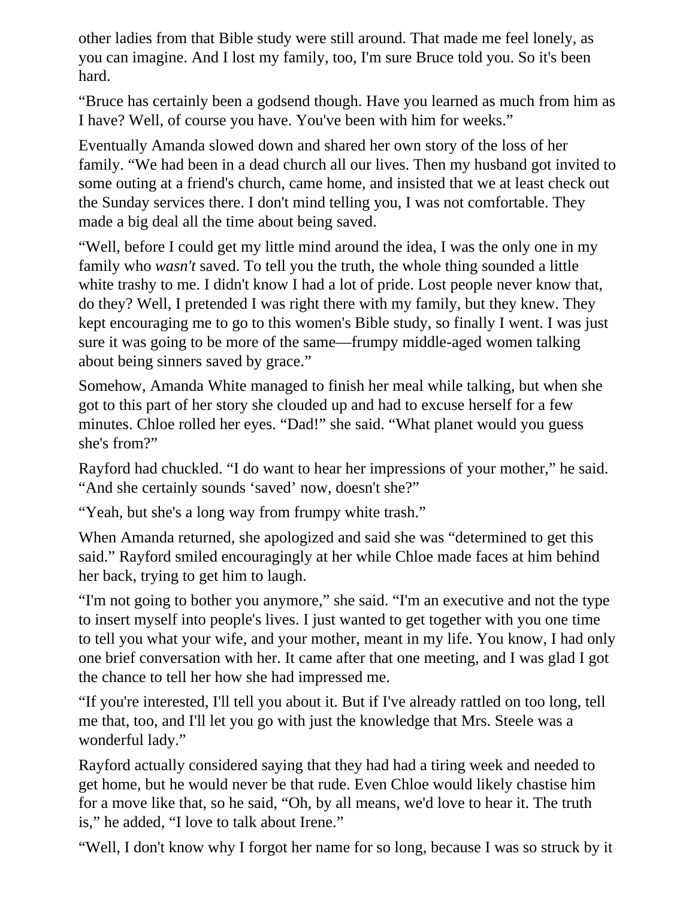other ladies from that Bible study were still around. That made me feel lonely, as you can imagine. And I lost my family, too, I'm sure Bruce told you. So it's been hard.

"Bruce has certainly been a godsend though. Have you learned as much from him as I have? Well, of course you have. You've been with him for weeks."

Eventually Amanda slowed down and shared her own story of the loss of her family. "We had been in a dead church all our lives. Then my husband got invited to some outing at a friend's church, came home, and insisted that we at least check out the Sunday services there. I don't mind telling you, I was not comfortable. They made a big deal all the time about being saved.

"Well, before I could get my little mind around the idea, I was the only one in my family who *wasn't* saved. To tell you the truth, the whole thing sounded a little white trashy to me. I didn't know I had a lot of pride. Lost people never know that, do they? Well, I pretended I was right there with my family, but they knew. They kept encouraging me to go to this women's Bible study, so finally I went. I was just sure it was going to be more of the same—frumpy middle-aged women talking about being sinners saved by grace."

Somehow, Amanda White managed to finish her meal while talking, but when she got to this part of her story she clouded up and had to excuse herself for a few minutes. Chloe rolled her eyes. "Dad!" she said. "What planet would you guess she's from?"

Rayford had chuckled. "I do want to hear her impressions of your mother," he said. "And she certainly sounds 'saved' now, doesn't she?"

"Yeah, but she's a long way from frumpy white trash."

When Amanda returned, she apologized and said she was "determined to get this said." Rayford smiled encouragingly at her while Chloe made faces at him behind her back, trying to get him to laugh.

"I'm not going to bother you anymore," she said. "I'm an executive and not the type to insert myself into people's lives. I just wanted to get together with you one time to tell you what your wife, and your mother, meant in my life. You know, I had only one brief conversation with her. It came after that one meeting, and I was glad I got the chance to tell her how she had impressed me.

"If you're interested, I'll tell you about it. But if I've already rattled on too long, tell me that, too, and I'll let you go with just the knowledge that Mrs. Steele was a wonderful lady."

Rayford actually considered saying that they had had a tiring week and needed to get home, but he would never be that rude. Even Chloe would likely chastise him for a move like that, so he said, "Oh, by all means, we'd love to hear it. The truth is," he added, "I love to talk about Irene."

"Well, I don't know why I forgot her name for so long, because I was so struck by it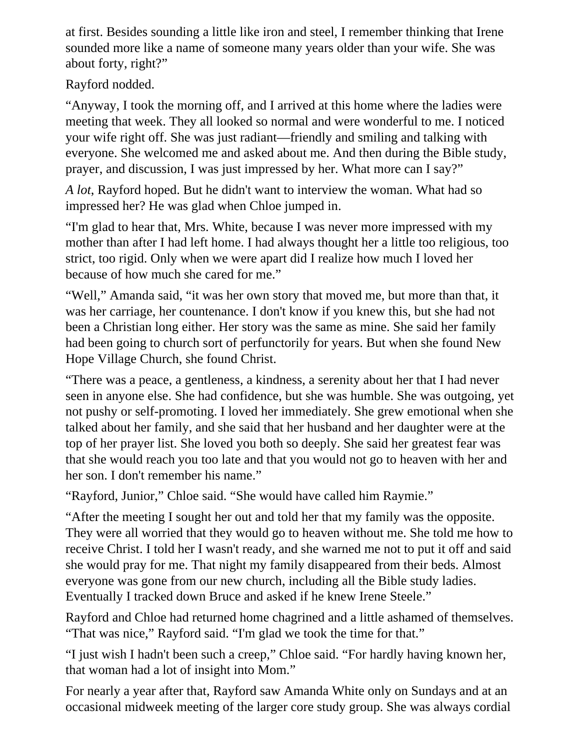at first. Besides sounding a little like iron and steel, I remember thinking that Irene sounded more like a name of someone many years older than your wife. She was about forty, right?"

Rayford nodded.

"Anyway, I took the morning off, and I arrived at this home where the ladies were meeting that week. They all looked so normal and were wonderful to me. I noticed your wife right off. She was just radiant—friendly and smiling and talking with everyone. She welcomed me and asked about me. And then during the Bible study, prayer, and discussion, I was just impressed by her. What more can I say?"

*A lot*, Rayford hoped. But he didn't want to interview the woman. What had so impressed her? He was glad when Chloe jumped in.

"I'm glad to hear that, Mrs. White, because I was never more impressed with my mother than after I had left home. I had always thought her a little too religious, too strict, too rigid. Only when we were apart did I realize how much I loved her because of how much she cared for me."

"Well," Amanda said, "it was her own story that moved me, but more than that, it was her carriage, her countenance. I don't know if you knew this, but she had not been a Christian long either. Her story was the same as mine. She said her family had been going to church sort of perfunctorily for years. But when she found New Hope Village Church, she found Christ.

"There was a peace, a gentleness, a kindness, a serenity about her that I had never seen in anyone else. She had confidence, but she was humble. She was outgoing, yet not pushy or self-promoting. I loved her immediately. She grew emotional when she talked about her family, and she said that her husband and her daughter were at the top of her prayer list. She loved you both so deeply. She said her greatest fear was that she would reach you too late and that you would not go to heaven with her and her son. I don't remember his name."

"Rayford, Junior," Chloe said. "She would have called him Raymie."

"After the meeting I sought her out and told her that my family was the opposite. They were all worried that they would go to heaven without me. She told me how to receive Christ. I told her I wasn't ready, and she warned me not to put it off and said she would pray for me. That night my family disappeared from their beds. Almost everyone was gone from our new church, including all the Bible study ladies. Eventually I tracked down Bruce and asked if he knew Irene Steele."

Rayford and Chloe had returned home chagrined and a little ashamed of themselves. "That was nice," Rayford said. "I'm glad we took the time for that."

"I just wish I hadn't been such a creep," Chloe said. "For hardly having known her, that woman had a lot of insight into Mom."

For nearly a year after that, Rayford saw Amanda White only on Sundays and at an occasional midweek meeting of the larger core study group. She was always cordial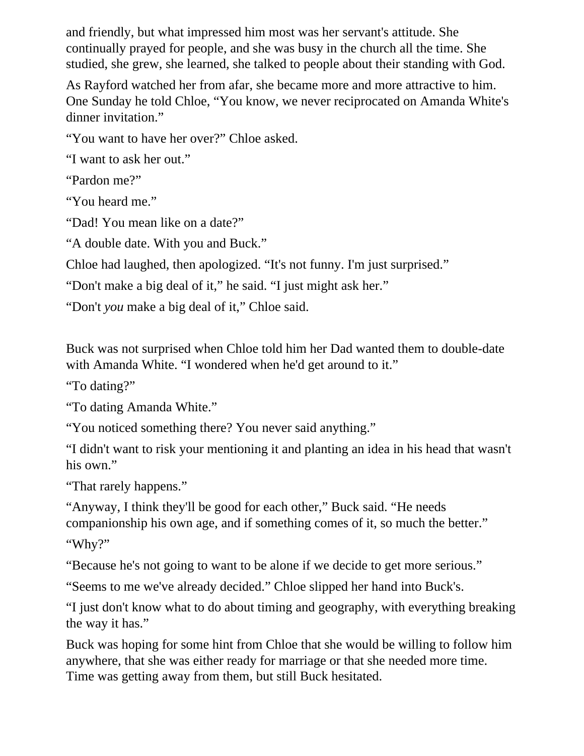and friendly, but what impressed him most was her servant's attitude. She continually prayed for people, and she was busy in the church all the time. She studied, she grew, she learned, she talked to people about their standing with God.

As Rayford watched her from afar, she became more and more attractive to him. One Sunday he told Chloe, "You know, we never reciprocated on Amanda White's dinner invitation."

"You want to have her over?" Chloe asked.

"I want to ask her out."

"Pardon me?"

"You heard me."

"Dad! You mean like on a date?"

"A double date. With you and Buck."

Chloe had laughed, then apologized. "It's not funny. I'm just surprised."

"Don't make a big deal of it," he said. "I just might ask her."

"Don't *you* make a big deal of it," Chloe said.

Buck was not surprised when Chloe told him her Dad wanted them to double-date with Amanda White. "I wondered when he'd get around to it."

"To dating?"

"To dating Amanda White."

"You noticed something there? You never said anything."

"I didn't want to risk your mentioning it and planting an idea in his head that wasn't his own."

"That rarely happens."

"Anyway, I think they'll be good for each other," Buck said. "He needs companionship his own age, and if something comes of it, so much the better."

"Why?"

"Because he's not going to want to be alone if we decide to get more serious."

"Seems to me we've already decided." Chloe slipped her hand into Buck's.

"I just don't know what to do about timing and geography, with everything breaking the way it has."

Buck was hoping for some hint from Chloe that she would be willing to follow him anywhere, that she was either ready for marriage or that she needed more time. Time was getting away from them, but still Buck hesitated.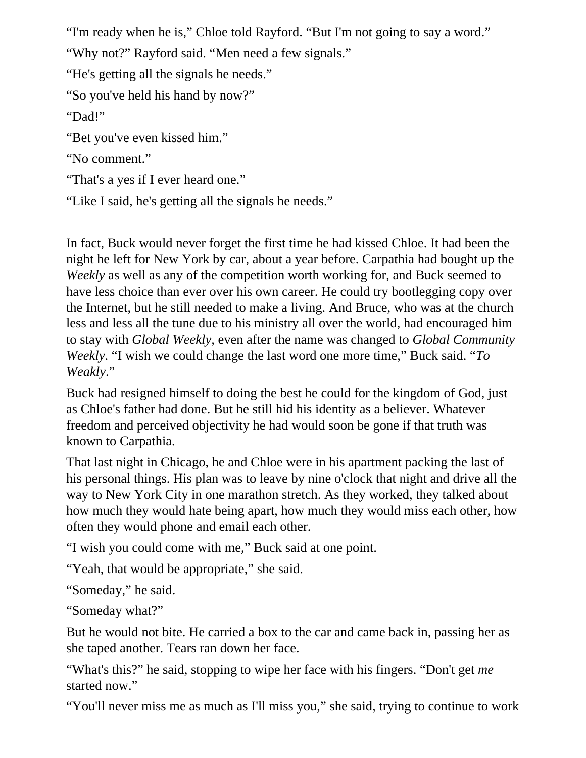"I'm ready when he is," Chloe told Rayford. "But I'm not going to say a word."

"Why not?" Rayford said. "Men need a few signals."

"He's getting all the signals he needs."

"So you've held his hand by now?"

"Dad!"

"Bet you've even kissed him."

"No comment."

"That's a yes if I ever heard one."

"Like I said, he's getting all the signals he needs."

In fact, Buck would never forget the first time he had kissed Chloe. It had been the night he left for New York by car, about a year before. Carpathia had bought up the *Weekly* as well as any of the competition worth working for, and Buck seemed to have less choice than ever over his own career. He could try bootlegging copy over the Internet, but he still needed to make a living. And Bruce, who was at the church less and less all the tune due to his ministry all over the world, had encouraged him to stay with *Global Weekly,* even after the name was changed to *Global Community Weekly*. "I wish we could change the last word one more time," Buck said. "*To Weakly*."

Buck had resigned himself to doing the best he could for the kingdom of God, just as Chloe's father had done. But he still hid his identity as a believer. Whatever freedom and perceived objectivity he had would soon be gone if that truth was known to Carpathia.

That last night in Chicago, he and Chloe were in his apartment packing the last of his personal things. His plan was to leave by nine o'clock that night and drive all the way to New York City in one marathon stretch. As they worked, they talked about how much they would hate being apart, how much they would miss each other, how often they would phone and email each other.

"I wish you could come with me," Buck said at one point.

"Yeah, that would be appropriate," she said.

"Someday," he said.

"Someday what?"

But he would not bite. He carried a box to the car and came back in, passing her as she taped another. Tears ran down her face.

"What's this?" he said, stopping to wipe her face with his fingers. "Don't get *me* started now."

"You'll never miss me as much as I'll miss you," she said, trying to continue to work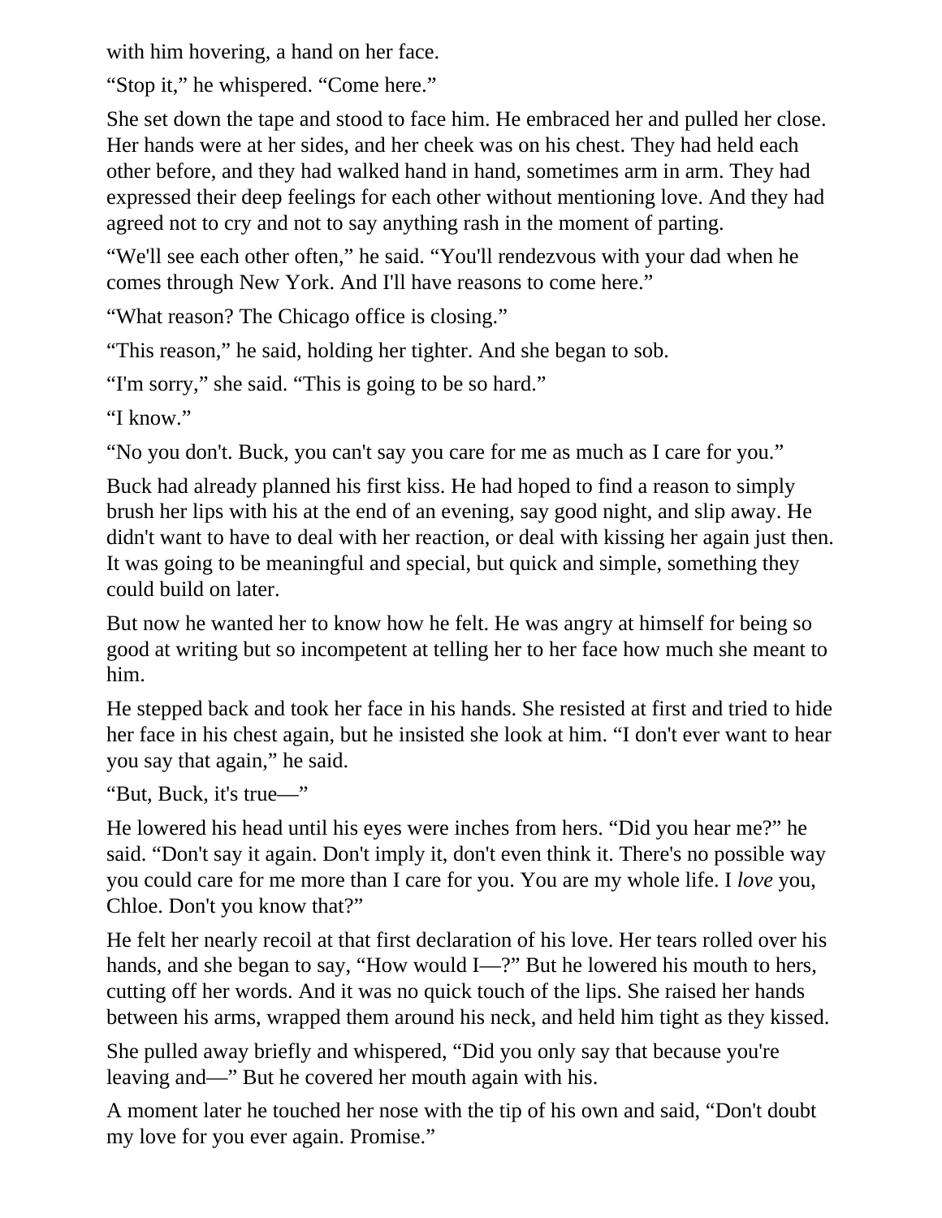with him hovering, a hand on her face.

“Stop it,” he whispered. “Come here.”

She set down the tape and stood to face him. He embraced her and pulled her close. Her hands were at her sides, and her cheek was on his chest. They had held each other before, and they had walked hand in hand, sometimes arm in arm. They had expressed their deep feelings for each other without mentioning love. And they had agreed not to cry and not to say anything rash in the moment of parting.

“We'll see each other often,” he said. “You'll rendezvous with your dad when he comes through New York. And I'll have reasons to come here.”

“What reason? The Chicago office is closing.”

“This reason,” he said, holding her tighter. And she began to sob.

“I'm sorry,” she said. “This is going to be so hard.”

“I know.”

“No you don't. Buck, you can't say you care for me as much as I care for you.”

Buck had already planned his first kiss. He had hoped to find a reason to simply brush her lips with his at the end of an evening, say good night, and slip away. He didn't want to have to deal with her reaction, or deal with kissing her again just then. It was going to be meaningful and special, but quick and simple, something they could build on later.

But now he wanted her to know how he felt. He was angry at himself for being so good at writing but so incompetent at telling her to her face how much she meant to him.

He stepped back and took her face in his hands. She resisted at first and tried to hide her face in his chest again, but he insisted she look at him. “I don't ever want to hear you say that again,” he said.

“But, Buck, it's true—”

He lowered his head until his eyes were inches from hers. “Did you hear me?” he said. “Don't say it again. Don't imply it, don't even think it. There's no possible way you could care for me more than I care for you. You are my whole life. I *love* you, Chloe. Don't you know that?”

He felt her nearly recoil at that first declaration of his love. Her tears rolled over his hands, and she began to say, “How would I—?” But he lowered his mouth to hers, cutting off her words. And it was no quick touch of the lips. She raised her hands between his arms, wrapped them around his neck, and held him tight as they kissed.

She pulled away briefly and whispered, “Did you only say that because you're leaving and—” But he covered her mouth again with his.

A moment later he touched her nose with the tip of his own and said, “Don't doubt my love for you ever again. Promise.”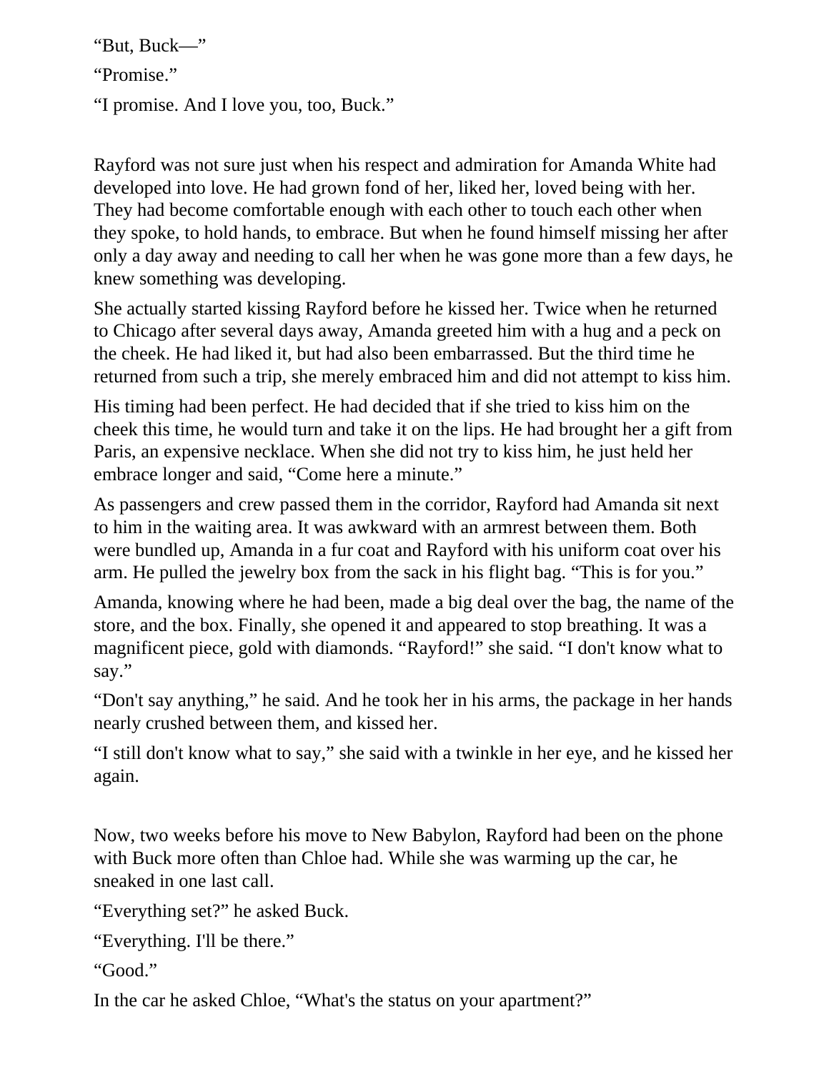“But, Buck—”

“Promise.”

“I promise. And I love you, too, Buck.”

Rayford was not sure just when his respect and admiration for Amanda White had developed into love. He had grown fond of her, liked her, loved being with her. They had become comfortable enough with each other to touch each other when they spoke, to hold hands, to embrace. But when he found himself missing her after only a day away and needing to call her when he was gone more than a few days, he knew something was developing.

She actually started kissing Rayford before he kissed her. Twice when he returned to Chicago after several days away, Amanda greeted him with a hug and a peck on the cheek. He had liked it, but had also been embarrassed. But the third time he returned from such a trip, she merely embraced him and did not attempt to kiss him.

His timing had been perfect. He had decided that if she tried to kiss him on the cheek this time, he would turn and take it on the lips. He had brought her a gift from Paris, an expensive necklace. When she did not try to kiss him, he just held her embrace longer and said, “Come here a minute.”

As passengers and crew passed them in the corridor, Rayford had Amanda sit next to him in the waiting area. It was awkward with an armrest between them. Both were bundled up, Amanda in a fur coat and Rayford with his uniform coat over his arm. He pulled the jewelry box from the sack in his flight bag. “This is for you.”

Amanda, knowing where he had been, made a big deal over the bag, the name of the store, and the box. Finally, she opened it and appeared to stop breathing. It was a magnificent piece, gold with diamonds. “Rayford!” she said. “I don't know what to say.”

“Don't say anything,” he said. And he took her in his arms, the package in her hands nearly crushed between them, and kissed her.

“I still don't know what to say,” she said with a twinkle in her eye, and he kissed her again.

Now, two weeks before his move to New Babylon, Rayford had been on the phone with Buck more often than Chloe had. While she was warming up the car, he sneaked in one last call.

“Everything set?” he asked Buck.

“Everything. I'll be there.”

“Good.”

In the car he asked Chloe, “What's the status on your apartment?”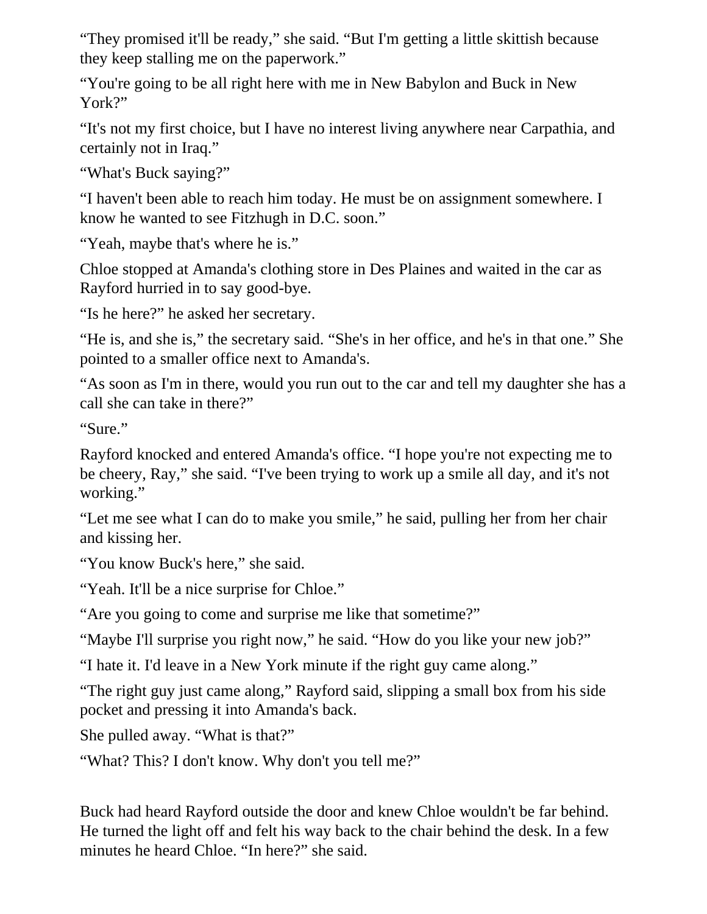“They promised it'll be ready,” she said. “But I'm getting a little skittish because they keep stalling me on the paperwork.”

“You're going to be all right here with me in New Babylon and Buck in New York?”

“It's not my first choice, but I have no interest living anywhere near Carpathia, and certainly not in Iraq.”

“What's Buck saying?”

“I haven't been able to reach him today. He must be on assignment somewhere. I know he wanted to see Fitzhugh in D.C. soon.”

“Yeah, maybe that's where he is.”

Chloe stopped at Amanda's clothing store in Des Plaines and waited in the car as Rayford hurried in to say good-bye.

“Is he here?” he asked her secretary.

“He is, and she is,” the secretary said. “She's in her office, and he's in that one.” She pointed to a smaller office next to Amanda's.

“As soon as I'm in there, would you run out to the car and tell my daughter she has a call she can take in there?”

“Sure.”

Rayford knocked and entered Amanda's office. “I hope you're not expecting me to be cheery, Ray,” she said. “I've been trying to work up a smile all day, and it's not working.”

“Let me see what I can do to make you smile,” he said, pulling her from her chair and kissing her.

“You know Buck's here,” she said.

“Yeah. It'll be a nice surprise for Chloe.”

“Are you going to come and surprise me like that sometime?”

“Maybe I'll surprise you right now,” he said. “How do you like your new job?”

“I hate it. I'd leave in a New York minute if the right guy came along.”

“The right guy just came along,” Rayford said, slipping a small box from his side pocket and pressing it into Amanda's back.

She pulled away. “What is that?”

“What? This? I don't know. Why don't you tell me?”

Buck had heard Rayford outside the door and knew Chloe wouldn't be far behind. He turned the light off and felt his way back to the chair behind the desk. In a few minutes he heard Chloe. “In here?” she said.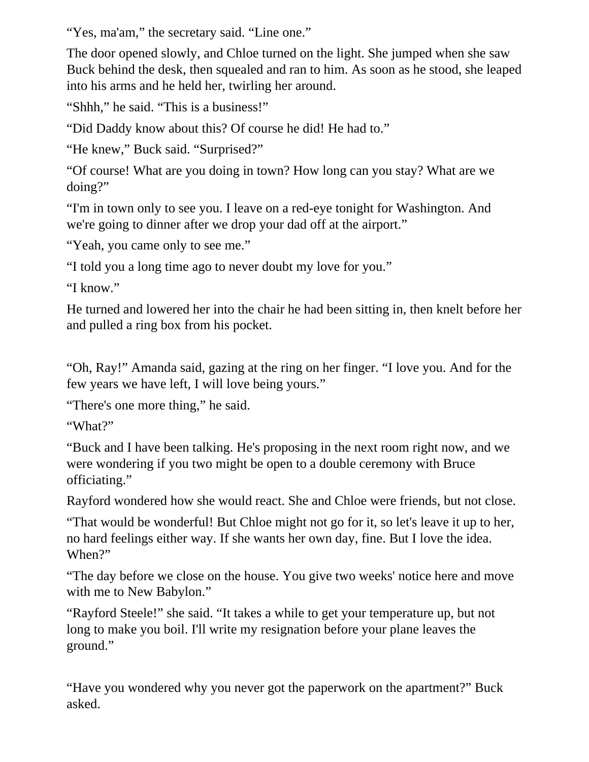"Yes, ma'am," the secretary said. "Line one."

The door opened slowly, and Chloe turned on the light. She jumped when she saw Buck behind the desk, then squealed and ran to him. As soon as he stood, she leaped into his arms and he held her, twirling her around.

"Shhh," he said. "This is a business!"

"Did Daddy know about this? Of course he did! He had to."

"He knew," Buck said. "Surprised?"

"Of course! What are you doing in town? How long can you stay? What are we doing?"

"I'm in town only to see you. I leave on a red-eye tonight for Washington. And we're going to dinner after we drop your dad off at the airport."

"Yeah, you came only to see me."

"I told you a long time ago to never doubt my love for you."

"I know."

He turned and lowered her into the chair he had been sitting in, then knelt before her and pulled a ring box from his pocket.

"Oh, Ray!" Amanda said, gazing at the ring on her finger. "I love you. And for the few years we have left, I will love being yours."

"There's one more thing," he said.

"What?"

"Buck and I have been talking. He's proposing in the next room right now, and we were wondering if you two might be open to a double ceremony with Bruce officiating."

Rayford wondered how she would react. She and Chloe were friends, but not close.

"That would be wonderful! But Chloe might not go for it, so let's leave it up to her, no hard feelings either way. If she wants her own day, fine. But I love the idea. When?"

"The day before we close on the house. You give two weeks' notice here and move with me to New Babylon."

"Rayford Steele!" she said. "It takes a while to get your temperature up, but not long to make you boil. I'll write my resignation before your plane leaves the ground."

"Have you wondered why you never got the paperwork on the apartment?" Buck asked.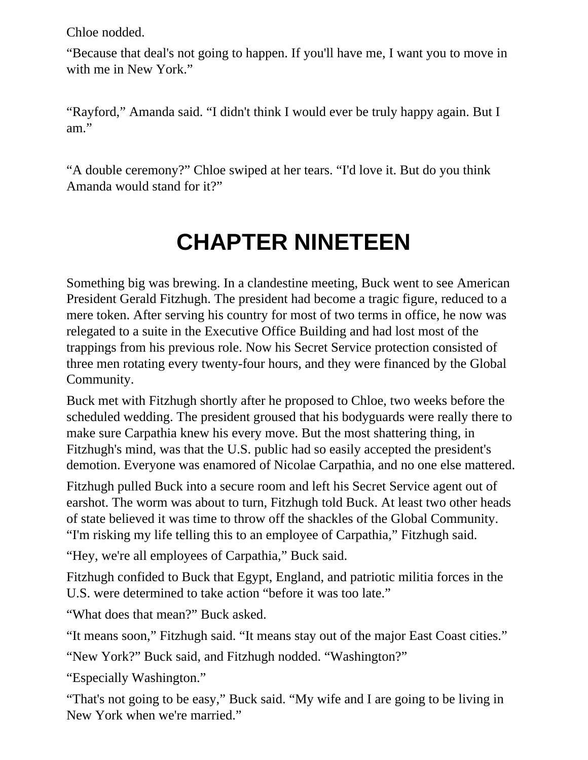Chloe nodded.

"Because that deal's not going to happen. If you'll have me, I want you to move in with me in New York."

"Rayford," Amanda said. "I didn't think I would ever be truly happy again. But I am."

"A double ceremony?" Chloe swiped at her tears. "I'd love it. But do you think Amanda would stand for it?"

# CHAPTER NINETEEN

Something big was brewing. In a clandestine meeting, Buck went to see American President Gerald Fitzhugh. The president had become a tragic figure, reduced to a mere token. After serving his country for most of two terms in office, he now was relegated to a suite in the Executive Office Building and had lost most of the trappings from his previous role. Now his Secret Service protection consisted of three men rotating every twenty-four hours, and they were financed by the Global Community.

Buck met with Fitzhugh shortly after he proposed to Chloe, two weeks before the scheduled wedding. The president groused that his bodyguards were really there to make sure Carpathia knew his every move. But the most shattering thing, in Fitzhugh's mind, was that the U.S. public had so easily accepted the president's demotion. Everyone was enamored of Nicolae Carpathia, and no one else mattered.

Fitzhugh pulled Buck into a secure room and left his Secret Service agent out of earshot. The worm was about to turn, Fitzhugh told Buck. At least two other heads of state believed it was time to throw off the shackles of the Global Community. "I'm risking my life telling this to an employee of Carpathia," Fitzhugh said.

"Hey, we're all employees of Carpathia," Buck said.

Fitzhugh confided to Buck that Egypt, England, and patriotic militia forces in the U.S. were determined to take action "before it was too late."

"What does that mean?" Buck asked.

"It means soon," Fitzhugh said. "It means stay out of the major East Coast cities."

"New York?" Buck said, and Fitzhugh nodded. "Washington?"

"Especially Washington."

"That's not going to be easy," Buck said. "My wife and I are going to be living in New York when we're married."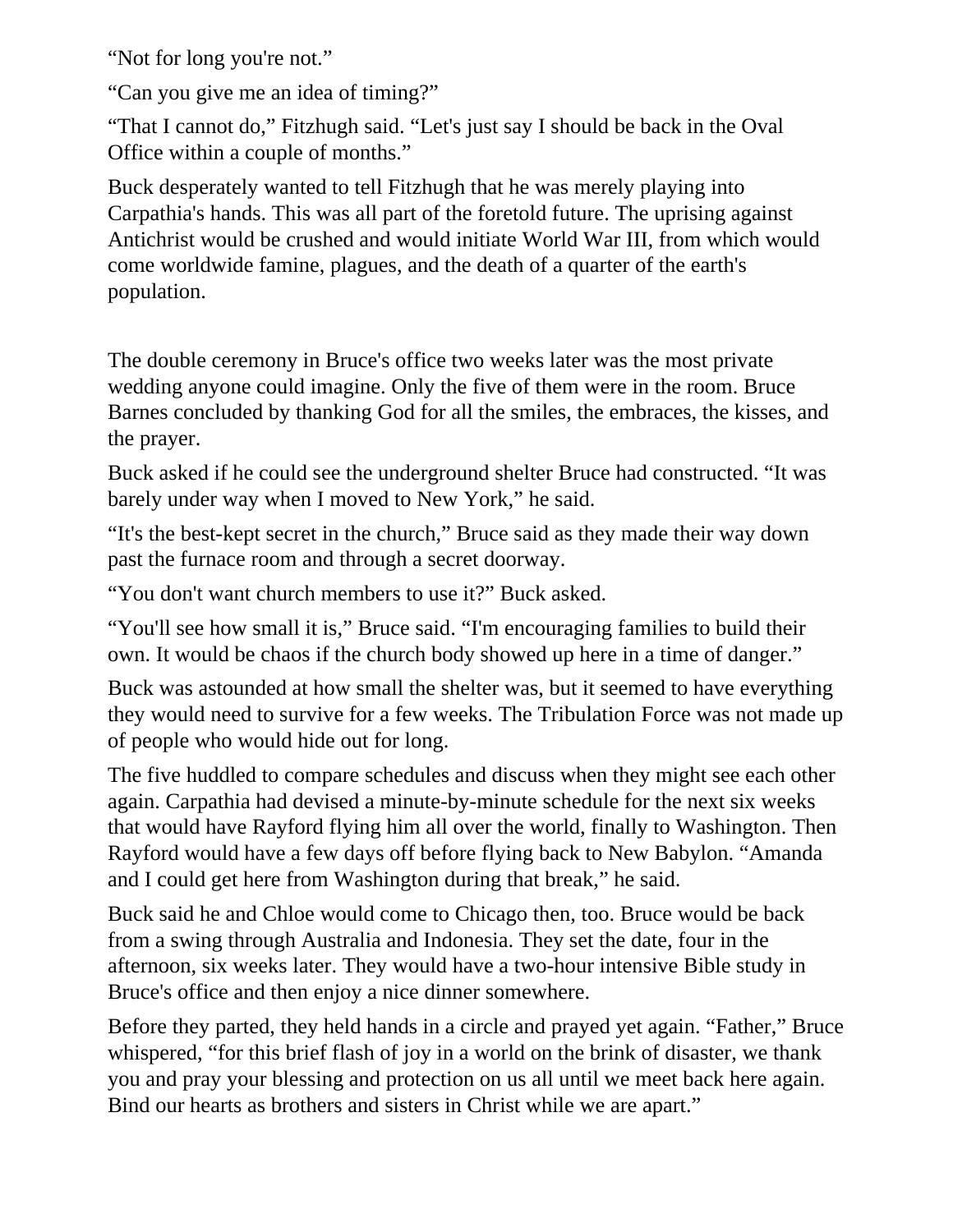“Not for long you're not.”

“Can you give me an idea of timing?”

“That I cannot do,” Fitzhugh said. “Let's just say I should be back in the Oval Office within a couple of months.”

Buck desperately wanted to tell Fitzhugh that he was merely playing into Carpathia's hands. This was all part of the foretold future. The uprising against Antichrist would be crushed and would initiate World War III, from which would come worldwide famine, plagues, and the death of a quarter of the earth's population.

The double ceremony in Bruce's office two weeks later was the most private wedding anyone could imagine. Only the five of them were in the room. Bruce Barnes concluded by thanking God for all the smiles, the embraces, the kisses, and the prayer.

Buck asked if he could see the underground shelter Bruce had constructed. “It was barely under way when I moved to New York,” he said.

“It's the best-kept secret in the church,” Bruce said as they made their way down past the furnace room and through a secret doorway.

“You don't want church members to use it?” Buck asked.

“You'll see how small it is,” Bruce said. “I'm encouraging families to build their own. It would be chaos if the church body showed up here in a time of danger.”

Buck was astounded at how small the shelter was, but it seemed to have everything they would need to survive for a few weeks. The Tribulation Force was not made up of people who would hide out for long.

The five huddled to compare schedules and discuss when they might see each other again. Carpathia had devised a minute-by-minute schedule for the next six weeks that would have Rayford flying him all over the world, finally to Washington. Then Rayford would have a few days off before flying back to New Babylon. “Amanda and I could get here from Washington during that break,” he said.

Buck said he and Chloe would come to Chicago then, too. Bruce would be back from a swing through Australia and Indonesia. They set the date, four in the afternoon, six weeks later. They would have a two-hour intensive Bible study in Bruce's office and then enjoy a nice dinner somewhere.

Before they parted, they held hands in a circle and prayed yet again. “Father,” Bruce whispered, “for this brief flash of joy in a world on the brink of disaster, we thank you and pray your blessing and protection on us all until we meet back here again. Bind our hearts as brothers and sisters in Christ while we are apart.”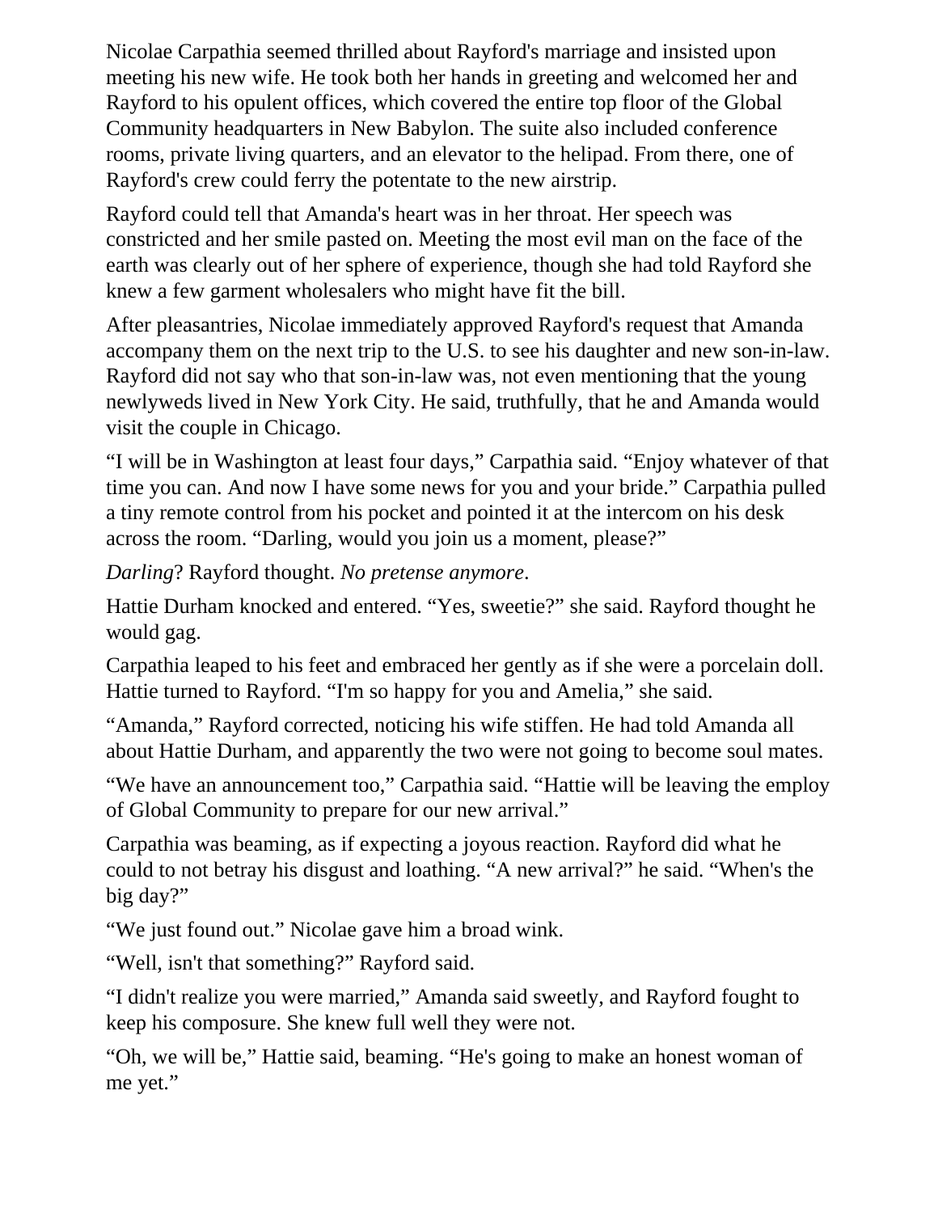Nicolae Carpathia seemed thrilled about Rayford's marriage and insisted upon meeting his new wife. He took both her hands in greeting and welcomed her and Rayford to his opulent offices, which covered the entire top floor of the Global Community headquarters in New Babylon. The suite also included conference rooms, private living quarters, and an elevator to the helipad. From there, one of Rayford's crew could ferry the potentate to the new airstrip.

Rayford could tell that Amanda's heart was in her throat. Her speech was constricted and her smile pasted on. Meeting the most evil man on the face of the earth was clearly out of her sphere of experience, though she had told Rayford she knew a few garment wholesalers who might have fit the bill.

After pleasantries, Nicolae immediately approved Rayford's request that Amanda accompany them on the next trip to the U.S. to see his daughter and new son-in-law. Rayford did not say who that son-in-law was, not even mentioning that the young newlyweds lived in New York City. He said, truthfully, that he and Amanda would visit the couple in Chicago.

“I will be in Washington at least four days,” Carpathia said. “Enjoy whatever of that time you can. And now I have some news for you and your bride.” Carpathia pulled a tiny remote control from his pocket and pointed it at the intercom on his desk across the room. “Darling, would you join us a moment, please?”

*Darling*? Rayford thought. *No pretense anymore*.

Hattie Durham knocked and entered. “Yes, sweetie?” she said. Rayford thought he would gag.

Carpathia leaped to his feet and embraced her gently as if she were a porcelain doll. Hattie turned to Rayford. “I'm so happy for you and Amelia,” she said.

“Amanda,” Rayford corrected, noticing his wife stiffen. He had told Amanda all about Hattie Durham, and apparently the two were not going to become soul mates.

“We have an announcement too,” Carpathia said. “Hattie will be leaving the employ of Global Community to prepare for our new arrival.”

Carpathia was beaming, as if expecting a joyous reaction. Rayford did what he could to not betray his disgust and loathing. “A new arrival?” he said. “When's the big day?”

“We just found out.” Nicolae gave him a broad wink.

“Well, isn't that something?” Rayford said.

“I didn't realize you were married,” Amanda said sweetly, and Rayford fought to keep his composure. She knew full well they were not.

“Oh, we will be,” Hattie said, beaming. “He's going to make an honest woman of me yet.”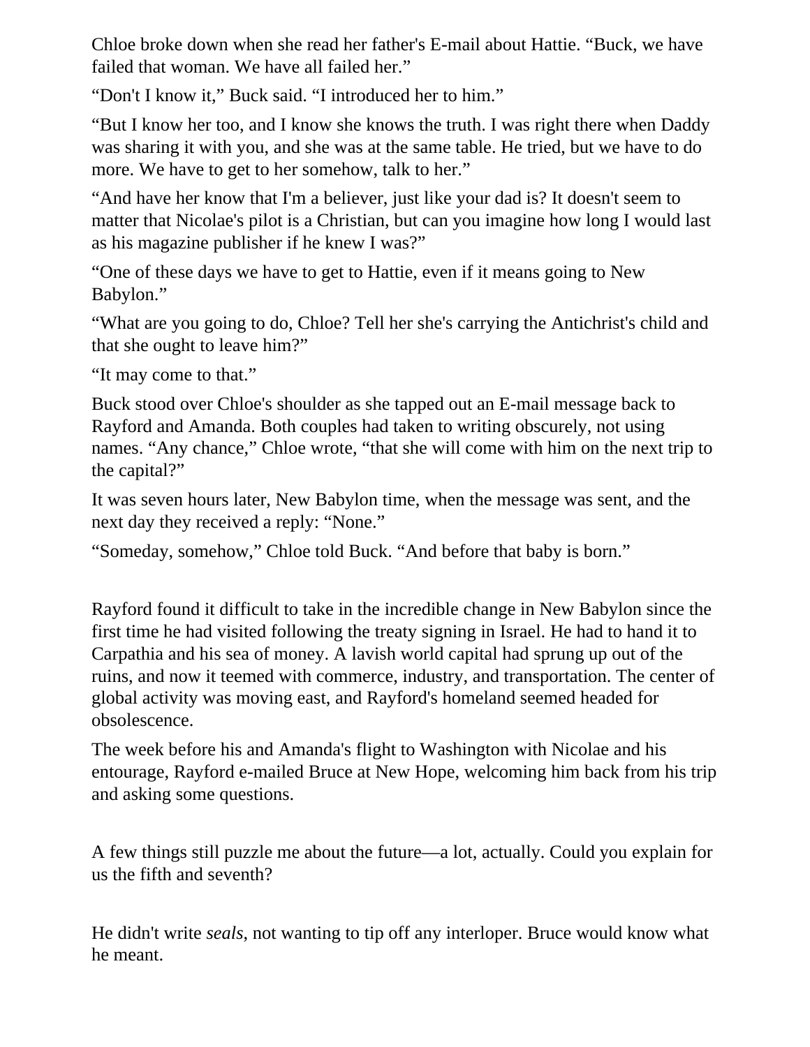Chloe broke down when she read her father's E-mail about Hattie. “Buck, we have failed that woman. We have all failed her.”

“Don't I know it,” Buck said. “I introduced her to him.”

“But I know her too, and I know she knows the truth. I was right there when Daddy was sharing it with you, and she was at the same table. He tried, but we have to do more. We have to get to her somehow, talk to her.”

“And have her know that I'm a believer, just like your dad is? It doesn't seem to matter that Nicolae's pilot is a Christian, but can you imagine how long I would last as his magazine publisher if he knew I was?”

“One of these days we have to get to Hattie, even if it means going to New Babylon.”

“What are you going to do, Chloe? Tell her she's carrying the Antichrist's child and that she ought to leave him?”

“It may come to that.”

Buck stood over Chloe's shoulder as she tapped out an E-mail message back to Rayford and Amanda. Both couples had taken to writing obscurely, not using names. “Any chance,” Chloe wrote, “that she will come with him on the next trip to the capital?”

It was seven hours later, New Babylon time, when the message was sent, and the next day they received a reply: “None.”

“Someday, somehow,” Chloe told Buck. “And before that baby is born.”

Rayford found it difficult to take in the incredible change in New Babylon since the first time he had visited following the treaty signing in Israel. He had to hand it to Carpathia and his sea of money. A lavish world capital had sprung up out of the ruins, and now it teemed with commerce, industry, and transportation. The center of global activity was moving east, and Rayford's homeland seemed headed for obsolescence.

The week before his and Amanda's flight to Washington with Nicolae and his entourage, Rayford e-mailed Bruce at New Hope, welcoming him back from his trip and asking some questions.

A few things still puzzle me about the future—a lot, actually. Could you explain for us the fifth and seventh?

He didn't write *seals*, not wanting to tip off any interloper. Bruce would know what he meant.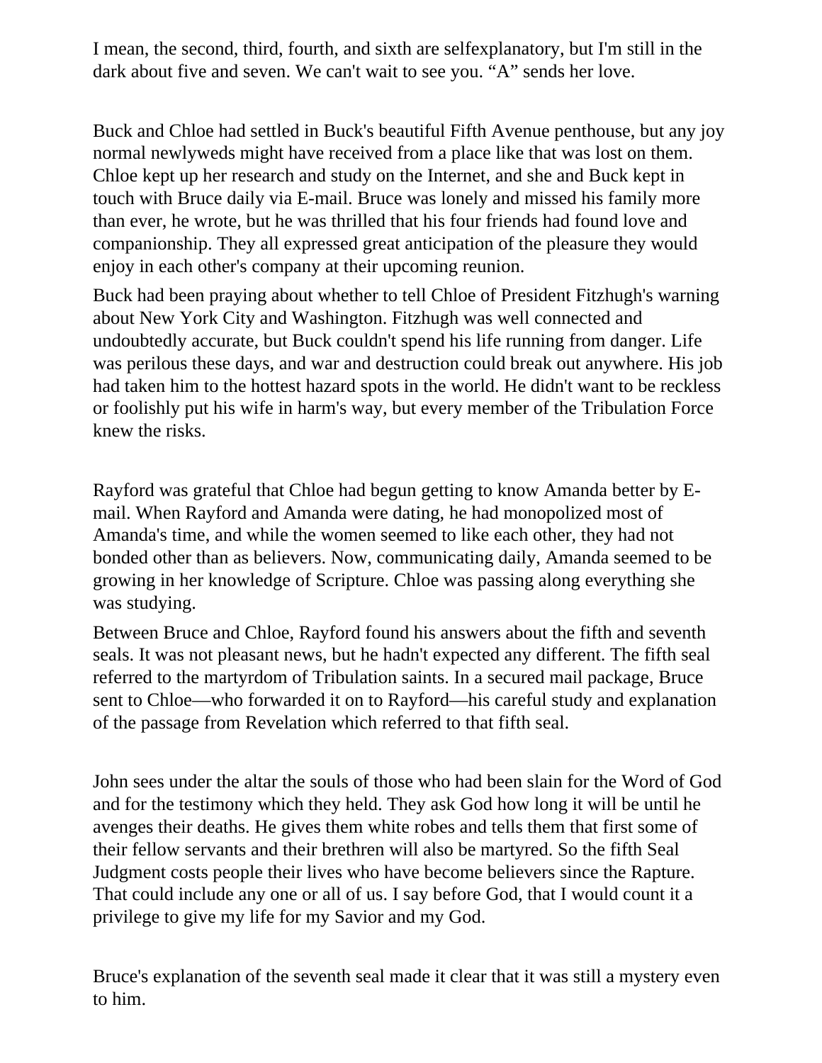I mean, the second, third, fourth, and sixth are selfexplanatory, but I'm still in the dark about five and seven. We can't wait to see you. "A" sends her love.

Buck and Chloe had settled in Buck's beautiful Fifth Avenue penthouse, but any joy normal newlyweds might have received from a place like that was lost on them. Chloe kept up her research and study on the Internet, and she and Buck kept in touch with Bruce daily via E-mail. Bruce was lonely and missed his family more than ever, he wrote, but he was thrilled that his four friends had found love and companionship. They all expressed great anticipation of the pleasure they would enjoy in each other's company at their upcoming reunion.

Buck had been praying about whether to tell Chloe of President Fitzhugh's warning about New York City and Washington. Fitzhugh was well connected and undoubtedly accurate, but Buck couldn't spend his life running from danger. Life was perilous these days, and war and destruction could break out anywhere. His job had taken him to the hottest hazard spots in the world. He didn't want to be reckless or foolishly put his wife in harm's way, but every member of the Tribulation Force knew the risks.

Rayford was grateful that Chloe had begun getting to know Amanda better by E-mail. When Rayford and Amanda were dating, he had monopolized most of Amanda's time, and while the women seemed to like each other, they had not bonded other than as believers. Now, communicating daily, Amanda seemed to be growing in her knowledge of Scripture. Chloe was passing along everything she was studying.

Between Bruce and Chloe, Rayford found his answers about the fifth and seventh seals. It was not pleasant news, but he hadn't expected any different. The fifth seal referred to the martyrdom of Tribulation saints. In a secured mail package, Bruce sent to Chloe—who forwarded it on to Rayford—his careful study and explanation of the passage from Revelation which referred to that fifth seal.

John sees under the altar the souls of those who had been slain for the Word of God and for the testimony which they held. They ask God how long it will be until he avenges their deaths. He gives them white robes and tells them that first some of their fellow servants and their brethren will also be martyred. So the fifth Seal Judgment costs people their lives who have become believers since the Rapture. That could include any one or all of us. I say before God, that I would count it a privilege to give my life for my Savior and my God.

Bruce's explanation of the seventh seal made it clear that it was still a mystery even to him.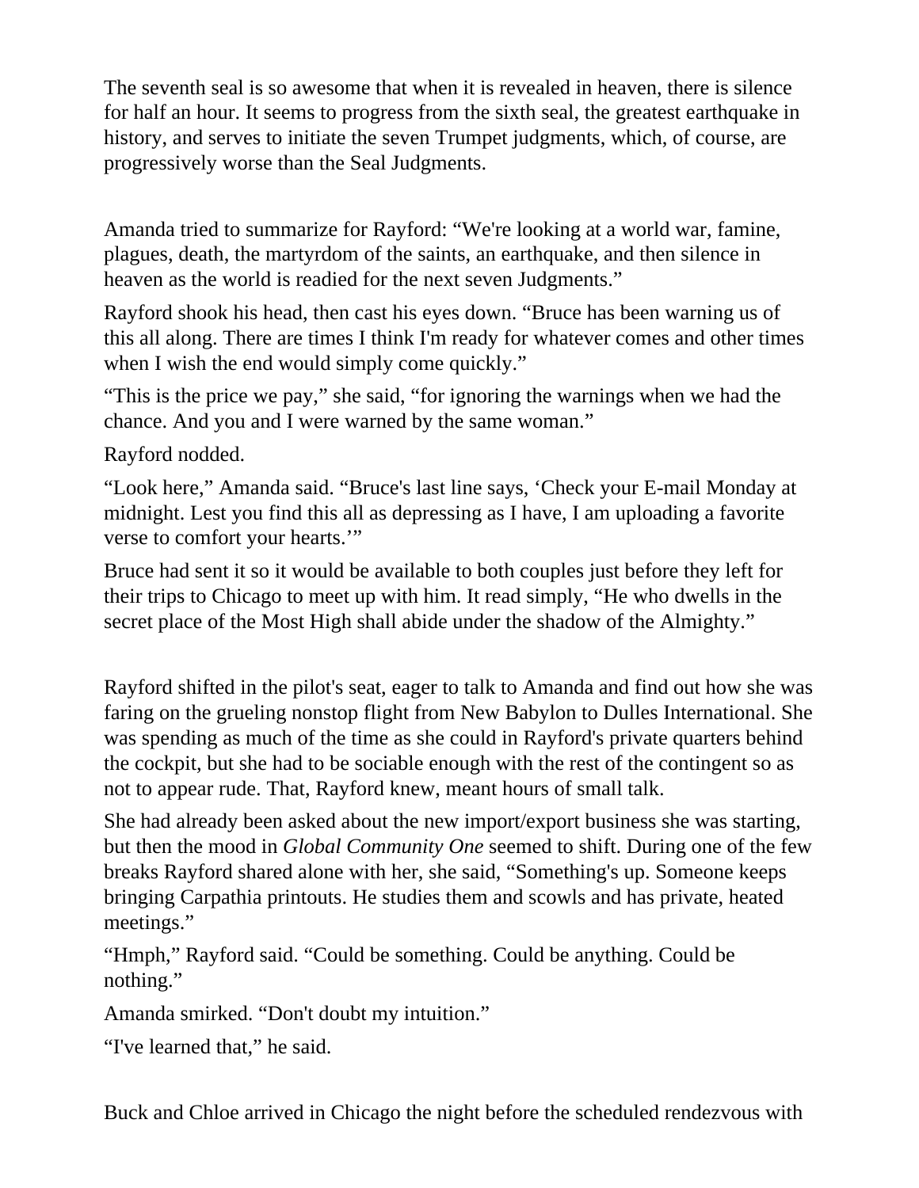The seventh seal is so awesome that when it is revealed in heaven, there is silence for half an hour. It seems to progress from the sixth seal, the greatest earthquake in history, and serves to initiate the seven Trumpet judgments, which, of course, are progressively worse than the Seal Judgments.

Amanda tried to summarize for Rayford: “We're looking at a world war, famine, plagues, death, the martyrdom of the saints, an earthquake, and then silence in heaven as the world is readied for the next seven Judgments.”

Rayford shook his head, then cast his eyes down. “Bruce has been warning us of this all along. There are times I think I'm ready for whatever comes and other times when I wish the end would simply come quickly.”

“This is the price we pay,” she said, “for ignoring the warnings when we had the chance. And you and I were warned by the same woman.”

Rayford nodded.

“Look here,” Amanda said. “Bruce's last line says, ‘Check your E-mail Monday at midnight. Lest you find this all as depressing as I have, I am uploading a favorite verse to comfort your hearts.’”

Bruce had sent it so it would be available to both couples just before they left for their trips to Chicago to meet up with him. It read simply, “He who dwells in the secret place of the Most High shall abide under the shadow of the Almighty.”

Rayford shifted in the pilot's seat, eager to talk to Amanda and find out how she was faring on the grueling nonstop flight from New Babylon to Dulles International. She was spending as much of the time as she could in Rayford's private quarters behind the cockpit, but she had to be sociable enough with the rest of the contingent so as not to appear rude. That, Rayford knew, meant hours of small talk.

She had already been asked about the new import/export business she was starting, but then the mood in *Global Community One* seemed to shift. During one of the few breaks Rayford shared alone with her, she said, “Something's up. Someone keeps bringing Carpathia printouts. He studies them and scowls and has private, heated meetings.”

“Hmph,” Rayford said. “Could be something. Could be anything. Could be nothing.”

Amanda smirked. “Don't doubt my intuition.”

“I've learned that,” he said.

Buck and Chloe arrived in Chicago the night before the scheduled rendezvous with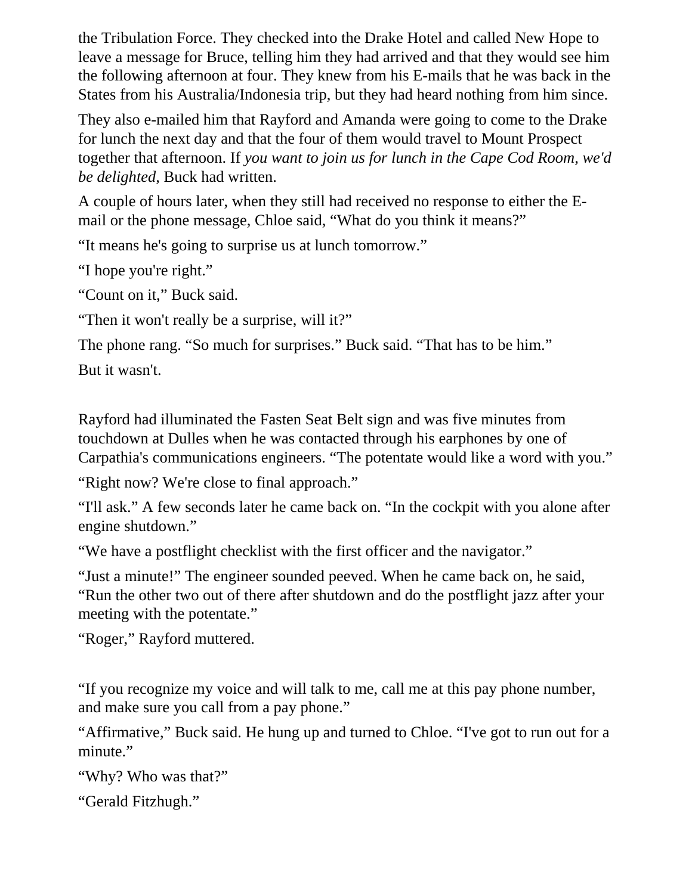the Tribulation Force. They checked into the Drake Hotel and called New Hope to leave a message for Bruce, telling him they had arrived and that they would see him the following afternoon at four. They knew from his E-mails that he was back in the States from his Australia/Indonesia trip, but they had heard nothing from him since.

They also e-mailed him that Rayford and Amanda were going to come to the Drake for lunch the next day and that the four of them would travel to Mount Prospect together that afternoon. If *you want to join us for lunch in the Cape Cod Room, we'd be delighted,* Buck had written.

A couple of hours later, when they still had received no response to either the E-mail or the phone message, Chloe said, “What do you think it means?”

“It means he's going to surprise us at lunch tomorrow.”

“I hope you're right.”

“Count on it,” Buck said.

“Then it won't really be a surprise, will it?”

The phone rang. “So much for surprises.” Buck said. “That has to be him.”

But it wasn't.

Rayford had illuminated the Fasten Seat Belt sign and was five minutes from touchdown at Dulles when he was contacted through his earphones by one of Carpathia's communications engineers. “The potentate would like a word with you.”

“Right now? We're close to final approach.”

“I'll ask.” A few seconds later he came back on. “In the cockpit with you alone after engine shutdown.”

“We have a postflight checklist with the first officer and the navigator.”

“Just a minute!” The engineer sounded peeved. When he came back on, he said, “Run the other two out of there after shutdown and do the postflight jazz after your meeting with the potentate.”

“Roger,” Rayford muttered.

“If you recognize my voice and will talk to me, call me at this pay phone number, and make sure you call from a pay phone.”

“Affirmative,” Buck said. He hung up and turned to Chloe. “I've got to run out for a minute.”

“Why? Who was that?”

“Gerald Fitzhugh.”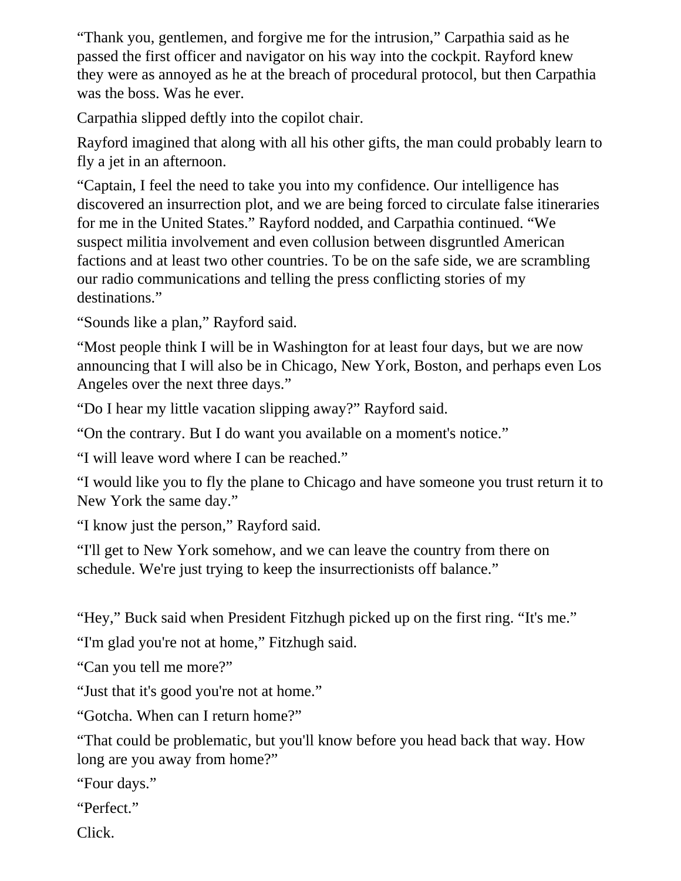"Thank you, gentlemen, and forgive me for the intrusion," Carpathia said as he passed the first officer and navigator on his way into the cockpit. Rayford knew they were as annoyed as he at the breach of procedural protocol, but then Carpathia was the boss. Was he ever.

Carpathia slipped deftly into the copilot chair.

Rayford imagined that along with all his other gifts, the man could probably learn to fly a jet in an afternoon.

"Captain, I feel the need to take you into my confidence. Our intelligence has discovered an insurrection plot, and we are being forced to circulate false itineraries for me in the United States." Rayford nodded, and Carpathia continued. "We suspect militia involvement and even collusion between disgruntled American factions and at least two other countries. To be on the safe side, we are scrambling our radio communications and telling the press conflicting stories of my destinations."

"Sounds like a plan," Rayford said.

"Most people think I will be in Washington for at least four days, but we are now announcing that I will also be in Chicago, New York, Boston, and perhaps even Los Angeles over the next three days."

"Do I hear my little vacation slipping away?" Rayford said.

"On the contrary. But I do want you available on a moment's notice."

"I will leave word where I can be reached."

"I would like you to fly the plane to Chicago and have someone you trust return it to New York the same day."

"I know just the person," Rayford said.

"I'll get to New York somehow, and we can leave the country from there on schedule. We're just trying to keep the insurrectionists off balance."

"Hey," Buck said when President Fitzhugh picked up on the first ring. "It's me."

"I'm glad you're not at home," Fitzhugh said.

"Can you tell me more?"

"Just that it's good you're not at home."

"Gotcha. When can I return home?"

"That could be problematic, but you'll know before you head back that way. How long are you away from home?"

"Four days."

"Perfect."

Click.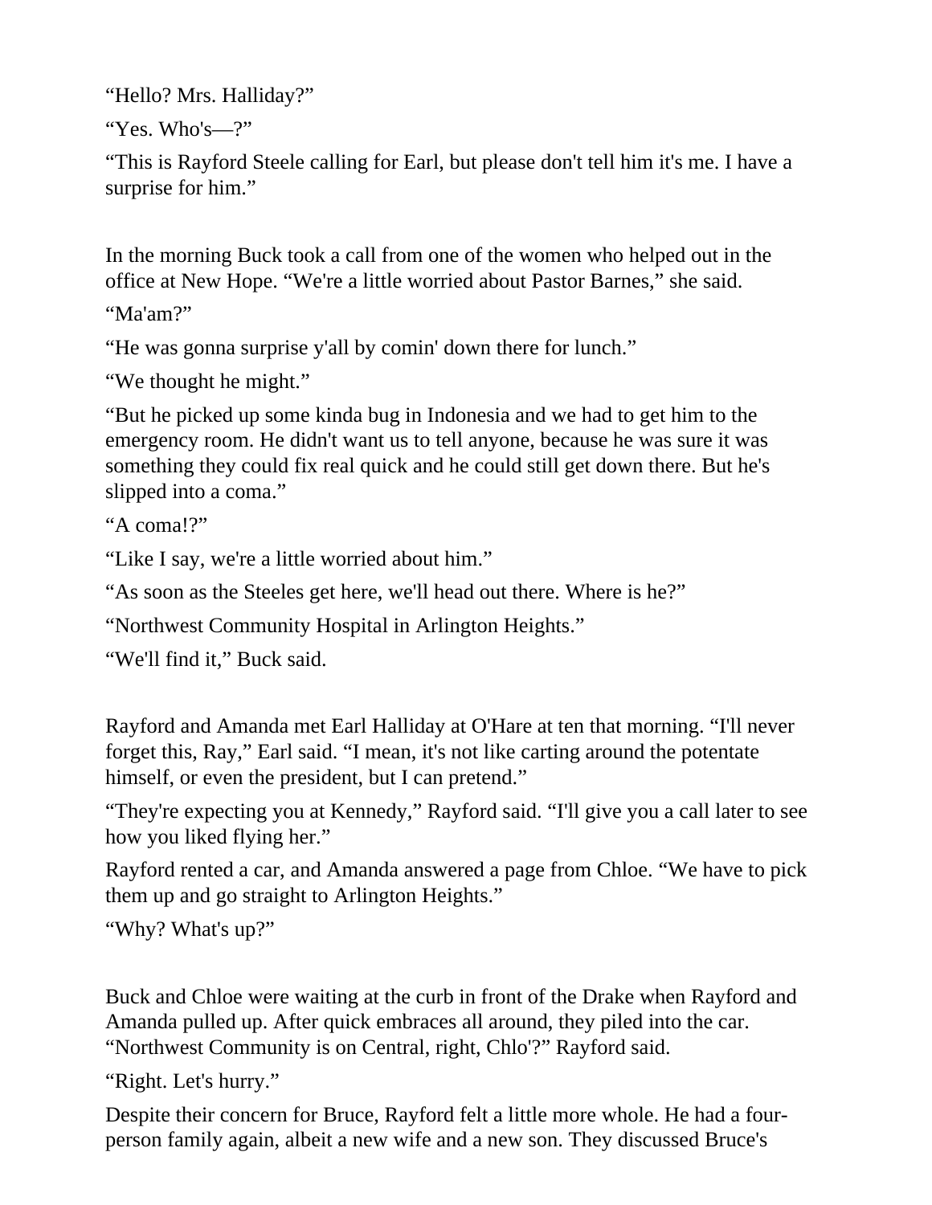"Hello? Mrs. Halliday?"

"Yes. Who's—?"

"This is Rayford Steele calling for Earl, but please don't tell him it's me. I have a surprise for him."

In the morning Buck took a call from one of the women who helped out in the office at New Hope. "We're a little worried about Pastor Barnes," she said.

"Ma'am?"

"He was gonna surprise y'all by comin' down there for lunch."

"We thought he might."

"But he picked up some kinda bug in Indonesia and we had to get him to the emergency room. He didn't want us to tell anyone, because he was sure it was something they could fix real quick and he could still get down there. But he's slipped into a coma."

"A coma!?"

"Like I say, we're a little worried about him."

"As soon as the Steeles get here, we'll head out there. Where is he?"

"Northwest Community Hospital in Arlington Heights."

"We'll find it," Buck said.

Rayford and Amanda met Earl Halliday at O'Hare at ten that morning. "I'll never forget this, Ray," Earl said. "I mean, it's not like carting around the potentate himself, or even the president, but I can pretend."

"They're expecting you at Kennedy," Rayford said. "I'll give you a call later to see how you liked flying her."

Rayford rented a car, and Amanda answered a page from Chloe. "We have to pick them up and go straight to Arlington Heights."

"Why? What's up?"

Buck and Chloe were waiting at the curb in front of the Drake when Rayford and Amanda pulled up. After quick embraces all around, they piled into the car. "Northwest Community is on Central, right, Chlo'?" Rayford said.

"Right. Let's hurry."

Despite their concern for Bruce, Rayford felt a little more whole. He had a four-person family again, albeit a new wife and a new son. They discussed Bruce's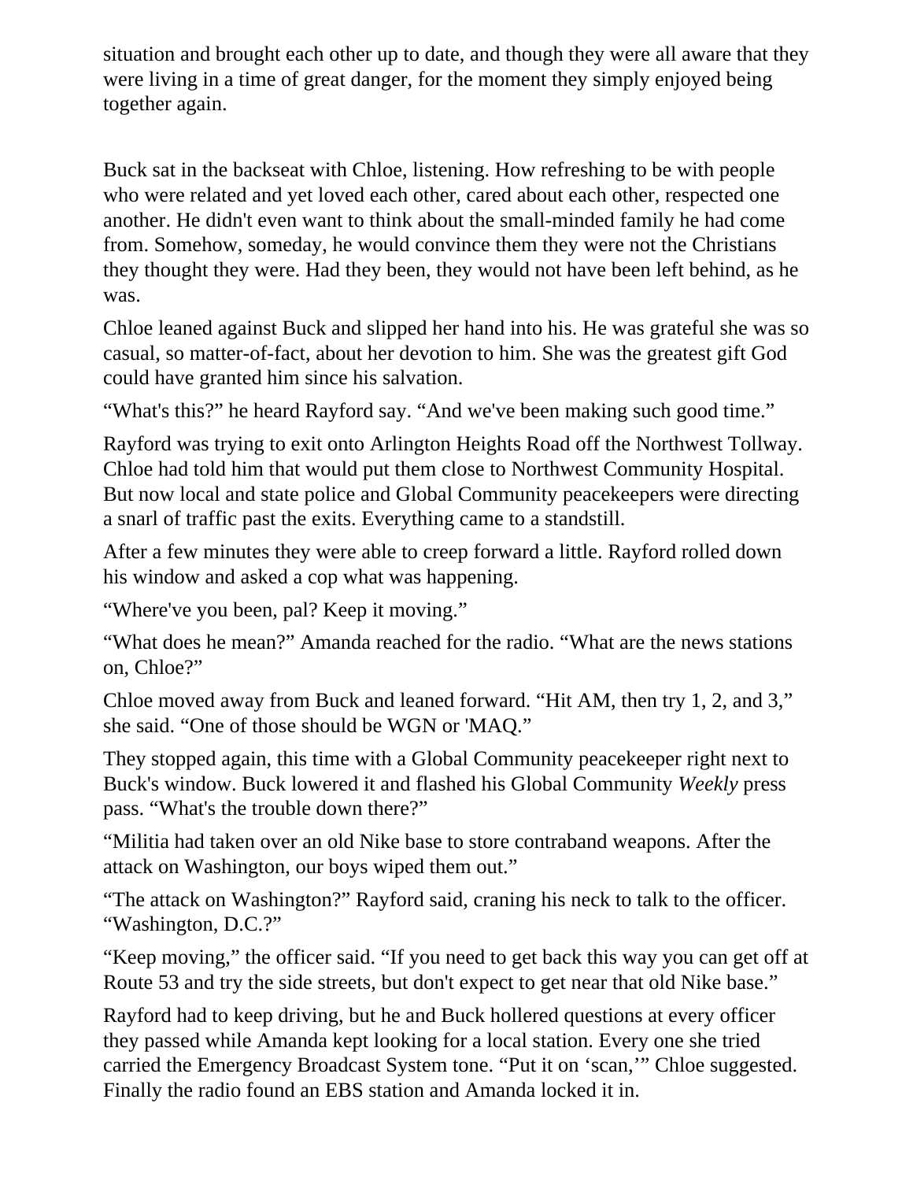situation and brought each other up to date, and though they were all aware that they were living in a time of great danger, for the moment they simply enjoyed being together again.

Buck sat in the backseat with Chloe, listening. How refreshing to be with people who were related and yet loved each other, cared about each other, respected one another. He didn't even want to think about the small-minded family he had come from. Somehow, someday, he would convince them they were not the Christians they thought they were. Had they been, they would not have been left behind, as he was.

Chloe leaned against Buck and slipped her hand into his. He was grateful she was so casual, so matter-of-fact, about her devotion to him. She was the greatest gift God could have granted him since his salvation.

"What's this?" he heard Rayford say. "And we've been making such good time."

Rayford was trying to exit onto Arlington Heights Road off the Northwest Tollway. Chloe had told him that would put them close to Northwest Community Hospital. But now local and state police and Global Community peacekeepers were directing a snarl of traffic past the exits. Everything came to a standstill.

After a few minutes they were able to creep forward a little. Rayford rolled down his window and asked a cop what was happening.

"Where've you been, pal? Keep it moving."

"What does he mean?" Amanda reached for the radio. "What are the news stations on, Chloe?"

Chloe moved away from Buck and leaned forward. "Hit AM, then try 1, 2, and 3," she said. "One of those should be WGN or 'MAQ."

They stopped again, this time with a Global Community peacekeeper right next to Buck's window. Buck lowered it and flashed his Global Community *Weekly* press pass. "What's the trouble down there?"

"Militia had taken over an old Nike base to store contraband weapons. After the attack on Washington, our boys wiped them out."

"The attack on Washington?" Rayford said, craning his neck to talk to the officer. "Washington, D.C.?"

"Keep moving," the officer said. "If you need to get back this way you can get off at Route 53 and try the side streets, but don't expect to get near that old Nike base."

Rayford had to keep driving, but he and Buck hollered questions at every officer they passed while Amanda kept looking for a local station. Every one she tried carried the Emergency Broadcast System tone. "Put it on 'scan,'" Chloe suggested. Finally the radio found an EBS station and Amanda locked it in.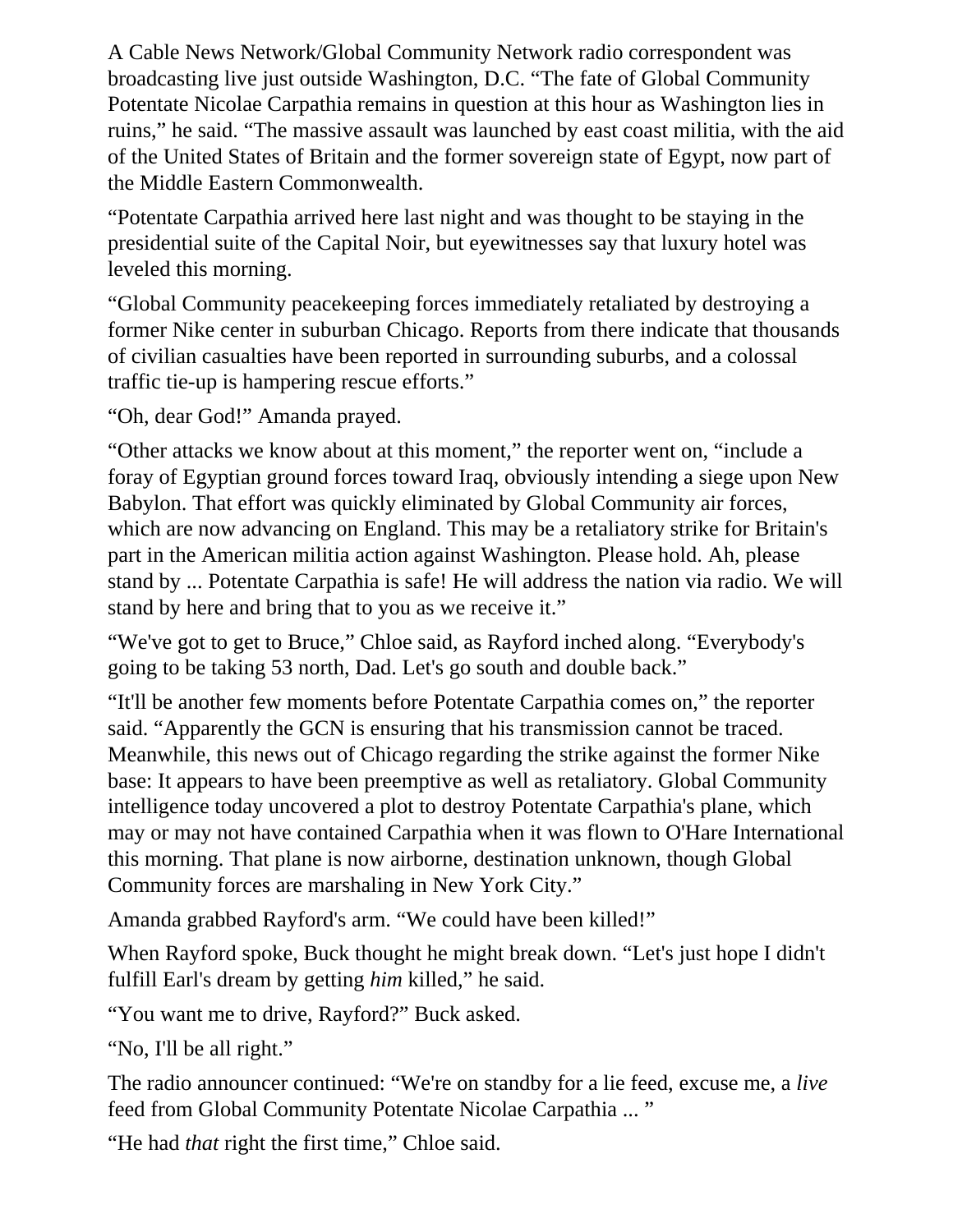A Cable News Network/Global Community Network radio correspondent was broadcasting live just outside Washington, D.C. “The fate of Global Community Potentate Nicolae Carpathia remains in question at this hour as Washington lies in ruins,” he said. “The massive assault was launched by east coast militia, with the aid of the United States of Britain and the former sovereign state of Egypt, now part of the Middle Eastern Commonwealth.

“Potentate Carpathia arrived here last night and was thought to be staying in the presidential suite of the Capital Noir, but eyewitnesses say that luxury hotel was leveled this morning.

“Global Community peacekeeping forces immediately retaliated by destroying a former Nike center in suburban Chicago. Reports from there indicate that thousands of civilian casualties have been reported in surrounding suburbs, and a colossal traffic tie-up is hampering rescue efforts.”

“Oh, dear God!” Amanda prayed.

“Other attacks we know about at this moment,” the reporter went on, “include a foray of Egyptian ground forces toward Iraq, obviously intending a siege upon New Babylon. That effort was quickly eliminated by Global Community air forces, which are now advancing on England. This may be a retaliatory strike for Britain's part in the American militia action against Washington. Please hold. Ah, please stand by ... Potentate Carpathia is safe! He will address the nation via radio. We will stand by here and bring that to you as we receive it.”

“We've got to get to Bruce,” Chloe said, as Rayford inched along. “Everybody's going to be taking 53 north, Dad. Let's go south and double back.”

“It'll be another few moments before Potentate Carpathia comes on,” the reporter said. “Apparently the GCN is ensuring that his transmission cannot be traced. Meanwhile, this news out of Chicago regarding the strike against the former Nike base: It appears to have been preemptive as well as retaliatory. Global Community intelligence today uncovered a plot to destroy Potentate Carpathia's plane, which may or may not have contained Carpathia when it was flown to O'Hare International this morning. That plane is now airborne, destination unknown, though Global Community forces are marshaling in New York City.”

Amanda grabbed Rayford's arm. “We could have been killed!”

When Rayford spoke, Buck thought he might break down. “Let's just hope I didn't fulfill Earl's dream by getting *him* killed,” he said.

“You want me to drive, Rayford?” Buck asked.

“No, I'll be all right.”

The radio announcer continued: “We're on standby for a lie feed, excuse me, a *live* feed from Global Community Potentate Nicolae Carpathia ... ”

“He had *that* right the first time,” Chloe said.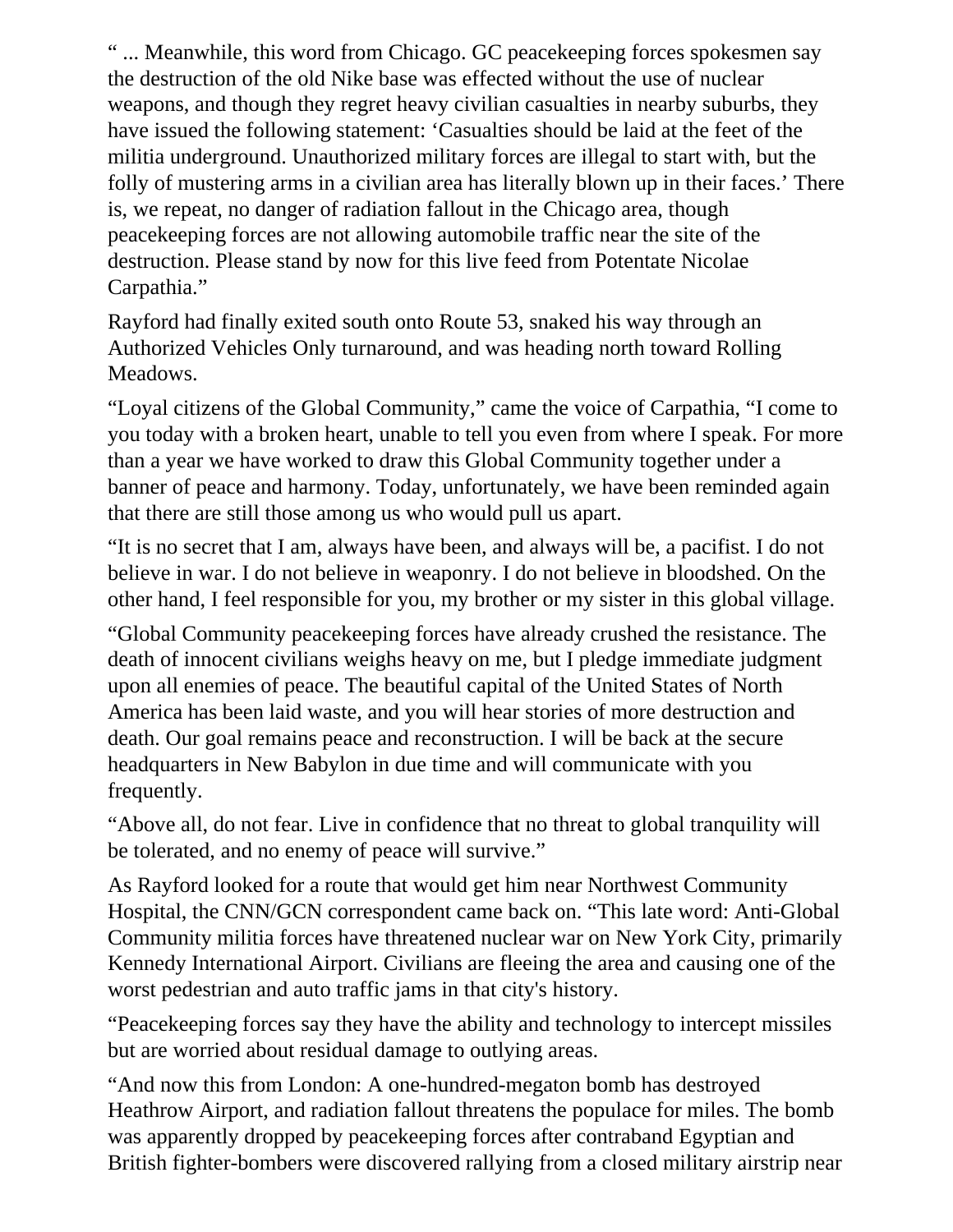" ... Meanwhile, this word from Chicago. GC peacekeeping forces spokesmen say the destruction of the old Nike base was effected without the use of nuclear weapons, and though they regret heavy civilian casualties in nearby suburbs, they have issued the following statement: 'Casualties should be laid at the feet of the militia underground. Unauthorized military forces are illegal to start with, but the folly of mustering arms in a civilian area has literally blown up in their faces.' There is, we repeat, no danger of radiation fallout in the Chicago area, though peacekeeping forces are not allowing automobile traffic near the site of the destruction. Please stand by now for this live feed from Potentate Nicolae Carpathia."

Rayford had finally exited south onto Route 53, snaked his way through an Authorized Vehicles Only turnaround, and was heading north toward Rolling Meadows.

"Loyal citizens of the Global Community," came the voice of Carpathia, "I come to you today with a broken heart, unable to tell you even from where I speak. For more than a year we have worked to draw this Global Community together under a banner of peace and harmony. Today, unfortunately, we have been reminded again that there are still those among us who would pull us apart.

"It is no secret that I am, always have been, and always will be, a pacifist. I do not believe in war. I do not believe in weaponry. I do not believe in bloodshed. On the other hand, I feel responsible for you, my brother or my sister in this global village.

"Global Community peacekeeping forces have already crushed the resistance. The death of innocent civilians weighs heavy on me, but I pledge immediate judgment upon all enemies of peace. The beautiful capital of the United States of North America has been laid waste, and you will hear stories of more destruction and death. Our goal remains peace and reconstruction. I will be back at the secure headquarters in New Babylon in due time and will communicate with you frequently.

"Above all, do not fear. Live in confidence that no threat to global tranquility will be tolerated, and no enemy of peace will survive."

As Rayford looked for a route that would get him near Northwest Community Hospital, the CNN/GCN correspondent came back on. "This late word: Anti-Global Community militia forces have threatened nuclear war on New York City, primarily Kennedy International Airport. Civilians are fleeing the area and causing one of the worst pedestrian and auto traffic jams in that city's history.

"Peacekeeping forces say they have the ability and technology to intercept missiles but are worried about residual damage to outlying areas.

"And now this from London: A one-hundred-megaton bomb has destroyed Heathrow Airport, and radiation fallout threatens the populace for miles. The bomb was apparently dropped by peacekeeping forces after contraband Egyptian and British fighter-bombers were discovered rallying from a closed military airstrip near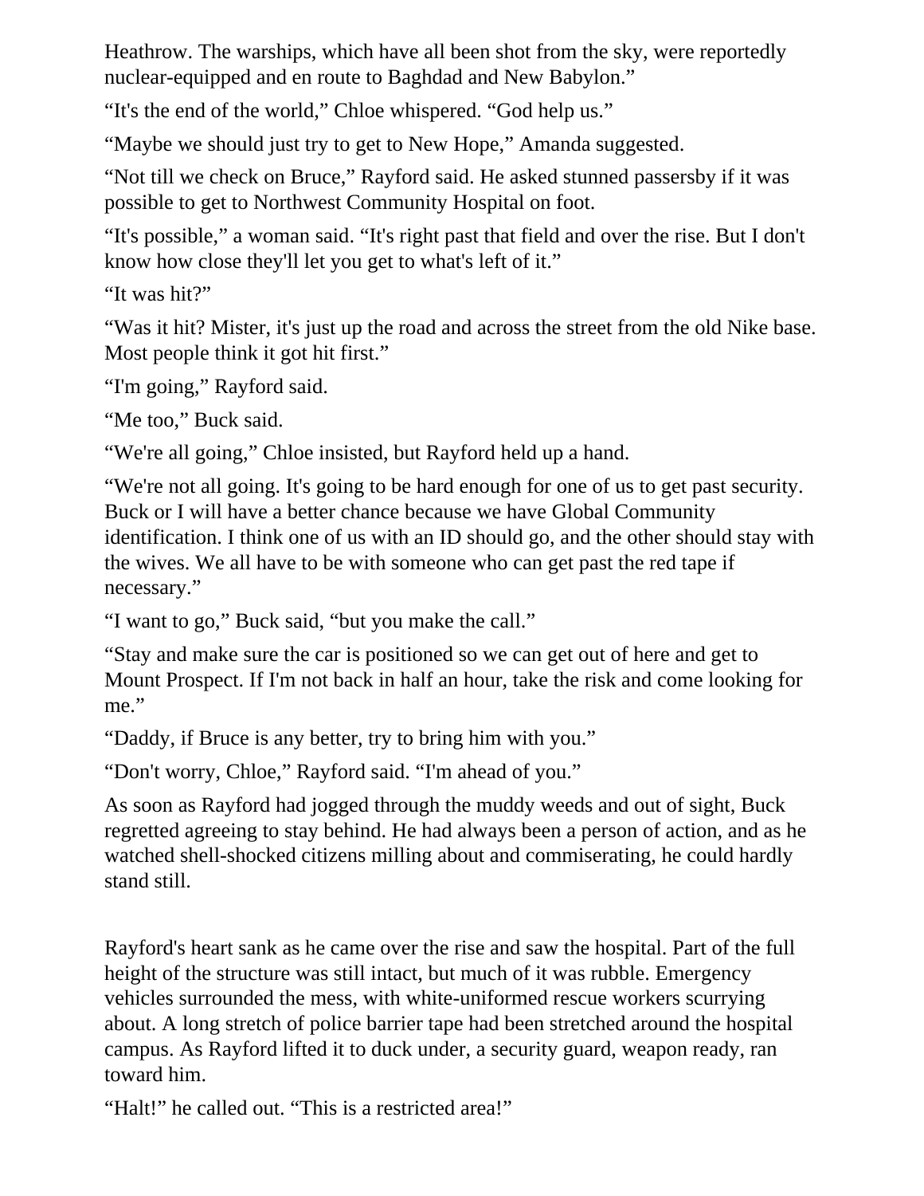Heathrow. The warships, which have all been shot from the sky, were reportedly nuclear-equipped and en route to Baghdad and New Babylon."

"It's the end of the world," Chloe whispered. "God help us."

"Maybe we should just try to get to New Hope," Amanda suggested.

"Not till we check on Bruce," Rayford said. He asked stunned passersby if it was possible to get to Northwest Community Hospital on foot.

"It's possible," a woman said. "It's right past that field and over the rise. But I don't know how close they'll let you get to what's left of it."

"It was hit?"

"Was it hit? Mister, it's just up the road and across the street from the old Nike base. Most people think it got hit first."

"I'm going," Rayford said.

"Me too," Buck said.

"We're all going," Chloe insisted, but Rayford held up a hand.

"We're not all going. It's going to be hard enough for one of us to get past security. Buck or I will have a better chance because we have Global Community identification. I think one of us with an ID should go, and the other should stay with the wives. We all have to be with someone who can get past the red tape if necessary."

"I want to go," Buck said, "but you make the call."

"Stay and make sure the car is positioned so we can get out of here and get to Mount Prospect. If I'm not back in half an hour, take the risk and come looking for me."

"Daddy, if Bruce is any better, try to bring him with you."

"Don't worry, Chloe," Rayford said. "I'm ahead of you."

As soon as Rayford had jogged through the muddy weeds and out of sight, Buck regretted agreeing to stay behind. He had always been a person of action, and as he watched shell-shocked citizens milling about and commiserating, he could hardly stand still.

Rayford's heart sank as he came over the rise and saw the hospital. Part of the full height of the structure was still intact, but much of it was rubble. Emergency vehicles surrounded the mess, with white-uniformed rescue workers scurrying about. A long stretch of police barrier tape had been stretched around the hospital campus. As Rayford lifted it to duck under, a security guard, weapon ready, ran toward him.

"Halt!" he called out. "This is a restricted area!"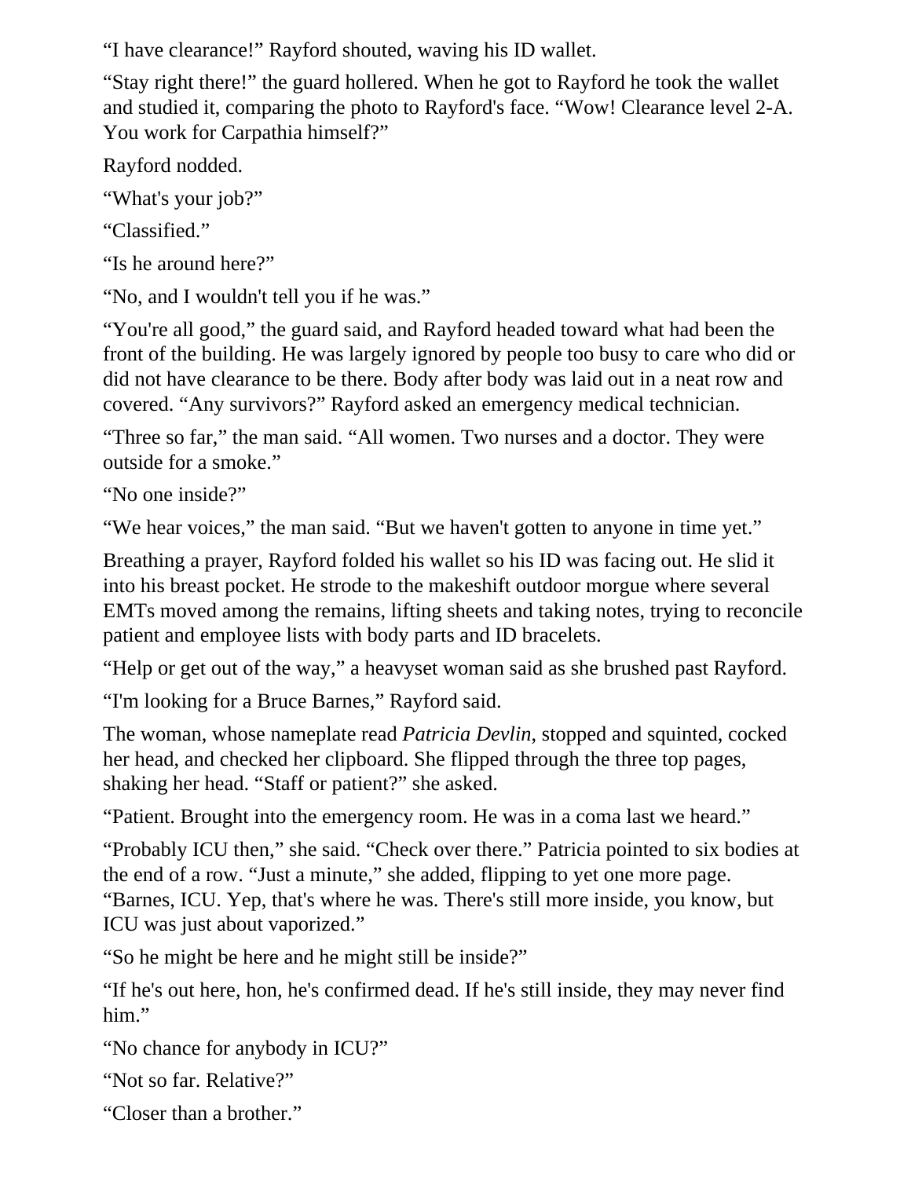“I have clearance!” Rayford shouted, waving his ID wallet.

“Stay right there!” the guard hollered. When he got to Rayford he took the wallet and studied it, comparing the photo to Rayford's face. “Wow! Clearance level 2-A. You work for Carpathia himself?”

Rayford nodded.

“What's your job?”

“Classified.”

“Is he around here?”

“No, and I wouldn't tell you if he was.”

“You're all good,” the guard said, and Rayford headed toward what had been the front of the building. He was largely ignored by people too busy to care who did or did not have clearance to be there. Body after body was laid out in a neat row and covered. “Any survivors?” Rayford asked an emergency medical technician.

“Three so far,” the man said. “All women. Two nurses and a doctor. They were outside for a smoke.”

“No one inside?”

“We hear voices,” the man said. “But we haven't gotten to anyone in time yet.”

Breathing a prayer, Rayford folded his wallet so his ID was facing out. He slid it into his breast pocket. He strode to the makeshift outdoor morgue where several EMTs moved among the remains, lifting sheets and taking notes, trying to reconcile patient and employee lists with body parts and ID bracelets.

“Help or get out of the way,” a heavyset woman said as she brushed past Rayford.

“I'm looking for a Bruce Barnes,” Rayford said.

The woman, whose nameplate read *Patricia Devlin,* stopped and squinted, cocked her head, and checked her clipboard. She flipped through the three top pages, shaking her head. “Staff or patient?” she asked.

“Patient. Brought into the emergency room. He was in a coma last we heard.”

“Probably ICU then,” she said. “Check over there.” Patricia pointed to six bodies at the end of a row. “Just a minute,” she added, flipping to yet one more page. “Barnes, ICU. Yep, that's where he was. There's still more inside, you know, but ICU was just about vaporized.”

“So he might be here and he might still be inside?”

“If he's out here, hon, he's confirmed dead. If he's still inside, they may never find him.”

“No chance for anybody in ICU?”

“Not so far. Relative?”

“Closer than a brother.”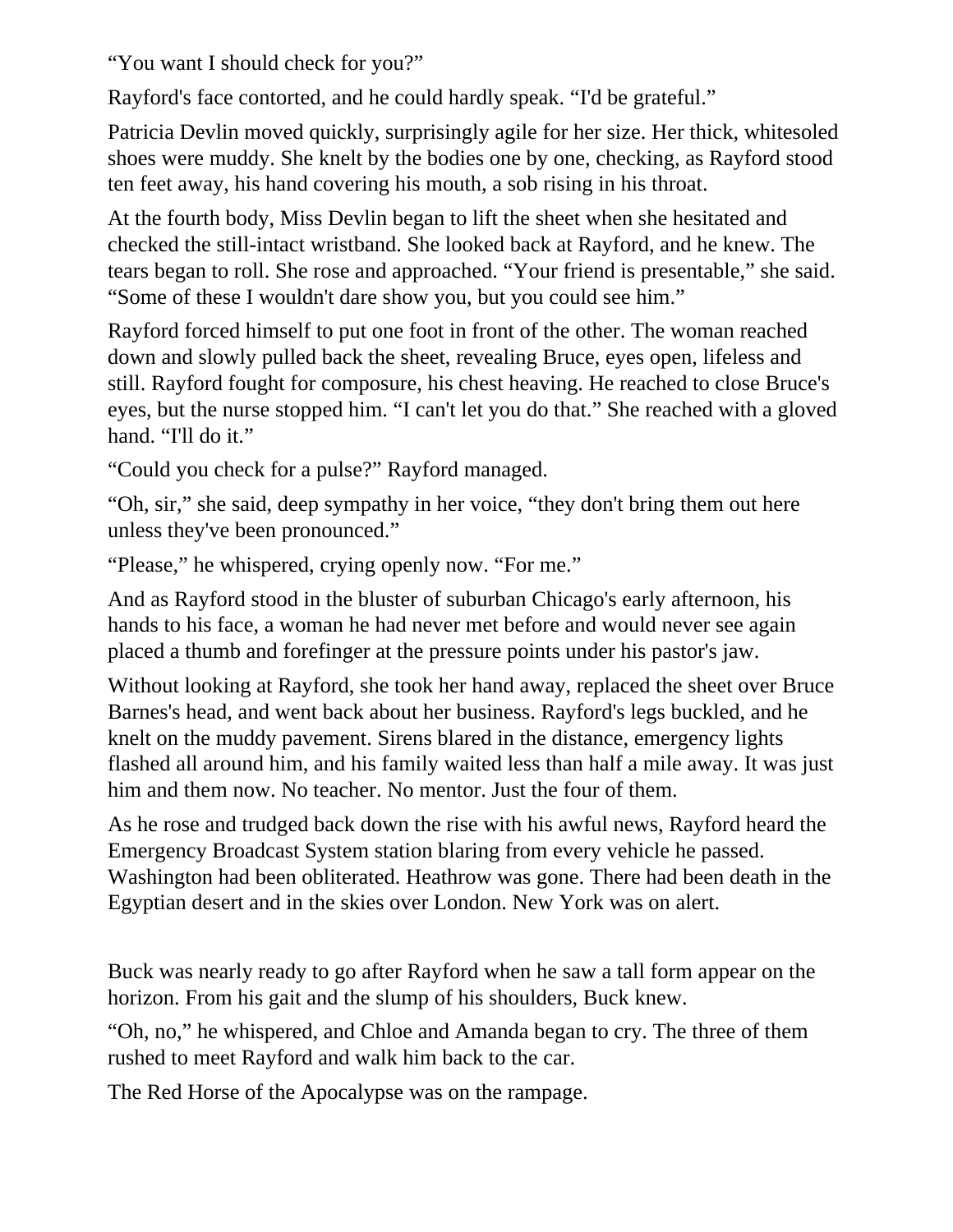“You want I should check for you?”

Rayford's face contorted, and he could hardly speak. “I'd be grateful.”

Patricia Devlin moved quickly, surprisingly agile for her size. Her thick, whitesoled shoes were muddy. She knelt by the bodies one by one, checking, as Rayford stood ten feet away, his hand covering his mouth, a sob rising in his throat.

At the fourth body, Miss Devlin began to lift the sheet when she hesitated and checked the still-intact wristband. She looked back at Rayford, and he knew. The tears began to roll. She rose and approached. “Your friend is presentable,” she said. “Some of these I wouldn't dare show you, but you could see him.”

Rayford forced himself to put one foot in front of the other. The woman reached down and slowly pulled back the sheet, revealing Bruce, eyes open, lifeless and still. Rayford fought for composure, his chest heaving. He reached to close Bruce's eyes, but the nurse stopped him. “I can't let you do that.” She reached with a gloved hand. “I'll do it.”

“Could you check for a pulse?” Rayford managed.

“Oh, sir,” she said, deep sympathy in her voice, “they don't bring them out here unless they've been pronounced.”

“Please,” he whispered, crying openly now. “For me.”

And as Rayford stood in the bluster of suburban Chicago's early afternoon, his hands to his face, a woman he had never met before and would never see again placed a thumb and forefinger at the pressure points under his pastor's jaw.

Without looking at Rayford, she took her hand away, replaced the sheet over Bruce Barnes's head, and went back about her business. Rayford's legs buckled, and he knelt on the muddy pavement. Sirens blared in the distance, emergency lights flashed all around him, and his family waited less than half a mile away. It was just him and them now. No teacher. No mentor. Just the four of them.

As he rose and trudged back down the rise with his awful news, Rayford heard the Emergency Broadcast System station blaring from every vehicle he passed. Washington had been obliterated. Heathrow was gone. There had been death in the Egyptian desert and in the skies over London. New York was on alert.

Buck was nearly ready to go after Rayford when he saw a tall form appear on the horizon. From his gait and the slump of his shoulders, Buck knew.

“Oh, no,” he whispered, and Chloe and Amanda began to cry. The three of them rushed to meet Rayford and walk him back to the car.

The Red Horse of the Apocalypse was on the rampage.